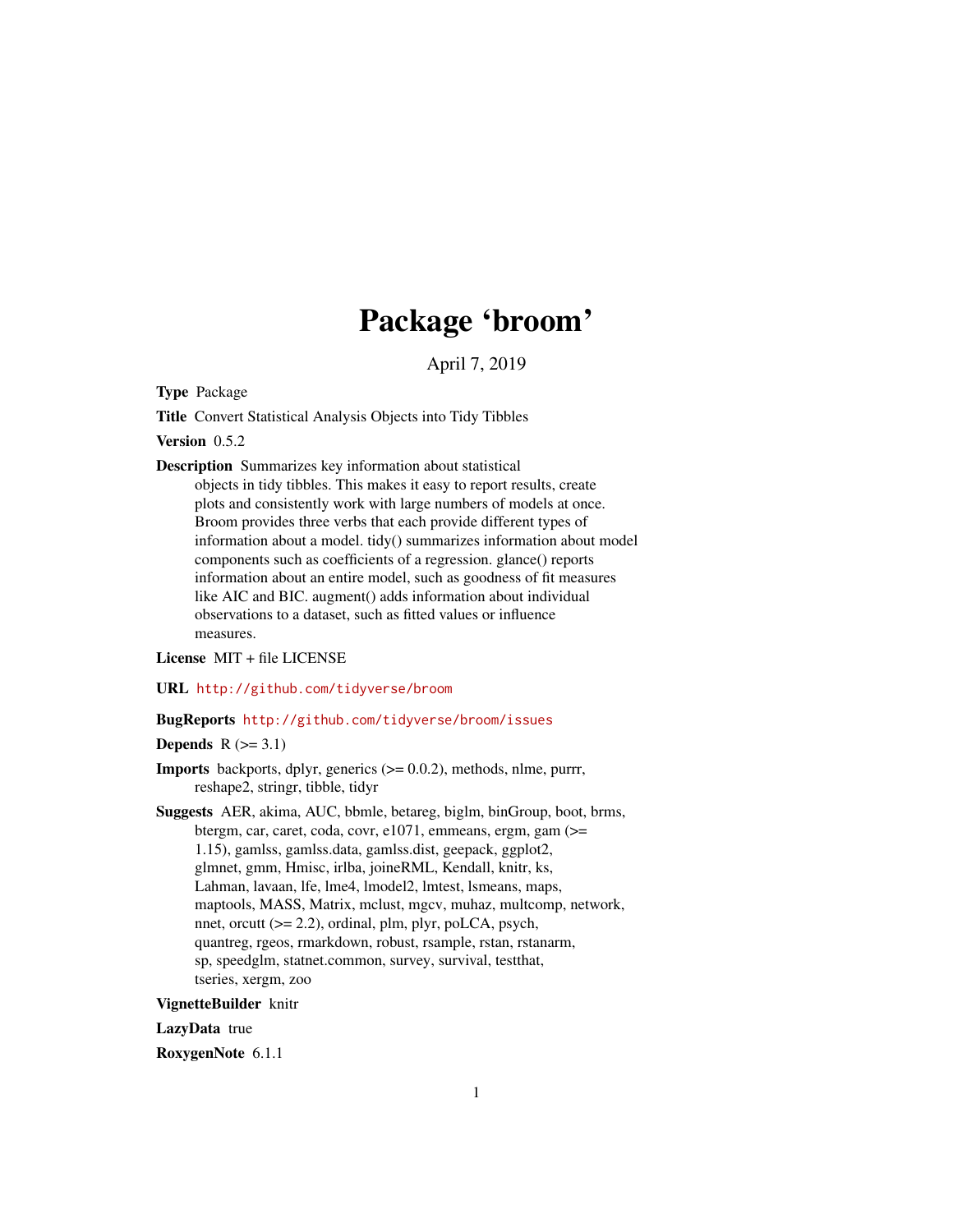# Package 'broom'

April 7, 2019

**Type** Package

**Title** Convert Statistical Analysis Objects into Tidy Tibbles

**Version** 0.5.2

**Description** Summarizes key information about statistical objects in tidy tibbles. This makes it easy to report results, create plots and consistently work with large numbers of models at once. Broom provides three verbs that each provide different types of information about a model. tidy() summarizes information about model components such as coefficients of a regression. glance() reports information about an entire model, such as goodness of fit measures like AIC and BIC. augment() adds information about individual observations to a dataset, such as fitted values or influence measures.

**License** MIT + file LICENSE

**URL** http://github.com/tidyverse/broom

**BugReports** http://github.com/tidyverse/broom/issues

**Depends** R (>= 3.1)

**Imports** backports, dplyr, generics (>= 0.0.2), methods, nlme, purrr, reshape2, stringr, tibble, tidyr

**Suggests** AER, akima, AUC, bbmle, betareg, biglm, binGroup, boot, brms, btergm, car, caret, coda, covr, e1071, emmeans, ergm, gam (>= 1.15), gamlss, gamlss.data, gamlss.dist, geepack, ggplot2, glmnet, gmm, Hmisc, irlba, joineRML, Kendall, knitr, ks, Lahman, lavaan, lfe, lme4, lmodel2, lmtest, lsmeans, maps, maptools, MASS, Matrix, mclust, mgcv, muhaz, multcomp, network, nnet, orcutt (>= 2.2), ordinal, plm, plyr, poLCA, psych, quantreg, rgeos, rmarkdown, robust, rsample, rstan, rstanarm, sp, speedglm, statnet.common, survey, survival, testthat, tseries, xergm, zoo

**VignetteBuilder** knitr

**LazyData** true

**RoxygenNote** 6.1.1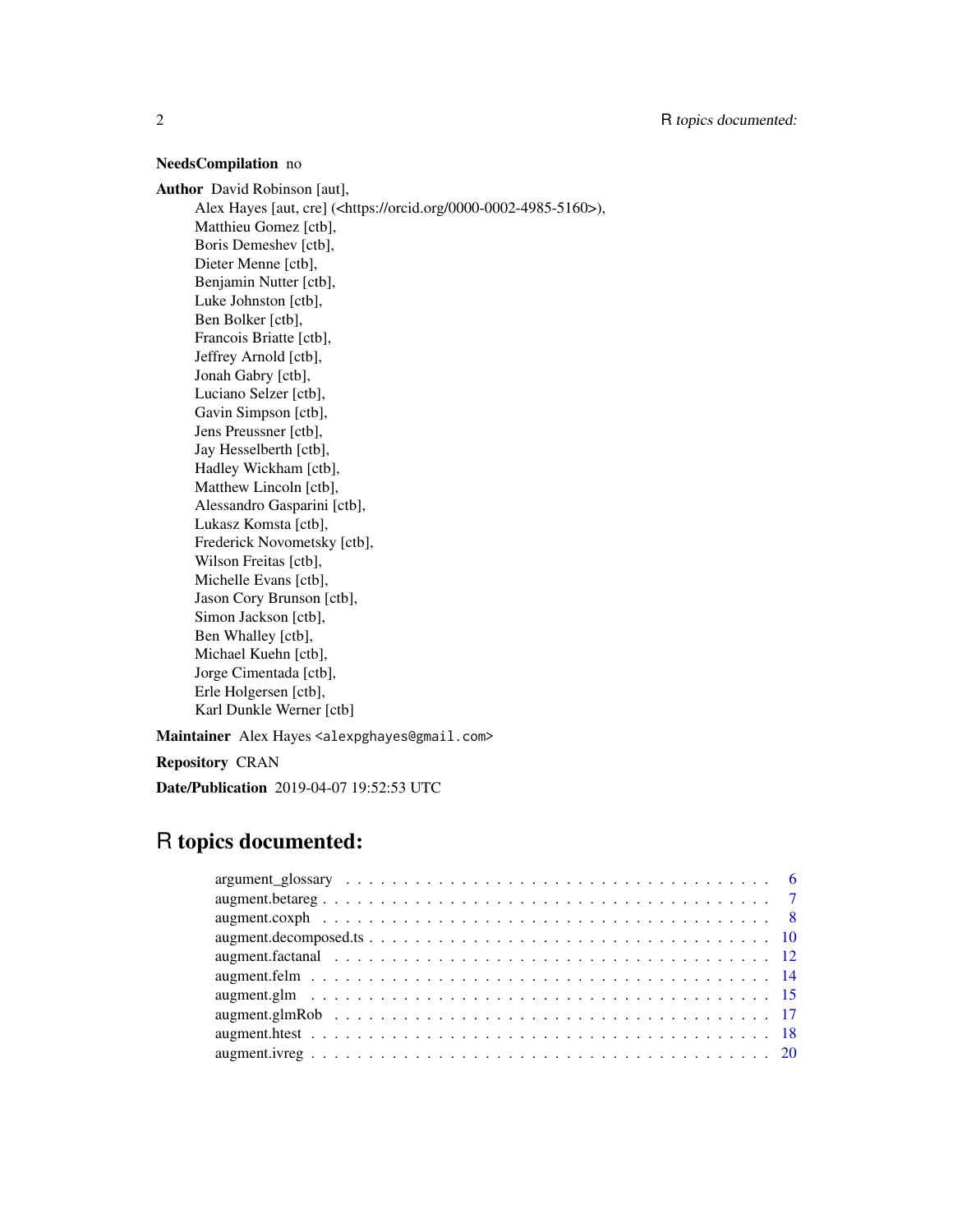**NeedsCompilation** no

**Author** David Robinson [aut],
Alex Hayes [aut, cre] (<https://orcid.org/0000-0002-4985-5160>),
Matthieu Gomez [ctb],
Boris Demeshev [ctb],
Dieter Menne [ctb],
Benjamin Nutter [ctb],
Luke Johnston [ctb],
Ben Bolker [ctb],
Francois Briatte [ctb],
Jeffrey Arnold [ctb],
Jonah Gabry [ctb],
Luciano Selzer [ctb],
Gavin Simpson [ctb],
Jens Preussner [ctb],
Jay Hesselberth [ctb],
Hadley Wickham [ctb],
Matthew Lincoln [ctb],
Alessandro Gasparini [ctb],
Lukasz Komsta [ctb],
Frederick Novometsky [ctb],
Wilson Freitas [ctb],
Michelle Evans [ctb],
Jason Cory Brunson [ctb],
Simon Jackson [ctb],
Ben Whalley [ctb],
Michael Kuehn [ctb],
Jorge Cimentada [ctb],
Erle Holgersen [ctb],
Karl Dunkle Werner [ctb]

**Maintainer** Alex Hayes <alexpghayes@gmail.com>

**Repository** CRAN

**Date/Publication** 2019-04-07 19:52:53 UTC

# R topics documented:

argument_glossary . . . . . . . . . . . . . . . . . . . . . . . . . . . . . . . . . . . 6
augment.betareg . . . . . . . . . . . . . . . . . . . . . . . . . . . . . . . . . . . . 7
augment.coxph . . . . . . . . . . . . . . . . . . . . . . . . . . . . . . . . . . . . 8
augment.decomposed.ts . . . . . . . . . . . . . . . . . . . . . . . . . . . . . . . 10
augment.factanal . . . . . . . . . . . . . . . . . . . . . . . . . . . . . . . . . . . 12
augment.felm . . . . . . . . . . . . . . . . . . . . . . . . . . . . . . . . . . . . . 14
augment.glm . . . . . . . . . . . . . . . . . . . . . . . . . . . . . . . . . . . . . 15
augment.glmRob . . . . . . . . . . . . . . . . . . . . . . . . . . . . . . . . . . . 17
augment.htest . . . . . . . . . . . . . . . . . . . . . . . . . . . . . . . . . . . . . 18
augment.ivreg . . . . . . . . . . . . . . . . . . . . . . . . . . . . . . . . . . . . . 20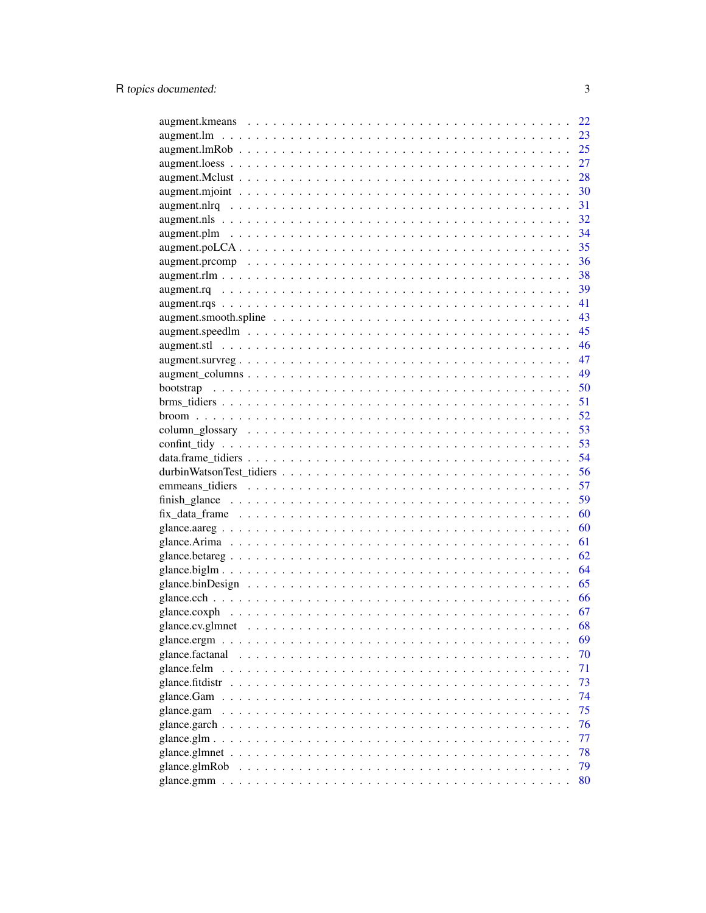augment.kmeans . . . . . . . . . . . . . . . . . . . . . . . . . . . . . . . . . . . . 22
augment.lm . . . . . . . . . . . . . . . . . . . . . . . . . . . . . . . . . . . . . . 23
augment.lmRob . . . . . . . . . . . . . . . . . . . . . . . . . . . . . . . . . . . . . 25
augment.loess . . . . . . . . . . . . . . . . . . . . . . . . . . . . . . . . . . . . . 27
augment.Mclust . . . . . . . . . . . . . . . . . . . . . . . . . . . . . . . . . . . . 28
augment.mjoint . . . . . . . . . . . . . . . . . . . . . . . . . . . . . . . . . . . . 30
augment.nlrq . . . . . . . . . . . . . . . . . . . . . . . . . . . . . . . . . . . . . 31
augment.nls . . . . . . . . . . . . . . . . . . . . . . . . . . . . . . . . . . . . . . 32
augment.plm . . . . . . . . . . . . . . . . . . . . . . . . . . . . . . . . . . . . . . 34
augment.poLCA . . . . . . . . . . . . . . . . . . . . . . . . . . . . . . . . . . . . . 35
augment.prcomp . . . . . . . . . . . . . . . . . . . . . . . . . . . . . . . . . . . . 36
augment.rlm . . . . . . . . . . . . . . . . . . . . . . . . . . . . . . . . . . . . . . 38
augment.rq . . . . . . . . . . . . . . . . . . . . . . . . . . . . . . . . . . . . . . 39
augment.rqs . . . . . . . . . . . . . . . . . . . . . . . . . . . . . . . . . . . . . . 41
augment.smooth.spline . . . . . . . . . . . . . . . . . . . . . . . . . . . . . . . . . 43
augment.speedlm . . . . . . . . . . . . . . . . . . . . . . . . . . . . . . . . . . . . 45
augment.stl . . . . . . . . . . . . . . . . . . . . . . . . . . . . . . . . . . . . . . 46
augment.survreg . . . . . . . . . . . . . . . . . . . . . . . . . . . . . . . . . . . . 47
augment_columns . . . . . . . . . . . . . . . . . . . . . . . . . . . . . . . . . . . . 49
bootstrap . . . . . . . . . . . . . . . . . . . . . . . . . . . . . . . . . . . . . . . 50
brms_tidiers . . . . . . . . . . . . . . . . . . . . . . . . . . . . . . . . . . . . . . 51
broom . . . . . . . . . . . . . . . . . . . . . . . . . . . . . . . . . . . . . . . . . 52
column_glossary . . . . . . . . . . . . . . . . . . . . . . . . . . . . . . . . . . . . 53
confint_tidy . . . . . . . . . . . . . . . . . . . . . . . . . . . . . . . . . . . . . . 53
data.frame_tidiers . . . . . . . . . . . . . . . . . . . . . . . . . . . . . . . . . . . 54
durbinWatsonTest_tidiers . . . . . . . . . . . . . . . . . . . . . . . . . . . . . . . 56
emmeans_tidiers . . . . . . . . . . . . . . . . . . . . . . . . . . . . . . . . . . . . 57
finish_glance . . . . . . . . . . . . . . . . . . . . . . . . . . . . . . . . . . . . . 59
fix_data_frame . . . . . . . . . . . . . . . . . . . . . . . . . . . . . . . . . . . . 60
glance.aareg . . . . . . . . . . . . . . . . . . . . . . . . . . . . . . . . . . . . . . 60
glance.Arima . . . . . . . . . . . . . . . . . . . . . . . . . . . . . . . . . . . . . . 61
glance.betareg . . . . . . . . . . . . . . . . . . . . . . . . . . . . . . . . . . . . . 62
glance.biglm . . . . . . . . . . . . . . . . . . . . . . . . . . . . . . . . . . . . . . 64
glance.binDesign . . . . . . . . . . . . . . . . . . . . . . . . . . . . . . . . . . . . 65
glance.cch . . . . . . . . . . . . . . . . . . . . . . . . . . . . . . . . . . . . . . . 66
glance.coxph . . . . . . . . . . . . . . . . . . . . . . . . . . . . . . . . . . . . . . 67
glance.cv.glmnet . . . . . . . . . . . . . . . . . . . . . . . . . . . . . . . . . . . . 68
glance.ergm . . . . . . . . . . . . . . . . . . . . . . . . . . . . . . . . . . . . . . 69
glance.factanal . . . . . . . . . . . . . . . . . . . . . . . . . . . . . . . . . . . . 70
glance.felm . . . . . . . . . . . . . . . . . . . . . . . . . . . . . . . . . . . . . . 71
glance.fitdistr . . . . . . . . . . . . . . . . . . . . . . . . . . . . . . . . . . . . 73
glance.Gam . . . . . . . . . . . . . . . . . . . . . . . . . . . . . . . . . . . . . . . 74
glance.gam . . . . . . . . . . . . . . . . . . . . . . . . . . . . . . . . . . . . . . . 75
glance.garch . . . . . . . . . . . . . . . . . . . . . . . . . . . . . . . . . . . . . . 76
glance.glm . . . . . . . . . . . . . . . . . . . . . . . . . . . . . . . . . . . . . . . 77
glance.glmnet . . . . . . . . . . . . . . . . . . . . . . . . . . . . . . . . . . . . . 78
glance.glmRob . . . . . . . . . . . . . . . . . . . . . . . . . . . . . . . . . . . . . 79
glance.gmm . . . . . . . . . . . . . . . . . . . . . . . . . . . . . . . . . . . . . . . 80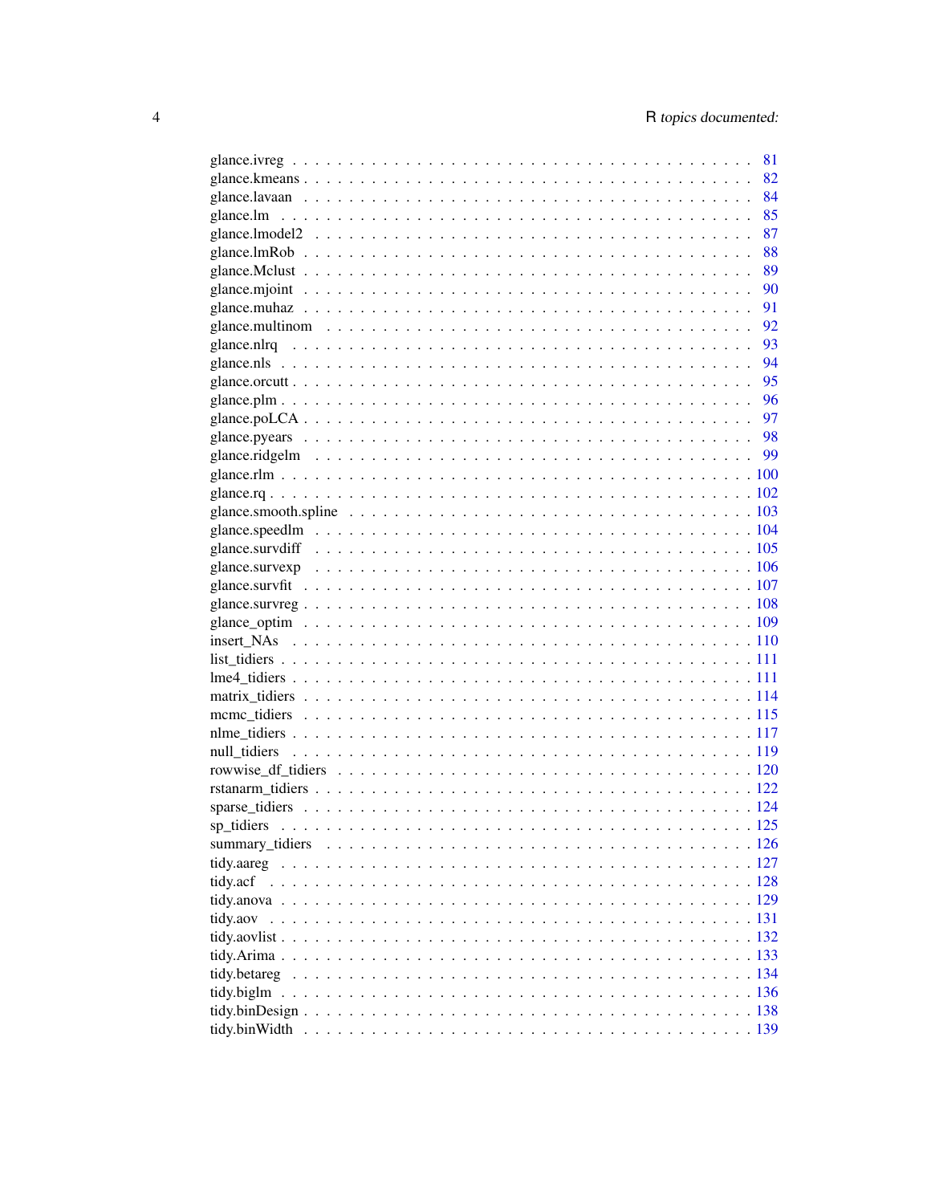glance.ivreg . . . . . . . . . . . . . . . . . . . . . . . . . . . . . . . . . . . . . . . . 81
glance.kmeans . . . . . . . . . . . . . . . . . . . . . . . . . . . . . . . . . . . . . . . 82
glance.lavaan . . . . . . . . . . . . . . . . . . . . . . . . . . . . . . . . . . . . . . . 84
glance.lm . . . . . . . . . . . . . . . . . . . . . . . . . . . . . . . . . . . . . . . . . 85
glance.lmodel2 . . . . . . . . . . . . . . . . . . . . . . . . . . . . . . . . . . . . . . 87
glance.lmRob . . . . . . . . . . . . . . . . . . . . . . . . . . . . . . . . . . . . . . . 88
glance.Mclust . . . . . . . . . . . . . . . . . . . . . . . . . . . . . . . . . . . . . . . 89
glance.mjoint . . . . . . . . . . . . . . . . . . . . . . . . . . . . . . . . . . . . . . . 90
glance.muhaz . . . . . . . . . . . . . . . . . . . . . . . . . . . . . . . . . . . . . . . 91
glance.multinom . . . . . . . . . . . . . . . . . . . . . . . . . . . . . . . . . . . . . . 92
glance.nlrq . . . . . . . . . . . . . . . . . . . . . . . . . . . . . . . . . . . . . . . . 93
glance.nls . . . . . . . . . . . . . . . . . . . . . . . . . . . . . . . . . . . . . . . . . 94
glance.orcutt . . . . . . . . . . . . . . . . . . . . . . . . . . . . . . . . . . . . . . . 95
glance.plm . . . . . . . . . . . . . . . . . . . . . . . . . . . . . . . . . . . . . . . . . 96
glance.poLCA . . . . . . . . . . . . . . . . . . . . . . . . . . . . . . . . . . . . . . . 97
glance.pyears . . . . . . . . . . . . . . . . . . . . . . . . . . . . . . . . . . . . . . . 98
glance.ridgelm . . . . . . . . . . . . . . . . . . . . . . . . . . . . . . . . . . . . . . . 99
glance.rlm . . . . . . . . . . . . . . . . . . . . . . . . . . . . . . . . . . . . . . . . . 100
glance.rq . . . . . . . . . . . . . . . . . . . . . . . . . . . . . . . . . . . . . . . . . 102
glance.smooth.spline . . . . . . . . . . . . . . . . . . . . . . . . . . . . . . . . . . . 103
glance.speedlm . . . . . . . . . . . . . . . . . . . . . . . . . . . . . . . . . . . . . . 104
glance.survdiff . . . . . . . . . . . . . . . . . . . . . . . . . . . . . . . . . . . . . . 105
glance.survexp . . . . . . . . . . . . . . . . . . . . . . . . . . . . . . . . . . . . . . 106
glance.survfit . . . . . . . . . . . . . . . . . . . . . . . . . . . . . . . . . . . . . . 107
glance.survreg . . . . . . . . . . . . . . . . . . . . . . . . . . . . . . . . . . . . . . 108
glance_optim . . . . . . . . . . . . . . . . . . . . . . . . . . . . . . . . . . . . . . . 109
insert_NAs . . . . . . . . . . . . . . . . . . . . . . . . . . . . . . . . . . . . . . . . 110
list_tidiers . . . . . . . . . . . . . . . . . . . . . . . . . . . . . . . . . . . . . . . 111
lme4_tidiers . . . . . . . . . . . . . . . . . . . . . . . . . . . . . . . . . . . . . . . 111
matrix_tidiers . . . . . . . . . . . . . . . . . . . . . . . . . . . . . . . . . . . . . . 114
mcmc_tidiers . . . . . . . . . . . . . . . . . . . . . . . . . . . . . . . . . . . . . . . 115
nlme_tidiers . . . . . . . . . . . . . . . . . . . . . . . . . . . . . . . . . . . . . . . 117
null_tidiers . . . . . . . . . . . . . . . . . . . . . . . . . . . . . . . . . . . . . . . 119
rowwise_df_tidiers . . . . . . . . . . . . . . . . . . . . . . . . . . . . . . . . . . . . 120
rstanarm_tidiers . . . . . . . . . . . . . . . . . . . . . . . . . . . . . . . . . . . . . 122
sparse_tidiers . . . . . . . . . . . . . . . . . . . . . . . . . . . . . . . . . . . . . . 124
sp_tidiers . . . . . . . . . . . . . . . . . . . . . . . . . . . . . . . . . . . . . . . . . 125
summary_tidiers . . . . . . . . . . . . . . . . . . . . . . . . . . . . . . . . . . . . . 126
tidy.aareg . . . . . . . . . . . . . . . . . . . . . . . . . . . . . . . . . . . . . . . . 127
tidy.acf . . . . . . . . . . . . . . . . . . . . . . . . . . . . . . . . . . . . . . . . . . 128
tidy.anova . . . . . . . . . . . . . . . . . . . . . . . . . . . . . . . . . . . . . . . . 129
tidy.aov . . . . . . . . . . . . . . . . . . . . . . . . . . . . . . . . . . . . . . . . . . 131
tidy.aovlist . . . . . . . . . . . . . . . . . . . . . . . . . . . . . . . . . . . . . . . 132
tidy.Arima . . . . . . . . . . . . . . . . . . . . . . . . . . . . . . . . . . . . . . . . 133
tidy.betareg . . . . . . . . . . . . . . . . . . . . . . . . . . . . . . . . . . . . . . . 134
tidy.biglm . . . . . . . . . . . . . . . . . . . . . . . . . . . . . . . . . . . . . . . . 136
tidy.binDesign . . . . . . . . . . . . . . . . . . . . . . . . . . . . . . . . . . . . . . 138
tidy.binWidth . . . . . . . . . . . . . . . . . . . . . . . . . . . . . . . . . . . . . . . 139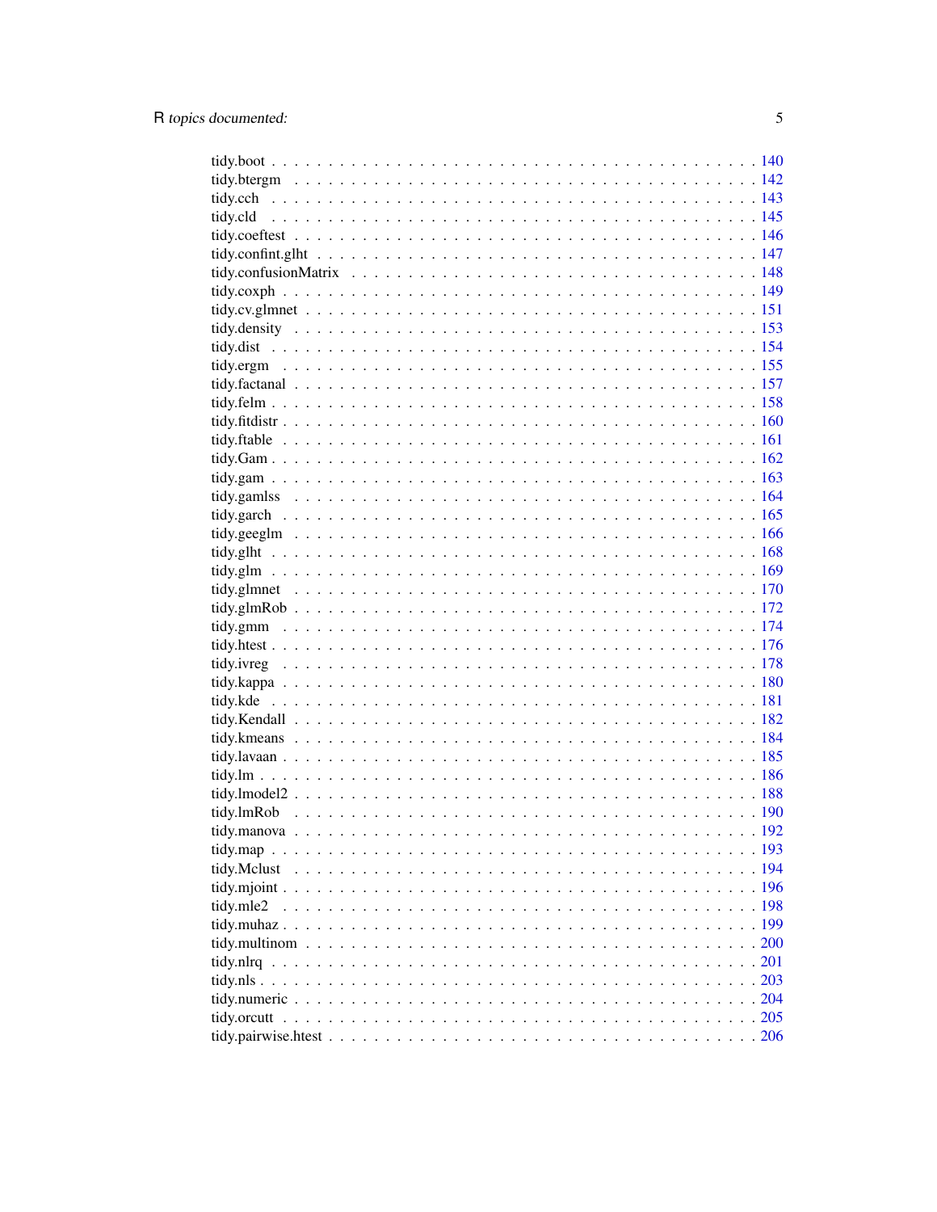tidy.boot . . . . . . . . . . . . . . . . . . . . . . . . . . . . . . . . . . . . . . . . 140
tidy.btergm . . . . . . . . . . . . . . . . . . . . . . . . . . . . . . . . . . . . . . . 142
tidy.cch . . . . . . . . . . . . . . . . . . . . . . . . . . . . . . . . . . . . . . . . . 143
tidy.cld . . . . . . . . . . . . . . . . . . . . . . . . . . . . . . . . . . . . . . . . . 145
tidy.coeftest . . . . . . . . . . . . . . . . . . . . . . . . . . . . . . . . . . . . . . 146
tidy.confint.glht . . . . . . . . . . . . . . . . . . . . . . . . . . . . . . . . . . . . 147
tidy.confusionMatrix . . . . . . . . . . . . . . . . . . . . . . . . . . . . . . . . . . 148
tidy.coxph . . . . . . . . . . . . . . . . . . . . . . . . . . . . . . . . . . . . . . . 149
tidy.cv.glmnet . . . . . . . . . . . . . . . . . . . . . . . . . . . . . . . . . . . . . 151
tidy.density . . . . . . . . . . . . . . . . . . . . . . . . . . . . . . . . . . . . . . 153
tidy.dist . . . . . . . . . . . . . . . . . . . . . . . . . . . . . . . . . . . . . . . . 154
tidy.ergm . . . . . . . . . . . . . . . . . . . . . . . . . . . . . . . . . . . . . . . . 155
tidy.factanal . . . . . . . . . . . . . . . . . . . . . . . . . . . . . . . . . . . . . . 157
tidy.felm . . . . . . . . . . . . . . . . . . . . . . . . . . . . . . . . . . . . . . . . 158
tidy.fitdistr . . . . . . . . . . . . . . . . . . . . . . . . . . . . . . . . . . . . . . 160
tidy.ftable . . . . . . . . . . . . . . . . . . . . . . . . . . . . . . . . . . . . . . . 161
tidy.Gam . . . . . . . . . . . . . . . . . . . . . . . . . . . . . . . . . . . . . . . . . 162
tidy.gam . . . . . . . . . . . . . . . . . . . . . . . . . . . . . . . . . . . . . . . . . 163
tidy.gamlss . . . . . . . . . . . . . . . . . . . . . . . . . . . . . . . . . . . . . . . 164
tidy.garch . . . . . . . . . . . . . . . . . . . . . . . . . . . . . . . . . . . . . . . . 165
tidy.geeglm . . . . . . . . . . . . . . . . . . . . . . . . . . . . . . . . . . . . . . . 166
tidy.glht . . . . . . . . . . . . . . . . . . . . . . . . . . . . . . . . . . . . . . . . . 168
tidy.glm . . . . . . . . . . . . . . . . . . . . . . . . . . . . . . . . . . . . . . . . . 169
tidy.glmnet . . . . . . . . . . . . . . . . . . . . . . . . . . . . . . . . . . . . . . . 170
tidy.glmRob . . . . . . . . . . . . . . . . . . . . . . . . . . . . . . . . . . . . . . . 172
tidy.gmm . . . . . . . . . . . . . . . . . . . . . . . . . . . . . . . . . . . . . . . . . 174
tidy.htest . . . . . . . . . . . . . . . . . . . . . . . . . . . . . . . . . . . . . . . . 176
tidy.ivreg . . . . . . . . . . . . . . . . . . . . . . . . . . . . . . . . . . . . . . . . 178
tidy.kappa . . . . . . . . . . . . . . . . . . . . . . . . . . . . . . . . . . . . . . . . 180
tidy.kde . . . . . . . . . . . . . . . . . . . . . . . . . . . . . . . . . . . . . . . . . 181
tidy.Kendall . . . . . . . . . . . . . . . . . . . . . . . . . . . . . . . . . . . . . . . 182
tidy.kmeans . . . . . . . . . . . . . . . . . . . . . . . . . . . . . . . . . . . . . . . 184
tidy.lavaan . . . . . . . . . . . . . . . . . . . . . . . . . . . . . . . . . . . . . . . 185
tidy.lm . . . . . . . . . . . . . . . . . . . . . . . . . . . . . . . . . . . . . . . . . . 186
tidy.lmodel2 . . . . . . . . . . . . . . . . . . . . . . . . . . . . . . . . . . . . . . . 188
tidy.lmRob . . . . . . . . . . . . . . . . . . . . . . . . . . . . . . . . . . . . . . . . 190
tidy.manova . . . . . . . . . . . . . . . . . . . . . . . . . . . . . . . . . . . . . . . 192
tidy.map . . . . . . . . . . . . . . . . . . . . . . . . . . . . . . . . . . . . . . . . . 193
tidy.Mclust . . . . . . . . . . . . . . . . . . . . . . . . . . . . . . . . . . . . . . . 194
tidy.mjoint . . . . . . . . . . . . . . . . . . . . . . . . . . . . . . . . . . . . . . . 196
tidy.mle2 . . . . . . . . . . . . . . . . . . . . . . . . . . . . . . . . . . . . . . . . 198
tidy.muhaz . . . . . . . . . . . . . . . . . . . . . . . . . . . . . . . . . . . . . . . . 199
tidy.multinom . . . . . . . . . . . . . . . . . . . . . . . . . . . . . . . . . . . . . . 200
tidy.nlrq . . . . . . . . . . . . . . . . . . . . . . . . . . . . . . . . . . . . . . . . . 201
tidy.nls . . . . . . . . . . . . . . . . . . . . . . . . . . . . . . . . . . . . . . . . . 203
tidy.numeric . . . . . . . . . . . . . . . . . . . . . . . . . . . . . . . . . . . . . . . 204
tidy.orcutt . . . . . . . . . . . . . . . . . . . . . . . . . . . . . . . . . . . . . . . 205
tidy.pairwise.htest . . . . . . . . . . . . . . . . . . . . . . . . . . . . . . . . . . . 206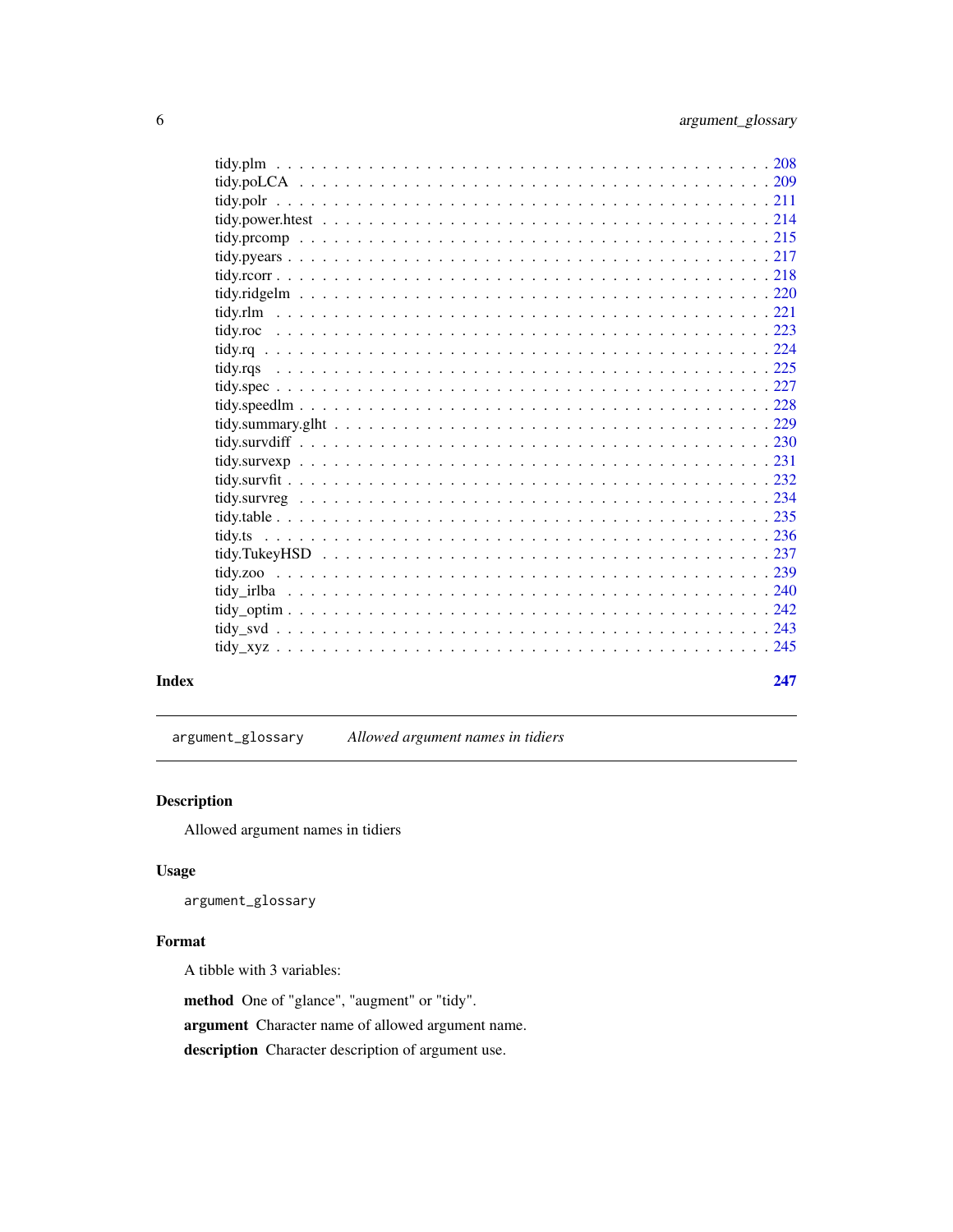tidy.plm . . . . . . . . . . . . . . . . . . . . . . . . . . . . . . . . . . . . . . 208
tidy.poLCA . . . . . . . . . . . . . . . . . . . . . . . . . . . . . . . . . . . . . 209
tidy.polr . . . . . . . . . . . . . . . . . . . . . . . . . . . . . . . . . . . . . . 211
tidy.power.htest . . . . . . . . . . . . . . . . . . . . . . . . . . . . . . . . . . 214
tidy.prcomp . . . . . . . . . . . . . . . . . . . . . . . . . . . . . . . . . . . . 215
tidy.pyears . . . . . . . . . . . . . . . . . . . . . . . . . . . . . . . . . . . . 217
tidy.rcorr . . . . . . . . . . . . . . . . . . . . . . . . . . . . . . . . . . . . . 218
tidy.ridgelm . . . . . . . . . . . . . . . . . . . . . . . . . . . . . . . . . . . . 220
tidy.rlm . . . . . . . . . . . . . . . . . . . . . . . . . . . . . . . . . . . . . . 221
tidy.roc . . . . . . . . . . . . . . . . . . . . . . . . . . . . . . . . . . . . . . 223
tidy.rq . . . . . . . . . . . . . . . . . . . . . . . . . . . . . . . . . . . . . . 224
tidy.rqs . . . . . . . . . . . . . . . . . . . . . . . . . . . . . . . . . . . . . . 225
tidy.spec . . . . . . . . . . . . . . . . . . . . . . . . . . . . . . . . . . . . . 227
tidy.speedlm . . . . . . . . . . . . . . . . . . . . . . . . . . . . . . . . . . . . 228
tidy.summary.glht . . . . . . . . . . . . . . . . . . . . . . . . . . . . . . . . . 229
tidy.survdiff . . . . . . . . . . . . . . . . . . . . . . . . . . . . . . . . . . . . 230
tidy.survexp . . . . . . . . . . . . . . . . . . . . . . . . . . . . . . . . . . . . 231
tidy.survfit . . . . . . . . . . . . . . . . . . . . . . . . . . . . . . . . . . . . 232
tidy.survreg . . . . . . . . . . . . . . . . . . . . . . . . . . . . . . . . . . . . 234
tidy.table . . . . . . . . . . . . . . . . . . . . . . . . . . . . . . . . . . . . . 235
tidy.ts . . . . . . . . . . . . . . . . . . . . . . . . . . . . . . . . . . . . . . 236
tidy.TukeyHSD . . . . . . . . . . . . . . . . . . . . . . . . . . . . . . . . . . . 237
tidy.zoo . . . . . . . . . . . . . . . . . . . . . . . . . . . . . . . . . . . . . . 239
tidy_irlba . . . . . . . . . . . . . . . . . . . . . . . . . . . . . . . . . . . . . 240
tidy_optim . . . . . . . . . . . . . . . . . . . . . . . . . . . . . . . . . . . . . 242
tidy_svd . . . . . . . . . . . . . . . . . . . . . . . . . . . . . . . . . . . . . . 243
tidy_xyz . . . . . . . . . . . . . . . . . . . . . . . . . . . . . . . . . . . . . . 245

**Index** 247

---

`argument_glossary` *Allowed argument names in tidiers*

---

## Description

Allowed argument names in tidiers

## Usage

```
argument_glossary
```

## Format

A tibble with 3 variables:

**method** One of "glance", "augment" or "tidy".

**argument** Character name of allowed argument name.

**description** Character description of argument use.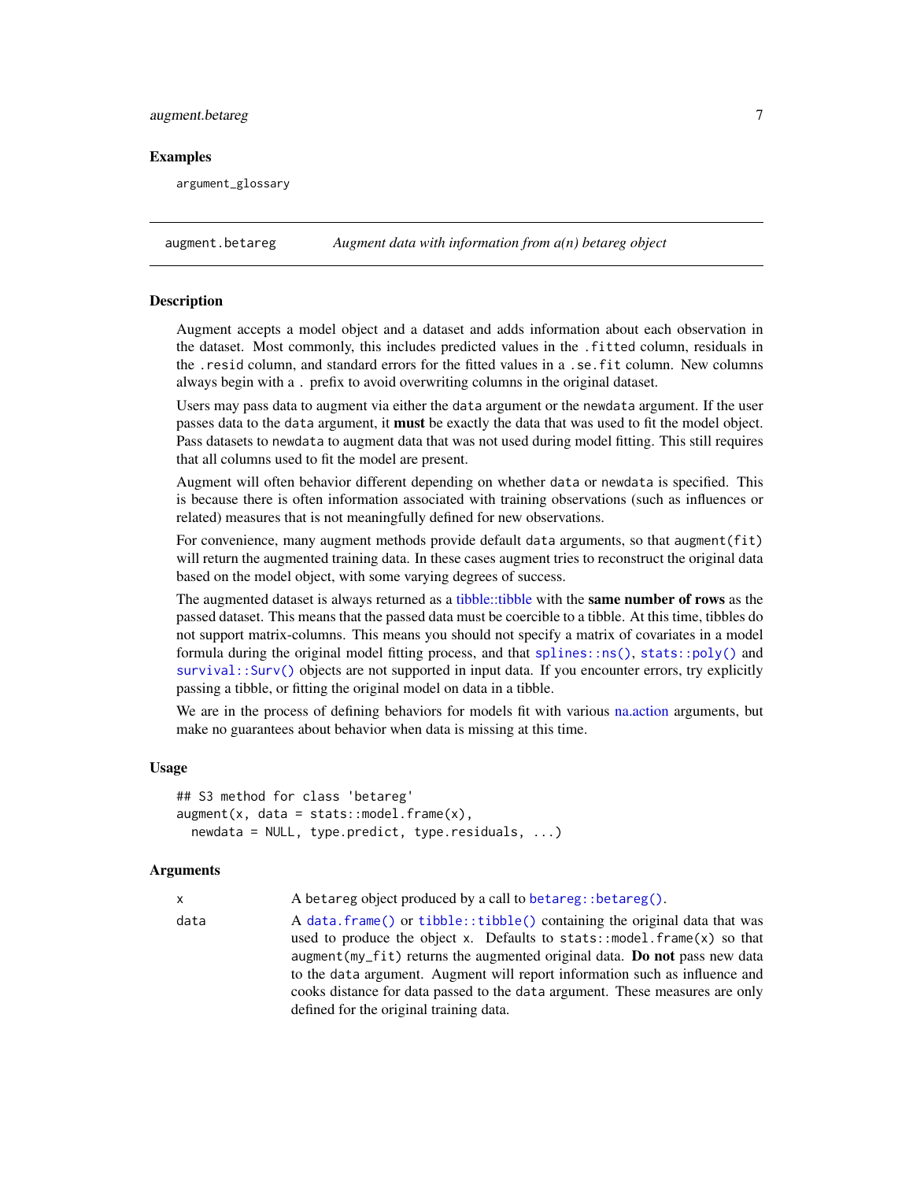## Examples

```
argument_glossary
```

---

`augment.betareg` *Augment data with information from a(n) betareg object*

---

### Description

Augment accepts a model object and a dataset and adds information about each observation in the dataset. Most commonly, this includes predicted values in the `.fitted` column, residuals in the `.resid` column, and standard errors for the fitted values in a `.se.fit` column. New columns always begin with a `.` prefix to avoid overwriting columns in the original dataset.

Users may pass data to augment via either the `data` argument or the `newdata` argument. If the user passes data to the `data` argument, it **must** be exactly the data that was used to fit the model object. Pass datasets to `newdata` to augment data that was not used during model fitting. This still requires that all columns used to fit the model are present.

Augment will often behavior different depending on whether `data` or `newdata` is specified. This is because there is often information associated with training observations (such as influences or related) measures that is not meaningfully defined for new observations.

For convenience, many augment methods provide default `data` arguments, so that `augment(fit)` will return the augmented training data. In these cases augment tries to reconstruct the original data based on the model object, with some varying degrees of success.

The augmented dataset is always returned as a tibble::tibble with the **same number of rows** as the passed dataset. This means that the passed data must be coercible to a tibble. At this time, tibbles do not support matrix-columns. This means you should not specify a matrix of covariates in a model formula during the original model fitting process, and that `splines::ns()`, `stats::poly()` and `survival::Surv()` objects are not supported in input data. If you encounter errors, try explicitly passing a tibble, or fitting the original model on data in a tibble.

We are in the process of defining behaviors for models fit with various na.action arguments, but make no guarantees about behavior when data is missing at this time.

### Usage

```
## S3 method for class 'betareg'
augment(x, data = stats::model.frame(x),
  newdata = NULL, type.predict, type.residuals, ...)
```

### Arguments

| | |
|---|---|
| `x` | A `betareg` object produced by a call to `betareg::betareg()`. |
| `data` | A `data.frame()` or `tibble::tibble()` containing the original data that was used to produce the object `x`. Defaults to `stats::model.frame(x)` so that `augment(my_fit)` returns the augmented original data. **Do not** pass new data to the `data` argument. Augment will report information such as influence and cooks distance for data passed to the `data` argument. These measures are only defined for the original training data. |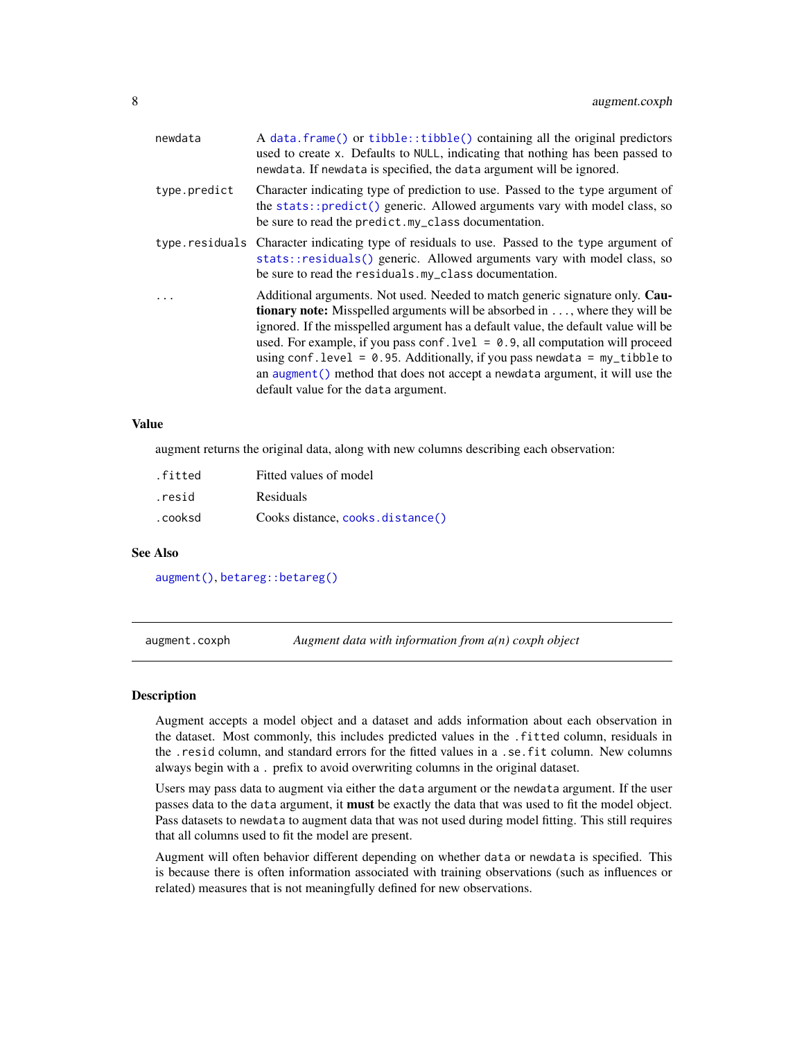| | |
|---|---|
| newdata | A data.frame() or tibble::tibble() containing all the original predictors used to create x. Defaults to NULL, indicating that nothing has been passed to newdata. If newdata is specified, the data argument will be ignored. |
| type.predict | Character indicating type of prediction to use. Passed to the type argument of the stats::predict() generic. Allowed arguments vary with model class, so be sure to read the predict.my_class documentation. |
| type.residuals | Character indicating type of residuals to use. Passed to the type argument of stats::residuals() generic. Allowed arguments vary with model class, so be sure to read the residuals.my_class documentation. |
| ... | Additional arguments. Not used. Needed to match generic signature only. **Cautionary note:** Misspelled arguments will be absorbed in ..., where they will be ignored. If the misspelled argument has a default value, the default value will be used. For example, if you pass conf.lvel = 0.9, all computation will proceed using conf.level = 0.95. Additionally, if you pass newdata = my_tibble to an augment() method that does not accept a newdata argument, it will use the default value for the data argument. |

### Value

augment returns the original data, along with new columns describing each observation:

| | |
|---|---|
| .fitted | Fitted values of model |
| .resid | Residuals |
| .cooksd | Cooks distance, cooks.distance() |

### See Also

augment(), betareg::betareg()

---

## augment.coxph — *Augment data with information from a(n) coxph object*

### Description

Augment accepts a model object and a dataset and adds information about each observation in the dataset. Most commonly, this includes predicted values in the .fitted column, residuals in the .resid column, and standard errors for the fitted values in a .se.fit column. New columns always begin with a . prefix to avoid overwriting columns in the original dataset.

Users may pass data to augment via either the data argument or the newdata argument. If the user passes data to the data argument, it **must** be exactly the data that was used to fit the model object. Pass datasets to newdata to augment data that was not used during model fitting. This still requires that all columns used to fit the model are present.

Augment will often behavior different depending on whether data or newdata is specified. This is because there is often information associated with training observations (such as influences or related) measures that is not meaningfully defined for new observations.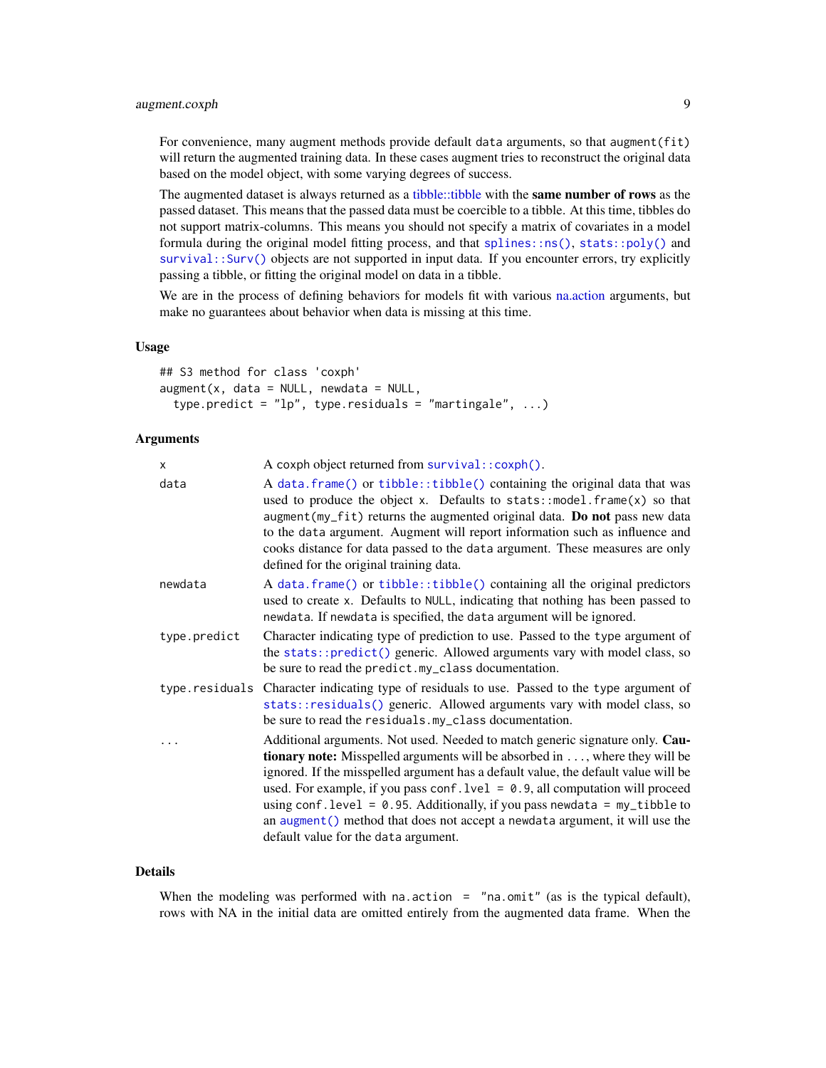For convenience, many augment methods provide default data arguments, so that augment(fit) will return the augmented training data. In these cases augment tries to reconstruct the original data based on the model object, with some varying degrees of success.

The augmented dataset is always returned as a tibble::tibble with the **same number of rows** as the passed dataset. This means that the passed data must be coercible to a tibble. At this time, tibbles do not support matrix-columns. This means you should not specify a matrix of covariates in a model formula during the original model fitting process, and that splines::ns(), stats::poly() and survival::Surv() objects are not supported in input data. If you encounter errors, try explicitly passing a tibble, or fitting the original model on data in a tibble.

We are in the process of defining behaviors for models fit with various na.action arguments, but make no guarantees about behavior when data is missing at this time.

## Usage

```
## S3 method for class 'coxph'
augment(x, data = NULL, newdata = NULL,
  type.predict = "lp", type.residuals = "martingale", ...)
```

## Arguments

| | |
|---|---|
| x | A coxph object returned from survival::coxph(). |
| data | A data.frame() or tibble::tibble() containing the original data that was used to produce the object x. Defaults to stats::model.frame(x) so that augment(my_fit) returns the augmented original data. **Do not** pass new data to the data argument. Augment will report information such as influence and cooks distance for data passed to the data argument. These measures are only defined for the original training data. |
| newdata | A data.frame() or tibble::tibble() containing all the original predictors used to create x. Defaults to NULL, indicating that nothing has been passed to newdata. If newdata is specified, the data argument will be ignored. |
| type.predict | Character indicating type of prediction to use. Passed to the type argument of the stats::predict() generic. Allowed arguments vary with model class, so be sure to read the predict.my_class documentation. |
| type.residuals | Character indicating type of residuals to use. Passed to the type argument of stats::residuals() generic. Allowed arguments vary with model class, so be sure to read the residuals.my_class documentation. |
| ... | Additional arguments. Not used. Needed to match generic signature only. **Cautionary note:** Misspelled arguments will be absorbed in ..., where they will be ignored. If the misspelled argument has a default value, the default value will be used. For example, if you pass conf.lvel = 0.9, all computation will proceed using conf.level = 0.95. Additionally, if you pass newdata = my_tibble to an augment() method that does not accept a newdata argument, it will use the default value for the data argument. |

## Details

When the modeling was performed with na.action = "na.omit" (as is the typical default), rows with NA in the initial data are omitted entirely from the augmented data frame. When the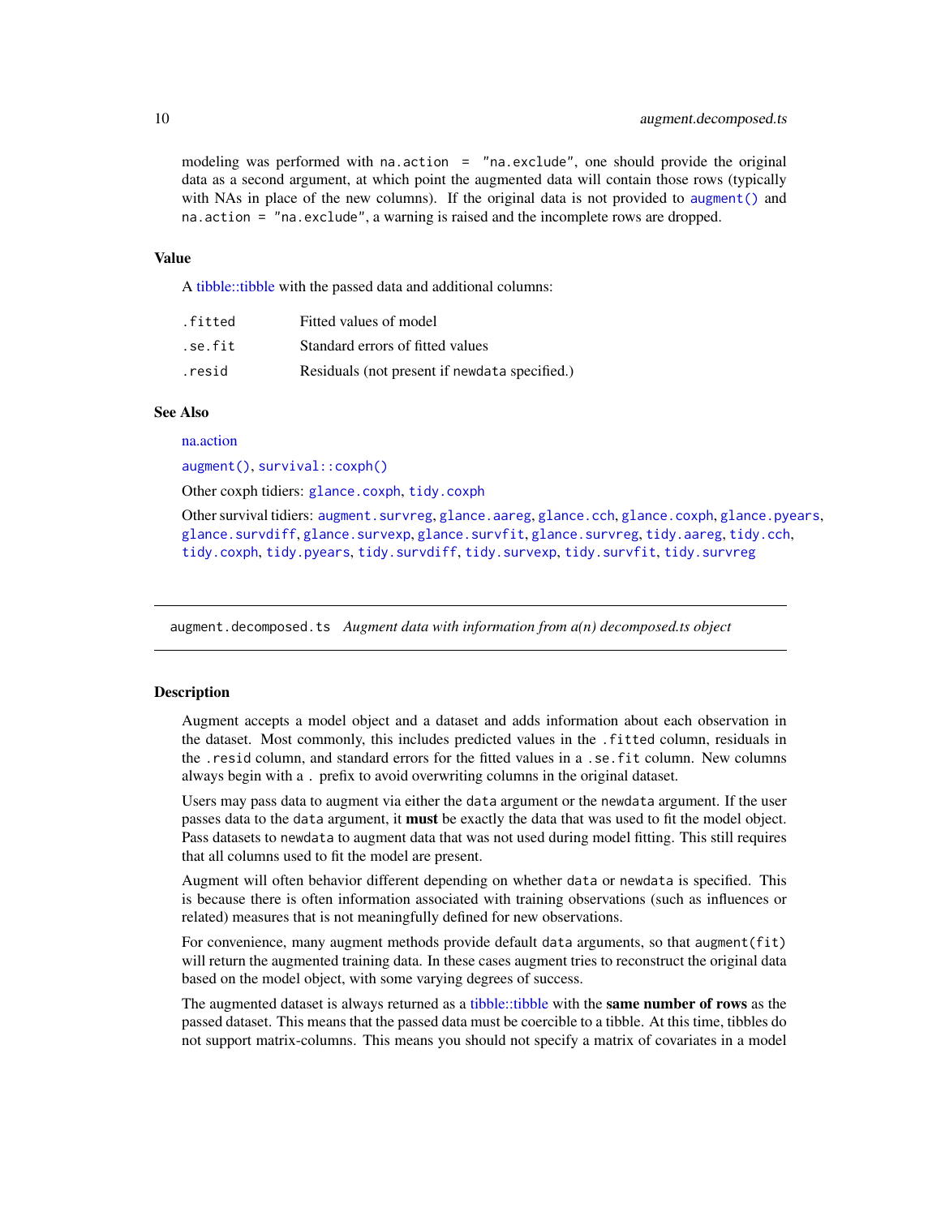modeling was performed with `na.action = "na.exclude"`, one should provide the original data as a second argument, at which point the augmented data will contain those rows (typically with NAs in place of the new columns). If the original data is not provided to `augment()` and `na.action = "na.exclude"`, a warning is raised and the incomplete rows are dropped.

### Value

A tibble::tibble with the passed data and additional columns:

| | |
|---|---|
| `.fitted` | Fitted values of model |
| `.se.fit` | Standard errors of fitted values |
| `.resid` | Residuals (not present if `newdata` specified.) |

### See Also

na.action

`augment()`, `survival::coxph()`

Other coxph tidiers: `glance.coxph`, `tidy.coxph`

Other survival tidiers: `augment.survreg`, `glance.aareg`, `glance.cch`, `glance.coxph`, `glance.pyears`, `glance.survdiff`, `glance.survexp`, `glance.survfit`, `glance.survreg`, `tidy.aareg`, `tidy.cch`, `tidy.coxph`, `tidy.pyears`, `tidy.survdiff`, `tidy.survexp`, `tidy.survfit`, `tidy.survreg`

---

## `augment.decomposed.ts` *Augment data with information from a(n) decomposed.ts object*

### Description

Augment accepts a model object and a dataset and adds information about each observation in the dataset. Most commonly, this includes predicted values in the `.fitted` column, residuals in the `.resid` column, and standard errors for the fitted values in a `.se.fit` column. New columns always begin with a `.` prefix to avoid overwriting columns in the original dataset.

Users may pass data to augment via either the `data` argument or the `newdata` argument. If the user passes data to the `data` argument, it **must** be exactly the data that was used to fit the model object. Pass datasets to `newdata` to augment data that was not used during model fitting. This still requires that all columns used to fit the model are present.

Augment will often behavior different depending on whether `data` or `newdata` is specified. This is because there is often information associated with training observations (such as influences or related) measures that is not meaningfully defined for new observations.

For convenience, many augment methods provide default `data` arguments, so that `augment(fit)` will return the augmented training data. In these cases augment tries to reconstruct the original data based on the model object, with some varying degrees of success.

The augmented dataset is always returned as a tibble::tibble with the **same number of rows** as the passed dataset. This means that the passed data must be coercible to a tibble. At this time, tibbles do not support matrix-columns. This means you should not specify a matrix of covariates in a model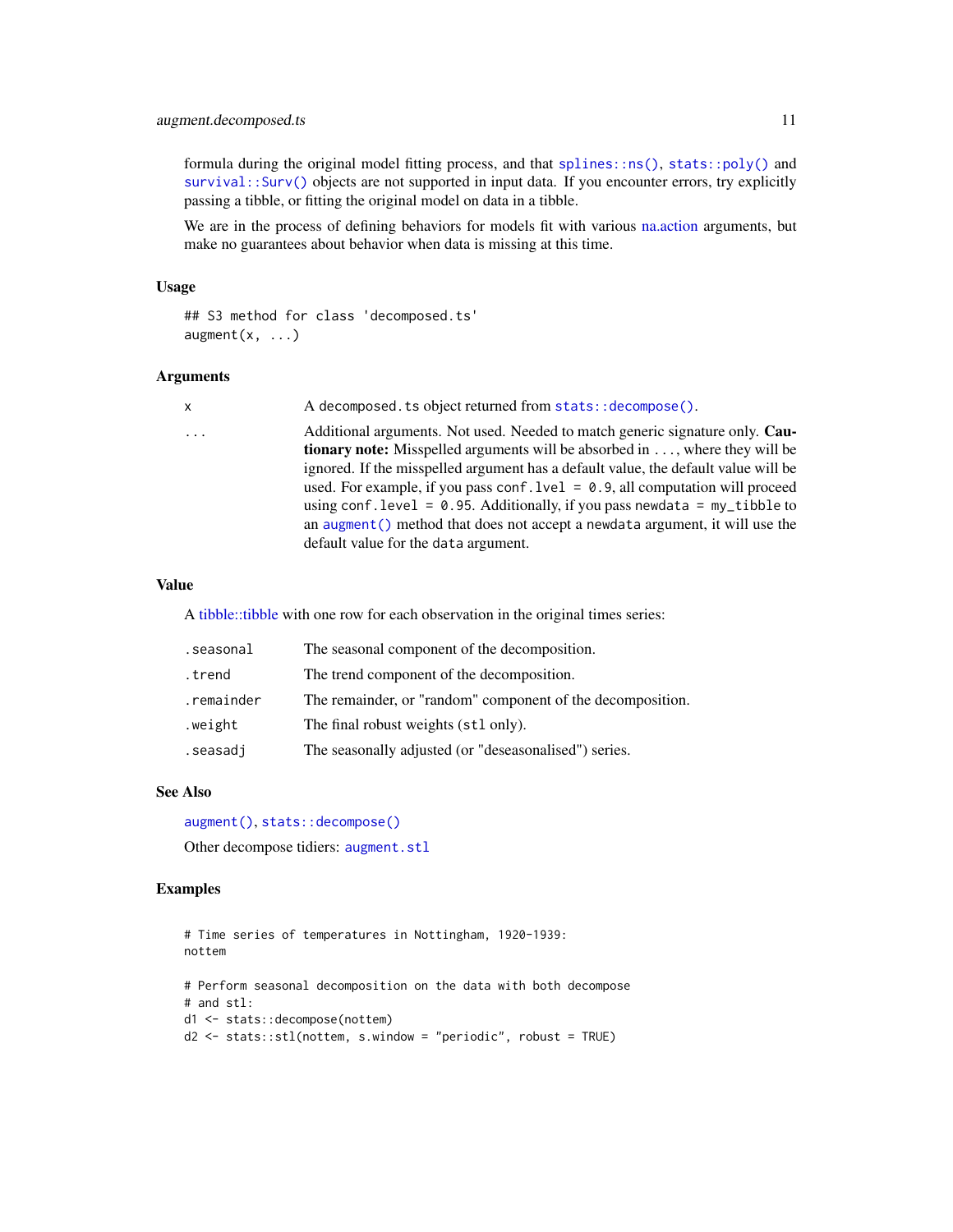formula during the original model fitting process, and that `splines::ns()`, `stats::poly()` and `survival::Surv()` objects are not supported in input data. If you encounter errors, try explicitly passing a tibble, or fitting the original model on data in a tibble.

We are in the process of defining behaviors for models fit with various na.action arguments, but make no guarantees about behavior when data is missing at this time.

## Usage

```
## S3 method for class 'decomposed.ts'
augment(x, ...)
```

## Arguments

| | |
|---|---|
| x | A decomposed.ts object returned from `stats::decompose()`. |
| ... | Additional arguments. Not used. Needed to match generic signature only. **Cautionary note:** Misspelled arguments will be absorbed in ..., where they will be ignored. If the misspelled argument has a default value, the default value will be used. For example, if you pass `conf.lvel = 0.9`, all computation will proceed using `conf.level = 0.95`. Additionally, if you pass `newdata = my_tibble` to an `augment()` method that does not accept a `newdata` argument, it will use the default value for the `data` argument. |

## Value

A tibble::tibble with one row for each observation in the original times series:

| | |
|---|---|
| .seasonal | The seasonal component of the decomposition. |
| .trend | The trend component of the decomposition. |
| .remainder | The remainder, or "random" component of the decomposition. |
| .weight | The final robust weights (stl only). |
| .seasadj | The seasonally adjusted (or "deseasonalised") series. |

## See Also

`augment()`, `stats::decompose()`

Other decompose tidiers: `augment.stl`

## Examples

```
# Time series of temperatures in Nottingham, 1920-1939:
nottem

# Perform seasonal decomposition on the data with both decompose
# and stl:
d1 <- stats::decompose(nottem)
d2 <- stats::stl(nottem, s.window = "periodic", robust = TRUE)
```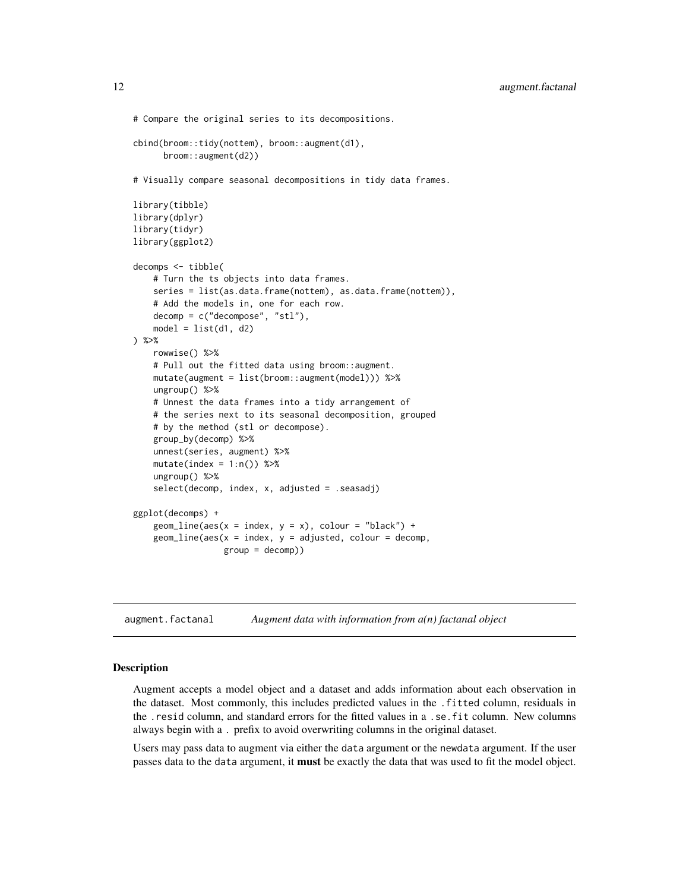```
# Compare the original series to its decompositions.

cbind(broom::tidy(nottem), broom::augment(d1),
      broom::augment(d2))

# Visually compare seasonal decompositions in tidy data frames.

library(tibble)
library(dplyr)
library(tidyr)
library(ggplot2)

decomps <- tibble(
    # Turn the ts objects into data frames.
    series = list(as.data.frame(nottem), as.data.frame(nottem)),
    # Add the models in, one for each row.
    decomp = c("decompose", "stl"),
    model = list(d1, d2)
) %>%
    rowwise() %>%
    # Pull out the fitted data using broom::augment.
    mutate(augment = list(broom::augment(model))) %>%
    ungroup() %>%
    # Unnest the data frames into a tidy arrangement of
    # the series next to its seasonal decomposition, grouped
    # by the method (stl or decompose).
    group_by(decomp) %>%
    unnest(series, augment) %>%
    mutate(index = 1:n()) %>%
    ungroup() %>%
    select(decomp, index, x, adjusted = .seasadj)

ggplot(decomps) +
    geom_line(aes(x = index, y = x), colour = "black") +
    geom_line(aes(x = index, y = adjusted, colour = decomp,
                  group = decomp))
```

## augment.factanal *Augment data with information from a(n) factanal object*

### Description

Augment accepts a model object and a dataset and adds information about each observation in the dataset. Most commonly, this includes predicted values in the `.fitted` column, residuals in the `.resid` column, and standard errors for the fitted values in a `.se.fit` column. New columns always begin with a `.` prefix to avoid overwriting columns in the original dataset.

Users may pass data to augment via either the `data` argument or the `newdata` argument. If the user passes data to the `data` argument, it **must** be exactly the data that was used to fit the model object.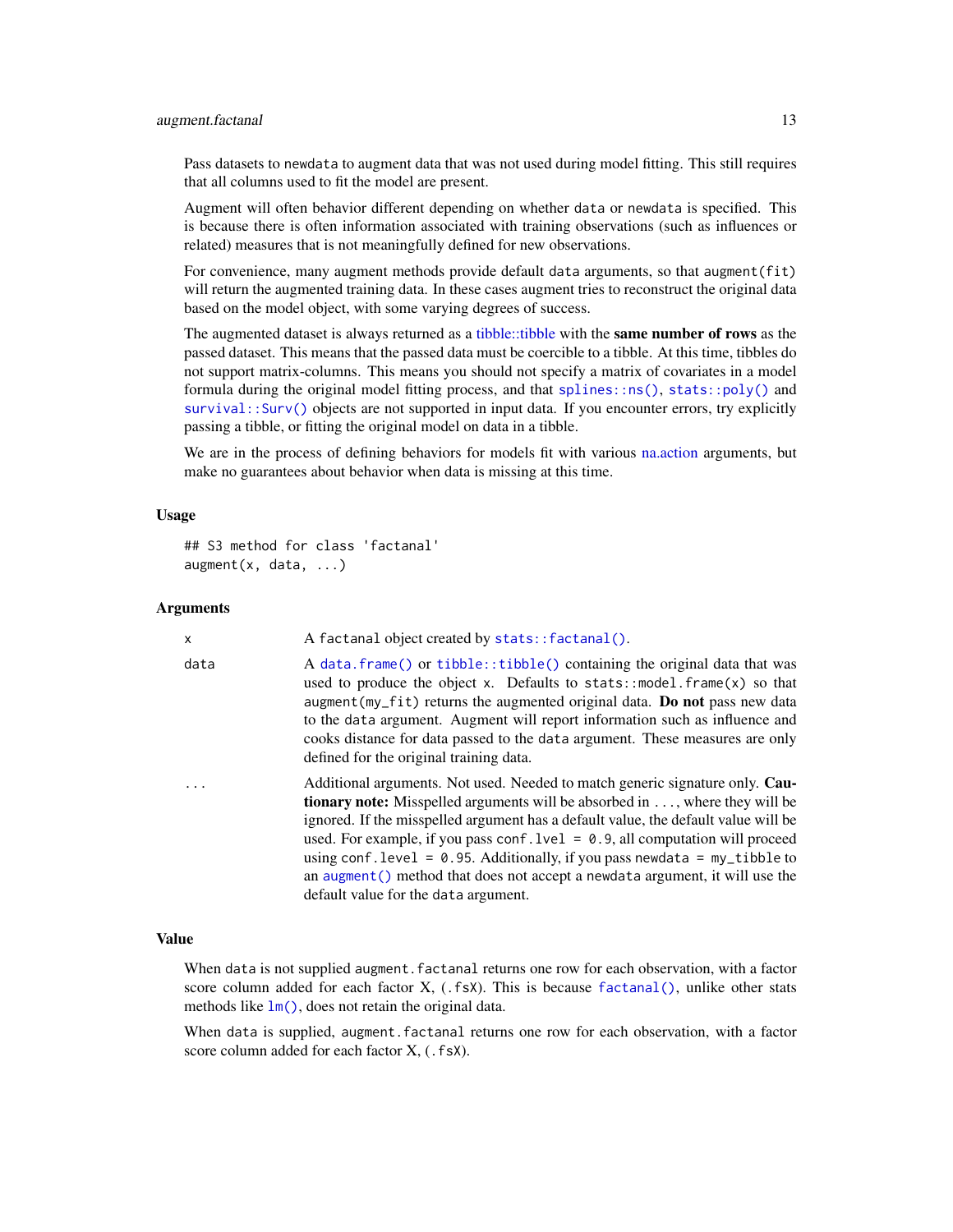Pass datasets to newdata to augment data that was not used during model fitting. This still requires that all columns used to fit the model are present.

Augment will often behavior different depending on whether data or newdata is specified. This is because there is often information associated with training observations (such as influences or related) measures that is not meaningfully defined for new observations.

For convenience, many augment methods provide default data arguments, so that augment(fit) will return the augmented training data. In these cases augment tries to reconstruct the original data based on the model object, with some varying degrees of success.

The augmented dataset is always returned as a tibble::tibble with the **same number of rows** as the passed dataset. This means that the passed data must be coercible to a tibble. At this time, tibbles do not support matrix-columns. This means you should not specify a matrix of covariates in a model formula during the original model fitting process, and that splines::ns(), stats::poly() and survival::Surv() objects are not supported in input data. If you encounter errors, try explicitly passing a tibble, or fitting the original model on data in a tibble.

We are in the process of defining behaviors for models fit with various na.action arguments, but make no guarantees about behavior when data is missing at this time.

### Usage

```
## S3 method for class 'factanal'
augment(x, data, ...)
```

### Arguments

| | |
|---|---|
| x | A factanal object created by stats::factanal(). |
| data | A data.frame() or tibble::tibble() containing the original data that was used to produce the object x. Defaults to stats::model.frame(x) so that augment(my_fit) returns the augmented original data. **Do not** pass new data to the data argument. Augment will report information such as influence and cooks distance for data passed to the data argument. These measures are only defined for the original training data. |
| ... | Additional arguments. Not used. Needed to match generic signature only. **Cautionary note:** Misspelled arguments will be absorbed in ..., where they will be ignored. If the misspelled argument has a default value, the default value will be used. For example, if you pass conf.lvel = 0.9, all computation will proceed using conf.level = 0.95. Additionally, if you pass newdata = my_tibble to an augment() method that does not accept a newdata argument, it will use the default value for the data argument. |

### Value

When data is not supplied augment.factanal returns one row for each observation, with a factor score column added for each factor X, (.fsX). This is because factanal(), unlike other stats methods like lm(), does not retain the original data.

When data is supplied, augment.factanal returns one row for each observation, with a factor score column added for each factor X, (.fsX).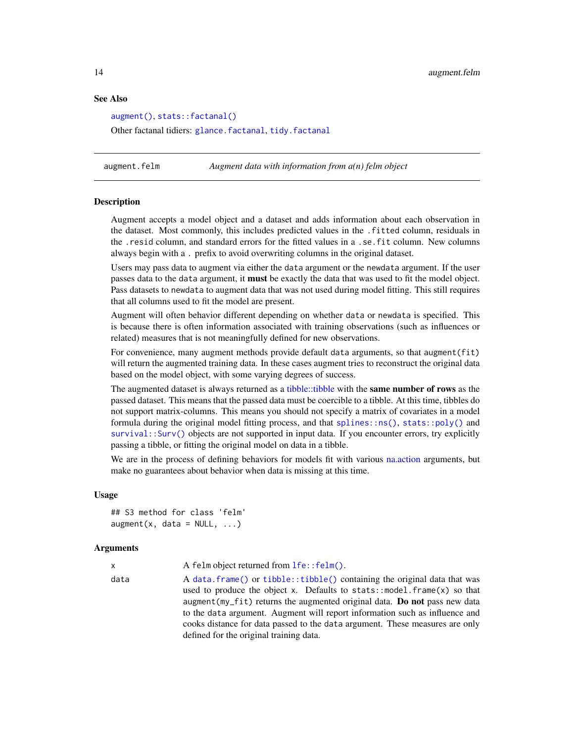### See Also

augment(), stats::factanal()

Other factanal tidiers: glance.factanal, tidy.factanal

## augment.felm — *Augment data with information from a(n) felm object*

### Description

Augment accepts a model object and a dataset and adds information about each observation in the dataset. Most commonly, this includes predicted values in the `.fitted` column, residuals in the `.resid` column, and standard errors for the fitted values in a `.se.fit` column. New columns always begin with a `.` prefix to avoid overwriting columns in the original dataset.

Users may pass data to augment via either the `data` argument or the `newdata` argument. If the user passes data to the `data` argument, it **must** be exactly the data that was used to fit the model object. Pass datasets to `newdata` to augment data that was not used during model fitting. This still requires that all columns used to fit the model are present.

Augment will often behavior different depending on whether `data` or `newdata` is specified. This is because there is often information associated with training observations (such as influences or related) measures that is not meaningfully defined for new observations.

For convenience, many augment methods provide default `data` arguments, so that `augment(fit)` will return the augmented training data. In these cases augment tries to reconstruct the original data based on the model object, with some varying degrees of success.

The augmented dataset is always returned as a tibble::tibble with the **same number of rows** as the passed dataset. This means that the passed data must be coercible to a tibble. At this time, tibbles do not support matrix-columns. This means you should not specify a matrix of covariates in a model formula during the original model fitting process, and that splines::ns(), stats::poly() and survival::Surv() objects are not supported in input data. If you encounter errors, try explicitly passing a tibble, or fitting the original model on data in a tibble.

We are in the process of defining behaviors for models fit with various na.action arguments, but make no guarantees about behavior when data is missing at this time.

### Usage

```
## S3 method for class 'felm'
augment(x, data = NULL, ...)
```

### Arguments

| | |
|---|---|
| x | A `felm` object returned from lfe::felm(). |
| data | A data.frame() or tibble::tibble() containing the original data that was used to produce the object `x`. Defaults to `stats::model.frame(x)` so that `augment(my_fit)` returns the augmented original data. **Do not** pass new data to the `data` argument. Augment will report information such as influence and cooks distance for data passed to the `data` argument. These measures are only defined for the original training data. |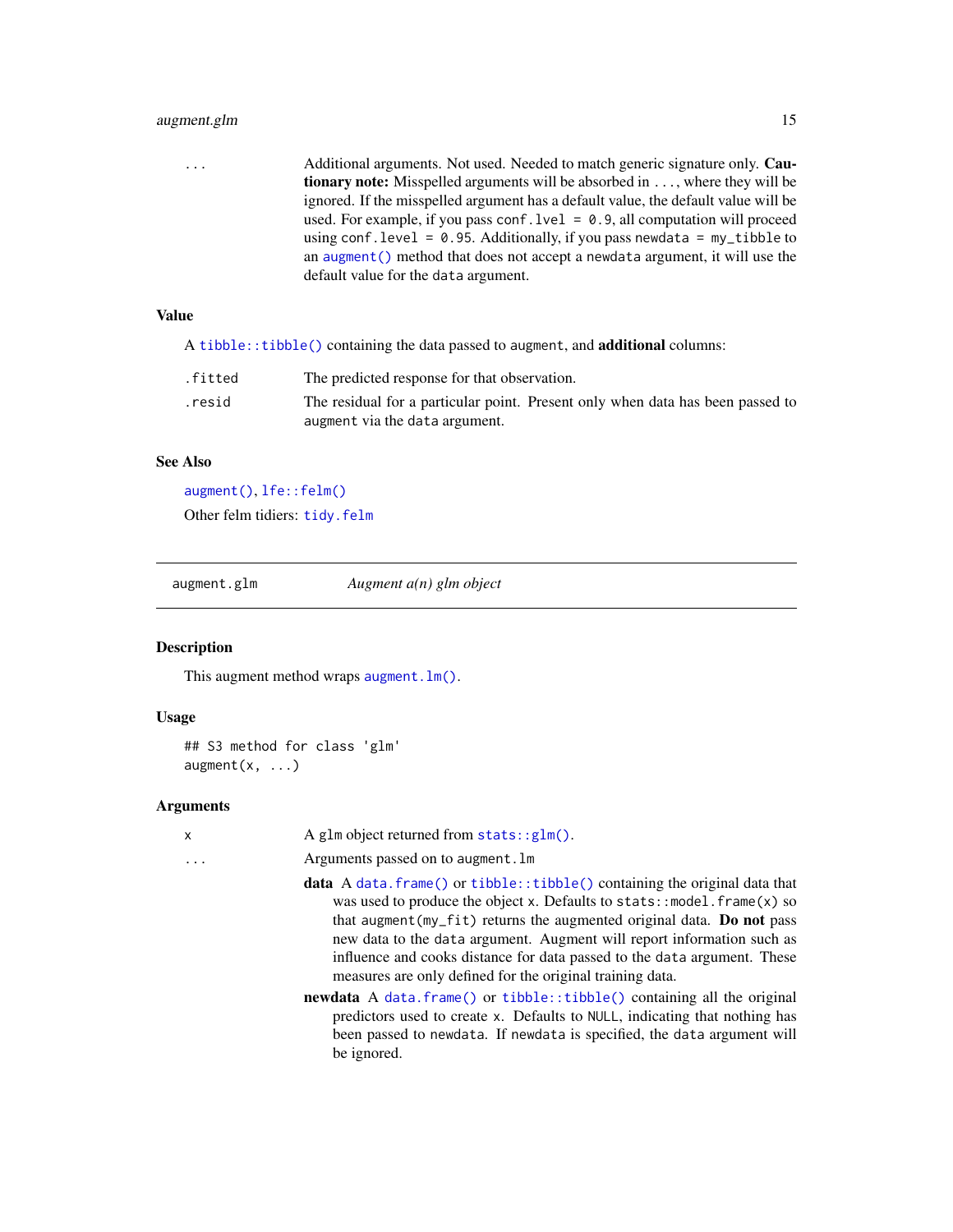... Additional arguments. Not used. Needed to match generic signature only. **Cautionary note:** Misspelled arguments will be absorbed in `...`, where they will be ignored. If the misspelled argument has a default value, the default value will be used. For example, if you pass `conf.lvel = 0.9`, all computation will proceed using `conf.level = 0.95`. Additionally, if you pass `newdata = my_tibble` to an `augment()` method that does not accept a `newdata` argument, it will use the default value for the `data` argument.

### Value

A `tibble::tibble()` containing the data passed to `augment`, and **additional** columns:

`.fitted` The predicted response for that observation.

`.resid` The residual for a particular point. Present only when data has been passed to `augment` via the `data` argument.

### See Also

`augment()`, `lfe::felm()`

Other felm tidiers: `tidy.felm`

---

## augment.glm *Augment a(n) glm object*

### Description

This augment method wraps `augment.lm()`.

### Usage

```
## S3 method for class 'glm'
augment(x, ...)
```

### Arguments

`x` A `glm` object returned from `stats::glm()`.

`...` Arguments passed on to `augment.lm`

**data** A `data.frame()` or `tibble::tibble()` containing the original data that was used to produce the object `x`. Defaults to `stats::model.frame(x)` so that `augment(my_fit)` returns the augmented original data. **Do not** pass new data to the `data` argument. Augment will report information such as influence and cooks distance for data passed to the `data` argument. These measures are only defined for the original training data.

**newdata** A `data.frame()` or `tibble::tibble()` containing all the original predictors used to create `x`. Defaults to `NULL`, indicating that nothing has been passed to `newdata`. If `newdata` is specified, the `data` argument will be ignored.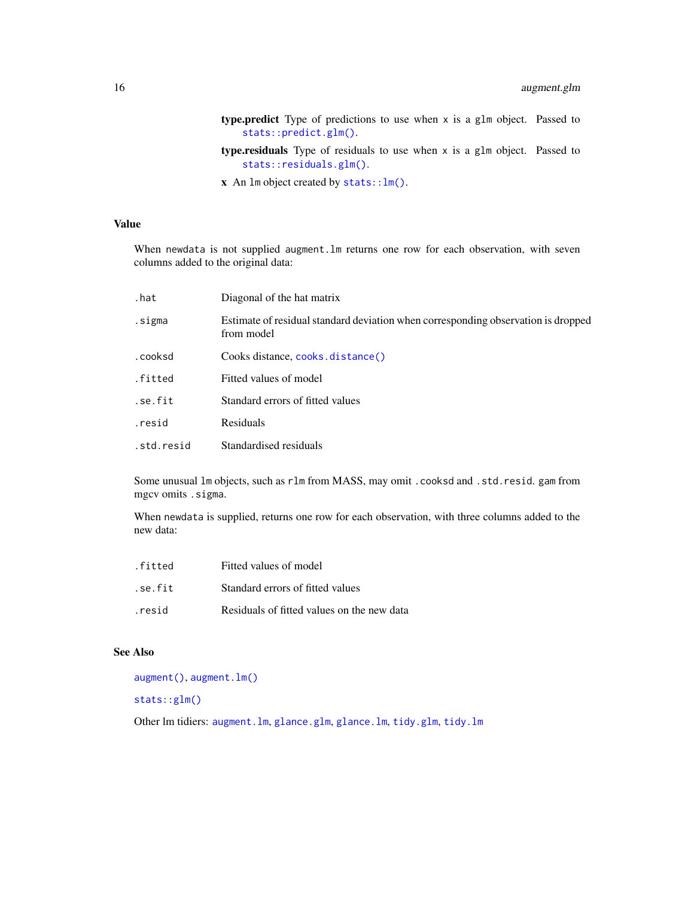**type.predict** Type of predictions to use when `x` is a `glm` object. Passed to `stats::predict.glm()`.

**type.residuals** Type of residuals to use when `x` is a `glm` object. Passed to `stats::residuals.glm()`.

**x** An `lm` object created by `stats::lm()`.

## Value

When `newdata` is not supplied `augment.lm` returns one row for each observation, with seven columns added to the original data:

| | |
|---|---|
| `.hat` | Diagonal of the hat matrix |
| `.sigma` | Estimate of residual standard deviation when corresponding observation is dropped from model |
| `.cooksd` | Cooks distance, `cooks.distance()` |
| `.fitted` | Fitted values of model |
| `.se.fit` | Standard errors of fitted values |
| `.resid` | Residuals |
| `.std.resid` | Standardised residuals |

Some unusual `lm` objects, such as `rlm` from MASS, may omit `.cooksd` and `.std.resid`. `gam` from mgcv omits `.sigma`.

When `newdata` is supplied, returns one row for each observation, with three columns added to the new data:

| | |
|---|---|
| `.fitted` | Fitted values of model |
| `.se.fit` | Standard errors of fitted values |
| `.resid` | Residuals of fitted values on the new data |

## See Also

`augment()`, `augment.lm()`

`stats::glm()`

Other lm tidiers: `augment.lm`, `glance.glm`, `glance.lm`, `tidy.glm`, `tidy.lm`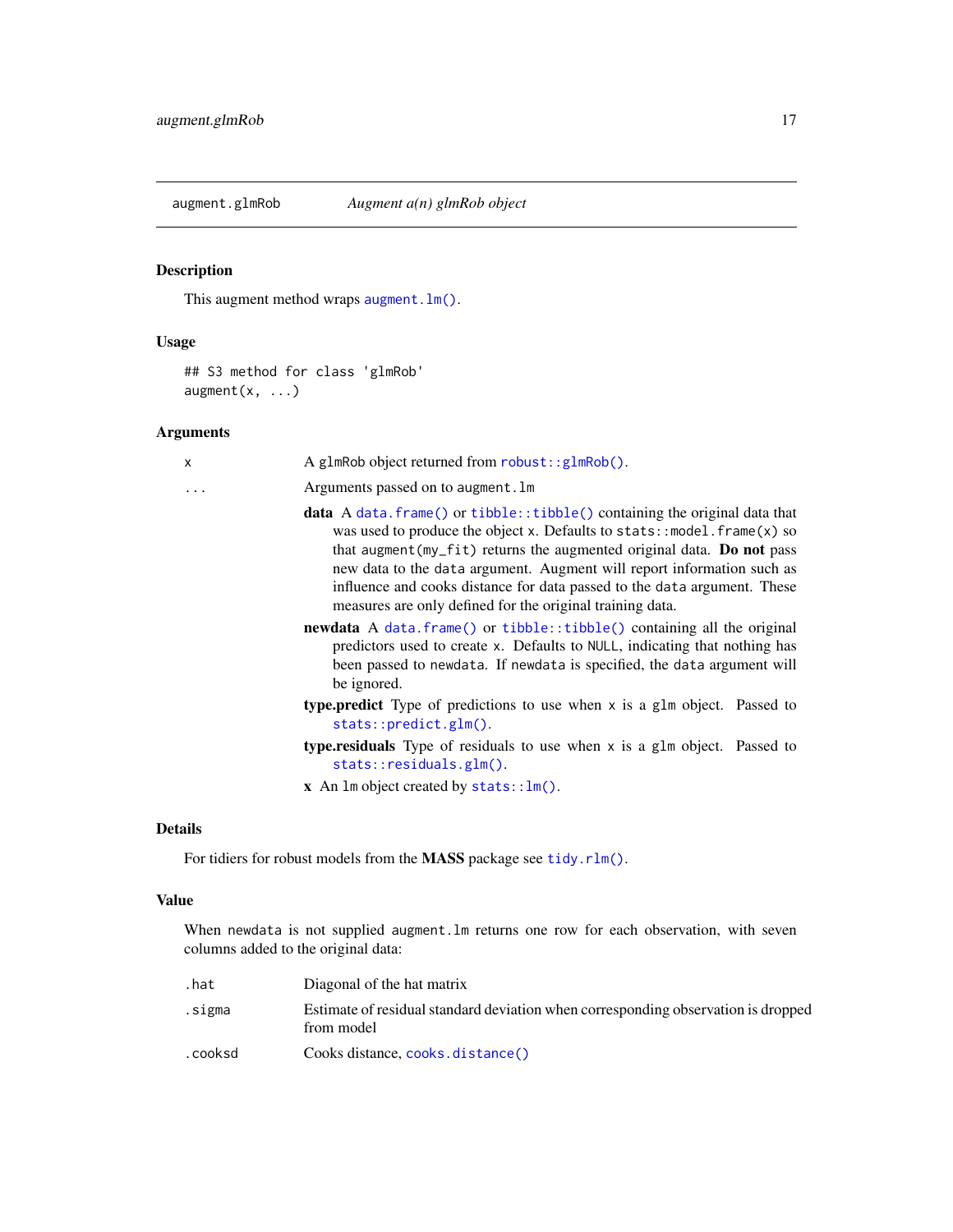## augment.glmRob — *Augment a(n) glmRob object*

### Description

This augment method wraps `augment.lm()`.

### Usage

```
## S3 method for class 'glmRob'
augment(x, ...)
```

### Arguments

| | |
|---|---|
| `x` | A `glmRob` object returned from `robust::glmRob()`. |
| `...` | Arguments passed on to `augment.lm` |

- **data** A `data.frame()` or `tibble::tibble()` containing the original data that was used to produce the object `x`. Defaults to `stats::model.frame(x)` so that `augment(my_fit)` returns the augmented original data. **Do not** pass new data to the `data` argument. Augment will report information such as influence and cooks distance for data passed to the `data` argument. These measures are only defined for the original training data.
- **newdata** A `data.frame()` or `tibble::tibble()` containing all the original predictors used to create `x`. Defaults to `NULL`, indicating that nothing has been passed to `newdata`. If `newdata` is specified, the `data` argument will be ignored.
- **type.predict** Type of predictions to use when `x` is a `glm` object. Passed to `stats::predict.glm()`.
- **type.residuals** Type of residuals to use when `x` is a `glm` object. Passed to `stats::residuals.glm()`.
- **x** An `lm` object created by `stats::lm()`.

### Details

For tidiers for robust models from the **MASS** package see `tidy.rlm()`.

### Value

When `newdata` is not supplied `augment.lm` returns one row for each observation, with seven columns added to the original data:

| | |
|---|---|
| `.hat` | Diagonal of the hat matrix |
| `.sigma` | Estimate of residual standard deviation when corresponding observation is dropped from model |
| `.cooksd` | Cooks distance, `cooks.distance()` |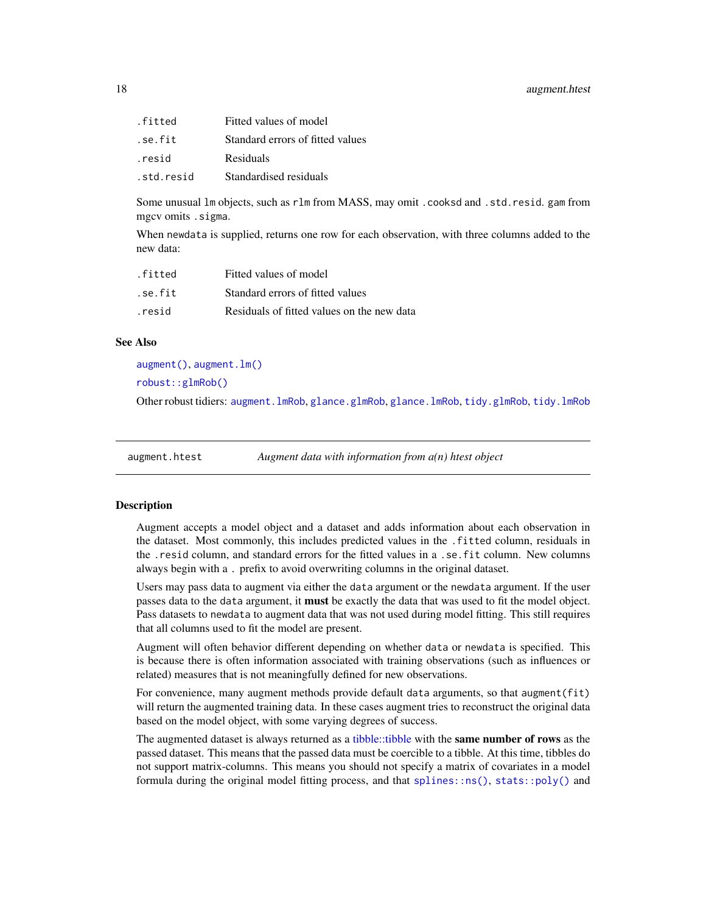| | |
|---|---|
| `.fitted` | Fitted values of model |
| `.se.fit` | Standard errors of fitted values |
| `.resid` | Residuals |
| `.std.resid` | Standardised residuals |

Some unusual `lm` objects, such as `rlm` from MASS, may omit `.cooksd` and `.std.resid`. `gam` from mgcv omits `.sigma`.

When `newdata` is supplied, returns one row for each observation, with three columns added to the new data:

| | |
|---|---|
| `.fitted` | Fitted values of model |
| `.se.fit` | Standard errors of fitted values |
| `.resid` | Residuals of fitted values on the new data |

### See Also

`augment()`, `augment.lm()`

`robust::glmRob()`

Other robust tidiers: `augment.lmRob`, `glance.glmRob`, `glance.lmRob`, `tidy.glmRob`, `tidy.lmRob`

---

## augment.htest — *Augment data with information from a(n) htest object*

### Description

Augment accepts a model object and a dataset and adds information about each observation in the dataset. Most commonly, this includes predicted values in the `.fitted` column, residuals in the `.resid` column, and standard errors for the fitted values in a `.se.fit` column. New columns always begin with a `.` prefix to avoid overwriting columns in the original dataset.

Users may pass data to augment via either the `data` argument or the `newdata` argument. If the user passes data to the `data` argument, it **must** be exactly the data that was used to fit the model object. Pass datasets to `newdata` to augment data that was not used during model fitting. This still requires that all columns used to fit the model are present.

Augment will often behavior different depending on whether `data` or `newdata` is specified. This is because there is often information associated with training observations (such as influences or related) measures that is not meaningfully defined for new observations.

For convenience, many augment methods provide default `data` arguments, so that `augment(fit)` will return the augmented training data. In these cases augment tries to reconstruct the original data based on the model object, with some varying degrees of success.

The augmented dataset is always returned as a tibble::tibble with the **same number of rows** as the passed dataset. This means that the passed data must be coercible to a tibble. At this time, tibbles do not support matrix-columns. This means you should not specify a matrix of covariates in a model formula during the original model fitting process, and that `splines::ns()`, `stats::poly()` and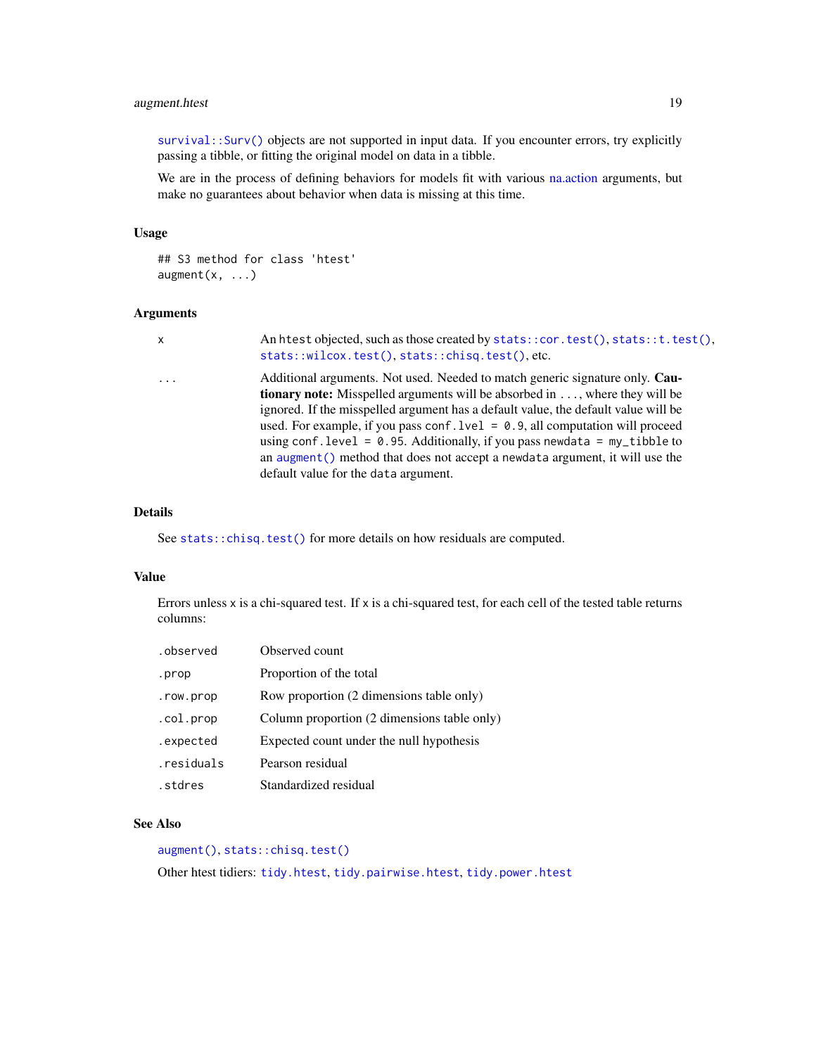survival::Surv() objects are not supported in input data. If you encounter errors, try explicitly passing a tibble, or fitting the original model on data in a tibble.

We are in the process of defining behaviors for models fit with various na.action arguments, but make no guarantees about behavior when data is missing at this time.

## Usage

```
## S3 method for class 'htest'
augment(x, ...)
```

## Arguments

| | |
|---|---|
| `x` | An `htest` objected, such as those created by `stats::cor.test()`, `stats::t.test()`, `stats::wilcox.test()`, `stats::chisq.test()`, etc. |
| `...` | Additional arguments. Not used. Needed to match generic signature only. **Cautionary note:** Misspelled arguments will be absorbed in `...`, where they will be ignored. If the misspelled argument has a default value, the default value will be used. For example, if you pass `conf.lvel = 0.9`, all computation will proceed using `conf.level = 0.95`. Additionally, if you pass `newdata = my_tibble` to an `augment()` method that does not accept a `newdata` argument, it will use the default value for the `data` argument. |

## Details

See `stats::chisq.test()` for more details on how residuals are computed.

## Value

Errors unless `x` is a chi-squared test. If `x` is a chi-squared test, for each cell of the tested table returns columns:

| | |
|---|---|
| `.observed` | Observed count |
| `.prop` | Proportion of the total |
| `.row.prop` | Row proportion (2 dimensions table only) |
| `.col.prop` | Column proportion (2 dimensions table only) |
| `.expected` | Expected count under the null hypothesis |
| `.residuals` | Pearson residual |
| `.stdres` | Standardized residual |

## See Also

`augment()`, `stats::chisq.test()`

Other htest tidiers: `tidy.htest`, `tidy.pairwise.htest`, `tidy.power.htest`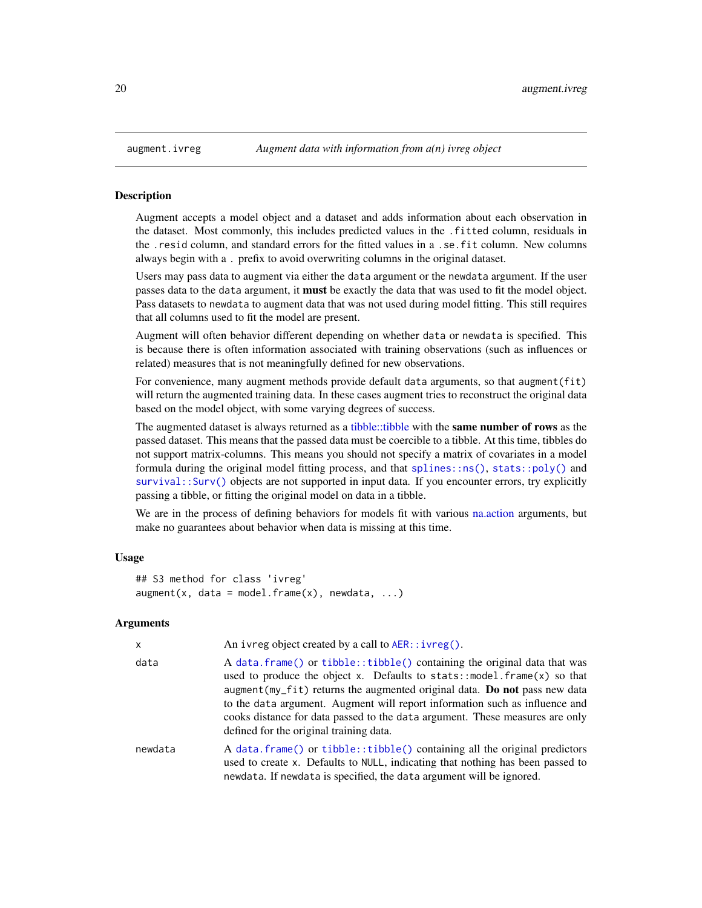augment.ivreg *Augment data with information from a(n) ivreg object*

## Description

Augment accepts a model object and a dataset and adds information about each observation in the dataset. Most commonly, this includes predicted values in the `.fitted` column, residuals in the `.resid` column, and standard errors for the fitted values in a `.se.fit` column. New columns always begin with a `.` prefix to avoid overwriting columns in the original dataset.

Users may pass data to augment via either the `data` argument or the `newdata` argument. If the user passes data to the `data` argument, it **must** be exactly the data that was used to fit the model object. Pass datasets to `newdata` to augment data that was not used during model fitting. This still requires that all columns used to fit the model are present.

Augment will often behavior different depending on whether `data` or `newdata` is specified. This is because there is often information associated with training observations (such as influences or related) measures that is not meaningfully defined for new observations.

For convenience, many augment methods provide default `data` arguments, so that `augment(fit)` will return the augmented training data. In these cases augment tries to reconstruct the original data based on the model object, with some varying degrees of success.

The augmented dataset is always returned as a tibble::tibble with the **same number of rows** as the passed dataset. This means that the passed data must be coercible to a tibble. At this time, tibbles do not support matrix-columns. This means you should not specify a matrix of covariates in a model formula during the original model fitting process, and that `splines::ns()`, `stats::poly()` and `survival::Surv()` objects are not supported in input data. If you encounter errors, try explicitly passing a tibble, or fitting the original model on data in a tibble.

We are in the process of defining behaviors for models fit with various na.action arguments, but make no guarantees about behavior when data is missing at this time.

## Usage

```
## S3 method for class 'ivreg'
augment(x, data = model.frame(x), newdata, ...)
```

## Arguments

| | |
|---|---|
| `x` | An `ivreg` object created by a call to `AER::ivreg()`. |
| `data` | A `data.frame()` or `tibble::tibble()` containing the original data that was used to produce the object `x`. Defaults to `stats::model.frame(x)` so that `augment(my_fit)` returns the augmented original data. **Do not** pass new data to the `data` argument. Augment will report information such as influence and cooks distance for data passed to the `data` argument. These measures are only defined for the original training data. |
| `newdata` | A `data.frame()` or `tibble::tibble()` containing all the original predictors used to create `x`. Defaults to `NULL`, indicating that nothing has been passed to `newdata`. If `newdata` is specified, the `data` argument will be ignored. |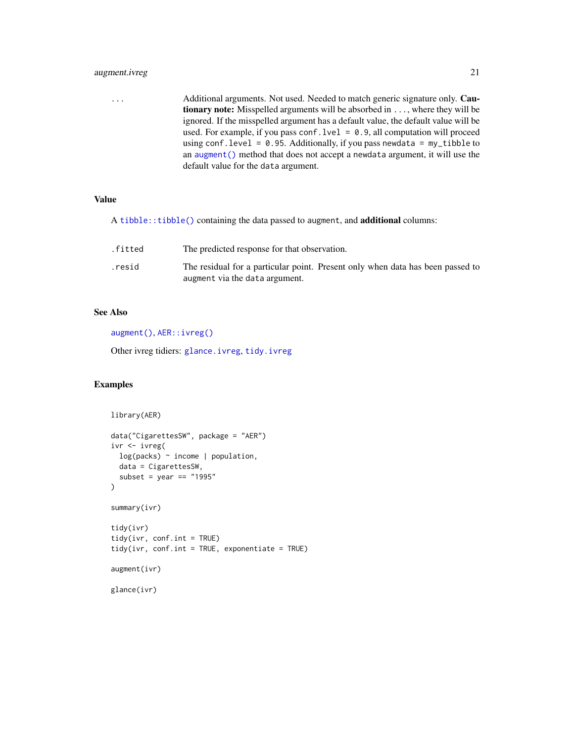`...` Additional arguments. Not used. Needed to match generic signature only. **Cautionary note:** Misspelled arguments will be absorbed in `...`, where they will be ignored. If the misspelled argument has a default value, the default value will be used. For example, if you pass `conf.lvel = 0.9`, all computation will proceed using `conf.level = 0.95`. Additionally, if you pass `newdata = my_tibble` to an `augment()` method that does not accept a `newdata` argument, it will use the default value for the `data` argument.

## Value

A `tibble::tibble()` containing the data passed to `augment`, and **additional** columns:

`.fitted` The predicted response for that observation.

`.resid` The residual for a particular point. Present only when data has been passed to `augment` via the `data` argument.

## See Also

`augment()`, `AER::ivreg()`

Other ivreg tidiers: `glance.ivreg`, `tidy.ivreg`

## Examples

```
library(AER)

data("CigarettesSW", package = "AER")
ivr <- ivreg(
  log(packs) ~ income | population,
  data = CigarettesSW,
  subset = year == "1995"
)

summary(ivr)

tidy(ivr)
tidy(ivr, conf.int = TRUE)
tidy(ivr, conf.int = TRUE, exponentiate = TRUE)

augment(ivr)

glance(ivr)
```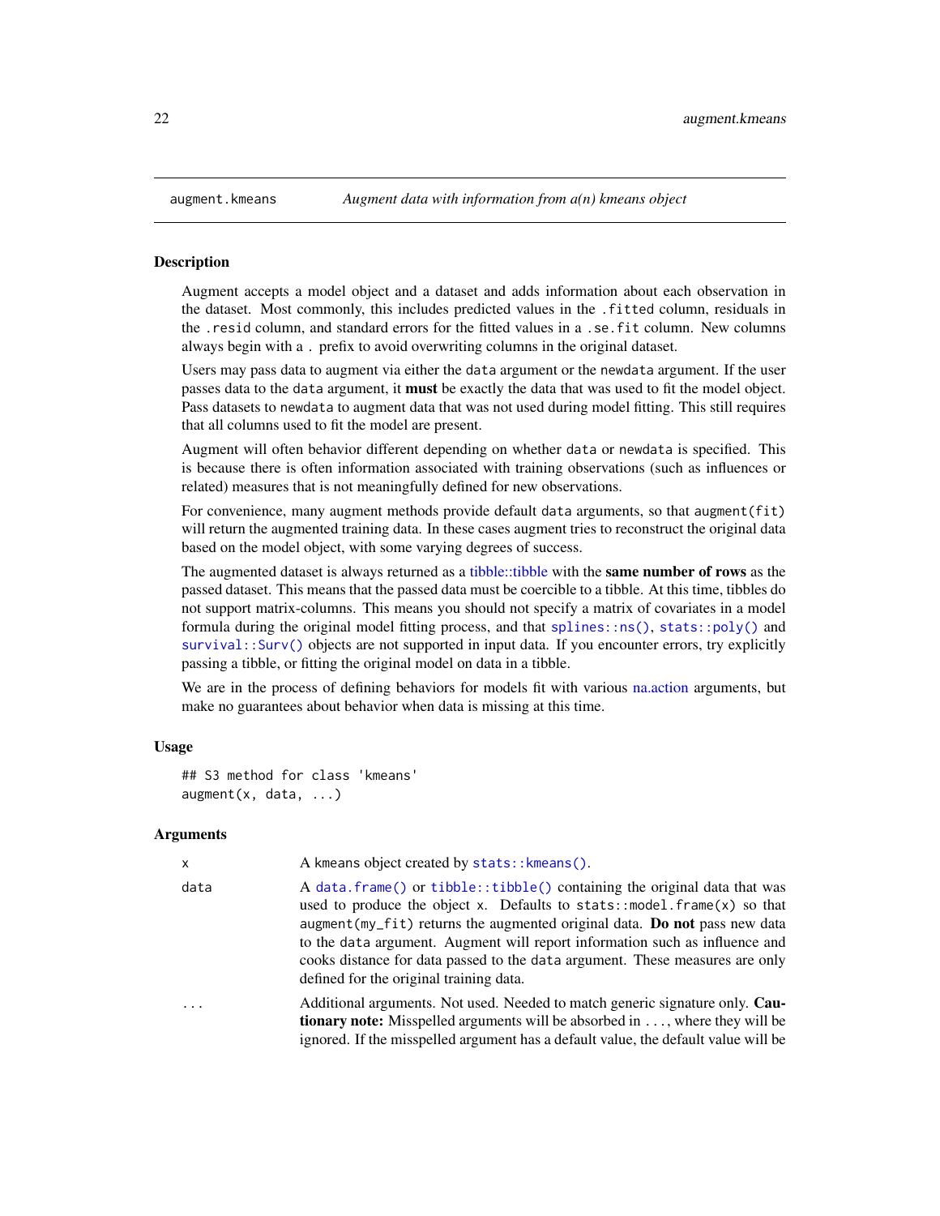`augment.kmeans` *Augment data with information from a(n) kmeans object*

## Description

Augment accepts a model object and a dataset and adds information about each observation in the dataset. Most commonly, this includes predicted values in the `.fitted` column, residuals in the `.resid` column, and standard errors for the fitted values in a `.se.fit` column. New columns always begin with a `.` prefix to avoid overwriting columns in the original dataset.

Users may pass data to augment via either the `data` argument or the `newdata` argument. If the user passes data to the `data` argument, it **must** be exactly the data that was used to fit the model object. Pass datasets to `newdata` to augment data that was not used during model fitting. This still requires that all columns used to fit the model are present.

Augment will often behavior different depending on whether `data` or `newdata` is specified. This is because there is often information associated with training observations (such as influences or related) measures that is not meaningfully defined for new observations.

For convenience, many augment methods provide default `data` arguments, so that `augment(fit)` will return the augmented training data. In these cases augment tries to reconstruct the original data based on the model object, with some varying degrees of success.

The augmented dataset is always returned as a tibble::tibble with the **same number of rows** as the passed dataset. This means that the passed data must be coercible to a tibble. At this time, tibbles do not support matrix-columns. This means you should not specify a matrix of covariates in a model formula during the original model fitting process, and that `splines::ns()`, `stats::poly()` and `survival::Surv()` objects are not supported in input data. If you encounter errors, try explicitly passing a tibble, or fitting the original model on data in a tibble.

We are in the process of defining behaviors for models fit with various na.action arguments, but make no guarantees about behavior when data is missing at this time.

## Usage

```
## S3 method for class 'kmeans'
augment(x, data, ...)
```

## Arguments

| | |
|---|---|
| `x` | A kmeans object created by `stats::kmeans()`. |
| `data` | A `data.frame()` or `tibble::tibble()` containing the original data that was used to produce the object `x`. Defaults to `stats::model.frame(x)` so that `augment(my_fit)` returns the augmented original data. **Do not** pass new data to the `data` argument. Augment will report information such as influence and cooks distance for data passed to the `data` argument. These measures are only defined for the original training data. |
| `...` | Additional arguments. Not used. Needed to match generic signature only. **Cautionary note:** Misspelled arguments will be absorbed in `...`, where they will be ignored. If the misspelled argument has a default value, the default value will be |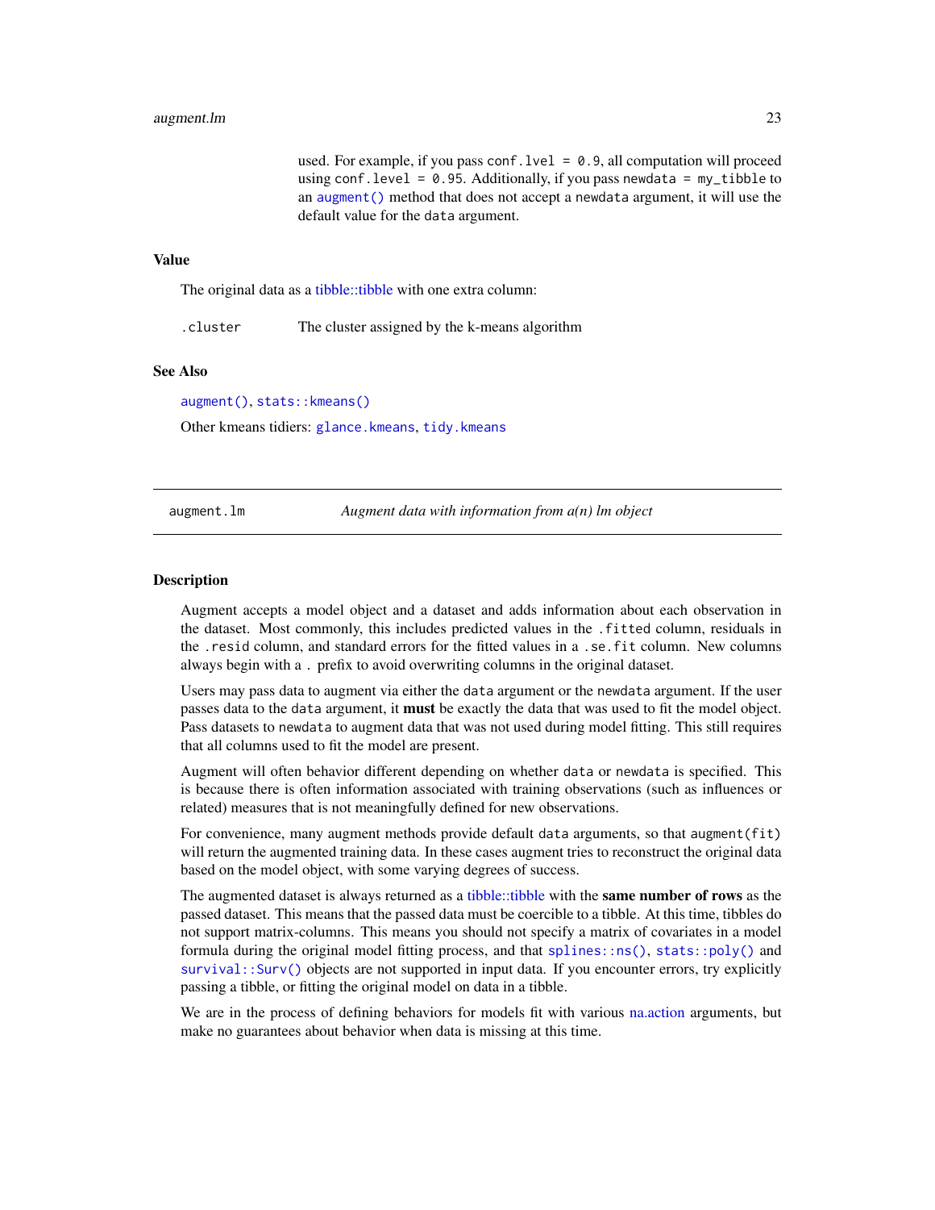used. For example, if you pass `conf.lvel = 0.9`, all computation will proceed using `conf.level = 0.95`. Additionally, if you pass `newdata = my_tibble` to an `augment()` method that does not accept a `newdata` argument, it will use the default value for the `data` argument.

### Value

The original data as a tibble::tibble with one extra column:

| | |
|---|---|
| `.cluster` | The cluster assigned by the k-means algorithm |

### See Also

`augment()`, `stats::kmeans()`

Other kmeans tidiers: `glance.kmeans`, `tidy.kmeans`

---

## augment.lm — *Augment data with information from a(n) lm object*

### Description

Augment accepts a model object and a dataset and adds information about each observation in the dataset. Most commonly, this includes predicted values in the `.fitted` column, residuals in the `.resid` column, and standard errors for the fitted values in a `.se.fit` column. New columns always begin with a `.` prefix to avoid overwriting columns in the original dataset.

Users may pass data to augment via either the `data` argument or the `newdata` argument. If the user passes data to the `data` argument, it **must** be exactly the data that was used to fit the model object. Pass datasets to `newdata` to augment data that was not used during model fitting. This still requires that all columns used to fit the model are present.

Augment will often behavior different depending on whether `data` or `newdata` is specified. This is because there is often information associated with training observations (such as influences or related) measures that is not meaningfully defined for new observations.

For convenience, many augment methods provide default `data` arguments, so that `augment(fit)` will return the augmented training data. In these cases augment tries to reconstruct the original data based on the model object, with some varying degrees of success.

The augmented dataset is always returned as a tibble::tibble with the **same number of rows** as the passed dataset. This means that the passed data must be coercible to a tibble. At this time, tibbles do not support matrix-columns. This means you should not specify a matrix of covariates in a model formula during the original model fitting process, and that `splines::ns()`, `stats::poly()` and `survival::Surv()` objects are not supported in input data. If you encounter errors, try explicitly passing a tibble, or fitting the original model on data in a tibble.

We are in the process of defining behaviors for models fit with various na.action arguments, but make no guarantees about behavior when data is missing at this time.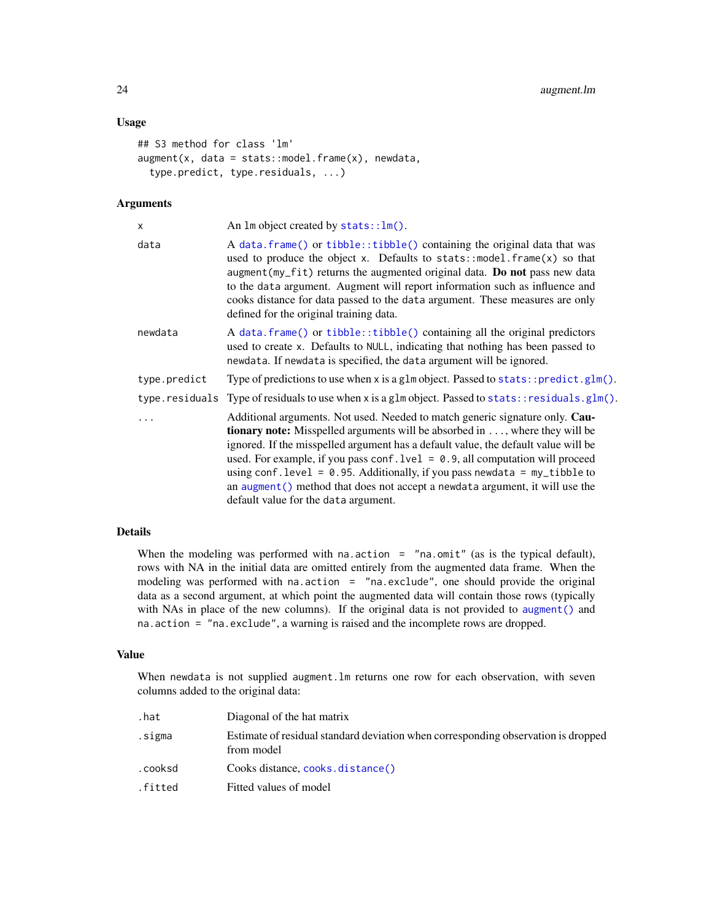### Usage

```
## S3 method for class 'lm'
augment(x, data = stats::model.frame(x), newdata,
  type.predict, type.residuals, ...)
```

### Arguments

| | |
|---|---|
| `x` | An `lm` object created by `stats::lm()`. |
| `data` | A `data.frame()` or `tibble::tibble()` containing the original data that was used to produce the object `x`. Defaults to `stats::model.frame(x)` so that `augment(my_fit)` returns the augmented original data. **Do not** pass new data to the `data` argument. Augment will report information such as influence and cooks distance for data passed to the `data` argument. These measures are only defined for the original training data. |
| `newdata` | A `data.frame()` or `tibble::tibble()` containing all the original predictors used to create `x`. Defaults to `NULL`, indicating that nothing has been passed to `newdata`. If `newdata` is specified, the `data` argument will be ignored. |
| `type.predict` | Type of predictions to use when `x` is a `glm` object. Passed to `stats::predict.glm()`. |
| `type.residuals` | Type of residuals to use when `x` is a `glm` object. Passed to `stats::residuals.glm()`. |
| `...` | Additional arguments. Not used. Needed to match generic signature only. **Cautionary note:** Misspelled arguments will be absorbed in `...`, where they will be ignored. If the misspelled argument has a default value, the default value will be used. For example, if you pass `conf.lvel = 0.9`, all computation will proceed using `conf.level = 0.95`. Additionally, if you pass `newdata = my_tibble` to an `augment()` method that does not accept a `newdata` argument, it will use the default value for the `data` argument. |

### Details

When the modeling was performed with `na.action = "na.omit"` (as is the typical default), rows with NA in the initial data are omitted entirely from the augmented data frame. When the modeling was performed with `na.action = "na.exclude"`, one should provide the original data as a second argument, at which point the augmented data will contain those rows (typically with NAs in place of the new columns). If the original data is not provided to `augment()` and `na.action = "na.exclude"`, a warning is raised and the incomplete rows are dropped.

### Value

When `newdata` is not supplied `augment.lm` returns one row for each observation, with seven columns added to the original data:

| | |
|---|---|
| `.hat` | Diagonal of the hat matrix |
| `.sigma` | Estimate of residual standard deviation when corresponding observation is dropped from model |
| `.cooksd` | Cooks distance, `cooks.distance()` |
| `.fitted` | Fitted values of model |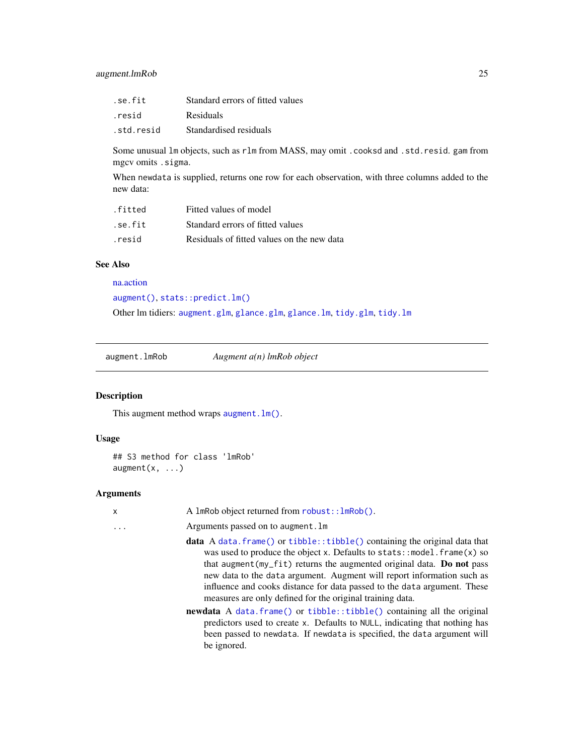| | |
|---|---|
| .se.fit | Standard errors of fitted values |
| .resid | Residuals |
| .std.resid | Standardised residuals |

Some unusual `lm` objects, such as `rlm` from MASS, may omit `.cooksd` and `.std.resid`. `gam` from mgcv omits `.sigma`.

When `newdata` is supplied, returns one row for each observation, with three columns added to the new data:

| | |
|---|---|
| .fitted | Fitted values of model |
| .se.fit | Standard errors of fitted values |
| .resid | Residuals of fitted values on the new data |

### See Also

na.action

`augment()`, `stats::predict.lm()`

Other lm tidiers: `augment.glm`, `glance.glm`, `glance.lm`, `tidy.glm`, `tidy.lm`

---

## augment.lmRob — *Augment a(n) lmRob object*

### Description

This augment method wraps `augment.lm()`.

### Usage

```
## S3 method for class 'lmRob'
augment(x, ...)
```

### Arguments

`x` A `lmRob` object returned from `robust::lmRob()`.

`...` Arguments passed on to `augment.lm`

- **data** A `data.frame()` or `tibble::tibble()` containing the original data that was used to produce the object `x`. Defaults to `stats::model.frame(x)` so that `augment(my_fit)` returns the augmented original data. **Do not** pass new data to the `data` argument. Augment will report information such as influence and cooks distance for data passed to the `data` argument. These measures are only defined for the original training data.
- **newdata** A `data.frame()` or `tibble::tibble()` containing all the original predictors used to create `x`. Defaults to `NULL`, indicating that nothing has been passed to `newdata`. If `newdata` is specified, the `data` argument will be ignored.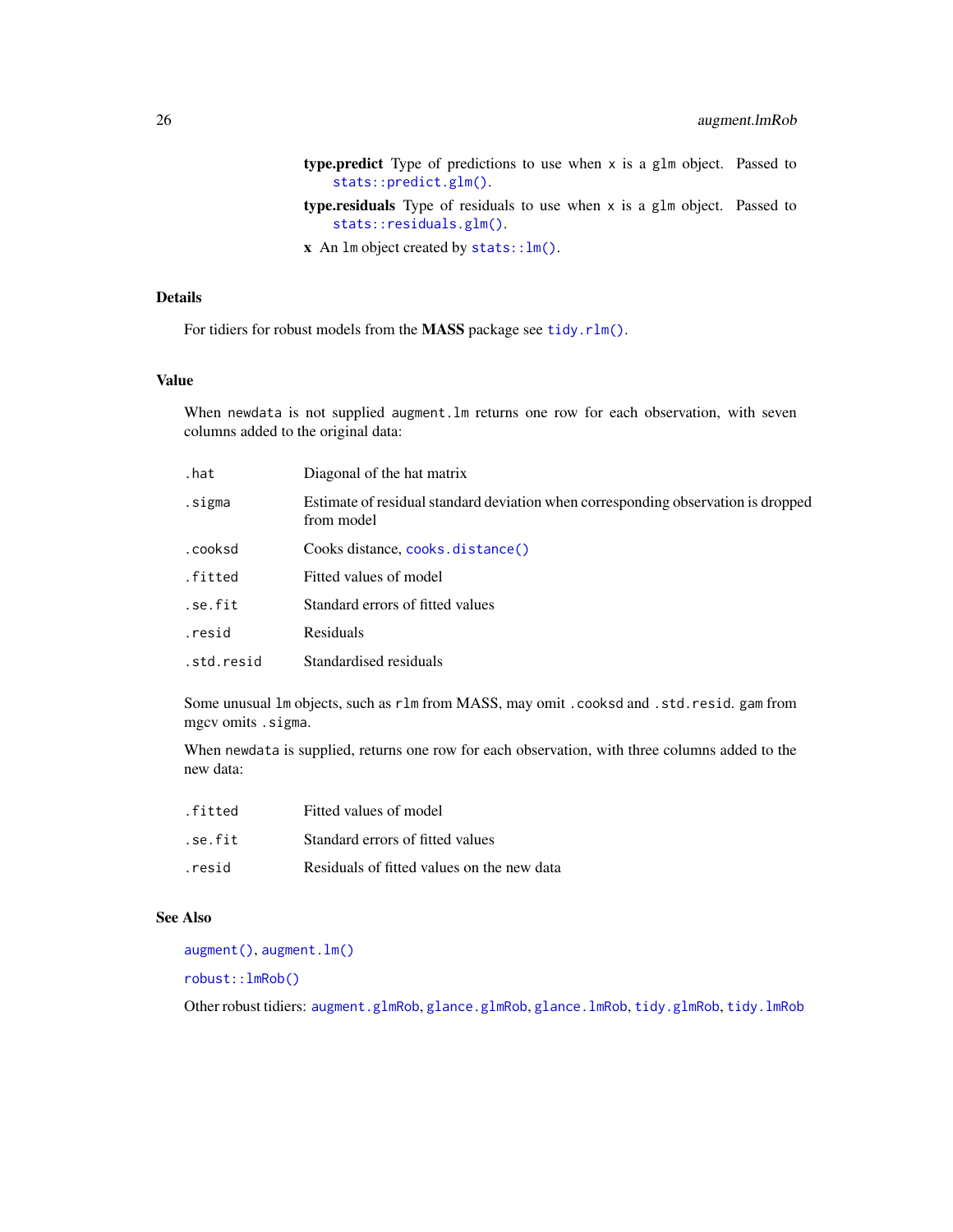**type.predict** Type of predictions to use when `x` is a `glm` object. Passed to `stats::predict.glm()`.

**type.residuals** Type of residuals to use when `x` is a `glm` object. Passed to `stats::residuals.glm()`.

**x** An `lm` object created by `stats::lm()`.

## Details

For tidiers for robust models from the **MASS** package see `tidy.rlm()`.

## Value

When `newdata` is not supplied `augment.lm` returns one row for each observation, with seven columns added to the original data:

| | |
|---|---|
| `.hat` | Diagonal of the hat matrix |
| `.sigma` | Estimate of residual standard deviation when corresponding observation is dropped from model |
| `.cooksd` | Cooks distance, `cooks.distance()` |
| `.fitted` | Fitted values of model |
| `.se.fit` | Standard errors of fitted values |
| `.resid` | Residuals |
| `.std.resid` | Standardised residuals |

Some unusual `lm` objects, such as `rlm` from MASS, may omit `.cooksd` and `.std.resid`. `gam` from mgcv omits `.sigma`.

When `newdata` is supplied, returns one row for each observation, with three columns added to the new data:

| | |
|---|---|
| `.fitted` | Fitted values of model |
| `.se.fit` | Standard errors of fitted values |
| `.resid` | Residuals of fitted values on the new data |

## See Also

`augment()`, `augment.lm()`

`robust::lmRob()`

Other robust tidiers: `augment.glmRob`, `glance.glmRob`, `glance.lmRob`, `tidy.glmRob`, `tidy.lmRob`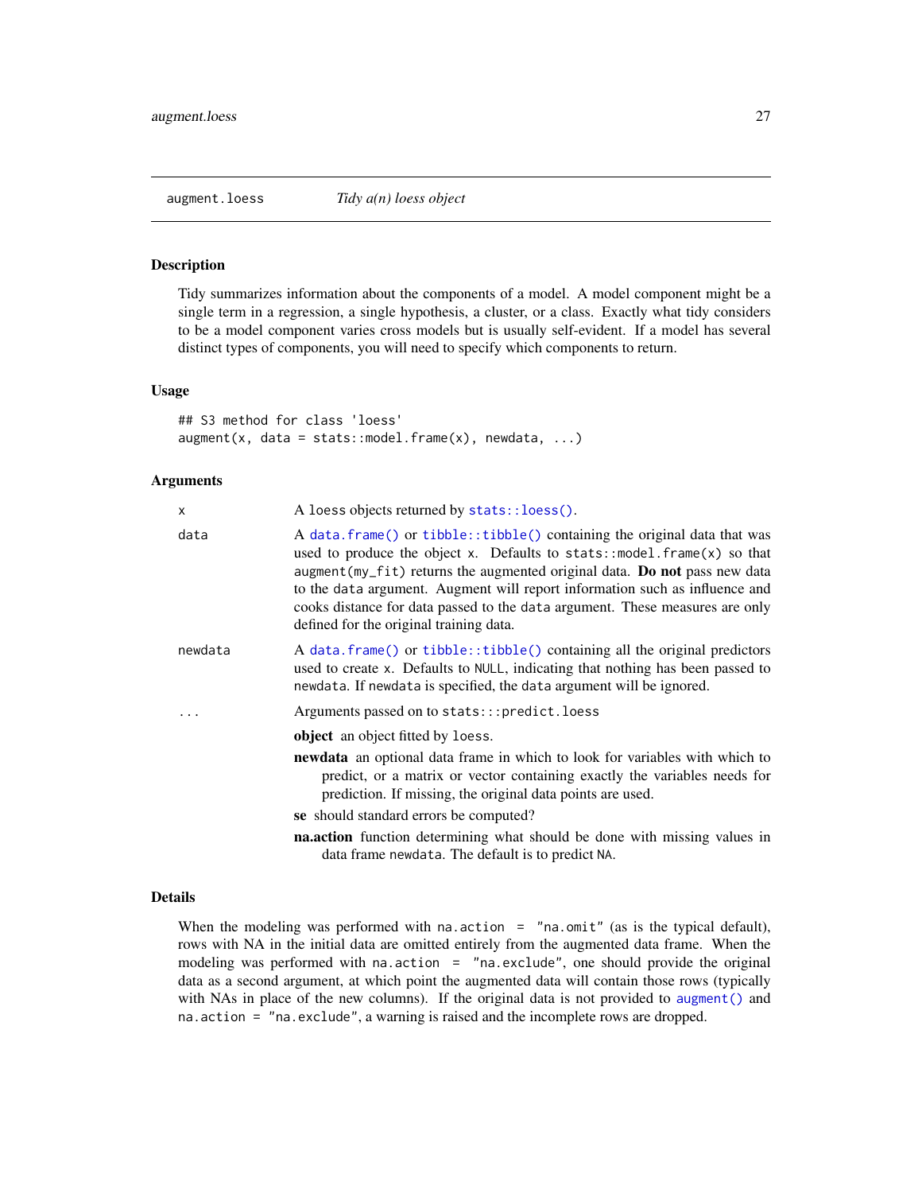augment.loess *Tidy a(n) loess object*

### Description

Tidy summarizes information about the components of a model. A model component might be a single term in a regression, a single hypothesis, a cluster, or a class. Exactly what tidy considers to be a model component varies cross models but is usually self-evident. If a model has several distinct types of components, you will need to specify which components to return.

### Usage

```
## S3 method for class 'loess'
augment(x, data = stats::model.frame(x), newdata, ...)
```

### Arguments

| | |
|---|---|
| x | A loess objects returned by `stats::loess()`. |
| data | A `data.frame()` or `tibble::tibble()` containing the original data that was used to produce the object x. Defaults to `stats::model.frame(x)` so that `augment(my_fit)` returns the augmented original data. **Do not** pass new data to the data argument. Augment will report information such as influence and cooks distance for data passed to the data argument. These measures are only defined for the original training data. |
| newdata | A `data.frame()` or `tibble::tibble()` containing all the original predictors used to create x. Defaults to NULL, indicating that nothing has been passed to newdata. If newdata is specified, the data argument will be ignored. |
| ... | Arguments passed on to `stats:::predict.loess`<br>**object** an object fitted by loess.<br>**newdata** an optional data frame in which to look for variables with which to predict, or a matrix or vector containing exactly the variables needs for prediction. If missing, the original data points are used.<br>**se** should standard errors be computed?<br>**na.action** function determining what should be done with missing values in data frame newdata. The default is to predict NA. |

### Details

When the modeling was performed with `na.action = "na.omit"` (as is the typical default), rows with NA in the initial data are omitted entirely from the augmented data frame. When the modeling was performed with `na.action = "na.exclude"`, one should provide the original data as a second argument, at which point the augmented data will contain those rows (typically with NAs in place of the new columns). If the original data is not provided to `augment()` and `na.action = "na.exclude"`, a warning is raised and the incomplete rows are dropped.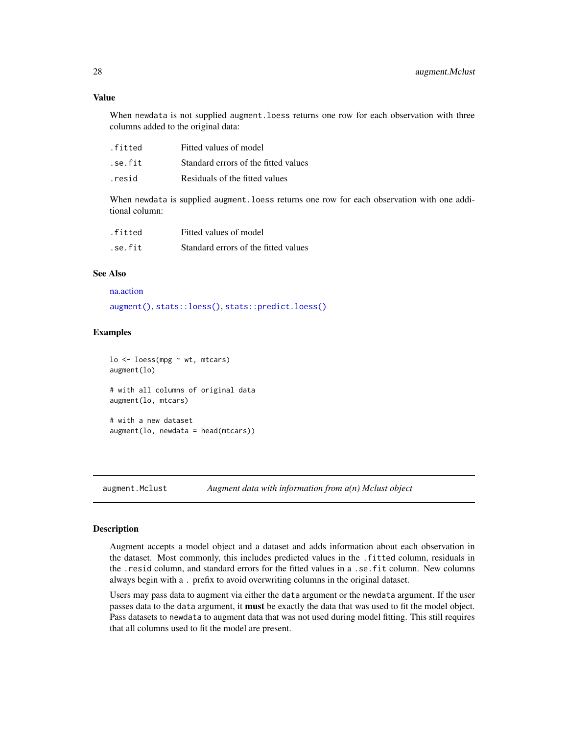## Value

When `newdata` is not supplied `augment.loess` returns one row for each observation with three columns added to the original data:

| | |
|---|---|
| `.fitted` | Fitted values of model |
| `.se.fit` | Standard errors of the fitted values |
| `.resid` | Residuals of the fitted values |

When `newdata` is supplied `augment.loess` returns one row for each observation with one additional column:

| | |
|---|---|
| `.fitted` | Fitted values of model |
| `.se.fit` | Standard errors of the fitted values |

## See Also

na.action

`augment()`, `stats::loess()`, `stats::predict.loess()`

## Examples

```
lo <- loess(mpg ~ wt, mtcars)
augment(lo)

# with all columns of original data
augment(lo, mtcars)

# with a new dataset
augment(lo, newdata = head(mtcars))
```

---

# augment.Mclust — *Augment data with information from a(n) Mclust object*

## Description

Augment accepts a model object and a dataset and adds information about each observation in the dataset. Most commonly, this includes predicted values in the `.fitted` column, residuals in the `.resid` column, and standard errors for the fitted values in a `.se.fit` column. New columns always begin with a `.` prefix to avoid overwriting columns in the original dataset.

Users may pass data to augment via either the `data` argument or the `newdata` argument. If the user passes data to the `data` argument, it **must** be exactly the data that was used to fit the model object. Pass datasets to `newdata` to augment data that was not used during model fitting. This still requires that all columns used to fit the model are present.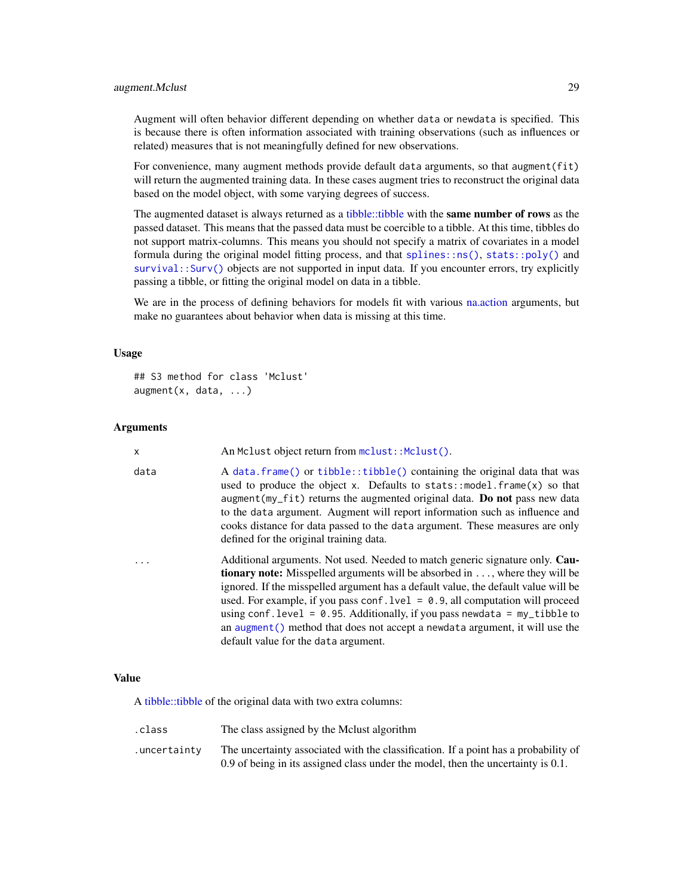Augment will often behavior different depending on whether `data` or `newdata` is specified. This is because there is often information associated with training observations (such as influences or related) measures that is not meaningfully defined for new observations.

For convenience, many augment methods provide default `data` arguments, so that `augment(fit)` will return the augmented training data. In these cases augment tries to reconstruct the original data based on the model object, with some varying degrees of success.

The augmented dataset is always returned as a tibble::tibble with the **same number of rows** as the passed dataset. This means that the passed data must be coercible to a tibble. At this time, tibbles do not support matrix-columns. This means you should not specify a matrix of covariates in a model formula during the original model fitting process, and that `splines::ns()`, `stats::poly()` and `survival::Surv()` objects are not supported in input data. If you encounter errors, try explicitly passing a tibble, or fitting the original model on data in a tibble.

We are in the process of defining behaviors for models fit with various na.action arguments, but make no guarantees about behavior when data is missing at this time.

### Usage

```
## S3 method for class 'Mclust'
augment(x, data, ...)
```

### Arguments

| | |
|---|---|
| x | An `Mclust` object return from `mclust::Mclust()`. |
| data | A `data.frame()` or `tibble::tibble()` containing the original data that was used to produce the object `x`. Defaults to `stats::model.frame(x)` so that `augment(my_fit)` returns the augmented original data. **Do not** pass new data to the `data` argument. Augment will report information such as influence and cooks distance for data passed to the `data` argument. These measures are only defined for the original training data. |
| ... | Additional arguments. Not used. Needed to match generic signature only. **Cautionary note:** Misspelled arguments will be absorbed in `...`, where they will be ignored. If the misspelled argument has a default value, the default value will be used. For example, if you pass `conf.lvel = 0.9`, all computation will proceed using `conf.level = 0.95`. Additionally, if you pass `newdata = my_tibble` to an `augment()` method that does not accept a `newdata` argument, it will use the default value for the `data` argument. |

### Value

A tibble::tibble of the original data with two extra columns:

| | |
|---|---|
| .class | The class assigned by the Mclust algorithm |
| .uncertainty | The uncertainty associated with the classification. If a point has a probability of 0.9 of being in its assigned class under the model, then the uncertainty is 0.1. |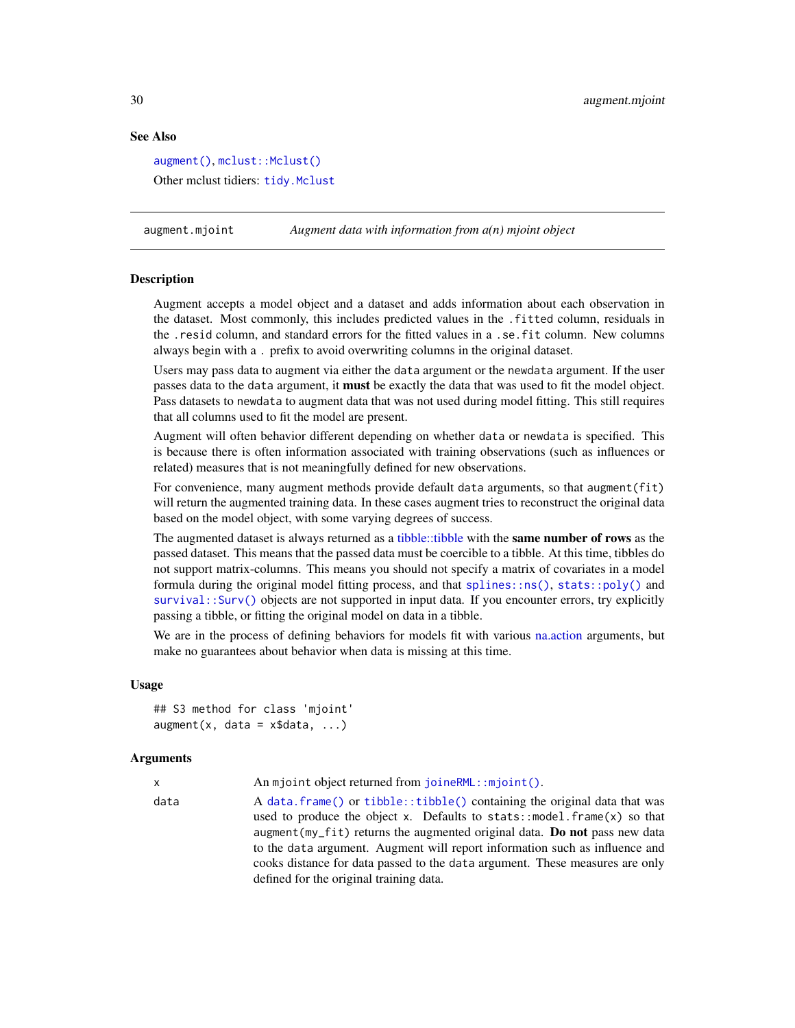### See Also

`augment()`, `mclust::Mclust()`

Other mclust tidiers: `tidy.Mclust`

## augment.mjoint — *Augment data with information from a(n) mjoint object*

### Description

Augment accepts a model object and a dataset and adds information about each observation in the dataset. Most commonly, this includes predicted values in the `.fitted` column, residuals in the `.resid` column, and standard errors for the fitted values in a `.se.fit` column. New columns always begin with a `.` prefix to avoid overwriting columns in the original dataset.

Users may pass data to augment via either the `data` argument or the `newdata` argument. If the user passes data to the `data` argument, it **must** be exactly the data that was used to fit the model object. Pass datasets to `newdata` to augment data that was not used during model fitting. This still requires that all columns used to fit the model are present.

Augment will often behavior different depending on whether `data` or `newdata` is specified. This is because there is often information associated with training observations (such as influences or related) measures that is not meaningfully defined for new observations.

For convenience, many augment methods provide default `data` arguments, so that `augment(fit)` will return the augmented training data. In these cases augment tries to reconstruct the original data based on the model object, with some varying degrees of success.

The augmented dataset is always returned as a tibble::tibble with the **same number of rows** as the passed dataset. This means that the passed data must be coercible to a tibble. At this time, tibbles do not support matrix-columns. This means you should not specify a matrix of covariates in a model formula during the original model fitting process, and that `splines::ns()`, `stats::poly()` and `survival::Surv()` objects are not supported in input data. If you encounter errors, try explicitly passing a tibble, or fitting the original model on data in a tibble.

We are in the process of defining behaviors for models fit with various na.action arguments, but make no guarantees about behavior when data is missing at this time.

### Usage

```
## S3 method for class 'mjoint'
augment(x, data = x$data, ...)
```

### Arguments

| | |
|---|---|
| `x` | An `mjoint` object returned from `joineRML::mjoint()`. |
| `data` | A `data.frame()` or `tibble::tibble()` containing the original data that was used to produce the object `x`. Defaults to `stats::model.frame(x)` so that `augment(my_fit)` returns the augmented original data. **Do not** pass new data to the `data` argument. Augment will report information such as influence and cooks distance for data passed to the `data` argument. These measures are only defined for the original training data. |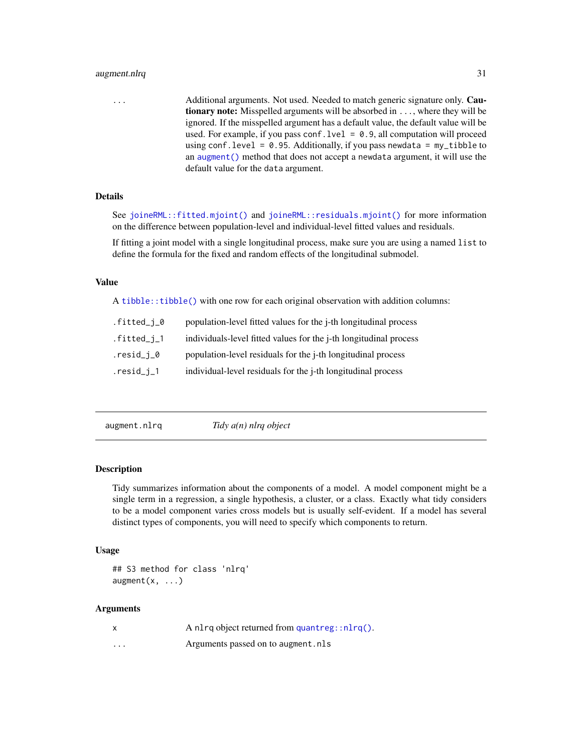| | |
|---|---|
| ... | Additional arguments. Not used. Needed to match generic signature only. **Cautionary note:** Misspelled arguments will be absorbed in `...`, where they will be ignored. If the misspelled argument has a default value, the default value will be used. For example, if you pass `conf.lvel = 0.9`, all computation will proceed using `conf.level = 0.95`. Additionally, if you pass `newdata = my_tibble` to an `augment()` method that does not accept a `newdata` argument, it will use the default value for the `data` argument. |

### Details

See `joineRML::fitted.mjoint()` and `joineRML::residuals.mjoint()` for more information on the difference between population-level and individual-level fitted values and residuals.

If fitting a joint model with a single longitudinal process, make sure you are using a named `list` to define the formula for the fixed and random effects of the longitudinal submodel.

### Value

A `tibble::tibble()` with one row for each original observation with addition columns:

| | |
|---|---|
| `.fitted_j_0` | population-level fitted values for the j-th longitudinal process |
| `.fitted_j_1` | individuals-level fitted values for the j-th longitudinal process |
| `.resid_j_0` | population-level residuals for the j-th longitudinal process |
| `.resid_j_1` | individual-level residuals for the j-th longitudinal process |

---

## augment.nlrq — *Tidy a(n) nlrq object*

### Description

Tidy summarizes information about the components of a model. A model component might be a single term in a regression, a single hypothesis, a cluster, or a class. Exactly what tidy considers to be a model component varies cross models but is usually self-evident. If a model has several distinct types of components, you will need to specify which components to return.

### Usage

```
## S3 method for class 'nlrq'
augment(x, ...)
```

### Arguments

| | |
|---|---|
| x | A `nlrq` object returned from `quantreg::nlrq()`. |
| ... | Arguments passed on to `augment.nls` |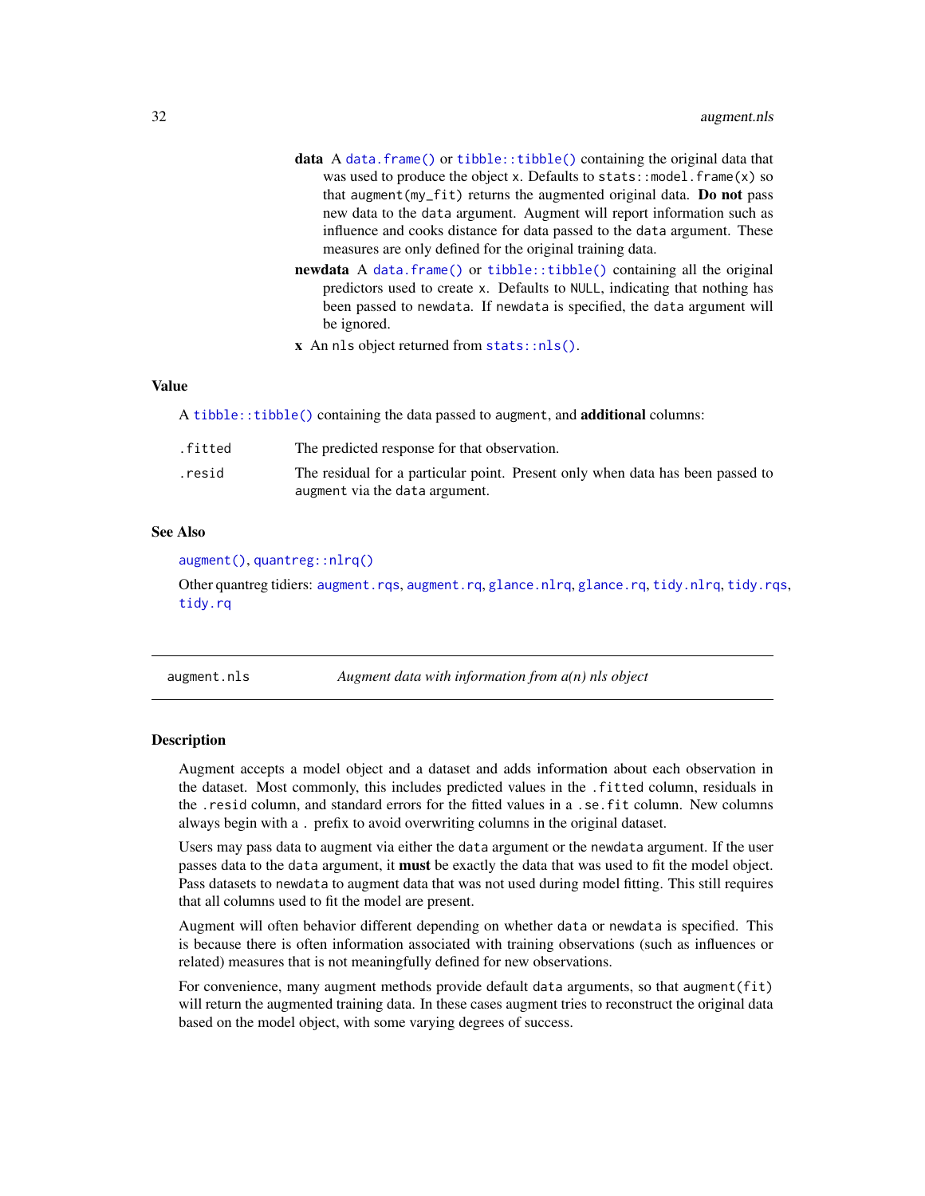**data** A `data.frame()` or `tibble::tibble()` containing the original data that was used to produce the object x. Defaults to `stats::model.frame(x)` so that `augment(my_fit)` returns the augmented original data. **Do not** pass new data to the `data` argument. Augment will report information such as influence and cooks distance for data passed to the `data` argument. These measures are only defined for the original training data.

**newdata** A `data.frame()` or `tibble::tibble()` containing all the original predictors used to create x. Defaults to `NULL`, indicating that nothing has been passed to `newdata`. If `newdata` is specified, the `data` argument will be ignored.

**x** An `nls` object returned from `stats::nls()`.

### Value

A `tibble::tibble()` containing the data passed to `augment`, and **additional** columns:

| | |
|---|---|
| `.fitted` | The predicted response for that observation. |
| `.resid` | The residual for a particular point. Present only when data has been passed to `augment` via the `data` argument. |

### See Also

`augment()`, `quantreg::nlrq()`

Other quantreg tidiers: `augment.rqs`, `augment.rq`, `glance.nlrq`, `glance.rq`, `tidy.nlrq`, `tidy.rqs`, `tidy.rq`

---

## augment.nls *Augment data with information from a(n) nls object*

### Description

Augment accepts a model object and a dataset and adds information about each observation in the dataset. Most commonly, this includes predicted values in the `.fitted` column, residuals in the `.resid` column, and standard errors for the fitted values in a `.se.fit` column. New columns always begin with a `.` prefix to avoid overwriting columns in the original dataset.

Users may pass data to augment via either the `data` argument or the `newdata` argument. If the user passes data to the `data` argument, it **must** be exactly the data that was used to fit the model object. Pass datasets to `newdata` to augment data that was not used during model fitting. This still requires that all columns used to fit the model are present.

Augment will often behavior different depending on whether `data` or `newdata` is specified. This is because there is often information associated with training observations (such as influences or related) measures that is not meaningfully defined for new observations.

For convenience, many augment methods provide default `data` arguments, so that `augment(fit)` will return the augmented training data. In these cases augment tries to reconstruct the original data based on the model object, with some varying degrees of success.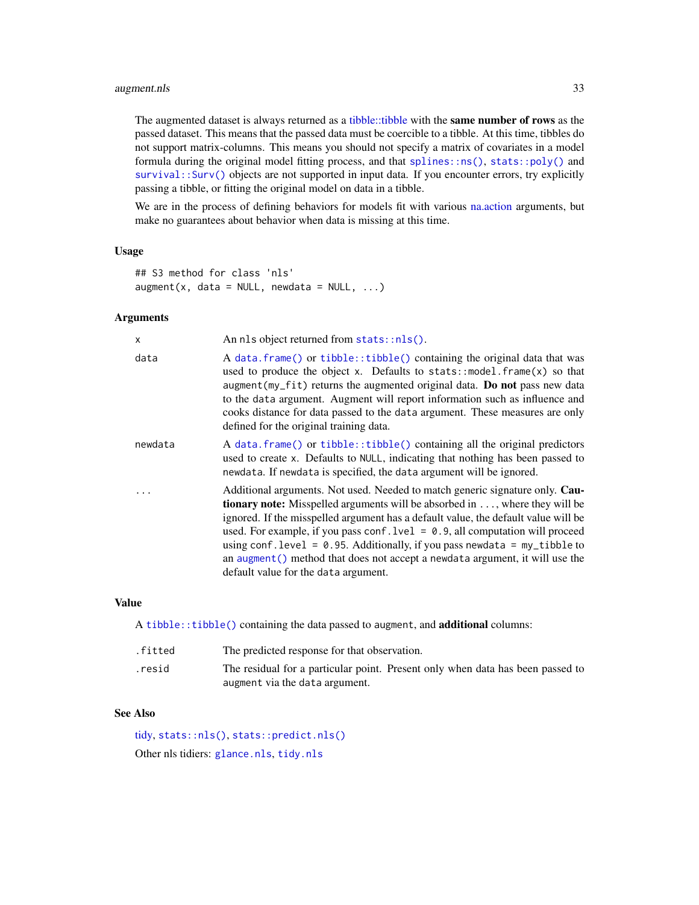The augmented dataset is always returned as a tibble::tibble with the **same number of rows** as the passed dataset. This means that the passed data must be coercible to a tibble. At this time, tibbles do not support matrix-columns. This means you should not specify a matrix of covariates in a model formula during the original model fitting process, and that `splines::ns()`, `stats::poly()` and `survival::Surv()` objects are not supported in input data. If you encounter errors, try explicitly passing a tibble, or fitting the original model on data in a tibble.

We are in the process of defining behaviors for models fit with various na.action arguments, but make no guarantees about behavior when data is missing at this time.

### Usage

```
## S3 method for class 'nls'
augment(x, data = NULL, newdata = NULL, ...)
```

### Arguments

| | |
|---|---|
| `x` | An `nls` object returned from `stats::nls()`. |
| `data` | A `data.frame()` or `tibble::tibble()` containing the original data that was used to produce the object `x`. Defaults to `stats::model.frame(x)` so that `augment(my_fit)` returns the augmented original data. **Do not** pass new data to the `data` argument. Augment will report information such as influence and cooks distance for data passed to the `data` argument. These measures are only defined for the original training data. |
| `newdata` | A `data.frame()` or `tibble::tibble()` containing all the original predictors used to create `x`. Defaults to `NULL`, indicating that nothing has been passed to `newdata`. If `newdata` is specified, the `data` argument will be ignored. |
| `...` | Additional arguments. Not used. Needed to match generic signature only. **Cautionary note:** Misspelled arguments will be absorbed in `...`, where they will be ignored. If the misspelled argument has a default value, the default value will be used. For example, if you pass `conf.lvel = 0.9`, all computation will proceed using `conf.level = 0.95`. Additionally, if you pass `newdata = my_tibble` to an `augment()` method that does not accept a `newdata` argument, it will use the default value for the `data` argument. |

### Value

A `tibble::tibble()` containing the data passed to `augment`, and **additional** columns:

| | |
|---|---|
| `.fitted` | The predicted response for that observation. |
| `.resid` | The residual for a particular point. Present only when data has been passed to `augment` via the `data` argument. |

### See Also

tidy, `stats::nls()`, `stats::predict.nls()`

Other nls tidiers: `glance.nls`, `tidy.nls`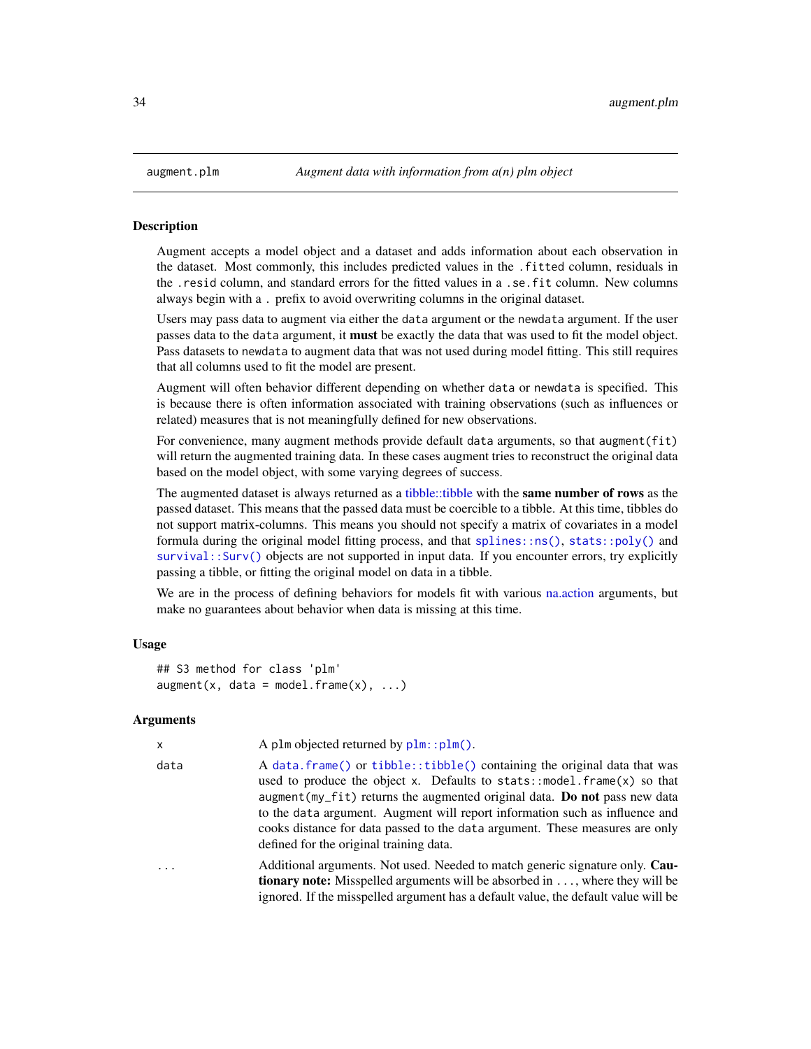augment.plm | *Augment data with information from a(n) plm object*

## Description

Augment accepts a model object and a dataset and adds information about each observation in the dataset. Most commonly, this includes predicted values in the `.fitted` column, residuals in the `.resid` column, and standard errors for the fitted values in a `.se.fit` column. New columns always begin with a `.` prefix to avoid overwriting columns in the original dataset.

Users may pass data to augment via either the `data` argument or the `newdata` argument. If the user passes data to the `data` argument, it **must** be exactly the data that was used to fit the model object. Pass datasets to `newdata` to augment data that was not used during model fitting. This still requires that all columns used to fit the model are present.

Augment will often behavior different depending on whether `data` or `newdata` is specified. This is because there is often information associated with training observations (such as influences or related) measures that is not meaningfully defined for new observations.

For convenience, many augment methods provide default `data` arguments, so that `augment(fit)` will return the augmented training data. In these cases augment tries to reconstruct the original data based on the model object, with some varying degrees of success.

The augmented dataset is always returned as a tibble::tibble with the **same number of rows** as the passed dataset. This means that the passed data must be coercible to a tibble. At this time, tibbles do not support matrix-columns. This means you should not specify a matrix of covariates in a model formula during the original model fitting process, and that `splines::ns()`, `stats::poly()` and `survival::Surv()` objects are not supported in input data. If you encounter errors, try explicitly passing a tibble, or fitting the original model on data in a tibble.

We are in the process of defining behaviors for models fit with various na.action arguments, but make no guarantees about behavior when data is missing at this time.

## Usage

```
## S3 method for class 'plm'
augment(x, data = model.frame(x), ...)
```

## Arguments

| | |
|---|---|
| `x` | A `plm` objected returned by `plm::plm()`. |
| `data` | A `data.frame()` or `tibble::tibble()` containing the original data that was used to produce the object `x`. Defaults to `stats::model.frame(x)` so that `augment(my_fit)` returns the augmented original data. **Do not** pass new data to the `data` argument. Augment will report information such as influence and cooks distance for data passed to the `data` argument. These measures are only defined for the original training data. |
| `...` | Additional arguments. Not used. Needed to match generic signature only. **Cautionary note:** Misspelled arguments will be absorbed in `...`, where they will be ignored. If the misspelled argument has a default value, the default value will be |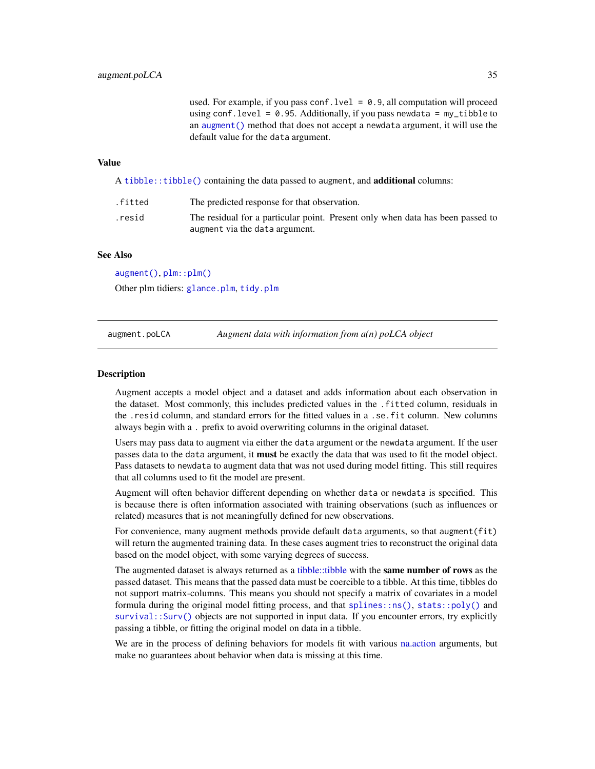used. For example, if you pass `conf.lvel = 0.9`, all computation will proceed using `conf.level = 0.95`. Additionally, if you pass `newdata = my_tibble` to an `augment()` method that does not accept a `newdata` argument, it will use the default value for the `data` argument.

## Value

A `tibble::tibble()` containing the data passed to `augment`, and **additional** columns:

| | |
|---|---|
| `.fitted` | The predicted response for that observation. |
| `.resid` | The residual for a particular point. Present only when data has been passed to `augment` via the `data` argument. |

## See Also

`augment()`, `plm::plm()`

Other plm tidiers: `glance.plm`, `tidy.plm`

---

# augment.poLCA — *Augment data with information from a(n) poLCA object*

## Description

Augment accepts a model object and a dataset and adds information about each observation in the dataset. Most commonly, this includes predicted values in the `.fitted` column, residuals in the `.resid` column, and standard errors for the fitted values in a `.se.fit` column. New columns always begin with a `.` prefix to avoid overwriting columns in the original dataset.

Users may pass data to augment via either the `data` argument or the `newdata` argument. If the user passes data to the `data` argument, it **must** be exactly the data that was used to fit the model object. Pass datasets to `newdata` to augment data that was not used during model fitting. This still requires that all columns used to fit the model are present.

Augment will often behavior different depending on whether `data` or `newdata` is specified. This is because there is often information associated with training observations (such as influences or related) measures that is not meaningfully defined for new observations.

For convenience, many augment methods provide default `data` arguments, so that `augment(fit)` will return the augmented training data. In these cases augment tries to reconstruct the original data based on the model object, with some varying degrees of success.

The augmented dataset is always returned as a tibble::tibble with the **same number of rows** as the passed dataset. This means that the passed data must be coercible to a tibble. At this time, tibbles do not support matrix-columns. This means you should not specify a matrix of covariates in a model formula during the original model fitting process, and that `splines::ns()`, `stats::poly()` and `survival::Surv()` objects are not supported in input data. If you encounter errors, try explicitly passing a tibble, or fitting the original model on data in a tibble.

We are in the process of defining behaviors for models fit with various na.action arguments, but make no guarantees about behavior when data is missing at this time.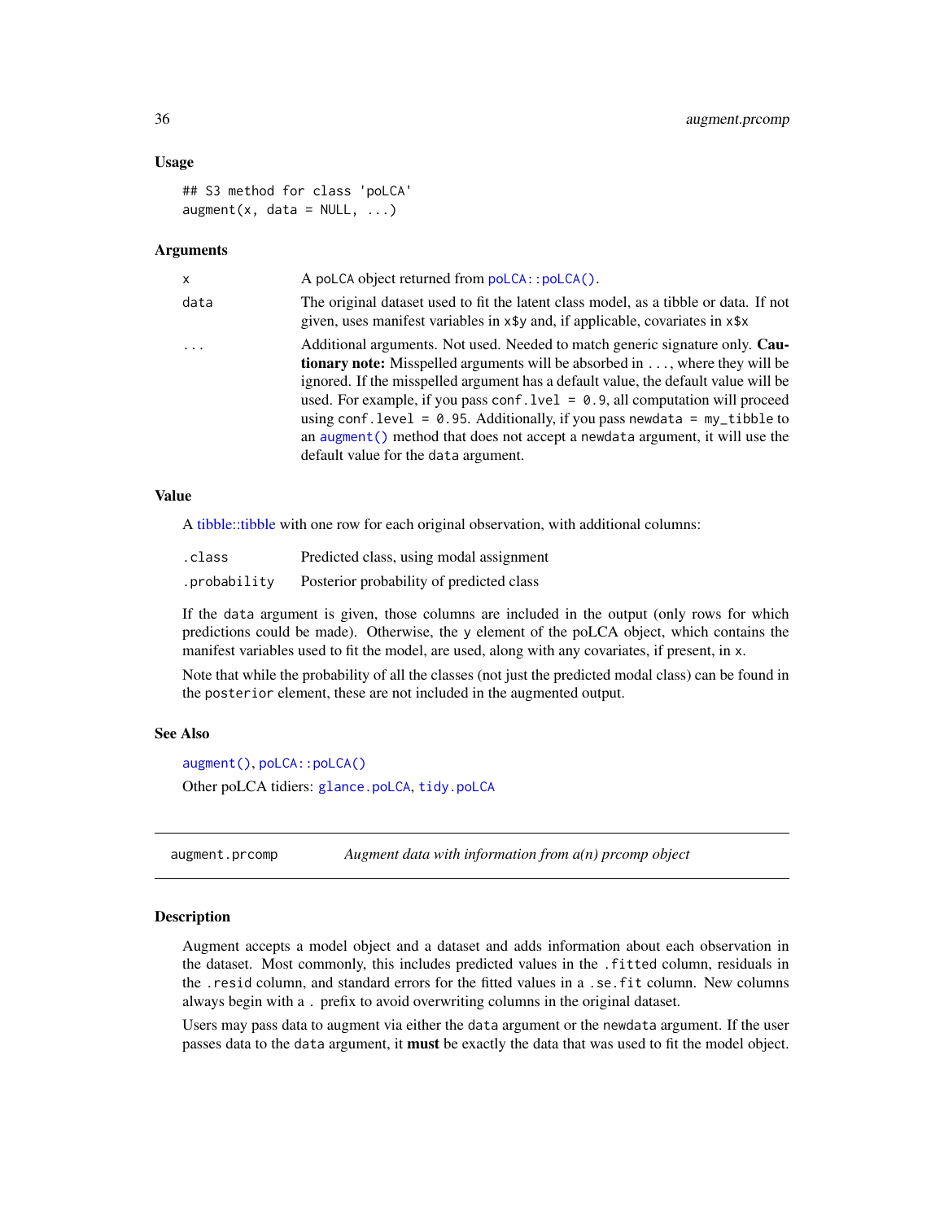### Usage

```
## S3 method for class 'poLCA'
augment(x, data = NULL, ...)
```

### Arguments

| | |
|---|---|
| x | A poLCA object returned from `poLCA::poLCA()`. |
| data | The original dataset used to fit the latent class model, as a tibble or data. If not given, uses manifest variables in `x$y` and, if applicable, covariates in `x$x` |
| ... | Additional arguments. Not used. Needed to match generic signature only. **Cautionary note:** Misspelled arguments will be absorbed in `...`, where they will be ignored. If the misspelled argument has a default value, the default value will be used. For example, if you pass `conf.lvel = 0.9`, all computation will proceed using `conf.level = 0.95`. Additionally, if you pass `newdata = my_tibble` to an `augment()` method that does not accept a `newdata` argument, it will use the default value for the `data` argument. |

### Value

A tibble::tibble with one row for each original observation, with additional columns:

| | |
|---|---|
| .class | Predicted class, using modal assignment |
| .probability | Posterior probability of predicted class |

If the `data` argument is given, those columns are included in the output (only rows for which predictions could be made). Otherwise, the `y` element of the poLCA object, which contains the manifest variables used to fit the model, are used, along with any covariates, if present, in `x`.

Note that while the probability of all the classes (not just the predicted modal class) can be found in the `posterior` element, these are not included in the augmented output.

### See Also

`augment()`, `poLCA::poLCA()`

Other poLCA tidiers: `glance.poLCA`, `tidy.poLCA`

---

## augment.prcomp — *Augment data with information from a(n) prcomp object*

### Description

Augment accepts a model object and a dataset and adds information about each observation in the dataset. Most commonly, this includes predicted values in the `.fitted` column, residuals in the `.resid` column, and standard errors for the fitted values in a `.se.fit` column. New columns always begin with a `.` prefix to avoid overwriting columns in the original dataset.

Users may pass data to augment via either the `data` argument or the `newdata` argument. If the user passes data to the `data` argument, it **must** be exactly the data that was used to fit the model object.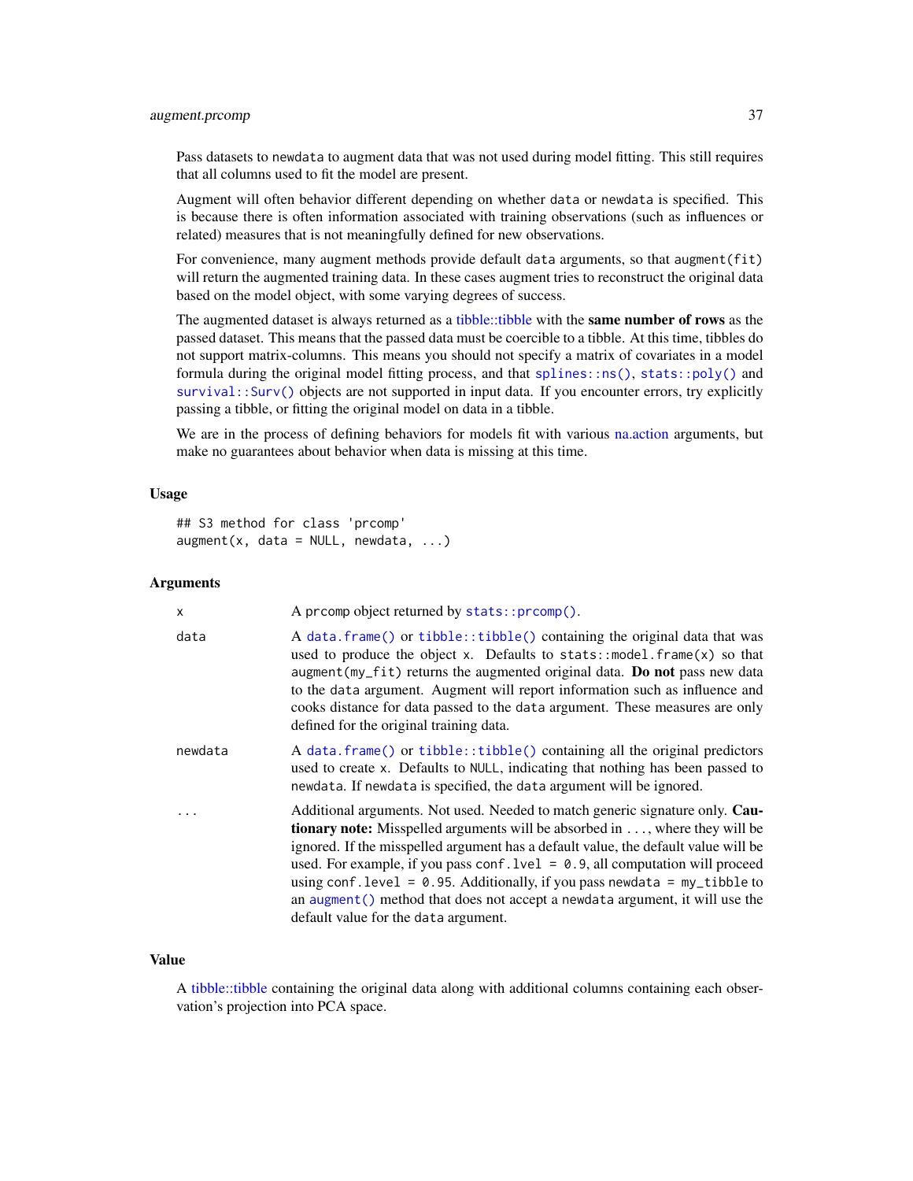Pass datasets to `newdata` to augment data that was not used during model fitting. This still requires that all columns used to fit the model are present.

Augment will often behavior different depending on whether `data` or `newdata` is specified. This is because there is often information associated with training observations (such as influences or related) measures that is not meaningfully defined for new observations.

For convenience, many augment methods provide default `data` arguments, so that `augment(fit)` will return the augmented training data. In these cases augment tries to reconstruct the original data based on the model object, with some varying degrees of success.

The augmented dataset is always returned as a tibble::tibble with the **same number of rows** as the passed dataset. This means that the passed data must be coercible to a tibble. At this time, tibbles do not support matrix-columns. This means you should not specify a matrix of covariates in a model formula during the original model fitting process, and that `splines::ns()`, `stats::poly()` and `survival::Surv()` objects are not supported in input data. If you encounter errors, try explicitly passing a tibble, or fitting the original model on data in a tibble.

We are in the process of defining behaviors for models fit with various na.action arguments, but make no guarantees about behavior when data is missing at this time.

## Usage

```
## S3 method for class 'prcomp'
augment(x, data = NULL, newdata, ...)
```

## Arguments

| | |
|---|---|
| `x` | A `prcomp` object returned by `stats::prcomp()`. |
| `data` | A `data.frame()` or `tibble::tibble()` containing the original data that was used to produce the object `x`. Defaults to `stats::model.frame(x)` so that `augment(my_fit)` returns the augmented original data. **Do not** pass new data to the `data` argument. Augment will report information such as influence and cooks distance for data passed to the `data` argument. These measures are only defined for the original training data. |
| `newdata` | A `data.frame()` or `tibble::tibble()` containing all the original predictors used to create `x`. Defaults to `NULL`, indicating that nothing has been passed to `newdata`. If `newdata` is specified, the `data` argument will be ignored. |
| `...` | Additional arguments. Not used. Needed to match generic signature only. **Cautionary note:** Misspelled arguments will be absorbed in `...`, where they will be ignored. If the misspelled argument has a default value, the default value will be used. For example, if you pass `conf.lvel = 0.9`, all computation will proceed using `conf.level = 0.95`. Additionally, if you pass `newdata = my_tibble` to an `augment()` method that does not accept a `newdata` argument, it will use the default value for the `data` argument. |

## Value

A tibble::tibble containing the original data along with additional columns containing each observation's projection into PCA space.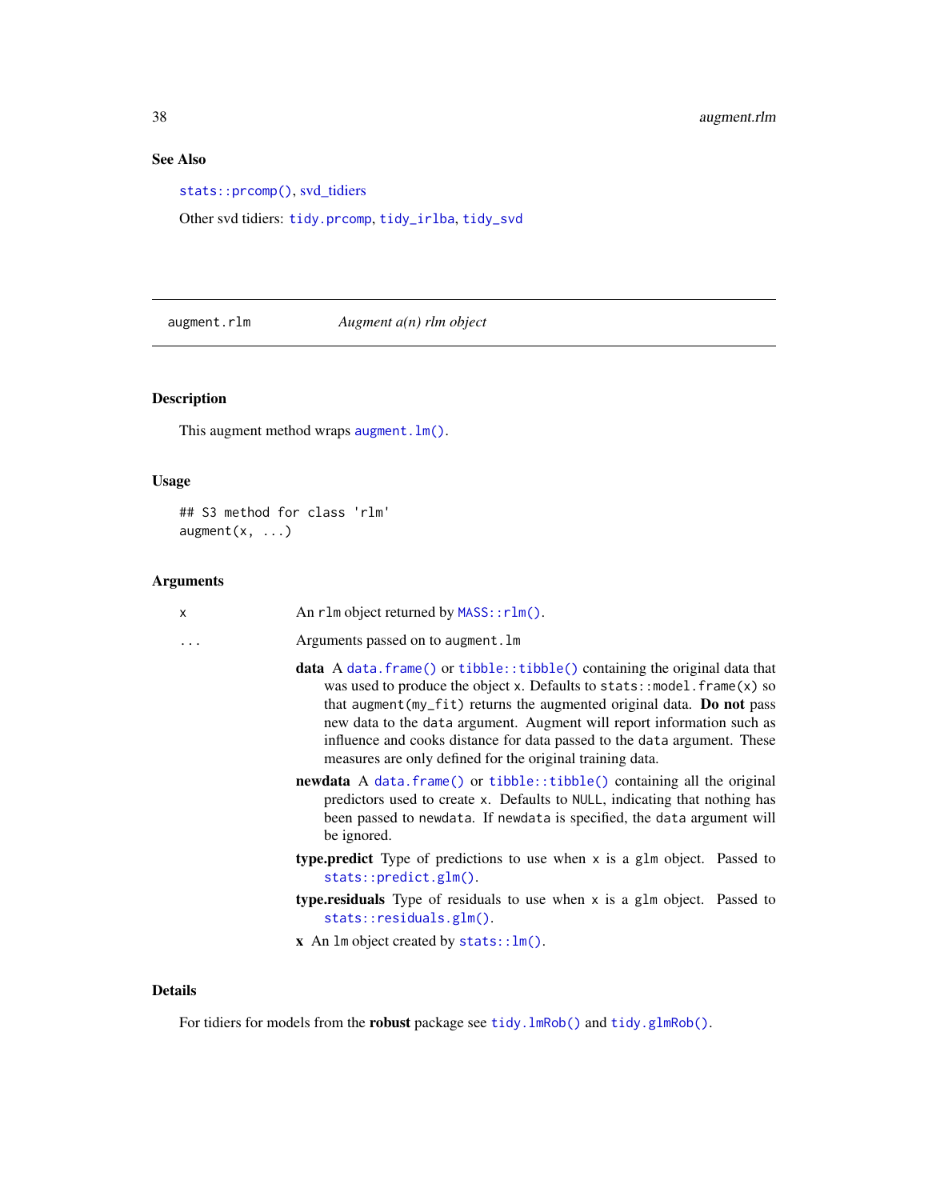### See Also

`stats::prcomp()`, svd_tidiers

Other svd tidiers: `tidy.prcomp`, `tidy_irlba`, `tidy_svd`

---

## augment.rlm — *Augment a(n) rlm object*

---

### Description

This augment method wraps `augment.lm()`.

### Usage

```
## S3 method for class 'rlm'
augment(x, ...)
```

### Arguments

`x` — An `rlm` object returned by `MASS::rlm()`.

`...` — Arguments passed on to `augment.lm`

- **data** A `data.frame()` or `tibble::tibble()` containing the original data that was used to produce the object `x`. Defaults to `stats::model.frame(x)` so that `augment(my_fit)` returns the augmented original data. **Do not** pass new data to the `data` argument. Augment will report information such as influence and cooks distance for data passed to the `data` argument. These measures are only defined for the original training data.
- **newdata** A `data.frame()` or `tibble::tibble()` containing all the original predictors used to create `x`. Defaults to `NULL`, indicating that nothing has been passed to `newdata`. If `newdata` is specified, the `data` argument will be ignored.
- **type.predict** Type of predictions to use when `x` is a `glm` object. Passed to `stats::predict.glm()`.
- **type.residuals** Type of residuals to use when `x` is a `glm` object. Passed to `stats::residuals.glm()`.
- **x** An `lm` object created by `stats::lm()`.

### Details

For tidiers for models from the **robust** package see `tidy.lmRob()` and `tidy.glmRob()`.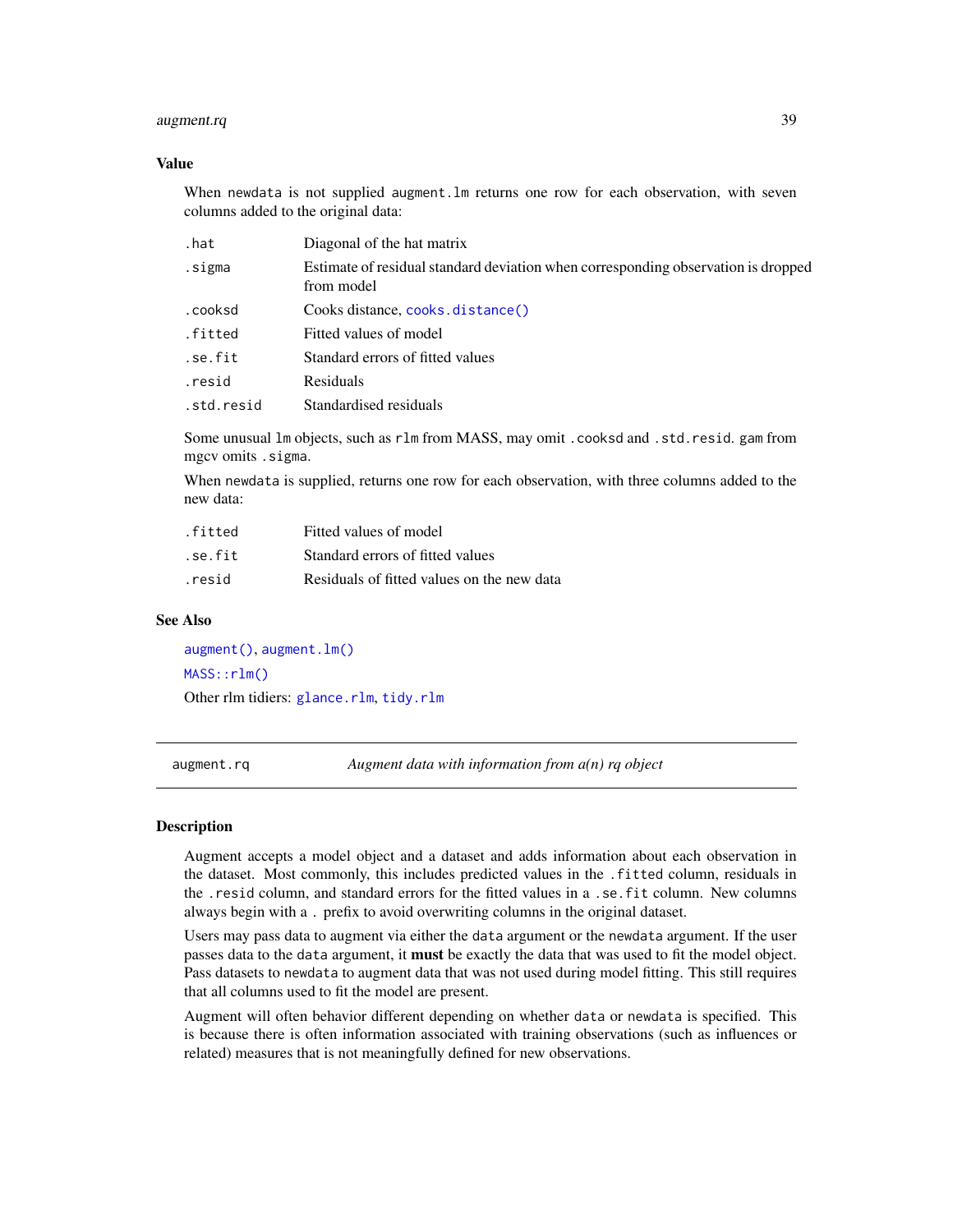### Value

When `newdata` is not supplied `augment.lm` returns one row for each observation, with seven columns added to the original data:

| | |
|---|---|
| `.hat` | Diagonal of the hat matrix |
| `.sigma` | Estimate of residual standard deviation when corresponding observation is dropped from model |
| `.cooksd` | Cooks distance, `cooks.distance()` |
| `.fitted` | Fitted values of model |
| `.se.fit` | Standard errors of fitted values |
| `.resid` | Residuals |
| `.std.resid` | Standardised residuals |

Some unusual `lm` objects, such as `rlm` from MASS, may omit `.cooksd` and `.std.resid`. `gam` from mgcv omits `.sigma`.

When `newdata` is supplied, returns one row for each observation, with three columns added to the new data:

| | |
|---|---|
| `.fitted` | Fitted values of model |
| `.se.fit` | Standard errors of fitted values |
| `.resid` | Residuals of fitted values on the new data |

### See Also

`augment()`, `augment.lm()`

`MASS::rlm()`

Other rlm tidiers: `glance.rlm`, `tidy.rlm`

---

## augment.rq — *Augment data with information from a(n) rq object*

### Description

Augment accepts a model object and a dataset and adds information about each observation in the dataset. Most commonly, this includes predicted values in the `.fitted` column, residuals in the `.resid` column, and standard errors for the fitted values in a `.se.fit` column. New columns always begin with a `.` prefix to avoid overwriting columns in the original dataset.

Users may pass data to augment via either the `data` argument or the `newdata` argument. If the user passes data to the `data` argument, it **must** be exactly the data that was used to fit the model object. Pass datasets to `newdata` to augment data that was not used during model fitting. This still requires that all columns used to fit the model are present.

Augment will often behavior different depending on whether `data` or `newdata` is specified. This is because there is often information associated with training observations (such as influences or related) measures that is not meaningfully defined for new observations.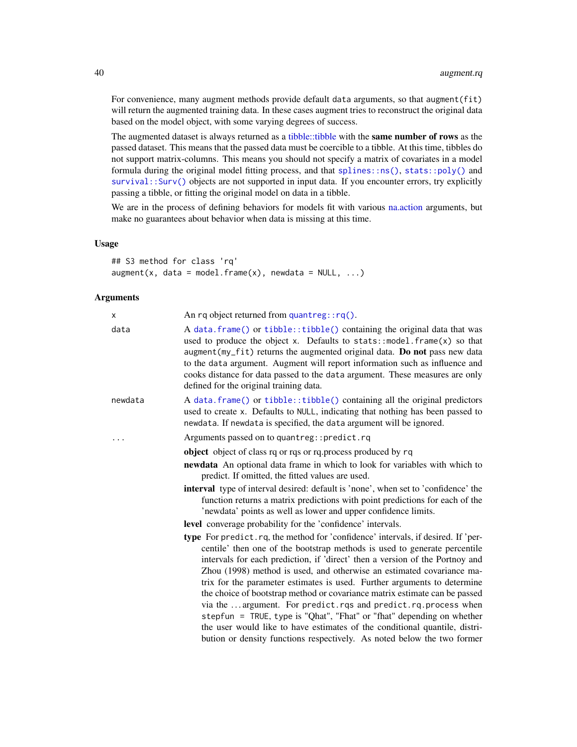For convenience, many augment methods provide default `data` arguments, so that `augment(fit)` will return the augmented training data. In these cases augment tries to reconstruct the original data based on the model object, with some varying degrees of success.

The augmented dataset is always returned as a tibble::tibble with the **same number of rows** as the passed dataset. This means that the passed data must be coercible to a tibble. At this time, tibbles do not support matrix-columns. This means you should not specify a matrix of covariates in a model formula during the original model fitting process, and that `splines::ns()`, `stats::poly()` and `survival::Surv()` objects are not supported in input data. If you encounter errors, try explicitly passing a tibble, or fitting the original model on data in a tibble.

We are in the process of defining behaviors for models fit with various na.action arguments, but make no guarantees about behavior when data is missing at this time.

### Usage

```
## S3 method for class 'rq'
augment(x, data = model.frame(x), newdata = NULL, ...)
```

### Arguments

- `x` An `rq` object returned from `quantreg::rq()`.
- `data` A `data.frame()` or `tibble::tibble()` containing the original data that was used to produce the object `x`. Defaults to `stats::model.frame(x)` so that `augment(my_fit)` returns the augmented original data. **Do not** pass new data to the `data` argument. Augment will report information such as influence and cooks distance for data passed to the `data` argument. These measures are only defined for the original training data.
- `newdata` A `data.frame()` or `tibble::tibble()` containing all the original predictors used to create `x`. Defaults to `NULL`, indicating that nothing has been passed to `newdata`. If `newdata` is specified, the `data` argument will be ignored.
- `...` Arguments passed on to `quantreg::predict.rq`

  **object** object of class rq or rqs or rq.process produced by rq

  **newdata** An optional data frame in which to look for variables with which to predict. If omitted, the fitted values are used.

  **interval** type of interval desired: default is 'none', when set to 'confidence' the function returns a matrix predictions with point predictions for each of the 'newdata' points as well as lower and upper confidence limits.

  **level** converage probability for the 'confidence' intervals.

  **type** For `predict.rq`, the method for 'confidence' intervals, if desired. If 'percentile' then one of the bootstrap methods is used to generate percentile intervals for each prediction, if 'direct' then a version of the Portnoy and Zhou (1998) method is used, and otherwise an estimated covariance matrix for the parameter estimates is used. Further arguments to determine the choice of bootstrap method or covariance matrix estimate can be passed via the ... argument. For `predict.rqs` and `predict.rq.process` when `stepfun = TRUE`, type is "Qhat", "Fhat" or "fhat" depending on whether the user would like to have estimates of the conditional quantile, distribution or density functions respectively. As noted below the two former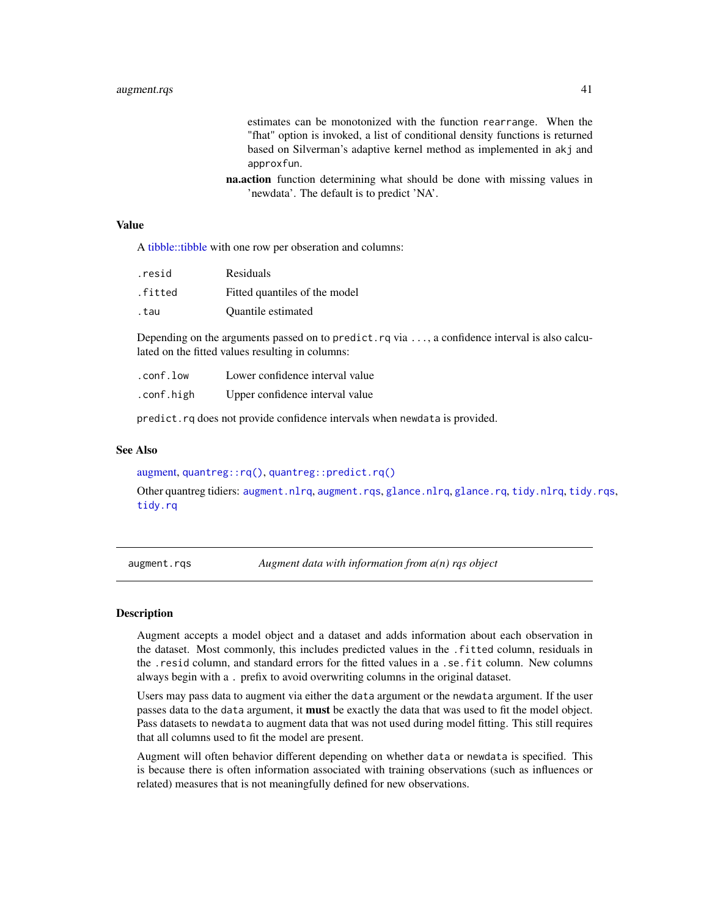estimates can be monotonized with the function `rearrange`. When the "fhat" option is invoked, a list of conditional density functions is returned based on Silverman's adaptive kernel method as implemented in `akj` and `approxfun`.

**na.action** function determining what should be done with missing values in 'newdata'. The default is to predict 'NA'.

### Value

A tibble::tibble with one row per observation and columns:

| | |
|---|---|
| `.resid` | Residuals |
| `.fitted` | Fitted quantiles of the model |
| `.tau` | Quantile estimated |

Depending on the arguments passed on to `predict.rq` via `...`, a confidence interval is also calculated on the fitted values resulting in columns:

| | |
|---|---|
| `.conf.low` | Lower confidence interval value |
| `.conf.high` | Upper confidence interval value |

`predict.rq` does not provide confidence intervals when `newdata` is provided.

### See Also

augment, `quantreg::rq()`, `quantreg::predict.rq()`

Other quantreg tidiers: `augment.nlrq`, `augment.rqs`, `glance.nlrq`, `glance.rq`, `tidy.nlrq`, `tidy.rqs`, `tidy.rq`

---

## augment.rqs — *Augment data with information from a(n) rqs object*

### Description

Augment accepts a model object and a dataset and adds information about each observation in the dataset. Most commonly, this includes predicted values in the `.fitted` column, residuals in the `.resid` column, and standard errors for the fitted values in a `.se.fit` column. New columns always begin with a `.` prefix to avoid overwriting columns in the original dataset.

Users may pass data to augment via either the `data` argument or the `newdata` argument. If the user passes data to the `data` argument, it **must** be exactly the data that was used to fit the model object. Pass datasets to `newdata` to augment data that was not used during model fitting. This still requires that all columns used to fit the model are present.

Augment will often behavior different depending on whether `data` or `newdata` is specified. This is because there is often information associated with training observations (such as influences or related) measures that is not meaningfully defined for new observations.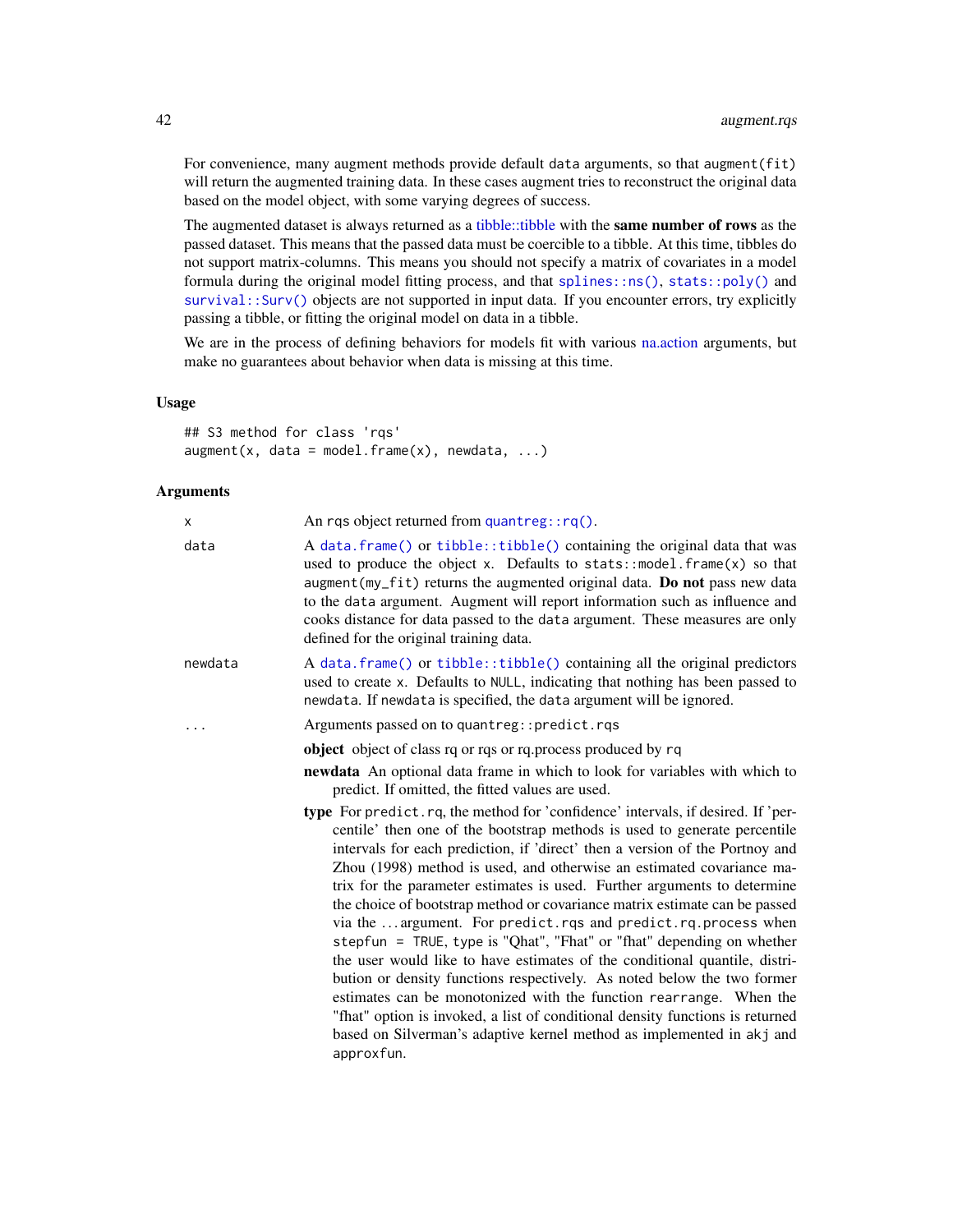For convenience, many augment methods provide default `data` arguments, so that `augment(fit)` will return the augmented training data. In these cases augment tries to reconstruct the original data based on the model object, with some varying degrees of success.

The augmented dataset is always returned as a tibble::tibble with the **same number of rows** as the passed dataset. This means that the passed data must be coercible to a tibble. At this time, tibbles do not support matrix-columns. This means you should not specify a matrix of covariates in a model formula during the original model fitting process, and that `splines::ns()`, `stats::poly()` and `survival::Surv()` objects are not supported in input data. If you encounter errors, try explicitly passing a tibble, or fitting the original model on data in a tibble.

We are in the process of defining behaviors for models fit with various na.action arguments, but make no guarantees about behavior when data is missing at this time.

### Usage

```
## S3 method for class 'rqs'
augment(x, data = model.frame(x), newdata, ...)
```

### Arguments

| | |
|---|---|
| `x` | An rqs object returned from `quantreg::rq()`. |
| `data` | A `data.frame()` or `tibble::tibble()` containing the original data that was used to produce the object `x`. Defaults to `stats::model.frame(x)` so that `augment(my_fit)` returns the augmented original data. **Do not** pass new data to the `data` argument. Augment will report information such as influence and cooks distance for data passed to the `data` argument. These measures are only defined for the original training data. |
| `newdata` | A `data.frame()` or `tibble::tibble()` containing all the original predictors used to create `x`. Defaults to `NULL`, indicating that nothing has been passed to `newdata`. If `newdata` is specified, the `data` argument will be ignored. |
| `...` | Arguments passed on to `quantreg::predict.rqs` |

**object** object of class rq or rqs or rq.process produced by `rq`

**newdata** An optional data frame in which to look for variables with which to predict. If omitted, the fitted values are used.

**type** For `predict.rq`, the method for 'confidence' intervals, if desired. If 'percentile' then one of the bootstrap methods is used to generate percentile intervals for each prediction, if 'direct' then a version of the Portnoy and Zhou (1998) method is used, and otherwise an estimated covariance matrix for the parameter estimates is used. Further arguments to determine the choice of bootstrap method or covariance matrix estimate can be passed via the ... argument. For `predict.rqs` and `predict.rq.process` when `stepfun = TRUE`, type is "Qhat", "Fhat" or "fhat" depending on whether the user would like to have estimates of the conditional quantile, distribution or density functions respectively. As noted below the two former estimates can be monotonized with the function `rearrange`. When the "fhat" option is invoked, a list of conditional density functions is returned based on Silverman's adaptive kernel method as implemented in `akj` and `approxfun`.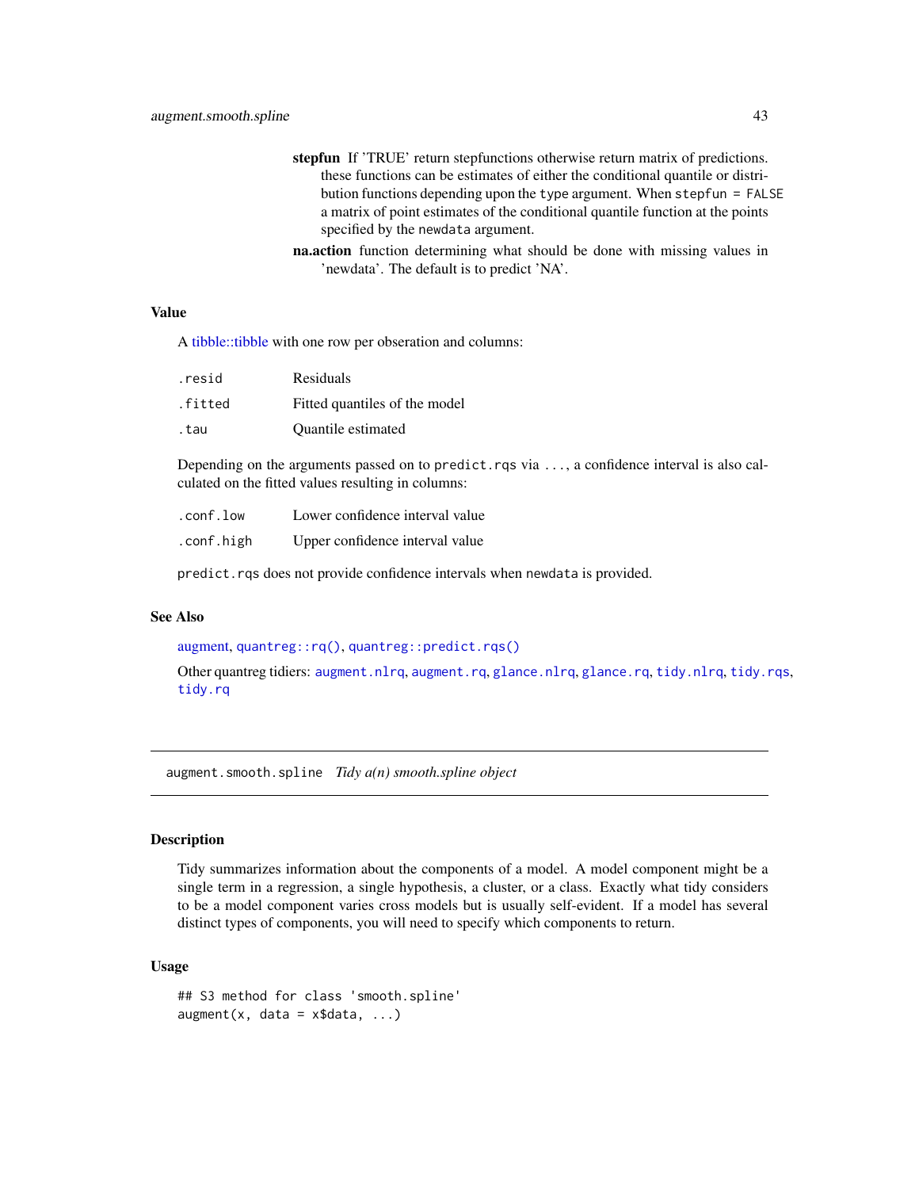**stepfun** If 'TRUE' return stepfunctions otherwise return matrix of predictions. these functions can be estimates of either the conditional quantile or distribution functions depending upon the `type` argument. When `stepfun = FALSE` a matrix of point estimates of the conditional quantile function at the points specified by the `newdata` argument.

**na.action** function determining what should be done with missing values in 'newdata'. The default is to predict 'NA'.

### Value

A tibble::tibble with one row per obseration and columns:

| | |
|---|---|
| `.resid` | Residuals |
| `.fitted` | Fitted quantiles of the model |
| `.tau` | Quantile estimated |

Depending on the arguments passed on to `predict.rqs` via `...`, a confidence interval is also calculated on the fitted values resulting in columns:

| | |
|---|---|
| `.conf.low` | Lower confidence interval value |
| `.conf.high` | Upper confidence interval value |

`predict.rqs` does not provide confidence intervals when `newdata` is provided.

### See Also

augment, `quantreg::rq()`, `quantreg::predict.rqs()`

Other quantreg tidiers: `augment.nlrq`, `augment.rq`, `glance.nlrq`, `glance.rq`, `tidy.nlrq`, `tidy.rqs`, `tidy.rq`

---

## `augment.smooth.spline` *Tidy a(n) smooth.spline object*

### Description

Tidy summarizes information about the components of a model. A model component might be a single term in a regression, a single hypothesis, a cluster, or a class. Exactly what tidy considers to be a model component varies cross models but is usually self-evident. If a model has several distinct types of components, you will need to specify which components to return.

### Usage

```
## S3 method for class 'smooth.spline'
augment(x, data = x$data, ...)
```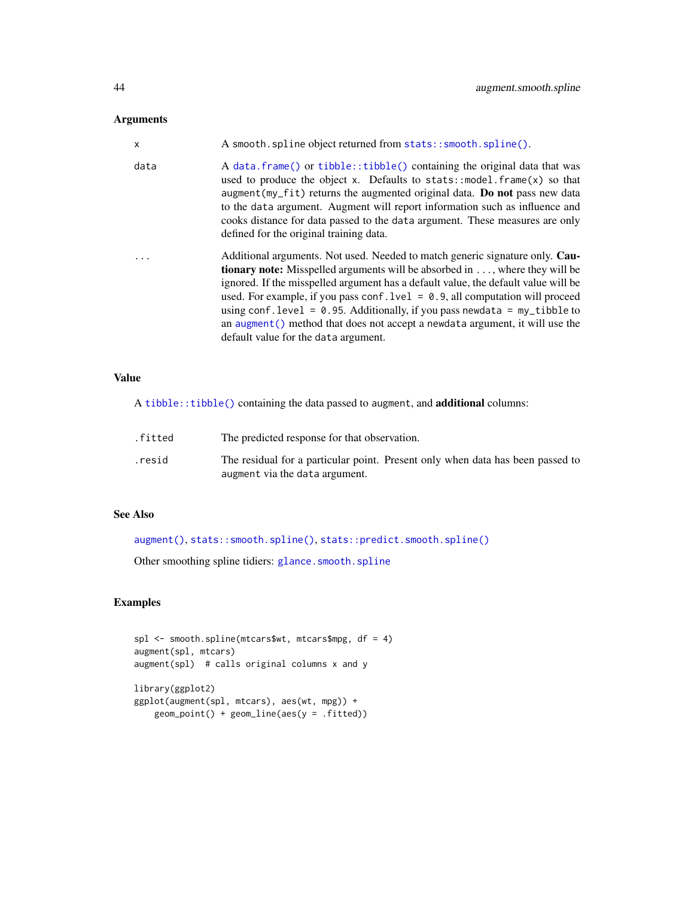## Arguments

| | |
|---|---|
| x | A smooth.spline object returned from stats::smooth.spline(). |
| data | A data.frame() or tibble::tibble() containing the original data that was used to produce the object x. Defaults to stats::model.frame(x) so that augment(my_fit) returns the augmented original data. **Do not** pass new data to the data argument. Augment will report information such as influence and cooks distance for data passed to the data argument. These measures are only defined for the original training data. |
| ... | Additional arguments. Not used. Needed to match generic signature only. **Cautionary note:** Misspelled arguments will be absorbed in ..., where they will be ignored. If the misspelled argument has a default value, the default value will be used. For example, if you pass conf.lvel = 0.9, all computation will proceed using conf.level = 0.95. Additionally, if you pass newdata = my_tibble to an augment() method that does not accept a newdata argument, it will use the default value for the data argument. |

## Value

A tibble::tibble() containing the data passed to augment, and **additional** columns:

| | |
|---|---|
| .fitted | The predicted response for that observation. |
| .resid | The residual for a particular point. Present only when data has been passed to augment via the data argument. |

## See Also

augment(), stats::smooth.spline(), stats::predict.smooth.spline()

Other smoothing spline tidiers: glance.smooth.spline

## Examples

```
spl <- smooth.spline(mtcars$wt, mtcars$mpg, df = 4)
augment(spl, mtcars)
augment(spl)  # calls original columns x and y

library(ggplot2)
ggplot(augment(spl, mtcars), aes(wt, mpg)) +
    geom_point() + geom_line(aes(y = .fitted))
```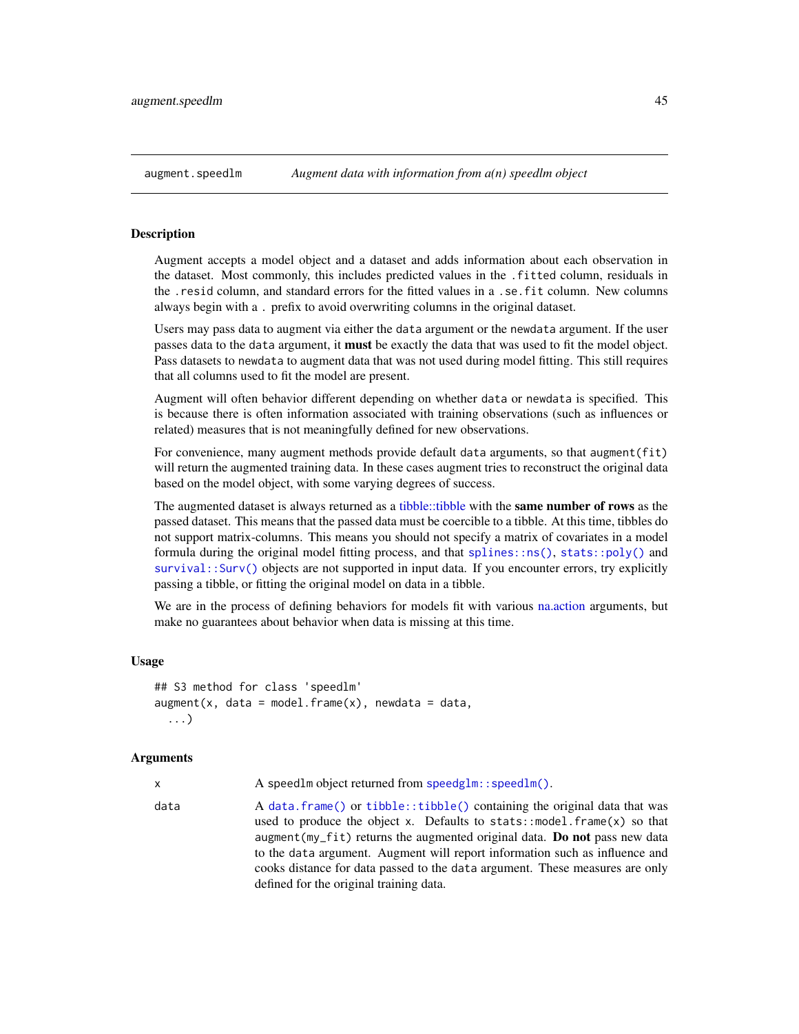augment.speedlm *Augment data with information from a(n) speedlm object*

## Description

Augment accepts a model object and a dataset and adds information about each observation in the dataset. Most commonly, this includes predicted values in the `.fitted` column, residuals in the `.resid` column, and standard errors for the fitted values in a `.se.fit` column. New columns always begin with a `.` prefix to avoid overwriting columns in the original dataset.

Users may pass data to augment via either the `data` argument or the `newdata` argument. If the user passes data to the `data` argument, it **must** be exactly the data that was used to fit the model object. Pass datasets to `newdata` to augment data that was not used during model fitting. This still requires that all columns used to fit the model are present.

Augment will often behavior different depending on whether `data` or `newdata` is specified. This is because there is often information associated with training observations (such as influences or related) measures that is not meaningfully defined for new observations.

For convenience, many augment methods provide default `data` arguments, so that `augment(fit)` will return the augmented training data. In these cases augment tries to reconstruct the original data based on the model object, with some varying degrees of success.

The augmented dataset is always returned as a tibble::tibble with the **same number of rows** as the passed dataset. This means that the passed data must be coercible to a tibble. At this time, tibbles do not support matrix-columns. This means you should not specify a matrix of covariates in a model formula during the original model fitting process, and that `splines::ns()`, `stats::poly()` and `survival::Surv()` objects are not supported in input data. If you encounter errors, try explicitly passing a tibble, or fitting the original model on data in a tibble.

We are in the process of defining behaviors for models fit with various na.action arguments, but make no guarantees about behavior when data is missing at this time.

## Usage

```
## S3 method for class 'speedlm'
augment(x, data = model.frame(x), newdata = data,
  ...)
```

## Arguments

| | |
|---|---|
| `x` | A `speedlm` object returned from `speedglm::speedlm()`. |
| `data` | A `data.frame()` or `tibble::tibble()` containing the original data that was used to produce the object `x`. Defaults to `stats::model.frame(x)` so that `augment(my_fit)` returns the augmented original data. **Do not** pass new data to the `data` argument. Augment will report information such as influence and cooks distance for data passed to the `data` argument. These measures are only defined for the original training data. |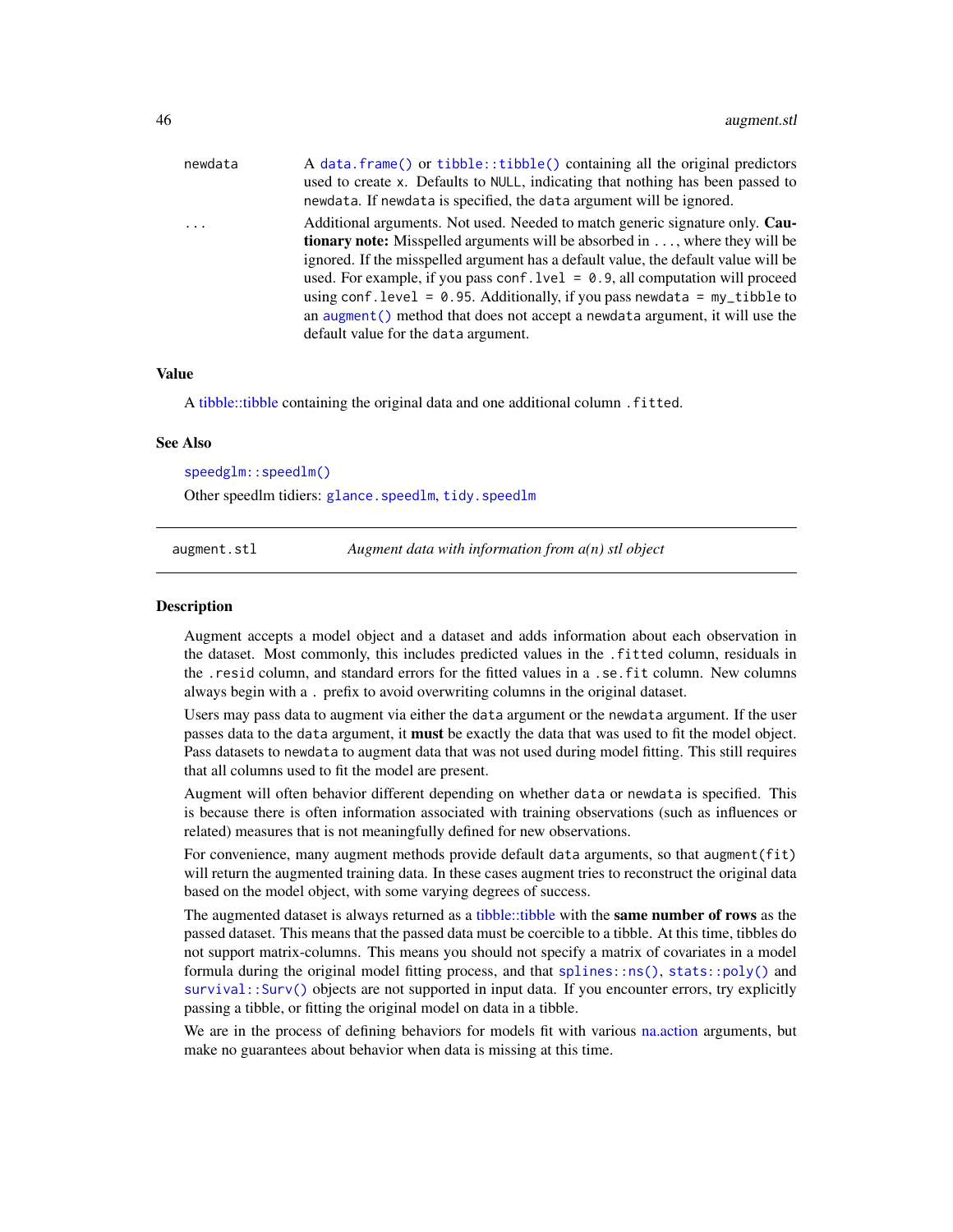| | |
|---|---|
| newdata | A `data.frame()` or `tibble::tibble()` containing all the original predictors used to create x. Defaults to NULL, indicating that nothing has been passed to newdata. If newdata is specified, the data argument will be ignored. |
| ... | Additional arguments. Not used. Needed to match generic signature only. **Cautionary note:** Misspelled arguments will be absorbed in ..., where they will be ignored. If the misspelled argument has a default value, the default value will be used. For example, if you pass conf.lvel = 0.9, all computation will proceed using conf.level = 0.95. Additionally, if you pass newdata = my_tibble to an `augment()` method that does not accept a newdata argument, it will use the default value for the data argument. |

### Value

A tibble::tibble containing the original data and one additional column .fitted.

### See Also

`speedglm::speedlm()`

Other speedlm tidiers: `glance.speedlm`, `tidy.speedlm`

---

## augment.stl — *Augment data with information from a(n) stl object*

### Description

Augment accepts a model object and a dataset and adds information about each observation in the dataset. Most commonly, this includes predicted values in the .fitted column, residuals in the .resid column, and standard errors for the fitted values in a .se.fit column. New columns always begin with a . prefix to avoid overwriting columns in the original dataset.

Users may pass data to augment via either the data argument or the newdata argument. If the user passes data to the data argument, it **must** be exactly the data that was used to fit the model object. Pass datasets to newdata to augment data that was not used during model fitting. This still requires that all columns used to fit the model are present.

Augment will often behavior different depending on whether data or newdata is specified. This is because there is often information associated with training observations (such as influences or related) measures that is not meaningfully defined for new observations.

For convenience, many augment methods provide default data arguments, so that augment(fit) will return the augmented training data. In these cases augment tries to reconstruct the original data based on the model object, with some varying degrees of success.

The augmented dataset is always returned as a tibble::tibble with the **same number of rows** as the passed dataset. This means that the passed data must be coercible to a tibble. At this time, tibbles do not support matrix-columns. This means you should not specify a matrix of covariates in a model formula during the original model fitting process, and that `splines::ns()`, `stats::poly()` and `survival::Surv()` objects are not supported in input data. If you encounter errors, try explicitly passing a tibble, or fitting the original model on data in a tibble.

We are in the process of defining behaviors for models fit with various na.action arguments, but make no guarantees about behavior when data is missing at this time.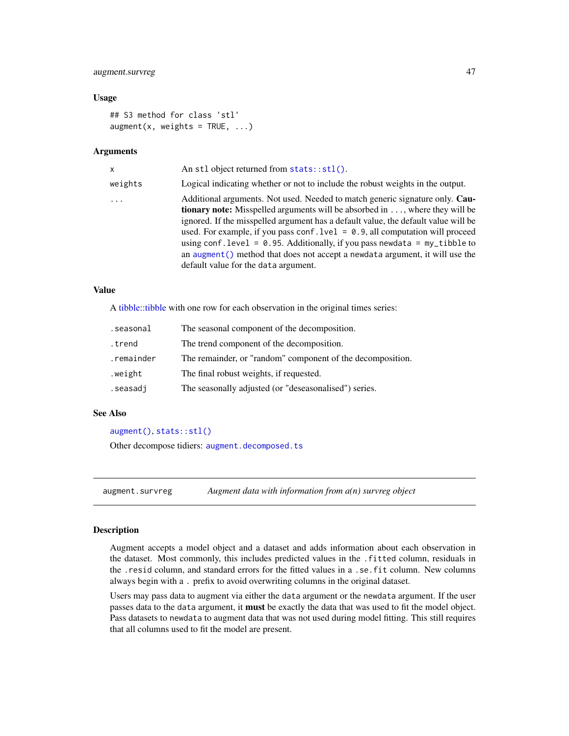### Usage

```
## S3 method for class 'stl'
augment(x, weights = TRUE, ...)
```

### Arguments

| | |
|---|---|
| x | An stl object returned from `stats::stl()`. |
| weights | Logical indicating whether or not to include the robust weights in the output. |
| ... | Additional arguments. Not used. Needed to match generic signature only. **Cautionary note:** Misspelled arguments will be absorbed in `...`, where they will be ignored. If the misspelled argument has a default value, the default value will be used. For example, if you pass `conf.lvel = 0.9`, all computation will proceed using `conf.level = 0.95`. Additionally, if you pass `newdata = my_tibble` to an `augment()` method that does not accept a `newdata` argument, it will use the default value for the `data` argument. |

### Value

A tibble::tibble with one row for each observation in the original times series:

| | |
|---|---|
| .seasonal | The seasonal component of the decomposition. |
| .trend | The trend component of the decomposition. |
| .remainder | The remainder, or "random" component of the decomposition. |
| .weight | The final robust weights, if requested. |
| .seasadj | The seasonally adjusted (or "deseasonalised") series. |

### See Also

`augment()`, `stats::stl()`

Other decompose tidiers: `augment.decomposed.ts`

---

## augment.survreg — *Augment data with information from a(n) survreg object*

### Description

Augment accepts a model object and a dataset and adds information about each observation in the dataset. Most commonly, this includes predicted values in the `.fitted` column, residuals in the `.resid` column, and standard errors for the fitted values in a `.se.fit` column. New columns always begin with a `.` prefix to avoid overwriting columns in the original dataset.

Users may pass data to augment via either the `data` argument or the `newdata` argument. If the user passes data to the `data` argument, it **must** be exactly the data that was used to fit the model object. Pass datasets to `newdata` to augment data that was not used during model fitting. This still requires that all columns used to fit the model are present.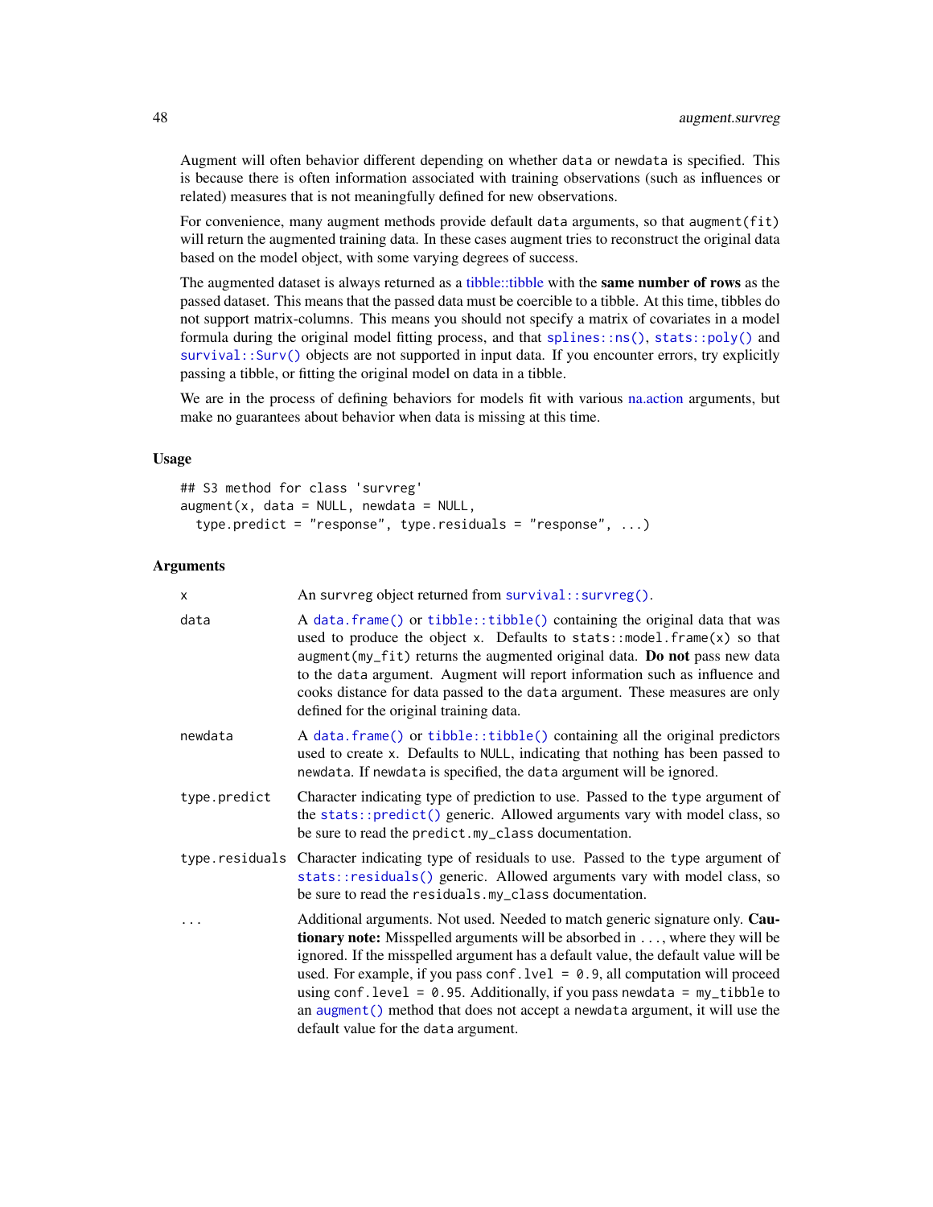Augment will often behavior different depending on whether `data` or `newdata` is specified. This is because there is often information associated with training observations (such as influences or related) measures that is not meaningfully defined for new observations.

For convenience, many augment methods provide default `data` arguments, so that `augment(fit)` will return the augmented training data. In these cases augment tries to reconstruct the original data based on the model object, with some varying degrees of success.

The augmented dataset is always returned as a tibble::tibble with the **same number of rows** as the passed dataset. This means that the passed data must be coercible to a tibble. At this time, tibbles do not support matrix-columns. This means you should not specify a matrix of covariates in a model formula during the original model fitting process, and that `splines::ns()`, `stats::poly()` and `survival::Surv()` objects are not supported in input data. If you encounter errors, try explicitly passing a tibble, or fitting the original model on data in a tibble.

We are in the process of defining behaviors for models fit with various na.action arguments, but make no guarantees about behavior when data is missing at this time.

### Usage

```
## S3 method for class 'survreg'
augment(x, data = NULL, newdata = NULL,
  type.predict = "response", type.residuals = "response", ...)
```

### Arguments

| | |
|---|---|
| `x` | An survreg object returned from `survival::survreg()`. |
| `data` | A `data.frame()` or `tibble::tibble()` containing the original data that was used to produce the object `x`. Defaults to `stats::model.frame(x)` so that `augment(my_fit)` returns the augmented original data. **Do not** pass new data to the `data` argument. Augment will report information such as influence and cooks distance for data passed to the `data` argument. These measures are only defined for the original training data. |
| `newdata` | A `data.frame()` or `tibble::tibble()` containing all the original predictors used to create `x`. Defaults to `NULL`, indicating that nothing has been passed to `newdata`. If `newdata` is specified, the `data` argument will be ignored. |
| `type.predict` | Character indicating type of prediction to use. Passed to the `type` argument of the `stats::predict()` generic. Allowed arguments vary with model class, so be sure to read the `predict.my_class` documentation. |
| `type.residuals` | Character indicating type of residuals to use. Passed to the `type` argument of `stats::residuals()` generic. Allowed arguments vary with model class, so be sure to read the `residuals.my_class` documentation. |
| `...` | Additional arguments. Not used. Needed to match generic signature only. **Cautionary note:** Misspelled arguments will be absorbed in `...`, where they will be ignored. If the misspelled argument has a default value, the default value will be used. For example, if you pass `conf.lvel = 0.9`, all computation will proceed using `conf.level = 0.95`. Additionally, if you pass `newdata = my_tibble` to an `augment()` method that does not accept a `newdata` argument, it will use the default value for the `data` argument. |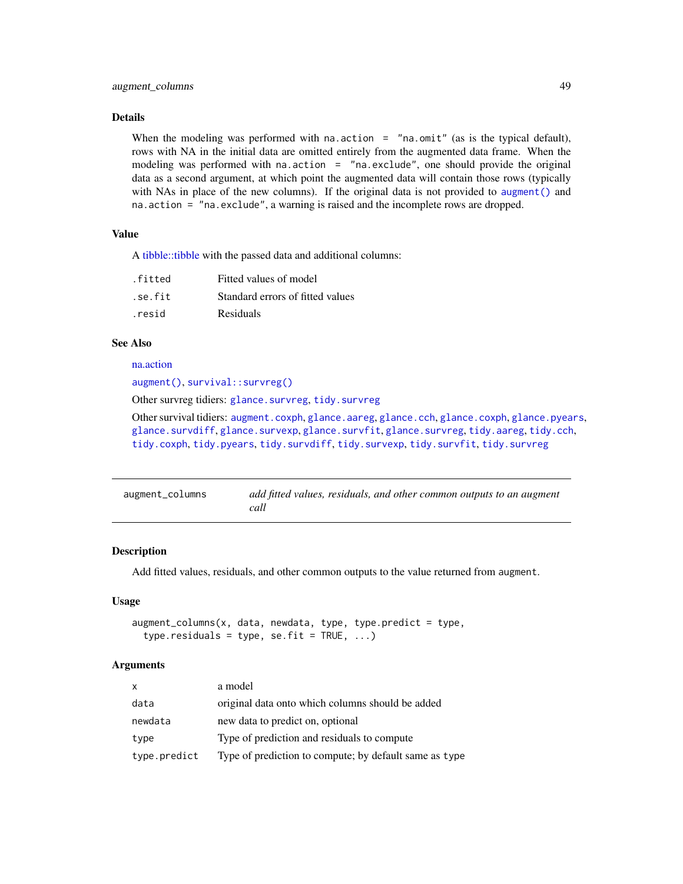### Details

When the modeling was performed with `na.action = "na.omit"` (as is the typical default), rows with NA in the initial data are omitted entirely from the augmented data frame. When the modeling was performed with `na.action = "na.exclude"`, one should provide the original data as a second argument, at which point the augmented data will contain those rows (typically with NAs in place of the new columns). If the original data is not provided to `augment()` and `na.action = "na.exclude"`, a warning is raised and the incomplete rows are dropped.

### Value

A tibble::tibble with the passed data and additional columns:

| | |
|---|---|
| `.fitted` | Fitted values of model |
| `.se.fit` | Standard errors of fitted values |
| `.resid` | Residuals |

### See Also

na.action

`augment()`, `survival::survreg()`

Other survreg tidiers: `glance.survreg`, `tidy.survreg`

Other survival tidiers: `augment.coxph`, `glance.aareg`, `glance.cch`, `glance.coxph`, `glance.pyears`, `glance.survdiff`, `glance.survexp`, `glance.survfit`, `glance.survreg`, `tidy.aareg`, `tidy.cch`, `tidy.coxph`, `tidy.pyears`, `tidy.survdiff`, `tidy.survexp`, `tidy.survfit`, `tidy.survreg`

---

## augment_columns    *add fitted values, residuals, and other common outputs to an augment call*

### Description

Add fitted values, residuals, and other common outputs to the value returned from `augment`.

### Usage

```
augment_columns(x, data, newdata, type, type.predict = type,
  type.residuals = type, se.fit = TRUE, ...)
```

### Arguments

| | |
|---|---|
| `x` | a model |
| `data` | original data onto which columns should be added |
| `newdata` | new data to predict on, optional |
| `type` | Type of prediction and residuals to compute |
| `type.predict` | Type of prediction to compute; by default same as `type` |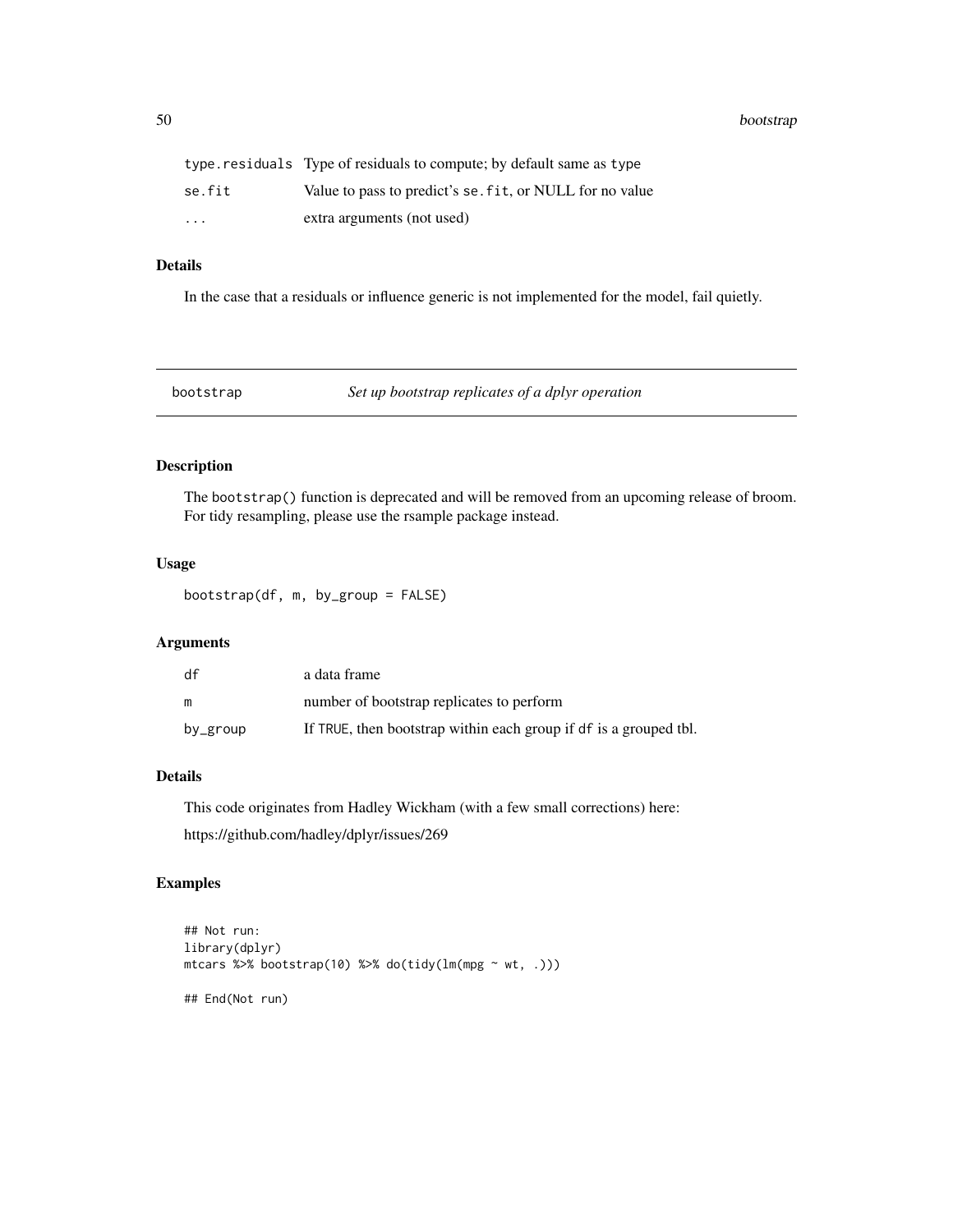| | |
|---|---|
| type.residuals | Type of residuals to compute; by default same as type |
| se.fit | Value to pass to predict's se.fit, or NULL for no value |
| ... | extra arguments (not used) |

### Details

In the case that a residuals or influence generic is not implemented for the model, fail quietly.

---

## bootstrap *Set up bootstrap replicates of a dplyr operation*

---

### Description

The bootstrap() function is deprecated and will be removed from an upcoming release of broom. For tidy resampling, please use the rsample package instead.

### Usage

```
bootstrap(df, m, by_group = FALSE)
```

### Arguments

| | |
|---|---|
| df | a data frame |
| m | number of bootstrap replicates to perform |
| by_group | If TRUE, then bootstrap within each group if df is a grouped tbl. |

### Details

This code originates from Hadley Wickham (with a few small corrections) here:

https://github.com/hadley/dplyr/issues/269

### Examples

```
## Not run:
library(dplyr)
mtcars %>% bootstrap(10) %>% do(tidy(lm(mpg ~ wt, .)))

## End(Not run)
```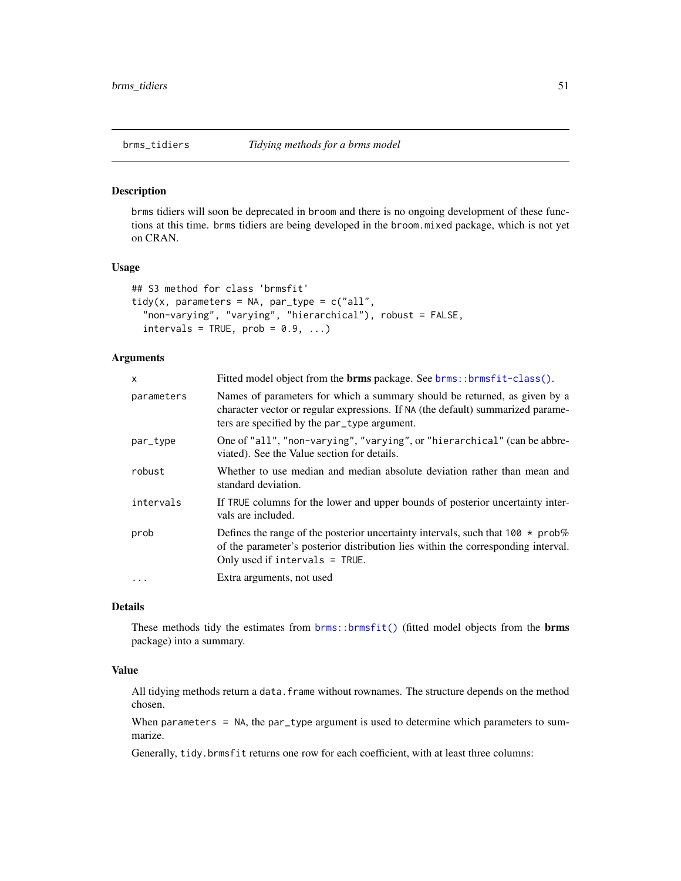brms_tidiers *Tidying methods for a brms model*

## Description

brms tidiers will soon be deprecated in broom and there is no ongoing development of these functions at this time. brms tidiers are being developed in the broom.mixed package, which is not yet on CRAN.

## Usage

```
## S3 method for class 'brmsfit'
tidy(x, parameters = NA, par_type = c("all",
  "non-varying", "varying", "hierarchical"), robust = FALSE,
  intervals = TRUE, prob = 0.9, ...)
```

## Arguments

| | |
|---|---|
| x | Fitted model object from the **brms** package. See brms::brmsfit-class(). |
| parameters | Names of parameters for which a summary should be returned, as given by a character vector or regular expressions. If NA (the default) summarized parameters are specified by the par_type argument. |
| par_type | One of "all", "non-varying", "varying", or "hierarchical" (can be abbreviated). See the Value section for details. |
| robust | Whether to use median and median absolute deviation rather than mean and standard deviation. |
| intervals | If TRUE columns for the lower and upper bounds of posterior uncertainty intervals are included. |
| prob | Defines the range of the posterior uncertainty intervals, such that 100 * prob% of the parameter's posterior distribution lies within the corresponding interval. Only used if intervals = TRUE. |
| ... | Extra arguments, not used |

## Details

These methods tidy the estimates from brms::brmsfit() (fitted model objects from the **brms** package) into a summary.

## Value

All tidying methods return a data.frame without rownames. The structure depends on the method chosen.

When parameters = NA, the par_type argument is used to determine which parameters to summarize.

Generally, tidy.brmsfit returns one row for each coefficient, with at least three columns: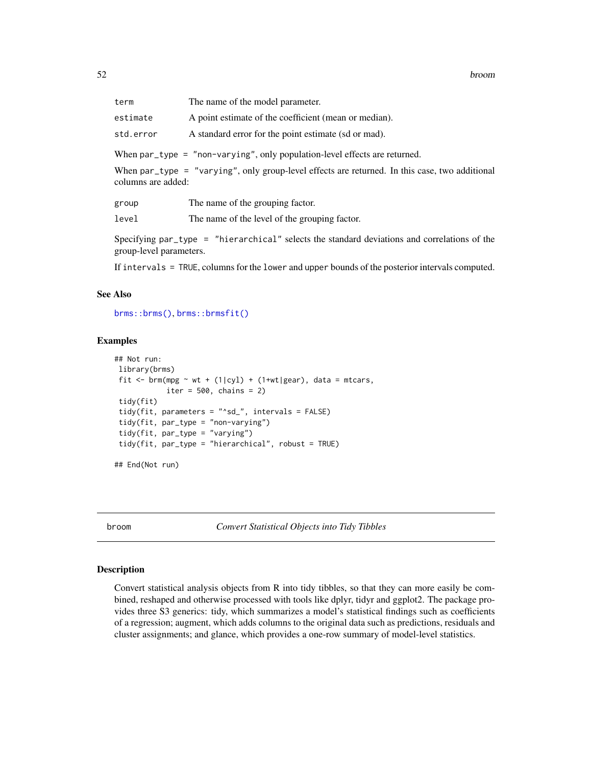| | |
|---|---|
| `term` | The name of the model parameter. |
| `estimate` | A point estimate of the coefficient (mean or median). |
| `std.error` | A standard error for the point estimate (sd or mad). |

When `par_type = "non-varying"`, only population-level effects are returned.

When `par_type = "varying"`, only group-level effects are returned. In this case, two additional columns are added:

| | |
|---|---|
| `group` | The name of the grouping factor. |
| `level` | The name of the level of the grouping factor. |

Specifying `par_type = "hierarchical"` selects the standard deviations and correlations of the group-level parameters.

If `intervals = TRUE`, columns for the `lower` and `upper` bounds of the posterior intervals computed.

### See Also

`brms::brms()`, `brms::brmsfit()`

### Examples

```
## Not run:
 library(brms)
 fit <- brm(mpg ~ wt + (1|cyl) + (1+wt|gear), data = mtcars,
            iter = 500, chains = 2)
 tidy(fit)
 tidy(fit, parameters = "^sd_", intervals = FALSE)
 tidy(fit, par_type = "non-varying")
 tidy(fit, par_type = "varying")
 tidy(fit, par_type = "hierarchical", robust = TRUE)

## End(Not run)
```

---

## broom — *Convert Statistical Objects into Tidy Tibbles*

### Description

Convert statistical analysis objects from R into tidy tibbles, so that they can more easily be combined, reshaped and otherwise processed with tools like dplyr, tidyr and ggplot2. The package provides three S3 generics: tidy, which summarizes a model's statistical findings such as coefficients of a regression; augment, which adds columns to the original data such as predictions, residuals and cluster assignments; and glance, which provides a one-row summary of model-level statistics.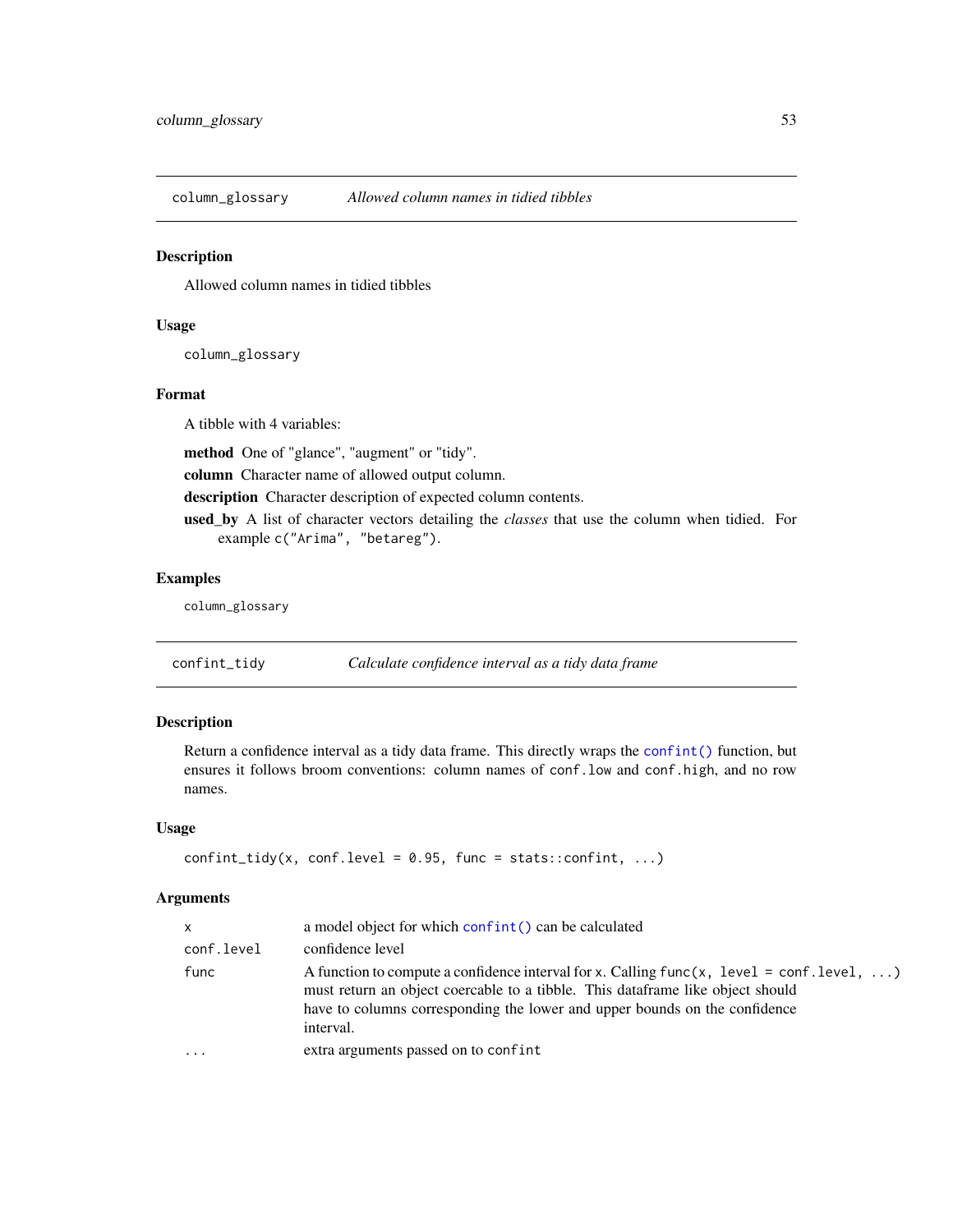## column_glossary *Allowed column names in tidied tibbles*

### Description

Allowed column names in tidied tibbles

### Usage

```
column_glossary
```

### Format

A tibble with 4 variables:

**method** One of "glance", "augment" or "tidy".

**column** Character name of allowed output column.

**description** Character description of expected column contents.

**used_by** A list of character vectors detailing the *classes* that use the column when tidied. For example `c("Arima", "betareg")`.

### Examples

```
column_glossary
```

## confint_tidy *Calculate confidence interval as a tidy data frame*

### Description

Return a confidence interval as a tidy data frame. This directly wraps the `confint()` function, but ensures it follows broom conventions: column names of `conf.low` and `conf.high`, and no row names.

### Usage

```
confint_tidy(x, conf.level = 0.95, func = stats::confint, ...)
```

### Arguments

| | |
|---|---|
| x | a model object for which `confint()` can be calculated |
| conf.level | confidence level |
| func | A function to compute a confidence interval for `x`. Calling `func(x, level = conf.level, ...)` must return an object coercable to a tibble. This dataframe like object should have to columns corresponding the lower and upper bounds on the confidence interval. |
| ... | extra arguments passed on to `confint` |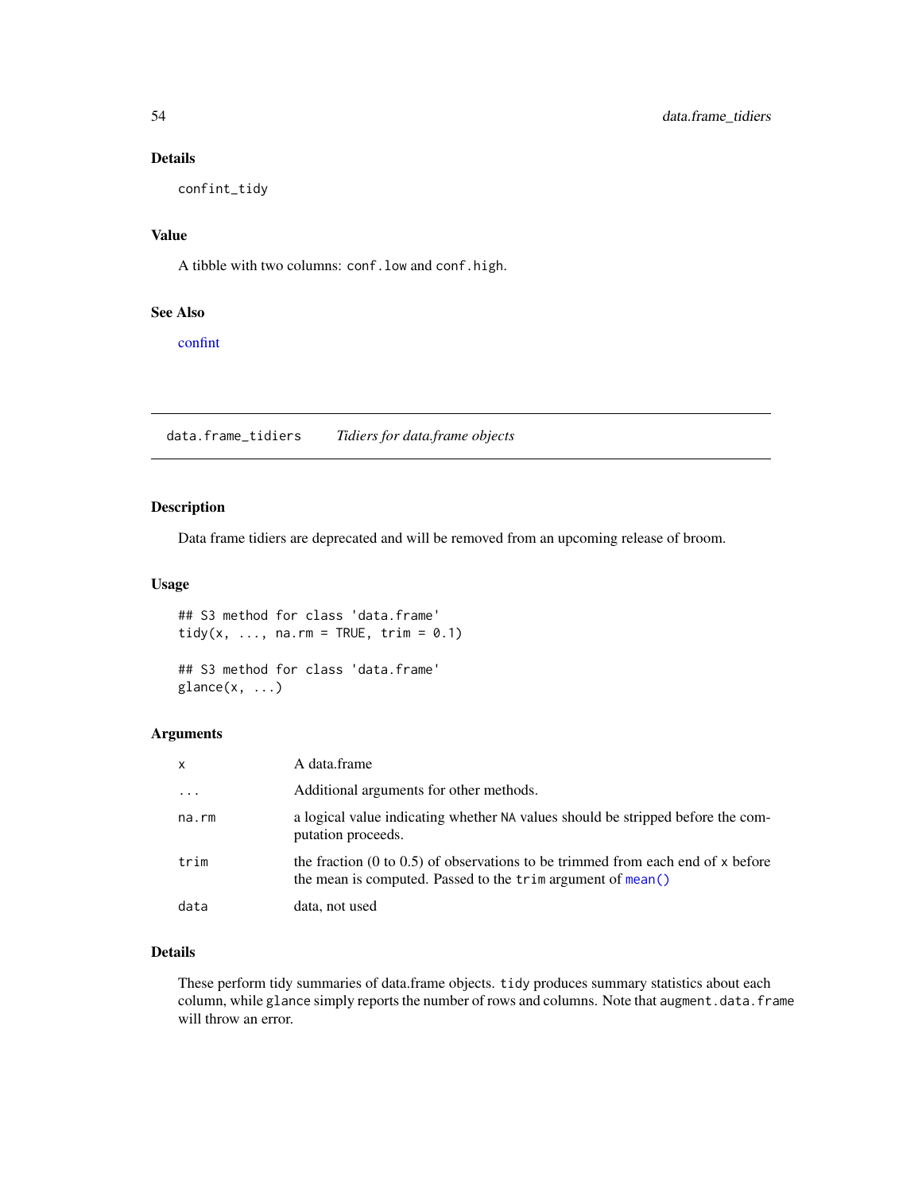### Details

`confint_tidy`

### Value

A tibble with two columns: `conf.low` and `conf.high`.

### See Also

confint

---

## data.frame_tidiers    *Tidiers for data.frame objects*

---

### Description

Data frame tidiers are deprecated and will be removed from an upcoming release of broom.

### Usage

```
## S3 method for class 'data.frame'
tidy(x, ..., na.rm = TRUE, trim = 0.1)

## S3 method for class 'data.frame'
glance(x, ...)
```

### Arguments

| | |
|---|---|
| `x` | A data.frame |
| `...` | Additional arguments for other methods. |
| `na.rm` | a logical value indicating whether `NA` values should be stripped before the computation proceeds. |
| `trim` | the fraction (0 to 0.5) of observations to be trimmed from each end of `x` before the mean is computed. Passed to the `trim` argument of `mean()` |
| `data` | data, not used |

### Details

These perform tidy summaries of data.frame objects. `tidy` produces summary statistics about each column, while `glance` simply reports the number of rows and columns. Note that `augment.data.frame` will throw an error.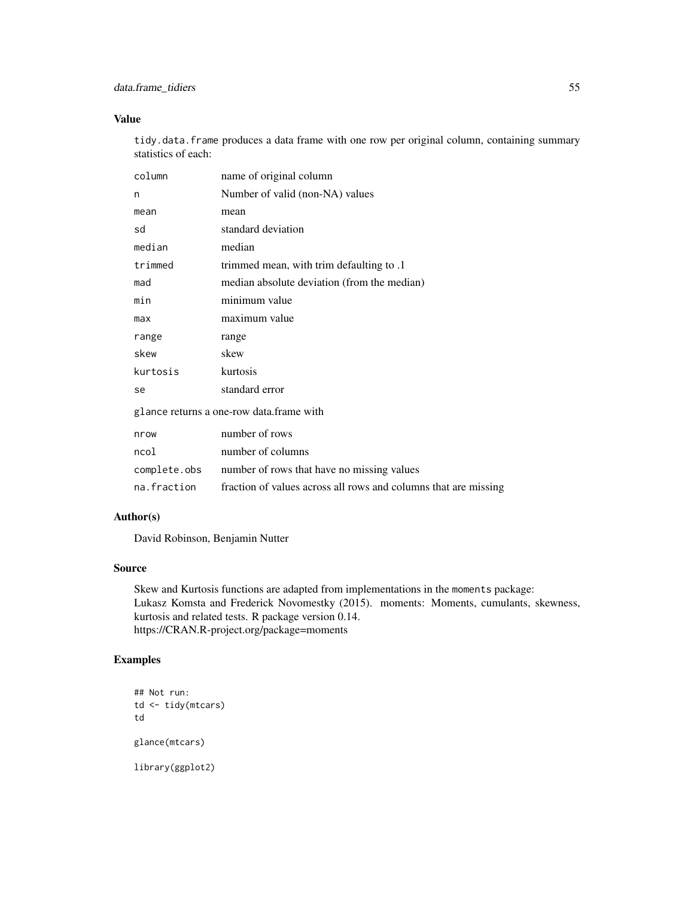### Value

`tidy.data.frame` produces a data frame with one row per original column, containing summary statistics of each:

| | |
|---|---|
| `column` | name of original column |
| `n` | Number of valid (non-NA) values |
| `mean` | mean |
| `sd` | standard deviation |
| `median` | median |
| `trimmed` | trimmed mean, with trim defaulting to .1 |
| `mad` | median absolute deviation (from the median) |
| `min` | minimum value |
| `max` | maximum value |
| `range` | range |
| `skew` | skew |
| `kurtosis` | kurtosis |
| `se` | standard error |

`glance` returns a one-row data.frame with

| | |
|---|---|
| `nrow` | number of rows |
| `ncol` | number of columns |
| `complete.obs` | number of rows that have no missing values |
| `na.fraction` | fraction of values across all rows and columns that are missing |

### Author(s)

David Robinson, Benjamin Nutter

### Source

Skew and Kurtosis functions are adapted from implementations in the `moments` package:
Lukasz Komsta and Frederick Novomestky (2015). moments: Moments, cumulants, skewness, kurtosis and related tests. R package version 0.14.
https://CRAN.R-project.org/package=moments

### Examples

```
## Not run:
td <- tidy(mtcars)
td

glance(mtcars)

library(ggplot2)
```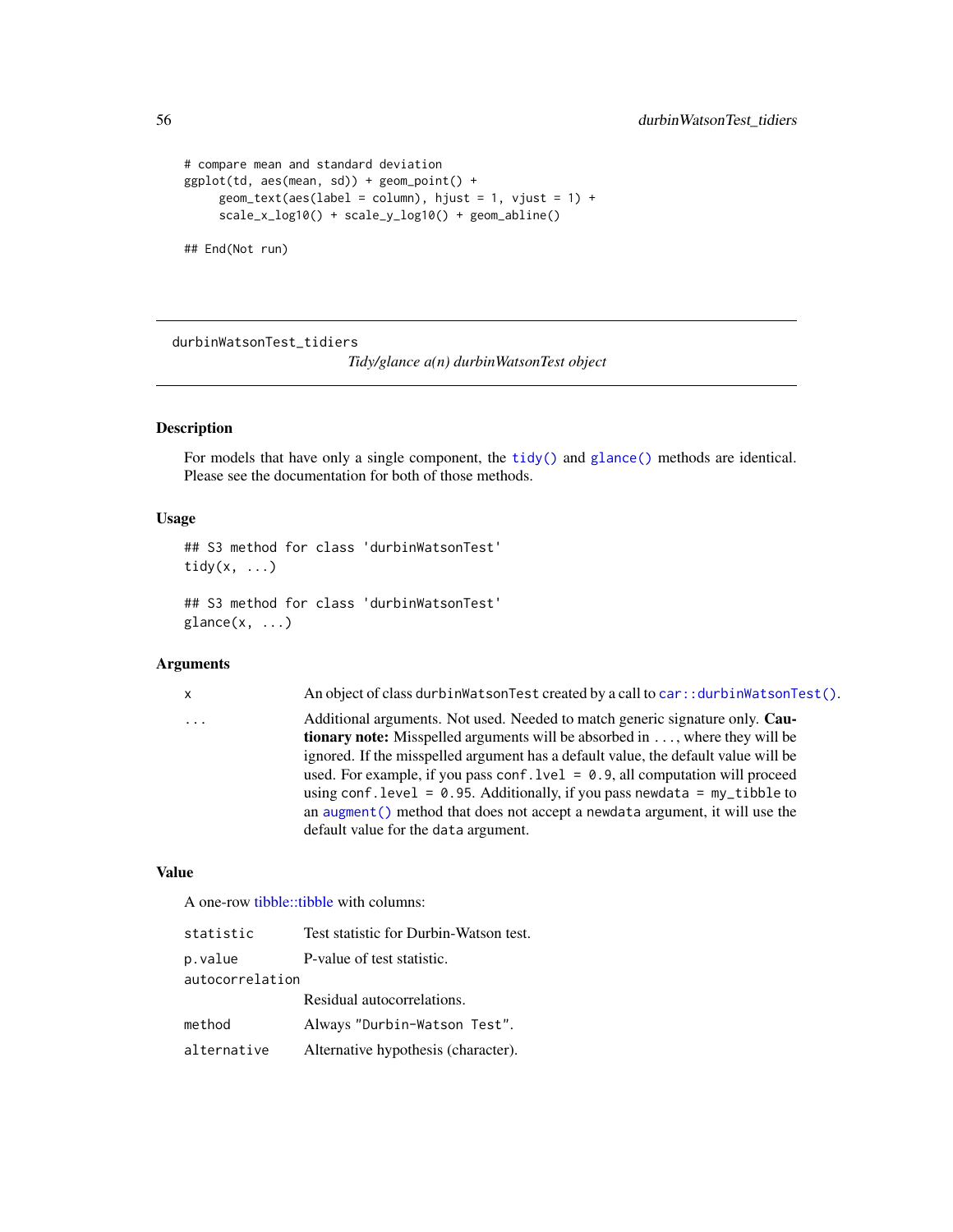```
# compare mean and standard deviation
ggplot(td, aes(mean, sd)) + geom_point() +
     geom_text(aes(label = column), hjust = 1, vjust = 1) +
     scale_x_log10() + scale_y_log10() + geom_abline()

## End(Not run)
```

---

durbinWatsonTest_tidiers

## *Tidy/glance a(n) durbinWatsonTest object*

---

### Description

For models that have only a single component, the tidy() and glance() methods are identical. Please see the documentation for both of those methods.

### Usage

```
## S3 method for class 'durbinWatsonTest'
tidy(x, ...)

## S3 method for class 'durbinWatsonTest'
glance(x, ...)
```

### Arguments

| | |
|---|---|
| x | An object of class durbinWatsonTest created by a call to car::durbinWatsonTest(). |
| ... | Additional arguments. Not used. Needed to match generic signature only. **Cautionary note:** Misspelled arguments will be absorbed in ..., where they will be ignored. If the misspelled argument has a default value, the default value will be used. For example, if you pass conf.lvel = 0.9, all computation will proceed using conf.level = 0.95. Additionally, if you pass newdata = my_tibble to an augment() method that does not accept a newdata argument, it will use the default value for the data argument. |

### Value

A one-row tibble::tibble with columns:

| | |
|---|---|
| statistic | Test statistic for Durbin-Watson test. |
| p.value | P-value of test statistic. |
| autocorrelation | Residual autocorrelations. |
| method | Always "Durbin-Watson Test". |
| alternative | Alternative hypothesis (character). |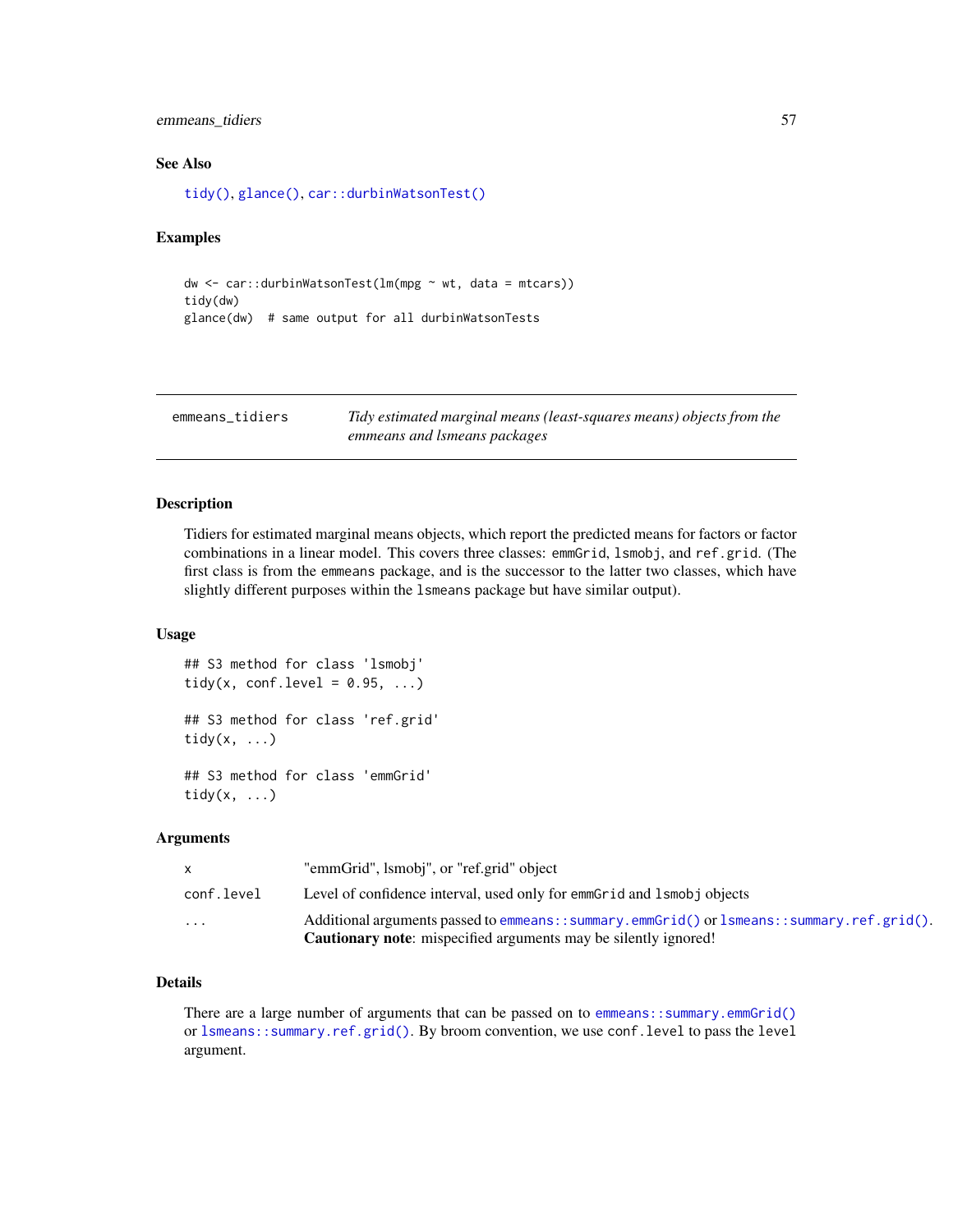### See Also

tidy(), glance(), car::durbinWatsonTest()

### Examples

```
dw <- car::durbinWatsonTest(lm(mpg ~ wt, data = mtcars))
tidy(dw)
glance(dw)  # same output for all durbinWatsonTests
```

---

## emmeans_tidiers — *Tidy estimated marginal means (least-squares means) objects from the emmeans and lsmeans packages*

---

### Description

Tidiers for estimated marginal means objects, which report the predicted means for factors or factor combinations in a linear model. This covers three classes: `emmGrid`, `lsmobj`, and `ref.grid`. (The first class is from the `emmeans` package, and is the successor to the latter two classes, which have slightly different purposes within the `lsmeans` package but have similar output).

### Usage

```
## S3 method for class 'lsmobj'
tidy(x, conf.level = 0.95, ...)

## S3 method for class 'ref.grid'
tidy(x, ...)

## S3 method for class 'emmGrid'
tidy(x, ...)
```

### Arguments

| | |
|---|---|
| x | "emmGrid", lsmobj", or "ref.grid" object |
| conf.level | Level of confidence interval, used only for `emmGrid` and `lsmobj` objects |
| ... | Additional arguments passed to `emmeans::summary.emmGrid()` or `lsmeans::summary.ref.grid()`. **Cautionary note**: mispecified arguments may be silently ignored! |

### Details

There are a large number of arguments that can be passed on to `emmeans::summary.emmGrid()` or `lsmeans::summary.ref.grid()`. By broom convention, we use `conf.level` to pass the `level` argument.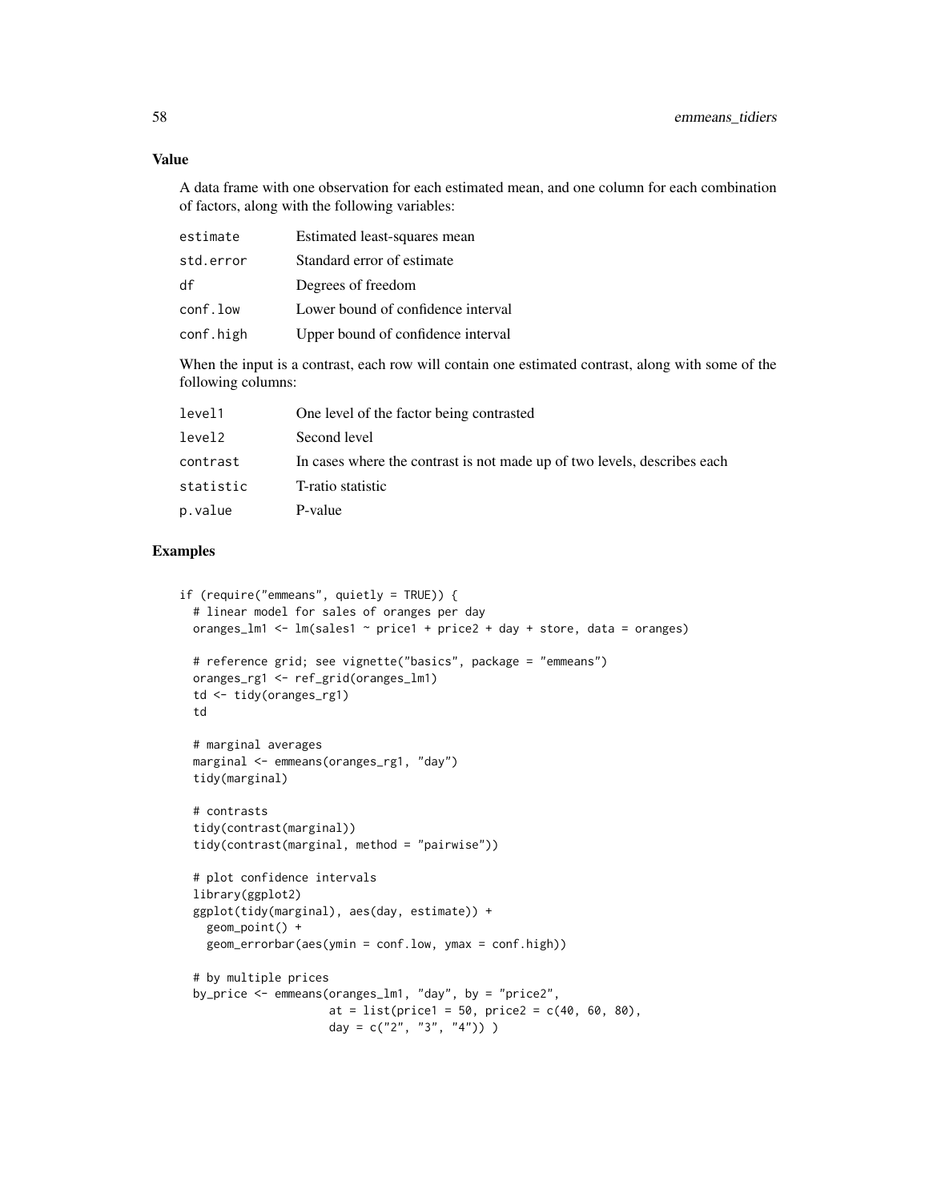### Value

A data frame with one observation for each estimated mean, and one column for each combination of factors, along with the following variables:

| | |
|---|---|
| `estimate` | Estimated least-squares mean |
| `std.error` | Standard error of estimate |
| `df` | Degrees of freedom |
| `conf.low` | Lower bound of confidence interval |
| `conf.high` | Upper bound of confidence interval |

When the input is a contrast, each row will contain one estimated contrast, along with some of the following columns:

| | |
|---|---|
| `level1` | One level of the factor being contrasted |
| `level2` | Second level |
| `contrast` | In cases where the contrast is not made up of two levels, describes each |
| `statistic` | T-ratio statistic |
| `p.value` | P-value |

### Examples

```
if (require("emmeans", quietly = TRUE)) {
  # linear model for sales of oranges per day
  oranges_lm1 <- lm(sales1 ~ price1 + price2 + day + store, data = oranges)

  # reference grid; see vignette("basics", package = "emmeans")
  oranges_rg1 <- ref_grid(oranges_lm1)
  td <- tidy(oranges_rg1)
  td

  # marginal averages
  marginal <- emmeans(oranges_rg1, "day")
  tidy(marginal)

  # contrasts
  tidy(contrast(marginal))
  tidy(contrast(marginal, method = "pairwise"))

  # plot confidence intervals
  library(ggplot2)
  ggplot(tidy(marginal), aes(day, estimate)) +
    geom_point() +
    geom_errorbar(aes(ymin = conf.low, ymax = conf.high))

  # by multiple prices
  by_price <- emmeans(oranges_lm1, "day", by = "price2",
                      at = list(price1 = 50, price2 = c(40, 60, 80),
                      day = c("2", "3", "4")) )
```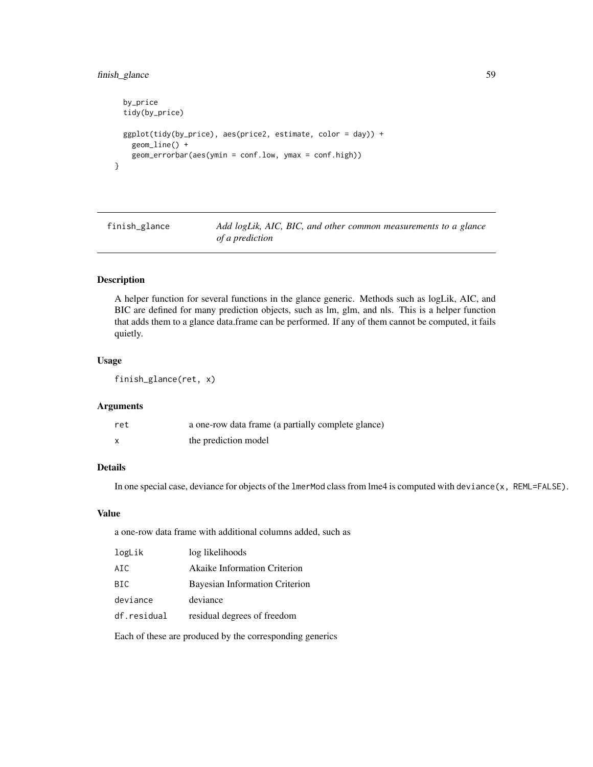```
  by_price
  tidy(by_price)

  ggplot(tidy(by_price), aes(price2, estimate, color = day)) +
    geom_line() +
    geom_errorbar(aes(ymin = conf.low, ymax = conf.high))
}
```

## finish_glance — *Add logLik, AIC, BIC, and other common measurements to a glance of a prediction*

### Description

A helper function for several functions in the glance generic. Methods such as logLik, AIC, and BIC are defined for many prediction objects, such as lm, glm, and nls. This is a helper function that adds them to a glance data.frame can be performed. If any of them cannot be computed, it fails quietly.

### Usage

```
finish_glance(ret, x)
```

### Arguments

| | |
|---|---|
| `ret` | a one-row data frame (a partially complete glance) |
| `x` | the prediction model |

### Details

In one special case, deviance for objects of the `lmerMod` class from lme4 is computed with `deviance(x, REML=FALSE)`.

### Value

a one-row data frame with additional columns added, such as

| | |
|---|---|
| `logLik` | log likelihoods |
| `AIC` | Akaike Information Criterion |
| `BIC` | Bayesian Information Criterion |
| `deviance` | deviance |
| `df.residual` | residual degrees of freedom |

Each of these are produced by the corresponding generics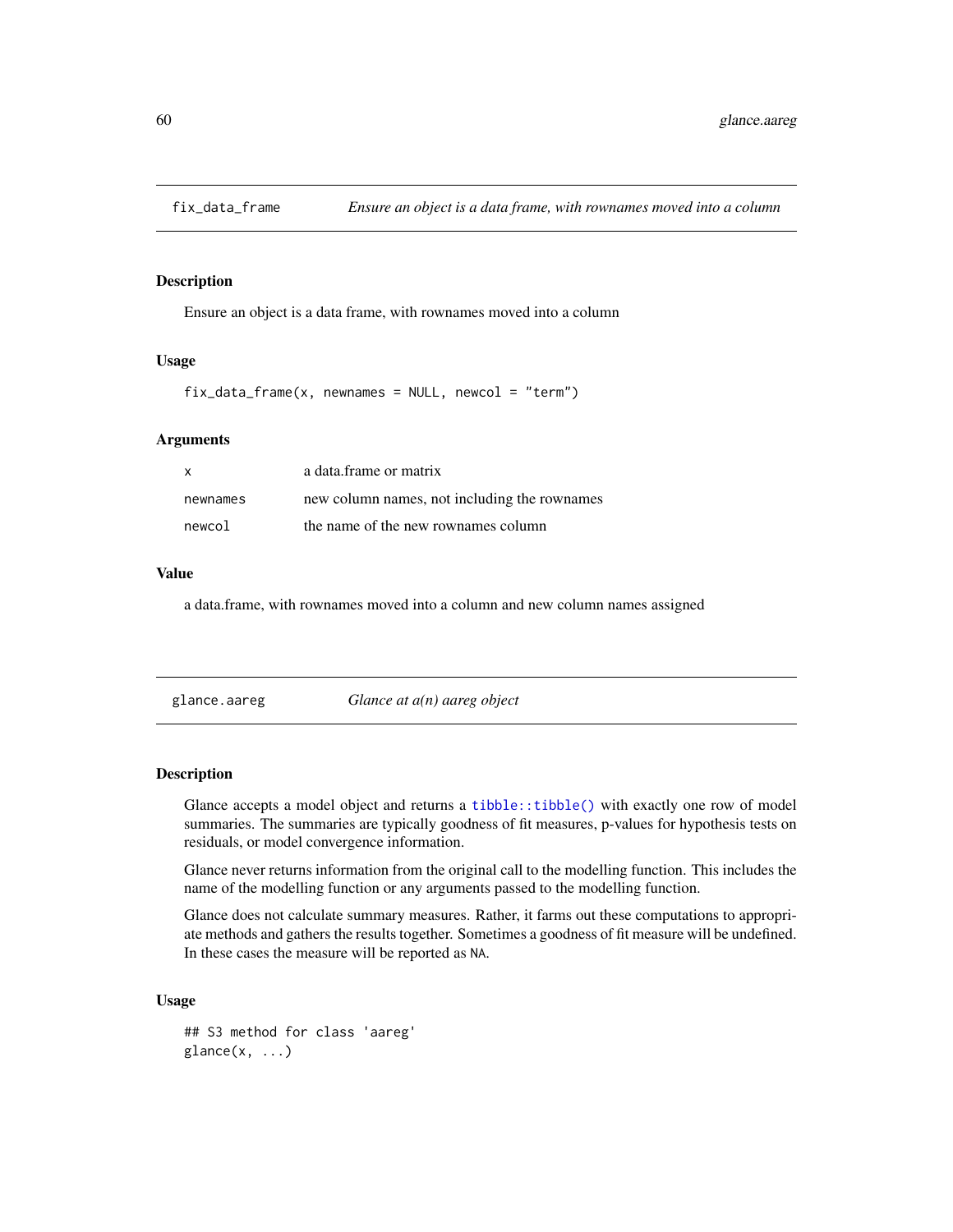## fix_data_frame — *Ensure an object is a data frame, with rownames moved into a column*

### Description

Ensure an object is a data frame, with rownames moved into a column

### Usage

```
fix_data_frame(x, newnames = NULL, newcol = "term")
```

### Arguments

| | |
|---|---|
| `x` | a data.frame or matrix |
| `newnames` | new column names, not including the rownames |
| `newcol` | the name of the new rownames column |

### Value

a data.frame, with rownames moved into a column and new column names assigned

## glance.aareg — *Glance at a(n) aareg object*

### Description

Glance accepts a model object and returns a `tibble::tibble()` with exactly one row of model summaries. The summaries are typically goodness of fit measures, p-values for hypothesis tests on residuals, or model convergence information.

Glance never returns information from the original call to the modelling function. This includes the name of the modelling function or any arguments passed to the modelling function.

Glance does not calculate summary measures. Rather, it farms out these computations to appropriate methods and gathers the results together. Sometimes a goodness of fit measure will be undefined. In these cases the measure will be reported as `NA`.

### Usage

```
## S3 method for class 'aareg'
glance(x, ...)
```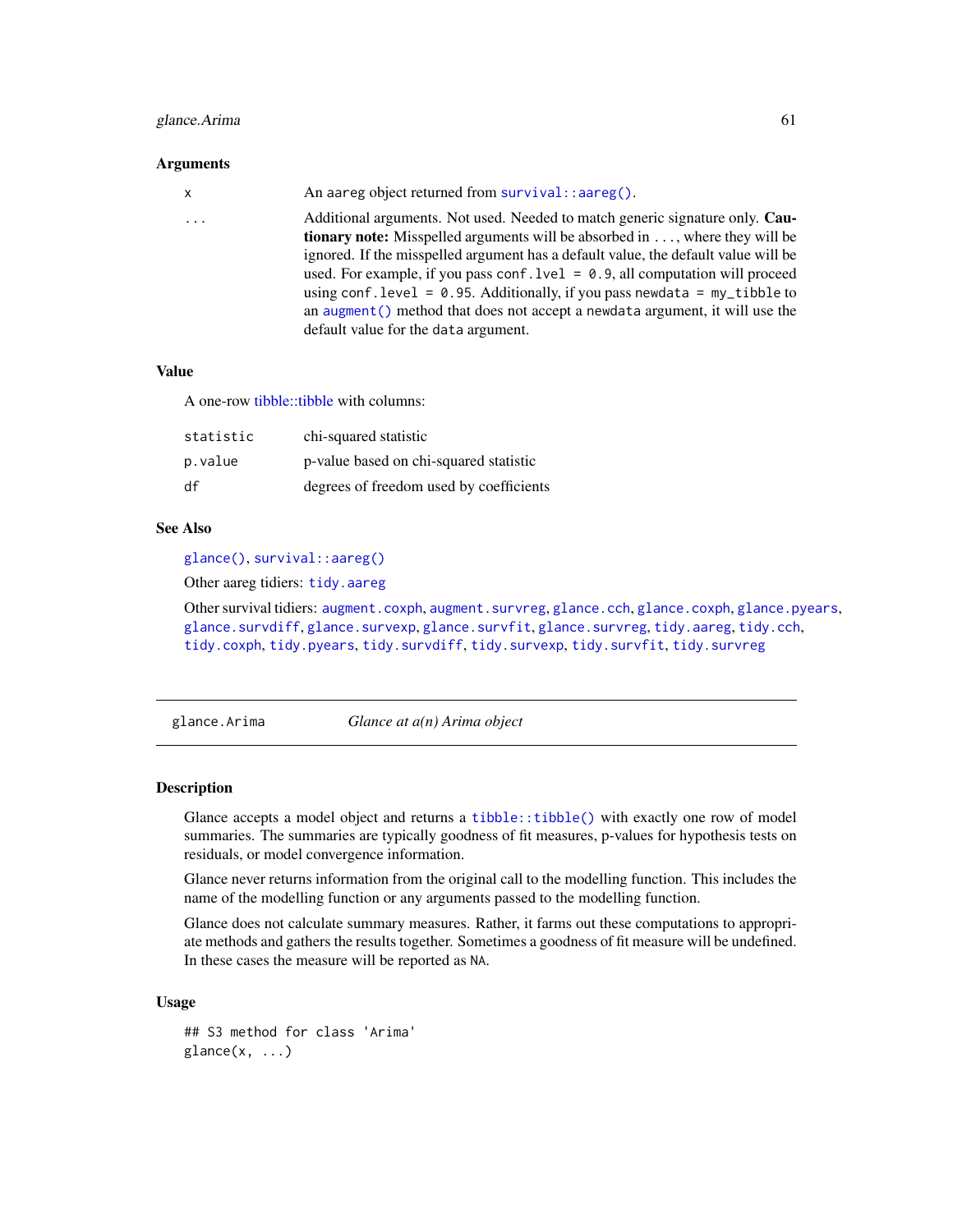### Arguments

| | |
|---|---|
| x | An aareg object returned from `survival::aareg()`. |
| ... | Additional arguments. Not used. Needed to match generic signature only. **Cautionary note:** Misspelled arguments will be absorbed in `...`, where they will be ignored. If the misspelled argument has a default value, the default value will be used. For example, if you pass `conf.lvel = 0.9`, all computation will proceed using `conf.level = 0.95`. Additionally, if you pass `newdata = my_tibble` to an `augment()` method that does not accept a `newdata` argument, it will use the default value for the `data` argument. |

### Value

A one-row tibble::tibble with columns:

| | |
|---|---|
| statistic | chi-squared statistic |
| p.value | p-value based on chi-squared statistic |
| df | degrees of freedom used by coefficients |

### See Also

`glance()`, `survival::aareg()`

Other aareg tidiers: `tidy.aareg`

Other survival tidiers: `augment.coxph`, `augment.survreg`, `glance.cch`, `glance.coxph`, `glance.pyears`, `glance.survdiff`, `glance.survexp`, `glance.survfit`, `glance.survreg`, `tidy.aareg`, `tidy.cch`, `tidy.coxph`, `tidy.pyears`, `tidy.survdiff`, `tidy.survexp`, `tidy.survfit`, `tidy.survreg`

---

## glance.Arima — *Glance at a(n) Arima object*

### Description

Glance accepts a model object and returns a `tibble::tibble()` with exactly one row of model summaries. The summaries are typically goodness of fit measures, p-values for hypothesis tests on residuals, or model convergence information.

Glance never returns information from the original call to the modelling function. This includes the name of the modelling function or any arguments passed to the modelling function.

Glance does not calculate summary measures. Rather, it farms out these computations to appropriate methods and gathers the results together. Sometimes a goodness of fit measure will be undefined. In these cases the measure will be reported as `NA`.

### Usage

```
## S3 method for class 'Arima'
glance(x, ...)
```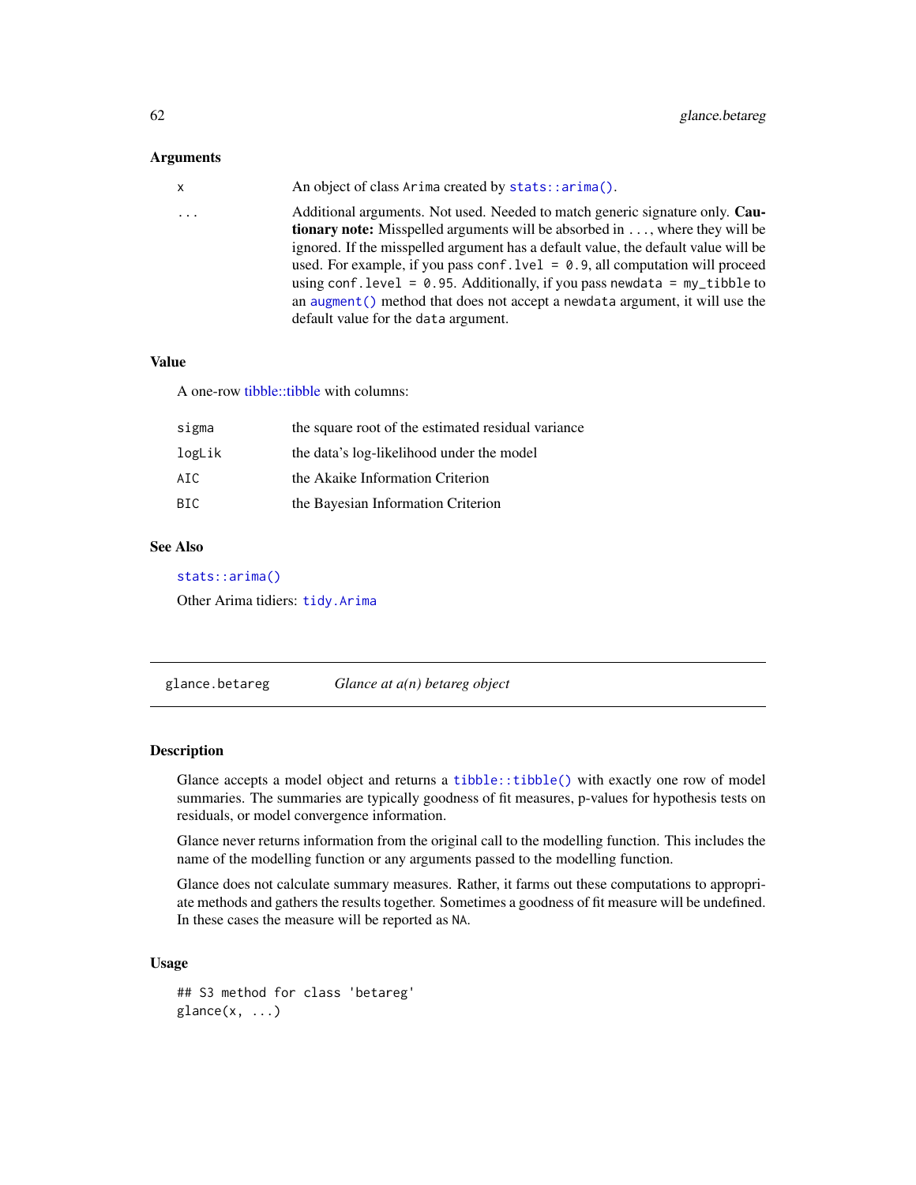### Arguments

| | |
|---|---|
| x | An object of class `Arima` created by `stats::arima()`. |
| ... | Additional arguments. Not used. Needed to match generic signature only. **Cautionary note:** Misspelled arguments will be absorbed in `...`, where they will be ignored. If the misspelled argument has a default value, the default value will be used. For example, if you pass `conf.lvel = 0.9`, all computation will proceed using `conf.level = 0.95`. Additionally, if you pass `newdata = my_tibble` to an `augment()` method that does not accept a `newdata` argument, it will use the default value for the `data` argument. |

### Value

A one-row tibble::tibble with columns:

| | |
|---|---|
| sigma | the square root of the estimated residual variance |
| logLik | the data's log-likelihood under the model |
| AIC | the Akaike Information Criterion |
| BIC | the Bayesian Information Criterion |

### See Also

`stats::arima()`

Other Arima tidiers: `tidy.Arima`

---

## glance.betareg — *Glance at a(n) betareg object*

### Description

Glance accepts a model object and returns a `tibble::tibble()` with exactly one row of model summaries. The summaries are typically goodness of fit measures, p-values for hypothesis tests on residuals, or model convergence information.

Glance never returns information from the original call to the modelling function. This includes the name of the modelling function or any arguments passed to the modelling function.

Glance does not calculate summary measures. Rather, it farms out these computations to appropriate methods and gathers the results together. Sometimes a goodness of fit measure will be undefined. In these cases the measure will be reported as `NA`.

### Usage

```
## S3 method for class 'betareg'
glance(x, ...)
```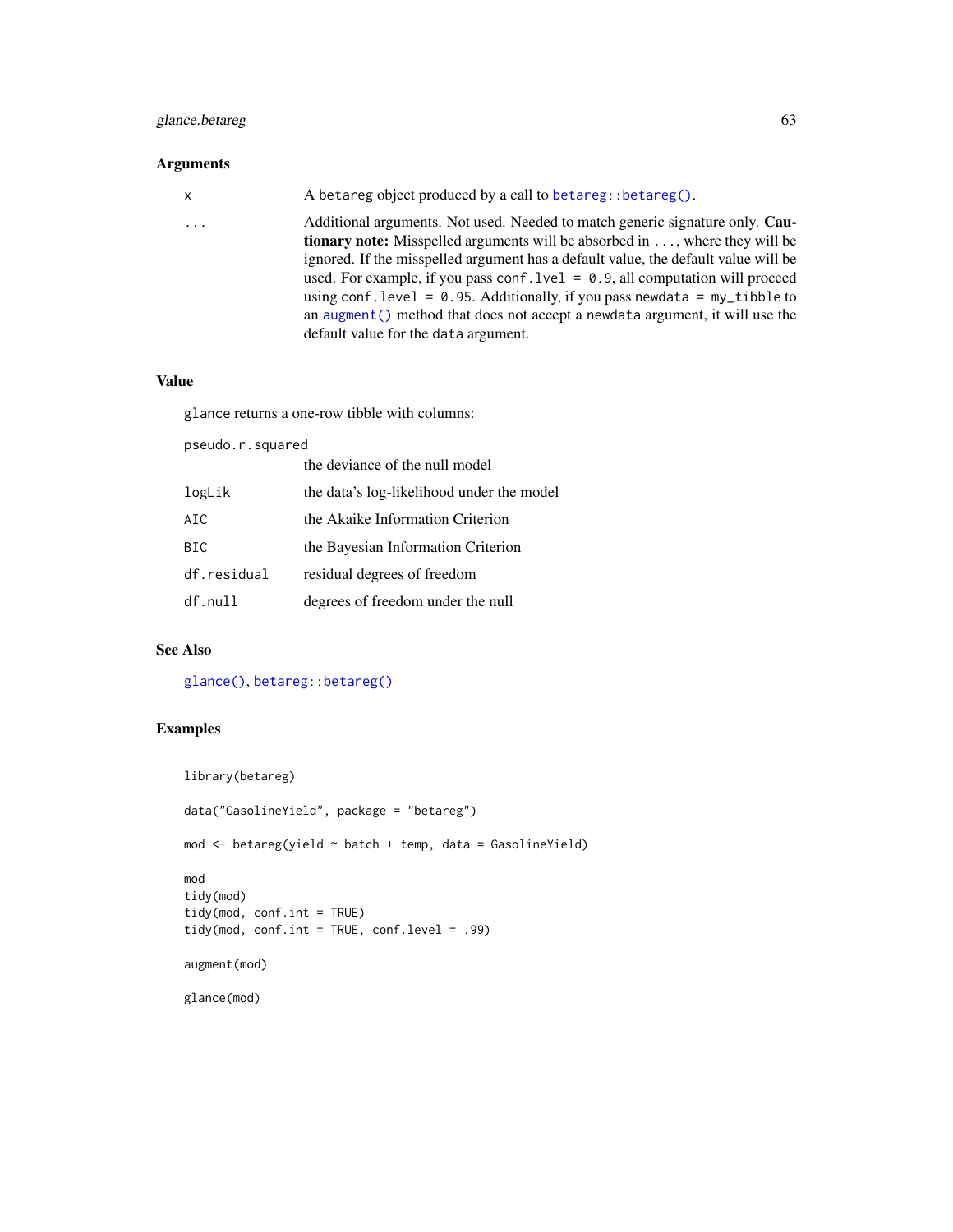## Arguments

| | |
|---|---|
| x | A betareg object produced by a call to betareg::betareg(). |
| ... | Additional arguments. Not used. Needed to match generic signature only. **Cautionary note:** Misspelled arguments will be absorbed in ..., where they will be ignored. If the misspelled argument has a default value, the default value will be used. For example, if you pass conf.lvel = 0.9, all computation will proceed using conf.level = 0.95. Additionally, if you pass newdata = my_tibble to an augment() method that does not accept a newdata argument, it will use the default value for the data argument. |

## Value

glance returns a one-row tibble with columns:

| | |
|---|---|
| pseudo.r.squared | the deviance of the null model |
| logLik | the data's log-likelihood under the model |
| AIC | the Akaike Information Criterion |
| BIC | the Bayesian Information Criterion |
| df.residual | residual degrees of freedom |
| df.null | degrees of freedom under the null |

## See Also

glance(), betareg::betareg()

## Examples

```
library(betareg)

data("GasolineYield", package = "betareg")

mod <- betareg(yield ~ batch + temp, data = GasolineYield)

mod
tidy(mod)
tidy(mod, conf.int = TRUE)
tidy(mod, conf.int = TRUE, conf.level = .99)

augment(mod)

glance(mod)
```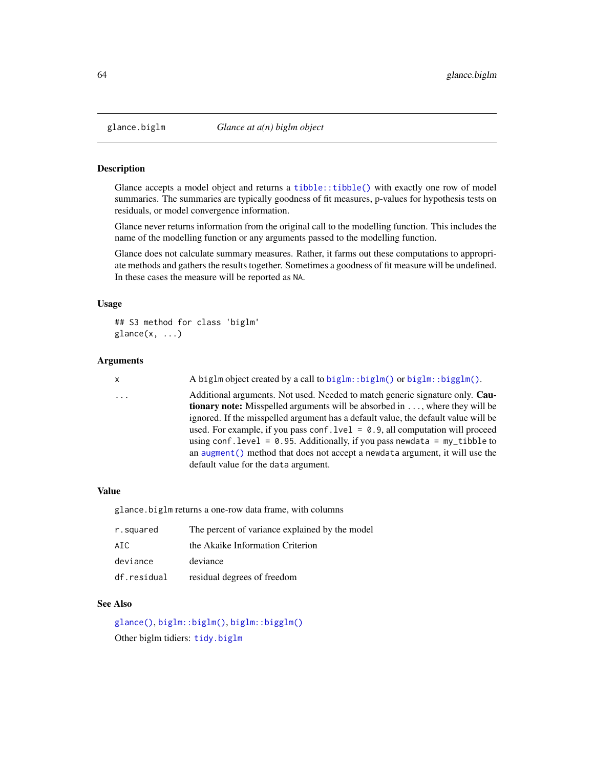`glance.biglm` *Glance at a(n) biglm object*

## Description

Glance accepts a model object and returns a `tibble::tibble()` with exactly one row of model summaries. The summaries are typically goodness of fit measures, p-values for hypothesis tests on residuals, or model convergence information.

Glance never returns information from the original call to the modelling function. This includes the name of the modelling function or any arguments passed to the modelling function.

Glance does not calculate summary measures. Rather, it farms out these computations to appropriate methods and gathers the results together. Sometimes a goodness of fit measure will be undefined. In these cases the measure will be reported as `NA`.

## Usage

```
## S3 method for class 'biglm'
glance(x, ...)
```

## Arguments

| | |
|---|---|
| `x` | A `biglm` object created by a call to `biglm::biglm()` or `biglm::bigglm()`. |
| `...` | Additional arguments. Not used. Needed to match generic signature only. **Cautionary note:** Misspelled arguments will be absorbed in `...`, where they will be ignored. If the misspelled argument has a default value, the default value will be used. For example, if you pass `conf.lvel = 0.9`, all computation will proceed using `conf.level = 0.95`. Additionally, if you pass `newdata = my_tibble` to an `augment()` method that does not accept a `newdata` argument, it will use the default value for the `data` argument. |

## Value

`glance.biglm` returns a one-row data frame, with columns

| | |
|---|---|
| `r.squared` | The percent of variance explained by the model |
| `AIC` | the Akaike Information Criterion |
| `deviance` | deviance |
| `df.residual` | residual degrees of freedom |

## See Also

`glance()`, `biglm::biglm()`, `biglm::bigglm()`

Other biglm tidiers: `tidy.biglm`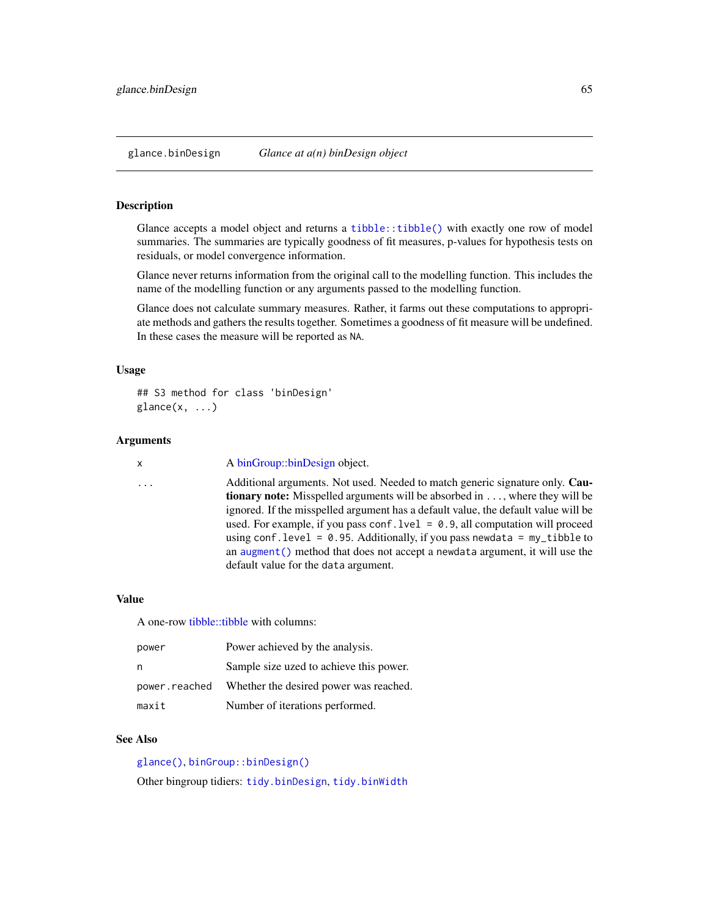# glance.binDesign — *Glance at a(n) binDesign object*

## Description

Glance accepts a model object and returns a `tibble::tibble()` with exactly one row of model summaries. The summaries are typically goodness of fit measures, p-values for hypothesis tests on residuals, or model convergence information.

Glance never returns information from the original call to the modelling function. This includes the name of the modelling function or any arguments passed to the modelling function.

Glance does not calculate summary measures. Rather, it farms out these computations to appropriate methods and gathers the results together. Sometimes a goodness of fit measure will be undefined. In these cases the measure will be reported as `NA`.

## Usage

```
## S3 method for class 'binDesign'
glance(x, ...)
```

## Arguments

| | |
|---|---|
| `x` | A binGroup::binDesign object. |
| `...` | Additional arguments. Not used. Needed to match generic signature only. **Cautionary note:** Misspelled arguments will be absorbed in `...`, where they will be ignored. If the misspelled argument has a default value, the default value will be used. For example, if you pass `conf.lvel = 0.9`, all computation will proceed using `conf.level = 0.95`. Additionally, if you pass `newdata = my_tibble` to an `augment()` method that does not accept a `newdata` argument, it will use the default value for the `data` argument. |

## Value

A one-row tibble::tibble with columns:

| | |
|---|---|
| `power` | Power achieved by the analysis. |
| `n` | Sample size uzed to achieve this power. |
| `power.reached` | Whether the desired power was reached. |
| `maxit` | Number of iterations performed. |

## See Also

`glance()`, `binGroup::binDesign()`

Other bingroup tidiers: `tidy.binDesign`, `tidy.binWidth`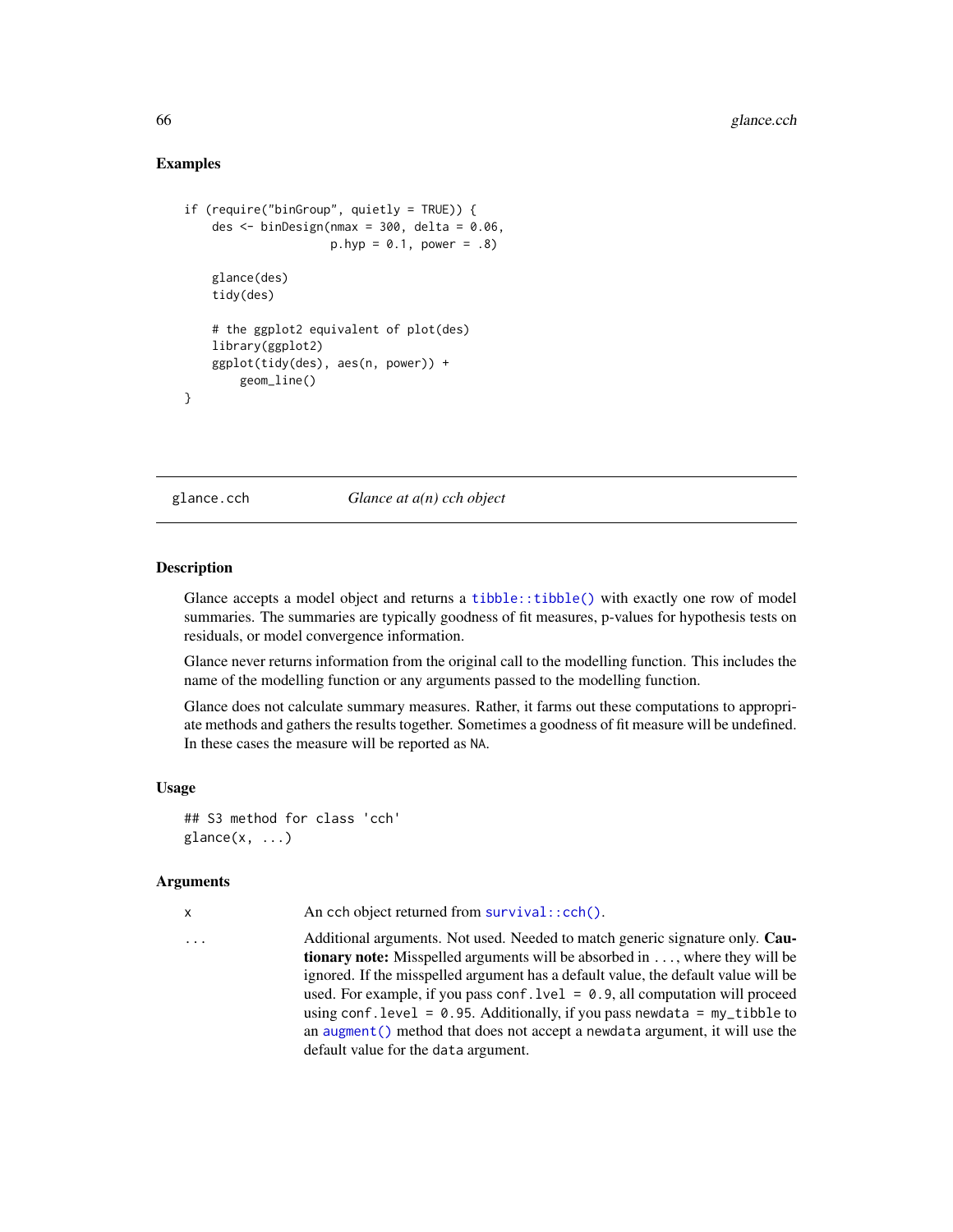### Examples

```
if (require("binGroup", quietly = TRUE)) {
    des <- binDesign(nmax = 300, delta = 0.06,
                     p.hyp = 0.1, power = .8)

    glance(des)
    tidy(des)

    # the ggplot2 equivalent of plot(des)
    library(ggplot2)
    ggplot(tidy(des), aes(n, power)) +
        geom_line()
}
```

---

## glance.cch — *Glance at a(n) cch object*

### Description

Glance accepts a model object and returns a `tibble::tibble()` with exactly one row of model summaries. The summaries are typically goodness of fit measures, p-values for hypothesis tests on residuals, or model convergence information.

Glance never returns information from the original call to the modelling function. This includes the name of the modelling function or any arguments passed to the modelling function.

Glance does not calculate summary measures. Rather, it farms out these computations to appropriate methods and gathers the results together. Sometimes a goodness of fit measure will be undefined. In these cases the measure will be reported as `NA`.

### Usage

```
## S3 method for class 'cch'
glance(x, ...)
```

### Arguments

| | |
|---|---|
| `x` | An cch object returned from `survival::cch()`. |
| `...` | Additional arguments. Not used. Needed to match generic signature only. **Cautionary note:** Misspelled arguments will be absorbed in `...`, where they will be ignored. If the misspelled argument has a default value, the default value will be used. For example, if you pass `conf.lvel = 0.9`, all computation will proceed using `conf.level = 0.95`. Additionally, if you pass `newdata = my_tibble` to an `augment()` method that does not accept a `newdata` argument, it will use the default value for the `data` argument. |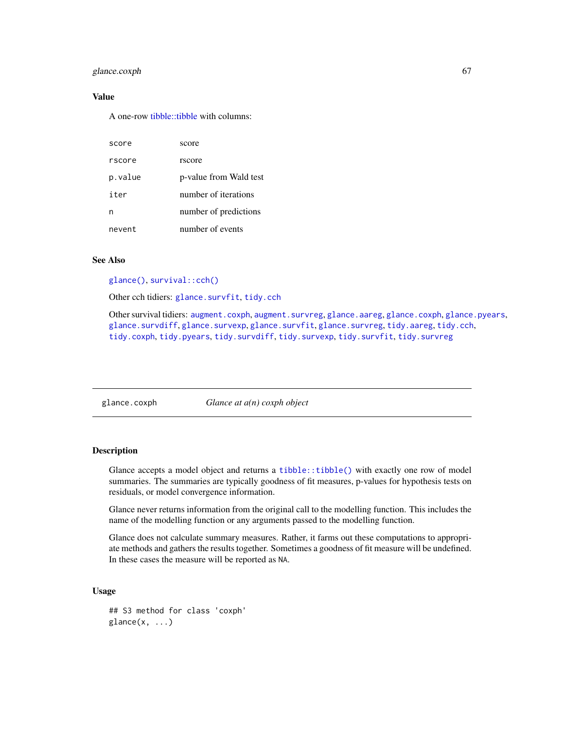## Value

A one-row tibble::tibble with columns:

| | |
|---|---|
| `score` | score |
| `rscore` | rscore |
| `p.value` | p-value from Wald test |
| `iter` | number of iterations |
| `n` | number of predictions |
| `nevent` | number of events |

## See Also

`glance()`, `survival::cch()`

Other cch tidiers: `glance.survfit`, `tidy.cch`

Other survival tidiers: `augment.coxph`, `augment.survreg`, `glance.aareg`, `glance.coxph`, `glance.pyears`, `glance.survdiff`, `glance.survexp`, `glance.survfit`, `glance.survreg`, `tidy.aareg`, `tidy.cch`, `tidy.coxph`, `tidy.pyears`, `tidy.survdiff`, `tidy.survexp`, `tidy.survfit`, `tidy.survreg`

---

`glance.coxph` *Glance at a(n) coxph object*

---

## Description

Glance accepts a model object and returns a `tibble::tibble()` with exactly one row of model summaries. The summaries are typically goodness of fit measures, p-values for hypothesis tests on residuals, or model convergence information.

Glance never returns information from the original call to the modelling function. This includes the name of the modelling function or any arguments passed to the modelling function.

Glance does not calculate summary measures. Rather, it farms out these computations to appropriate methods and gathers the results together. Sometimes a goodness of fit measure will be undefined. In these cases the measure will be reported as `NA`.

## Usage

```
## S3 method for class 'coxph'
glance(x, ...)
```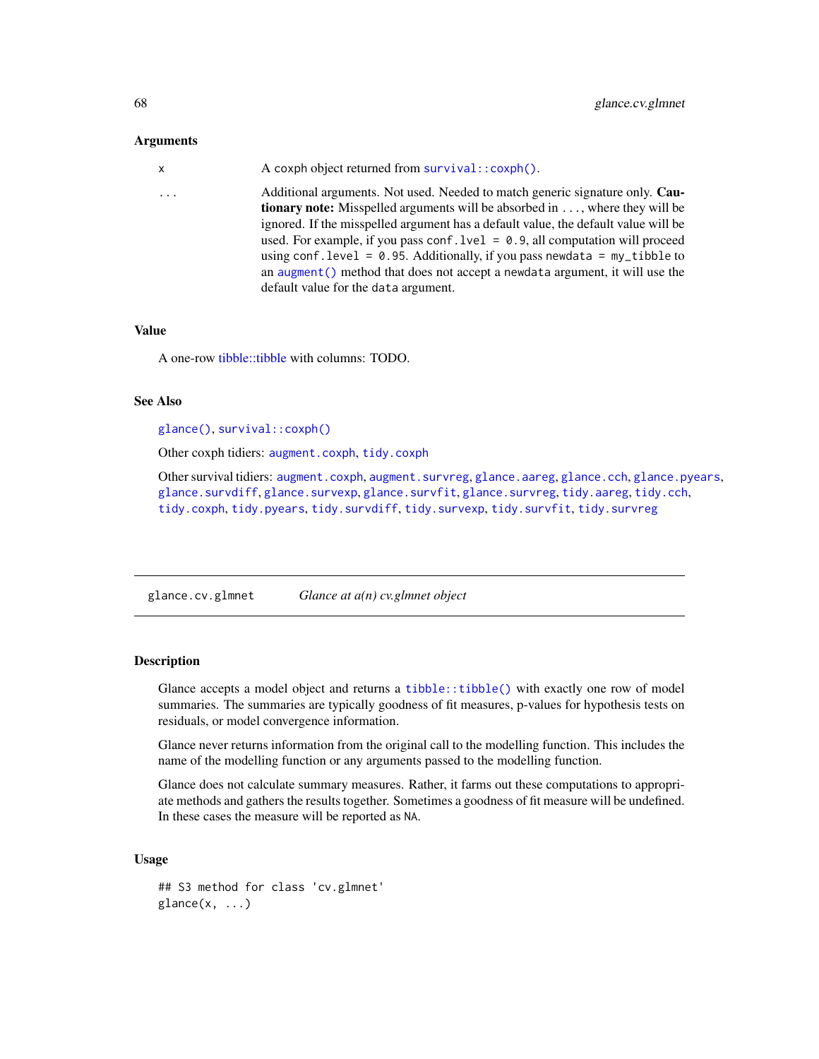## Arguments

x
: A coxph object returned from `survival::coxph()`.

...
: Additional arguments. Not used. Needed to match generic signature only. **Cautionary note:** Misspelled arguments will be absorbed in `...`, where they will be ignored. If the misspelled argument has a default value, the default value will be used. For example, if you pass `conf.lvel = 0.9`, all computation will proceed using `conf.level = 0.95`. Additionally, if you pass `newdata = my_tibble` to an `augment()` method that does not accept a `newdata` argument, it will use the default value for the `data` argument.

## Value

A one-row tibble::tibble with columns: TODO.

## See Also

`glance()`, `survival::coxph()`

Other coxph tidiers: `augment.coxph`, `tidy.coxph`

Other survival tidiers: `augment.coxph`, `augment.survreg`, `glance.aareg`, `glance.cch`, `glance.pyears`, `glance.survdiff`, `glance.survexp`, `glance.survfit`, `glance.survreg`, `tidy.aareg`, `tidy.cch`, `tidy.coxph`, `tidy.pyears`, `tidy.survdiff`, `tidy.survexp`, `tidy.survfit`, `tidy.survreg`

---

# glance.cv.glmnet — *Glance at a(n) cv.glmnet object*

## Description

Glance accepts a model object and returns a `tibble::tibble()` with exactly one row of model summaries. The summaries are typically goodness of fit measures, p-values for hypothesis tests on residuals, or model convergence information.

Glance never returns information from the original call to the modelling function. This includes the name of the modelling function or any arguments passed to the modelling function.

Glance does not calculate summary measures. Rather, it farms out these computations to appropriate methods and gathers the results together. Sometimes a goodness of fit measure will be undefined. In these cases the measure will be reported as `NA`.

## Usage

```
## S3 method for class 'cv.glmnet'
glance(x, ...)
```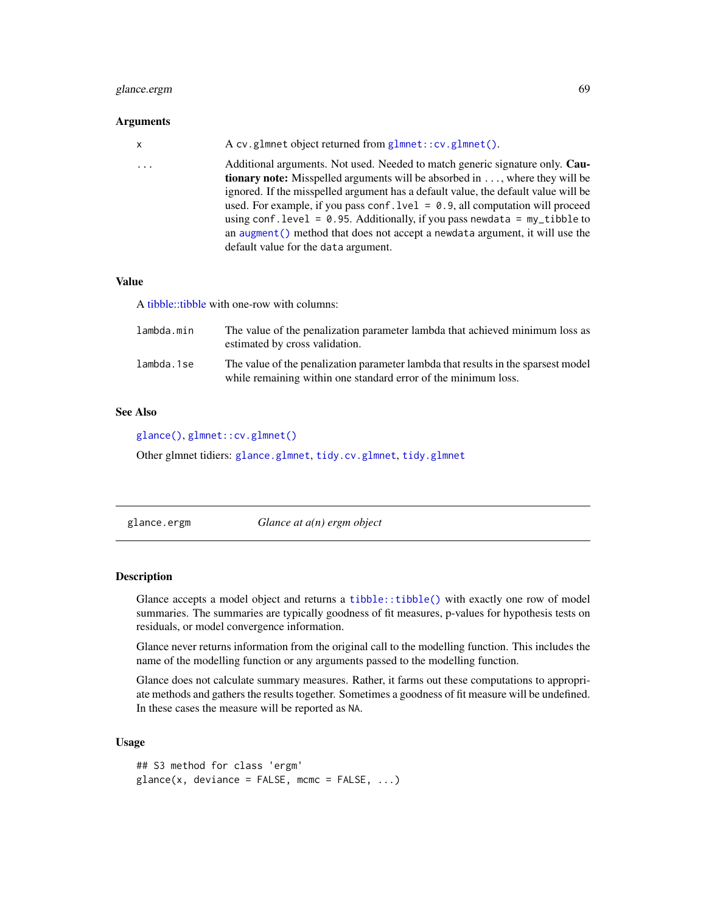### Arguments

| | |
|---|---|
| x | A cv.glmnet object returned from `glmnet::cv.glmnet()`. |
| ... | Additional arguments. Not used. Needed to match generic signature only. **Cautionary note:** Misspelled arguments will be absorbed in ..., where they will be ignored. If the misspelled argument has a default value, the default value will be used. For example, if you pass `conf.lvel = 0.9`, all computation will proceed using `conf.level = 0.95`. Additionally, if you pass `newdata = my_tibble` to an `augment()` method that does not accept a `newdata` argument, it will use the default value for the `data` argument. |

### Value

A tibble::tibble with one-row with columns:

| | |
|---|---|
| lambda.min | The value of the penalization parameter lambda that achieved minimum loss as estimated by cross validation. |
| lambda.1se | The value of the penalization parameter lambda that results in the sparsest model while remaining within one standard error of the minimum loss. |

### See Also

`glance()`, `glmnet::cv.glmnet()`

Other glmnet tidiers: `glance.glmnet`, `tidy.cv.glmnet`, `tidy.glmnet`

---

## glance.ergm — *Glance at a(n) ergm object*

### Description

Glance accepts a model object and returns a `tibble::tibble()` with exactly one row of model summaries. The summaries are typically goodness of fit measures, p-values for hypothesis tests on residuals, or model convergence information.

Glance never returns information from the original call to the modelling function. This includes the name of the modelling function or any arguments passed to the modelling function.

Glance does not calculate summary measures. Rather, it farms out these computations to appropriate methods and gathers the results together. Sometimes a goodness of fit measure will be undefined. In these cases the measure will be reported as NA.

### Usage

```
## S3 method for class 'ergm'
glance(x, deviance = FALSE, mcmc = FALSE, ...)
```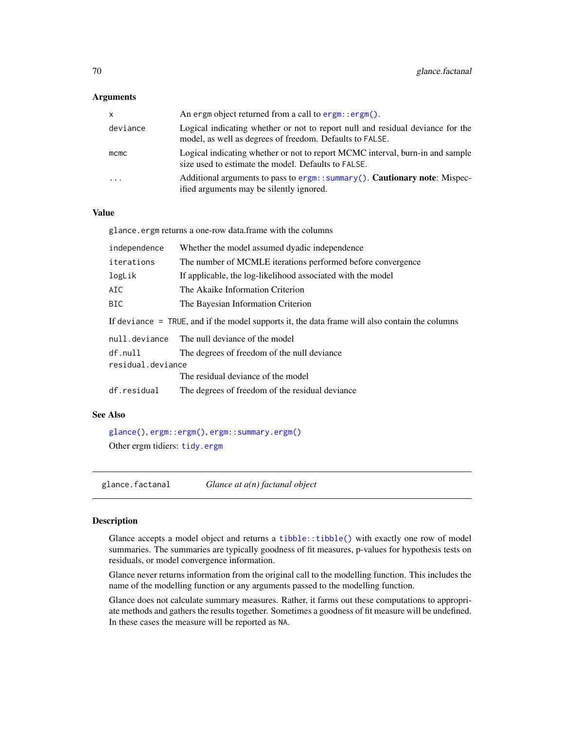### Arguments

| | |
|---|---|
| x | An ergm object returned from a call to `ergm::ergm()`. |
| deviance | Logical indicating whether or not to report null and residual deviance for the model, as well as degrees of freedom. Defaults to FALSE. |
| mcmc | Logical indicating whether or not to report MCMC interval, burn-in and sample size used to estimate the model. Defaults to FALSE. |
| ... | Additional arguments to pass to `ergm::summary()`. **Cautionary note**: Misspecified arguments may be silently ignored. |

### Value

glance.ergm returns a one-row data.frame with the columns

| | |
|---|---|
| independence | Whether the model assumed dyadic independence |
| iterations | The number of MCMLE iterations performed before convergence |
| logLik | If applicable, the log-likelihood associated with the model |
| AIC | The Akaike Information Criterion |
| BIC | The Bayesian Information Criterion |

If deviance = TRUE, and if the model supports it, the data frame will also contain the columns

| | |
|---|---|
| null.deviance | The null deviance of the model |
| df.null | The degrees of freedom of the null deviance |
| residual.deviance | The residual deviance of the model |
| df.residual | The degrees of freedom of the residual deviance |

### See Also

`glance()`, `ergm::ergm()`, `ergm::summary.ergm()`

Other ergm tidiers: `tidy.ergm`

---

## glance.factanal — *Glance at a(n) factanal object*

### Description

Glance accepts a model object and returns a `tibble::tibble()` with exactly one row of model summaries. The summaries are typically goodness of fit measures, p-values for hypothesis tests on residuals, or model convergence information.

Glance never returns information from the original call to the modelling function. This includes the name of the modelling function or any arguments passed to the modelling function.

Glance does not calculate summary measures. Rather, it farms out these computations to appropriate methods and gathers the results together. Sometimes a goodness of fit measure will be undefined. In these cases the measure will be reported as NA.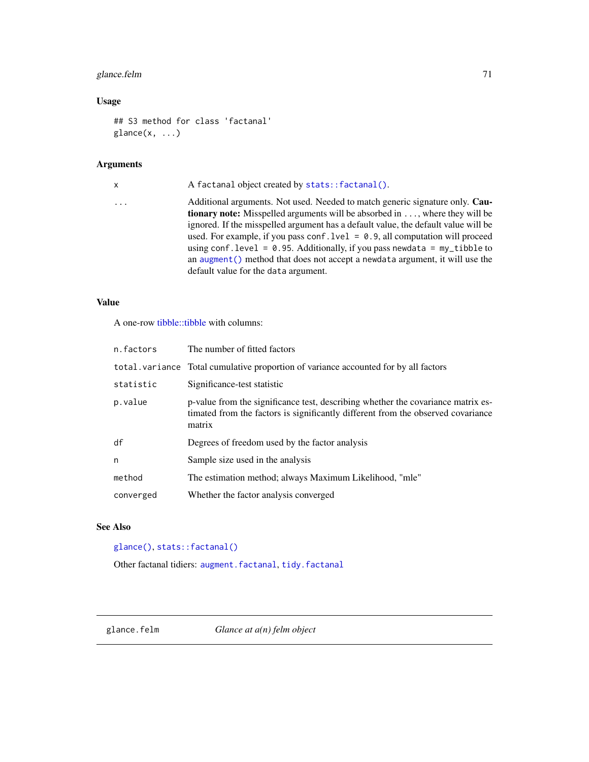### Usage

```
## S3 method for class 'factanal'
glance(x, ...)
```

### Arguments

| | |
|---|---|
| x | A factanal object created by stats::factanal(). |
| ... | Additional arguments. Not used. Needed to match generic signature only. **Cautionary note:** Misspelled arguments will be absorbed in ..., where they will be ignored. If the misspelled argument has a default value, the default value will be used. For example, if you pass conf.lvel = 0.9, all computation will proceed using conf.level = 0.95. Additionally, if you pass newdata = my_tibble to an augment() method that does not accept a newdata argument, it will use the default value for the data argument. |

### Value

A one-row tibble::tibble with columns:

| | |
|---|---|
| n.factors | The number of fitted factors |
| total.variance | Total cumulative proportion of variance accounted for by all factors |
| statistic | Significance-test statistic |
| p.value | p-value from the significance test, describing whether the covariance matrix estimated from the factors is significantly different from the observed covariance matrix |
| df | Degrees of freedom used by the factor analysis |
| n | Sample size used in the analysis |
| method | The estimation method; always Maximum Likelihood, "mle" |
| converged | Whether the factor analysis converged |

### See Also

glance(), stats::factanal()

Other factanal tidiers: augment.factanal, tidy.factanal

---

## glance.felm — *Glance at a(n) felm object*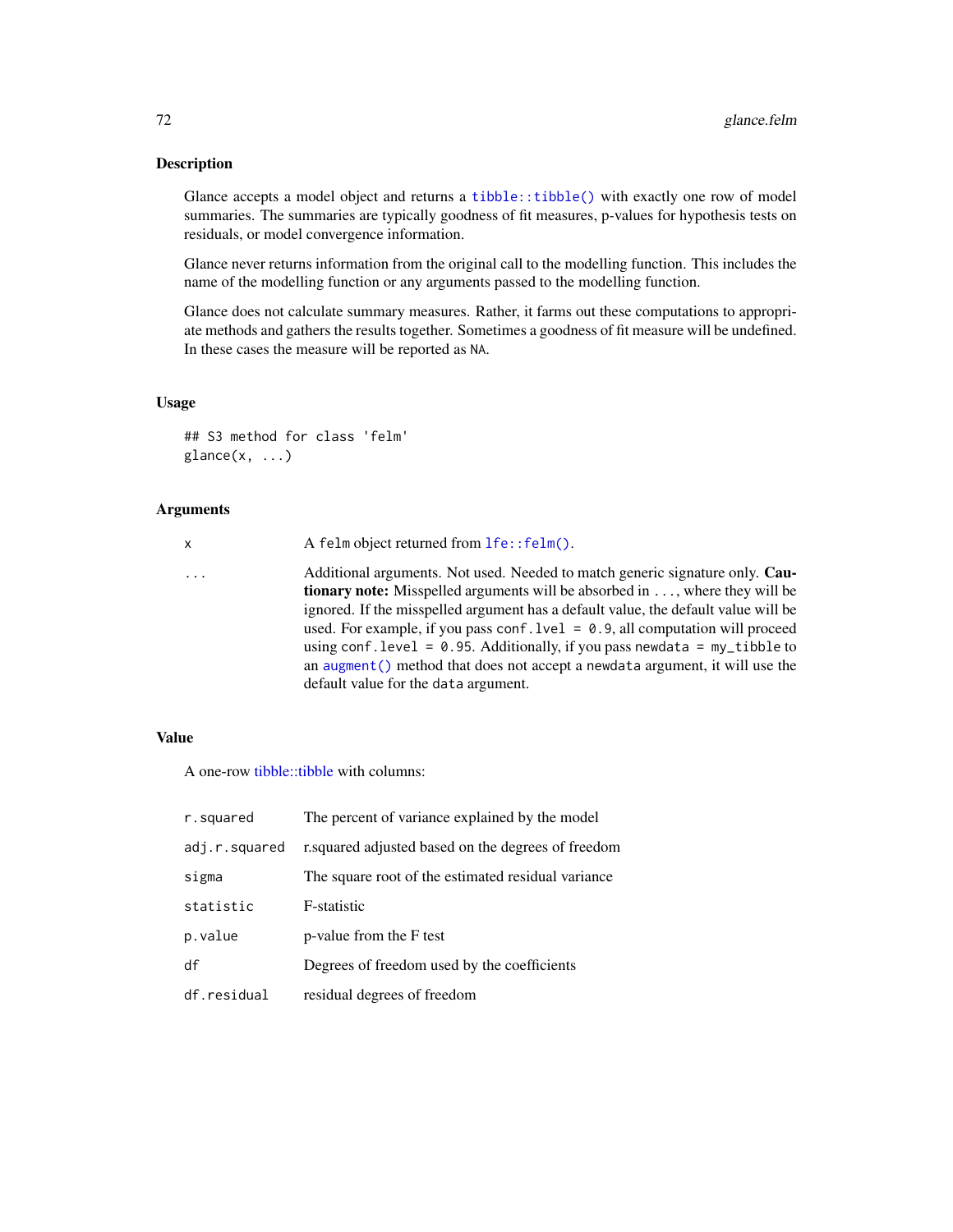## Description

Glance accepts a model object and returns a `tibble::tibble()` with exactly one row of model summaries. The summaries are typically goodness of fit measures, p-values for hypothesis tests on residuals, or model convergence information.

Glance never returns information from the original call to the modelling function. This includes the name of the modelling function or any arguments passed to the modelling function.

Glance does not calculate summary measures. Rather, it farms out these computations to appropriate methods and gathers the results together. Sometimes a goodness of fit measure will be undefined. In these cases the measure will be reported as `NA`.

## Usage

```
## S3 method for class 'felm'
glance(x, ...)
```

## Arguments

| | |
|---|---|
| `x` | A `felm` object returned from `lfe::felm()`. |
| `...` | Additional arguments. Not used. Needed to match generic signature only. **Cautionary note:** Misspelled arguments will be absorbed in `...`, where they will be ignored. If the misspelled argument has a default value, the default value will be used. For example, if you pass `conf.lvel = 0.9`, all computation will proceed using `conf.level = 0.95`. Additionally, if you pass `newdata = my_tibble` to an `augment()` method that does not accept a `newdata` argument, it will use the default value for the `data` argument. |

## Value

A one-row tibble::tibble with columns:

| | |
|---|---|
| `r.squared` | The percent of variance explained by the model |
| `adj.r.squared` | r.squared adjusted based on the degrees of freedom |
| `sigma` | The square root of the estimated residual variance |
| `statistic` | F-statistic |
| `p.value` | p-value from the F test |
| `df` | Degrees of freedom used by the coefficients |
| `df.residual` | residual degrees of freedom |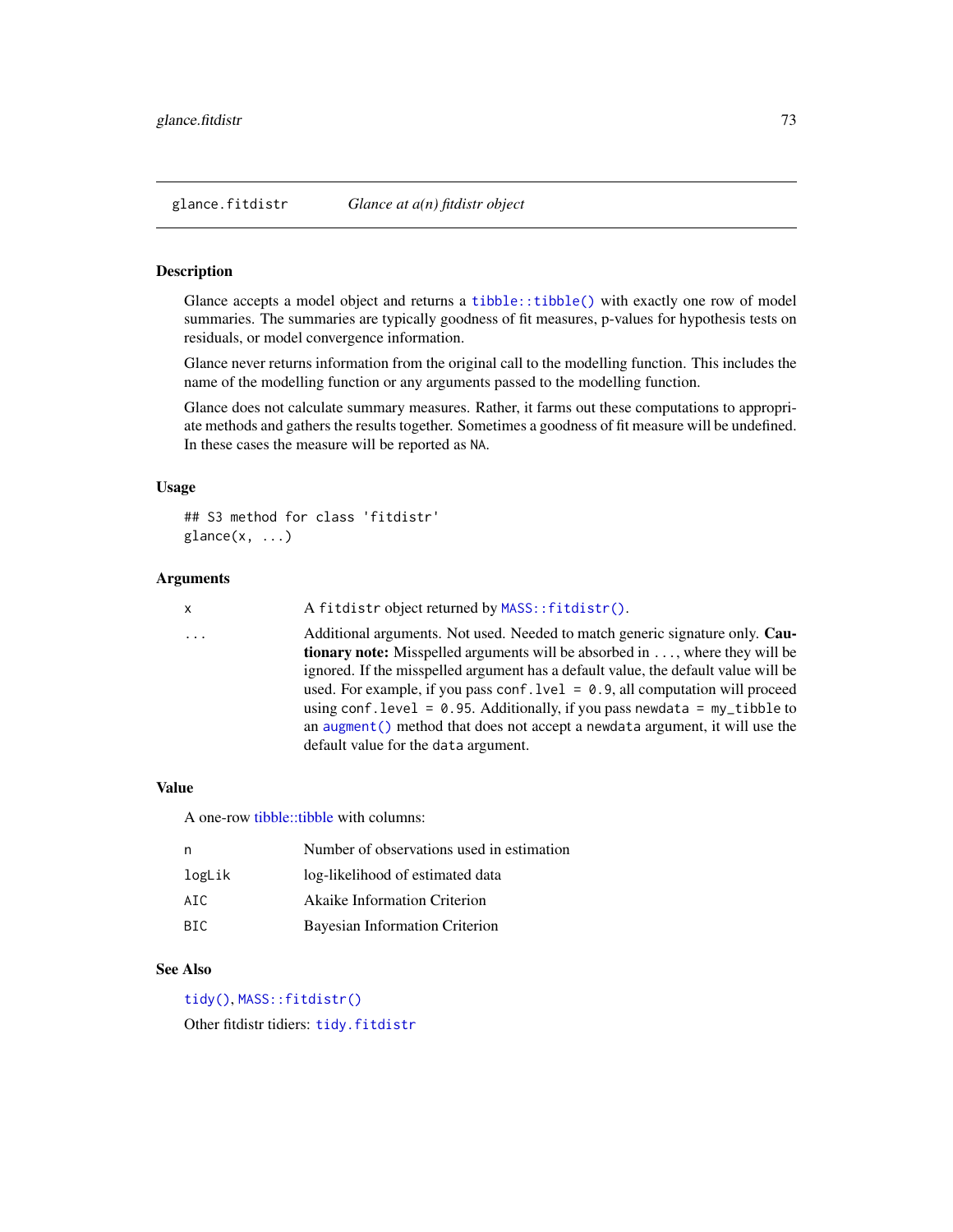# glance.fitdistr — *Glance at a(n) fitdistr object*

## Description

Glance accepts a model object and returns a `tibble::tibble()` with exactly one row of model summaries. The summaries are typically goodness of fit measures, p-values for hypothesis tests on residuals, or model convergence information.

Glance never returns information from the original call to the modelling function. This includes the name of the modelling function or any arguments passed to the modelling function.

Glance does not calculate summary measures. Rather, it farms out these computations to appropriate methods and gathers the results together. Sometimes a goodness of fit measure will be undefined. In these cases the measure will be reported as `NA`.

## Usage

```
## S3 method for class 'fitdistr'
glance(x, ...)
```

## Arguments

| | |
|---|---|
| `x` | A `fitdistr` object returned by `MASS::fitdistr()`. |
| `...` | Additional arguments. Not used. Needed to match generic signature only. **Cautionary note:** Misspelled arguments will be absorbed in `...`, where they will be ignored. If the misspelled argument has a default value, the default value will be used. For example, if you pass `conf.lvel = 0.9`, all computation will proceed using `conf.level = 0.95`. Additionally, if you pass `newdata = my_tibble` to an `augment()` method that does not accept a `newdata` argument, it will use the default value for the `data` argument. |

## Value

A one-row tibble::tibble with columns:

| | |
|---|---|
| `n` | Number of observations used in estimation |
| `logLik` | log-likelihood of estimated data |
| `AIC` | Akaike Information Criterion |
| `BIC` | Bayesian Information Criterion |

## See Also

`tidy()`, `MASS::fitdistr()`

Other fitdistr tidiers: `tidy.fitdistr`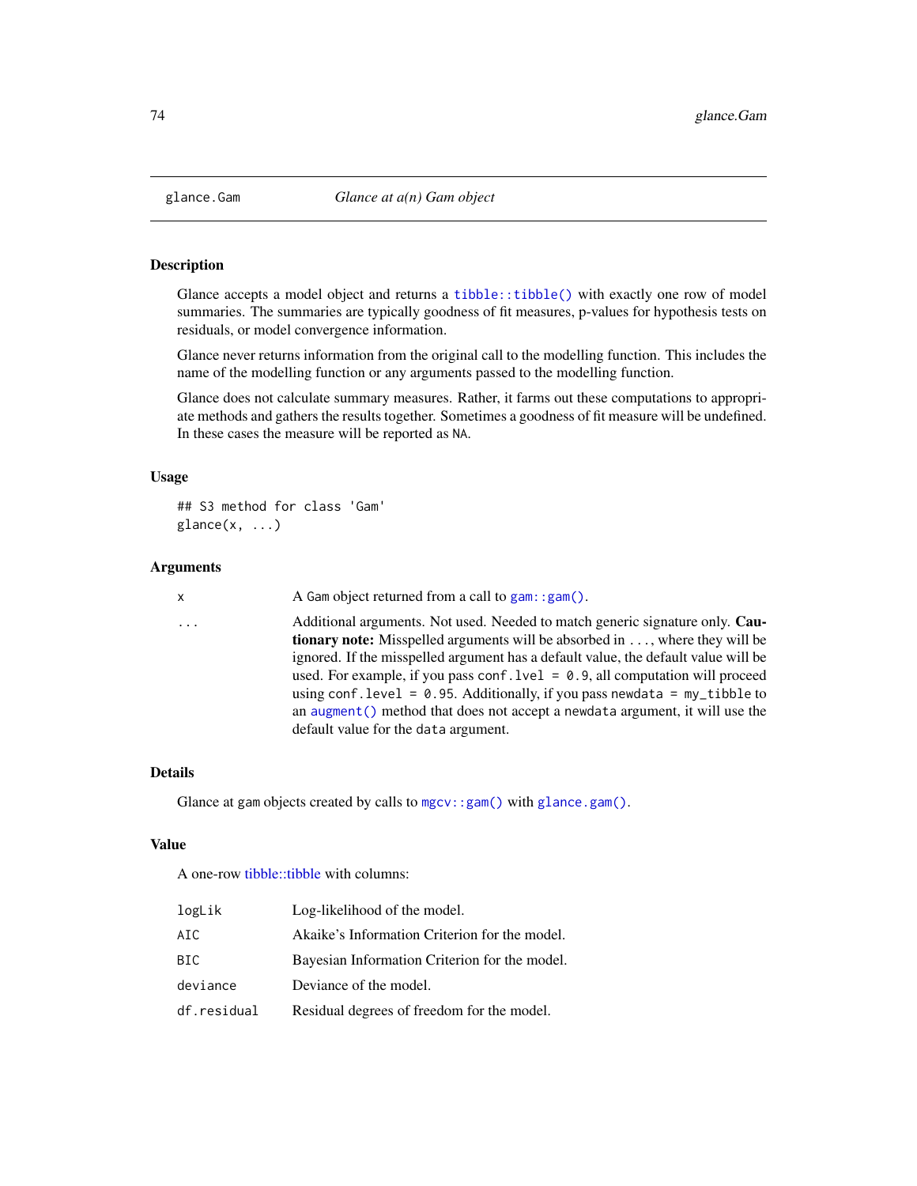## glance.Gam &nbsp;&nbsp;&nbsp;&nbsp; *Glance at a(n) Gam object*

### Description

Glance accepts a model object and returns a `tibble::tibble()` with exactly one row of model summaries. The summaries are typically goodness of fit measures, p-values for hypothesis tests on residuals, or model convergence information.

Glance never returns information from the original call to the modelling function. This includes the name of the modelling function or any arguments passed to the modelling function.

Glance does not calculate summary measures. Rather, it farms out these computations to appropriate methods and gathers the results together. Sometimes a goodness of fit measure will be undefined. In these cases the measure will be reported as `NA`.

### Usage

```
## S3 method for class 'Gam'
glance(x, ...)
```

### Arguments

| | |
|---|---|
| `x` | A `Gam` object returned from a call to `gam::gam()`. |
| `...` | Additional arguments. Not used. Needed to match generic signature only. **Cautionary note:** Misspelled arguments will be absorbed in `...`, where they will be ignored. If the misspelled argument has a default value, the default value will be used. For example, if you pass `conf.lvel = 0.9`, all computation will proceed using `conf.level = 0.95`. Additionally, if you pass `newdata = my_tibble` to an `augment()` method that does not accept a `newdata` argument, it will use the default value for the `data` argument. |

### Details

Glance at `gam` objects created by calls to `mgcv::gam()` with `glance.gam()`.

### Value

A one-row tibble::tibble with columns:

| | |
|---|---|
| `logLik` | Log-likelihood of the model. |
| `AIC` | Akaike's Information Criterion for the model. |
| `BIC` | Bayesian Information Criterion for the model. |
| `deviance` | Deviance of the model. |
| `df.residual` | Residual degrees of freedom for the model. |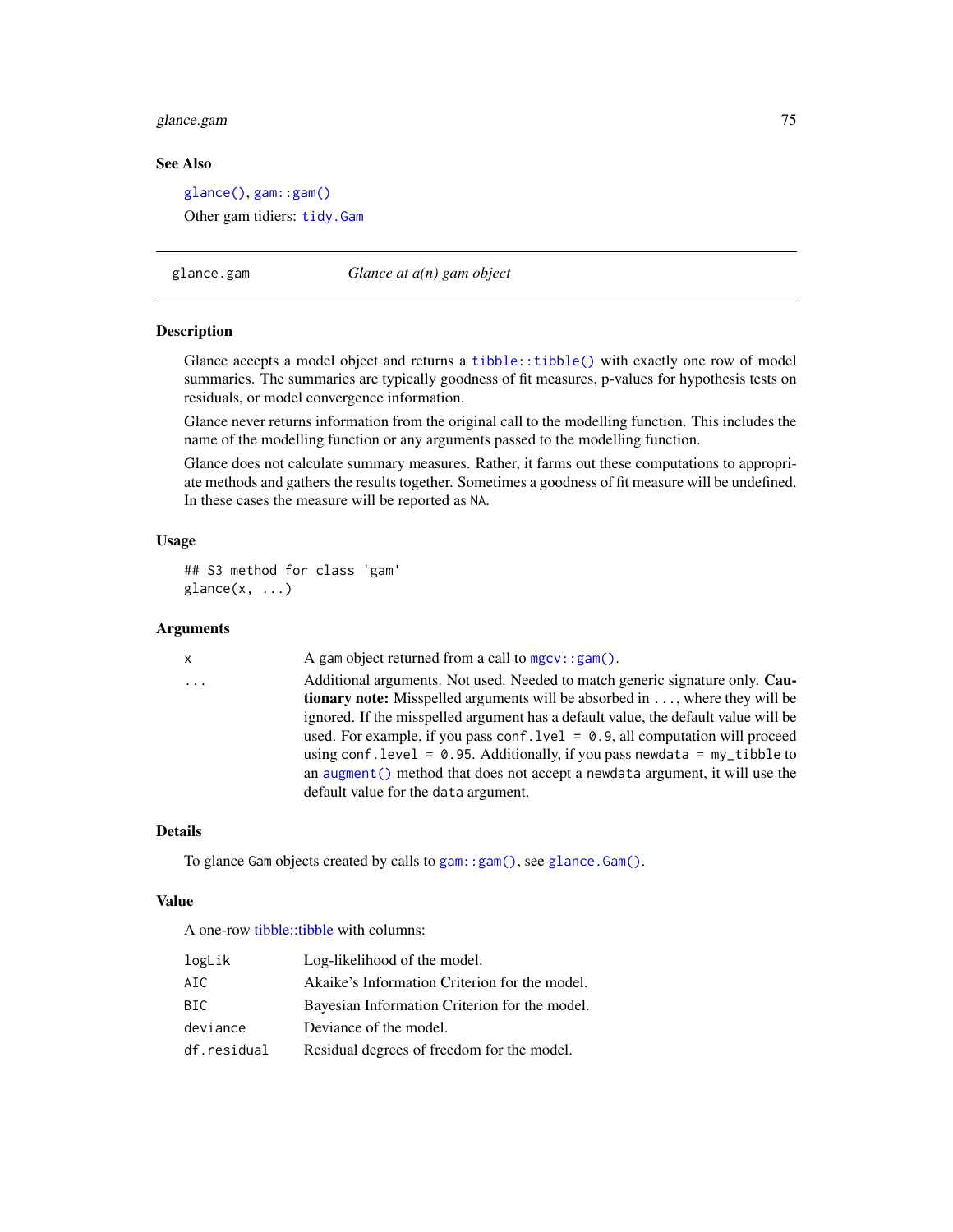### See Also

glance(), gam::gam()

Other gam tidiers: tidy.Gam

---

## glance.gam — *Glance at a(n) gam object*

### Description

Glance accepts a model object and returns a tibble::tibble() with exactly one row of model summaries. The summaries are typically goodness of fit measures, p-values for hypothesis tests on residuals, or model convergence information.

Glance never returns information from the original call to the modelling function. This includes the name of the modelling function or any arguments passed to the modelling function.

Glance does not calculate summary measures. Rather, it farms out these computations to appropriate methods and gathers the results together. Sometimes a goodness of fit measure will be undefined. In these cases the measure will be reported as NA.

### Usage

```
## S3 method for class 'gam'
glance(x, ...)
```

### Arguments

| | |
|---|---|
| x | A gam object returned from a call to mgcv::gam(). |
| ... | Additional arguments. Not used. Needed to match generic signature only. **Cautionary note:** Misspelled arguments will be absorbed in ..., where they will be ignored. If the misspelled argument has a default value, the default value will be used. For example, if you pass conf.lvel = 0.9, all computation will proceed using conf.level = 0.95. Additionally, if you pass newdata = my_tibble to an augment() method that does not accept a newdata argument, it will use the default value for the data argument. |

### Details

To glance Gam objects created by calls to gam::gam(), see glance.Gam().

### Value

A one-row tibble::tibble with columns:

| | |
|---|---|
| logLik | Log-likelihood of the model. |
| AIC | Akaike's Information Criterion for the model. |
| BIC | Bayesian Information Criterion for the model. |
| deviance | Deviance of the model. |
| df.residual | Residual degrees of freedom for the model. |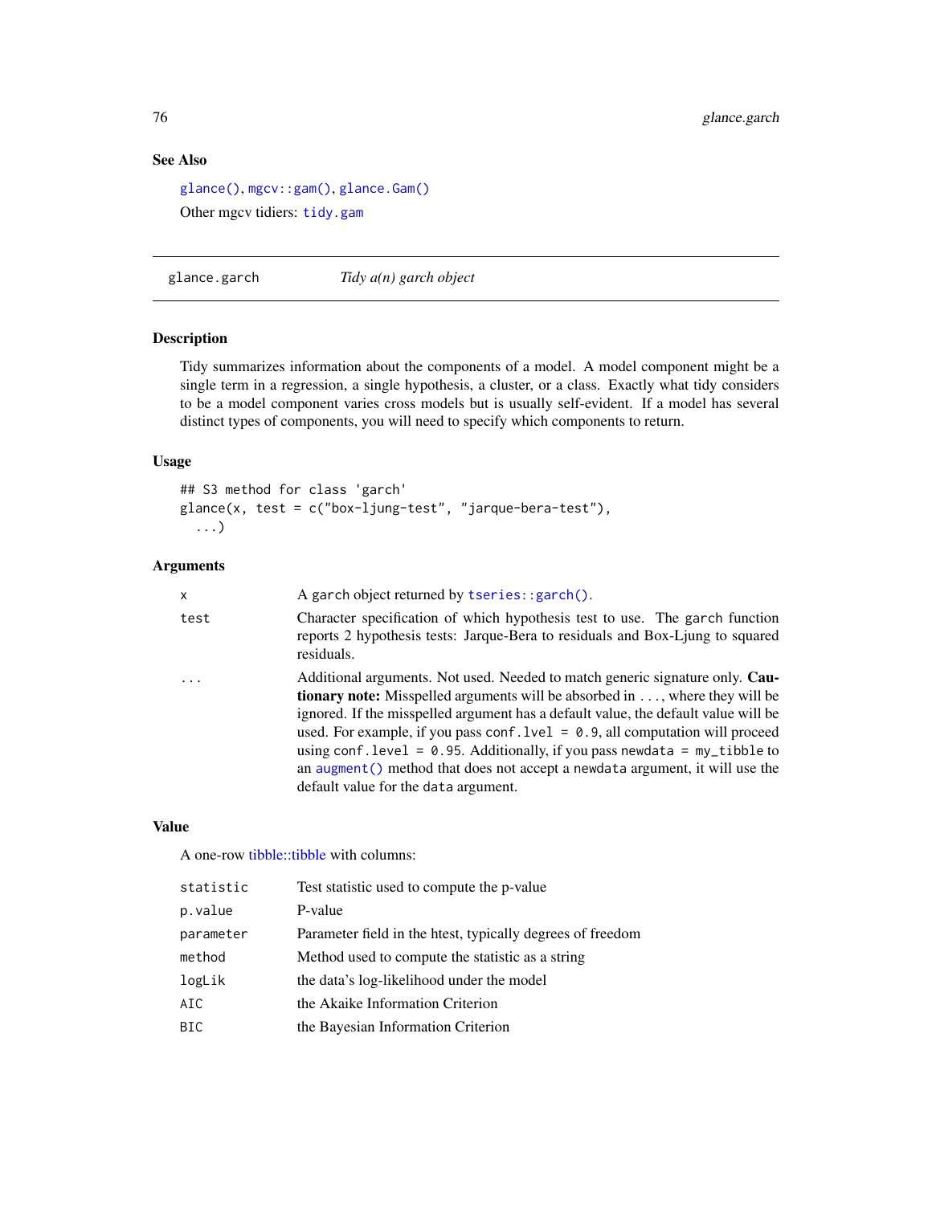### See Also

glance(), mgcv::gam(), glance.Gam()

Other mgcv tidiers: tidy.gam

---

## glance.garch — *Tidy a(n) garch object*

### Description

Tidy summarizes information about the components of a model. A model component might be a single term in a regression, a single hypothesis, a cluster, or a class. Exactly what tidy considers to be a model component varies cross models but is usually self-evident. If a model has several distinct types of components, you will need to specify which components to return.

### Usage

```
## S3 method for class 'garch'
glance(x, test = c("box-ljung-test", "jarque-bera-test"),
  ...)
```

### Arguments

| | |
|---|---|
| x | A garch object returned by tseries::garch(). |
| test | Character specification of which hypothesis test to use. The garch function reports 2 hypothesis tests: Jarque-Bera to residuals and Box-Ljung to squared residuals. |
| ... | Additional arguments. Not used. Needed to match generic signature only. **Cautionary note:** Misspelled arguments will be absorbed in `...`, where they will be ignored. If the misspelled argument has a default value, the default value will be used. For example, if you pass `conf.lvel = 0.9`, all computation will proceed using `conf.level = 0.95`. Additionally, if you pass `newdata = my_tibble` to an augment() method that does not accept a `newdata` argument, it will use the default value for the `data` argument. |

### Value

A one-row tibble::tibble with columns:

| | |
|---|---|
| statistic | Test statistic used to compute the p-value |
| p.value | P-value |
| parameter | Parameter field in the htest, typically degrees of freedom |
| method | Method used to compute the statistic as a string |
| logLik | the data's log-likelihood under the model |
| AIC | the Akaike Information Criterion |
| BIC | the Bayesian Information Criterion |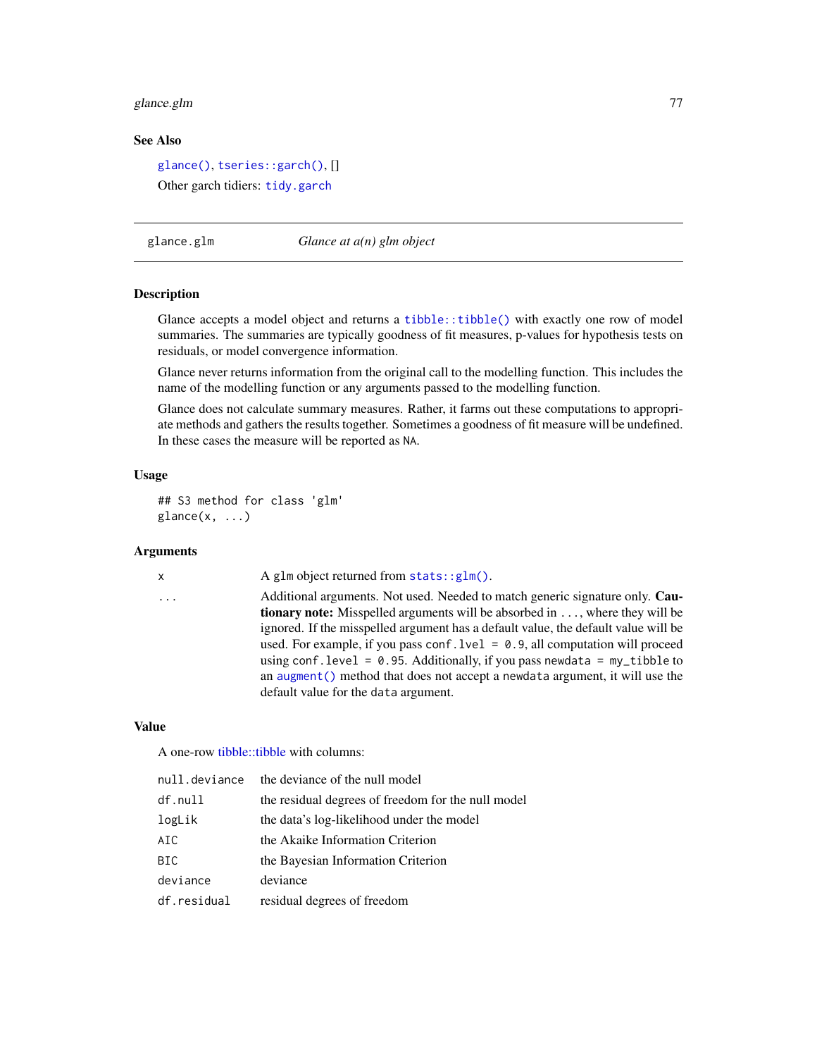### See Also

`glance()`, `tseries::garch()`, []

Other garch tidiers: `tidy.garch`

---

## glance.glm — *Glance at a(n) glm object*

### Description

Glance accepts a model object and returns a `tibble::tibble()` with exactly one row of model summaries. The summaries are typically goodness of fit measures, p-values for hypothesis tests on residuals, or model convergence information.

Glance never returns information from the original call to the modelling function. This includes the name of the modelling function or any arguments passed to the modelling function.

Glance does not calculate summary measures. Rather, it farms out these computations to appropriate methods and gathers the results together. Sometimes a goodness of fit measure will be undefined. In these cases the measure will be reported as `NA`.

### Usage

```
## S3 method for class 'glm'
glance(x, ...)
```

### Arguments

| | |
|---|---|
| `x` | A `glm` object returned from `stats::glm()`. |
| `...` | Additional arguments. Not used. Needed to match generic signature only. **Cautionary note:** Misspelled arguments will be absorbed in `...`, where they will be ignored. If the misspelled argument has a default value, the default value will be used. For example, if you pass `conf.lvel = 0.9`, all computation will proceed using `conf.level = 0.95`. Additionally, if you pass `newdata = my_tibble` to an `augment()` method that does not accept a `newdata` argument, it will use the default value for the `data` argument. |

### Value

A one-row tibble::tibble with columns:

| | |
|---|---|
| `null.deviance` | the deviance of the null model |
| `df.null` | the residual degrees of freedom for the null model |
| `logLik` | the data's log-likelihood under the model |
| `AIC` | the Akaike Information Criterion |
| `BIC` | the Bayesian Information Criterion |
| `deviance` | deviance |
| `df.residual` | residual degrees of freedom |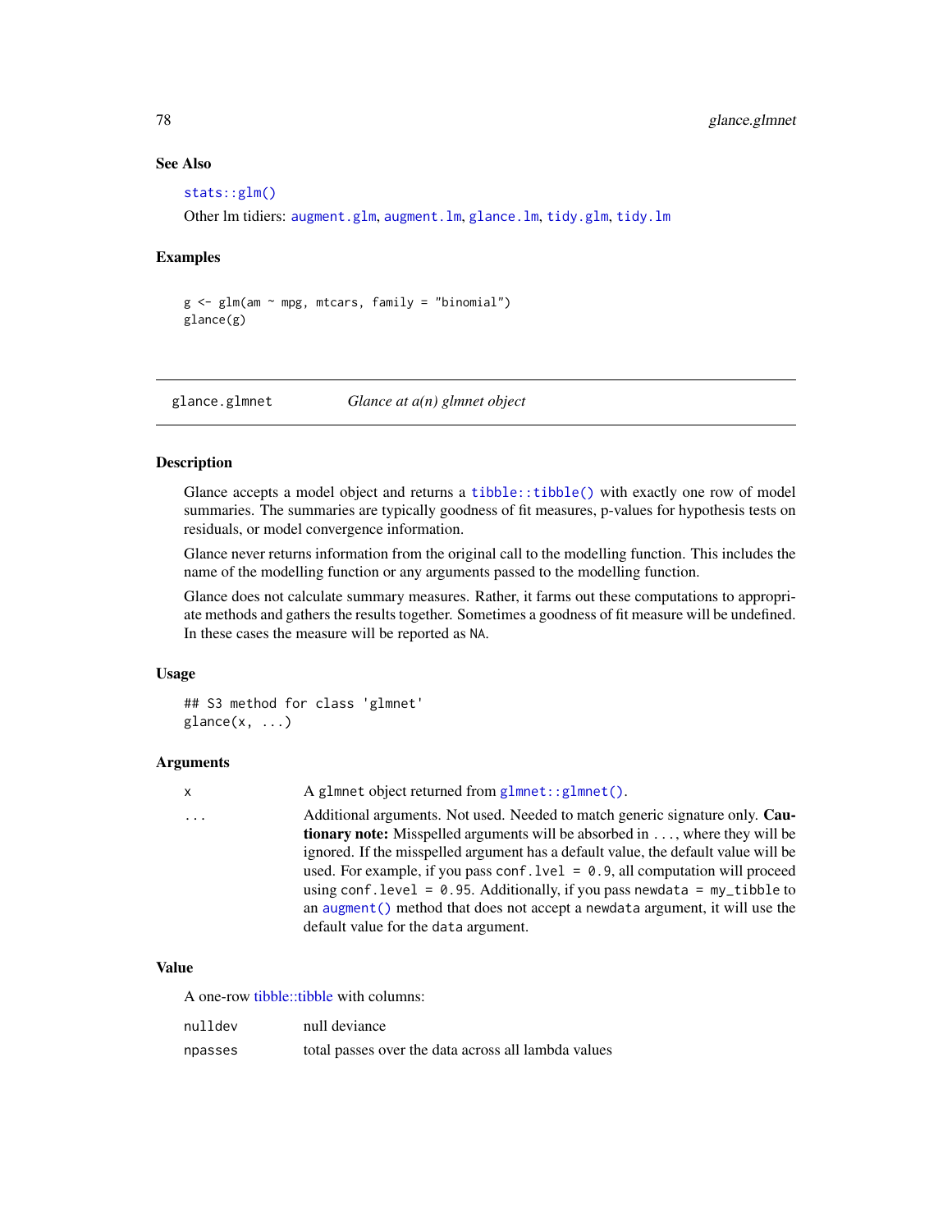## See Also

`stats::glm()`

Other lm tidiers: `augment.glm`, `augment.lm`, `glance.lm`, `tidy.glm`, `tidy.lm`

## Examples

```
g <- glm(am ~ mpg, mtcars, family = "binomial")
glance(g)
```

---

# glance.glmnet — *Glance at a(n) glmnet object*

## Description

Glance accepts a model object and returns a `tibble::tibble()` with exactly one row of model summaries. The summaries are typically goodness of fit measures, p-values for hypothesis tests on residuals, or model convergence information.

Glance never returns information from the original call to the modelling function. This includes the name of the modelling function or any arguments passed to the modelling function.

Glance does not calculate summary measures. Rather, it farms out these computations to appropriate methods and gathers the results together. Sometimes a goodness of fit measure will be undefined. In these cases the measure will be reported as `NA`.

## Usage

```
## S3 method for class 'glmnet'
glance(x, ...)
```

## Arguments

| | |
|---|---|
| `x` | A `glmnet` object returned from `glmnet::glmnet()`. |
| `...` | Additional arguments. Not used. Needed to match generic signature only. **Cautionary note:** Misspelled arguments will be absorbed in `...`, where they will be ignored. If the misspelled argument has a default value, the default value will be used. For example, if you pass `conf.lvel = 0.9`, all computation will proceed using `conf.level = 0.95`. Additionally, if you pass `newdata = my_tibble` to an `augment()` method that does not accept a `newdata` argument, it will use the default value for the `data` argument. |

## Value

A one-row tibble::tibble with columns:

| | |
|---|---|
| `nulldev` | null deviance |
| `npasses` | total passes over the data across all lambda values |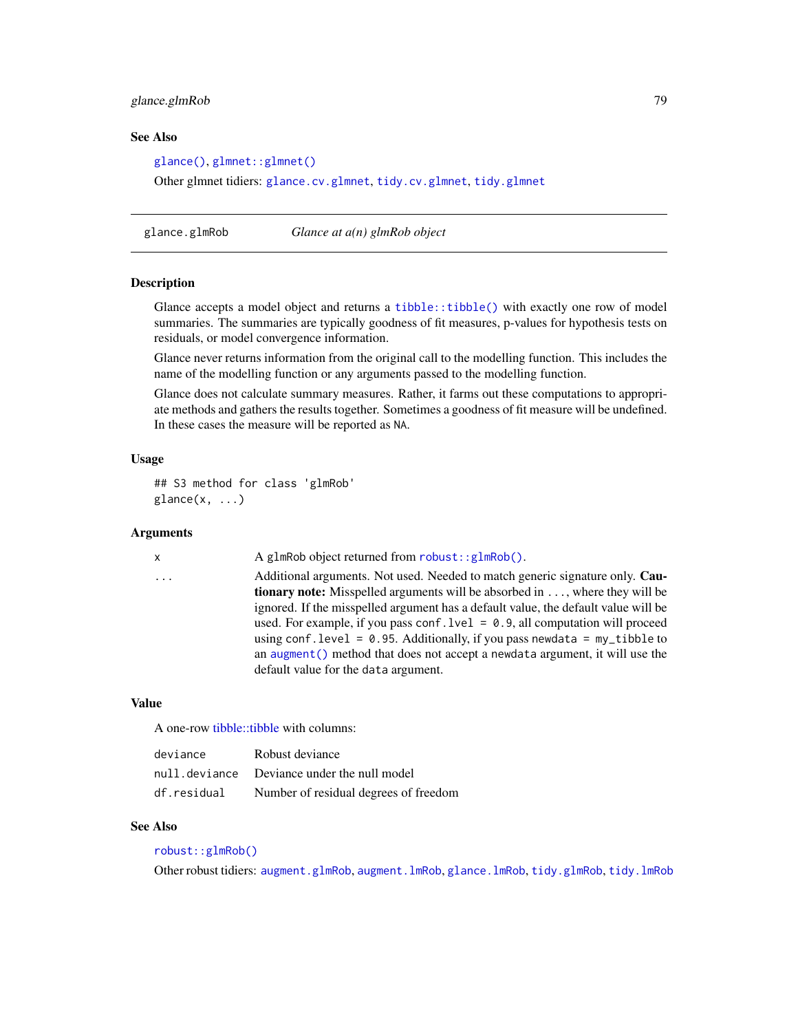### See Also

glance(), glmnet::glmnet()

Other glmnet tidiers: glance.cv.glmnet, tidy.cv.glmnet, tidy.glmnet

---

## glance.glmRob — *Glance at a(n) glmRob object*

### Description

Glance accepts a model object and returns a tibble::tibble() with exactly one row of model summaries. The summaries are typically goodness of fit measures, p-values for hypothesis tests on residuals, or model convergence information.

Glance never returns information from the original call to the modelling function. This includes the name of the modelling function or any arguments passed to the modelling function.

Glance does not calculate summary measures. Rather, it farms out these computations to appropriate methods and gathers the results together. Sometimes a goodness of fit measure will be undefined. In these cases the measure will be reported as NA.

### Usage

```
## S3 method for class 'glmRob'
glance(x, ...)
```

### Arguments

| | |
|---|---|
| x | A glmRob object returned from robust::glmRob(). |
| ... | Additional arguments. Not used. Needed to match generic signature only. **Cautionary note:** Misspelled arguments will be absorbed in ..., where they will be ignored. If the misspelled argument has a default value, the default value will be used. For example, if you pass conf.lvel = 0.9, all computation will proceed using conf.level = 0.95. Additionally, if you pass newdata = my_tibble to an augment() method that does not accept a newdata argument, it will use the default value for the data argument. |

### Value

A one-row tibble::tibble with columns:

| | |
|---|---|
| deviance | Robust deviance |
| null.deviance | Deviance under the null model |
| df.residual | Number of residual degrees of freedom |

### See Also

robust::glmRob()

Other robust tidiers: augment.glmRob, augment.lmRob, glance.lmRob, tidy.glmRob, tidy.lmRob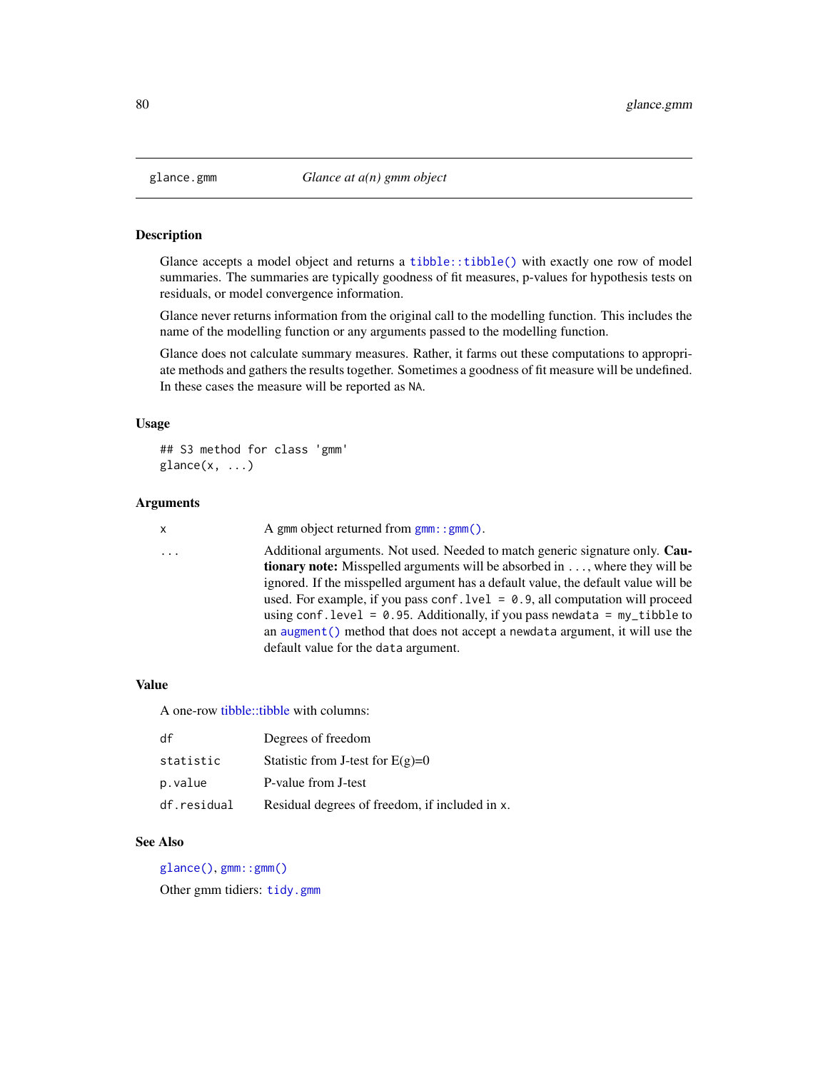# glance.gmm — *Glance at a(n) gmm object*

## Description

Glance accepts a model object and returns a `tibble::tibble()` with exactly one row of model summaries. The summaries are typically goodness of fit measures, p-values for hypothesis tests on residuals, or model convergence information.

Glance never returns information from the original call to the modelling function. This includes the name of the modelling function or any arguments passed to the modelling function.

Glance does not calculate summary measures. Rather, it farms out these computations to appropriate methods and gathers the results together. Sometimes a goodness of fit measure will be undefined. In these cases the measure will be reported as `NA`.

## Usage

```
## S3 method for class 'gmm'
glance(x, ...)
```

## Arguments

| | |
|---|---|
| `x` | A `gmm` object returned from `gmm::gmm()`. |
| `...` | Additional arguments. Not used. Needed to match generic signature only. **Cautionary note:** Misspelled arguments will be absorbed in `...`, where they will be ignored. If the misspelled argument has a default value, the default value will be used. For example, if you pass `conf.lvel = 0.9`, all computation will proceed using `conf.level = 0.95`. Additionally, if you pass `newdata = my_tibble` to an `augment()` method that does not accept a `newdata` argument, it will use the default value for the `data` argument. |

## Value

A one-row tibble::tibble with columns:

| | |
|---|---|
| `df` | Degrees of freedom |
| `statistic` | Statistic from J-test for E(g)=0 |
| `p.value` | P-value from J-test |
| `df.residual` | Residual degrees of freedom, if included in `x`. |

## See Also

`glance()`, `gmm::gmm()`

Other gmm tidiers: `tidy.gmm`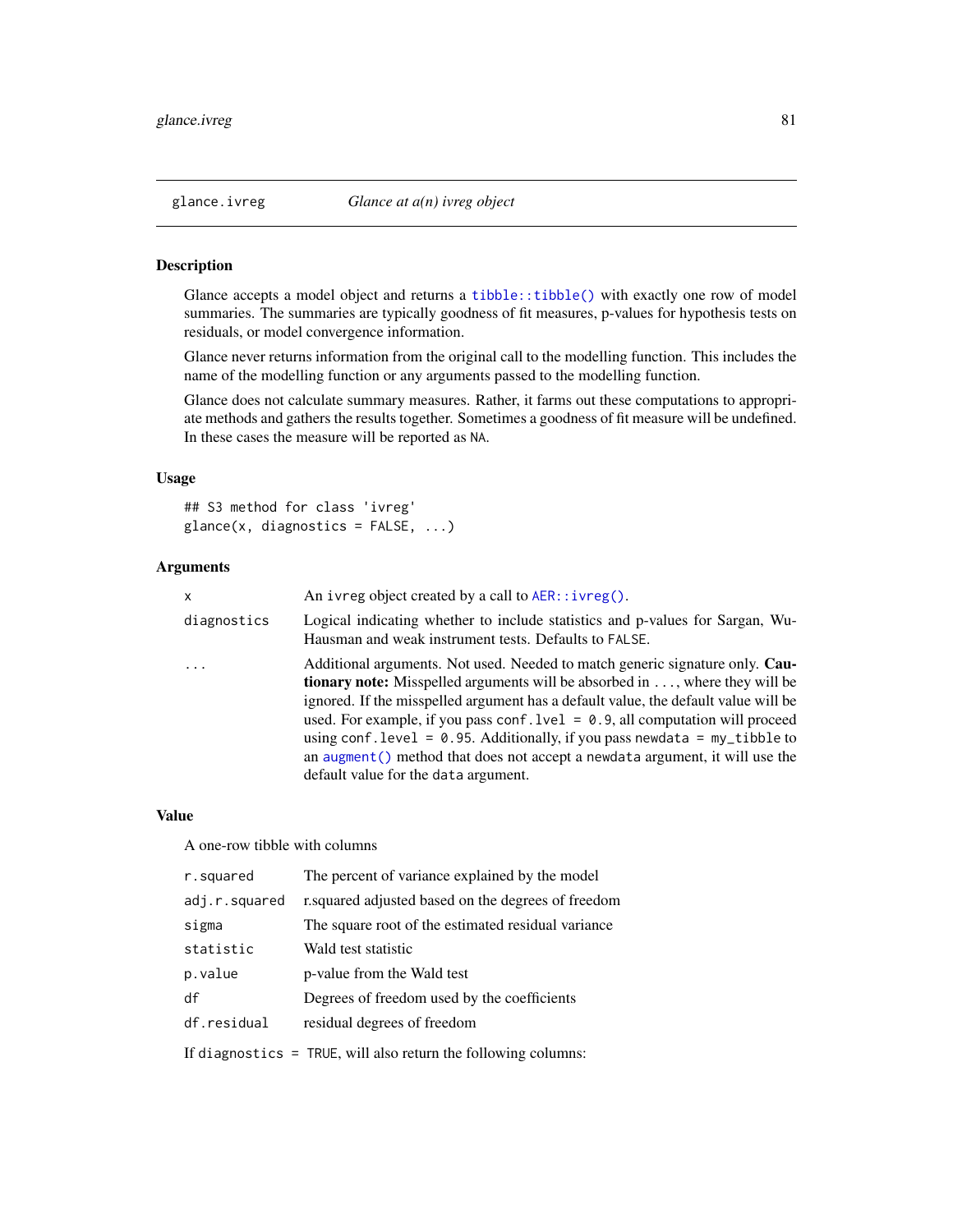## glance.ivreg    *Glance at a(n) ivreg object*

### Description

Glance accepts a model object and returns a `tibble::tibble()` with exactly one row of model summaries. The summaries are typically goodness of fit measures, p-values for hypothesis tests on residuals, or model convergence information.

Glance never returns information from the original call to the modelling function. This includes the name of the modelling function or any arguments passed to the modelling function.

Glance does not calculate summary measures. Rather, it farms out these computations to appropriate methods and gathers the results together. Sometimes a goodness of fit measure will be undefined. In these cases the measure will be reported as `NA`.

### Usage

```
## S3 method for class 'ivreg'
glance(x, diagnostics = FALSE, ...)
```

### Arguments

| | |
|---|---|
| `x` | An `ivreg` object created by a call to `AER::ivreg()`. |
| `diagnostics` | Logical indicating whether to include statistics and p-values for Sargan, Wu-Hausman and weak instrument tests. Defaults to `FALSE`. |
| `...` | Additional arguments. Not used. Needed to match generic signature only. **Cautionary note:** Misspelled arguments will be absorbed in `...`, where they will be ignored. If the misspelled argument has a default value, the default value will be used. For example, if you pass `conf.lvel = 0.9`, all computation will proceed using `conf.level = 0.95`. Additionally, if you pass `newdata = my_tibble` to an `augment()` method that does not accept a `newdata` argument, it will use the default value for the `data` argument. |

### Value

A one-row tibble with columns

| | |
|---|---|
| `r.squared` | The percent of variance explained by the model |
| `adj.r.squared` | r.squared adjusted based on the degrees of freedom |
| `sigma` | The square root of the estimated residual variance |
| `statistic` | Wald test statistic |
| `p.value` | p-value from the Wald test |
| `df` | Degrees of freedom used by the coefficients |
| `df.residual` | residual degrees of freedom |

If `diagnostics = TRUE`, will also return the following columns: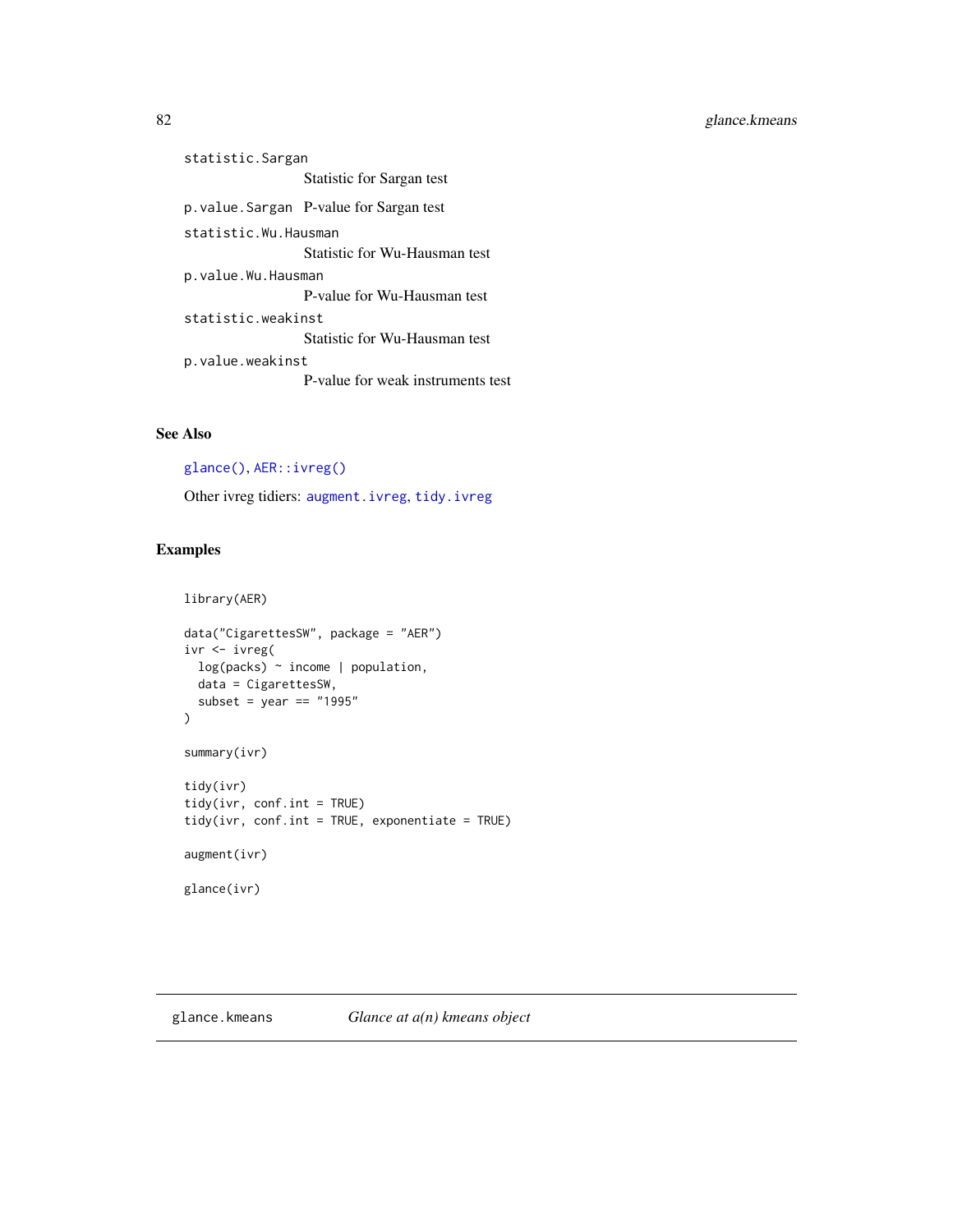`statistic.Sargan`
: Statistic for Sargan test

`p.value.Sargan`
: P-value for Sargan test

`statistic.Wu.Hausman`
: Statistic for Wu-Hausman test

`p.value.Wu.Hausman`
: P-value for Wu-Hausman test

`statistic.weakinst`
: Statistic for Wu-Hausman test

`p.value.weakinst`
: P-value for weak instruments test

### See Also

`glance()`, `AER::ivreg()`

Other ivreg tidiers: `augment.ivreg`, `tidy.ivreg`

### Examples

```
library(AER)

data("CigarettesSW", package = "AER")
ivr <- ivreg(
  log(packs) ~ income | population,
  data = CigarettesSW,
  subset = year == "1995"
)

summary(ivr)

tidy(ivr)
tidy(ivr, conf.int = TRUE)
tidy(ivr, conf.int = TRUE, exponentiate = TRUE)

augment(ivr)

glance(ivr)
```

## glance.kmeans — *Glance at a(n) kmeans object*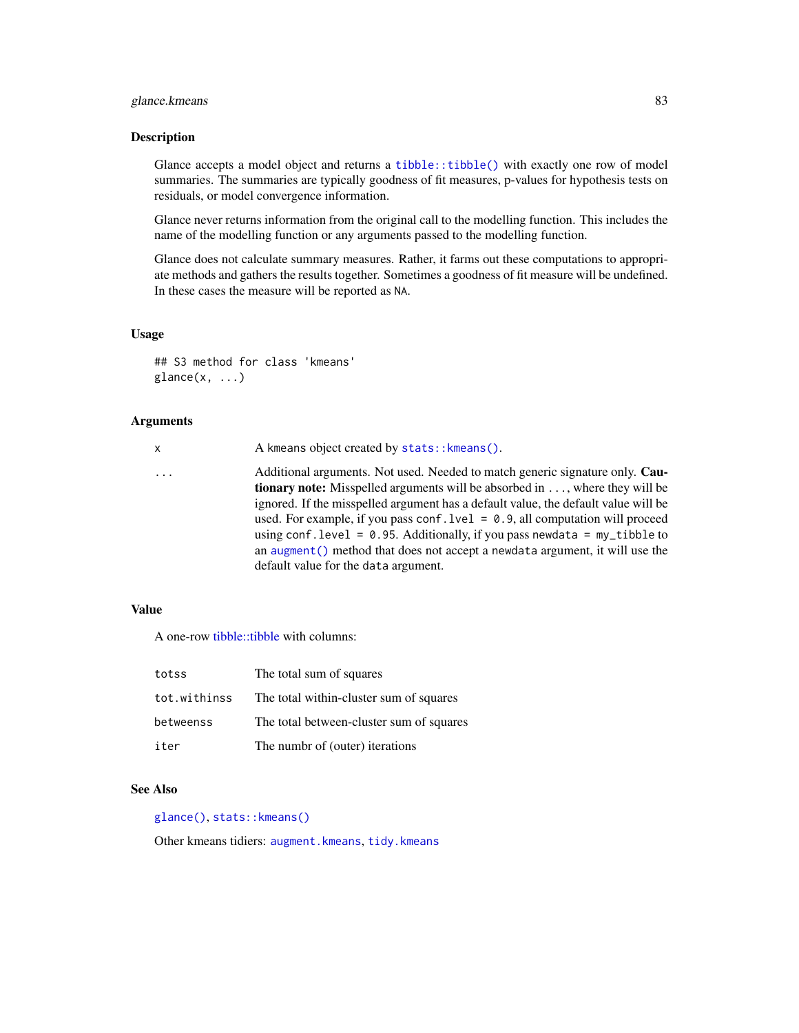### Description

Glance accepts a model object and returns a `tibble::tibble()` with exactly one row of model summaries. The summaries are typically goodness of fit measures, p-values for hypothesis tests on residuals, or model convergence information.

Glance never returns information from the original call to the modelling function. This includes the name of the modelling function or any arguments passed to the modelling function.

Glance does not calculate summary measures. Rather, it farms out these computations to appropriate methods and gathers the results together. Sometimes a goodness of fit measure will be undefined. In these cases the measure will be reported as `NA`.

### Usage

```
## S3 method for class 'kmeans'
glance(x, ...)
```

### Arguments

| | |
|---|---|
| `x` | A `kmeans` object created by `stats::kmeans()`. |
| `...` | Additional arguments. Not used. Needed to match generic signature only. **Cautionary note:** Misspelled arguments will be absorbed in `...`, where they will be ignored. If the misspelled argument has a default value, the default value will be used. For example, if you pass `conf.lvel = 0.9`, all computation will proceed using `conf.level = 0.95`. Additionally, if you pass `newdata = my_tibble` to an `augment()` method that does not accept a `newdata` argument, it will use the default value for the `data` argument. |

### Value

A one-row tibble::tibble with columns:

| | |
|---|---|
| `totss` | The total sum of squares |
| `tot.withinss` | The total within-cluster sum of squares |
| `betweenss` | The total between-cluster sum of squares |
| `iter` | The numbr of (outer) iterations |

### See Also

`glance()`, `stats::kmeans()`

Other kmeans tidiers: `augment.kmeans`, `tidy.kmeans`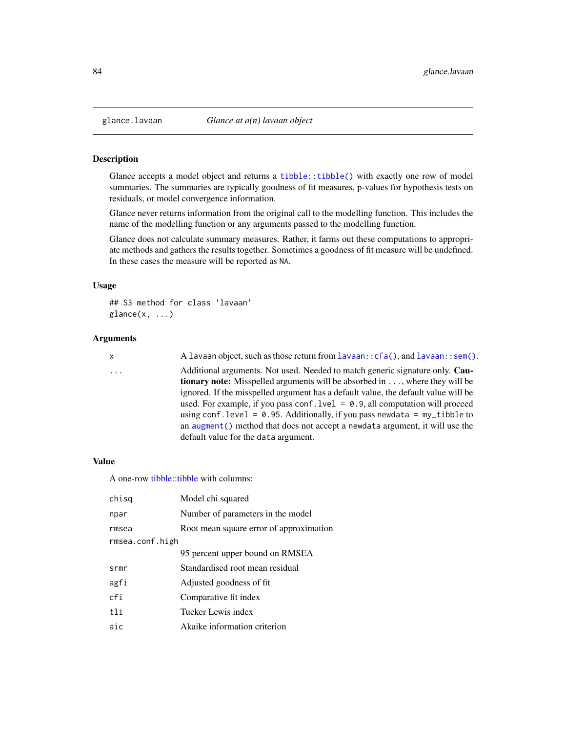## glance.lavaan — *Glance at a(n) lavaan object*

### Description

Glance accepts a model object and returns a `tibble::tibble()` with exactly one row of model summaries. The summaries are typically goodness of fit measures, p-values for hypothesis tests on residuals, or model convergence information.

Glance never returns information from the original call to the modelling function. This includes the name of the modelling function or any arguments passed to the modelling function.

Glance does not calculate summary measures. Rather, it farms out these computations to appropriate methods and gathers the results together. Sometimes a goodness of fit measure will be undefined. In these cases the measure will be reported as `NA`.

### Usage

```
## S3 method for class 'lavaan'
glance(x, ...)
```

### Arguments

| | |
|---|---|
| `x` | A `lavaan` object, such as those return from `lavaan::cfa()`, and `lavaan::sem()`. |
| `...` | Additional arguments. Not used. Needed to match generic signature only. **Cautionary note:** Misspelled arguments will be absorbed in `...`, where they will be ignored. If the misspelled argument has a default value, the default value will be used. For example, if you pass `conf.lvel = 0.9`, all computation will proceed using `conf.level = 0.95`. Additionally, if you pass `newdata = my_tibble` to an `augment()` method that does not accept a `newdata` argument, it will use the default value for the `data` argument. |

### Value

A one-row tibble::tibble with columns:

| | |
|---|---|
| `chisq` | Model chi squared |
| `npar` | Number of parameters in the model |
| `rmsea` | Root mean square error of approximation |
| `rmsea.conf.high` | 95 percent upper bound on RMSEA |
| `srmr` | Standardised root mean residual |
| `agfi` | Adjusted goodness of fit |
| `cfi` | Comparative fit index |
| `tli` | Tucker Lewis index |
| `aic` | Akaike information criterion |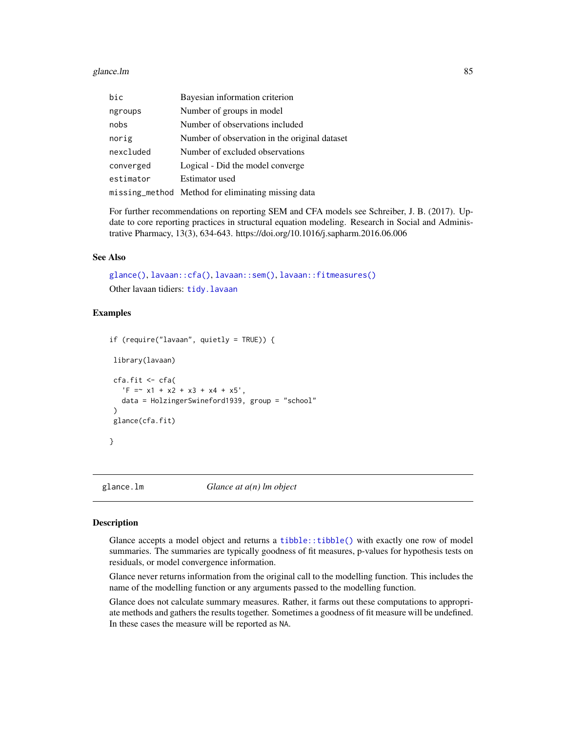| | |
|---|---|
| bic | Bayesian information criterion |
| ngroups | Number of groups in model |
| nobs | Number of observations included |
| norig | Number of observation in the original dataset |
| nexcluded | Number of excluded observations |
| converged | Logical - Did the model converge |
| estimator | Estimator used |
| missing_method | Method for eliminating missing data |

For further recommendations on reporting SEM and CFA models see Schreiber, J. B. (2017). Update to core reporting practices in structural equation modeling. Research in Social and Administrative Pharmacy, 13(3), 634-643. https://doi.org/10.1016/j.sapharm.2016.06.006

## See Also

glance(), lavaan::cfa(), lavaan::sem(), lavaan::fitmeasures()

Other lavaan tidiers: tidy.lavaan

## Examples

```
if (require("lavaan", quietly = TRUE)) {

 library(lavaan)

 cfa.fit <- cfa(
   'F =~ x1 + x2 + x3 + x4 + x5',
   data = HolzingerSwineford1939, group = "school"
 )
 glance(cfa.fit)

}
```

---

# glance.lm *Glance at a(n) lm object*

## Description

Glance accepts a model object and returns a tibble::tibble() with exactly one row of model summaries. The summaries are typically goodness of fit measures, p-values for hypothesis tests on residuals, or model convergence information.

Glance never returns information from the original call to the modelling function. This includes the name of the modelling function or any arguments passed to the modelling function.

Glance does not calculate summary measures. Rather, it farms out these computations to appropriate methods and gathers the results together. Sometimes a goodness of fit measure will be undefined. In these cases the measure will be reported as NA.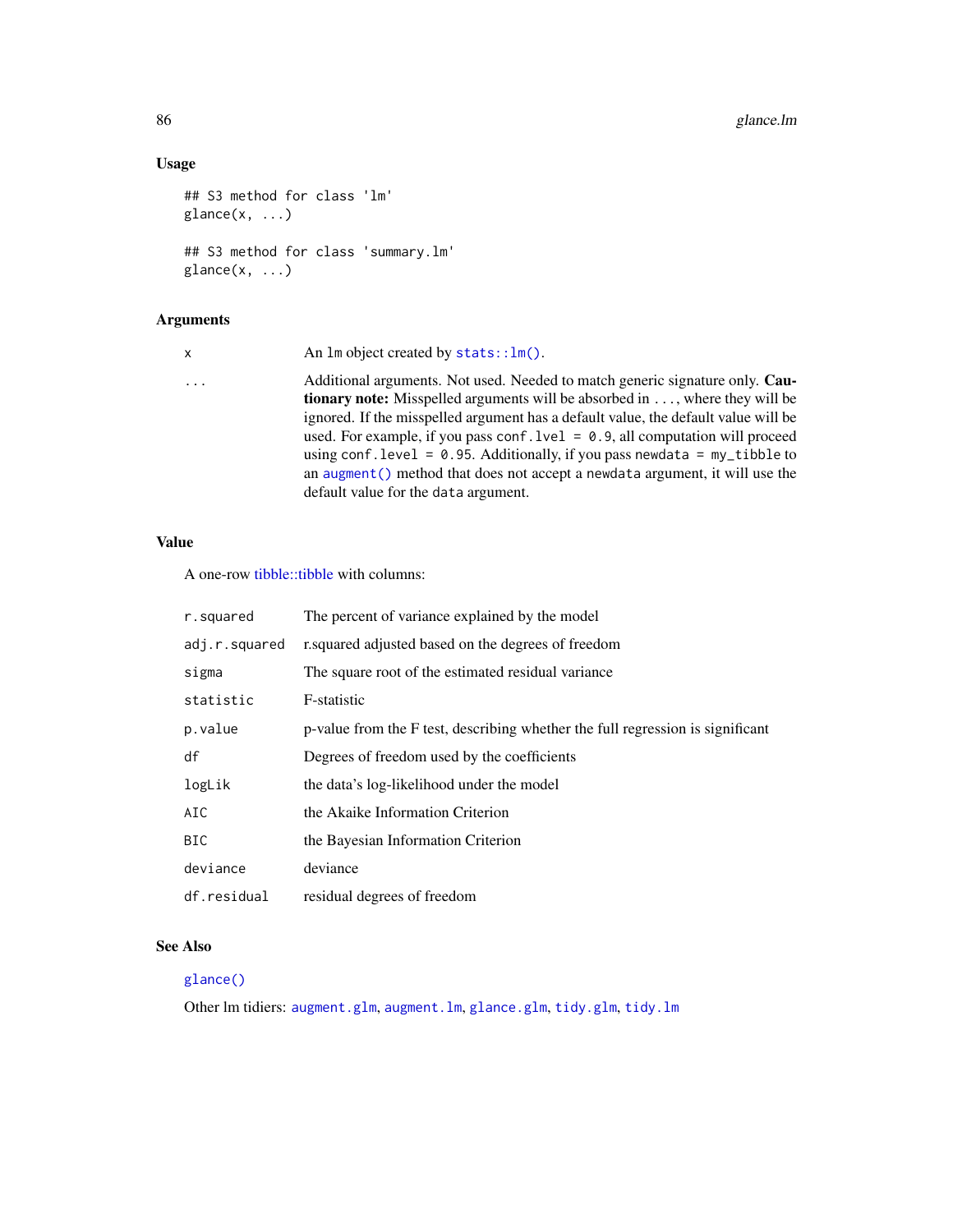### Usage

```
## S3 method for class 'lm'
glance(x, ...)

## S3 method for class 'summary.lm'
glance(x, ...)
```

### Arguments

| | |
|---|---|
| x | An `lm` object created by `stats::lm()`. |
| ... | Additional arguments. Not used. Needed to match generic signature only. **Cautionary note:** Misspelled arguments will be absorbed in `...`, where they will be ignored. If the misspelled argument has a default value, the default value will be used. For example, if you pass `conf.lvel = 0.9`, all computation will proceed using `conf.level = 0.95`. Additionally, if you pass `newdata = my_tibble` to an `augment()` method that does not accept a `newdata` argument, it will use the default value for the `data` argument. |

### Value

A one-row tibble::tibble with columns:

| | |
|---|---|
| r.squared | The percent of variance explained by the model |
| adj.r.squared | r.squared adjusted based on the degrees of freedom |
| sigma | The square root of the estimated residual variance |
| statistic | F-statistic |
| p.value | p-value from the F test, describing whether the full regression is significant |
| df | Degrees of freedom used by the coefficients |
| logLik | the data's log-likelihood under the model |
| AIC | the Akaike Information Criterion |
| BIC | the Bayesian Information Criterion |
| deviance | deviance |
| df.residual | residual degrees of freedom |

### See Also

`glance()`

Other lm tidiers: `augment.glm`, `augment.lm`, `glance.glm`, `tidy.glm`, `tidy.lm`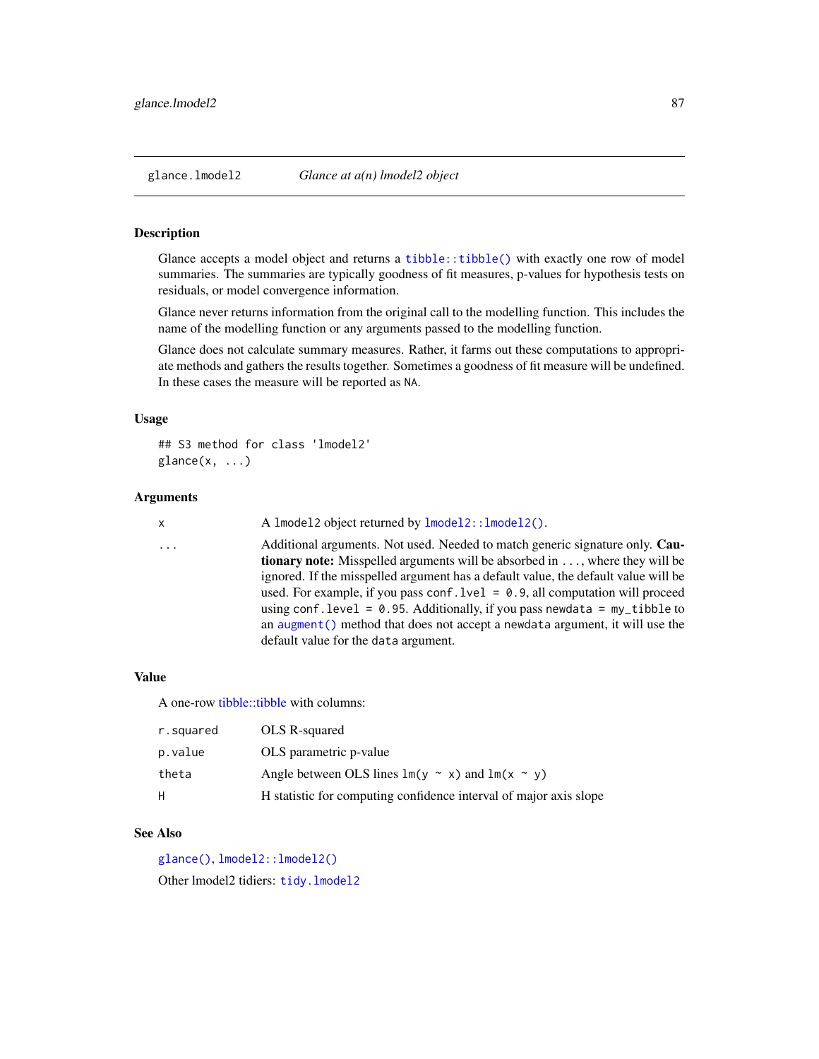# glance.lmodel2 — *Glance at a(n) lmodel2 object*

## Description

Glance accepts a model object and returns a `tibble::tibble()` with exactly one row of model summaries. The summaries are typically goodness of fit measures, p-values for hypothesis tests on residuals, or model convergence information.

Glance never returns information from the original call to the modelling function. This includes the name of the modelling function or any arguments passed to the modelling function.

Glance does not calculate summary measures. Rather, it farms out these computations to appropriate methods and gathers the results together. Sometimes a goodness of fit measure will be undefined. In these cases the measure will be reported as `NA`.

## Usage

```
## S3 method for class 'lmodel2'
glance(x, ...)
```

## Arguments

| | |
|---|---|
| `x` | A `lmodel2` object returned by `lmodel2::lmodel2()`. |
| `...` | Additional arguments. Not used. Needed to match generic signature only. **Cautionary note:** Misspelled arguments will be absorbed in `...`, where they will be ignored. If the misspelled argument has a default value, the default value will be used. For example, if you pass `conf.lvel = 0.9`, all computation will proceed using `conf.level = 0.95`. Additionally, if you pass `newdata = my_tibble` to an `augment()` method that does not accept a `newdata` argument, it will use the default value for the `data` argument. |

## Value

A one-row tibble::tibble with columns:

| | |
|---|---|
| `r.squared` | OLS R-squared |
| `p.value` | OLS parametric p-value |
| `theta` | Angle between OLS lines `lm(y ~ x)` and `lm(x ~ y)` |
| `H` | H statistic for computing confidence interval of major axis slope |

## See Also

`glance()`, `lmodel2::lmodel2()`

Other lmodel2 tidiers: `tidy.lmodel2`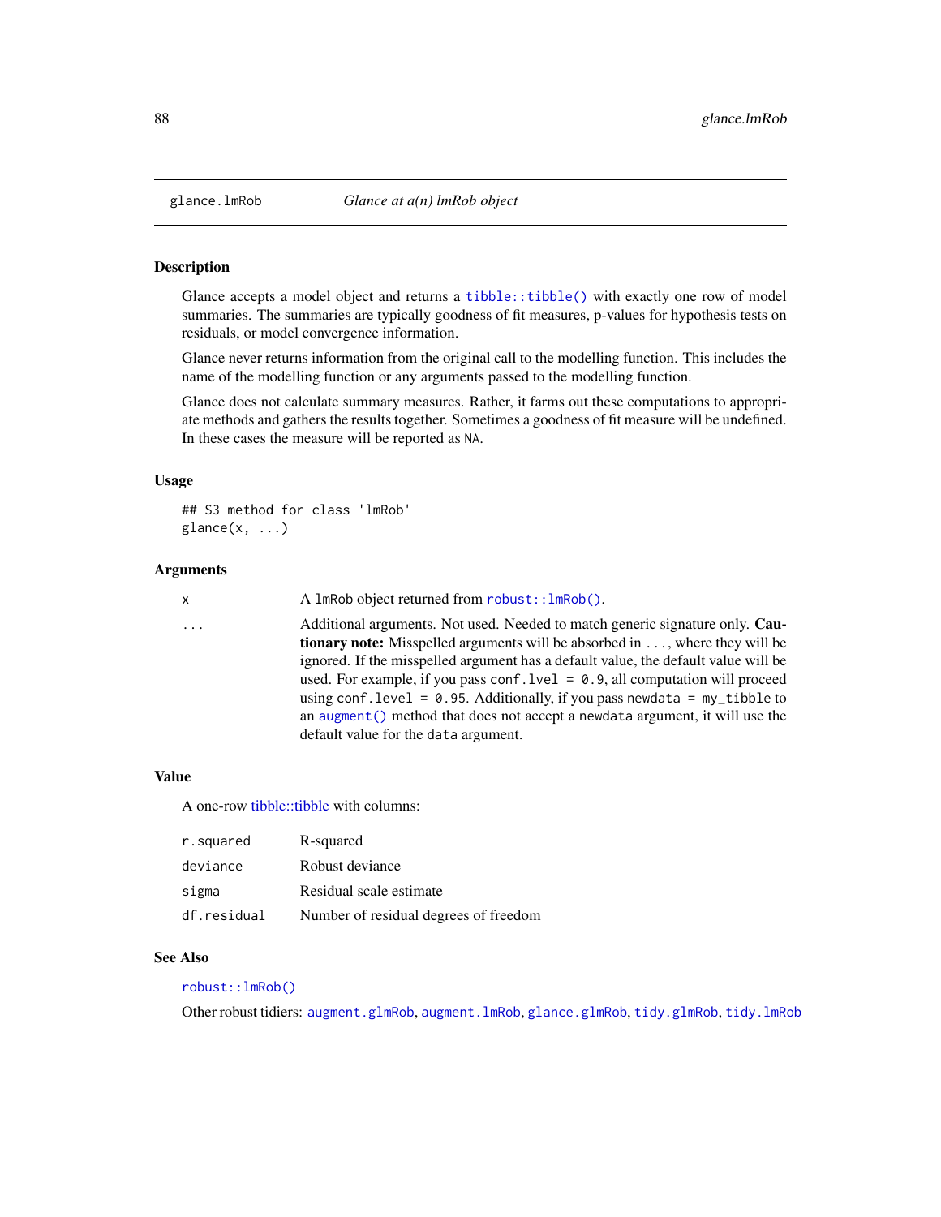# glance.lmRob — *Glance at a(n) lmRob object*

## Description

Glance accepts a model object and returns a `tibble::tibble()` with exactly one row of model summaries. The summaries are typically goodness of fit measures, p-values for hypothesis tests on residuals, or model convergence information.

Glance never returns information from the original call to the modelling function. This includes the name of the modelling function or any arguments passed to the modelling function.

Glance does not calculate summary measures. Rather, it farms out these computations to appropriate methods and gathers the results together. Sometimes a goodness of fit measure will be undefined. In these cases the measure will be reported as `NA`.

## Usage

```
## S3 method for class 'lmRob'
glance(x, ...)
```

## Arguments

| | |
|---|---|
| `x` | A `lmRob` object returned from `robust::lmRob()`. |
| `...` | Additional arguments. Not used. Needed to match generic signature only. **Cautionary note:** Misspelled arguments will be absorbed in `...`, where they will be ignored. If the misspelled argument has a default value, the default value will be used. For example, if you pass `conf.lvel = 0.9`, all computation will proceed using `conf.level = 0.95`. Additionally, if you pass `newdata = my_tibble` to an `augment()` method that does not accept a `newdata` argument, it will use the default value for the `data` argument. |

## Value

A one-row tibble::tibble with columns:

| | |
|---|---|
| `r.squared` | R-squared |
| `deviance` | Robust deviance |
| `sigma` | Residual scale estimate |
| `df.residual` | Number of residual degrees of freedom |

## See Also

`robust::lmRob()`

Other robust tidiers: `augment.glmRob`, `augment.lmRob`, `glance.glmRob`, `tidy.glmRob`, `tidy.lmRob`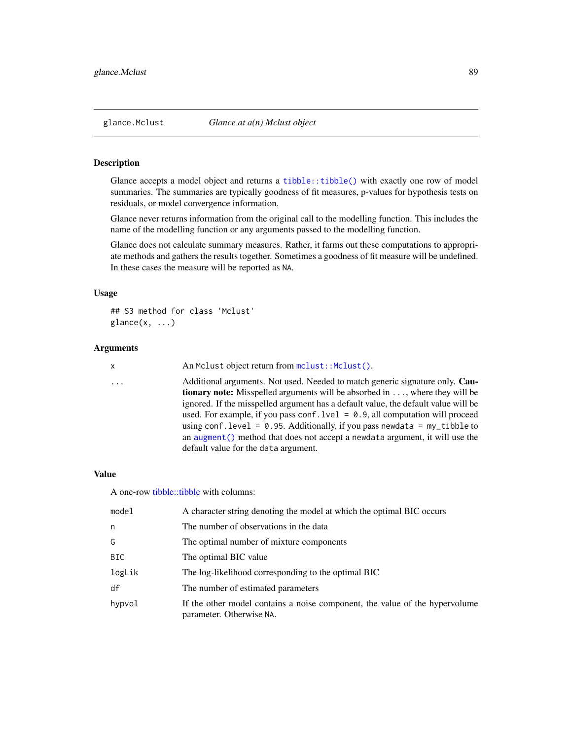# glance.Mclust — *Glance at a(n) Mclust object*

## Description

Glance accepts a model object and returns a `tibble::tibble()` with exactly one row of model summaries. The summaries are typically goodness of fit measures, p-values for hypothesis tests on residuals, or model convergence information.

Glance never returns information from the original call to the modelling function. This includes the name of the modelling function or any arguments passed to the modelling function.

Glance does not calculate summary measures. Rather, it farms out these computations to appropriate methods and gathers the results together. Sometimes a goodness of fit measure will be undefined. In these cases the measure will be reported as `NA`.

## Usage

```
## S3 method for class 'Mclust'
glance(x, ...)
```

## Arguments

| | |
|---|---|
| `x` | An `Mclust` object return from `mclust::Mclust()`. |
| `...` | Additional arguments. Not used. Needed to match generic signature only. **Cautionary note:** Misspelled arguments will be absorbed in `...`, where they will be ignored. If the misspelled argument has a default value, the default value will be used. For example, if you pass `conf.lvel = 0.9`, all computation will proceed using `conf.level = 0.95`. Additionally, if you pass `newdata = my_tibble` to an `augment()` method that does not accept a `newdata` argument, it will use the default value for the `data` argument. |

## Value

A one-row tibble::tibble with columns:

| | |
|---|---|
| `model` | A character string denoting the model at which the optimal BIC occurs |
| `n` | The number of observations in the data |
| `G` | The optimal number of mixture components |
| `BIC` | The optimal BIC value |
| `logLik` | The log-likelihood corresponding to the optimal BIC |
| `df` | The number of estimated parameters |
| `hypvol` | If the other model contains a noise component, the value of the hypervolume parameter. Otherwise `NA`. |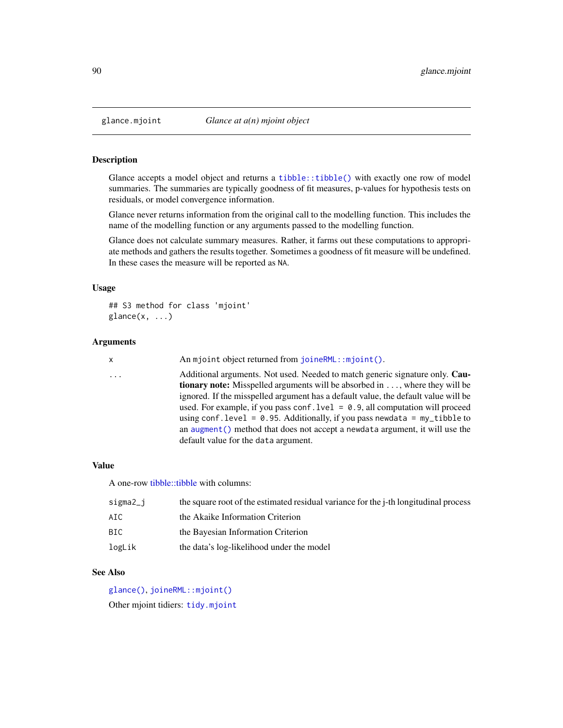# glance.mjoint *Glance at a(n) mjoint object*

## Description

Glance accepts a model object and returns a `tibble::tibble()` with exactly one row of model summaries. The summaries are typically goodness of fit measures, p-values for hypothesis tests on residuals, or model convergence information.

Glance never returns information from the original call to the modelling function. This includes the name of the modelling function or any arguments passed to the modelling function.

Glance does not calculate summary measures. Rather, it farms out these computations to appropriate methods and gathers the results together. Sometimes a goodness of fit measure will be undefined. In these cases the measure will be reported as `NA`.

## Usage

```
## S3 method for class 'mjoint'
glance(x, ...)
```

## Arguments

| | |
|---|---|
| `x` | An `mjoint` object returned from `joineRML::mjoint()`. |
| `...` | Additional arguments. Not used. Needed to match generic signature only. **Cautionary note:** Misspelled arguments will be absorbed in `...`, where they will be ignored. If the misspelled argument has a default value, the default value will be used. For example, if you pass `conf.lvel = 0.9`, all computation will proceed using `conf.level = 0.95`. Additionally, if you pass `newdata = my_tibble` to an `augment()` method that does not accept a `newdata` argument, it will use the default value for the `data` argument. |

## Value

A one-row tibble::tibble with columns:

| | |
|---|---|
| `sigma2_j` | the square root of the estimated residual variance for the j-th longitudinal process |
| `AIC` | the Akaike Information Criterion |
| `BIC` | the Bayesian Information Criterion |
| `logLik` | the data's log-likelihood under the model |

## See Also

`glance()`, `joineRML::mjoint()`

Other mjoint tidiers: `tidy.mjoint`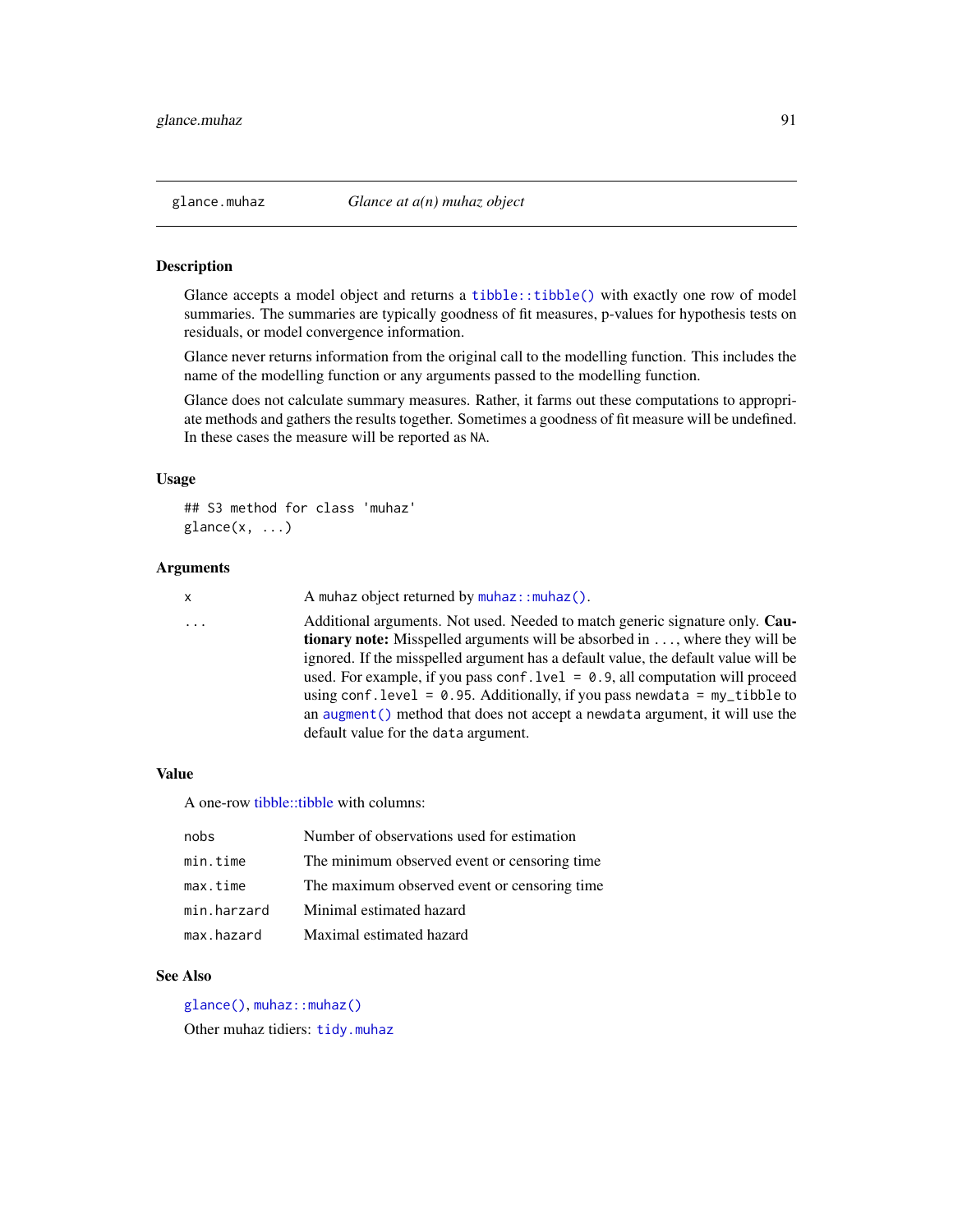## glance.muhaz — *Glance at a(n) muhaz object*

### Description

Glance accepts a model object and returns a `tibble::tibble()` with exactly one row of model summaries. The summaries are typically goodness of fit measures, p-values for hypothesis tests on residuals, or model convergence information.

Glance never returns information from the original call to the modelling function. This includes the name of the modelling function or any arguments passed to the modelling function.

Glance does not calculate summary measures. Rather, it farms out these computations to appropriate methods and gathers the results together. Sometimes a goodness of fit measure will be undefined. In these cases the measure will be reported as `NA`.

### Usage

```
## S3 method for class 'muhaz'
glance(x, ...)
```

### Arguments

| | |
|---|---|
| `x` | A `muhaz` object returned by `muhaz::muhaz()`. |
| `...` | Additional arguments. Not used. Needed to match generic signature only. **Cautionary note:** Misspelled arguments will be absorbed in `...`, where they will be ignored. If the misspelled argument has a default value, the default value will be used. For example, if you pass `conf.lvel = 0.9`, all computation will proceed using `conf.level = 0.95`. Additionally, if you pass `newdata = my_tibble` to an `augment()` method that does not accept a `newdata` argument, it will use the default value for the `data` argument. |

### Value

A one-row tibble::tibble with columns:

| | |
|---|---|
| `nobs` | Number of observations used for estimation |
| `min.time` | The minimum observed event or censoring time |
| `max.time` | The maximum observed event or censoring time |
| `min.harzard` | Minimal estimated hazard |
| `max.hazard` | Maximal estimated hazard |

### See Also

`glance()`, `muhaz::muhaz()`

Other muhaz tidiers: `tidy.muhaz`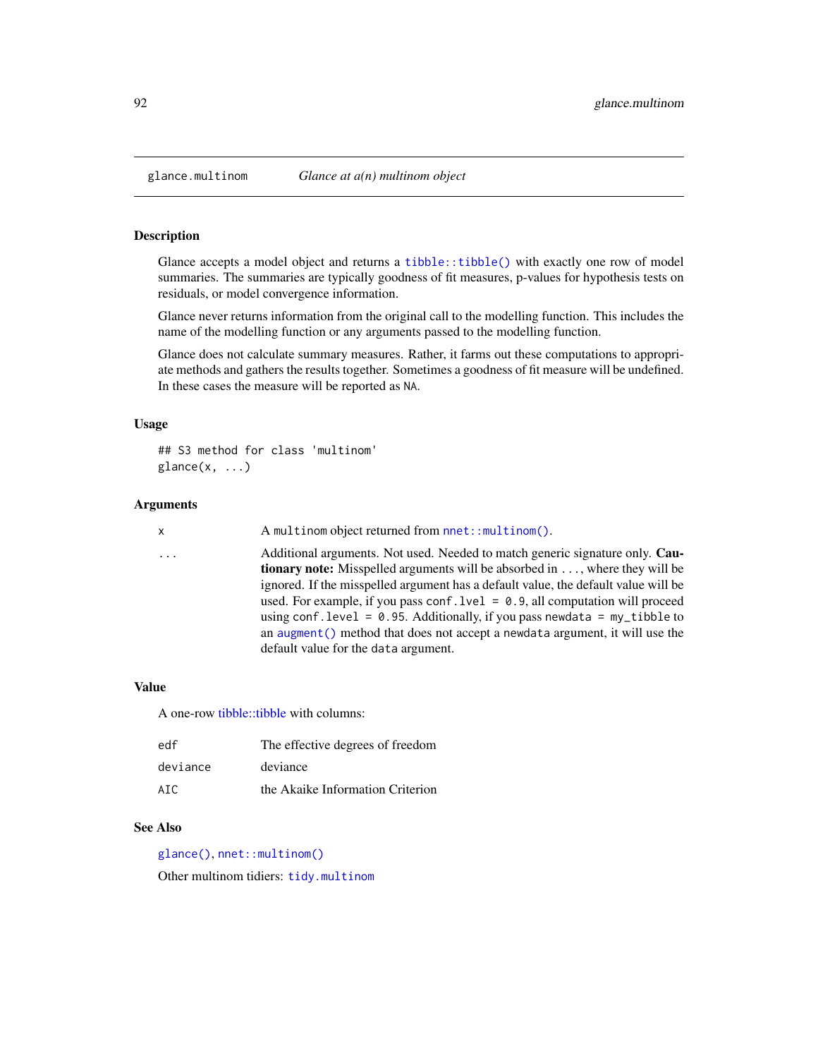# glance.multinom — *Glance at a(n) multinom object*

## Description

Glance accepts a model object and returns a `tibble::tibble()` with exactly one row of model summaries. The summaries are typically goodness of fit measures, p-values for hypothesis tests on residuals, or model convergence information.

Glance never returns information from the original call to the modelling function. This includes the name of the modelling function or any arguments passed to the modelling function.

Glance does not calculate summary measures. Rather, it farms out these computations to appropriate methods and gathers the results together. Sometimes a goodness of fit measure will be undefined. In these cases the measure will be reported as `NA`.

## Usage

```
## S3 method for class 'multinom'
glance(x, ...)
```

## Arguments

| | |
|---|---|
| `x` | A `multinom` object returned from `nnet::multinom()`. |
| `...` | Additional arguments. Not used. Needed to match generic signature only. **Cautionary note:** Misspelled arguments will be absorbed in `...`, where they will be ignored. If the misspelled argument has a default value, the default value will be used. For example, if you pass `conf.lvel = 0.9`, all computation will proceed using `conf.level = 0.95`. Additionally, if you pass `newdata = my_tibble` to an `augment()` method that does not accept a `newdata` argument, it will use the default value for the `data` argument. |

## Value

A one-row tibble::tibble with columns:

| | |
|---|---|
| `edf` | The effective degrees of freedom |
| `deviance` | deviance |
| `AIC` | the Akaike Information Criterion |

## See Also

`glance()`, `nnet::multinom()`

Other multinom tidiers: `tidy.multinom`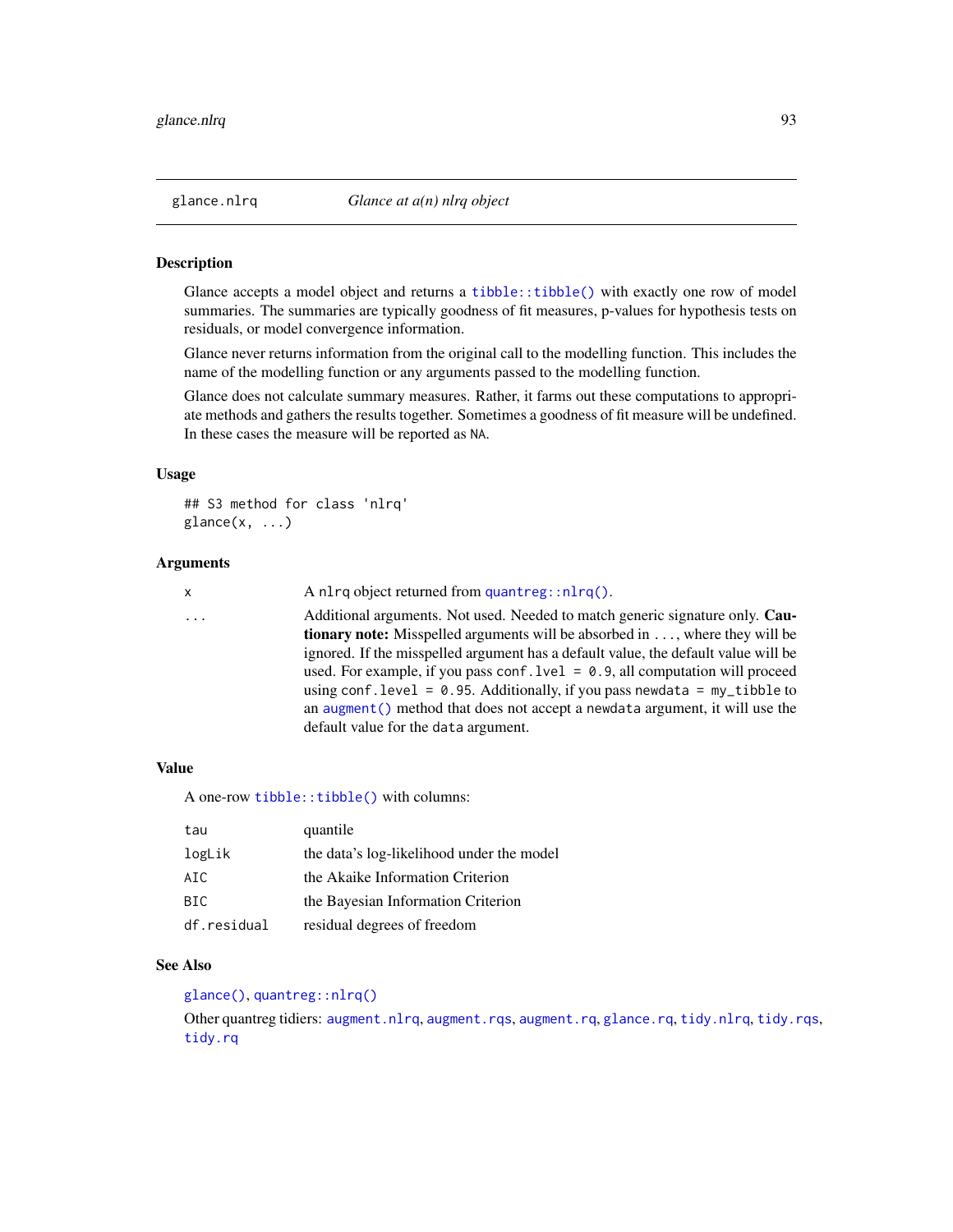glance.nlrq    *Glance at a(n) nlrq object*

## Description

Glance accepts a model object and returns a `tibble::tibble()` with exactly one row of model summaries. The summaries are typically goodness of fit measures, p-values for hypothesis tests on residuals, or model convergence information.

Glance never returns information from the original call to the modelling function. This includes the name of the modelling function or any arguments passed to the modelling function.

Glance does not calculate summary measures. Rather, it farms out these computations to appropriate methods and gathers the results together. Sometimes a goodness of fit measure will be undefined. In these cases the measure will be reported as `NA`.

## Usage

```
## S3 method for class 'nlrq'
glance(x, ...)
```

## Arguments

| | |
|---|---|
| `x` | A `nlrq` object returned from `quantreg::nlrq()`. |
| `...` | Additional arguments. Not used. Needed to match generic signature only. **Cautionary note:** Misspelled arguments will be absorbed in `...`, where they will be ignored. If the misspelled argument has a default value, the default value will be used. For example, if you pass `conf.lvel = 0.9`, all computation will proceed using `conf.level = 0.95`. Additionally, if you pass `newdata = my_tibble` to an `augment()` method that does not accept a `newdata` argument, it will use the default value for the `data` argument. |

## Value

A one-row `tibble::tibble()` with columns:

| | |
|---|---|
| `tau` | quantile |
| `logLik` | the data's log-likelihood under the model |
| `AIC` | the Akaike Information Criterion |
| `BIC` | the Bayesian Information Criterion |
| `df.residual` | residual degrees of freedom |

## See Also

`glance()`, `quantreg::nlrq()`

Other quantreg tidiers: `augment.nlrq`, `augment.rqs`, `augment.rq`, `glance.rq`, `tidy.nlrq`, `tidy.rqs`, `tidy.rq`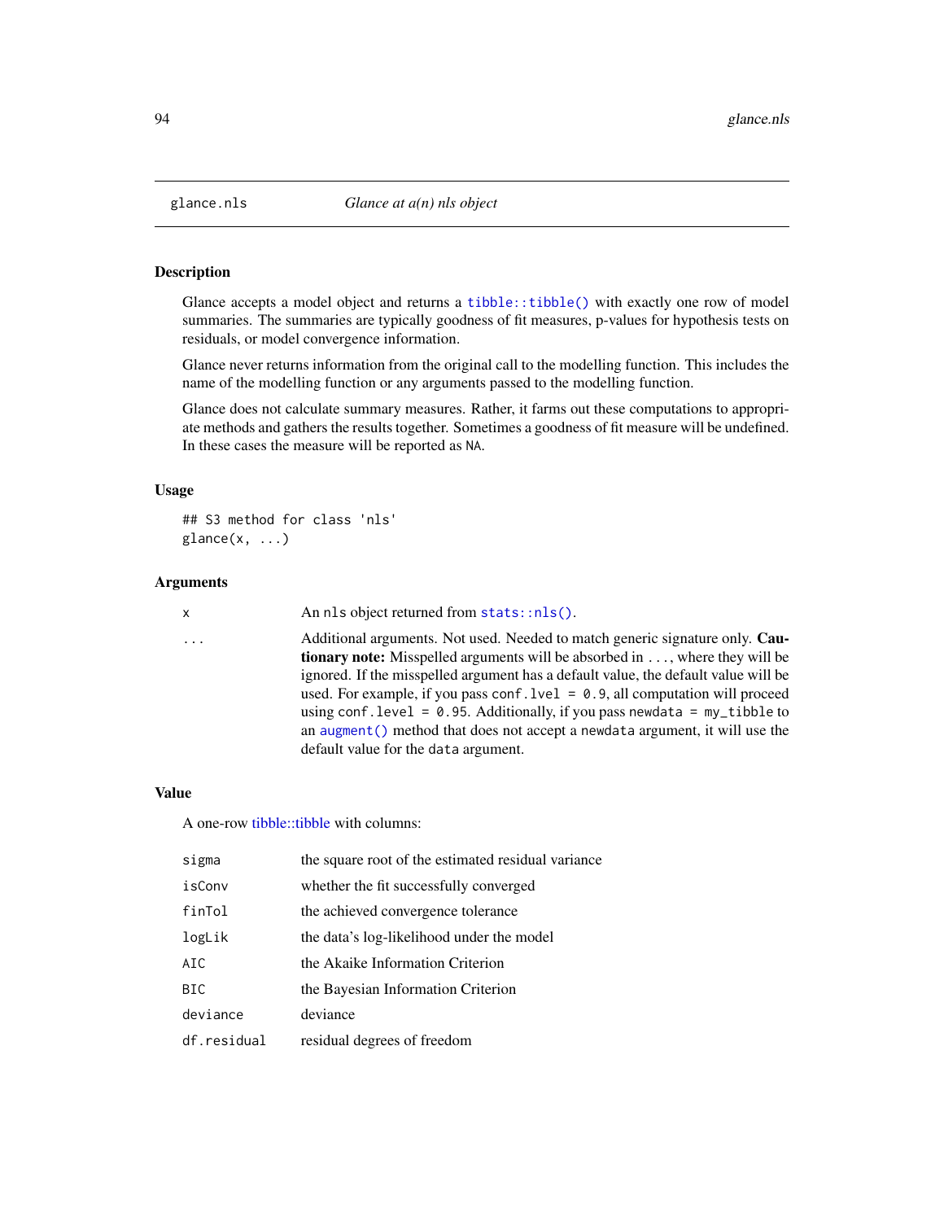glance.nls — *Glance at a(n) nls object*

## Description

Glance accepts a model object and returns a `tibble::tibble()` with exactly one row of model summaries. The summaries are typically goodness of fit measures, p-values for hypothesis tests on residuals, or model convergence information.

Glance never returns information from the original call to the modelling function. This includes the name of the modelling function or any arguments passed to the modelling function.

Glance does not calculate summary measures. Rather, it farms out these computations to appropriate methods and gathers the results together. Sometimes a goodness of fit measure will be undefined. In these cases the measure will be reported as `NA`.

## Usage

```
## S3 method for class 'nls'
glance(x, ...)
```

## Arguments

| | |
|---|---|
| `x` | An `nls` object returned from `stats::nls()`. |
| `...` | Additional arguments. Not used. Needed to match generic signature only. **Cautionary note:** Misspelled arguments will be absorbed in `...`, where they will be ignored. If the misspelled argument has a default value, the default value will be used. For example, if you pass `conf.lvel = 0.9`, all computation will proceed using `conf.level = 0.95`. Additionally, if you pass `newdata = my_tibble` to an `augment()` method that does not accept a `newdata` argument, it will use the default value for the `data` argument. |

## Value

A one-row tibble::tibble with columns:

| | |
|---|---|
| `sigma` | the square root of the estimated residual variance |
| `isConv` | whether the fit successfully converged |
| `finTol` | the achieved convergence tolerance |
| `logLik` | the data's log-likelihood under the model |
| `AIC` | the Akaike Information Criterion |
| `BIC` | the Bayesian Information Criterion |
| `deviance` | deviance |
| `df.residual` | residual degrees of freedom |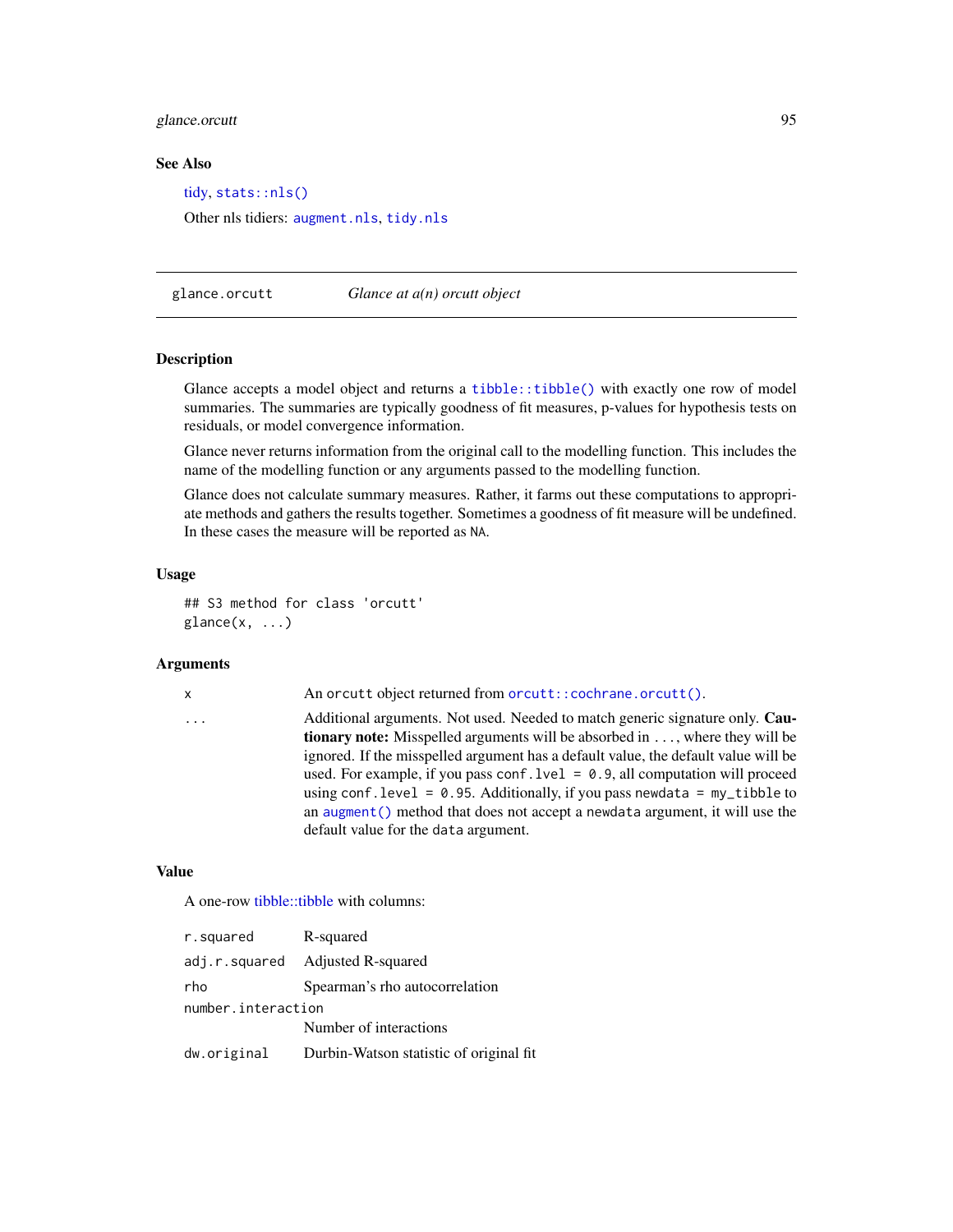### See Also

tidy, `stats::nls()`

Other nls tidiers: `augment.nls`, `tidy.nls`

---

## glance.orcutt — *Glance at a(n) orcutt object*

### Description

Glance accepts a model object and returns a `tibble::tibble()` with exactly one row of model summaries. The summaries are typically goodness of fit measures, p-values for hypothesis tests on residuals, or model convergence information.

Glance never returns information from the original call to the modelling function. This includes the name of the modelling function or any arguments passed to the modelling function.

Glance does not calculate summary measures. Rather, it farms out these computations to appropriate methods and gathers the results together. Sometimes a goodness of fit measure will be undefined. In these cases the measure will be reported as `NA`.

### Usage

```
## S3 method for class 'orcutt'
glance(x, ...)
```

### Arguments

| | |
|---|---|
| `x` | An `orcutt` object returned from `orcutt::cochrane.orcutt()`. |
| `...` | Additional arguments. Not used. Needed to match generic signature only. **Cautionary note:** Misspelled arguments will be absorbed in `...`, where they will be ignored. If the misspelled argument has a default value, the default value will be used. For example, if you pass `conf.lvel = 0.9`, all computation will proceed using `conf.level = 0.95`. Additionally, if you pass `newdata = my_tibble` to an `augment()` method that does not accept a `newdata` argument, it will use the default value for the `data` argument. |

### Value

A one-row tibble::tibble with columns:

| | |
|---|---|
| `r.squared` | R-squared |
| `adj.r.squared` | Adjusted R-squared |
| `rho` | Spearman's rho autocorrelation |
| `number.interaction` | Number of interactions |
| `dw.original` | Durbin-Watson statistic of original fit |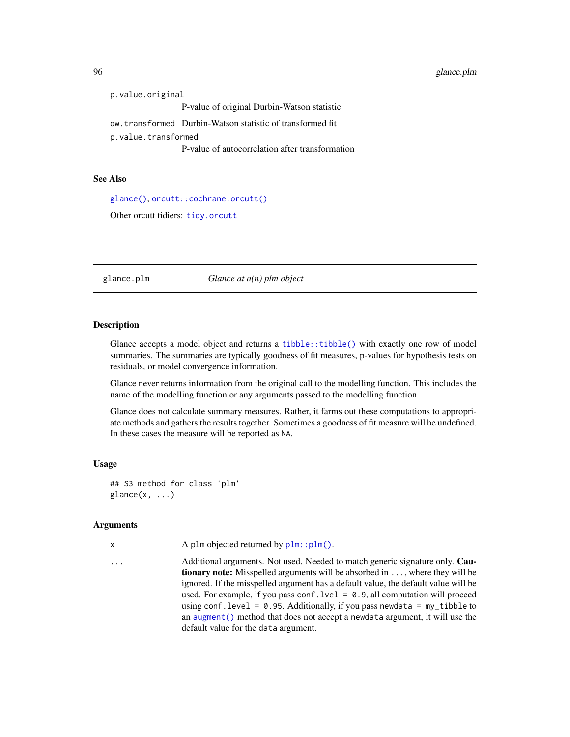p.value.original
: P-value of original Durbin-Watson statistic

dw.transformed
: Durbin-Watson statistic of transformed fit

p.value.transformed
: P-value of autocorrelation after transformation

### See Also

glance(), orcutt::cochrane.orcutt()

Other orcutt tidiers: tidy.orcutt

---

## glance.plm — *Glance at a(n) plm object*

---

### Description

Glance accepts a model object and returns a tibble::tibble() with exactly one row of model summaries. The summaries are typically goodness of fit measures, p-values for hypothesis tests on residuals, or model convergence information.

Glance never returns information from the original call to the modelling function. This includes the name of the modelling function or any arguments passed to the modelling function.

Glance does not calculate summary measures. Rather, it farms out these computations to appropriate methods and gathers the results together. Sometimes a goodness of fit measure will be undefined. In these cases the measure will be reported as NA.

### Usage

```
## S3 method for class 'plm'
glance(x, ...)
```

### Arguments

| | |
|---|---|
| x | A plm objected returned by plm::plm(). |
| ... | Additional arguments. Not used. Needed to match generic signature only. **Cautionary note:** Misspelled arguments will be absorbed in ..., where they will be ignored. If the misspelled argument has a default value, the default value will be used. For example, if you pass conf.lvel = 0.9, all computation will proceed using conf.level = 0.95. Additionally, if you pass newdata = my_tibble to an augment() method that does not accept a newdata argument, it will use the default value for the data argument. |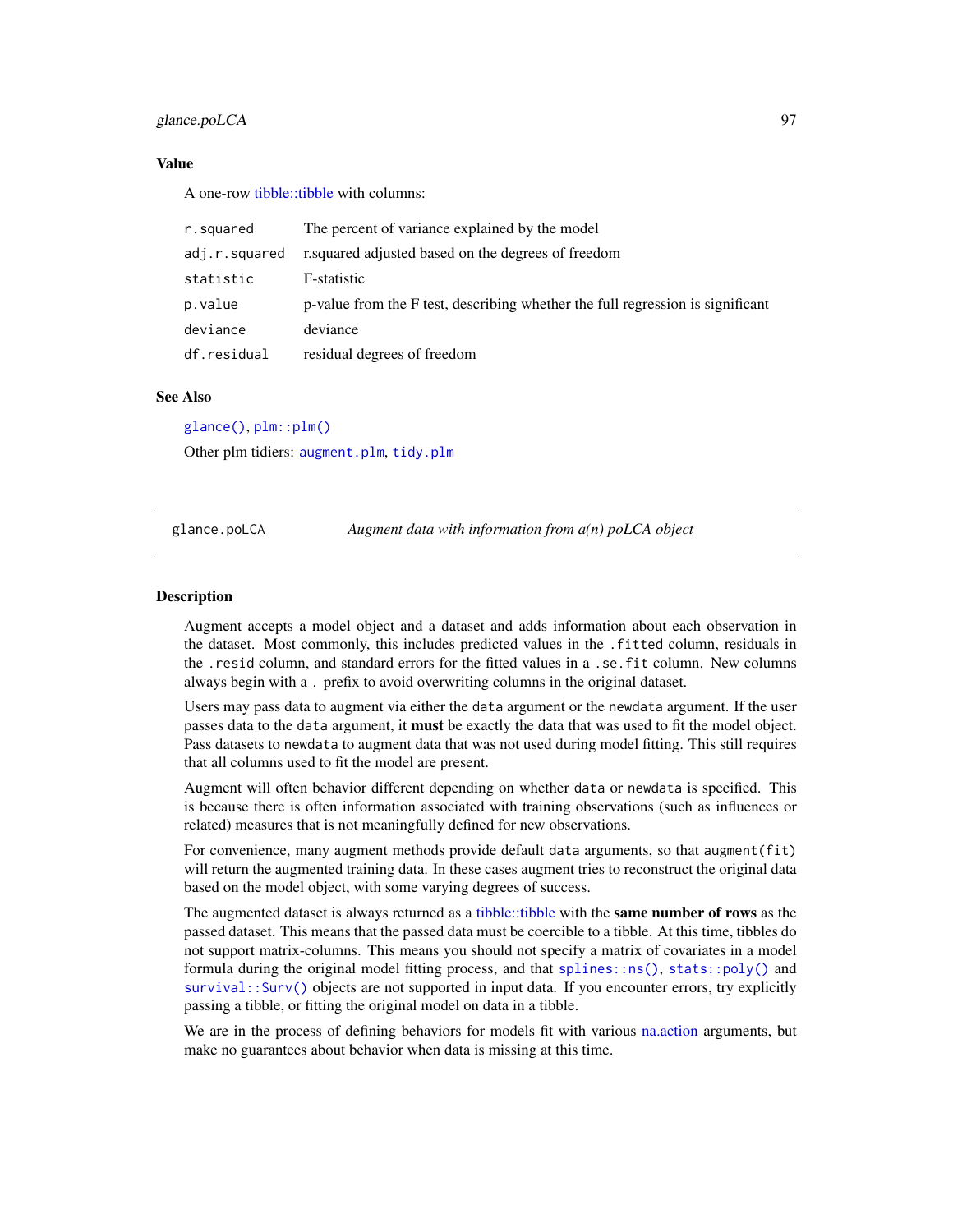### Value

A one-row tibble::tibble with columns:

| | |
|---|---|
| `r.squared` | The percent of variance explained by the model |
| `adj.r.squared` | r.squared adjusted based on the degrees of freedom |
| `statistic` | F-statistic |
| `p.value` | p-value from the F test, describing whether the full regression is significant |
| `deviance` | deviance |
| `df.residual` | residual degrees of freedom |

### See Also

`glance()`, `plm::plm()`

Other plm tidiers: `augment.plm`, `tidy.plm`

---

`glance.poLCA` *Augment data with information from a(n) poLCA object*

---

### Description

Augment accepts a model object and a dataset and adds information about each observation in the dataset. Most commonly, this includes predicted values in the `.fitted` column, residuals in the `.resid` column, and standard errors for the fitted values in a `.se.fit` column. New columns always begin with a `.` prefix to avoid overwriting columns in the original dataset.

Users may pass data to augment via either the `data` argument or the `newdata` argument. If the user passes data to the `data` argument, it **must** be exactly the data that was used to fit the model object. Pass datasets to `newdata` to augment data that was not used during model fitting. This still requires that all columns used to fit the model are present.

Augment will often behavior different depending on whether `data` or `newdata` is specified. This is because there is often information associated with training observations (such as influences or related) measures that is not meaningfully defined for new observations.

For convenience, many augment methods provide default `data` arguments, so that `augment(fit)` will return the augmented training data. In these cases augment tries to reconstruct the original data based on the model object, with some varying degrees of success.

The augmented dataset is always returned as a tibble::tibble with the **same number of rows** as the passed dataset. This means that the passed data must be coercible to a tibble. At this time, tibbles do not support matrix-columns. This means you should not specify a matrix of covariates in a model formula during the original model fitting process, and that `splines::ns()`, `stats::poly()` and `survival::Surv()` objects are not supported in input data. If you encounter errors, try explicitly passing a tibble, or fitting the original model on data in a tibble.

We are in the process of defining behaviors for models fit with various na.action arguments, but make no guarantees about behavior when data is missing at this time.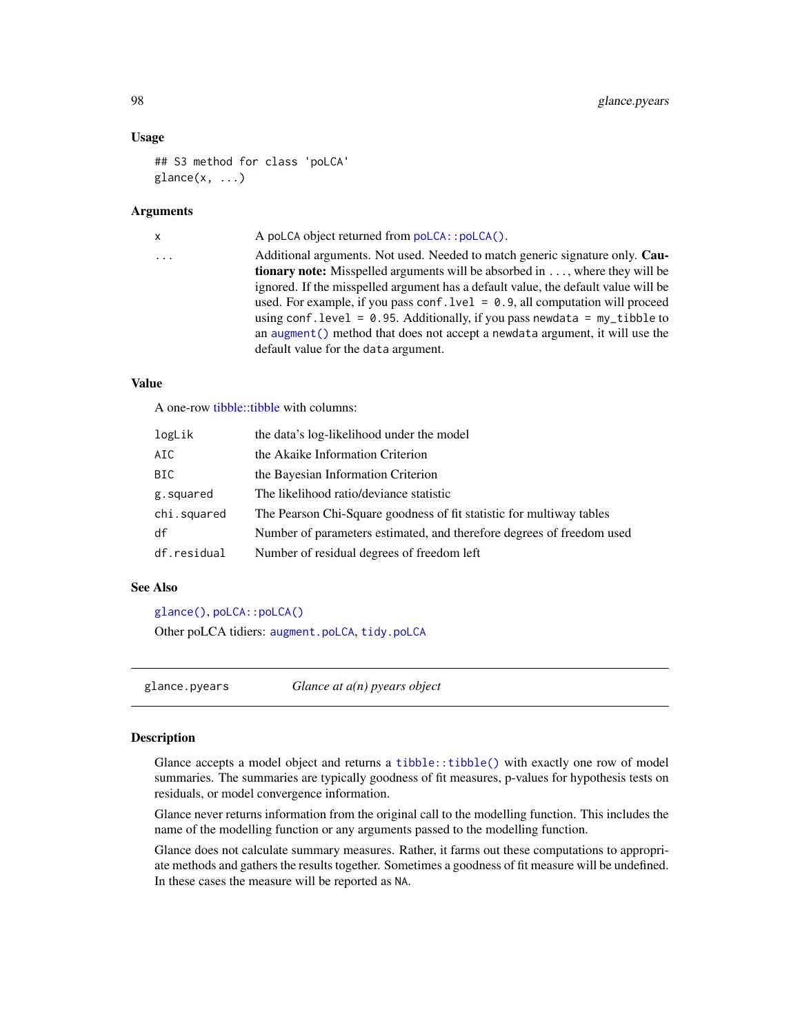### Usage

```
## S3 method for class 'poLCA'
glance(x, ...)
```

### Arguments

| | |
|---|---|
| x | A poLCA object returned from poLCA::poLCA(). |
| ... | Additional arguments. Not used. Needed to match generic signature only. **Cautionary note:** Misspelled arguments will be absorbed in ..., where they will be ignored. If the misspelled argument has a default value, the default value will be used. For example, if you pass conf.lvel = 0.9, all computation will proceed using conf.level = 0.95. Additionally, if you pass newdata = my_tibble to an augment() method that does not accept a newdata argument, it will use the default value for the data argument. |

### Value

A one-row tibble::tibble with columns:

| | |
|---|---|
| logLik | the data's log-likelihood under the model |
| AIC | the Akaike Information Criterion |
| BIC | the Bayesian Information Criterion |
| g.squared | The likelihood ratio/deviance statistic |
| chi.squared | The Pearson Chi-Square goodness of fit statistic for multiway tables |
| df | Number of parameters estimated, and therefore degrees of freedom used |
| df.residual | Number of residual degrees of freedom left |

### See Also

glance(), poLCA::poLCA()

Other poLCA tidiers: augment.poLCA, tidy.poLCA

---

## glance.pyears — *Glance at a(n) pyears object*

### Description

Glance accepts a model object and returns a tibble::tibble() with exactly one row of model summaries. The summaries are typically goodness of fit measures, p-values for hypothesis tests on residuals, or model convergence information.

Glance never returns information from the original call to the modelling function. This includes the name of the modelling function or any arguments passed to the modelling function.

Glance does not calculate summary measures. Rather, it farms out these computations to appropriate methods and gathers the results together. Sometimes a goodness of fit measure will be undefined. In these cases the measure will be reported as NA.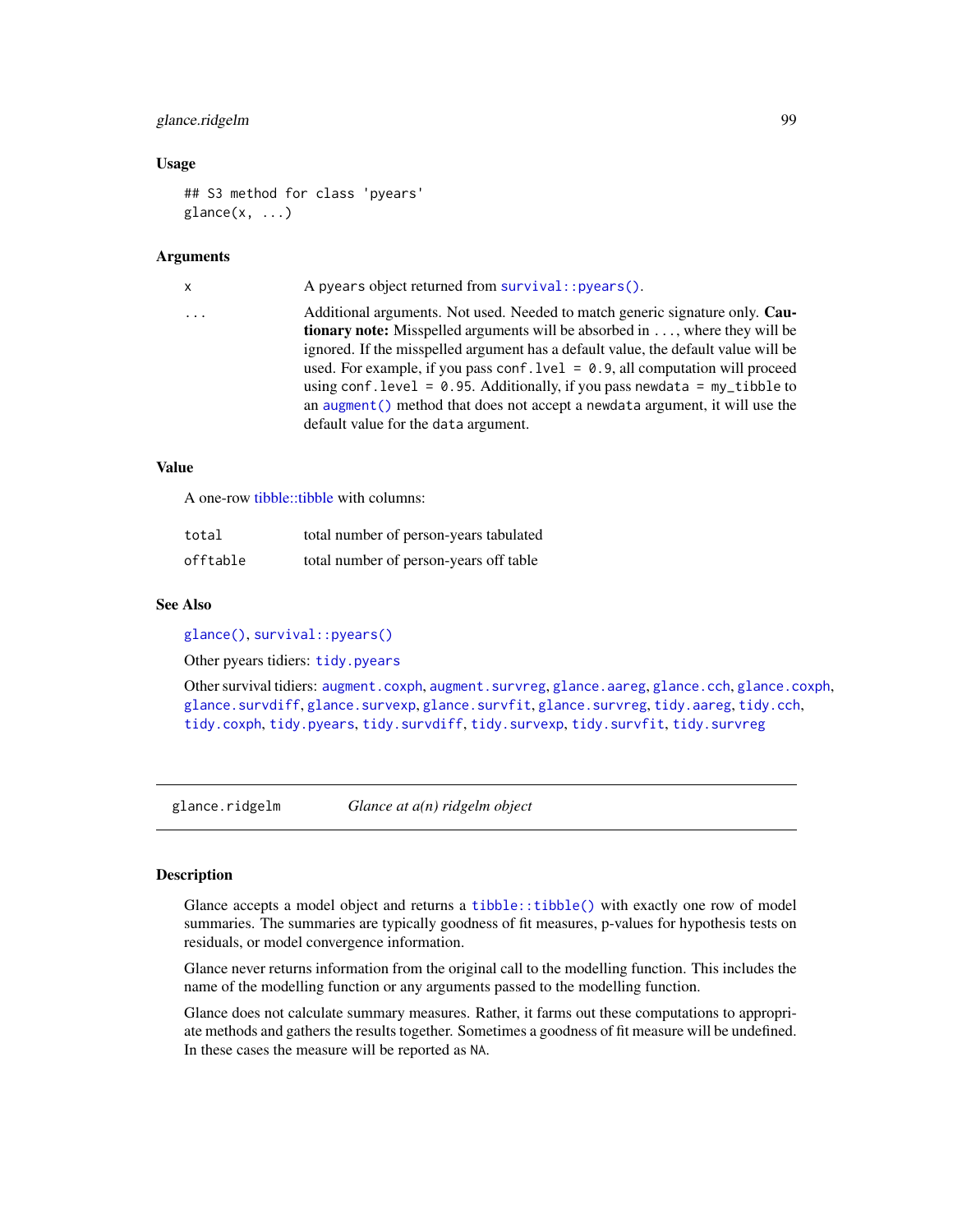### Usage

```
## S3 method for class 'pyears'
glance(x, ...)
```

### Arguments

| | |
|---|---|
| x | A pyears object returned from survival::pyears(). |
| ... | Additional arguments. Not used. Needed to match generic signature only. **Cautionary note:** Misspelled arguments will be absorbed in ..., where they will be ignored. If the misspelled argument has a default value, the default value will be used. For example, if you pass conf.lvel = 0.9, all computation will proceed using conf.level = 0.95. Additionally, if you pass newdata = my_tibble to an augment() method that does not accept a newdata argument, it will use the default value for the data argument. |

### Value

A one-row tibble::tibble with columns:

| | |
|---|---|
| total | total number of person-years tabulated |
| offtable | total number of person-years off table |

### See Also

glance(), survival::pyears()

Other pyears tidiers: tidy.pyears

Other survival tidiers: augment.coxph, augment.survreg, glance.aareg, glance.cch, glance.coxph, glance.survdiff, glance.survexp, glance.survfit, glance.survreg, tidy.aareg, tidy.cch, tidy.coxph, tidy.pyears, tidy.survdiff, tidy.survexp, tidy.survfit, tidy.survreg

---

## glance.ridgelm — *Glance at a(n) ridgelm object*

### Description

Glance accepts a model object and returns a tibble::tibble() with exactly one row of model summaries. The summaries are typically goodness of fit measures, p-values for hypothesis tests on residuals, or model convergence information.

Glance never returns information from the original call to the modelling function. This includes the name of the modelling function or any arguments passed to the modelling function.

Glance does not calculate summary measures. Rather, it farms out these computations to appropriate methods and gathers the results together. Sometimes a goodness of fit measure will be undefined. In these cases the measure will be reported as NA.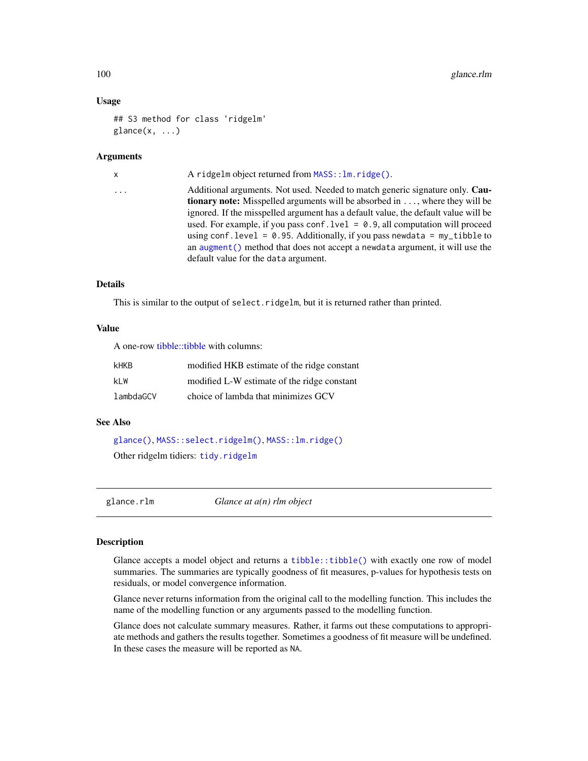### Usage

```
## S3 method for class 'ridgelm'
glance(x, ...)
```

### Arguments

| | |
|---|---|
| x | A ridgelm object returned from MASS::lm.ridge(). |
| ... | Additional arguments. Not used. Needed to match generic signature only. **Cautionary note:** Misspelled arguments will be absorbed in ..., where they will be ignored. If the misspelled argument has a default value, the default value will be used. For example, if you pass conf.lvel = 0.9, all computation will proceed using conf.level = 0.95. Additionally, if you pass newdata = my_tibble to an augment() method that does not accept a newdata argument, it will use the default value for the data argument. |

### Details

This is similar to the output of select.ridgelm, but it is returned rather than printed.

### Value

A one-row tibble::tibble with columns:

| | |
|---|---|
| kHKB | modified HKB estimate of the ridge constant |
| kLW | modified L-W estimate of the ridge constant |
| lambdaGCV | choice of lambda that minimizes GCV |

### See Also

glance(), MASS::select.ridgelm(), MASS::lm.ridge()

Other ridgelm tidiers: tidy.ridgelm

---

## glance.rlm — *Glance at a(n) rlm object*

### Description

Glance accepts a model object and returns a tibble::tibble() with exactly one row of model summaries. The summaries are typically goodness of fit measures, p-values for hypothesis tests on residuals, or model convergence information.

Glance never returns information from the original call to the modelling function. This includes the name of the modelling function or any arguments passed to the modelling function.

Glance does not calculate summary measures. Rather, it farms out these computations to appropriate methods and gathers the results together. Sometimes a goodness of fit measure will be undefined. In these cases the measure will be reported as NA.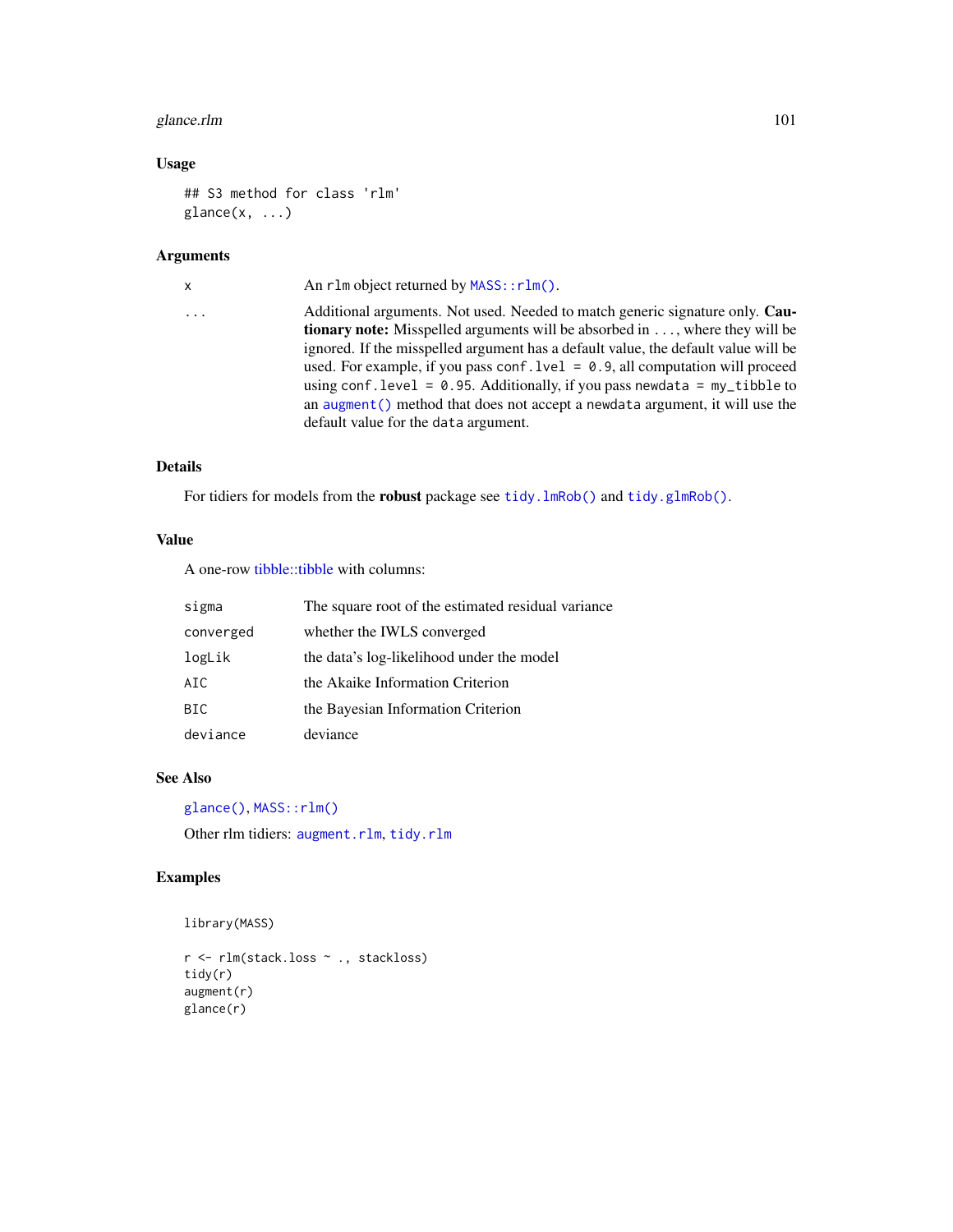### Usage

```
## S3 method for class 'rlm'
glance(x, ...)
```

### Arguments

| | |
|---|---|
| x | An rlm object returned by MASS::rlm(). |
| ... | Additional arguments. Not used. Needed to match generic signature only. **Cautionary note:** Misspelled arguments will be absorbed in ..., where they will be ignored. If the misspelled argument has a default value, the default value will be used. For example, if you pass conf.lvel = 0.9, all computation will proceed using conf.level = 0.95. Additionally, if you pass newdata = my_tibble to an augment() method that does not accept a newdata argument, it will use the default value for the data argument. |

### Details

For tidiers for models from the **robust** package see tidy.lmRob() and tidy.glmRob().

### Value

A one-row tibble::tibble with columns:

| | |
|---|---|
| sigma | The square root of the estimated residual variance |
| converged | whether the IWLS converged |
| logLik | the data's log-likelihood under the model |
| AIC | the Akaike Information Criterion |
| BIC | the Bayesian Information Criterion |
| deviance | deviance |

### See Also

glance(), MASS::rlm()

Other rlm tidiers: augment.rlm, tidy.rlm

### Examples

```
library(MASS)

r <- rlm(stack.loss ~ ., stackloss)
tidy(r)
augment(r)
glance(r)
```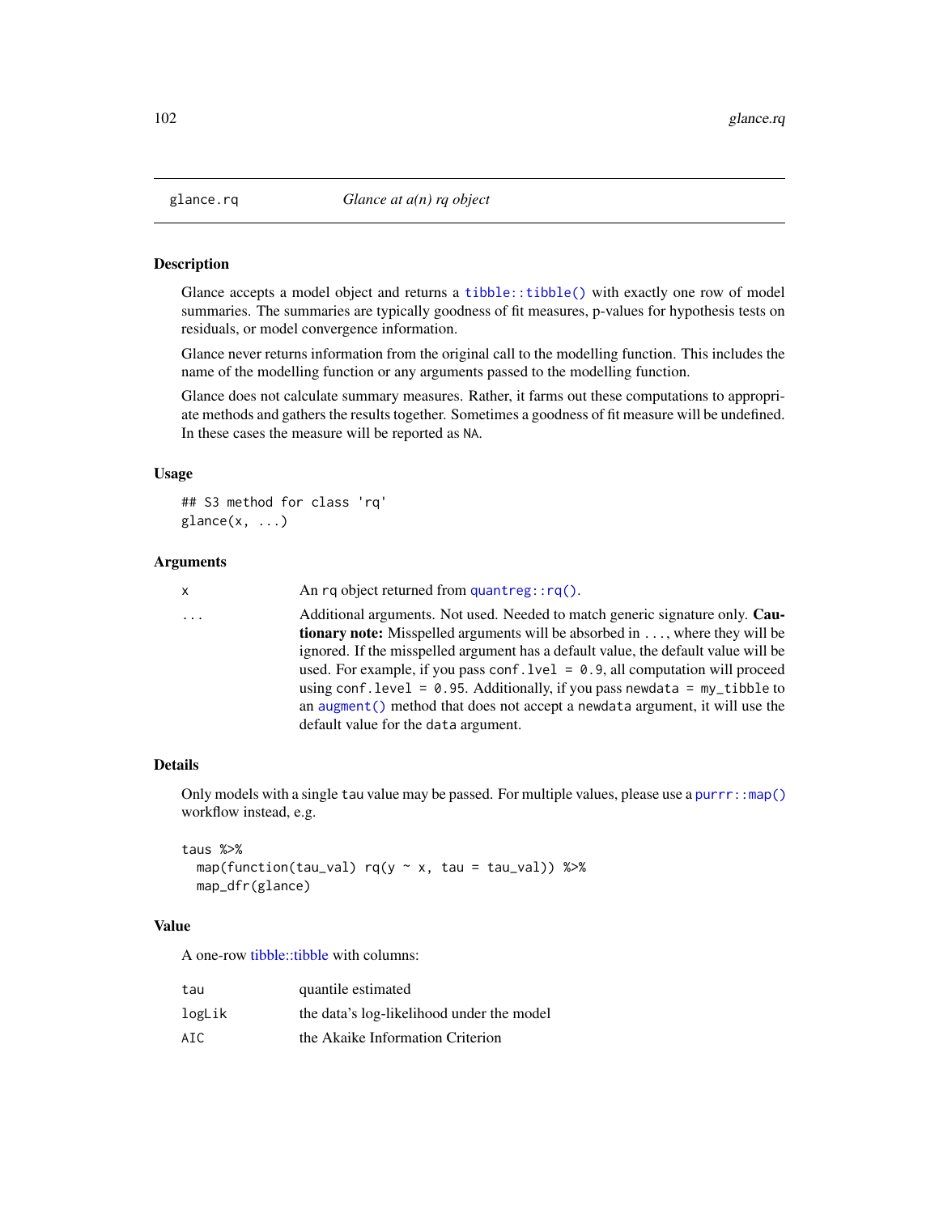glance.rq — *Glance at a(n) rq object*

## Description

Glance accepts a model object and returns a `tibble::tibble()` with exactly one row of model summaries. The summaries are typically goodness of fit measures, p-values for hypothesis tests on residuals, or model convergence information.

Glance never returns information from the original call to the modelling function. This includes the name of the modelling function or any arguments passed to the modelling function.

Glance does not calculate summary measures. Rather, it farms out these computations to appropriate methods and gathers the results together. Sometimes a goodness of fit measure will be undefined. In these cases the measure will be reported as `NA`.

## Usage

```
## S3 method for class 'rq'
glance(x, ...)
```

## Arguments

| | |
|---|---|
| `x` | An `rq` object returned from `quantreg::rq()`. |
| `...` | Additional arguments. Not used. Needed to match generic signature only. **Cautionary note:** Misspelled arguments will be absorbed in `...`, where they will be ignored. If the misspelled argument has a default value, the default value will be used. For example, if you pass `conf.lvel = 0.9`, all computation will proceed using `conf.level = 0.95`. Additionally, if you pass `newdata = my_tibble` to an `augment()` method that does not accept a `newdata` argument, it will use the default value for the `data` argument. |

## Details

Only models with a single `tau` value may be passed. For multiple values, please use a `purrr::map()` workflow instead, e.g.

```
taus %>%
  map(function(tau_val) rq(y ~ x, tau = tau_val)) %>%
  map_dfr(glance)
```

## Value

A one-row tibble::tibble with columns:

| | |
|---|---|
| `tau` | quantile estimated |
| `logLik` | the data's log-likelihood under the model |
| `AIC` | the Akaike Information Criterion |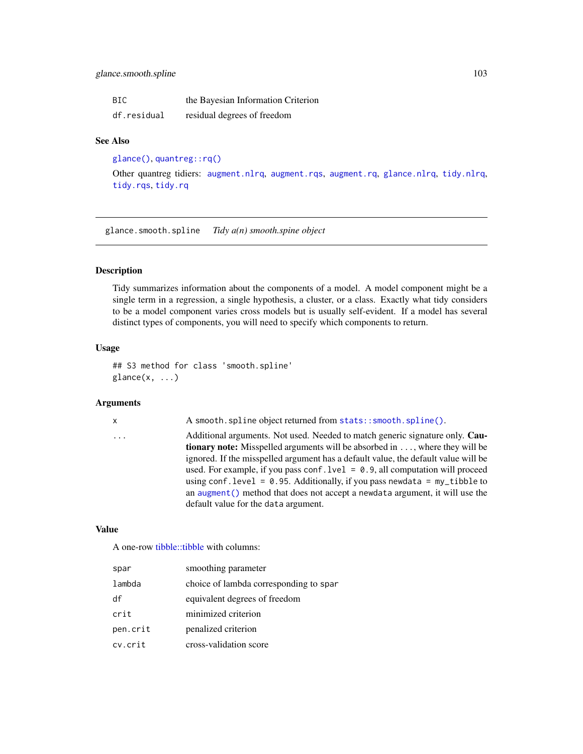| | |
|---|---|
| BIC | the Bayesian Information Criterion |
| df.residual | residual degrees of freedom |

### See Also

`glance()`, `quantreg::rq()`

Other quantreg tidiers: `augment.nlrq`, `augment.rqs`, `augment.rq`, `glance.nlrq`, `tidy.nlrq`, `tidy.rqs`, `tidy.rq`

---

## glance.smooth.spline *Tidy a(n) smooth.spine object*

---

### Description

Tidy summarizes information about the components of a model. A model component might be a single term in a regression, a single hypothesis, a cluster, or a class. Exactly what tidy considers to be a model component varies cross models but is usually self-evident. If a model has several distinct types of components, you will need to specify which components to return.

### Usage

```
## S3 method for class 'smooth.spline'
glance(x, ...)
```

### Arguments

| | |
|---|---|
| x | A `smooth.spline` object returned from `stats::smooth.spline()`. |
| ... | Additional arguments. Not used. Needed to match generic signature only. **Cautionary note:** Misspelled arguments will be absorbed in `...`, where they will be ignored. If the misspelled argument has a default value, the default value will be used. For example, if you pass `conf.lvel = 0.9`, all computation will proceed using `conf.level = 0.95`. Additionally, if you pass `newdata = my_tibble` to an `augment()` method that does not accept a `newdata` argument, it will use the default value for the `data` argument. |

### Value

A one-row tibble::tibble with columns:

| | |
|---|---|
| spar | smoothing parameter |
| lambda | choice of lambda corresponding to `spar` |
| df | equivalent degrees of freedom |
| crit | minimized criterion |
| pen.crit | penalized criterion |
| cv.crit | cross-validation score |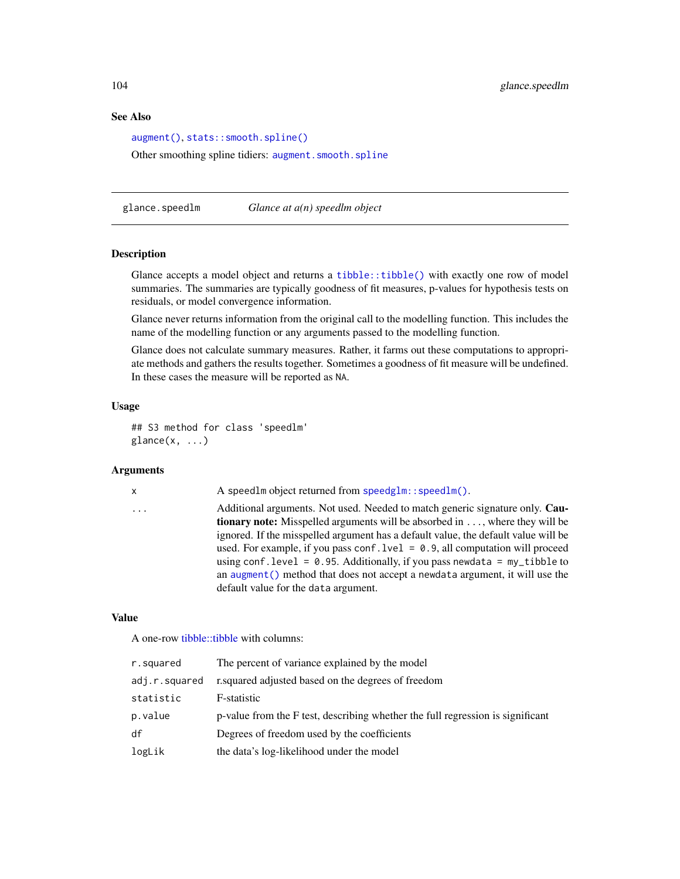## See Also

augment(), stats::smooth.spline()

Other smoothing spline tidiers: augment.smooth.spline

---

# glance.speedlm *Glance at a(n) speedlm object*

## Description

Glance accepts a model object and returns a tibble::tibble() with exactly one row of model summaries. The summaries are typically goodness of fit measures, p-values for hypothesis tests on residuals, or model convergence information.

Glance never returns information from the original call to the modelling function. This includes the name of the modelling function or any arguments passed to the modelling function.

Glance does not calculate summary measures. Rather, it farms out these computations to appropriate methods and gathers the results together. Sometimes a goodness of fit measure will be undefined. In these cases the measure will be reported as NA.

## Usage

```
## S3 method for class 'speedlm'
glance(x, ...)
```

## Arguments

| | |
|---|---|
| x | A speedlm object returned from speedglm::speedlm(). |
| ... | Additional arguments. Not used. Needed to match generic signature only. **Cautionary note:** Misspelled arguments will be absorbed in ..., where they will be ignored. If the misspelled argument has a default value, the default value will be used. For example, if you pass conf.lvel = 0.9, all computation will proceed using conf.level = 0.95. Additionally, if you pass newdata = my_tibble to an augment() method that does not accept a newdata argument, it will use the default value for the data argument. |

## Value

A one-row tibble::tibble with columns:

| | |
|---|---|
| r.squared | The percent of variance explained by the model |
| adj.r.squared | r.squared adjusted based on the degrees of freedom |
| statistic | F-statistic |
| p.value | p-value from the F test, describing whether the full regression is significant |
| df | Degrees of freedom used by the coefficients |
| logLik | the data's log-likelihood under the model |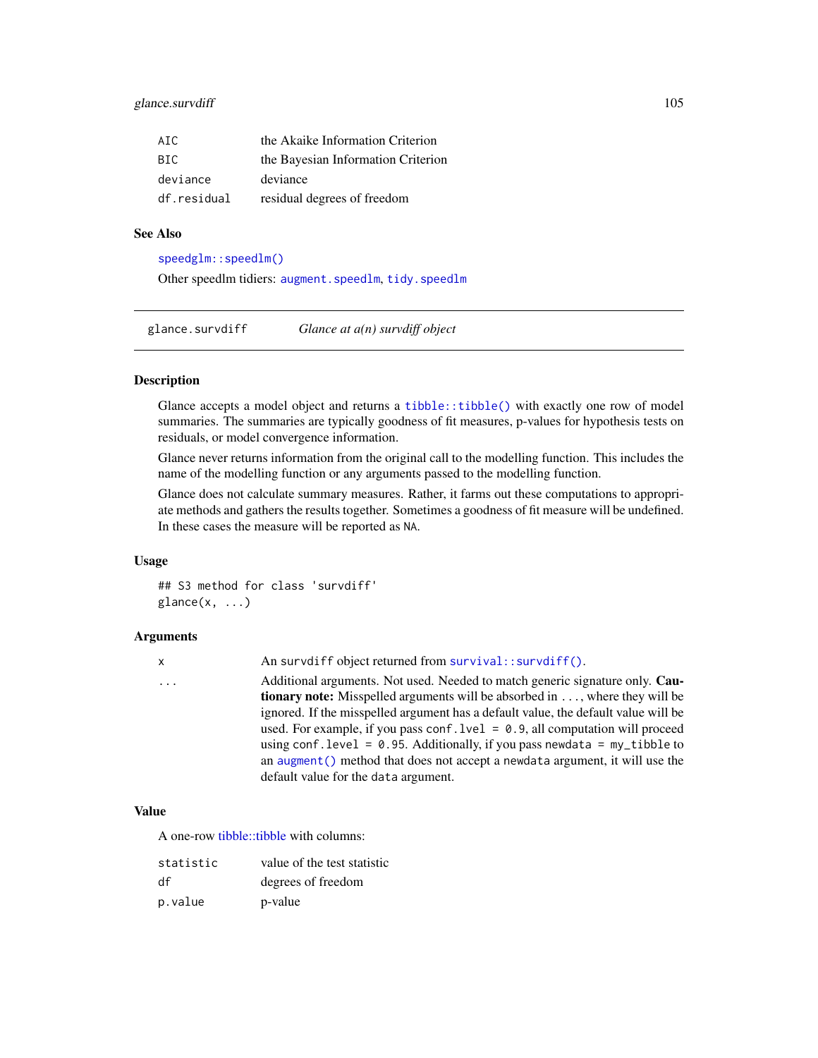| | |
|---|---|
| AIC | the Akaike Information Criterion |
| BIC | the Bayesian Information Criterion |
| deviance | deviance |
| df.residual | residual degrees of freedom |

### See Also

speedglm::speedlm()

Other speedlm tidiers: augment.speedlm, tidy.speedlm

---

## glance.survdiff *Glance at a(n) survdiff object*

### Description

Glance accepts a model object and returns a tibble::tibble() with exactly one row of model summaries. The summaries are typically goodness of fit measures, p-values for hypothesis tests on residuals, or model convergence information.

Glance never returns information from the original call to the modelling function. This includes the name of the modelling function or any arguments passed to the modelling function.

Glance does not calculate summary measures. Rather, it farms out these computations to appropriate methods and gathers the results together. Sometimes a goodness of fit measure will be undefined. In these cases the measure will be reported as NA.

### Usage

```
## S3 method for class 'survdiff'
glance(x, ...)
```

### Arguments

| | |
|---|---|
| x | An survdiff object returned from survival::survdiff(). |
| ... | Additional arguments. Not used. Needed to match generic signature only. **Cautionary note:** Misspelled arguments will be absorbed in ..., where they will be ignored. If the misspelled argument has a default value, the default value will be used. For example, if you pass conf.lvel = 0.9, all computation will proceed using conf.level = 0.95. Additionally, if you pass newdata = my_tibble to an augment() method that does not accept a newdata argument, it will use the default value for the data argument. |

### Value

A one-row tibble::tibble with columns:

| | |
|---|---|
| statistic | value of the test statistic |
| df | degrees of freedom |
| p.value | p-value |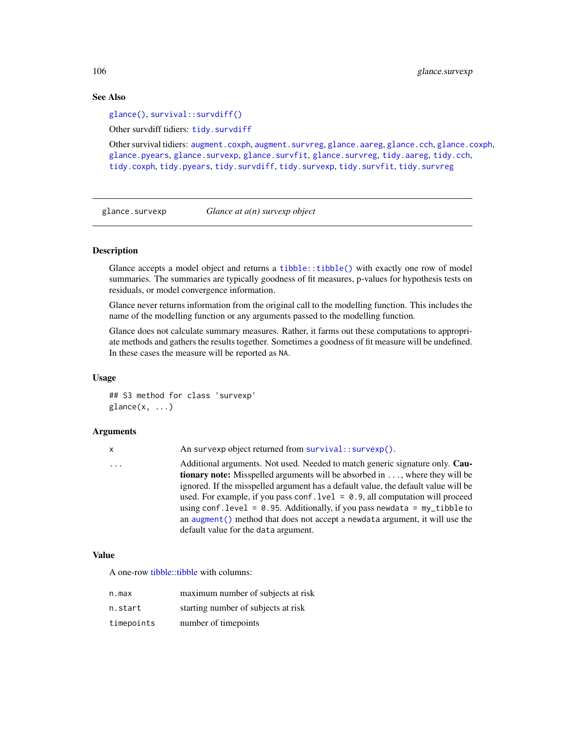### See Also

`glance()`, `survival::survdiff()`

Other survdiff tidiers: `tidy.survdiff`

Other survival tidiers: `augment.coxph`, `augment.survreg`, `glance.aareg`, `glance.cch`, `glance.coxph`, `glance.pyears`, `glance.survexp`, `glance.survfit`, `glance.survreg`, `tidy.aareg`, `tidy.cch`, `tidy.coxph`, `tidy.pyears`, `tidy.survdiff`, `tidy.survexp`, `tidy.survfit`, `tidy.survreg`

---

## glance.survexp — *Glance at a(n) survexp object*

---

### Description

Glance accepts a model object and returns a `tibble::tibble()` with exactly one row of model summaries. The summaries are typically goodness of fit measures, p-values for hypothesis tests on residuals, or model convergence information.

Glance never returns information from the original call to the modelling function. This includes the name of the modelling function or any arguments passed to the modelling function.

Glance does not calculate summary measures. Rather, it farms out these computations to appropriate methods and gathers the results together. Sometimes a goodness of fit measure will be undefined. In these cases the measure will be reported as `NA`.

### Usage

```
## S3 method for class 'survexp'
glance(x, ...)
```

### Arguments

| | |
|---|---|
| `x` | An `survexp` object returned from `survival::survexp()`. |
| `...` | Additional arguments. Not used. Needed to match generic signature only. **Cautionary note:** Misspelled arguments will be absorbed in `...`, where they will be ignored. If the misspelled argument has a default value, the default value will be used. For example, if you pass `conf.lvel = 0.9`, all computation will proceed using `conf.level = 0.95`. Additionally, if you pass `newdata = my_tibble` to an `augment()` method that does not accept a `newdata` argument, it will use the default value for the `data` argument. |

### Value

A one-row tibble::tibble with columns:

| | |
|---|---|
| `n.max` | maximum number of subjects at risk |
| `n.start` | starting number of subjects at risk |
| `timepoints` | number of timepoints |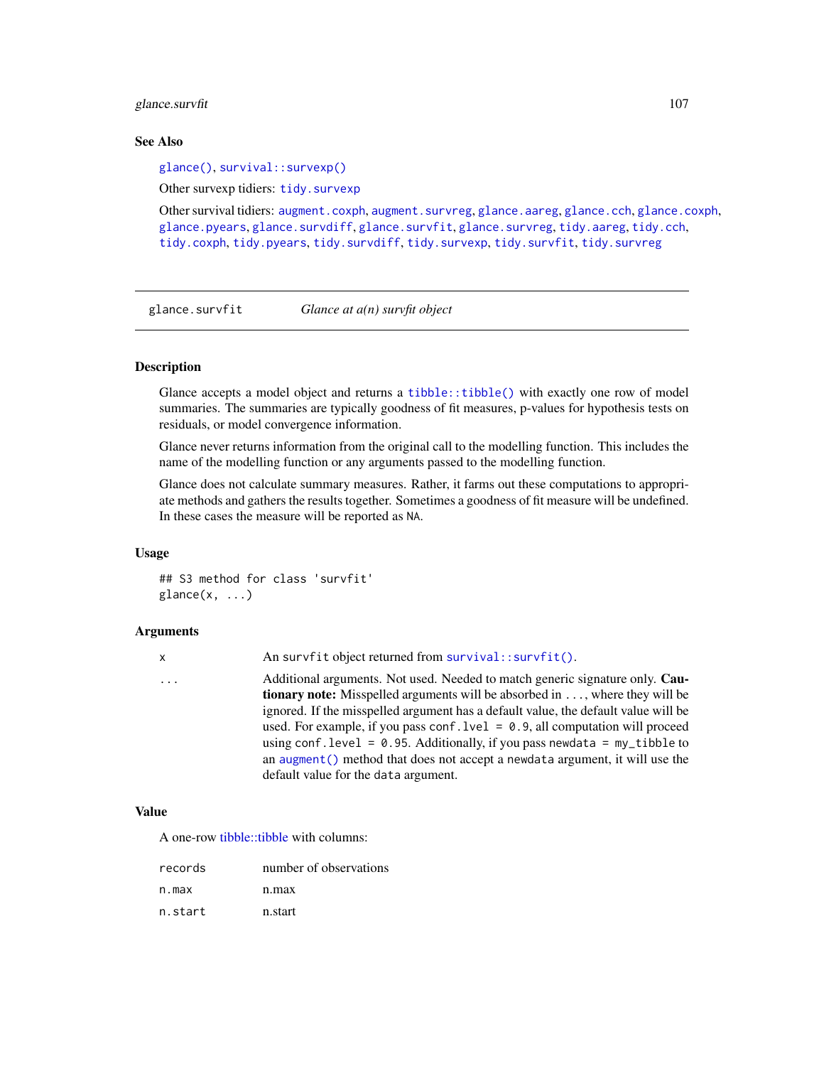## See Also

glance(), survival::survexp()

Other survexp tidiers: tidy.survexp

Other survival tidiers: augment.coxph, augment.survreg, glance.aareg, glance.cch, glance.coxph, glance.pyears, glance.survdiff, glance.survfit, glance.survreg, tidy.aareg, tidy.cch, tidy.coxph, tidy.pyears, tidy.survdiff, tidy.survexp, tidy.survfit, tidy.survreg

---

# glance.survfit — *Glance at a(n) survfit object*

## Description

Glance accepts a model object and returns a tibble::tibble() with exactly one row of model summaries. The summaries are typically goodness of fit measures, p-values for hypothesis tests on residuals, or model convergence information.

Glance never returns information from the original call to the modelling function. This includes the name of the modelling function or any arguments passed to the modelling function.

Glance does not calculate summary measures. Rather, it farms out these computations to appropriate methods and gathers the results together. Sometimes a goodness of fit measure will be undefined. In these cases the measure will be reported as NA.

## Usage

```
## S3 method for class 'survfit'
glance(x, ...)
```

## Arguments

| | |
|---|---|
| x | An survfit object returned from survival::survfit(). |
| ... | Additional arguments. Not used. Needed to match generic signature only. **Cautionary note:** Misspelled arguments will be absorbed in ..., where they will be ignored. If the misspelled argument has a default value, the default value will be used. For example, if you pass conf.lvel = 0.9, all computation will proceed using conf.level = 0.95. Additionally, if you pass newdata = my_tibble to an augment() method that does not accept a newdata argument, it will use the default value for the data argument. |

## Value

A one-row tibble::tibble with columns:

| | |
|---|---|
| records | number of observations |
| n.max | n.max |
| n.start | n.start |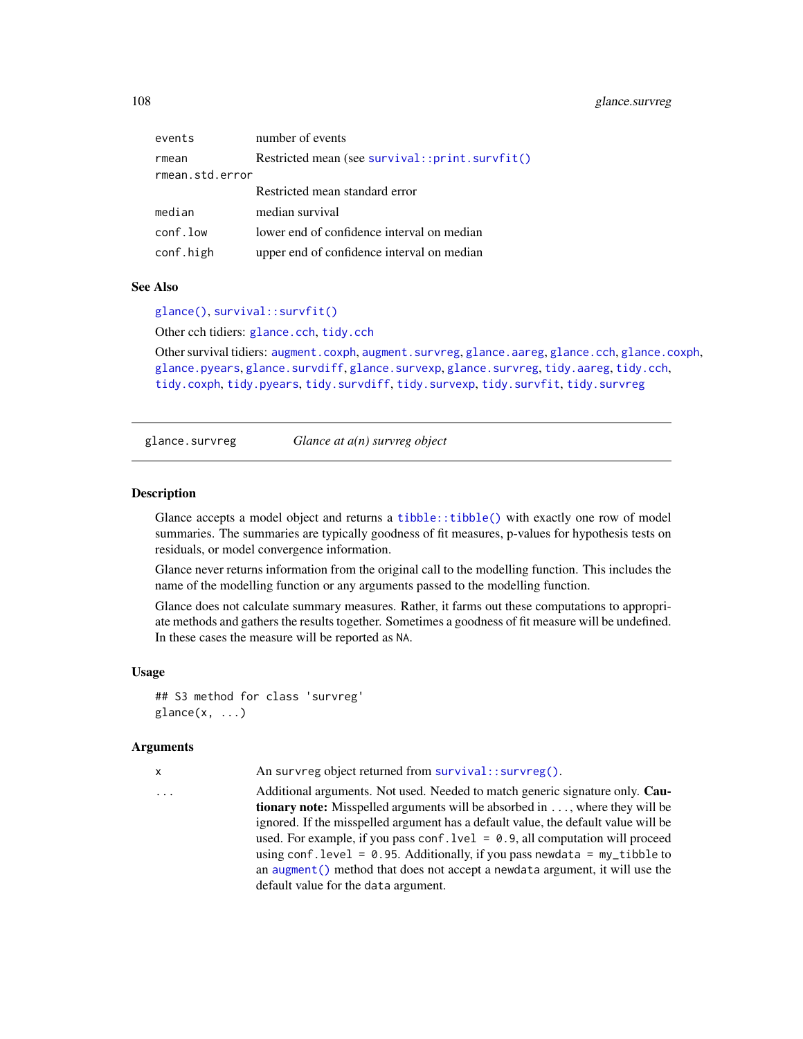| | |
|---|---|
| `events` | number of events |
| `rmean` | Restricted mean (see `survival::print.survfit()` |
| `rmean.std.error` | Restricted mean standard error |
| `median` | median survival |
| `conf.low` | lower end of confidence interval on median |
| `conf.high` | upper end of confidence interval on median |

### See Also

`glance()`, `survival::survfit()`

Other cch tidiers: `glance.cch`, `tidy.cch`

Other survival tidiers: `augment.coxph`, `augment.survreg`, `glance.aareg`, `glance.cch`, `glance.coxph`, `glance.pyears`, `glance.survdiff`, `glance.survexp`, `glance.survreg`, `tidy.aareg`, `tidy.cch`, `tidy.coxph`, `tidy.pyears`, `tidy.survdiff`, `tidy.survexp`, `tidy.survfit`, `tidy.survreg`

---

## glance.survreg — *Glance at a(n) survreg object*

### Description

Glance accepts a model object and returns a `tibble::tibble()` with exactly one row of model summaries. The summaries are typically goodness of fit measures, p-values for hypothesis tests on residuals, or model convergence information.

Glance never returns information from the original call to the modelling function. This includes the name of the modelling function or any arguments passed to the modelling function.

Glance does not calculate summary measures. Rather, it farms out these computations to appropriate methods and gathers the results together. Sometimes a goodness of fit measure will be undefined. In these cases the measure will be reported as `NA`.

### Usage

```
## S3 method for class 'survreg'
glance(x, ...)
```

### Arguments

| | |
|---|---|
| `x` | An `survreg` object returned from `survival::survreg()`. |
| `...` | Additional arguments. Not used. Needed to match generic signature only. **Cautionary note:** Misspelled arguments will be absorbed in `...`, where they will be ignored. If the misspelled argument has a default value, the default value will be used. For example, if you pass `conf.lvl = 0.9`, all computation will proceed using `conf.level = 0.95`. Additionally, if you pass `newdata = my_tibble` to an `augment()` method that does not accept a `newdata` argument, it will use the default value for the `data` argument. |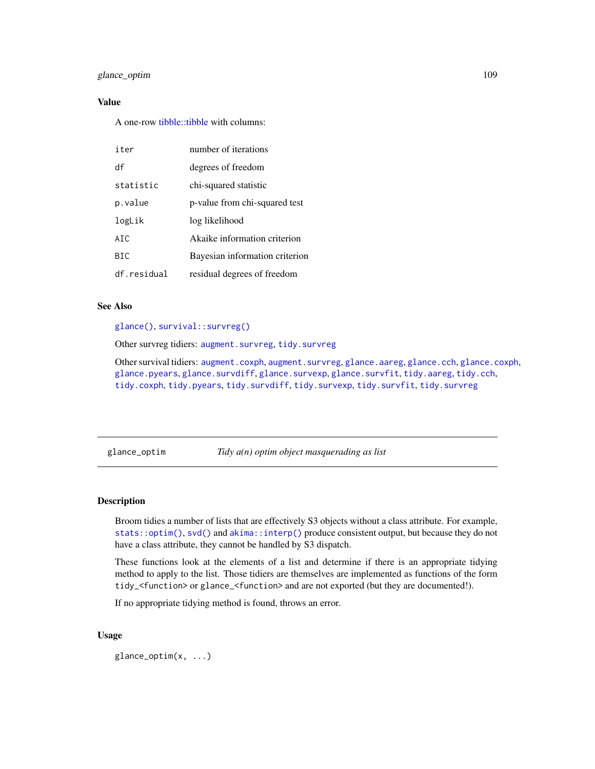### Value

A one-row tibble::tibble with columns:

| | |
|---|---|
| iter | number of iterations |
| df | degrees of freedom |
| statistic | chi-squared statistic |
| p.value | p-value from chi-squared test |
| logLik | log likelihood |
| AIC | Akaike information criterion |
| BIC | Bayesian information criterion |
| df.residual | residual degrees of freedom |

### See Also

`glance()`, `survival::survreg()`

Other survreg tidiers: `augment.survreg`, `tidy.survreg`

Other survival tidiers: `augment.coxph`, `augment.survreg`, `glance.aareg`, `glance.cch`, `glance.coxph`, `glance.pyears`, `glance.survdiff`, `glance.survexp`, `glance.survfit`, `tidy.aareg`, `tidy.cch`, `tidy.coxph`, `tidy.pyears`, `tidy.survdiff`, `tidy.survexp`, `tidy.survfit`, `tidy.survreg`

---

## glance_optim — *Tidy a(n) optim object masquerading as list*

### Description

Broom tidies a number of lists that are effectively S3 objects without a class attribute. For example, `stats::optim()`, `svd()` and `akima::interp()` produce consistent output, but because they do not have a class attribute, they cannot be handled by S3 dispatch.

These functions look at the elements of a list and determine if there is an appropriate tidying method to apply to the list. Those tidiers are themselves are implemented as functions of the form `tidy_<function>` or `glance_<function>` and are not exported (but they are documented!).

If no appropriate tidying method is found, throws an error.

### Usage

```
glance_optim(x, ...)
```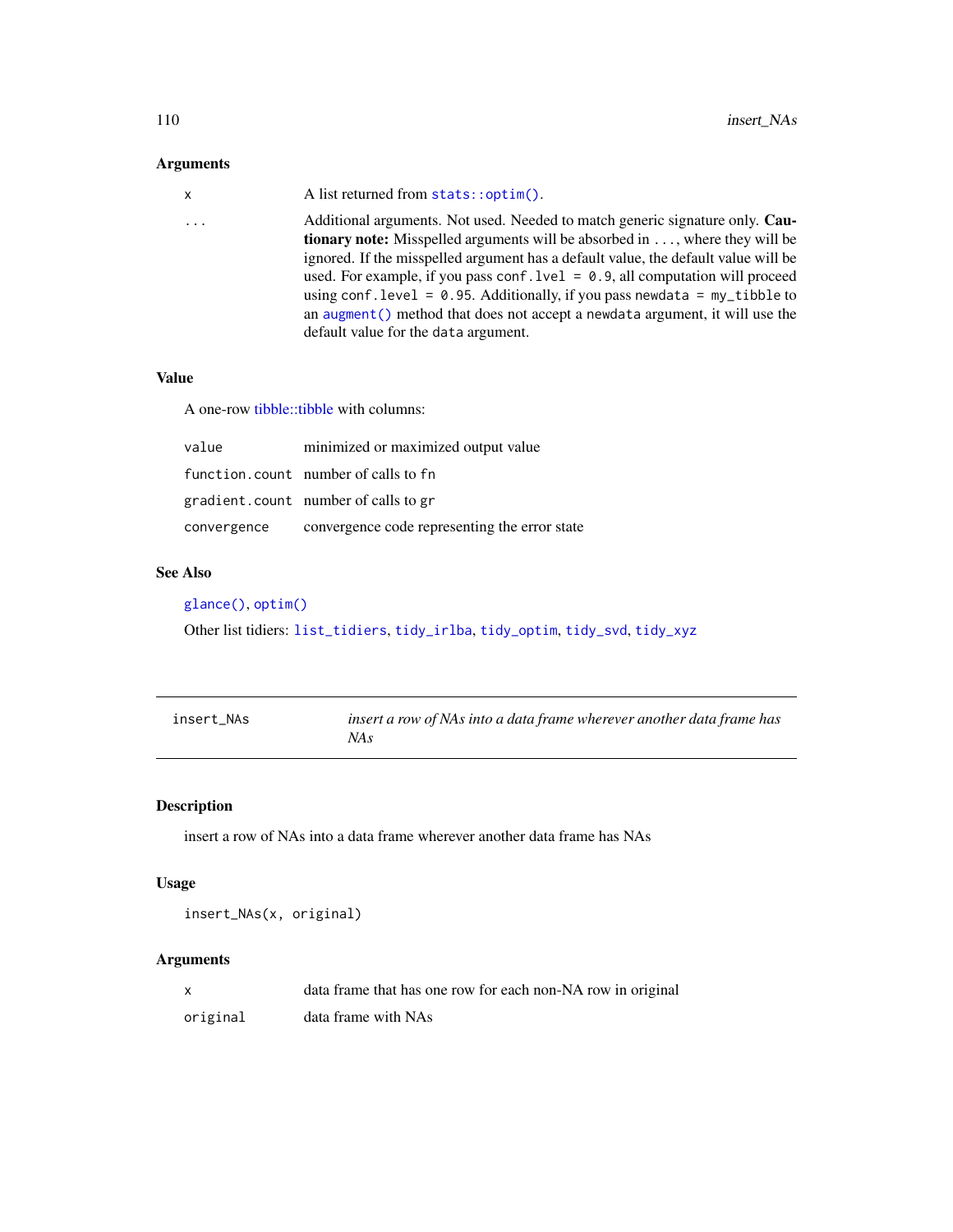### Arguments

| | |
|---|---|
| `x` | A list returned from `stats::optim()`. |
| `...` | Additional arguments. Not used. Needed to match generic signature only. **Cautionary note:** Misspelled arguments will be absorbed in `...`, where they will be ignored. If the misspelled argument has a default value, the default value will be used. For example, if you pass `conf.lvel = 0.9`, all computation will proceed using `conf.level = 0.95`. Additionally, if you pass `newdata = my_tibble` to an `augment()` method that does not accept a `newdata` argument, it will use the default value for the `data` argument. |

### Value

A one-row tibble::tibble with columns:

| | |
|---|---|
| `value` | minimized or maximized output value |
| `function.count` | number of calls to `fn` |
| `gradient.count` | number of calls to `gr` |
| `convergence` | convergence code representing the error state |

### See Also

`glance()`, `optim()`

Other list tidiers: `list_tidiers`, `tidy_irlba`, `tidy_optim`, `tidy_svd`, `tidy_xyz`

---

## insert_NAs — *insert a row of NAs into a data frame wherever another data frame has NAs*

### Description

insert a row of NAs into a data frame wherever another data frame has NAs

### Usage

```
insert_NAs(x, original)
```

### Arguments

| | |
|---|---|
| `x` | data frame that has one row for each non-NA row in original |
| `original` | data frame with NAs |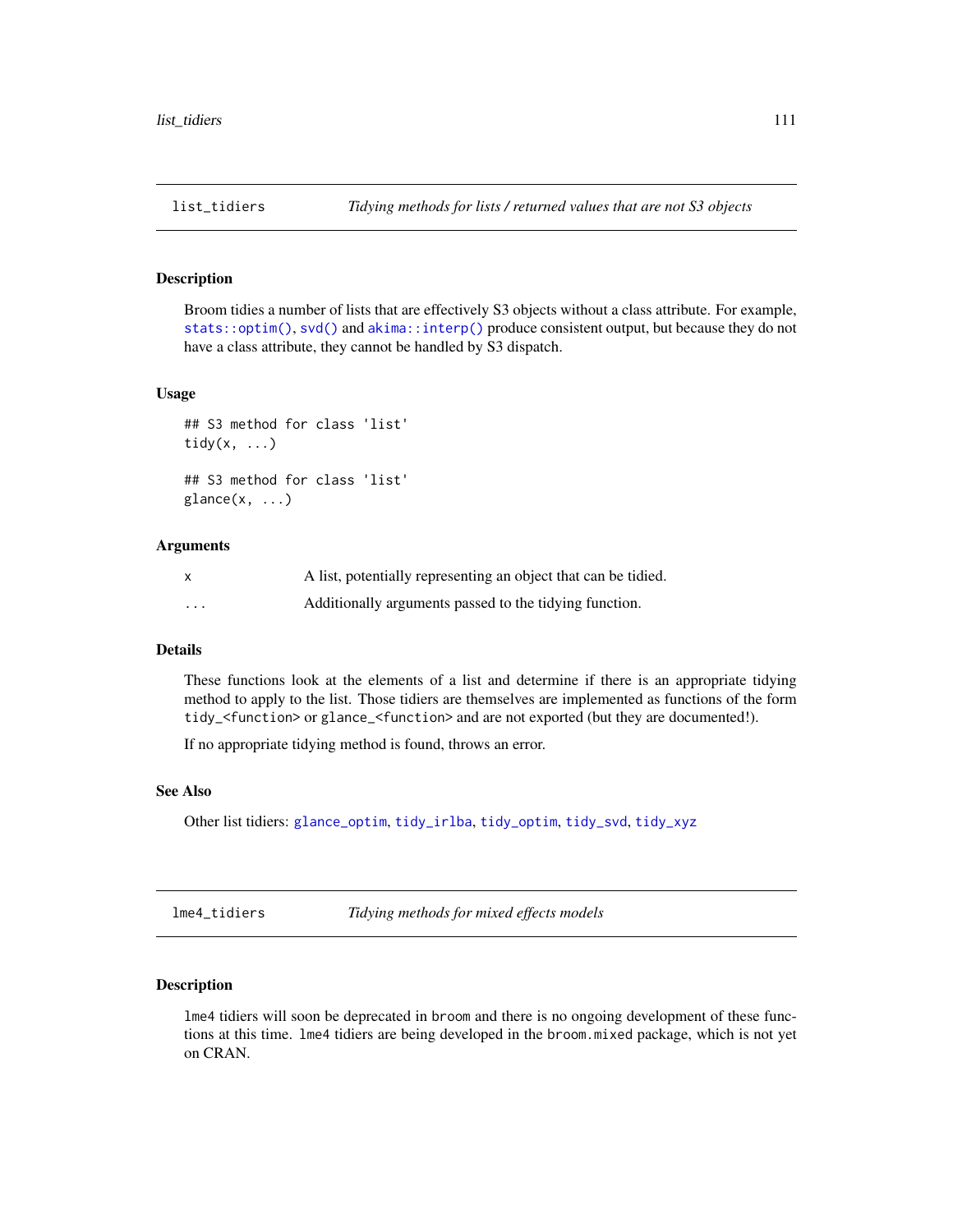## list_tidiers — *Tidying methods for lists / returned values that are not S3 objects*

### Description

Broom tidies a number of lists that are effectively S3 objects without a class attribute. For example, `stats::optim()`, `svd()` and `akima::interp()` produce consistent output, but because they do not have a class attribute, they cannot be handled by S3 dispatch.

### Usage

```
## S3 method for class 'list'
tidy(x, ...)

## S3 method for class 'list'
glance(x, ...)
```

### Arguments

| | |
|---|---|
| `x` | A list, potentially representing an object that can be tidied. |
| `...` | Additionally arguments passed to the tidying function. |

### Details

These functions look at the elements of a list and determine if there is an appropriate tidying method to apply to the list. Those tidiers are themselves are implemented as functions of the form `tidy_<function>` or `glance_<function>` and are not exported (but they are documented!).

If no appropriate tidying method is found, throws an error.

### See Also

Other list tidiers: `glance_optim`, `tidy_irlba`, `tidy_optim`, `tidy_svd`, `tidy_xyz`

## lme4_tidiers — *Tidying methods for mixed effects models*

### Description

`lme4` tidiers will soon be deprecated in `broom` and there is no ongoing development of these functions at this time. `lme4` tidiers are being developed in the `broom.mixed` package, which is not yet on CRAN.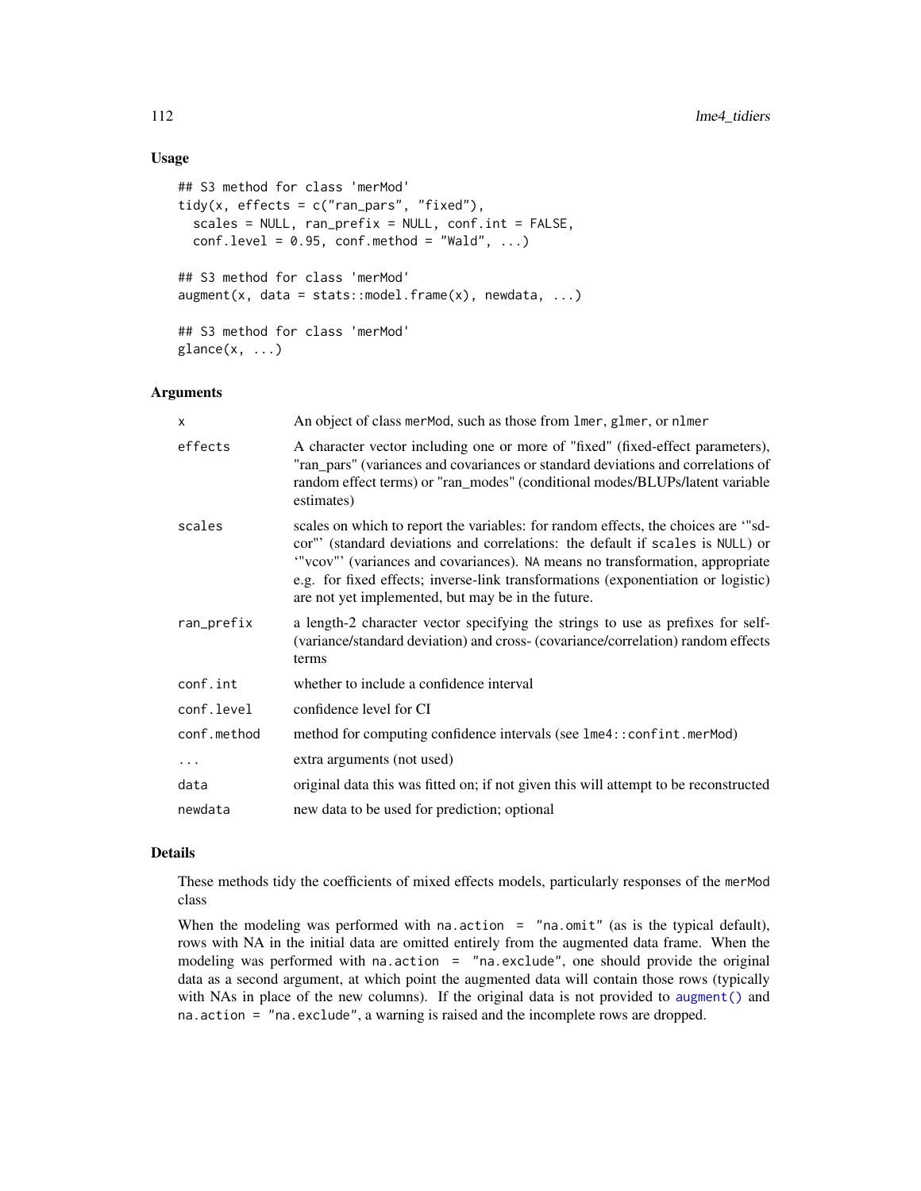## Usage

```
## S3 method for class 'merMod'
tidy(x, effects = c("ran_pars", "fixed"),
  scales = NULL, ran_prefix = NULL, conf.int = FALSE,
  conf.level = 0.95, conf.method = "Wald", ...)

## S3 method for class 'merMod'
augment(x, data = stats::model.frame(x), newdata, ...)

## S3 method for class 'merMod'
glance(x, ...)
```

## Arguments

| | |
|---|---|
| x | An object of class merMod, such as those from lmer, glmer, or nlmer |
| effects | A character vector including one or more of "fixed" (fixed-effect parameters), "ran_pars" (variances and covariances or standard deviations and correlations of random effect terms) or "ran_modes" (conditional modes/BLUPs/latent variable estimates) |
| scales | scales on which to report the variables: for random effects, the choices are '"sdcor"' (standard deviations and correlations: the default if scales is NULL) or '"vcov"' (variances and covariances). NA means no transformation, appropriate e.g. for fixed effects; inverse-link transformations (exponentiation or logistic) are not yet implemented, but may be in the future. |
| ran_prefix | a length-2 character vector specifying the strings to use as prefixes for self- (variance/standard deviation) and cross- (covariance/correlation) random effects terms |
| conf.int | whether to include a confidence interval |
| conf.level | confidence level for CI |
| conf.method | method for computing confidence intervals (see lme4::confint.merMod) |
| ... | extra arguments (not used) |
| data | original data this was fitted on; if not given this will attempt to be reconstructed |
| newdata | new data to be used for prediction; optional |

## Details

These methods tidy the coefficients of mixed effects models, particularly responses of the merMod class

When the modeling was performed with na.action = "na.omit" (as is the typical default), rows with NA in the initial data are omitted entirely from the augmented data frame. When the modeling was performed with na.action = "na.exclude", one should provide the original data as a second argument, at which point the augmented data will contain those rows (typically with NAs in place of the new columns). If the original data is not provided to augment() and na.action = "na.exclude", a warning is raised and the incomplete rows are dropped.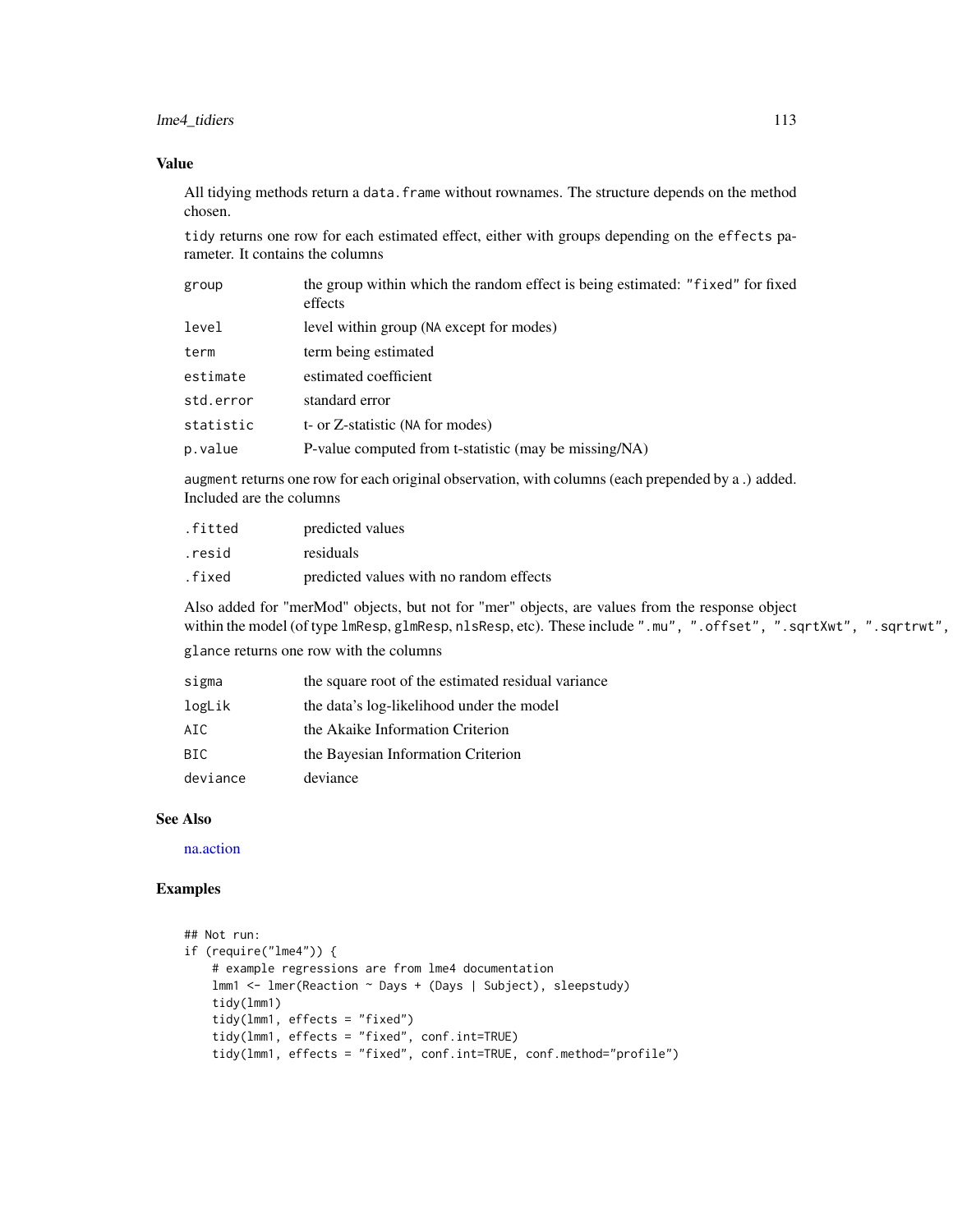## Value

All tidying methods return a `data.frame` without rownames. The structure depends on the method chosen.

`tidy` returns one row for each estimated effect, either with groups depending on the `effects` parameter. It contains the columns

| | |
|---|---|
| `group` | the group within which the random effect is being estimated: `"fixed"` for fixed effects |
| `level` | level within group (`NA` except for modes) |
| `term` | term being estimated |
| `estimate` | estimated coefficient |
| `std.error` | standard error |
| `statistic` | t- or Z-statistic (`NA` for modes) |
| `p.value` | P-value computed from t-statistic (may be missing/NA) |

`augment` returns one row for each original observation, with columns (each prepended by a .) added. Included are the columns

| | |
|---|---|
| `.fitted` | predicted values |
| `.resid` | residuals |
| `.fixed` | predicted values with no random effects |

Also added for "merMod" objects, but not for "mer" objects, are values from the response object within the model (of type `lmResp`, `glmResp`, `nlsResp`, etc). These include `".mu", ".offset", ".sqrtXwt", ".sqrtrwt",`

`glance` returns one row with the columns

| | |
|---|---|
| `sigma` | the square root of the estimated residual variance |
| `logLik` | the data's log-likelihood under the model |
| `AIC` | the Akaike Information Criterion |
| `BIC` | the Bayesian Information Criterion |
| `deviance` | deviance |

## See Also

na.action

## Examples

```
## Not run:
if (require("lme4")) {
    # example regressions are from lme4 documentation
    lmm1 <- lmer(Reaction ~ Days + (Days | Subject), sleepstudy)
    tidy(lmm1)
    tidy(lmm1, effects = "fixed")
    tidy(lmm1, effects = "fixed", conf.int=TRUE)
    tidy(lmm1, effects = "fixed", conf.int=TRUE, conf.method="profile")
```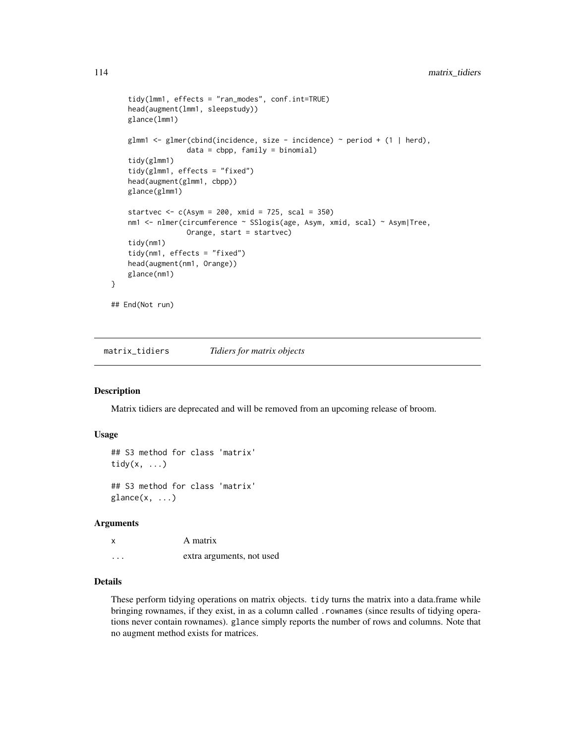```
    tidy(lmm1, effects = "ran_modes", conf.int=TRUE)
    head(augment(lmm1, sleepstudy))
    glance(lmm1)

    glmm1 <- glmer(cbind(incidence, size - incidence) ~ period + (1 | herd),
                  data = cbpp, family = binomial)
    tidy(glmm1)
    tidy(glmm1, effects = "fixed")
    head(augment(glmm1, cbpp))
    glance(glmm1)

    startvec <- c(Asym = 200, xmid = 725, scal = 350)
    nm1 <- nlmer(circumference ~ SSlogis(age, Asym, xmid, scal) ~ Asym|Tree,
                  Orange, start = startvec)
    tidy(nm1)
    tidy(nm1, effects = "fixed")
    head(augment(nm1, Orange))
    glance(nm1)
}

## End(Not run)
```

## matrix_tidiers — *Tidiers for matrix objects*

### Description

Matrix tidiers are deprecated and will be removed from an upcoming release of broom.

### Usage

```
## S3 method for class 'matrix'
tidy(x, ...)

## S3 method for class 'matrix'
glance(x, ...)
```

### Arguments

| | |
|---|---|
| x | A matrix |
| ... | extra arguments, not used |

### Details

These perform tidying operations on matrix objects. `tidy` turns the matrix into a data.frame while bringing rownames, if they exist, in as a column called `.rownames` (since results of tidying operations never contain rownames). `glance` simply reports the number of rows and columns. Note that no augment method exists for matrices.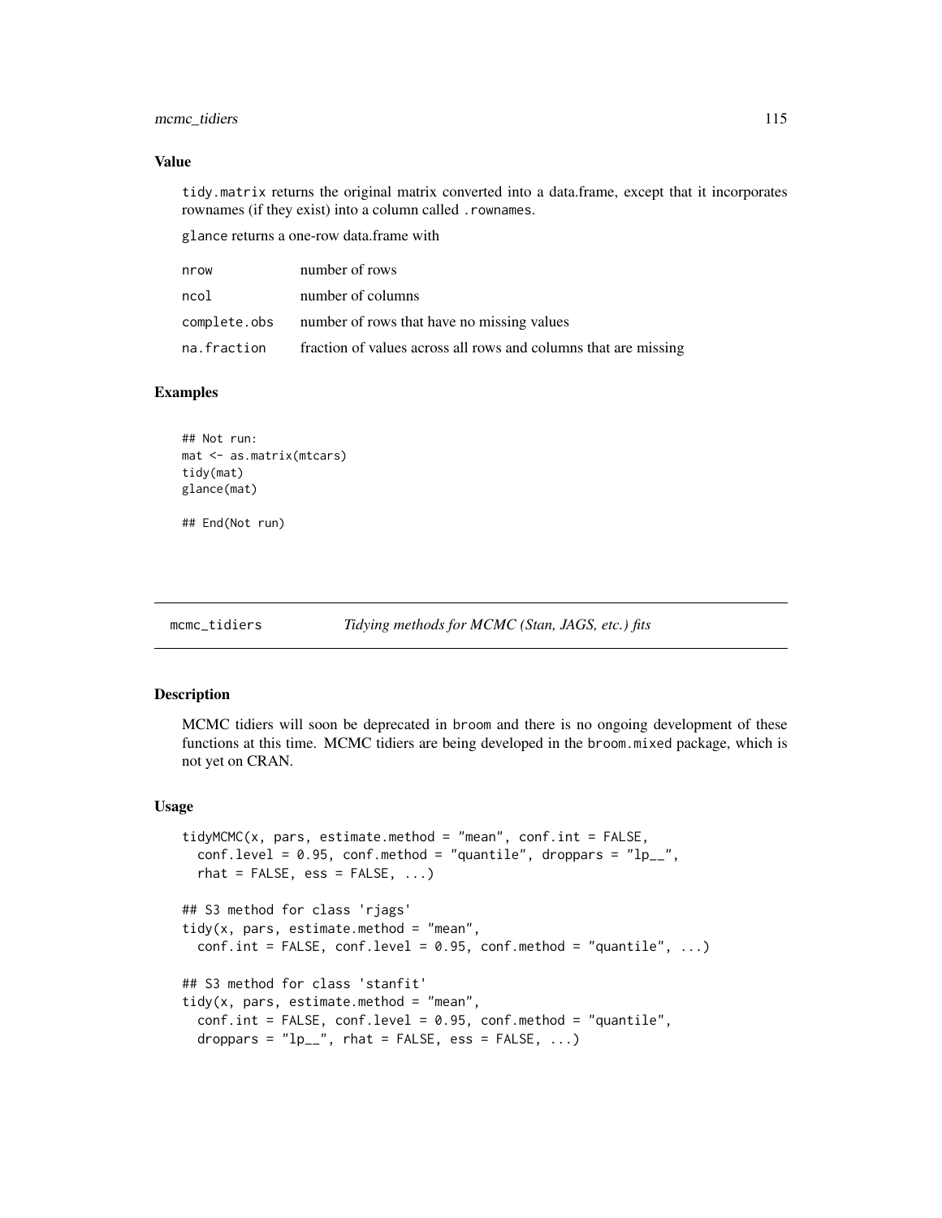### Value

`tidy.matrix` returns the original matrix converted into a data.frame, except that it incorporates rownames (if they exist) into a column called `.rownames`.

`glance` returns a one-row data.frame with

| | |
|---|---|
| nrow | number of rows |
| ncol | number of columns |
| complete.obs | number of rows that have no missing values |
| na.fraction | fraction of values across all rows and columns that are missing |

### Examples

```
## Not run:
mat <- as.matrix(mtcars)
tidy(mat)
glance(mat)

## End(Not run)
```

---

## mcmc_tidiers *Tidying methods for MCMC (Stan, JAGS, etc.) fits*

---

### Description

MCMC tidiers will soon be deprecated in broom and there is no ongoing development of these functions at this time. MCMC tidiers are being developed in the broom.mixed package, which is not yet on CRAN.

### Usage

```
tidyMCMC(x, pars, estimate.method = "mean", conf.int = FALSE,
  conf.level = 0.95, conf.method = "quantile", droppars = "lp__",
  rhat = FALSE, ess = FALSE, ...)

## S3 method for class 'rjags'
tidy(x, pars, estimate.method = "mean",
  conf.int = FALSE, conf.level = 0.95, conf.method = "quantile", ...)

## S3 method for class 'stanfit'
tidy(x, pars, estimate.method = "mean",
  conf.int = FALSE, conf.level = 0.95, conf.method = "quantile",
  droppars = "lp__", rhat = FALSE, ess = FALSE, ...)
```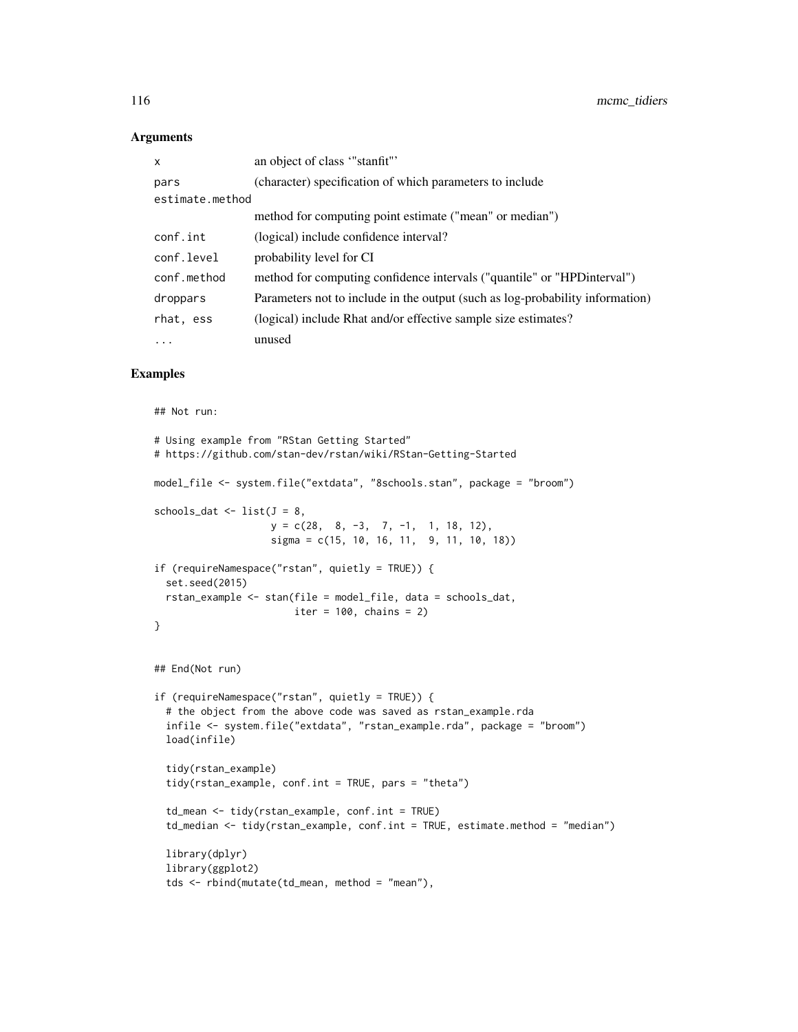### Arguments

| | |
|---|---|
| x | an object of class ‘"stanfit"’ |
| pars | (character) specification of which parameters to include |
| estimate.method | method for computing point estimate ("mean" or median") |
| conf.int | (logical) include confidence interval? |
| conf.level | probability level for CI |
| conf.method | method for computing confidence intervals ("quantile" or "HPDinterval") |
| droppars | Parameters not to include in the output (such as log-probability information) |
| rhat, ess | (logical) include Rhat and/or effective sample size estimates? |
| ... | unused |

### Examples

```
## Not run:

# Using example from "RStan Getting Started"
# https://github.com/stan-dev/rstan/wiki/RStan-Getting-Started

model_file <- system.file("extdata", "8schools.stan", package = "broom")

schools_dat <- list(J = 8,
                    y = c(28,  8, -3,  7, -1,  1, 18, 12),
                    sigma = c(15, 10, 16, 11,  9, 11, 10, 18))

if (requireNamespace("rstan", quietly = TRUE)) {
  set.seed(2015)
  rstan_example <- stan(file = model_file, data = schools_dat,
                        iter = 100, chains = 2)
}


## End(Not run)

if (requireNamespace("rstan", quietly = TRUE)) {
  # the object from the above code was saved as rstan_example.rda
  infile <- system.file("extdata", "rstan_example.rda", package = "broom")
  load(infile)

  tidy(rstan_example)
  tidy(rstan_example, conf.int = TRUE, pars = "theta")

  td_mean <- tidy(rstan_example, conf.int = TRUE)
  td_median <- tidy(rstan_example, conf.int = TRUE, estimate.method = "median")

  library(dplyr)
  library(ggplot2)
  tds <- rbind(mutate(td_mean, method = "mean"),
```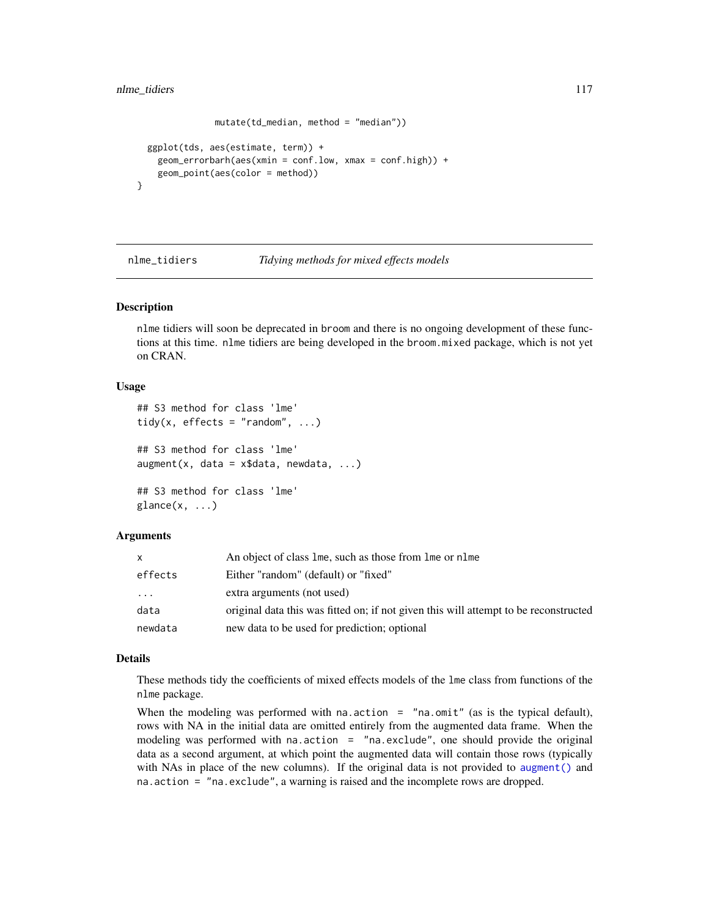```
              mutate(td_median, method = "median"))

  ggplot(tds, aes(estimate, term)) +
    geom_errorbarh(aes(xmin = conf.low, xmax = conf.high)) +
    geom_point(aes(color = method))
}
```

## nlme_tidiers *Tidying methods for mixed effects models*

### Description

nlme tidiers will soon be deprecated in broom and there is no ongoing development of these functions at this time. nlme tidiers are being developed in the broom.mixed package, which is not yet on CRAN.

### Usage

```
## S3 method for class 'lme'
tidy(x, effects = "random", ...)

## S3 method for class 'lme'
augment(x, data = x$data, newdata, ...)

## S3 method for class 'lme'
glance(x, ...)
```

### Arguments

| | |
|---|---|
| x | An object of class lme, such as those from lme or nlme |
| effects | Either "random" (default) or "fixed" |
| ... | extra arguments (not used) |
| data | original data this was fitted on; if not given this will attempt to be reconstructed |
| newdata | new data to be used for prediction; optional |

### Details

These methods tidy the coefficients of mixed effects models of the lme class from functions of the nlme package.

When the modeling was performed with na.action = "na.omit" (as is the typical default), rows with NA in the initial data are omitted entirely from the augmented data frame. When the modeling was performed with na.action = "na.exclude", one should provide the original data as a second argument, at which point the augmented data will contain those rows (typically with NAs in place of the new columns). If the original data is not provided to augment() and na.action = "na.exclude", a warning is raised and the incomplete rows are dropped.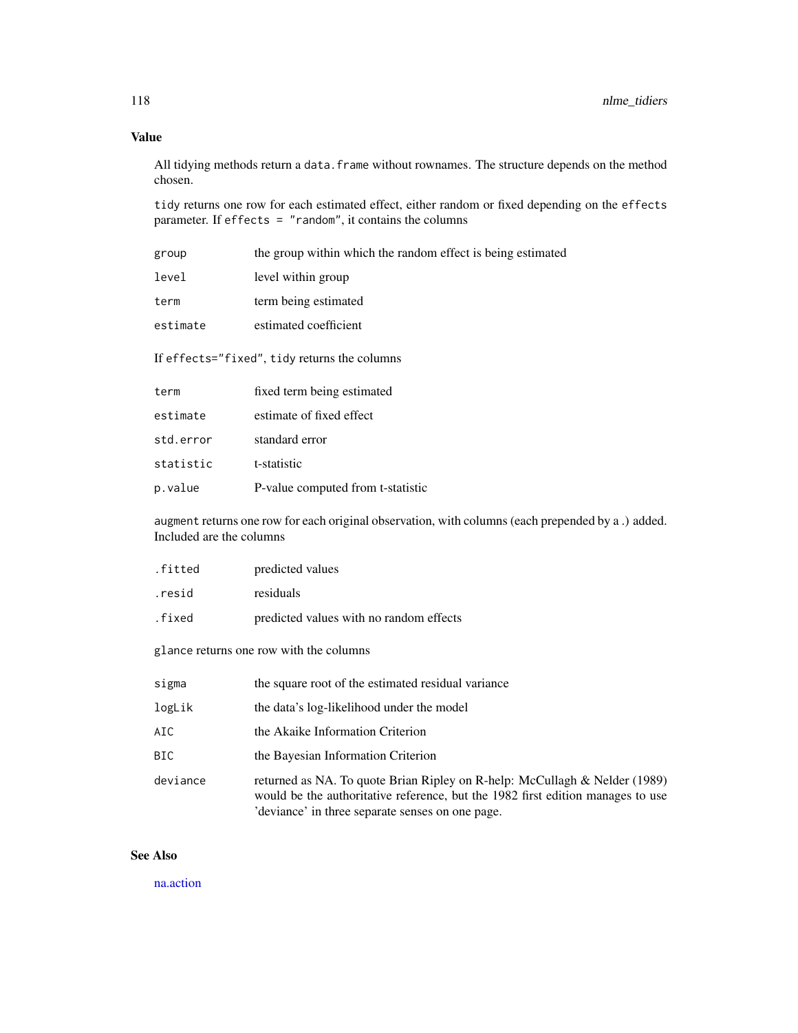### Value

All tidying methods return a `data.frame` without rownames. The structure depends on the method chosen.

`tidy` returns one row for each estimated effect, either random or fixed depending on the `effects` parameter. If `effects = "random"`, it contains the columns

| | |
|---|---|
| `group` | the group within which the random effect is being estimated |
| `level` | level within group |
| `term` | term being estimated |
| `estimate` | estimated coefficient |

If `effects="fixed"`, `tidy` returns the columns

| | |
|---|---|
| `term` | fixed term being estimated |
| `estimate` | estimate of fixed effect |
| `std.error` | standard error |
| `statistic` | t-statistic |
| `p.value` | P-value computed from t-statistic |

`augment` returns one row for each original observation, with columns (each prepended by a .) added. Included are the columns

| | |
|---|---|
| `.fitted` | predicted values |
| `.resid` | residuals |
| `.fixed` | predicted values with no random effects |

`glance` returns one row with the columns

| | |
|---|---|
| `sigma` | the square root of the estimated residual variance |
| `logLik` | the data's log-likelihood under the model |
| `AIC` | the Akaike Information Criterion |
| `BIC` | the Bayesian Information Criterion |
| `deviance` | returned as NA. To quote Brian Ripley on R-help: McCullagh & Nelder (1989) would be the authoritative reference, but the 1982 first edition manages to use 'deviance' in three separate senses on one page. |

### See Also

na.action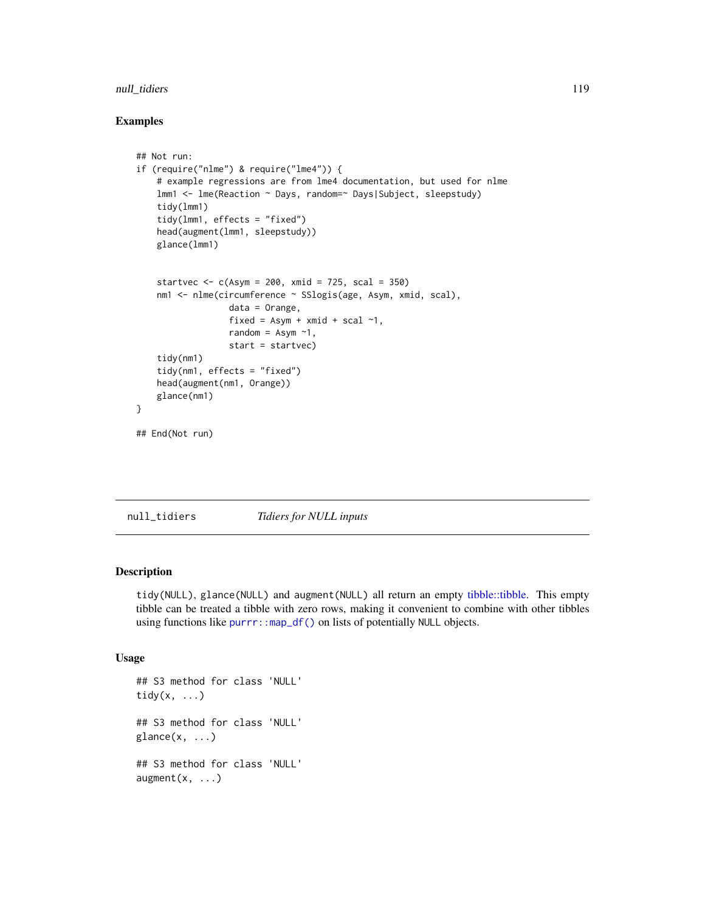## Examples

```
## Not run:
if (require("nlme") & require("lme4")) {
    # example regressions are from lme4 documentation, but used for nlme
    lmm1 <- lme(Reaction ~ Days, random=~ Days|Subject, sleepstudy)
    tidy(lmm1)
    tidy(lmm1, effects = "fixed")
    head(augment(lmm1, sleepstudy))
    glance(lmm1)


    startvec <- c(Asym = 200, xmid = 725, scal = 350)
    nm1 <- nlme(circumference ~ SSlogis(age, Asym, xmid, scal),
                  data = Orange,
                  fixed = Asym + xmid + scal ~1,
                  random = Asym ~1,
                  start = startvec)
    tidy(nm1)
    tidy(nm1, effects = "fixed")
    head(augment(nm1, Orange))
    glance(nm1)
}

## End(Not run)
```

---

`null_tidiers` *Tidiers for NULL inputs*

---

## Description

`tidy(NULL)`, `glance(NULL)` and `augment(NULL)` all return an empty tibble::tibble. This empty tibble can be treated a tibble with zero rows, making it convenient to combine with other tibbles using functions like `purrr::map_df()` on lists of potentially `NULL` objects.

## Usage

```
## S3 method for class 'NULL'
tidy(x, ...)

## S3 method for class 'NULL'
glance(x, ...)

## S3 method for class 'NULL'
augment(x, ...)
```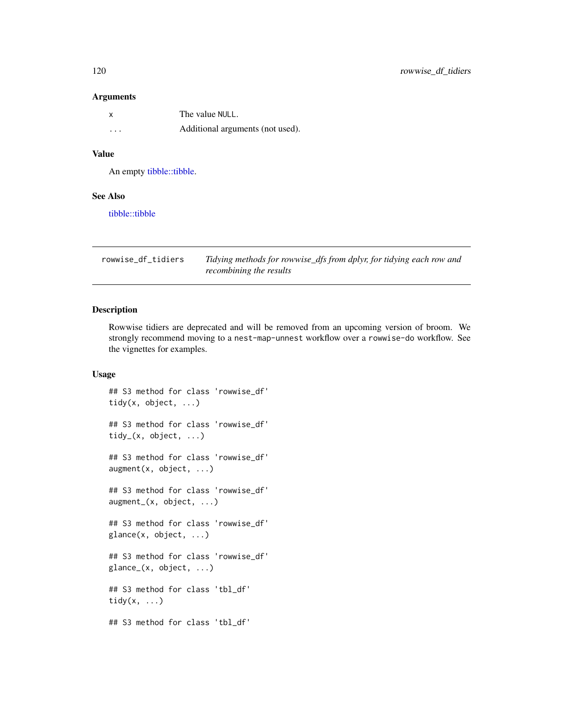### Arguments

| | |
|---|---|
| x | The value NULL. |
| ... | Additional arguments (not used). |

### Value

An empty tibble::tibble.

### See Also

tibble::tibble

---

## rowwise_df_tidiers — *Tidying methods for rowwise_dfs from dplyr, for tidying each row and recombining the results*

---

### Description

Rowwise tidiers are deprecated and will be removed from an upcoming version of broom. We strongly recommend moving to a `nest-map-unnest` workflow over a `rowwise-do` workflow. See the vignettes for examples.

### Usage

```
## S3 method for class 'rowwise_df'
tidy(x, object, ...)

## S3 method for class 'rowwise_df'
tidy_(x, object, ...)

## S3 method for class 'rowwise_df'
augment(x, object, ...)

## S3 method for class 'rowwise_df'
augment_(x, object, ...)

## S3 method for class 'rowwise_df'
glance(x, object, ...)

## S3 method for class 'rowwise_df'
glance_(x, object, ...)

## S3 method for class 'tbl_df'
tidy(x, ...)

## S3 method for class 'tbl_df'
```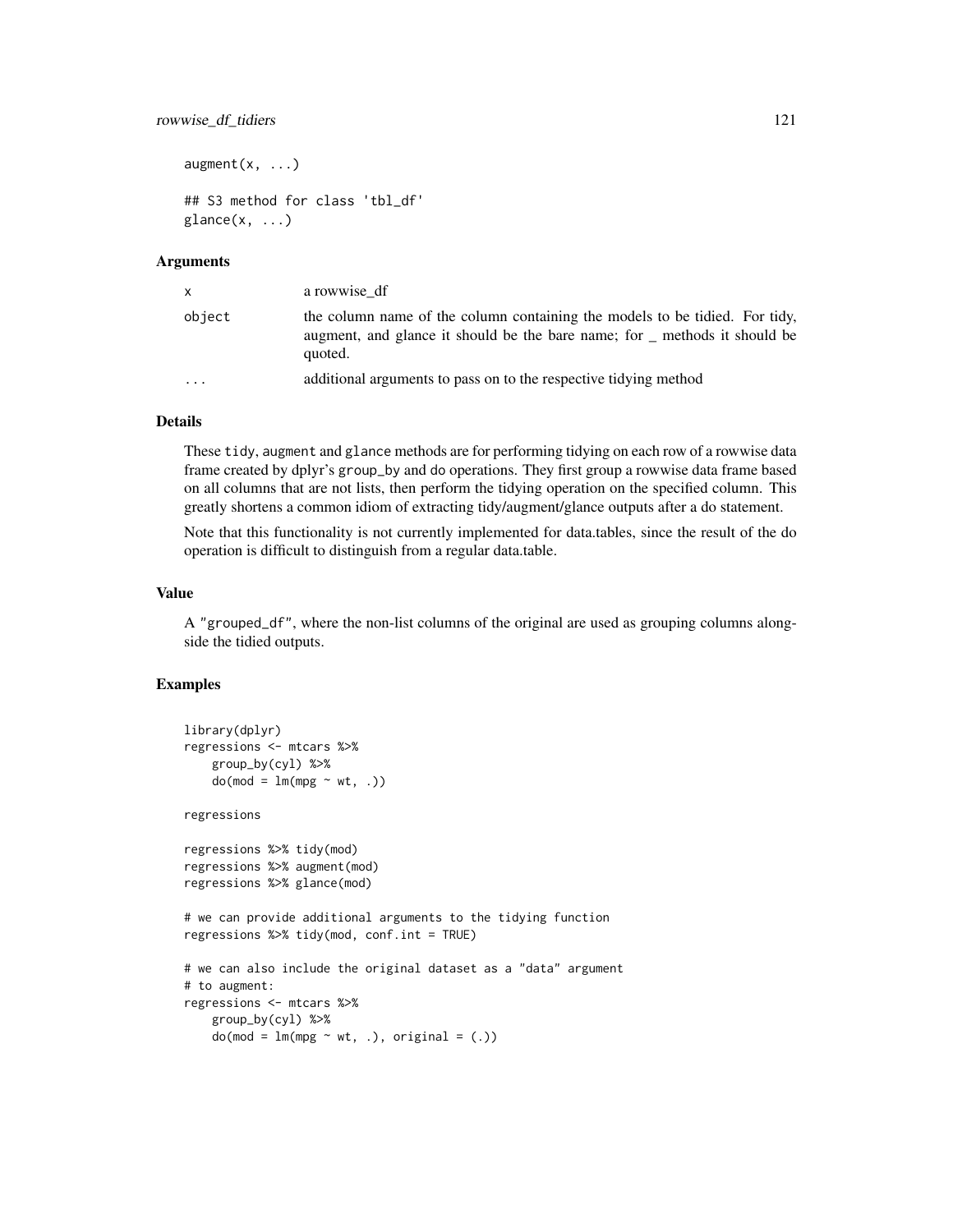```
augment(x, ...)

## S3 method for class 'tbl_df'
glance(x, ...)
```

### Arguments

| | |
|---|---|
| x | a rowwise_df |
| object | the column name of the column containing the models to be tidied. For tidy, augment, and glance it should be the bare name; for _ methods it should be quoted. |
| ... | additional arguments to pass on to the respective tidying method |

### Details

These tidy, augment and glance methods are for performing tidying on each row of a rowwise data frame created by dplyr's group_by and do operations. They first group a rowwise data frame based on all columns that are not lists, then perform the tidying operation on the specified column. This greatly shortens a common idiom of extracting tidy/augment/glance outputs after a do statement.

Note that this functionality is not currently implemented for data.tables, since the result of the do operation is difficult to distinguish from a regular data.table.

### Value

A "grouped_df", where the non-list columns of the original are used as grouping columns alongside the tidied outputs.

### Examples

```
library(dplyr)
regressions <- mtcars %>%
    group_by(cyl) %>%
    do(mod = lm(mpg ~ wt, .))

regressions

regressions %>% tidy(mod)
regressions %>% augment(mod)
regressions %>% glance(mod)

# we can provide additional arguments to the tidying function
regressions %>% tidy(mod, conf.int = TRUE)

# we can also include the original dataset as a "data" argument
# to augment:
regressions <- mtcars %>%
    group_by(cyl) %>%
    do(mod = lm(mpg ~ wt, .), original = (.))
```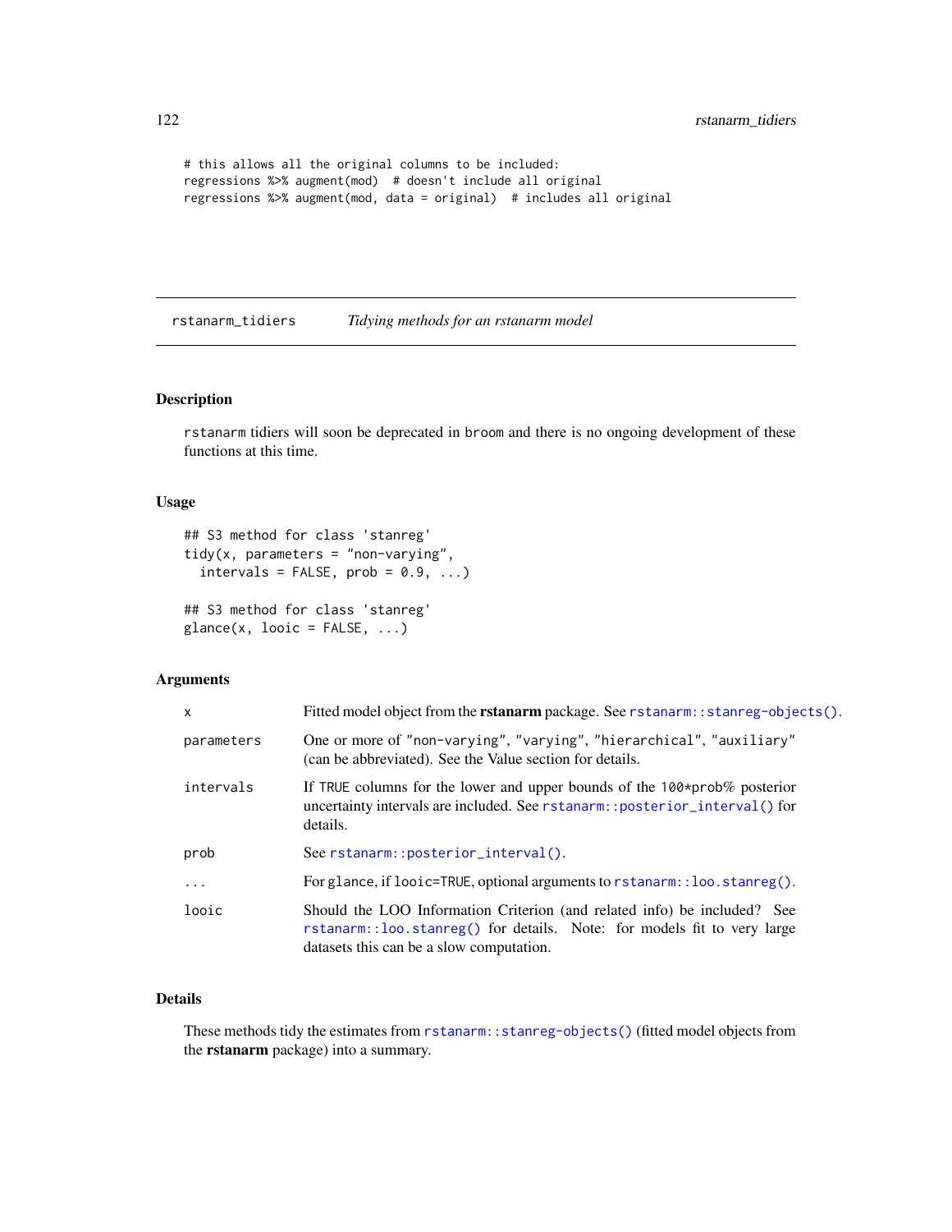```
# this allows all the original columns to be included:
regressions %>% augment(mod)  # doesn't include all original
regressions %>% augment(mod, data = original)  # includes all original
```

---

rstanarm_tidiers    *Tidying methods for an rstanarm model*

---

## Description

rstanarm tidiers will soon be deprecated in broom and there is no ongoing development of these functions at this time.

## Usage

```
## S3 method for class 'stanreg'
tidy(x, parameters = "non-varying",
  intervals = FALSE, prob = 0.9, ...)

## S3 method for class 'stanreg'
glance(x, looic = FALSE, ...)
```

## Arguments

| | |
|---|---|
| x | Fitted model object from the **rstanarm** package. See rstanarm::stanreg-objects(). |
| parameters | One or more of "non-varying", "varying", "hierarchical", "auxiliary" (can be abbreviated). See the Value section for details. |
| intervals | If TRUE columns for the lower and upper bounds of the 100*prob% posterior uncertainty intervals are included. See rstanarm::posterior_interval() for details. |
| prob | See rstanarm::posterior_interval(). |
| ... | For glance, if looic=TRUE, optional arguments to rstanarm::loo.stanreg(). |
| looic | Should the LOO Information Criterion (and related info) be included? See rstanarm::loo.stanreg() for details. Note: for models fit to very large datasets this can be a slow computation. |

## Details

These methods tidy the estimates from rstanarm::stanreg-objects() (fitted model objects from the **rstanarm** package) into a summary.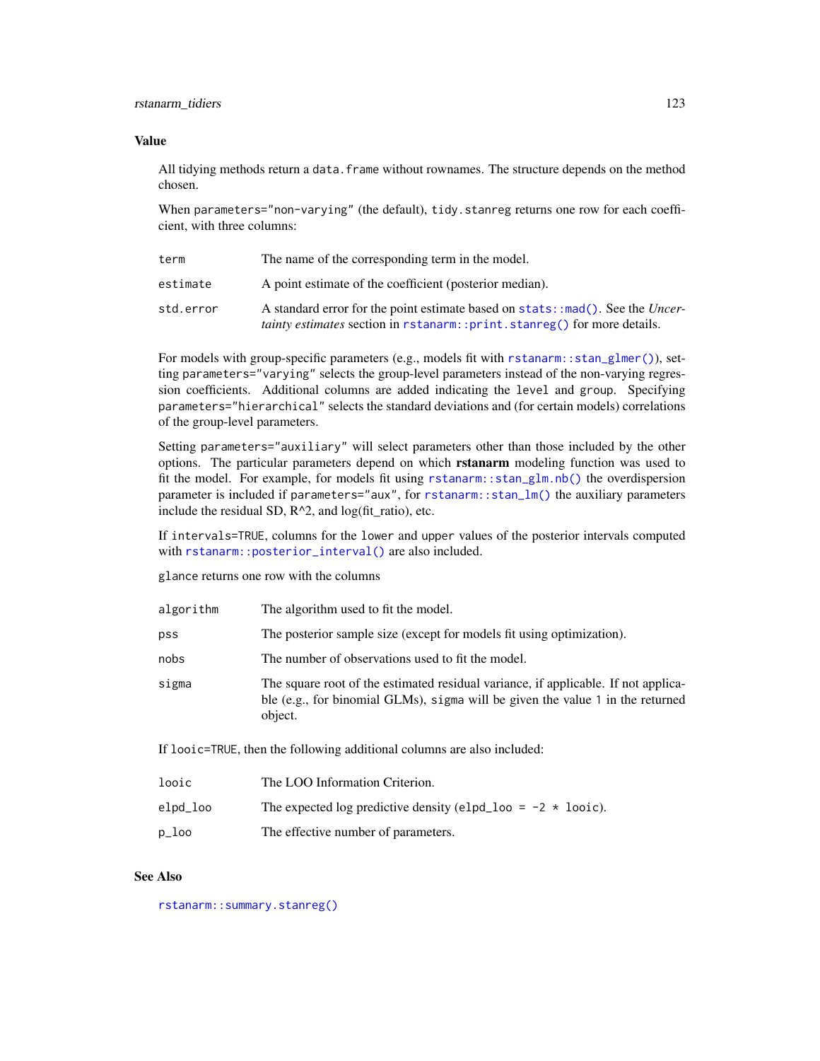## Value

All tidying methods return a `data.frame` without rownames. The structure depends on the method chosen.

When `parameters="non-varying"` (the default), `tidy.stanreg` returns one row for each coefficient, with three columns:

| | |
|---|---|
| `term` | The name of the corresponding term in the model. |
| `estimate` | A point estimate of the coefficient (posterior median). |
| `std.error` | A standard error for the point estimate based on `stats::mad()`. See the *Uncertainty estimates* section in `rstanarm::print.stanreg()` for more details. |

For models with group-specific parameters (e.g., models fit with `rstanarm::stan_glmer()`), setting `parameters="varying"` selects the group-level parameters instead of the non-varying regression coefficients. Additional columns are added indicating the `level` and `group`. Specifying `parameters="hierarchical"` selects the standard deviations and (for certain models) correlations of the group-level parameters.

Setting `parameters="auxiliary"` will select parameters other than those included by the other options. The particular parameters depend on which **rstanarm** modeling function was used to fit the model. For example, for models fit using `rstanarm::stan_glm.nb()` the overdispersion parameter is included if `parameters="aux"`, for `rstanarm::stan_lm()` the auxiliary parameters include the residual SD, R^2, and log(fit_ratio), etc.

If `intervals=TRUE`, columns for the `lower` and `upper` values of the posterior intervals computed with `rstanarm::posterior_interval()` are also included.

`glance` returns one row with the columns

| | |
|---|---|
| `algorithm` | The algorithm used to fit the model. |
| `pss` | The posterior sample size (except for models fit using optimization). |
| `nobs` | The number of observations used to fit the model. |
| `sigma` | The square root of the estimated residual variance, if applicable. If not applicable (e.g., for binomial GLMs), `sigma` will be given the value `1` in the returned object. |

If `looic=TRUE`, then the following additional columns are also included:

| | |
|---|---|
| `looic` | The LOO Information Criterion. |
| `elpd_loo` | The expected log predictive density (`elpd_loo = -2 * looic`). |
| `p_loo` | The effective number of parameters. |

## See Also

`rstanarm::summary.stanreg()`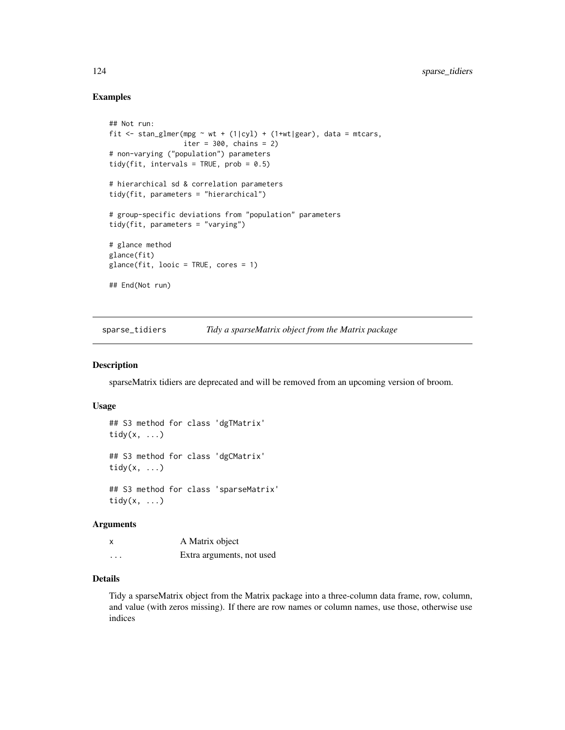## Examples

```
## Not run:
fit <- stan_glmer(mpg ~ wt + (1|cyl) + (1+wt|gear), data = mtcars,
                  iter = 300, chains = 2)
# non-varying ("population") parameters
tidy(fit, intervals = TRUE, prob = 0.5)

# hierarchical sd & correlation parameters
tidy(fit, parameters = "hierarchical")

# group-specific deviations from "population" parameters
tidy(fit, parameters = "varying")

# glance method
glance(fit)
glance(fit, looic = TRUE, cores = 1)

## End(Not run)
```

---

# sparse_tidiers *Tidy a sparseMatrix object from the Matrix package*

---

## Description

sparseMatrix tidiers are deprecated and will be removed from an upcoming version of broom.

## Usage

```
## S3 method for class 'dgTMatrix'
tidy(x, ...)

## S3 method for class 'dgCMatrix'
tidy(x, ...)

## S3 method for class 'sparseMatrix'
tidy(x, ...)
```

## Arguments

| | |
|---|---|
| x | A Matrix object |
| ... | Extra arguments, not used |

## Details

Tidy a sparseMatrix object from the Matrix package into a three-column data frame, row, column, and value (with zeros missing). If there are row names or column names, use those, otherwise use indices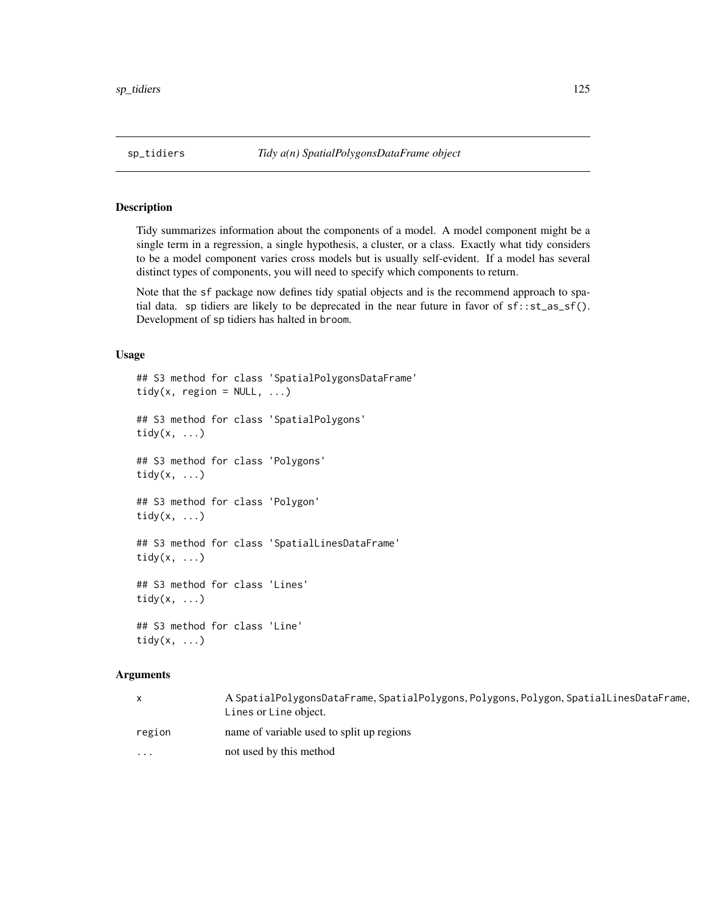# sp_tidiers — *Tidy a(n) SpatialPolygonsDataFrame object*

## Description

Tidy summarizes information about the components of a model. A model component might be a single term in a regression, a single hypothesis, a cluster, or a class. Exactly what tidy considers to be a model component varies cross models but is usually self-evident. If a model has several distinct types of components, you will need to specify which components to return.

Note that the sf package now defines tidy spatial objects and is the recommend approach to spatial data. sp tidiers are likely to be deprecated in the near future in favor of sf::st_as_sf(). Development of sp tidiers has halted in broom.

## Usage

```
## S3 method for class 'SpatialPolygonsDataFrame'
tidy(x, region = NULL, ...)

## S3 method for class 'SpatialPolygons'
tidy(x, ...)

## S3 method for class 'Polygons'
tidy(x, ...)

## S3 method for class 'Polygon'
tidy(x, ...)

## S3 method for class 'SpatialLinesDataFrame'
tidy(x, ...)

## S3 method for class 'Lines'
tidy(x, ...)

## S3 method for class 'Line'
tidy(x, ...)
```

## Arguments

| | |
|---|---|
| x | A SpatialPolygonsDataFrame, SpatialPolygons, Polygons, Polygon, SpatialLinesDataFrame, Lines or Line object. |
| region | name of variable used to split up regions |
| ... | not used by this method |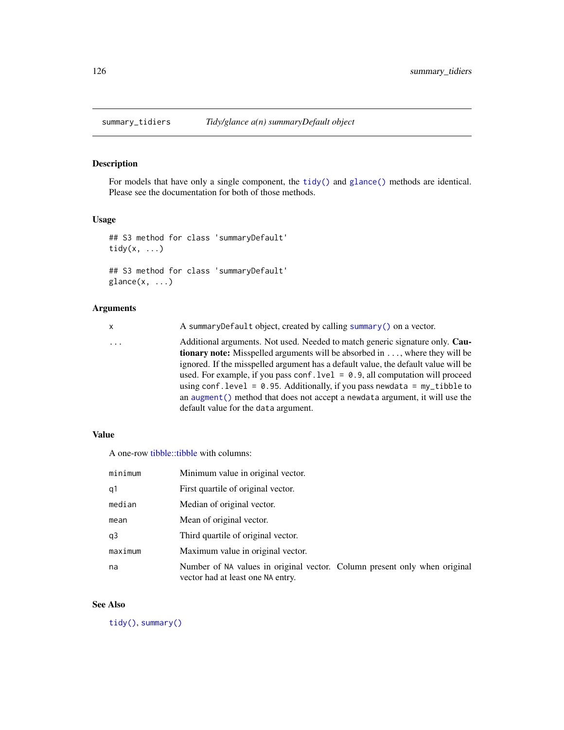## summary_tidiers    *Tidy/glance a(n) summaryDefault object*

### Description

For models that have only a single component, the `tidy()` and `glance()` methods are identical. Please see the documentation for both of those methods.

### Usage

```
## S3 method for class 'summaryDefault'
tidy(x, ...)

## S3 method for class 'summaryDefault'
glance(x, ...)
```

### Arguments

| | |
|---|---|
| x | A `summaryDefault` object, created by calling `summary()` on a vector. |
| ... | Additional arguments. Not used. Needed to match generic signature only. **Cautionary note:** Misspelled arguments will be absorbed in `...`, where they will be ignored. If the misspelled argument has a default value, the default value will be used. For example, if you pass `conf.lvel = 0.9`, all computation will proceed using `conf.level = 0.95`. Additionally, if you pass `newdata = my_tibble` to an `augment()` method that does not accept a `newdata` argument, it will use the default value for the `data` argument. |

### Value

A one-row tibble::tibble with columns:

| | |
|---|---|
| minimum | Minimum value in original vector. |
| q1 | First quartile of original vector. |
| median | Median of original vector. |
| mean | Mean of original vector. |
| q3 | Third quartile of original vector. |
| maximum | Maximum value in original vector. |
| na | Number of `NA` values in original vector. Column present only when original vector had at least one `NA` entry. |

### See Also

`tidy()`, `summary()`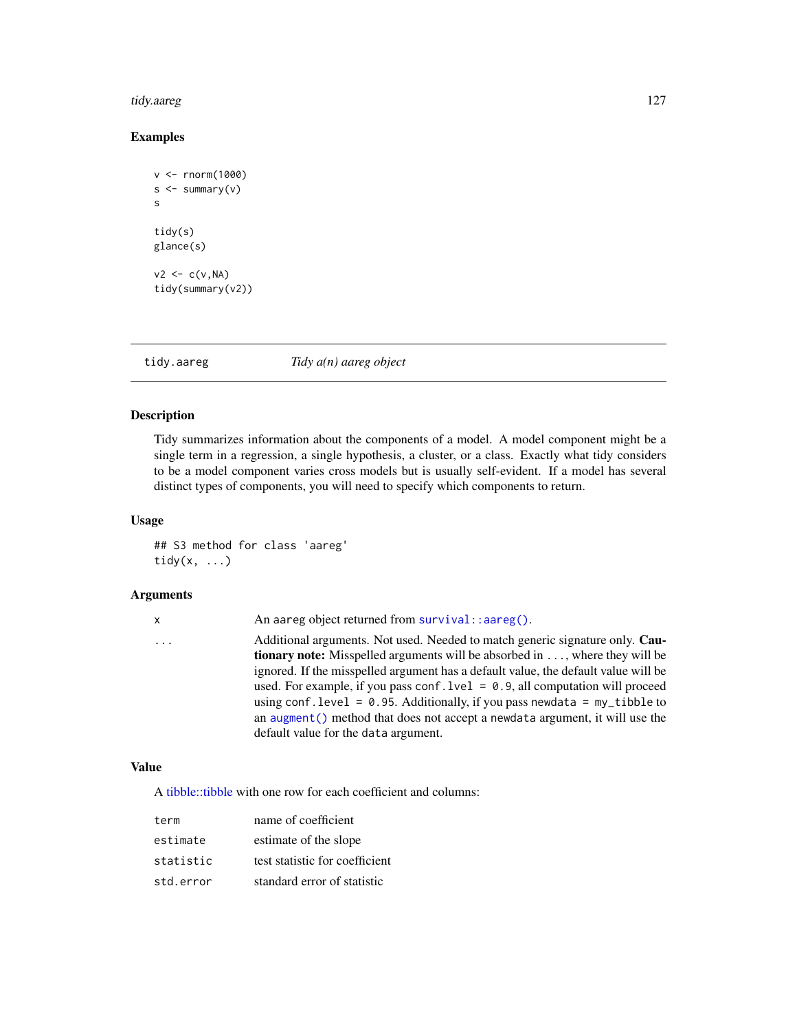## Examples

```
v <- rnorm(1000)
s <- summary(v)
s

tidy(s)
glance(s)

v2 <- c(v,NA)
tidy(summary(v2))
```

---

# tidy.aareg — *Tidy a(n) aareg object*

## Description

Tidy summarizes information about the components of a model. A model component might be a single term in a regression, a single hypothesis, a cluster, or a class. Exactly what tidy considers to be a model component varies cross models but is usually self-evident. If a model has several distinct types of components, you will need to specify which components to return.

## Usage

```
## S3 method for class 'aareg'
tidy(x, ...)
```

## Arguments

| | |
|---|---|
| `x` | An aareg object returned from `survival::aareg()`. |
| `...` | Additional arguments. Not used. Needed to match generic signature only. **Cautionary note:** Misspelled arguments will be absorbed in `...`, where they will be ignored. If the misspelled argument has a default value, the default value will be used. For example, if you pass `conf.lvel = 0.9`, all computation will proceed using `conf.level = 0.95`. Additionally, if you pass `newdata = my_tibble` to an `augment()` method that does not accept a `newdata` argument, it will use the default value for the `data` argument. |

## Value

A tibble::tibble with one row for each coefficient and columns:

| | |
|---|---|
| `term` | name of coefficient |
| `estimate` | estimate of the slope |
| `statistic` | test statistic for coefficient |
| `std.error` | standard error of statistic |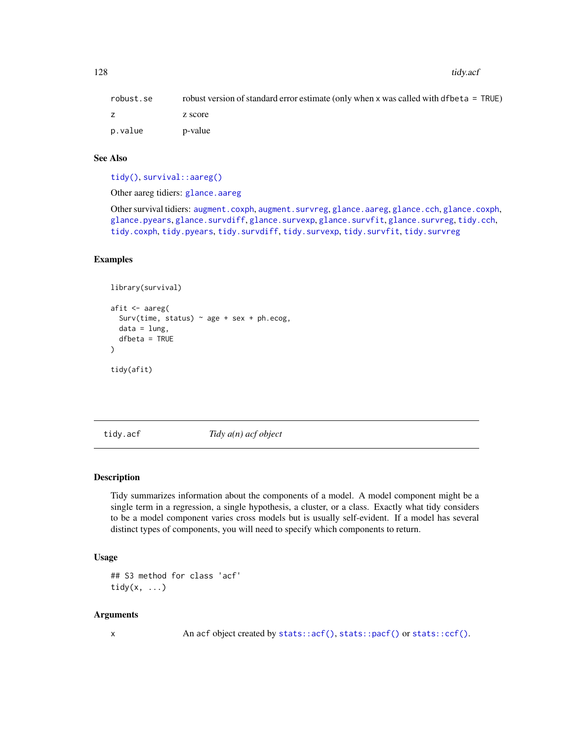| | |
|---|---|
| `robust.se` | robust version of standard error estimate (only when x was called with `dfbeta = TRUE`) |
| `z` | z score |
| `p.value` | p-value |

### See Also

`tidy()`, `survival::aareg()`

Other aareg tidiers: `glance.aareg`

Other survival tidiers: `augment.coxph`, `augment.survreg`, `glance.aareg`, `glance.cch`, `glance.coxph`, `glance.pyears`, `glance.survdiff`, `glance.survexp`, `glance.survfit`, `glance.survreg`, `tidy.cch`, `tidy.coxph`, `tidy.pyears`, `tidy.survdiff`, `tidy.survexp`, `tidy.survfit`, `tidy.survreg`

### Examples

```
library(survival)

afit <- aareg(
  Surv(time, status) ~ age + sex + ph.ecog,
  data = lung,
  dfbeta = TRUE
)

tidy(afit)
```

---

## tidy.acf — *Tidy a(n) acf object*

---

### Description

Tidy summarizes information about the components of a model. A model component might be a single term in a regression, a single hypothesis, a cluster, or a class. Exactly what tidy considers to be a model component varies cross models but is usually self-evident. If a model has several distinct types of components, you will need to specify which components to return.

### Usage

```
## S3 method for class 'acf'
tidy(x, ...)
```

### Arguments

| | |
|---|---|
| `x` | An `acf` object created by `stats::acf()`, `stats::pacf()` or `stats::ccf()`. |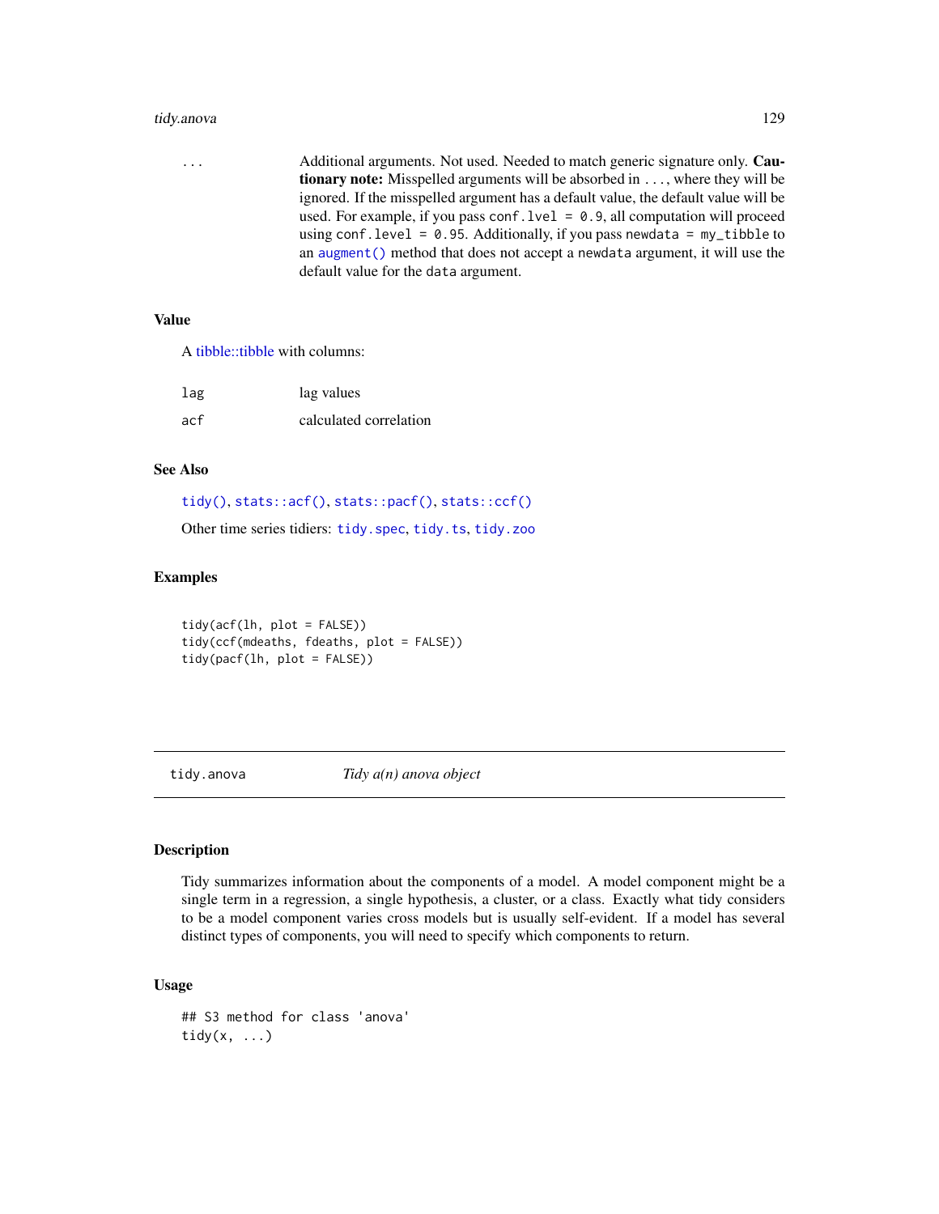... Additional arguments. Not used. Needed to match generic signature only. **Cautionary note:** Misspelled arguments will be absorbed in `...`, where they will be ignored. If the misspelled argument has a default value, the default value will be used. For example, if you pass `conf.lvel = 0.9`, all computation will proceed using `conf.level = 0.95`. Additionally, if you pass `newdata = my_tibble` to an `augment()` method that does not accept a `newdata` argument, it will use the default value for the `data` argument.

### Value

A tibble::tibble with columns:

| | |
|---|---|
| `lag` | lag values |
| `acf` | calculated correlation |

### See Also

`tidy()`, `stats::acf()`, `stats::pacf()`, `stats::ccf()`

Other time series tidiers: `tidy.spec`, `tidy.ts`, `tidy.zoo`

### Examples

```
tidy(acf(lh, plot = FALSE))
tidy(ccf(mdeaths, fdeaths, plot = FALSE))
tidy(pacf(lh, plot = FALSE))
```

---

## tidy.anova *Tidy a(n) anova object*

### Description

Tidy summarizes information about the components of a model. A model component might be a single term in a regression, a single hypothesis, a cluster, or a class. Exactly what tidy considers to be a model component varies cross models but is usually self-evident. If a model has several distinct types of components, you will need to specify which components to return.

### Usage

```
## S3 method for class 'anova'
tidy(x, ...)
```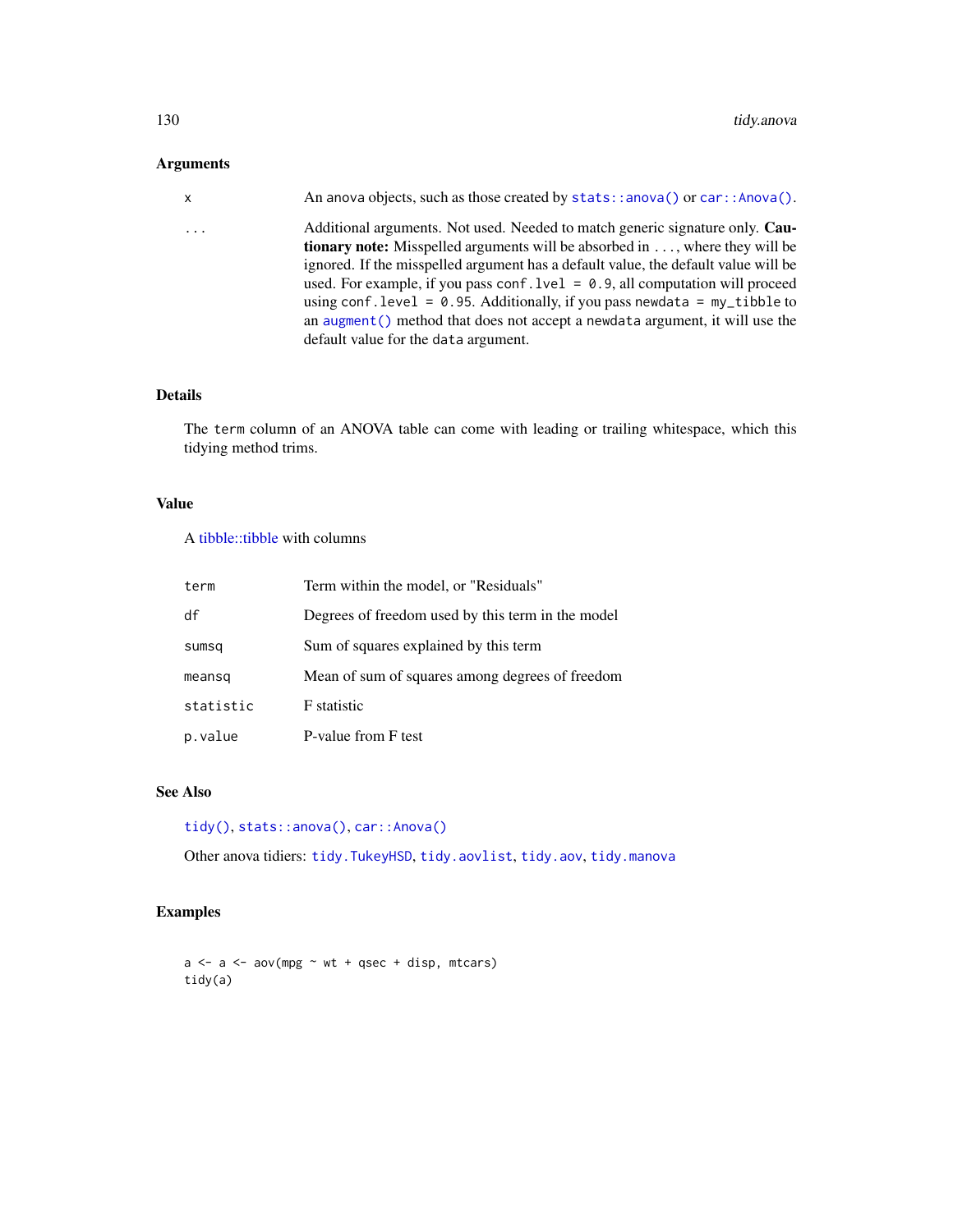## Arguments

| | |
|---|---|
| x | An anova objects, such as those created by `stats::anova()` or `car::Anova()`. |
| ... | Additional arguments. Not used. Needed to match generic signature only. **Cautionary note:** Misspelled arguments will be absorbed in `...`, where they will be ignored. If the misspelled argument has a default value, the default value will be used. For example, if you pass `conf.lvel = 0.9`, all computation will proceed using `conf.level = 0.95`. Additionally, if you pass `newdata = my_tibble` to an `augment()` method that does not accept a `newdata` argument, it will use the default value for the `data` argument. |

## Details

The `term` column of an ANOVA table can come with leading or trailing whitespace, which this tidying method trims.

## Value

A tibble::tibble with columns

| | |
|---|---|
| term | Term within the model, or "Residuals" |
| df | Degrees of freedom used by this term in the model |
| sumsq | Sum of squares explained by this term |
| meansq | Mean of sum of squares among degrees of freedom |
| statistic | F statistic |
| p.value | P-value from F test |

## See Also

`tidy()`, `stats::anova()`, `car::Anova()`

Other anova tidiers: `tidy.TukeyHSD`, `tidy.aovlist`, `tidy.aov`, `tidy.manova`

## Examples

```
a <- a <- aov(mpg ~ wt + qsec + disp, mtcars)
tidy(a)
```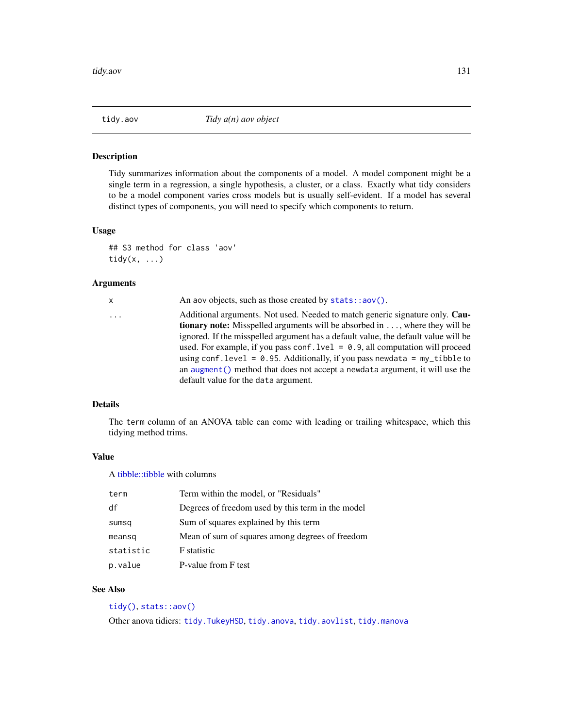tidy.aov *Tidy a(n) aov object*

## Description

Tidy summarizes information about the components of a model. A model component might be a single term in a regression, a single hypothesis, a cluster, or a class. Exactly what tidy considers to be a model component varies cross models but is usually self-evident. If a model has several distinct types of components, you will need to specify which components to return.

## Usage

```
## S3 method for class 'aov'
tidy(x, ...)
```

## Arguments

| | |
|---|---|
| x | An aov objects, such as those created by `stats::aov()`. |
| ... | Additional arguments. Not used. Needed to match generic signature only. **Cautionary note:** Misspelled arguments will be absorbed in `...`, where they will be ignored. If the misspelled argument has a default value, the default value will be used. For example, if you pass `conf.lvel = 0.9`, all computation will proceed using `conf.level = 0.95`. Additionally, if you pass `newdata = my_tibble` to an `augment()` method that does not accept a `newdata` argument, it will use the default value for the `data` argument. |

## Details

The `term` column of an ANOVA table can come with leading or trailing whitespace, which this tidying method trims.

## Value

A tibble::tibble with columns

| | |
|---|---|
| term | Term within the model, or "Residuals" |
| df | Degrees of freedom used by this term in the model |
| sumsq | Sum of squares explained by this term |
| meansq | Mean of sum of squares among degrees of freedom |
| statistic | F statistic |
| p.value | P-value from F test |

## See Also

`tidy()`, `stats::aov()`

Other anova tidiers: `tidy.TukeyHSD`, `tidy.anova`, `tidy.aovlist`, `tidy.manova`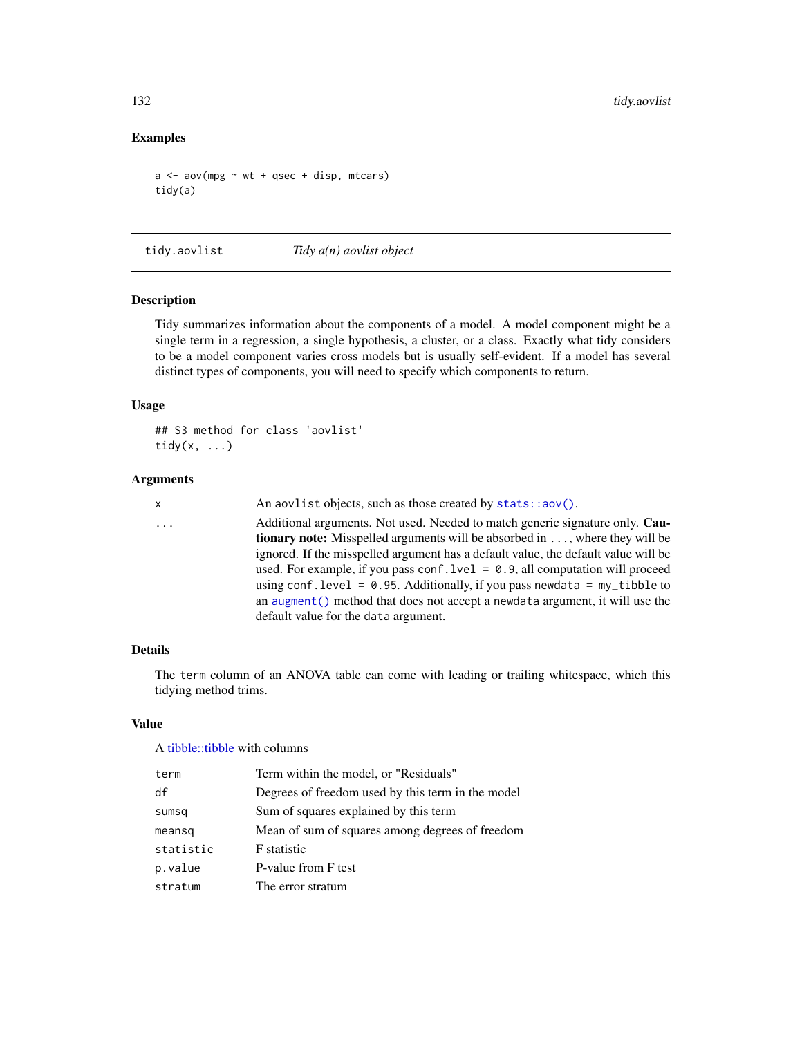## Examples

```
a <- aov(mpg ~ wt + qsec + disp, mtcars)
tidy(a)
```

---

# tidy.aovlist *Tidy a(n) aovlist object*

## Description

Tidy summarizes information about the components of a model. A model component might be a single term in a regression, a single hypothesis, a cluster, or a class. Exactly what tidy considers to be a model component varies cross models but is usually self-evident. If a model has several distinct types of components, you will need to specify which components to return.

## Usage

```
## S3 method for class 'aovlist'
tidy(x, ...)
```

## Arguments

| | |
|---|---|
| `x` | An `aovlist` objects, such as those created by `stats::aov()`. |
| `...` | Additional arguments. Not used. Needed to match generic signature only. **Cautionary note:** Misspelled arguments will be absorbed in `...`, where they will be ignored. If the misspelled argument has a default value, the default value will be used. For example, if you pass `conf.lvel = 0.9`, all computation will proceed using `conf.level = 0.95`. Additionally, if you pass `newdata = my_tibble` to an `augment()` method that does not accept a `newdata` argument, it will use the default value for the `data` argument. |

## Details

The `term` column of an ANOVA table can come with leading or trailing whitespace, which this tidying method trims.

## Value

A tibble::tibble with columns

| | |
|---|---|
| `term` | Term within the model, or "Residuals" |
| `df` | Degrees of freedom used by this term in the model |
| `sumsq` | Sum of squares explained by this term |
| `meansq` | Mean of sum of squares among degrees of freedom |
| `statistic` | F statistic |
| `p.value` | P-value from F test |
| `stratum` | The error stratum |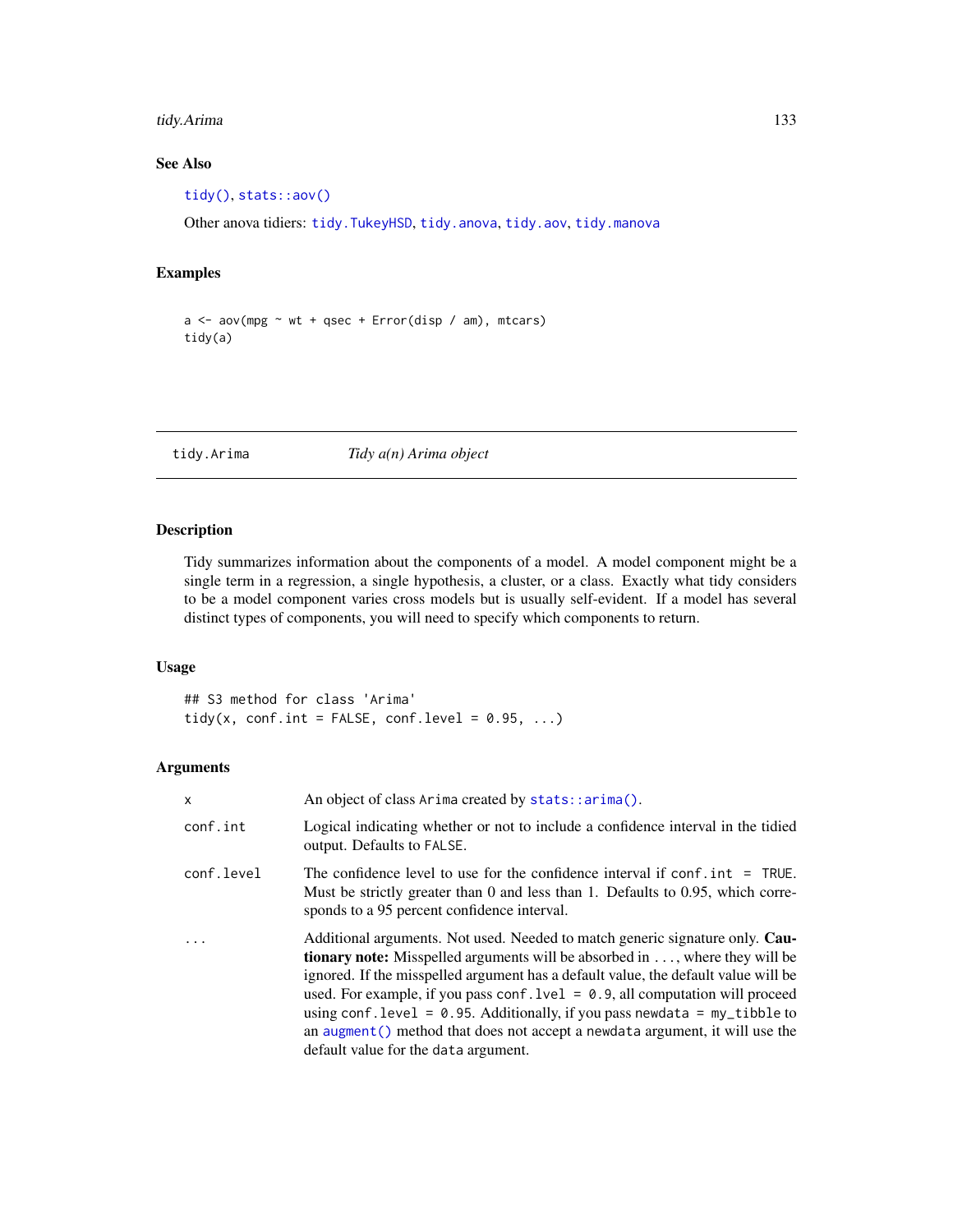## See Also

`tidy()`, `stats::aov()`

Other anova tidiers: `tidy.TukeyHSD`, `tidy.anova`, `tidy.aov`, `tidy.manova`

## Examples

```
a <- aov(mpg ~ wt + qsec + Error(disp / am), mtcars)
tidy(a)
```

---

# tidy.Arima    *Tidy a(n) Arima object*

## Description

Tidy summarizes information about the components of a model. A model component might be a single term in a regression, a single hypothesis, a cluster, or a class. Exactly what tidy considers to be a model component varies cross models but is usually self-evident. If a model has several distinct types of components, you will need to specify which components to return.

## Usage

```
## S3 method for class 'Arima'
tidy(x, conf.int = FALSE, conf.level = 0.95, ...)
```

## Arguments

| | |
|---|---|
| x | An object of class Arima created by `stats::arima()`. |
| conf.int | Logical indicating whether or not to include a confidence interval in the tidied output. Defaults to FALSE. |
| conf.level | The confidence level to use for the confidence interval if conf.int = TRUE. Must be strictly greater than 0 and less than 1. Defaults to 0.95, which corresponds to a 95 percent confidence interval. |
| ... | Additional arguments. Not used. Needed to match generic signature only. **Cautionary note:** Misspelled arguments will be absorbed in ..., where they will be ignored. If the misspelled argument has a default value, the default value will be used. For example, if you pass conf.lvel = 0.9, all computation will proceed using conf.level = 0.95. Additionally, if you pass newdata = my_tibble to an `augment()` method that does not accept a newdata argument, it will use the default value for the data argument. |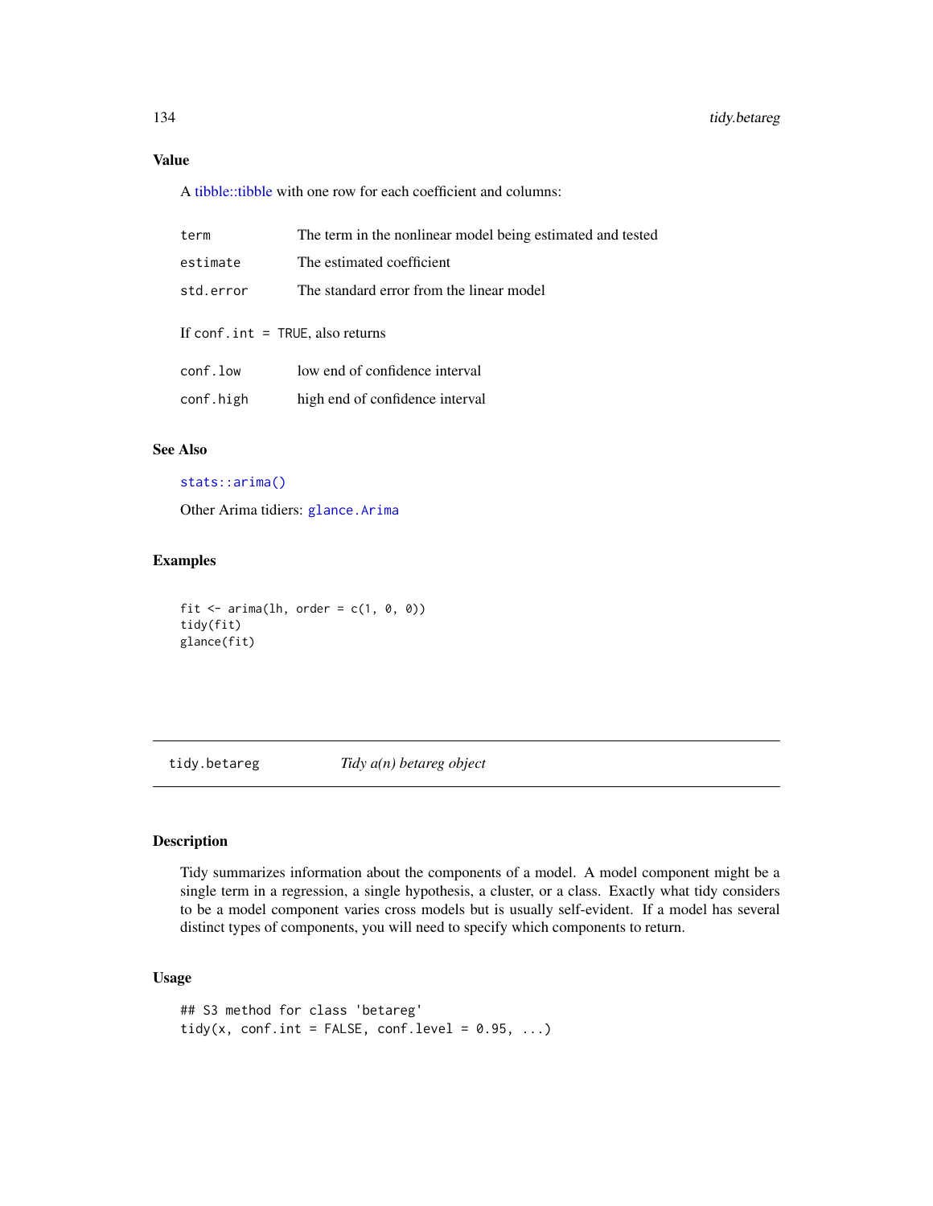## Value

A tibble::tibble with one row for each coefficient and columns:

| | |
|---|---|
| `term` | The term in the nonlinear model being estimated and tested |
| `estimate` | The estimated coefficient |
| `std.error` | The standard error from the linear model |

If `conf.int = TRUE`, also returns

| | |
|---|---|
| `conf.low` | low end of confidence interval |
| `conf.high` | high end of confidence interval |

## See Also

`stats::arima()`

Other Arima tidiers: `glance.Arima`

## Examples

```
fit <- arima(lh, order = c(1, 0, 0))
tidy(fit)
glance(fit)
```

---

# tidy.betareg — *Tidy a(n) betareg object*

## Description

Tidy summarizes information about the components of a model. A model component might be a single term in a regression, a single hypothesis, a cluster, or a class. Exactly what tidy considers to be a model component varies cross models but is usually self-evident. If a model has several distinct types of components, you will need to specify which components to return.

## Usage

```
## S3 method for class 'betareg'
tidy(x, conf.int = FALSE, conf.level = 0.95, ...)
```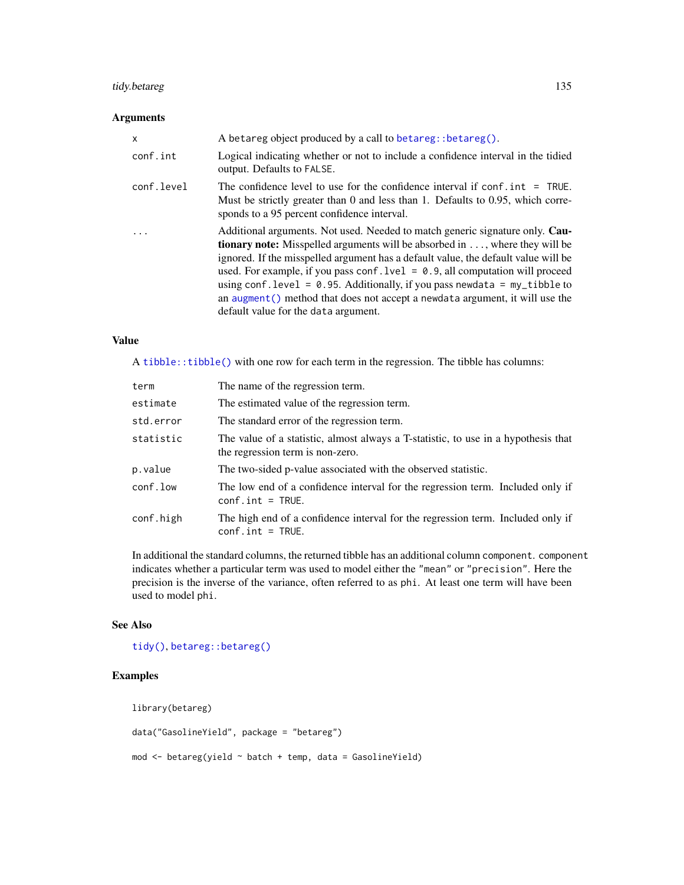## Arguments

| | |
|---|---|
| x | A betareg object produced by a call to betareg::betareg(). |
| conf.int | Logical indicating whether or not to include a confidence interval in the tidied output. Defaults to FALSE. |
| conf.level | The confidence level to use for the confidence interval if conf.int = TRUE. Must be strictly greater than 0 and less than 1. Defaults to 0.95, which corresponds to a 95 percent confidence interval. |
| ... | Additional arguments. Not used. Needed to match generic signature only. **Cautionary note:** Misspelled arguments will be absorbed in ..., where they will be ignored. If the misspelled argument has a default value, the default value will be used. For example, if you pass conf.lvel = 0.9, all computation will proceed using conf.level = 0.95. Additionally, if you pass newdata = my_tibble to an augment() method that does not accept a newdata argument, it will use the default value for the data argument. |

## Value

A tibble::tibble() with one row for each term in the regression. The tibble has columns:

| | |
|---|---|
| term | The name of the regression term. |
| estimate | The estimated value of the regression term. |
| std.error | The standard error of the regression term. |
| statistic | The value of a statistic, almost always a T-statistic, to use in a hypothesis that the regression term is non-zero. |
| p.value | The two-sided p-value associated with the observed statistic. |
| conf.low | The low end of a confidence interval for the regression term. Included only if conf.int = TRUE. |
| conf.high | The high end of a confidence interval for the regression term. Included only if conf.int = TRUE. |

In additional the standard columns, the returned tibble has an additional column component. component indicates whether a particular term was used to model either the "mean" or "precision". Here the precision is the inverse of the variance, often referred to as phi. At least one term will have been used to model phi.

## See Also

tidy(), betareg::betareg()

## Examples

```
library(betareg)

data("GasolineYield", package = "betareg")

mod <- betareg(yield ~ batch + temp, data = GasolineYield)
```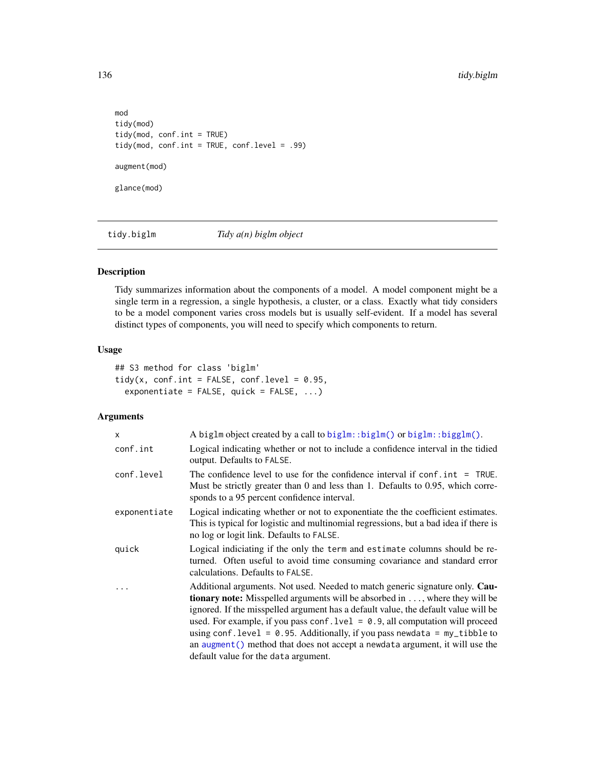```
mod
tidy(mod)
tidy(mod, conf.int = TRUE)
tidy(mod, conf.int = TRUE, conf.level = .99)

augment(mod)

glance(mod)
```

## tidy.biglm — *Tidy a(n) biglm object*

### Description

Tidy summarizes information about the components of a model. A model component might be a single term in a regression, a single hypothesis, a cluster, or a class. Exactly what tidy considers to be a model component varies cross models but is usually self-evident. If a model has several distinct types of components, you will need to specify which components to return.

### Usage

```
## S3 method for class 'biglm'
tidy(x, conf.int = FALSE, conf.level = 0.95,
  exponentiate = FALSE, quick = FALSE, ...)
```

### Arguments

| | |
|---|---|
| `x` | A `biglm` object created by a call to `biglm::biglm()` or `biglm::bigglm()`. |
| `conf.int` | Logical indicating whether or not to include a confidence interval in the tidied output. Defaults to `FALSE`. |
| `conf.level` | The confidence level to use for the confidence interval if `conf.int = TRUE`. Must be strictly greater than 0 and less than 1. Defaults to 0.95, which corresponds to a 95 percent confidence interval. |
| `exponentiate` | Logical indicating whether or not to exponentiate the the coefficient estimates. This is typical for logistic and multinomial regressions, but a bad idea if there is no log or logit link. Defaults to `FALSE`. |
| `quick` | Logical indiciating if the only the `term` and `estimate` columns should be returned. Often useful to avoid time consuming covariance and standard error calculations. Defaults to `FALSE`. |
| `...` | Additional arguments. Not used. Needed to match generic signature only. **Cautionary note:** Misspelled arguments will be absorbed in `...`, where they will be ignored. If the misspelled argument has a default value, the default value will be used. For example, if you pass `conf.lvel = 0.9`, all computation will proceed using `conf.level = 0.95`. Additionally, if you pass `newdata = my_tibble` to an `augment()` method that does not accept a `newdata` argument, it will use the default value for the `data` argument. |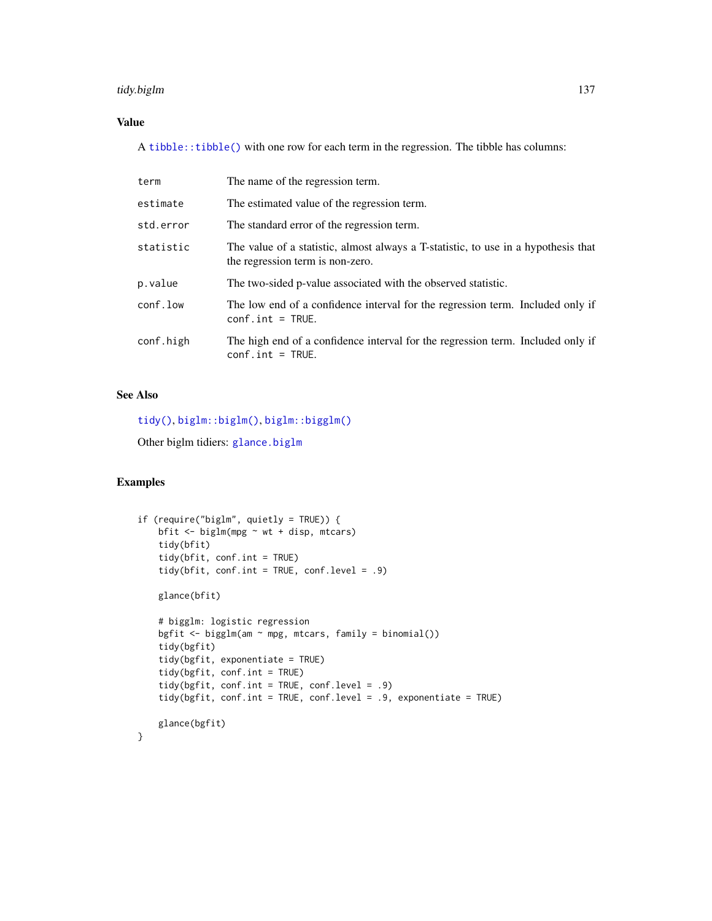## Value

A `tibble::tibble()` with one row for each term in the regression. The tibble has columns:

| | |
|---|---|
| `term` | The name of the regression term. |
| `estimate` | The estimated value of the regression term. |
| `std.error` | The standard error of the regression term. |
| `statistic` | The value of a statistic, almost always a T-statistic, to use in a hypothesis that the regression term is non-zero. |
| `p.value` | The two-sided p-value associated with the observed statistic. |
| `conf.low` | The low end of a confidence interval for the regression term. Included only if `conf.int = TRUE`. |
| `conf.high` | The high end of a confidence interval for the regression term. Included only if `conf.int = TRUE`. |

## See Also

`tidy()`, `biglm::biglm()`, `biglm::bigglm()`

Other biglm tidiers: `glance.biglm`

## Examples

```
if (require("biglm", quietly = TRUE)) {
    bfit <- biglm(mpg ~ wt + disp, mtcars)
    tidy(bfit)
    tidy(bfit, conf.int = TRUE)
    tidy(bfit, conf.int = TRUE, conf.level = .9)

    glance(bfit)

    # bigglm: logistic regression
    bgfit <- bigglm(am ~ mpg, mtcars, family = binomial())
    tidy(bgfit)
    tidy(bgfit, exponentiate = TRUE)
    tidy(bgfit, conf.int = TRUE)
    tidy(bgfit, conf.int = TRUE, conf.level = .9)
    tidy(bgfit, conf.int = TRUE, conf.level = .9, exponentiate = TRUE)

    glance(bgfit)
}
```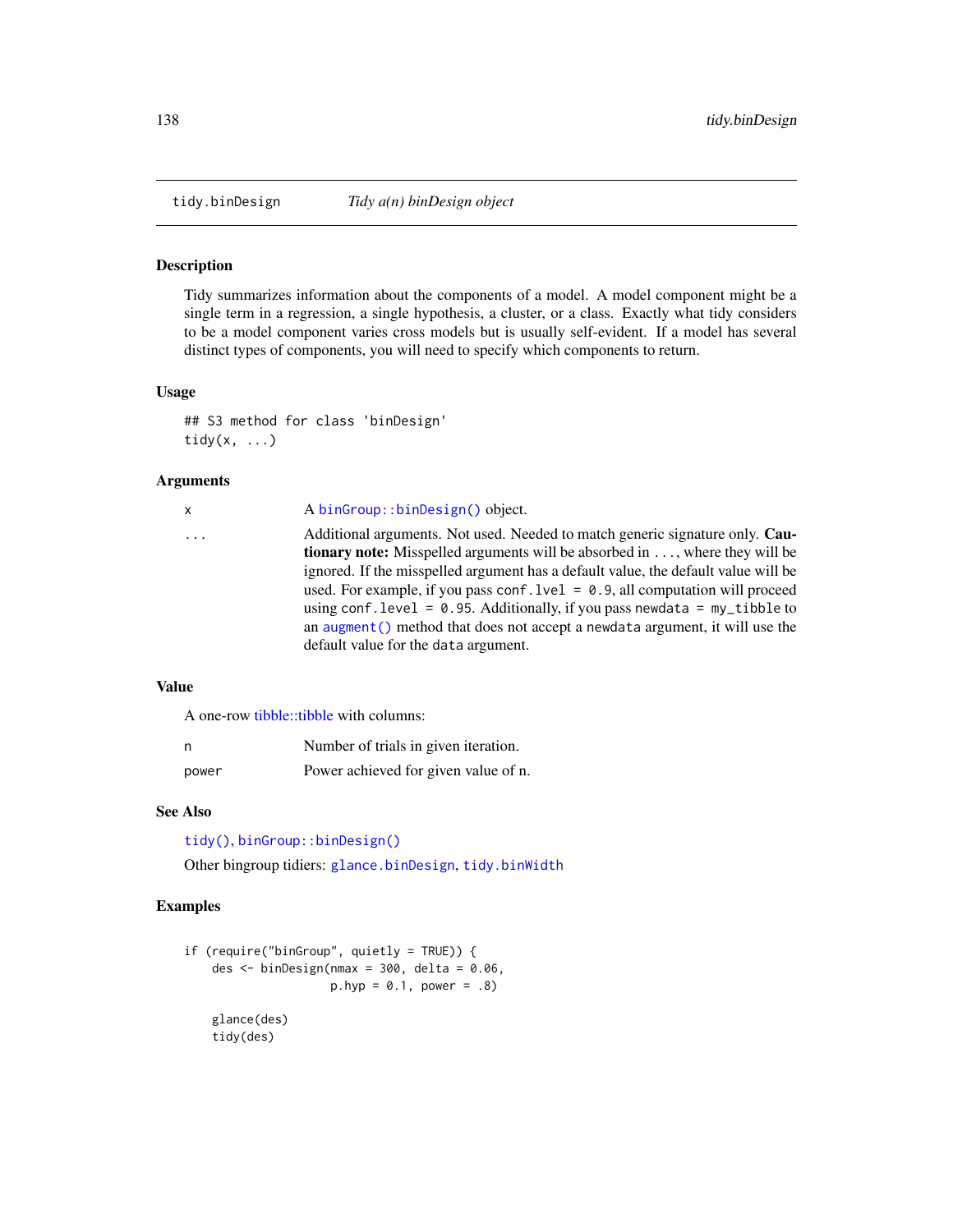`tidy.binDesign` *Tidy a(n) binDesign object*

## Description

Tidy summarizes information about the components of a model. A model component might be a single term in a regression, a single hypothesis, a cluster, or a class. Exactly what tidy considers to be a model component varies cross models but is usually self-evident. If a model has several distinct types of components, you will need to specify which components to return.

## Usage

```
## S3 method for class 'binDesign'
tidy(x, ...)
```

## Arguments

| | |
|---|---|
| `x` | A `binGroup::binDesign()` object. |
| `...` | Additional arguments. Not used. Needed to match generic signature only. **Cautionary note:** Misspelled arguments will be absorbed in `...`, where they will be ignored. If the misspelled argument has a default value, the default value will be used. For example, if you pass `conf.lvel = 0.9`, all computation will proceed using `conf.level = 0.95`. Additionally, if you pass `newdata = my_tibble` to an `augment()` method that does not accept a `newdata` argument, it will use the default value for the `data` argument. |

## Value

A one-row tibble::tibble with columns:

| | |
|---|---|
| `n` | Number of trials in given iteration. |
| `power` | Power achieved for given value of n. |

## See Also

`tidy()`, `binGroup::binDesign()`

Other bingroup tidiers: `glance.binDesign`, `tidy.binWidth`

## Examples

```
if (require("binGroup", quietly = TRUE)) {
    des <- binDesign(nmax = 300, delta = 0.06,
                     p.hyp = 0.1, power = .8)

    glance(des)
    tidy(des)
```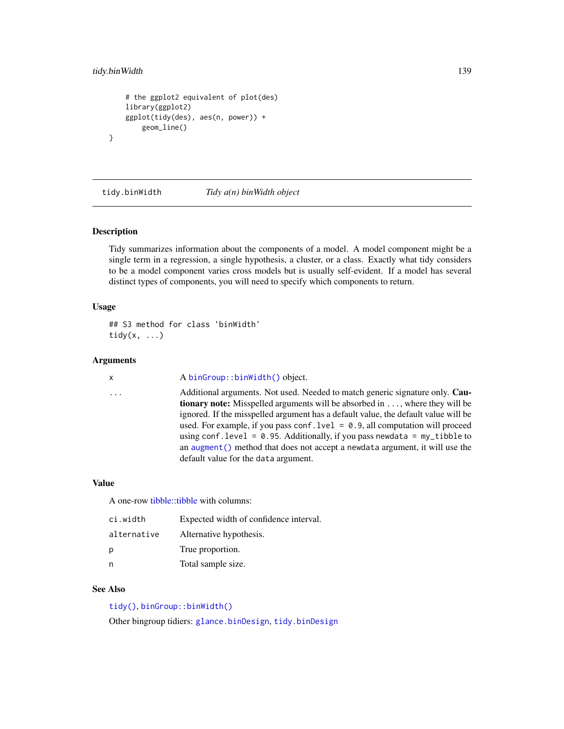```
    # the ggplot2 equivalent of plot(des)
    library(ggplot2)
    ggplot(tidy(des), aes(n, power)) +
        geom_line()
}
```

---

## tidy.binWidth *Tidy a(n) binWidth object*

---

### Description

Tidy summarizes information about the components of a model. A model component might be a single term in a regression, a single hypothesis, a cluster, or a class. Exactly what tidy considers to be a model component varies cross models but is usually self-evident. If a model has several distinct types of components, you will need to specify which components to return.

### Usage

```
## S3 method for class 'binWidth'
tidy(x, ...)
```

### Arguments

| | |
|---|---|
| `x` | A `binGroup::binWidth()` object. |
| `...` | Additional arguments. Not used. Needed to match generic signature only. **Cautionary note:** Misspelled arguments will be absorbed in `...`, where they will be ignored. If the misspelled argument has a default value, the default value will be used. For example, if you pass `conf.lvel = 0.9`, all computation will proceed using `conf.level = 0.95`. Additionally, if you pass `newdata = my_tibble` to an `augment()` method that does not accept a `newdata` argument, it will use the default value for the `data` argument. |

### Value

A one-row tibble::tibble with columns:

| | |
|---|---|
| `ci.width` | Expected width of confidence interval. |
| `alternative` | Alternative hypothesis. |
| `p` | True proportion. |
| `n` | Total sample size. |

### See Also

`tidy()`, `binGroup::binWidth()`

Other bingroup tidiers: `glance.binDesign`, `tidy.binDesign`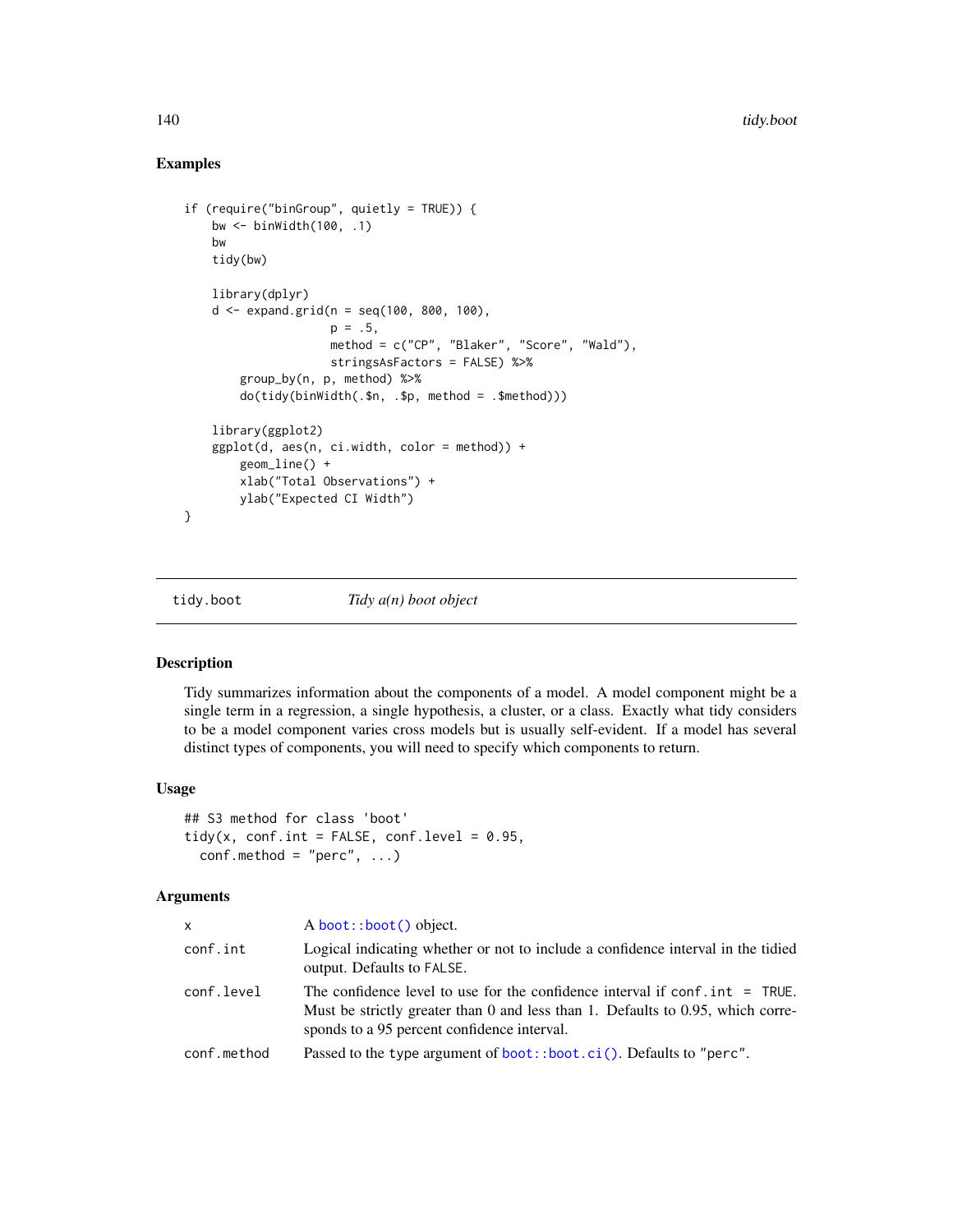## Examples

```
if (require("binGroup", quietly = TRUE)) {
    bw <- binWidth(100, .1)
    bw
    tidy(bw)

    library(dplyr)
    d <- expand.grid(n = seq(100, 800, 100),
                     p = .5,
                     method = c("CP", "Blaker", "Score", "Wald"),
                     stringsAsFactors = FALSE) %>%
        group_by(n, p, method) %>%
        do(tidy(binWidth(.$n, .$p, method = .$method)))

    library(ggplot2)
    ggplot(d, aes(n, ci.width, color = method)) +
        geom_line() +
        xlab("Total Observations") +
        ylab("Expected CI Width")
}
```

---

`tidy.boot` *Tidy a(n) boot object*

---

## Description

Tidy summarizes information about the components of a model. A model component might be a single term in a regression, a single hypothesis, a cluster, or a class. Exactly what tidy considers to be a model component varies cross models but is usually self-evident. If a model has several distinct types of components, you will need to specify which components to return.

## Usage

```
## S3 method for class 'boot'
tidy(x, conf.int = FALSE, conf.level = 0.95,
  conf.method = "perc", ...)
```

## Arguments

| | |
|---|---|
| `x` | A `boot::boot()` object. |
| `conf.int` | Logical indicating whether or not to include a confidence interval in the tidied output. Defaults to `FALSE`. |
| `conf.level` | The confidence level to use for the confidence interval if `conf.int = TRUE`. Must be strictly greater than 0 and less than 1. Defaults to 0.95, which corresponds to a 95 percent confidence interval. |
| `conf.method` | Passed to the `type` argument of `boot::boot.ci()`. Defaults to `"perc"`. |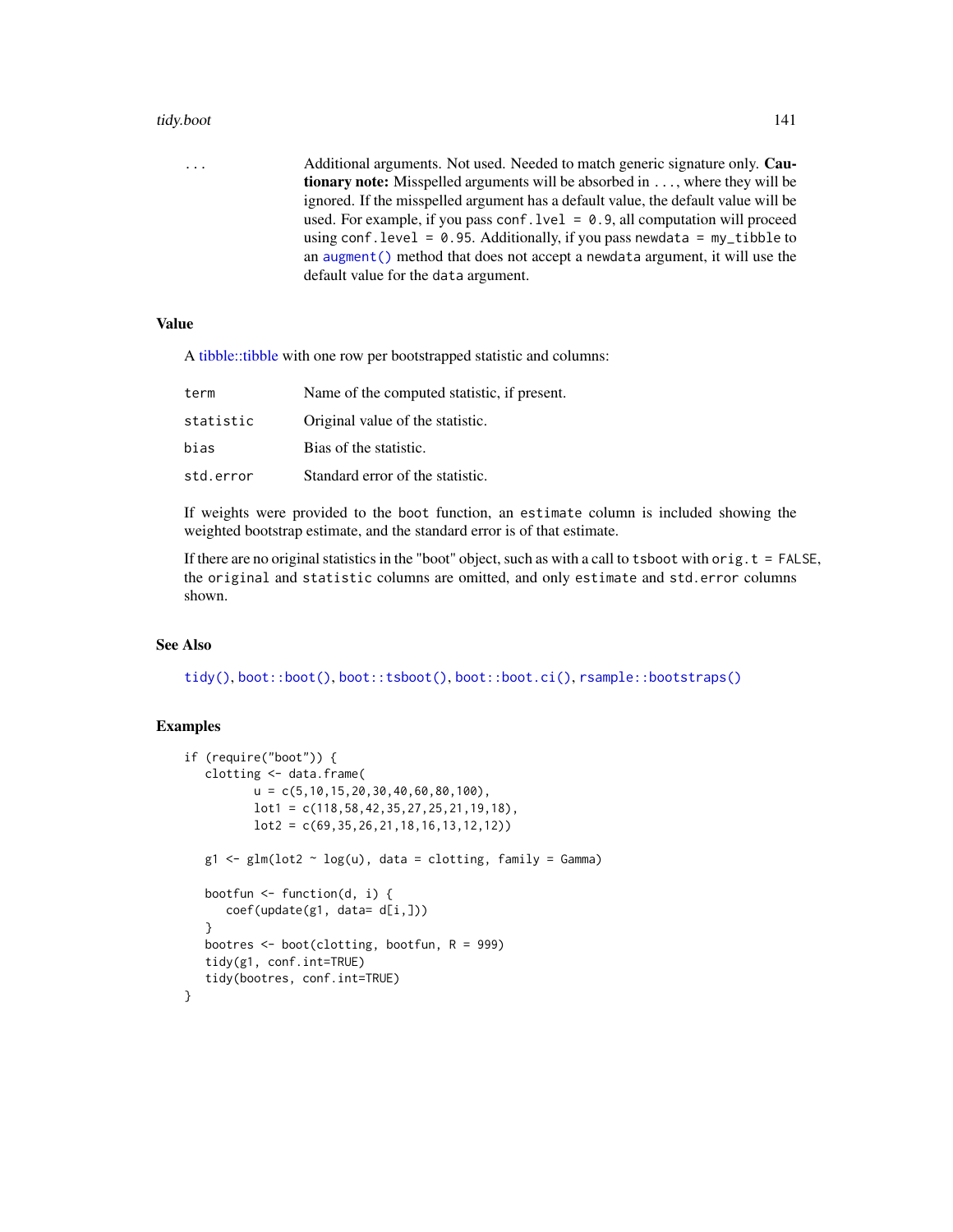| | |
|---|---|
| ... | Additional arguments. Not used. Needed to match generic signature only. **Cautionary note:** Misspelled arguments will be absorbed in `...`, where they will be ignored. If the misspelled argument has a default value, the default value will be used. For example, if you pass `conf.lvel = 0.9`, all computation will proceed using `conf.level = 0.95`. Additionally, if you pass `newdata = my_tibble` to an `augment()` method that does not accept a `newdata` argument, it will use the default value for the `data` argument. |

## Value

A tibble::tibble with one row per bootstrapped statistic and columns:

| | |
|---|---|
| `term` | Name of the computed statistic, if present. |
| `statistic` | Original value of the statistic. |
| `bias` | Bias of the statistic. |
| `std.error` | Standard error of the statistic. |

If weights were provided to the `boot` function, an `estimate` column is included showing the weighted bootstrap estimate, and the standard error is of that estimate.

If there are no original statistics in the "boot" object, such as with a call to `tsboot` with `orig.t = FALSE`, the `original` and `statistic` columns are omitted, and only `estimate` and `std.error` columns shown.

## See Also

`tidy()`, `boot::boot()`, `boot::tsboot()`, `boot::boot.ci()`, `rsample::bootstraps()`

## Examples

```
if (require("boot")) {
   clotting <- data.frame(
         u = c(5,10,15,20,30,40,60,80,100),
         lot1 = c(118,58,42,35,27,25,21,19,18),
         lot2 = c(69,35,26,21,18,16,13,12,12))

   g1 <- glm(lot2 ~ log(u), data = clotting, family = Gamma)

   bootfun <- function(d, i) {
      coef(update(g1, data= d[i,]))
   }
   bootres <- boot(clotting, bootfun, R = 999)
   tidy(g1, conf.int=TRUE)
   tidy(bootres, conf.int=TRUE)
}
```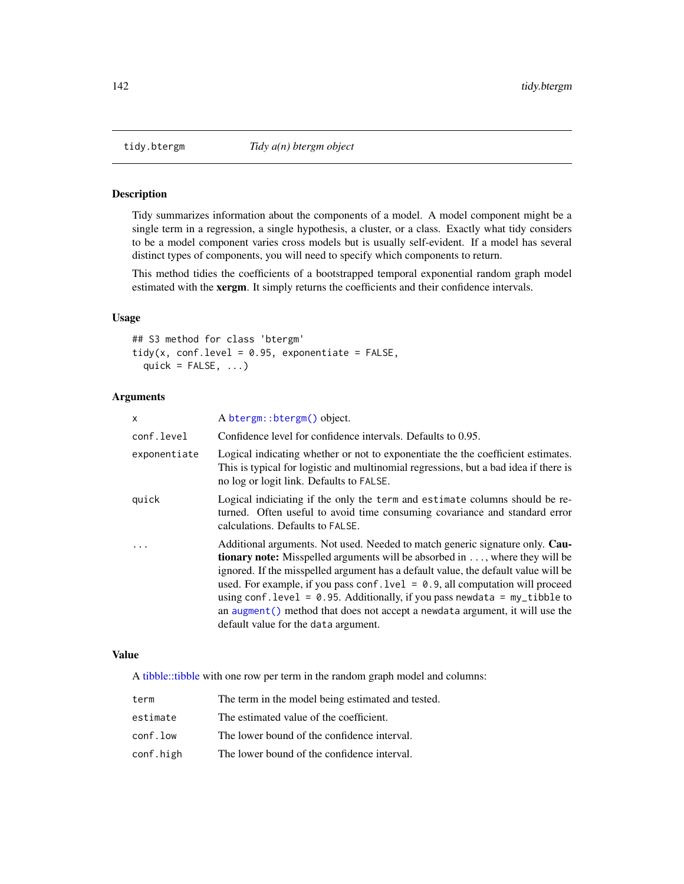## tidy.btergm *Tidy a(n) btergm object*

### Description

Tidy summarizes information about the components of a model. A model component might be a single term in a regression, a single hypothesis, a cluster, or a class. Exactly what tidy considers to be a model component varies cross models but is usually self-evident. If a model has several distinct types of components, you will need to specify which components to return.

This method tidies the coefficients of a bootstrapped temporal exponential random graph model estimated with the **xergm**. It simply returns the coefficients and their confidence intervals.

### Usage

```
## S3 method for class 'btergm'
tidy(x, conf.level = 0.95, exponentiate = FALSE,
  quick = FALSE, ...)
```

### Arguments

| | |
|---|---|
| `x` | A `btergm::btergm()` object. |
| `conf.level` | Confidence level for confidence intervals. Defaults to 0.95. |
| `exponentiate` | Logical indicating whether or not to exponentiate the the coefficient estimates. This is typical for logistic and multinomial regressions, but a bad idea if there is no log or logit link. Defaults to `FALSE`. |
| `quick` | Logical indiciating if the only the `term` and `estimate` columns should be returned. Often useful to avoid time consuming covariance and standard error calculations. Defaults to `FALSE`. |
| `...` | Additional arguments. Not used. Needed to match generic signature only. **Cautionary note:** Misspelled arguments will be absorbed in `...`, where they will be ignored. If the misspelled argument has a default value, the default value will be used. For example, if you pass `conf.lvel = 0.9`, all computation will proceed using `conf.level = 0.95`. Additionally, if you pass `newdata = my_tibble` to an `augment()` method that does not accept a `newdata` argument, it will use the default value for the `data` argument. |

### Value

A tibble::tibble with one row per term in the random graph model and columns:

| | |
|---|---|
| `term` | The term in the model being estimated and tested. |
| `estimate` | The estimated value of the coefficient. |
| `conf.low` | The lower bound of the confidence interval. |
| `conf.high` | The lower bound of the confidence interval. |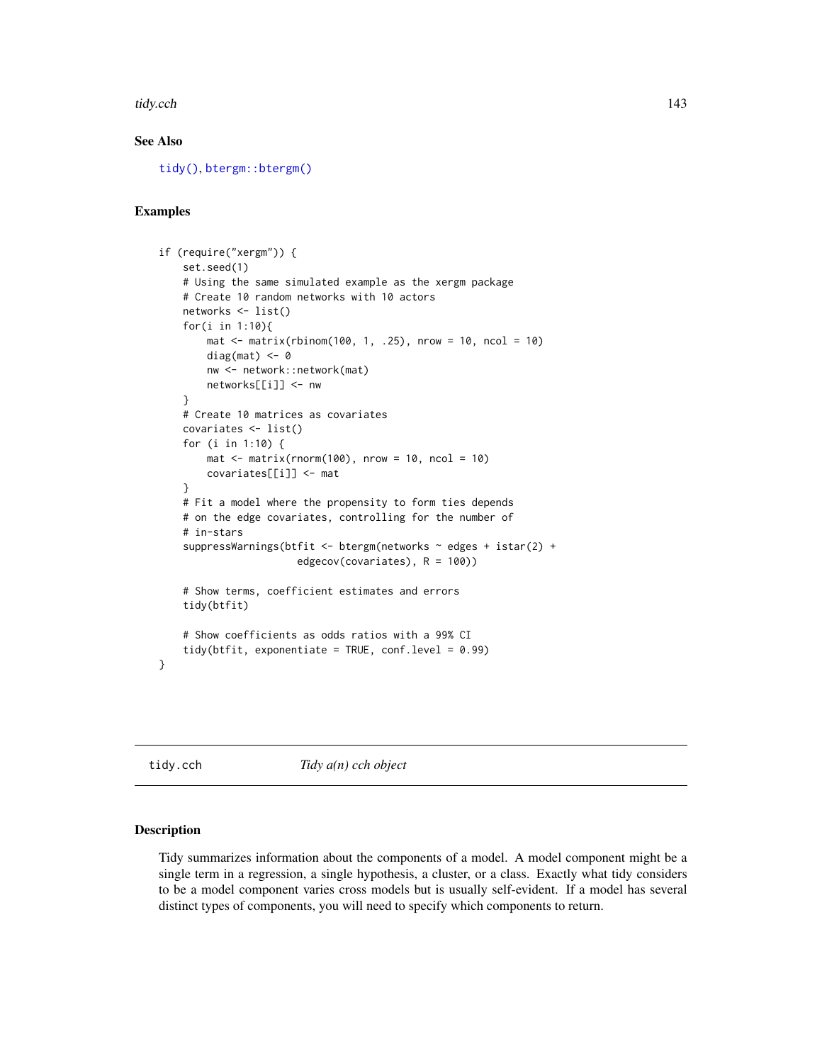### See Also

`tidy()`, `btergm::btergm()`

### Examples

```
if (require("xergm")) {
    set.seed(1)
    # Using the same simulated example as the xergm package
    # Create 10 random networks with 10 actors
    networks <- list()
    for(i in 1:10){
        mat <- matrix(rbinom(100, 1, .25), nrow = 10, ncol = 10)
        diag(mat) <- 0
        nw <- network::network(mat)
        networks[[i]] <- nw
    }
    # Create 10 matrices as covariates
    covariates <- list()
    for (i in 1:10) {
        mat <- matrix(rnorm(100), nrow = 10, ncol = 10)
        covariates[[i]] <- mat
    }
    # Fit a model where the propensity to form ties depends
    # on the edge covariates, controlling for the number of
    # in-stars
    suppressWarnings(btfit <- btergm(networks ~ edges + istar(2) +
                       edgecov(covariates), R = 100))

    # Show terms, coefficient estimates and errors
    tidy(btfit)

    # Show coefficients as odds ratios with a 99% CI
    tidy(btfit, exponentiate = TRUE, conf.level = 0.99)
}
```

---

## tidy.cch *Tidy a(n) cch object*

### Description

Tidy summarizes information about the components of a model. A model component might be a single term in a regression, a single hypothesis, a cluster, or a class. Exactly what tidy considers to be a model component varies cross models but is usually self-evident. If a model has several distinct types of components, you will need to specify which components to return.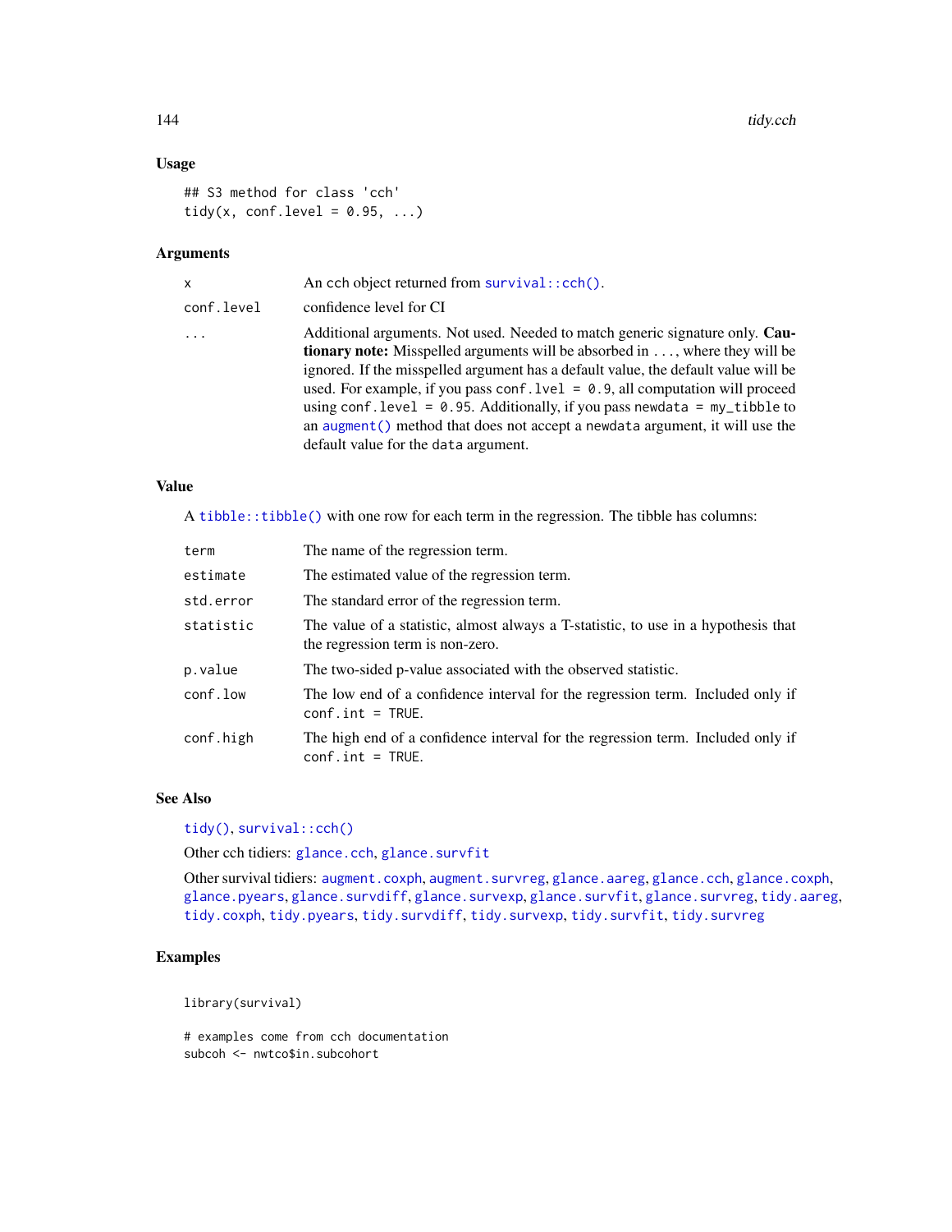## Usage

```
## S3 method for class 'cch'
tidy(x, conf.level = 0.95, ...)
```

## Arguments

| | |
|---|---|
| x | An cch object returned from survival::cch(). |
| conf.level | confidence level for CI |
| ... | Additional arguments. Not used. Needed to match generic signature only. **Cautionary note:** Misspelled arguments will be absorbed in ..., where they will be ignored. If the misspelled argument has a default value, the default value will be used. For example, if you pass conf.lvel = 0.9, all computation will proceed using conf.level = 0.95. Additionally, if you pass newdata = my_tibble to an augment() method that does not accept a newdata argument, it will use the default value for the data argument. |

## Value

A tibble::tibble() with one row for each term in the regression. The tibble has columns:

| | |
|---|---|
| term | The name of the regression term. |
| estimate | The estimated value of the regression term. |
| std.error | The standard error of the regression term. |
| statistic | The value of a statistic, almost always a T-statistic, to use in a hypothesis that the regression term is non-zero. |
| p.value | The two-sided p-value associated with the observed statistic. |
| conf.low | The low end of a confidence interval for the regression term. Included only if conf.int = TRUE. |
| conf.high | The high end of a confidence interval for the regression term. Included only if conf.int = TRUE. |

## See Also

tidy(), survival::cch()

Other cch tidiers: glance.cch, glance.survfit

Other survival tidiers: augment.coxph, augment.survreg, glance.aareg, glance.cch, glance.coxph, glance.pyears, glance.survdiff, glance.survexp, glance.survfit, glance.survreg, tidy.aareg, tidy.coxph, tidy.pyears, tidy.survdiff, tidy.survexp, tidy.survfit, tidy.survreg

## Examples

```
library(survival)

# examples come from cch documentation
subcoh <- nwtco$in.subcohort
```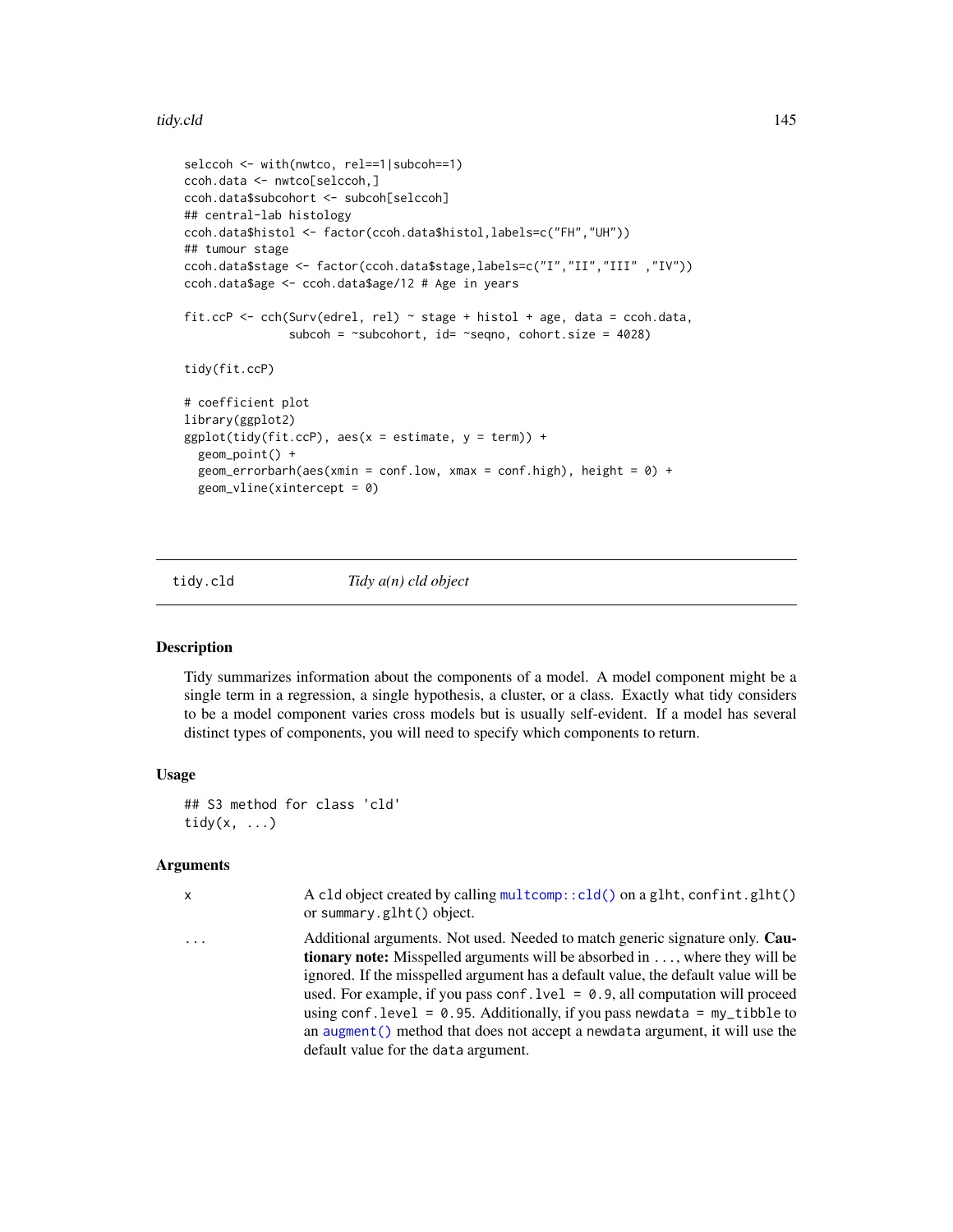```
selccoh <- with(nwtco, rel==1|subcoh==1)
ccoh.data <- nwtco[selccoh,]
ccoh.data$subcohort <- subcoh[selccoh]
## central-lab histology
ccoh.data$histol <- factor(ccoh.data$histol,labels=c("FH","UH"))
## tumour stage
ccoh.data$stage <- factor(ccoh.data$stage,labels=c("I","II","III" ,"IV"))
ccoh.data$age <- ccoh.data$age/12 # Age in years

fit.ccP <- cch(Surv(edrel, rel) ~ stage + histol + age, data = ccoh.data,
               subcoh = ~subcohort, id= ~seqno, cohort.size = 4028)

tidy(fit.ccP)

# coefficient plot
library(ggplot2)
ggplot(tidy(fit.ccP), aes(x = estimate, y = term)) +
  geom_point() +
  geom_errorbarh(aes(xmin = conf.low, xmax = conf.high), height = 0) +
  geom_vline(xintercept = 0)
```

---

## tidy.cld — *Tidy a(n) cld object*

### Description

Tidy summarizes information about the components of a model. A model component might be a single term in a regression, a single hypothesis, a cluster, or a class. Exactly what tidy considers to be a model component varies cross models but is usually self-evident. If a model has several distinct types of components, you will need to specify which components to return.

### Usage

```
## S3 method for class 'cld'
tidy(x, ...)
```

### Arguments

| | |
|---|---|
| x | A cld object created by calling multcomp::cld() on a glht, confint.glht() or summary.glht() object. |
| ... | Additional arguments. Not used. Needed to match generic signature only. **Cautionary note:** Misspelled arguments will be absorbed in ..., where they will be ignored. If the misspelled argument has a default value, the default value will be used. For example, if you pass conf.lvel = 0.9, all computation will proceed using conf.level = 0.95. Additionally, if you pass newdata = my_tibble to an augment() method that does not accept a newdata argument, it will use the default value for the data argument. |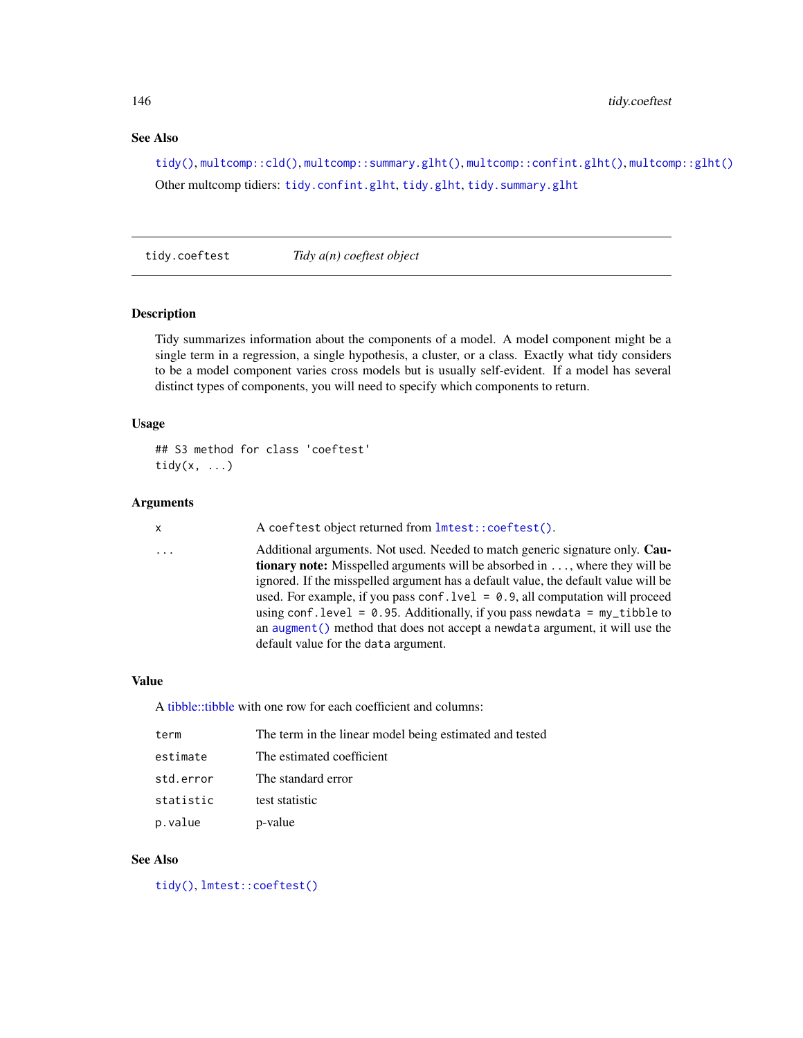### See Also

`tidy()`, `multcomp::cld()`, `multcomp::summary.glht()`, `multcomp::confint.glht()`, `multcomp::glht()`

Other multcomp tidiers: `tidy.confint.glht`, `tidy.glht`, `tidy.summary.glht`

---

## tidy.coeftest — *Tidy a(n) coeftest object*

---

### Description

Tidy summarizes information about the components of a model. A model component might be a single term in a regression, a single hypothesis, a cluster, or a class. Exactly what tidy considers to be a model component varies cross models but is usually self-evident. If a model has several distinct types of components, you will need to specify which components to return.

### Usage

```
## S3 method for class 'coeftest'
tidy(x, ...)
```

### Arguments

| | |
|---|---|
| `x` | A `coeftest` object returned from `lmtest::coeftest()`. |
| `...` | Additional arguments. Not used. Needed to match generic signature only. **Cautionary note:** Misspelled arguments will be absorbed in `...`, where they will be ignored. If the misspelled argument has a default value, the default value will be used. For example, if you pass `conf.lvel = 0.9`, all computation will proceed using `conf.level = 0.95`. Additionally, if you pass `newdata = my_tibble` to an `augment()` method that does not accept a `newdata` argument, it will use the default value for the `data` argument. |

### Value

A tibble::tibble with one row for each coefficient and columns:

| | |
|---|---|
| `term` | The term in the linear model being estimated and tested |
| `estimate` | The estimated coefficient |
| `std.error` | The standard error |
| `statistic` | test statistic |
| `p.value` | p-value |

### See Also

`tidy()`, `lmtest::coeftest()`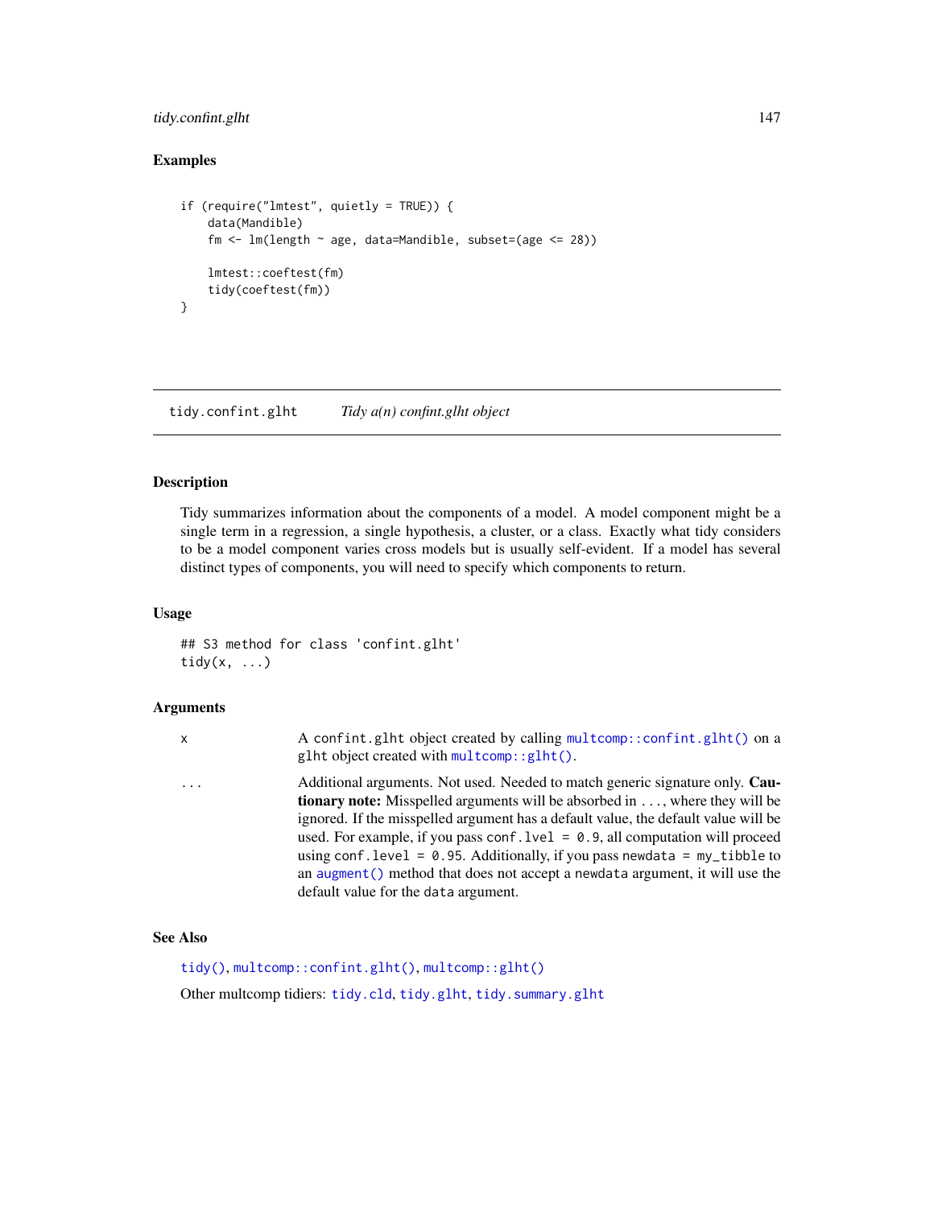## Examples

```
if (require("lmtest", quietly = TRUE)) {
    data(Mandible)
    fm <- lm(length ~ age, data=Mandible, subset=(age <= 28))

    lmtest::coeftest(fm)
    tidy(coeftest(fm))
}
```

---

# tidy.confint.glht *Tidy a(n) confint.glht object*

---

## Description

Tidy summarizes information about the components of a model. A model component might be a single term in a regression, a single hypothesis, a cluster, or a class. Exactly what tidy considers to be a model component varies cross models but is usually self-evident. If a model has several distinct types of components, you will need to specify which components to return.

## Usage

```
## S3 method for class 'confint.glht'
tidy(x, ...)
```

## Arguments

| | |
|---|---|
| x | A confint.glht object created by calling multcomp::confint.glht() on a glht object created with multcomp::glht(). |
| ... | Additional arguments. Not used. Needed to match generic signature only. **Cautionary note:** Misspelled arguments will be absorbed in ..., where they will be ignored. If the misspelled argument has a default value, the default value will be used. For example, if you pass conf.lvel = 0.9, all computation will proceed using conf.level = 0.95. Additionally, if you pass newdata = my_tibble to an augment() method that does not accept a newdata argument, it will use the default value for the data argument. |

## See Also

tidy(), multcomp::confint.glht(), multcomp::glht()

Other multcomp tidiers: tidy.cld, tidy.glht, tidy.summary.glht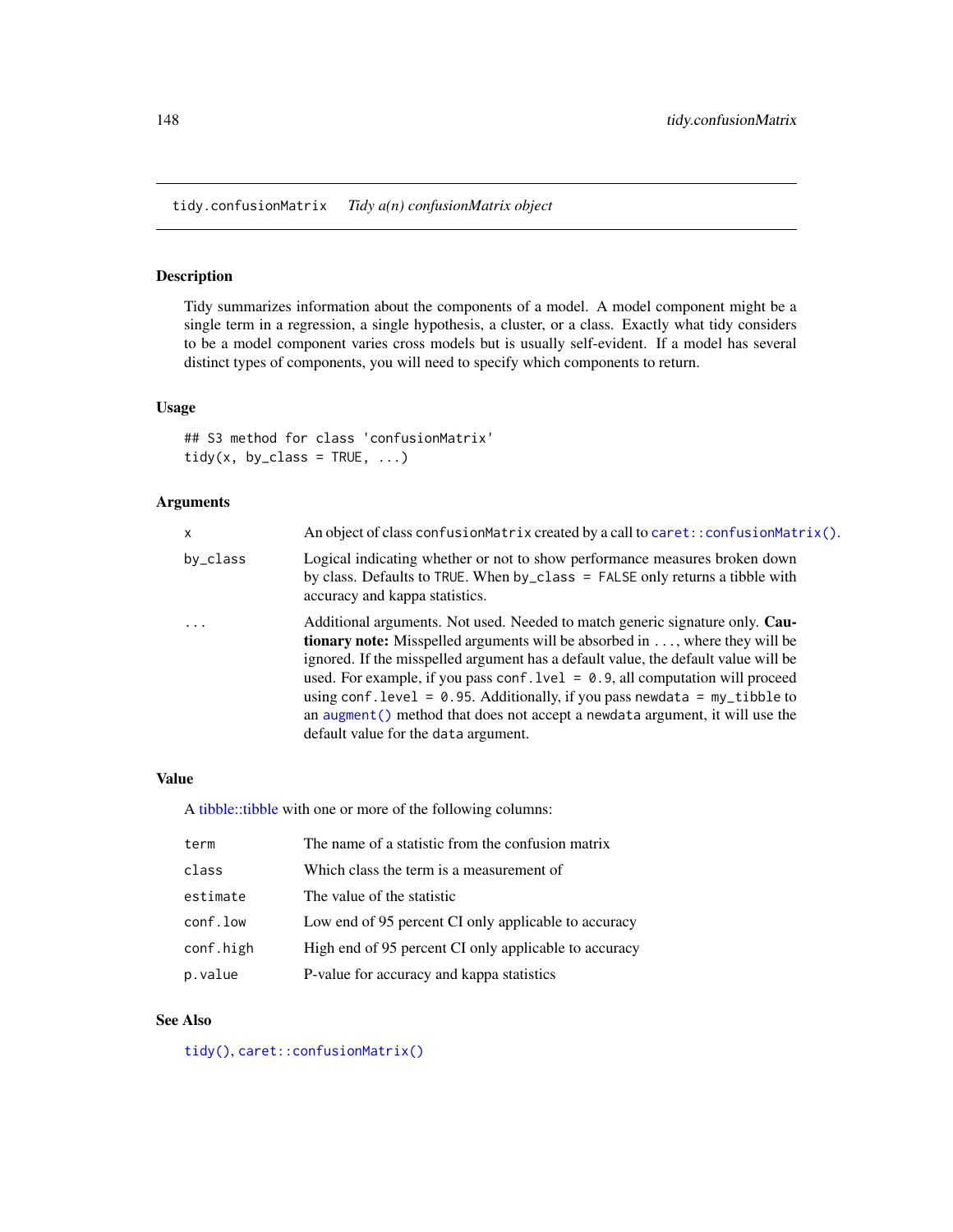tidy.confusionMatrix *Tidy a(n) confusionMatrix object*

## Description

Tidy summarizes information about the components of a model. A model component might be a single term in a regression, a single hypothesis, a cluster, or a class. Exactly what tidy considers to be a model component varies cross models but is usually self-evident. If a model has several distinct types of components, you will need to specify which components to return.

## Usage

```
## S3 method for class 'confusionMatrix'
tidy(x, by_class = TRUE, ...)
```

## Arguments

| | |
|---|---|
| x | An object of class `confusionMatrix` created by a call to `caret::confusionMatrix()`. |
| by_class | Logical indicating whether or not to show performance measures broken down by class. Defaults to `TRUE`. When `by_class = FALSE` only returns a tibble with accuracy and kappa statistics. |
| ... | Additional arguments. Not used. Needed to match generic signature only. **Cautionary note:** Misspelled arguments will be absorbed in `...`, where they will be ignored. If the misspelled argument has a default value, the default value will be used. For example, if you pass `conf.lvel = 0.9`, all computation will proceed using `conf.level = 0.95`. Additionally, if you pass `newdata = my_tibble` to an `augment()` method that does not accept a `newdata` argument, it will use the default value for the `data` argument. |

## Value

A tibble::tibble with one or more of the following columns:

| | |
|---|---|
| term | The name of a statistic from the confusion matrix |
| class | Which class the term is a measurement of |
| estimate | The value of the statistic |
| conf.low | Low end of 95 percent CI only applicable to accuracy |
| conf.high | High end of 95 percent CI only applicable to accuracy |
| p.value | P-value for accuracy and kappa statistics |

## See Also

`tidy()`, `caret::confusionMatrix()`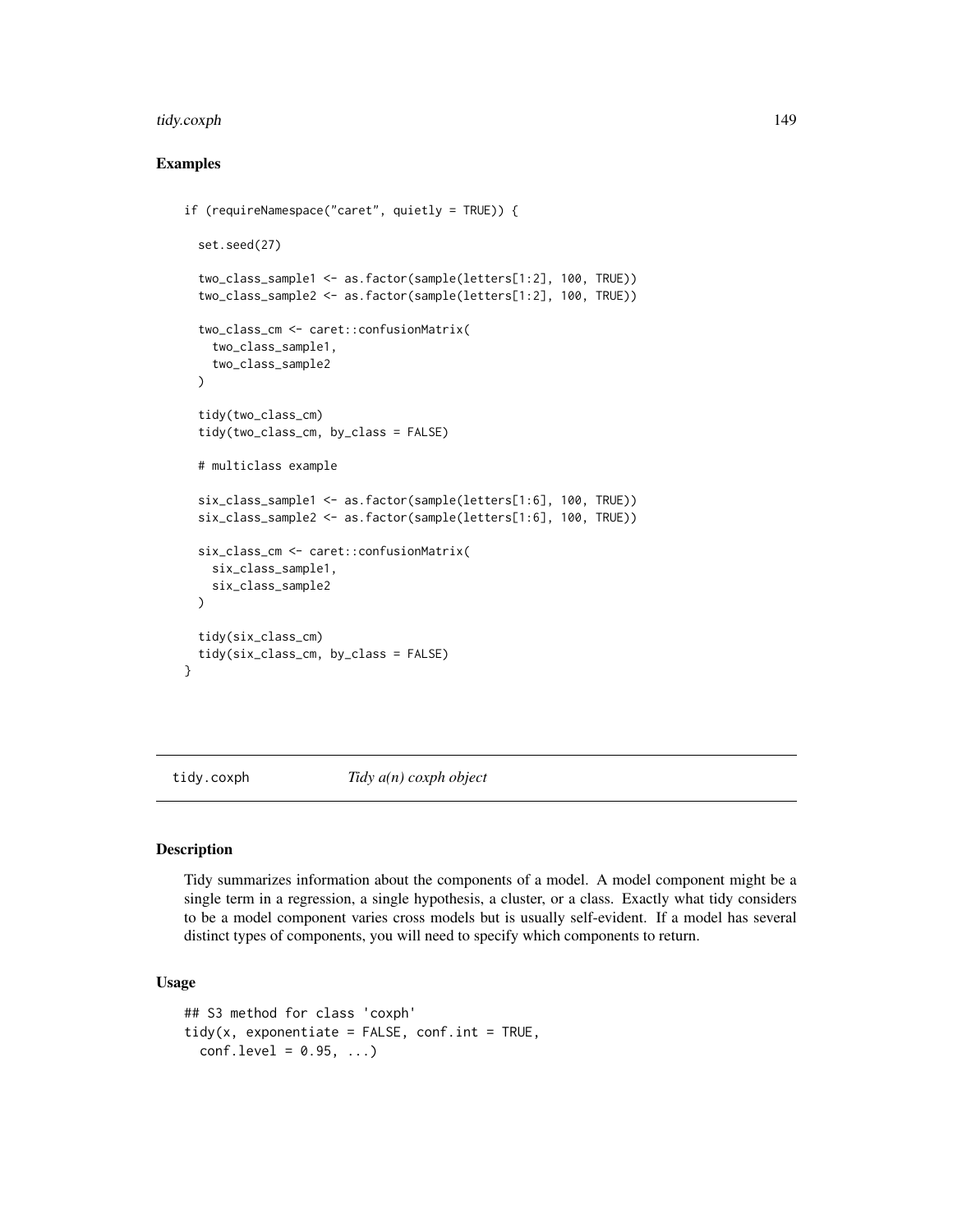## Examples

```
if (requireNamespace("caret", quietly = TRUE)) {

  set.seed(27)

  two_class_sample1 <- as.factor(sample(letters[1:2], 100, TRUE))
  two_class_sample2 <- as.factor(sample(letters[1:2], 100, TRUE))

  two_class_cm <- caret::confusionMatrix(
    two_class_sample1,
    two_class_sample2
  )

  tidy(two_class_cm)
  tidy(two_class_cm, by_class = FALSE)

  # multiclass example

  six_class_sample1 <- as.factor(sample(letters[1:6], 100, TRUE))
  six_class_sample2 <- as.factor(sample(letters[1:6], 100, TRUE))

  six_class_cm <- caret::confusionMatrix(
    six_class_sample1,
    six_class_sample2
  )

  tidy(six_class_cm)
  tidy(six_class_cm, by_class = FALSE)
}
```

---

# tidy.coxph *Tidy a(n) coxph object*

## Description

Tidy summarizes information about the components of a model. A model component might be a single term in a regression, a single hypothesis, a cluster, or a class. Exactly what tidy considers to be a model component varies cross models but is usually self-evident. If a model has several distinct types of components, you will need to specify which components to return.

## Usage

```
## S3 method for class 'coxph'
tidy(x, exponentiate = FALSE, conf.int = TRUE,
  conf.level = 0.95, ...)
```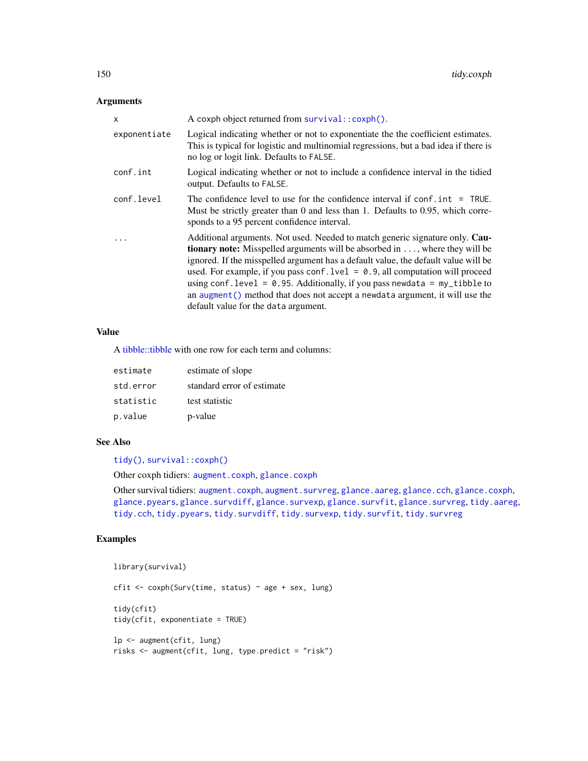### Arguments

| | |
|---|---|
| `x` | A coxph object returned from `survival::coxph()`. |
| `exponentiate` | Logical indicating whether or not to exponentiate the the coefficient estimates. This is typical for logistic and multinomial regressions, but a bad idea if there is no log or logit link. Defaults to `FALSE`. |
| `conf.int` | Logical indicating whether or not to include a confidence interval in the tidied output. Defaults to `FALSE`. |
| `conf.level` | The confidence level to use for the confidence interval if `conf.int = TRUE`. Must be strictly greater than 0 and less than 1. Defaults to 0.95, which corresponds to a 95 percent confidence interval. |
| `...` | Additional arguments. Not used. Needed to match generic signature only. **Cautionary note:** Misspelled arguments will be absorbed in `...`, where they will be ignored. If the misspelled argument has a default value, the default value will be used. For example, if you pass `conf.lvel = 0.9`, all computation will proceed using `conf.level = 0.95`. Additionally, if you pass `newdata = my_tibble` to an `augment()` method that does not accept a `newdata` argument, it will use the default value for the `data` argument. |

### Value

A tibble::tibble with one row for each term and columns:

| | |
|---|---|
| `estimate` | estimate of slope |
| `std.error` | standard error of estimate |
| `statistic` | test statistic |
| `p.value` | p-value |

### See Also

`tidy()`, `survival::coxph()`

Other coxph tidiers: `augment.coxph`, `glance.coxph`

Other survival tidiers: `augment.coxph`, `augment.survreg`, `glance.aareg`, `glance.cch`, `glance.coxph`, `glance.pyears`, `glance.survdiff`, `glance.survexp`, `glance.survfit`, `glance.survreg`, `tidy.aareg`, `tidy.cch`, `tidy.pyears`, `tidy.survdiff`, `tidy.survexp`, `tidy.survfit`, `tidy.survreg`

### Examples

```
library(survival)

cfit <- coxph(Surv(time, status) ~ age + sex, lung)

tidy(cfit)
tidy(cfit, exponentiate = TRUE)

lp <- augment(cfit, lung)
risks <- augment(cfit, lung, type.predict = "risk")
```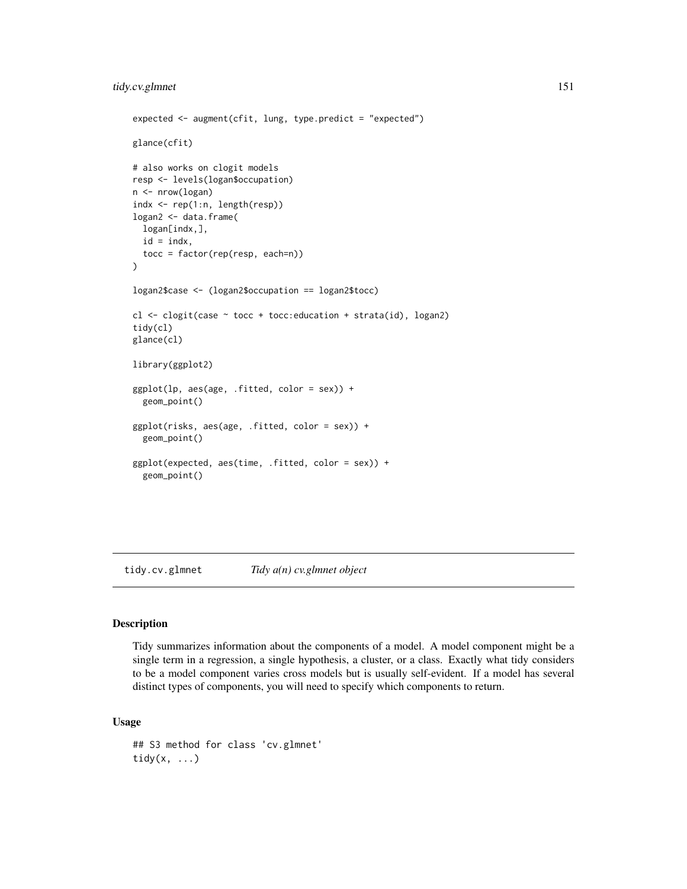```
expected <- augment(cfit, lung, type.predict = "expected")

glance(cfit)

# also works on clogit models
resp <- levels(logan$occupation)
n <- nrow(logan)
indx <- rep(1:n, length(resp))
logan2 <- data.frame(
  logan[indx,],
  id = indx,
  tocc = factor(rep(resp, each=n))
)

logan2$case <- (logan2$occupation == logan2$tocc)

cl <- clogit(case ~ tocc + tocc:education + strata(id), logan2)
tidy(cl)
glance(cl)

library(ggplot2)

ggplot(lp, aes(age, .fitted, color = sex)) +
  geom_point()

ggplot(risks, aes(age, .fitted, color = sex)) +
  geom_point()

ggplot(expected, aes(time, .fitted, color = sex)) +
  geom_point()
```

---

## tidy.cv.glmnet *Tidy a(n) cv.glmnet object*

### Description

Tidy summarizes information about the components of a model. A model component might be a single term in a regression, a single hypothesis, a cluster, or a class. Exactly what tidy considers to be a model component varies cross models but is usually self-evident. If a model has several distinct types of components, you will need to specify which components to return.

### Usage

```
## S3 method for class 'cv.glmnet'
tidy(x, ...)
```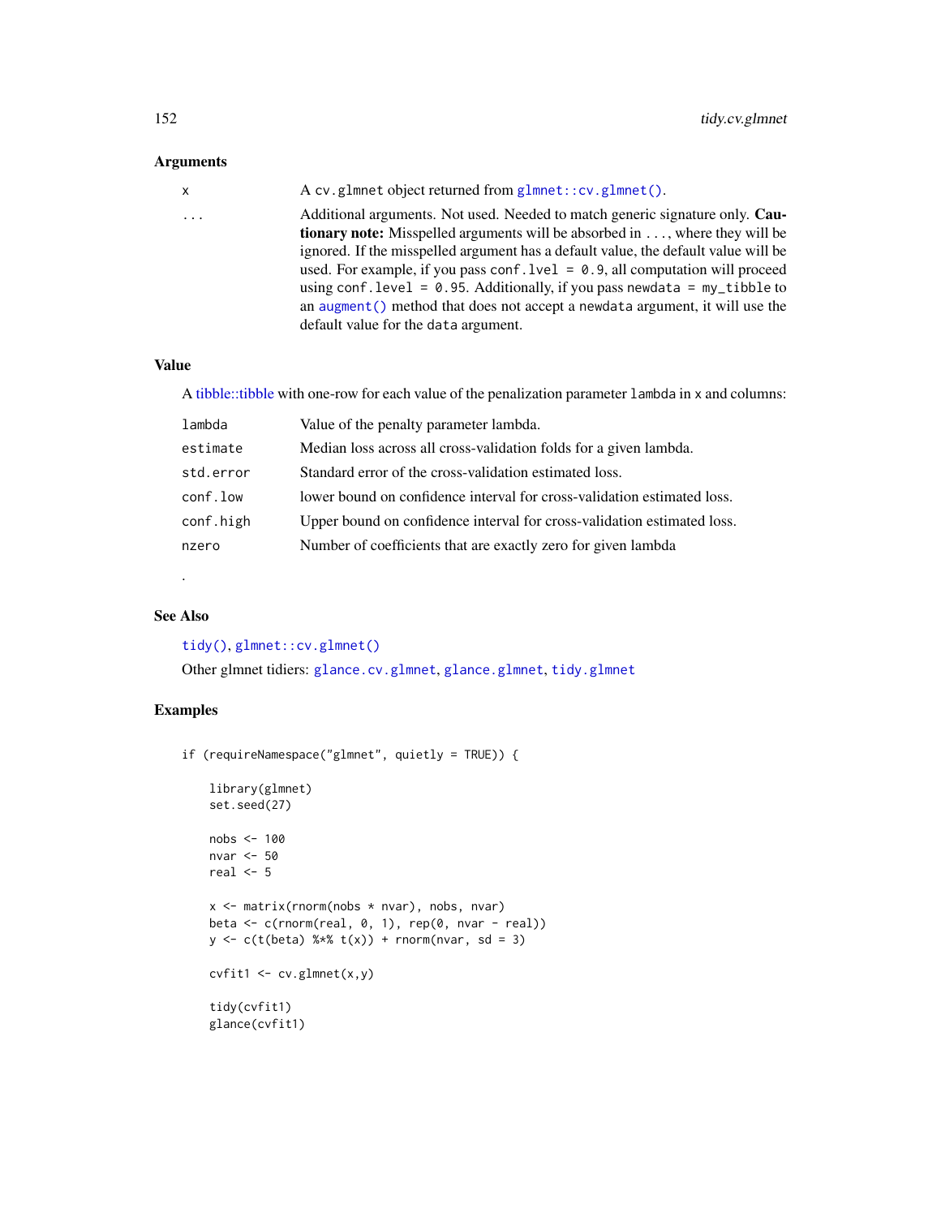## Arguments

| | |
|---|---|
| x | A cv.glmnet object returned from glmnet::cv.glmnet(). |
| ... | Additional arguments. Not used. Needed to match generic signature only. **Cautionary note:** Misspelled arguments will be absorbed in ..., where they will be ignored. If the misspelled argument has a default value, the default value will be used. For example, if you pass conf.lvel = 0.9, all computation will proceed using conf.level = 0.95. Additionally, if you pass newdata = my_tibble to an augment() method that does not accept a newdata argument, it will use the default value for the data argument. |

## Value

A tibble::tibble with one-row for each value of the penalization parameter lambda in x and columns:

| | |
|---|---|
| lambda | Value of the penalty parameter lambda. |
| estimate | Median loss across all cross-validation folds for a given lambda. |
| std.error | Standard error of the cross-validation estimated loss. |
| conf.low | lower bound on confidence interval for cross-validation estimated loss. |
| conf.high | Upper bound on confidence interval for cross-validation estimated loss. |
| nzero | Number of coefficients that are exactly zero for given lambda |

.

## See Also

tidy(), glmnet::cv.glmnet()

Other glmnet tidiers: glance.cv.glmnet, glance.glmnet, tidy.glmnet

## Examples

```
if (requireNamespace("glmnet", quietly = TRUE)) {

    library(glmnet)
    set.seed(27)

    nobs <- 100
    nvar <- 50
    real <- 5

    x <- matrix(rnorm(nobs * nvar), nobs, nvar)
    beta <- c(rnorm(real, 0, 1), rep(0, nvar - real))
    y <- c(t(beta) %*% t(x)) + rnorm(nvar, sd = 3)

    cvfit1 <- cv.glmnet(x,y)

    tidy(cvfit1)
    glance(cvfit1)
```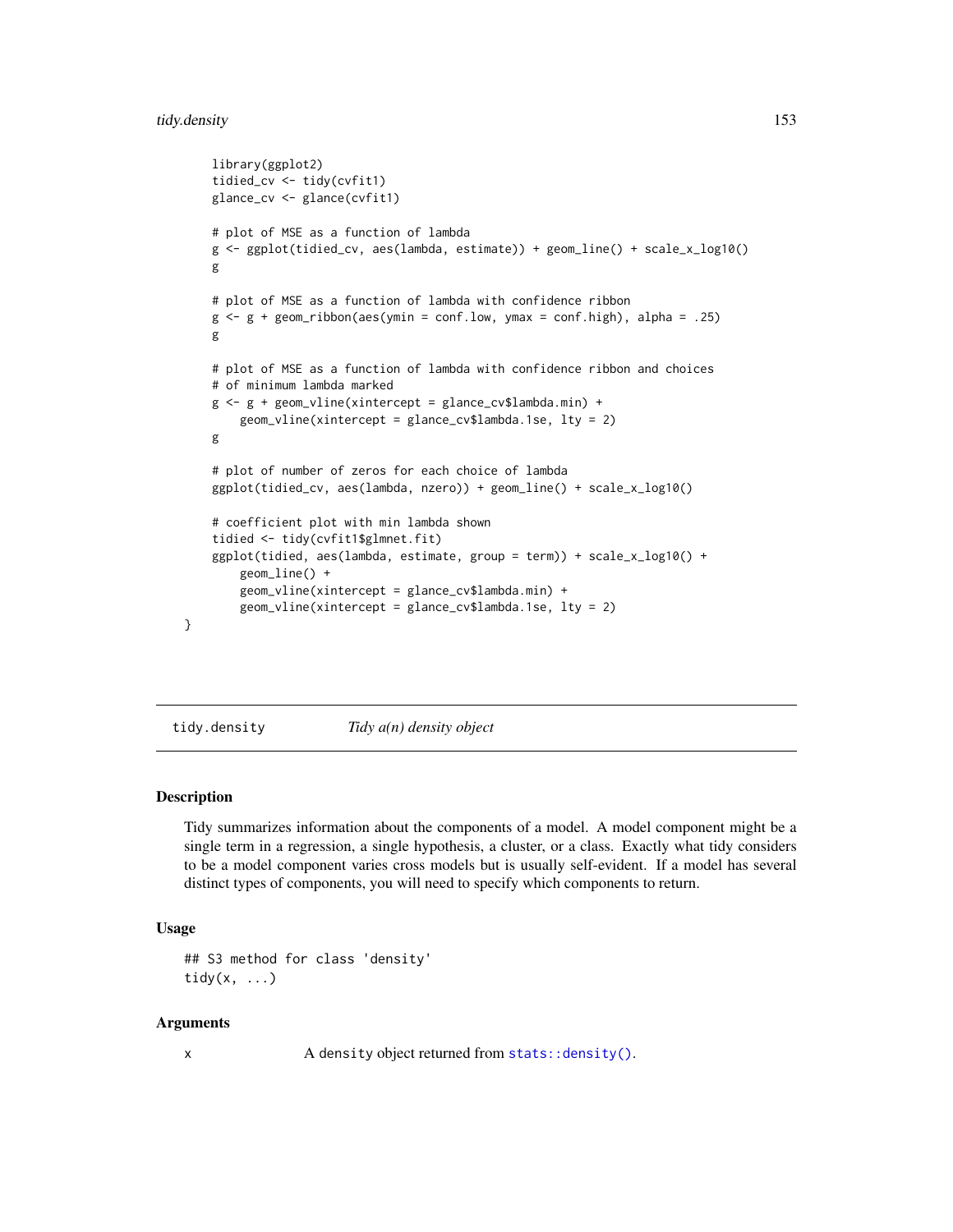```
    library(ggplot2)
    tidied_cv <- tidy(cvfit1)
    glance_cv <- glance(cvfit1)

    # plot of MSE as a function of lambda
    g <- ggplot(tidied_cv, aes(lambda, estimate)) + geom_line() + scale_x_log10()
    g

    # plot of MSE as a function of lambda with confidence ribbon
    g <- g + geom_ribbon(aes(ymin = conf.low, ymax = conf.high), alpha = .25)
    g

    # plot of MSE as a function of lambda with confidence ribbon and choices
    # of minimum lambda marked
    g <- g + geom_vline(xintercept = glance_cv$lambda.min) +
        geom_vline(xintercept = glance_cv$lambda.1se, lty = 2)
    g

    # plot of number of zeros for each choice of lambda
    ggplot(tidied_cv, aes(lambda, nzero)) + geom_line() + scale_x_log10()

    # coefficient plot with min lambda shown
    tidied <- tidy(cvfit1$glmnet.fit)
    ggplot(tidied, aes(lambda, estimate, group = term)) + scale_x_log10() +
        geom_line() +
        geom_vline(xintercept = glance_cv$lambda.min) +
        geom_vline(xintercept = glance_cv$lambda.1se, lty = 2)
}
```

---

## tidy.density — *Tidy a(n) density object*

### Description

Tidy summarizes information about the components of a model. A model component might be a single term in a regression, a single hypothesis, a cluster, or a class. Exactly what tidy considers to be a model component varies cross models but is usually self-evident. If a model has several distinct types of components, you will need to specify which components to return.

### Usage

```
## S3 method for class 'density'
tidy(x, ...)
```

### Arguments

x — A density object returned from `stats::density()`.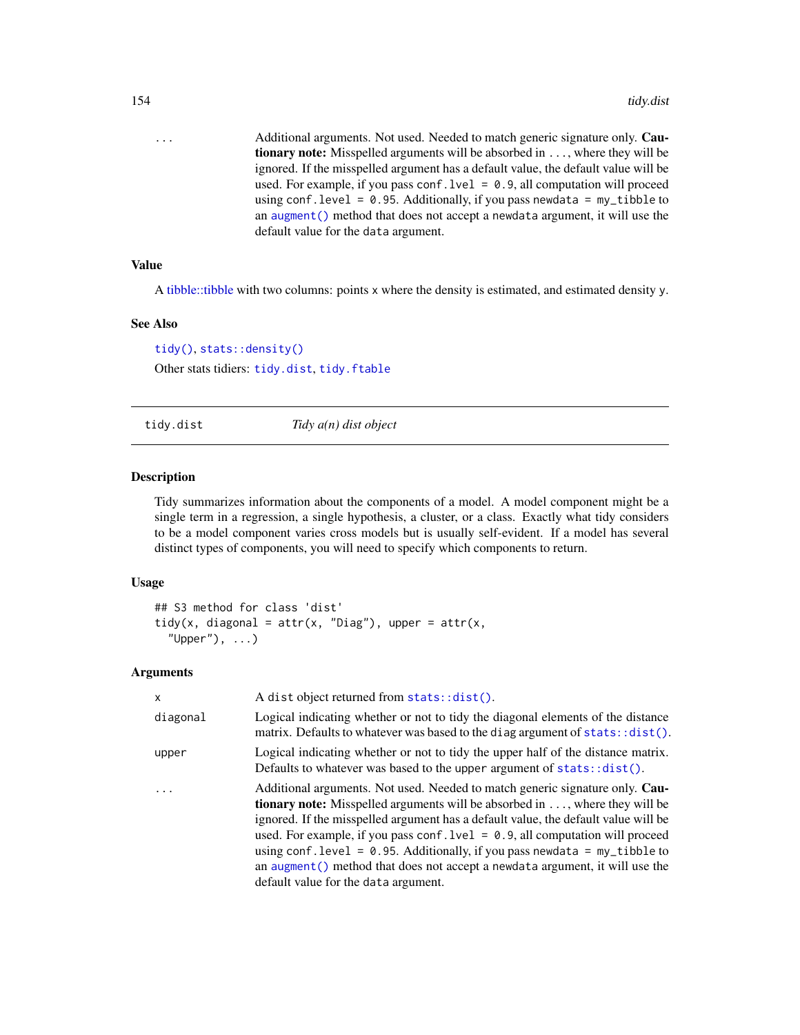... Additional arguments. Not used. Needed to match generic signature only. **Cautionary note:** Misspelled arguments will be absorbed in ..., where they will be ignored. If the misspelled argument has a default value, the default value will be used. For example, if you pass `conf.lvel = 0.9`, all computation will proceed using `conf.level = 0.95`. Additionally, if you pass `newdata = my_tibble` to an `augment()` method that does not accept a `newdata` argument, it will use the default value for the `data` argument.

### Value

A tibble::tibble with two columns: points `x` where the density is estimated, and estimated density `y`.

### See Also

`tidy()`, `stats::density()`

Other stats tidiers: `tidy.dist`, `tidy.ftable`

---

## tidy.dist *Tidy a(n) dist object*

### Description

Tidy summarizes information about the components of a model. A model component might be a single term in a regression, a single hypothesis, a cluster, or a class. Exactly what tidy considers to be a model component varies cross models but is usually self-evident. If a model has several distinct types of components, you will need to specify which components to return.

### Usage

```
## S3 method for class 'dist'
tidy(x, diagonal = attr(x, "Diag"), upper = attr(x,
  "Upper"), ...)
```

### Arguments

| | |
|---|---|
| x | A `dist` object returned from `stats::dist()`. |
| diagonal | Logical indicating whether or not to tidy the diagonal elements of the distance matrix. Defaults to whatever was based to the `diag` argument of `stats::dist()`. |
| upper | Logical indicating whether or not to tidy the upper half of the distance matrix. Defaults to whatever was based to the `upper` argument of `stats::dist()`. |
| ... | Additional arguments. Not used. Needed to match generic signature only. **Cautionary note:** Misspelled arguments will be absorbed in ..., where they will be ignored. If the misspelled argument has a default value, the default value will be used. For example, if you pass `conf.lvel = 0.9`, all computation will proceed using `conf.level = 0.95`. Additionally, if you pass `newdata = my_tibble` to an `augment()` method that does not accept a `newdata` argument, it will use the default value for the `data` argument. |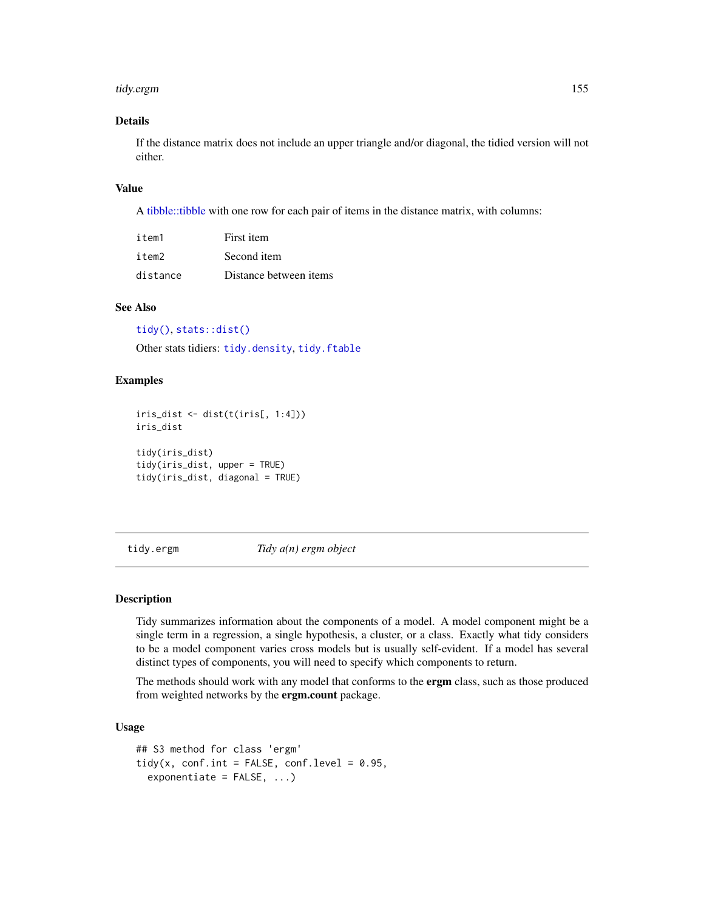### Details

If the distance matrix does not include an upper triangle and/or diagonal, the tidied version will not either.

### Value

A tibble::tibble with one row for each pair of items in the distance matrix, with columns:

| | |
|---|---|
| item1 | First item |
| item2 | Second item |
| distance | Distance between items |

### See Also

`tidy()`, `stats::dist()`

Other stats tidiers: `tidy.density`, `tidy.ftable`

### Examples

```
iris_dist <- dist(t(iris[, 1:4]))
iris_dist

tidy(iris_dist)
tidy(iris_dist, upper = TRUE)
tidy(iris_dist, diagonal = TRUE)
```

---

## tidy.ergm    *Tidy a(n) ergm object*

---

### Description

Tidy summarizes information about the components of a model. A model component might be a single term in a regression, a single hypothesis, a cluster, or a class. Exactly what tidy considers to be a model component varies cross models but is usually self-evident. If a model has several distinct types of components, you will need to specify which components to return.

The methods should work with any model that conforms to the **ergm** class, such as those produced from weighted networks by the **ergm.count** package.

### Usage

```
## S3 method for class 'ergm'
tidy(x, conf.int = FALSE, conf.level = 0.95,
  exponentiate = FALSE, ...)
```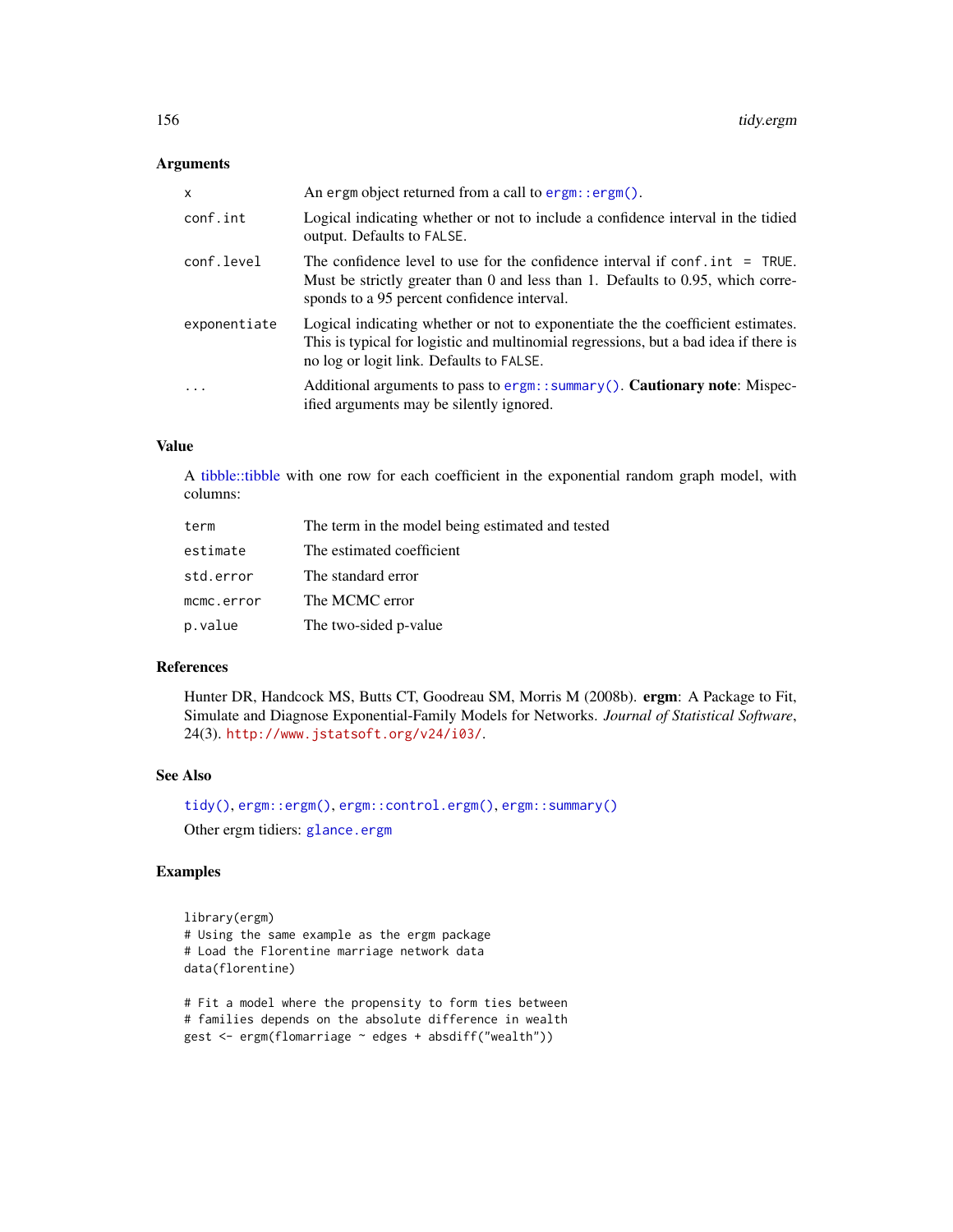## Arguments

| | |
|---|---|
| `x` | An `ergm` object returned from a call to `ergm::ergm()`. |
| `conf.int` | Logical indicating whether or not to include a confidence interval in the tidied output. Defaults to `FALSE`. |
| `conf.level` | The confidence level to use for the confidence interval if `conf.int = TRUE`. Must be strictly greater than 0 and less than 1. Defaults to 0.95, which corresponds to a 95 percent confidence interval. |
| `exponentiate` | Logical indicating whether or not to exponentiate the the coefficient estimates. This is typical for logistic and multinomial regressions, but a bad idea if there is no log or logit link. Defaults to `FALSE`. |
| `...` | Additional arguments to pass to `ergm::summary()`. **Cautionary note**: Misspecified arguments may be silently ignored. |

## Value

A tibble::tibble with one row for each coefficient in the exponential random graph model, with columns:

| | |
|---|---|
| `term` | The term in the model being estimated and tested |
| `estimate` | The estimated coefficient |
| `std.error` | The standard error |
| `mcmc.error` | The MCMC error |
| `p.value` | The two-sided p-value |

## References

Hunter DR, Handcock MS, Butts CT, Goodreau SM, Morris M (2008b). **ergm**: A Package to Fit, Simulate and Diagnose Exponential-Family Models for Networks. *Journal of Statistical Software*, 24(3). http://www.jstatsoft.org/v24/i03/.

## See Also

`tidy()`, `ergm::ergm()`, `ergm::control.ergm()`, `ergm::summary()`

Other ergm tidiers: `glance.ergm`

## Examples

```
library(ergm)
# Using the same example as the ergm package
# Load the Florentine marriage network data
data(florentine)

# Fit a model where the propensity to form ties between
# families depends on the absolute difference in wealth
gest <- ergm(flomarriage ~ edges + absdiff("wealth"))
```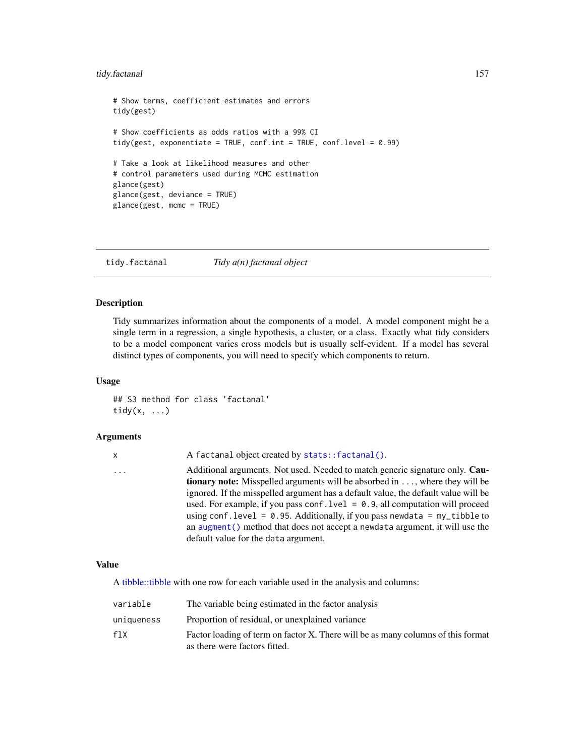```
# Show terms, coefficient estimates and errors
tidy(gest)

# Show coefficients as odds ratios with a 99% CI
tidy(gest, exponentiate = TRUE, conf.int = TRUE, conf.level = 0.99)

# Take a look at likelihood measures and other
# control parameters used during MCMC estimation
glance(gest)
glance(gest, deviance = TRUE)
glance(gest, mcmc = TRUE)
```

---

## tidy.factanal — *Tidy a(n) factanal object*

---

### Description

Tidy summarizes information about the components of a model. A model component might be a single term in a regression, a single hypothesis, a cluster, or a class. Exactly what tidy considers to be a model component varies cross models but is usually self-evident. If a model has several distinct types of components, you will need to specify which components to return.

### Usage

```
## S3 method for class 'factanal'
tidy(x, ...)
```

### Arguments

| | |
|---|---|
| `x` | A `factanal` object created by `stats::factanal()`. |
| `...` | Additional arguments. Not used. Needed to match generic signature only. **Cautionary note:** Misspelled arguments will be absorbed in `...`, where they will be ignored. If the misspelled argument has a default value, the default value will be used. For example, if you pass `conf.lvel = 0.9`, all computation will proceed using `conf.level = 0.95`. Additionally, if you pass `newdata = my_tibble` to an `augment()` method that does not accept a `newdata` argument, it will use the default value for the `data` argument. |

### Value

A tibble::tibble with one row for each variable used in the analysis and columns:

| | |
|---|---|
| `variable` | The variable being estimated in the factor analysis |
| `uniqueness` | Proportion of residual, or unexplained variance |
| `flX` | Factor loading of term on factor X. There will be as many columns of this format as there were factors fitted. |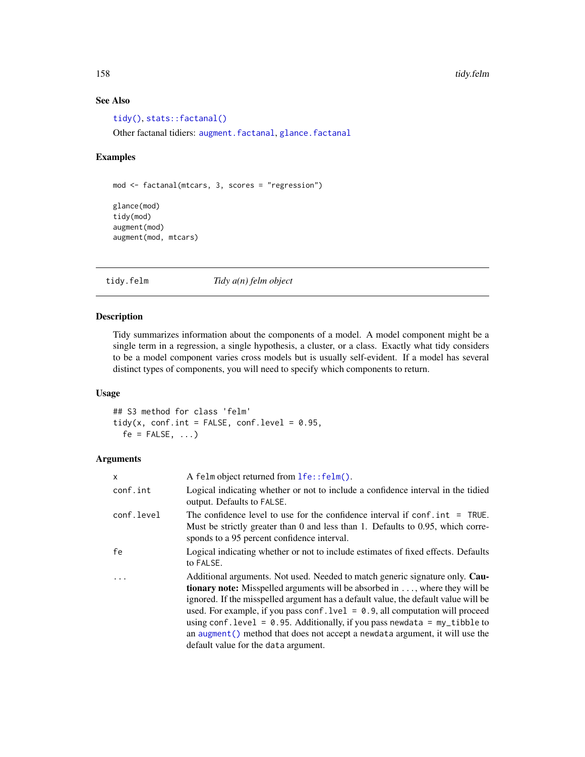### See Also

tidy(), stats::factanal()

Other factanal tidiers: augment.factanal, glance.factanal

### Examples

```
mod <- factanal(mtcars, 3, scores = "regression")

glance(mod)
tidy(mod)
augment(mod)
augment(mod, mtcars)
```

---

## tidy.felm &nbsp;&nbsp;&nbsp;&nbsp;&nbsp;&nbsp; *Tidy a(n) felm object*

---

### Description

Tidy summarizes information about the components of a model. A model component might be a single term in a regression, a single hypothesis, a cluster, or a class. Exactly what tidy considers to be a model component varies cross models but is usually self-evident. If a model has several distinct types of components, you will need to specify which components to return.

### Usage

```
## S3 method for class 'felm'
tidy(x, conf.int = FALSE, conf.level = 0.95,
  fe = FALSE, ...)
```

### Arguments

| | |
|---|---|
| x | A felm object returned from lfe::felm(). |
| conf.int | Logical indicating whether or not to include a confidence interval in the tidied output. Defaults to FALSE. |
| conf.level | The confidence level to use for the confidence interval if conf.int = TRUE. Must be strictly greater than 0 and less than 1. Defaults to 0.95, which corresponds to a 95 percent confidence interval. |
| fe | Logical indicating whether or not to include estimates of fixed effects. Defaults to FALSE. |
| ... | Additional arguments. Not used. Needed to match generic signature only. **Cautionary note:** Misspelled arguments will be absorbed in ..., where they will be ignored. If the misspelled argument has a default value, the default value will be used. For example, if you pass conf.lvel = 0.9, all computation will proceed using conf.level = 0.95. Additionally, if you pass newdata = my_tibble to an augment() method that does not accept a newdata argument, it will use the default value for the data argument. |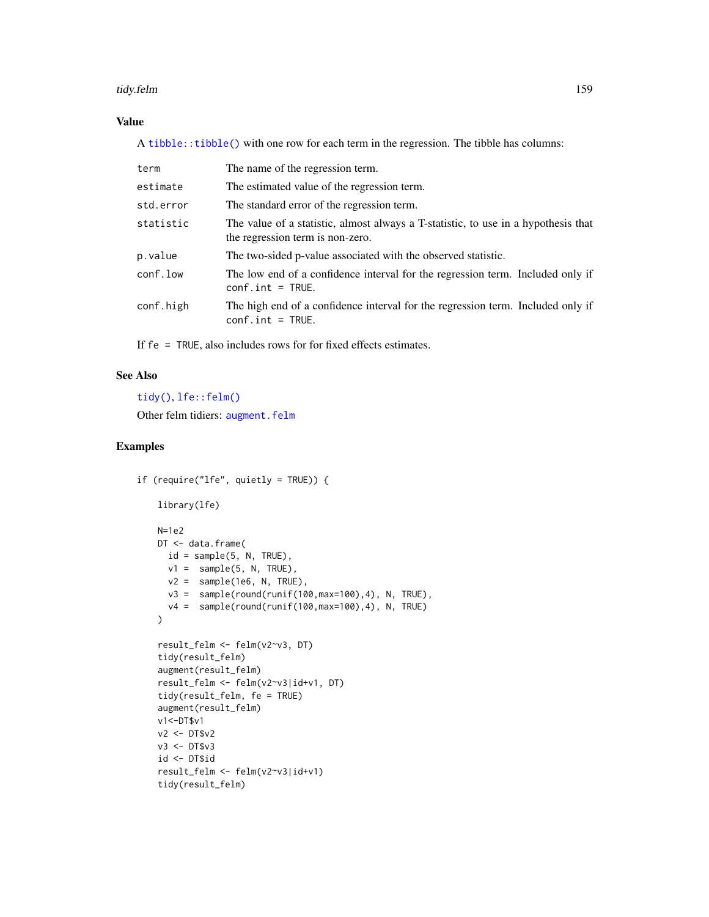## Value

A `tibble::tibble()` with one row for each term in the regression. The tibble has columns:

| | |
|---|---|
| `term` | The name of the regression term. |
| `estimate` | The estimated value of the regression term. |
| `std.error` | The standard error of the regression term. |
| `statistic` | The value of a statistic, almost always a T-statistic, to use in a hypothesis that the regression term is non-zero. |
| `p.value` | The two-sided p-value associated with the observed statistic. |
| `conf.low` | The low end of a confidence interval for the regression term. Included only if `conf.int = TRUE`. |
| `conf.high` | The high end of a confidence interval for the regression term. Included only if `conf.int = TRUE`. |

If `fe = TRUE`, also includes rows for for fixed effects estimates.

## See Also

`tidy()`, `lfe::felm()`

Other felm tidiers: `augment.felm`

## Examples

```
if (require("lfe", quietly = TRUE)) {

    library(lfe)

    N=1e2
    DT <- data.frame(
      id = sample(5, N, TRUE),
      v1 =  sample(5, N, TRUE),
      v2 =  sample(1e6, N, TRUE),
      v3 =  sample(round(runif(100,max=100),4), N, TRUE),
      v4 =  sample(round(runif(100,max=100),4), N, TRUE)
    )

    result_felm <- felm(v2~v3, DT)
    tidy(result_felm)
    augment(result_felm)
    result_felm <- felm(v2~v3|id+v1, DT)
    tidy(result_felm, fe = TRUE)
    augment(result_felm)
    v1<-DT$v1
    v2 <- DT$v2
    v3 <- DT$v3
    id <- DT$id
    result_felm <- felm(v2~v3|id+v1)
    tidy(result_felm)
```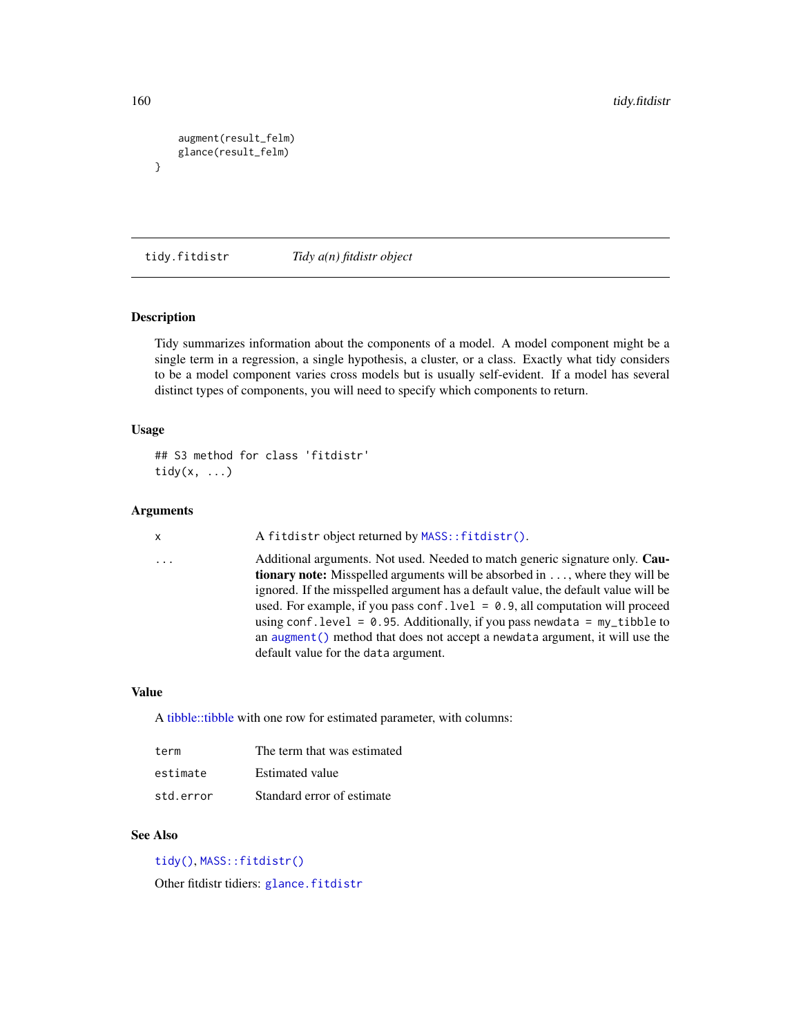```
    augment(result_felm)
    glance(result_felm)
}
```

---

`tidy.fitdistr` *Tidy a(n) fitdistr object*

---

## Description

Tidy summarizes information about the components of a model. A model component might be a single term in a regression, a single hypothesis, a cluster, or a class. Exactly what tidy considers to be a model component varies cross models but is usually self-evident. If a model has several distinct types of components, you will need to specify which components to return.

## Usage

```
## S3 method for class 'fitdistr'
tidy(x, ...)
```

## Arguments

| | |
|---|---|
| `x` | A `fitdistr` object returned by `MASS::fitdistr()`. |
| `...` | Additional arguments. Not used. Needed to match generic signature only. **Cautionary note:** Misspelled arguments will be absorbed in `...`, where they will be ignored. If the misspelled argument has a default value, the default value will be used. For example, if you pass `conf.lvel = 0.9`, all computation will proceed using `conf.level = 0.95`. Additionally, if you pass `newdata = my_tibble` to an `augment()` method that does not accept a `newdata` argument, it will use the default value for the `data` argument. |

## Value

A tibble::tibble with one row for estimated parameter, with columns:

| | |
|---|---|
| `term` | The term that was estimated |
| `estimate` | Estimated value |
| `std.error` | Standard error of estimate |

## See Also

`tidy()`, `MASS::fitdistr()`

Other fitdistr tidiers: `glance.fitdistr`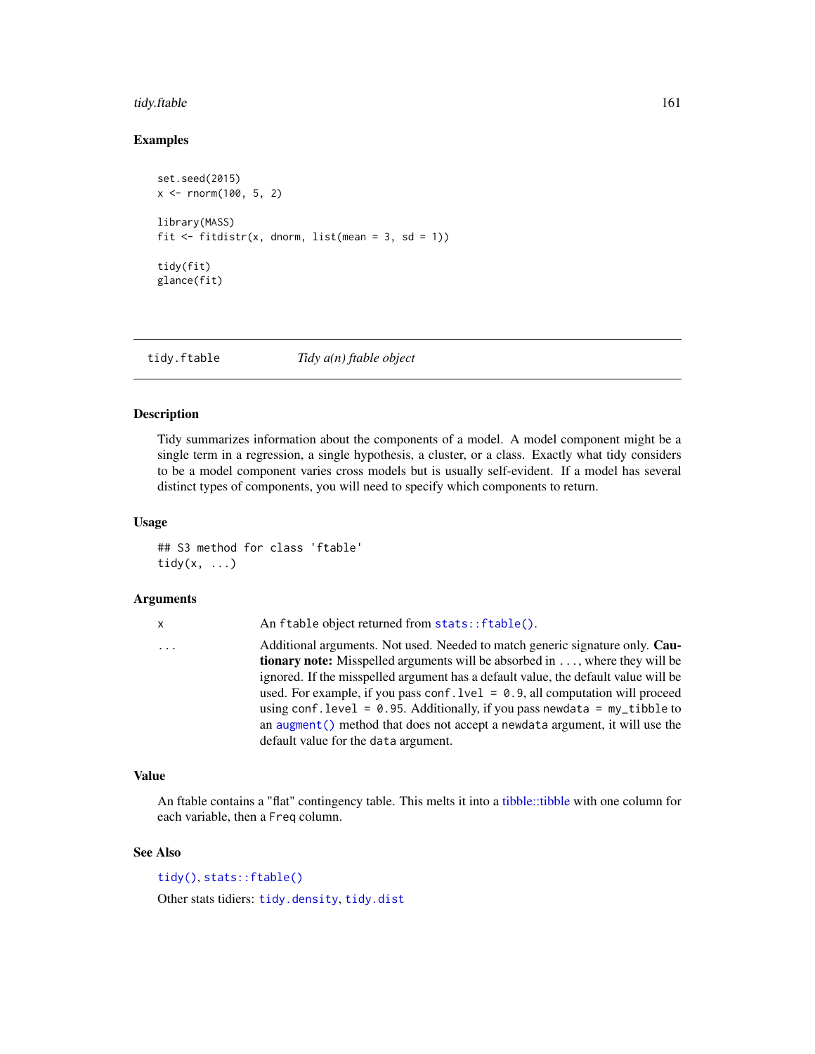## Examples

```
set.seed(2015)
x <- rnorm(100, 5, 2)

library(MASS)
fit <- fitdistr(x, dnorm, list(mean = 3, sd = 1))

tidy(fit)
glance(fit)
```

---

# tidy.ftable *Tidy a(n) ftable object*

---

## Description

Tidy summarizes information about the components of a model. A model component might be a single term in a regression, a single hypothesis, a cluster, or a class. Exactly what tidy considers to be a model component varies cross models but is usually self-evident. If a model has several distinct types of components, you will need to specify which components to return.

## Usage

```
## S3 method for class 'ftable'
tidy(x, ...)
```

## Arguments

| | |
|---|---|
| x | An `ftable` object returned from `stats::ftable()`. |
| ... | Additional arguments. Not used. Needed to match generic signature only. **Cautionary note:** Misspelled arguments will be absorbed in `...`, where they will be ignored. If the misspelled argument has a default value, the default value will be used. For example, if you pass `conf.lvel = 0.9`, all computation will proceed using `conf.level = 0.95`. Additionally, if you pass `newdata = my_tibble` to an `augment()` method that does not accept a `newdata` argument, it will use the default value for the `data` argument. |

## Value

An ftable contains a "flat" contingency table. This melts it into a tibble::tibble with one column for each variable, then a `Freq` column.

## See Also

`tidy()`, `stats::ftable()`

Other stats tidiers: `tidy.density`, `tidy.dist`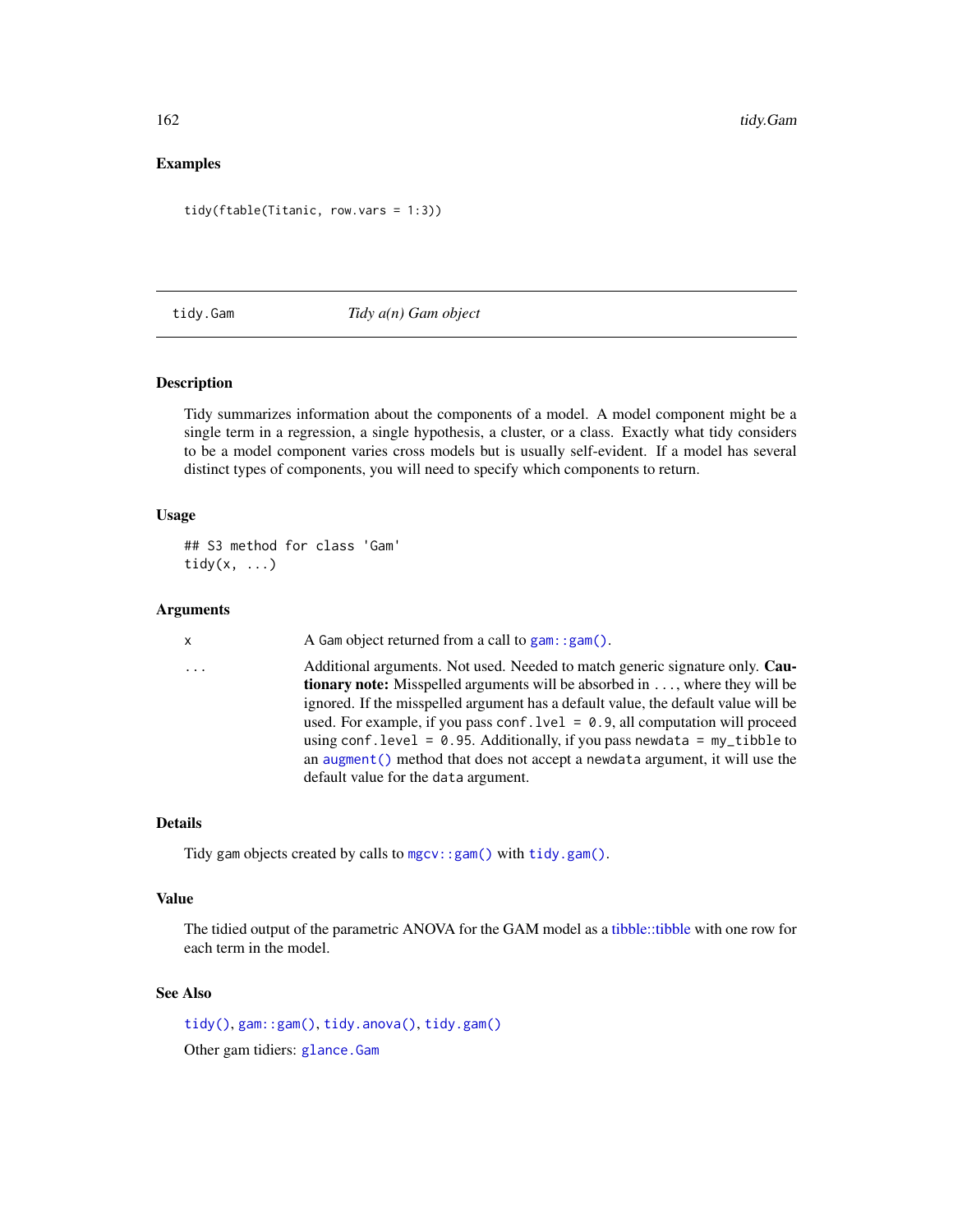## Examples

```
tidy(ftable(Titanic, row.vars = 1:3))
```

---

# tidy.Gam *Tidy a(n) Gam object*

---

## Description

Tidy summarizes information about the components of a model. A model component might be a single term in a regression, a single hypothesis, a cluster, or a class. Exactly what tidy considers to be a model component varies cross models but is usually self-evident. If a model has several distinct types of components, you will need to specify which components to return.

## Usage

```
## S3 method for class 'Gam'
tidy(x, ...)
```

## Arguments

| | |
|---|---|
| `x` | A `Gam` object returned from a call to `gam::gam()`. |
| `...` | Additional arguments. Not used. Needed to match generic signature only. **Cautionary note:** Misspelled arguments will be absorbed in `...`, where they will be ignored. If the misspelled argument has a default value, the default value will be used. For example, if you pass `conf.lvel = 0.9`, all computation will proceed using `conf.level = 0.95`. Additionally, if you pass `newdata = my_tibble` to an `augment()` method that does not accept a `newdata` argument, it will use the default value for the `data` argument. |

## Details

Tidy `gam` objects created by calls to `mgcv::gam()` with `tidy.gam()`.

## Value

The tidied output of the parametric ANOVA for the GAM model as a tibble::tibble with one row for each term in the model.

## See Also

`tidy()`, `gam::gam()`, `tidy.anova()`, `tidy.gam()`

Other gam tidiers: `glance.Gam`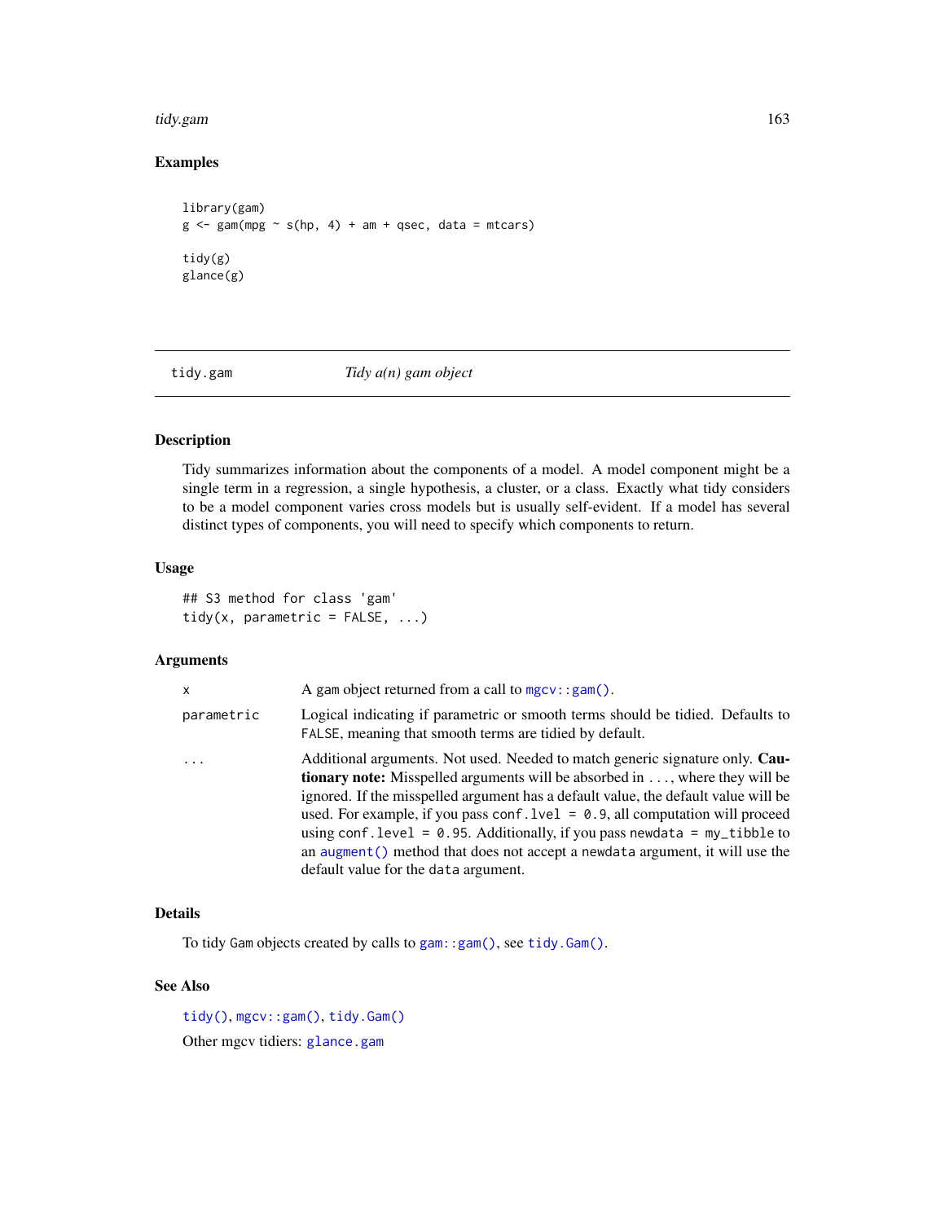## Examples

```
library(gam)
g <- gam(mpg ~ s(hp, 4) + am + qsec, data = mtcars)

tidy(g)
glance(g)
```

---

# tidy.gam — *Tidy a(n) gam object*

---

## Description

Tidy summarizes information about the components of a model. A model component might be a single term in a regression, a single hypothesis, a cluster, or a class. Exactly what tidy considers to be a model component varies cross models but is usually self-evident. If a model has several distinct types of components, you will need to specify which components to return.

## Usage

```
## S3 method for class 'gam'
tidy(x, parametric = FALSE, ...)
```

## Arguments

| | |
|---|---|
| `x` | A gam object returned from a call to `mgcv::gam()`. |
| `parametric` | Logical indicating if parametric or smooth terms should be tidied. Defaults to `FALSE`, meaning that smooth terms are tidied by default. |
| `...` | Additional arguments. Not used. Needed to match generic signature only. **Cautionary note:** Misspelled arguments will be absorbed in `...`, where they will be ignored. If the misspelled argument has a default value, the default value will be used. For example, if you pass `conf.lvel = 0.9`, all computation will proceed using `conf.level = 0.95`. Additionally, if you pass `newdata = my_tibble` to an `augment()` method that does not accept a `newdata` argument, it will use the default value for the `data` argument. |

## Details

To tidy `Gam` objects created by calls to `gam::gam()`, see `tidy.Gam()`.

## See Also

`tidy()`, `mgcv::gam()`, `tidy.Gam()`

Other mgcv tidiers: `glance.gam`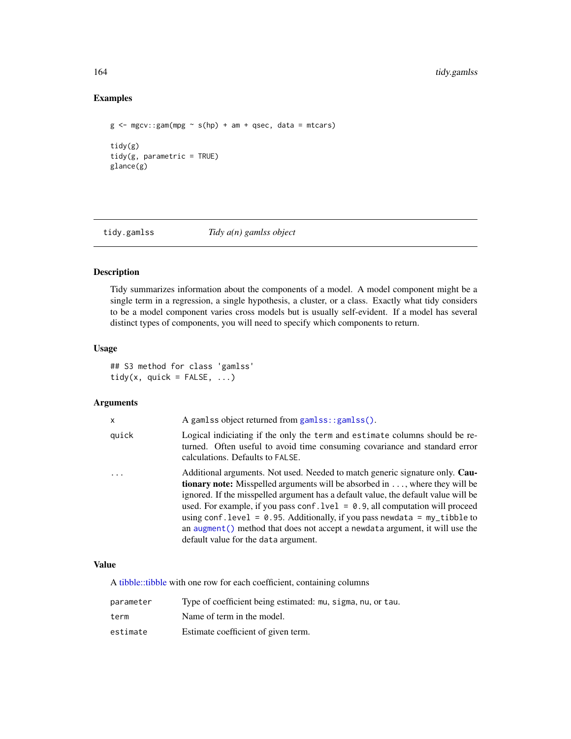### Examples

```
g <- mgcv::gam(mpg ~ s(hp) + am + qsec, data = mtcars)

tidy(g)
tidy(g, parametric = TRUE)
glance(g)
```

---

## tidy.gamlss *Tidy a(n) gamlss object*

### Description

Tidy summarizes information about the components of a model. A model component might be a single term in a regression, a single hypothesis, a cluster, or a class. Exactly what tidy considers to be a model component varies cross models but is usually self-evident. If a model has several distinct types of components, you will need to specify which components to return.

### Usage

```
## S3 method for class 'gamlss'
tidy(x, quick = FALSE, ...)
```

### Arguments

| | |
|---|---|
| x | A gamlss object returned from `gamlss::gamlss()`. |
| quick | Logical indiciating if the only the `term` and `estimate` columns should be returned. Often useful to avoid time consuming covariance and standard error calculations. Defaults to `FALSE`. |
| ... | Additional arguments. Not used. Needed to match generic signature only. **Cautionary note:** Misspelled arguments will be absorbed in `...`, where they will be ignored. If the misspelled argument has a default value, the default value will be used. For example, if you pass `conf.lvel = 0.9`, all computation will proceed using `conf.level = 0.95`. Additionally, if you pass `newdata = my_tibble` to an `augment()` method that does not accept a `newdata` argument, it will use the default value for the `data` argument. |

### Value

A tibble::tibble with one row for each coefficient, containing columns

| | |
|---|---|
| parameter | Type of coefficient being estimated: `mu`, `sigma`, `nu`, or `tau`. |
| term | Name of term in the model. |
| estimate | Estimate coefficient of given term. |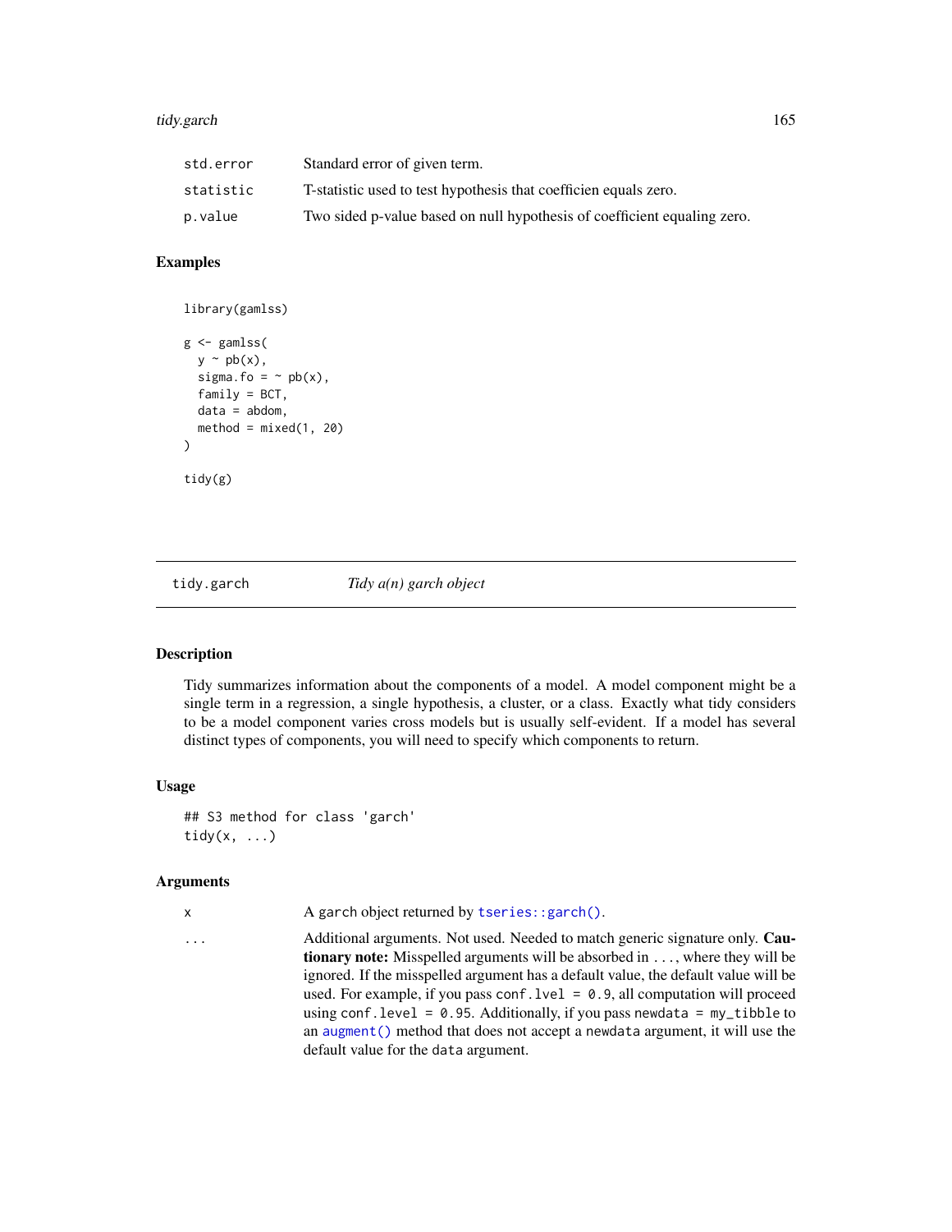| | |
|---|---|
| std.error | Standard error of given term. |
| statistic | T-statistic used to test hypothesis that coefficien equals zero. |
| p.value | Two sided p-value based on null hypothesis of coefficient equaling zero. |

## Examples

```
library(gamlss)

g <- gamlss(
  y ~ pb(x),
  sigma.fo = ~ pb(x),
  family = BCT,
  data = abdom,
  method = mixed(1, 20)
)

tidy(g)
```

---

# tidy.garch *Tidy a(n) garch object*

---

## Description

Tidy summarizes information about the components of a model. A model component might be a single term in a regression, a single hypothesis, a cluster, or a class. Exactly what tidy considers to be a model component varies cross models but is usually self-evident. If a model has several distinct types of components, you will need to specify which components to return.

## Usage

```
## S3 method for class 'garch'
tidy(x, ...)
```

## Arguments

| | |
|---|---|
| x | A garch object returned by `tseries::garch()`. |
| ... | Additional arguments. Not used. Needed to match generic signature only. **Cautionary note:** Misspelled arguments will be absorbed in `...`, where they will be ignored. If the misspelled argument has a default value, the default value will be used. For example, if you pass `conf.lvel = 0.9`, all computation will proceed using `conf.level = 0.95`. Additionally, if you pass `newdata = my_tibble` to an `augment()` method that does not accept a `newdata` argument, it will use the default value for the `data` argument. |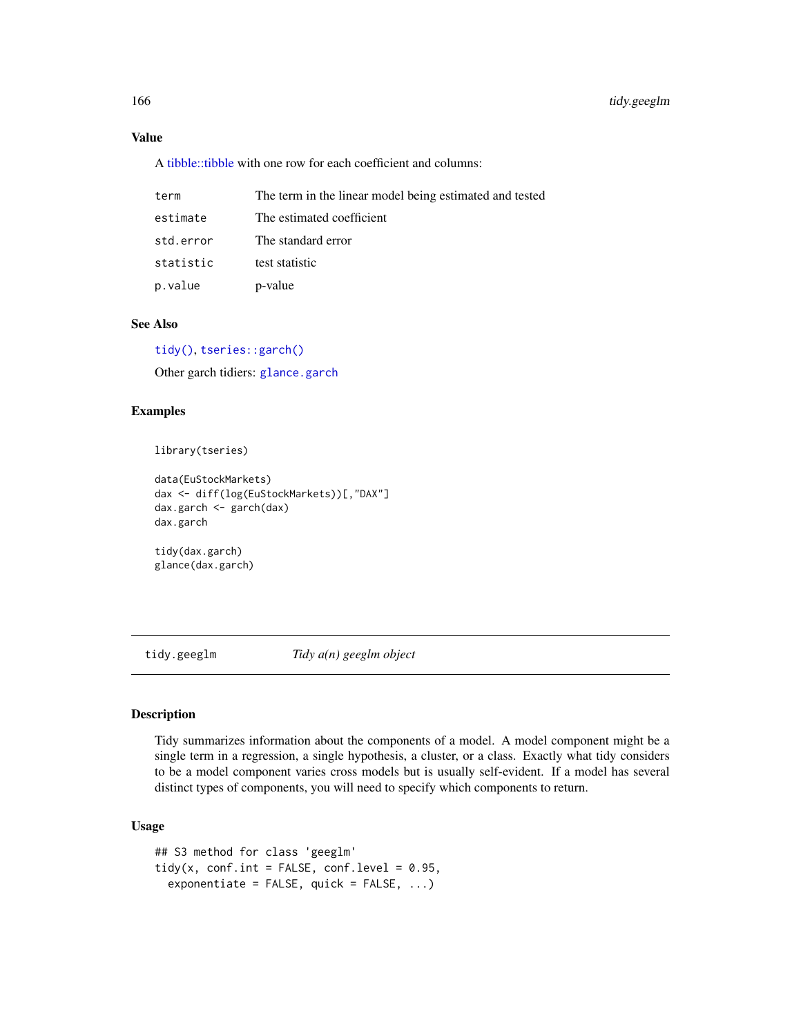### Value

A tibble::tibble with one row for each coefficient and columns:

| | |
|---|---|
| `term` | The term in the linear model being estimated and tested |
| `estimate` | The estimated coefficient |
| `std.error` | The standard error |
| `statistic` | test statistic |
| `p.value` | p-value |

### See Also

`tidy()`, `tseries::garch()`

Other garch tidiers: `glance.garch`

### Examples

```
library(tseries)

data(EuStockMarkets)
dax <- diff(log(EuStockMarkets))[,"DAX"]
dax.garch <- garch(dax)
dax.garch

tidy(dax.garch)
glance(dax.garch)
```

---

## tidy.geeglm — *Tidy a(n) geeglm object*

### Description

Tidy summarizes information about the components of a model. A model component might be a single term in a regression, a single hypothesis, a cluster, or a class. Exactly what tidy considers to be a model component varies cross models but is usually self-evident. If a model has several distinct types of components, you will need to specify which components to return.

### Usage

```
## S3 method for class 'geeglm'
tidy(x, conf.int = FALSE, conf.level = 0.95,
  exponentiate = FALSE, quick = FALSE, ...)
```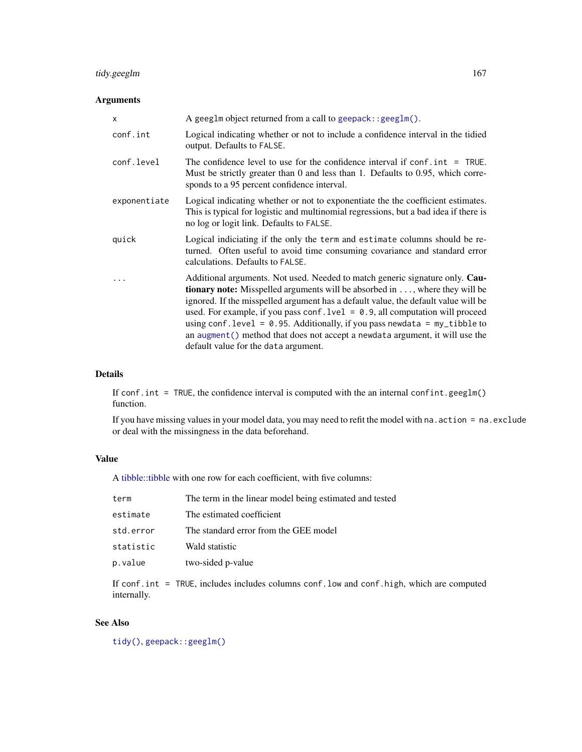### Arguments

| | |
|---|---|
| `x` | A `geeglm` object returned from a call to `geepack::geeglm()`. |
| `conf.int` | Logical indicating whether or not to include a confidence interval in the tidied output. Defaults to `FALSE`. |
| `conf.level` | The confidence level to use for the confidence interval if `conf.int = TRUE`. Must be strictly greater than 0 and less than 1. Defaults to 0.95, which corresponds to a 95 percent confidence interval. |
| `exponentiate` | Logical indicating whether or not to exponentiate the the coefficient estimates. This is typical for logistic and multinomial regressions, but a bad idea if there is no log or logit link. Defaults to `FALSE`. |
| `quick` | Logical indiciating if the only the `term` and `estimate` columns should be returned. Often useful to avoid time consuming covariance and standard error calculations. Defaults to `FALSE`. |
| `...` | Additional arguments. Not used. Needed to match generic signature only. **Cautionary note:** Misspelled arguments will be absorbed in `...`, where they will be ignored. If the misspelled argument has a default value, the default value will be used. For example, if you pass `conf.lvel = 0.9`, all computation will proceed using `conf.level = 0.95`. Additionally, if you pass `newdata = my_tibble` to an `augment()` method that does not accept a `newdata` argument, it will use the default value for the `data` argument. |

### Details

If `conf.int = TRUE`, the confidence interval is computed with the an internal `confint.geeglm()` function.

If you have missing values in your model data, you may need to refit the model with `na.action = na.exclude` or deal with the missingness in the data beforehand.

### Value

A tibble::tibble with one row for each coefficient, with five columns:

| | |
|---|---|
| `term` | The term in the linear model being estimated and tested |
| `estimate` | The estimated coefficient |
| `std.error` | The standard error from the GEE model |
| `statistic` | Wald statistic |
| `p.value` | two-sided p-value |

If `conf.int = TRUE`, includes includes columns `conf.low` and `conf.high`, which are computed internally.

### See Also

`tidy()`, `geepack::geeglm()`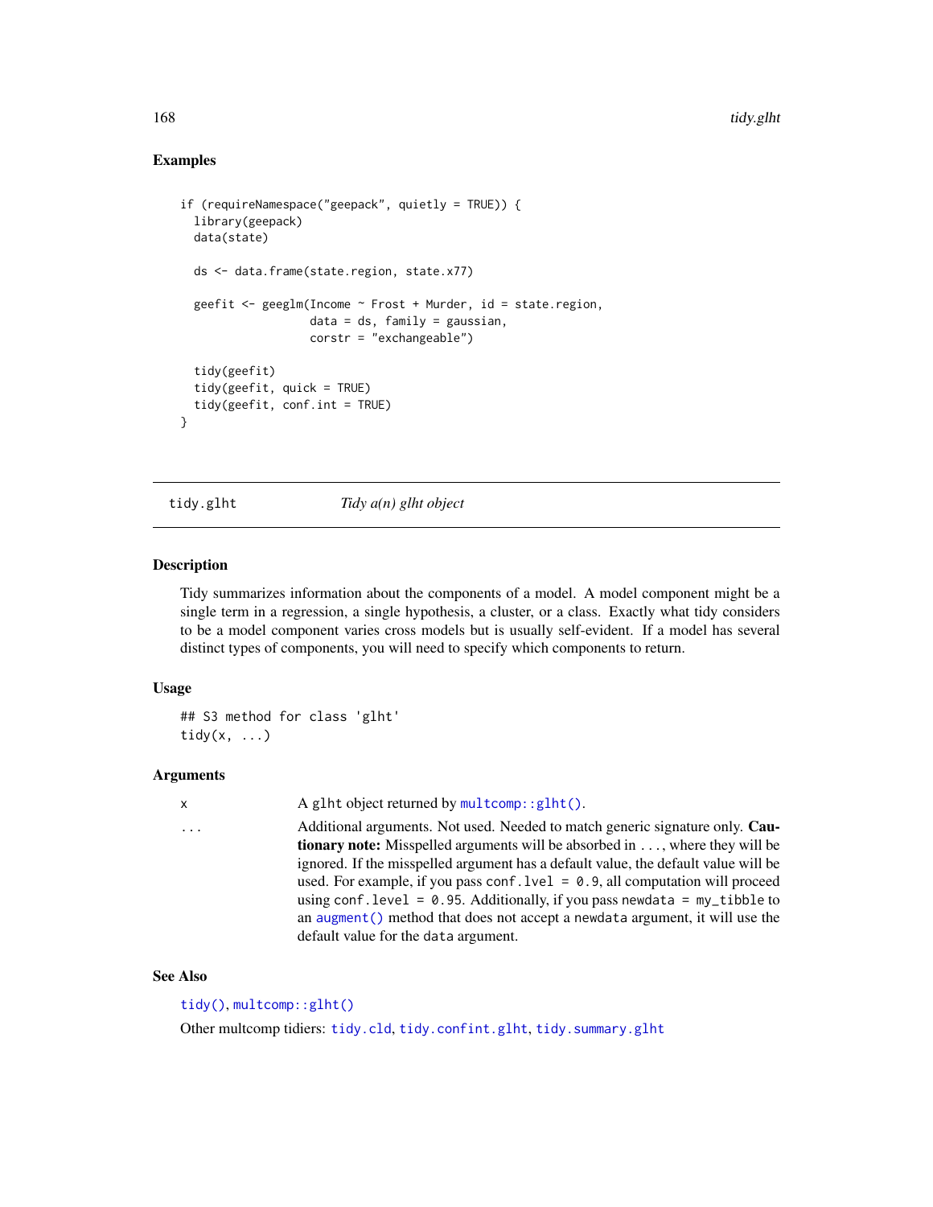## Examples

```
if (requireNamespace("geepack", quietly = TRUE)) {
  library(geepack)
  data(state)

  ds <- data.frame(state.region, state.x77)

  geefit <- geeglm(Income ~ Frost + Murder, id = state.region,
                   data = ds, family = gaussian,
                   corstr = "exchangeable")

  tidy(geefit)
  tidy(geefit, quick = TRUE)
  tidy(geefit, conf.int = TRUE)
}
```

---

# tidy.glht *Tidy a(n) glht object*

## Description

Tidy summarizes information about the components of a model. A model component might be a single term in a regression, a single hypothesis, a cluster, or a class. Exactly what tidy considers to be a model component varies cross models but is usually self-evident. If a model has several distinct types of components, you will need to specify which components to return.

## Usage

```
## S3 method for class 'glht'
tidy(x, ...)
```

## Arguments

| | |
|---|---|
| x | A glht object returned by `multcomp::glht()`. |
| ... | Additional arguments. Not used. Needed to match generic signature only. **Cautionary note:** Misspelled arguments will be absorbed in ..., where they will be ignored. If the misspelled argument has a default value, the default value will be used. For example, if you pass `conf.lvel = 0.9`, all computation will proceed using `conf.level = 0.95`. Additionally, if you pass `newdata = my_tibble` to an `augment()` method that does not accept a `newdata` argument, it will use the default value for the `data` argument. |

## See Also

`tidy()`, `multcomp::glht()`

Other multcomp tidiers: `tidy.cld`, `tidy.confint.glht`, `tidy.summary.glht`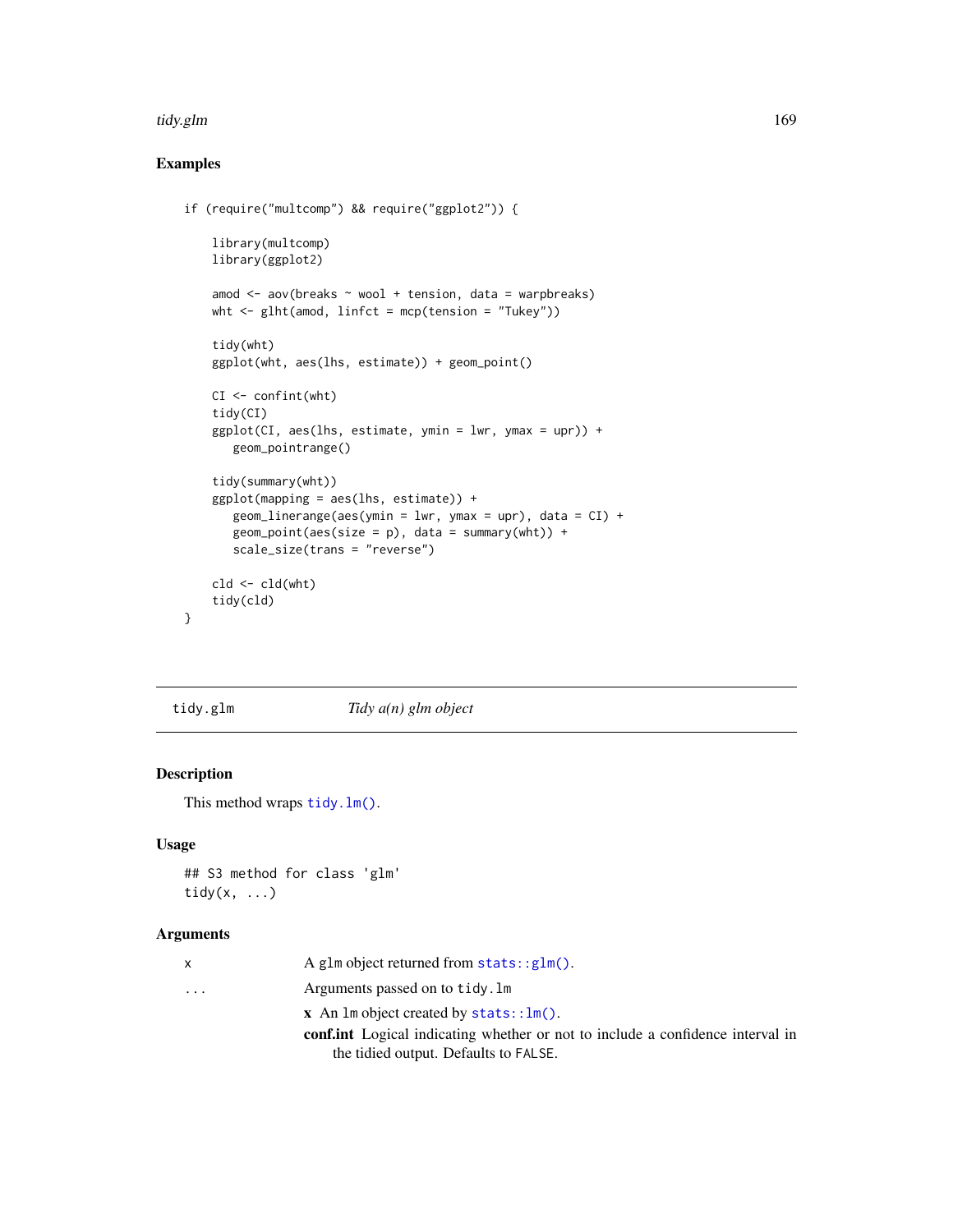## Examples

```
if (require("multcomp") && require("ggplot2")) {

    library(multcomp)
    library(ggplot2)

    amod <- aov(breaks ~ wool + tension, data = warpbreaks)
    wht <- glht(amod, linfct = mcp(tension = "Tukey"))

    tidy(wht)
    ggplot(wht, aes(lhs, estimate)) + geom_point()

    CI <- confint(wht)
    tidy(CI)
    ggplot(CI, aes(lhs, estimate, ymin = lwr, ymax = upr)) +
       geom_pointrange()

    tidy(summary(wht))
    ggplot(mapping = aes(lhs, estimate)) +
       geom_linerange(aes(ymin = lwr, ymax = upr), data = CI) +
       geom_point(aes(size = p), data = summary(wht)) +
       scale_size(trans = "reverse")

    cld <- cld(wht)
    tidy(cld)
}
```

---

`tidy.glm` *Tidy a(n) glm object*

---

## Description

This method wraps `tidy.lm()`.

## Usage

```
## S3 method for class 'glm'
tidy(x, ...)
```

## Arguments

| | |
|---|---|
| x | A `glm` object returned from `stats::glm()`. |
| ... | Arguments passed on to `tidy.lm`<br>**x** An `lm` object created by `stats::lm()`.<br>**conf.int** Logical indicating whether or not to include a confidence interval in the tidied output. Defaults to `FALSE`. |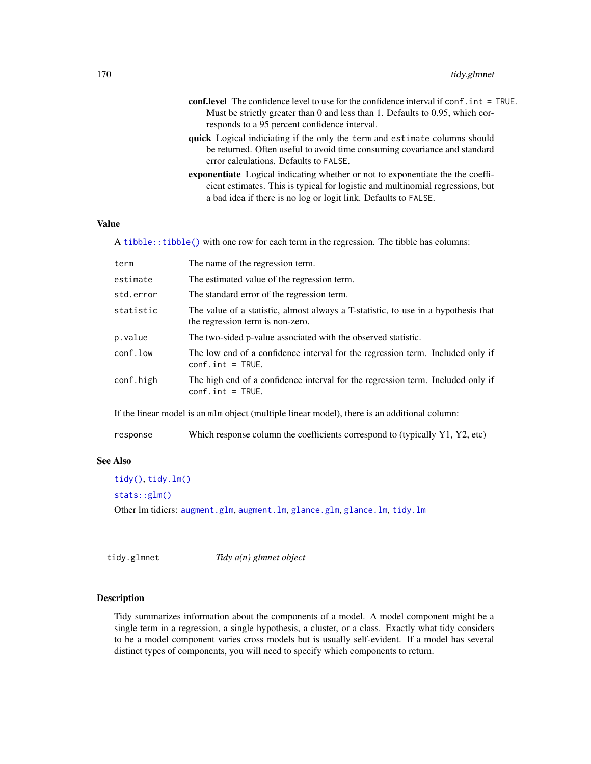**conf.level** The confidence level to use for the confidence interval if `conf.int = TRUE`. Must be strictly greater than 0 and less than 1. Defaults to 0.95, which corresponds to a 95 percent confidence interval.

**quick** Logical indiciating if the only the `term` and `estimate` columns should be returned. Often useful to avoid time consuming covariance and standard error calculations. Defaults to `FALSE`.

**exponentiate** Logical indicating whether or not to exponentiate the the coefficient estimates. This is typical for logistic and multinomial regressions, but a bad idea if there is no log or logit link. Defaults to `FALSE`.

### Value

A `tibble::tibble()` with one row for each term in the regression. The tibble has columns:

| | |
|---|---|
| `term` | The name of the regression term. |
| `estimate` | The estimated value of the regression term. |
| `std.error` | The standard error of the regression term. |
| `statistic` | The value of a statistic, almost always a T-statistic, to use in a hypothesis that the regression term is non-zero. |
| `p.value` | The two-sided p-value associated with the observed statistic. |
| `conf.low` | The low end of a confidence interval for the regression term. Included only if `conf.int = TRUE`. |
| `conf.high` | The high end of a confidence interval for the regression term. Included only if `conf.int = TRUE`. |

If the linear model is an `mlm` object (multiple linear model), there is an additional column:

| | |
|---|---|
| `response` | Which response column the coefficients correspond to (typically Y1, Y2, etc) |

### See Also

`tidy()`, `tidy.lm()`

`stats::glm()`

Other lm tidiers: `augment.glm`, `augment.lm`, `glance.glm`, `glance.lm`, `tidy.lm`

---

## tidy.glmnet *Tidy a(n) glmnet object*

---

### Description

Tidy summarizes information about the components of a model. A model component might be a single term in a regression, a single hypothesis, a cluster, or a class. Exactly what tidy considers to be a model component varies cross models but is usually self-evident. If a model has several distinct types of components, you will need to specify which components to return.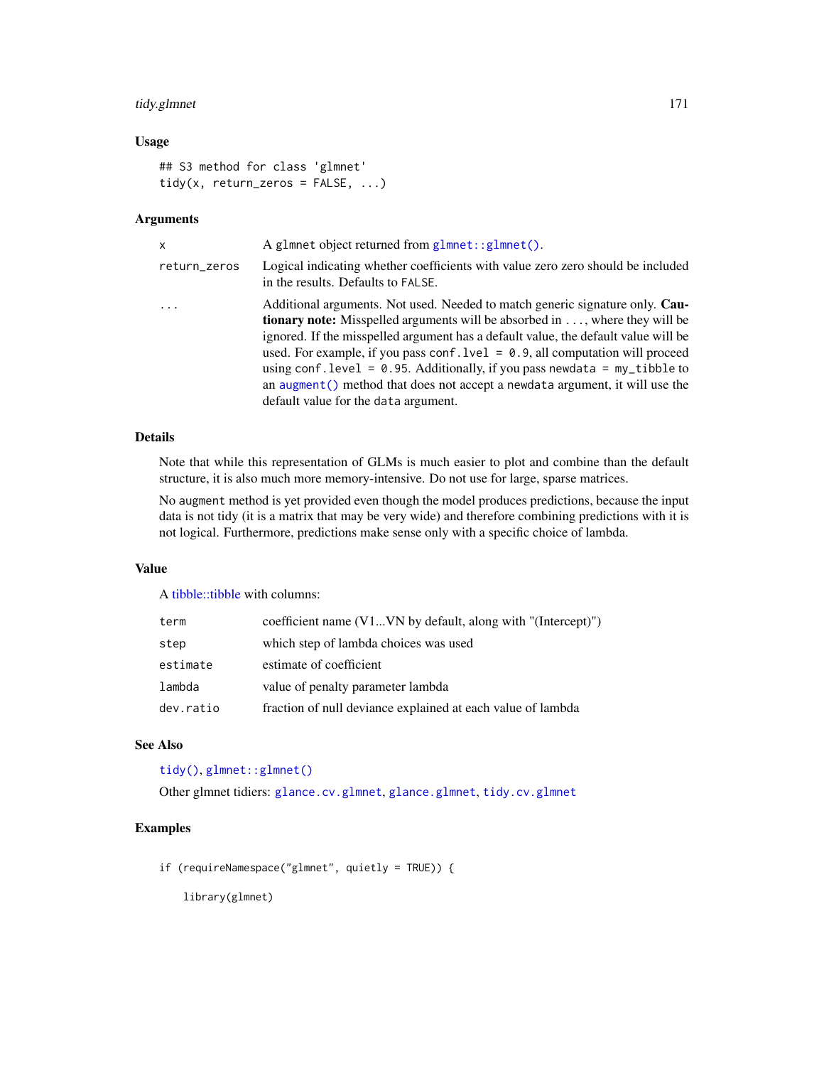## Usage

```
## S3 method for class 'glmnet'
tidy(x, return_zeros = FALSE, ...)
```

## Arguments

| | |
|---|---|
| x | A glmnet object returned from glmnet::glmnet(). |
| return_zeros | Logical indicating whether coefficients with value zero zero should be included in the results. Defaults to FALSE. |
| ... | Additional arguments. Not used. Needed to match generic signature only. **Cautionary note:** Misspelled arguments will be absorbed in ..., where they will be ignored. If the misspelled argument has a default value, the default value will be used. For example, if you pass conf.lvel = 0.9, all computation will proceed using conf.level = 0.95. Additionally, if you pass newdata = my_tibble to an augment() method that does not accept a newdata argument, it will use the default value for the data argument. |

## Details

Note that while this representation of GLMs is much easier to plot and combine than the default structure, it is also much more memory-intensive. Do not use for large, sparse matrices.

No augment method is yet provided even though the model produces predictions, because the input data is not tidy (it is a matrix that may be very wide) and therefore combining predictions with it is not logical. Furthermore, predictions make sense only with a specific choice of lambda.

## Value

A tibble::tibble with columns:

| | |
|---|---|
| term | coefficient name (V1...VN by default, along with "(Intercept)") |
| step | which step of lambda choices was used |
| estimate | estimate of coefficient |
| lambda | value of penalty parameter lambda |
| dev.ratio | fraction of null deviance explained at each value of lambda |

## See Also

tidy(), glmnet::glmnet()

Other glmnet tidiers: glance.cv.glmnet, glance.glmnet, tidy.cv.glmnet

## Examples

```
if (requireNamespace("glmnet", quietly = TRUE)) {

    library(glmnet)
```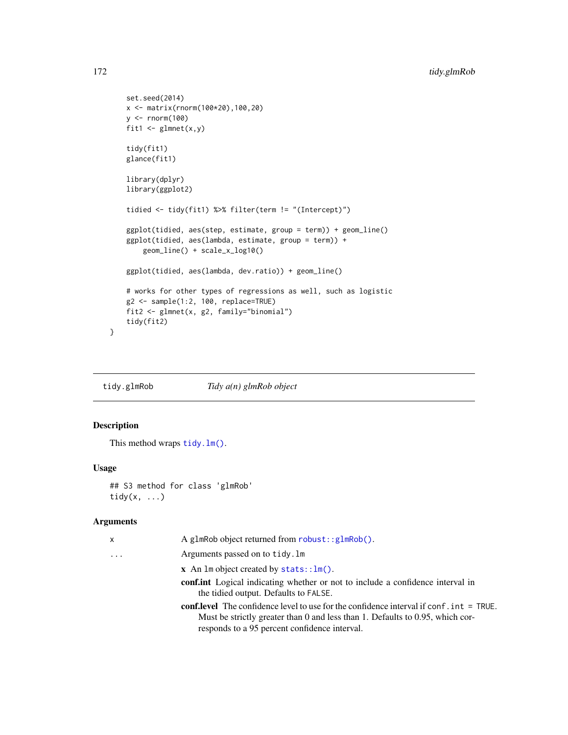```
set.seed(2014)
x <- matrix(rnorm(100*20),100,20)
y <- rnorm(100)
fit1 <- glmnet(x,y)

tidy(fit1)
glance(fit1)

library(dplyr)
library(ggplot2)

tidied <- tidy(fit1) %>% filter(term != "(Intercept)")

ggplot(tidied, aes(step, estimate, group = term)) + geom_line()
ggplot(tidied, aes(lambda, estimate, group = term)) +
    geom_line() + scale_x_log10()

ggplot(tidied, aes(lambda, dev.ratio)) + geom_line()

# works for other types of regressions as well, such as logistic
g2 <- sample(1:2, 100, replace=TRUE)
fit2 <- glmnet(x, g2, family="binomial")
tidy(fit2)
}
```

## tidy.glmRob — *Tidy a(n) glmRob object*

### Description

This method wraps `tidy.lm()`.

### Usage

```
## S3 method for class 'glmRob'
tidy(x, ...)
```

### Arguments

`x` A `glmRob` object returned from `robust::glmRob()`.

`...` Arguments passed on to `tidy.lm`

- **x** An `lm` object created by `stats::lm()`.
- **conf.int** Logical indicating whether or not to include a confidence interval in the tidied output. Defaults to `FALSE`.
- **conf.level** The confidence level to use for the confidence interval if `conf.int = TRUE`. Must be strictly greater than 0 and less than 1. Defaults to 0.95, which corresponds to a 95 percent confidence interval.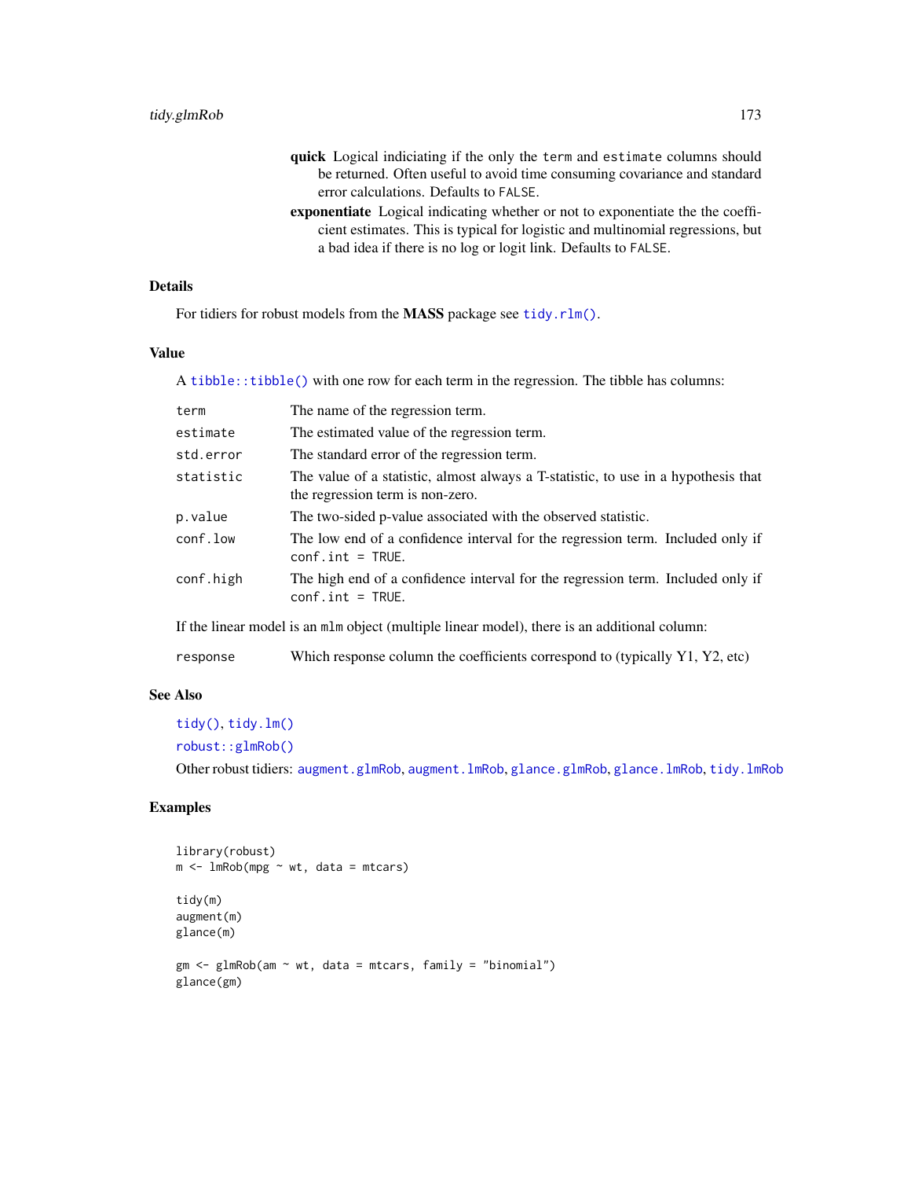**quick** Logical indiciating if the only the `term` and `estimate` columns should be returned. Often useful to avoid time consuming covariance and standard error calculations. Defaults to `FALSE`.

**exponentiate** Logical indicating whether or not to exponentiate the the coefficient estimates. This is typical for logistic and multinomial regressions, but a bad idea if there is no log or logit link. Defaults to `FALSE`.

## Details

For tidiers for robust models from the **MASS** package see `tidy.rlm()`.

## Value

A `tibble::tibble()` with one row for each term in the regression. The tibble has columns:

| | |
|---|---|
| `term` | The name of the regression term. |
| `estimate` | The estimated value of the regression term. |
| `std.error` | The standard error of the regression term. |
| `statistic` | The value of a statistic, almost always a T-statistic, to use in a hypothesis that the regression term is non-zero. |
| `p.value` | The two-sided p-value associated with the observed statistic. |
| `conf.low` | The low end of a confidence interval for the regression term. Included only if `conf.int = TRUE`. |
| `conf.high` | The high end of a confidence interval for the regression term. Included only if `conf.int = TRUE`. |

If the linear model is an `mlm` object (multiple linear model), there is an additional column:

| | |
|---|---|
| `response` | Which response column the coefficients correspond to (typically Y1, Y2, etc) |

## See Also

`tidy()`, `tidy.lm()`

`robust::glmRob()`

Other robust tidiers: `augment.glmRob`, `augment.lmRob`, `glance.glmRob`, `glance.lmRob`, `tidy.lmRob`

## Examples

```
library(robust)
m <- lmRob(mpg ~ wt, data = mtcars)

tidy(m)
augment(m)
glance(m)

gm <- glmRob(am ~ wt, data = mtcars, family = "binomial")
glance(gm)
```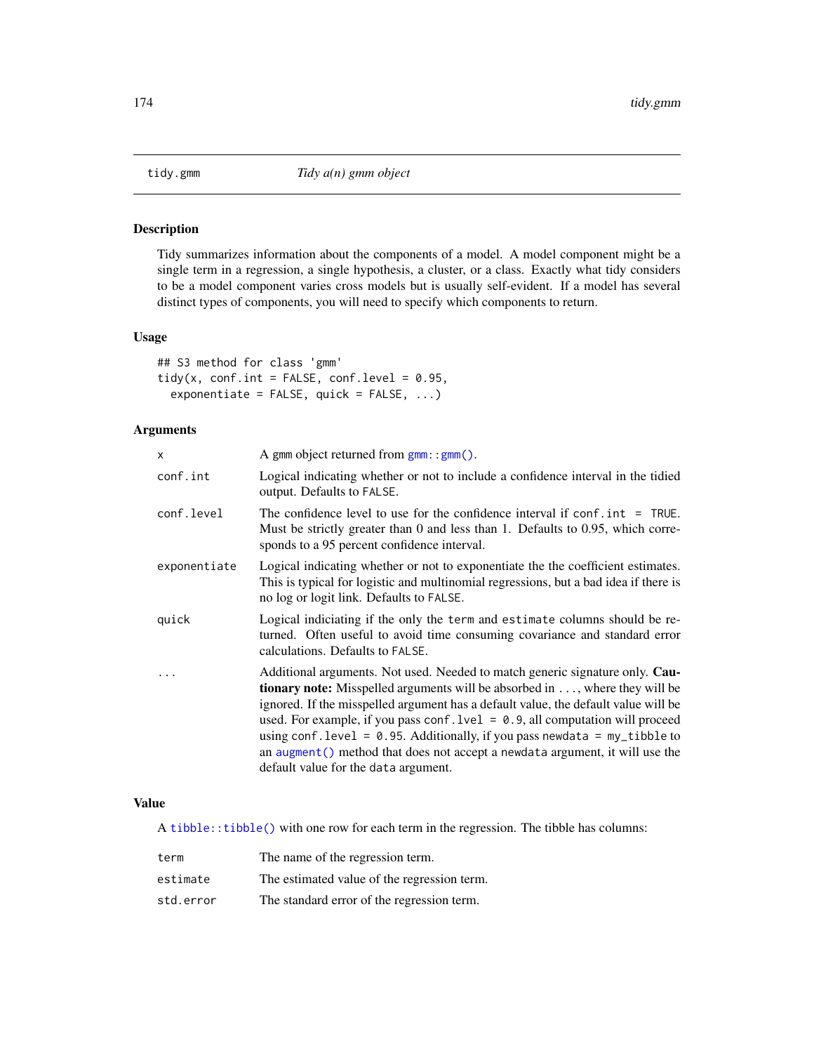# tidy.gmm — *Tidy a(n) gmm object*

## Description

Tidy summarizes information about the components of a model. A model component might be a single term in a regression, a single hypothesis, a cluster, or a class. Exactly what tidy considers to be a model component varies cross models but is usually self-evident. If a model has several distinct types of components, you will need to specify which components to return.

## Usage

```
## S3 method for class 'gmm'
tidy(x, conf.int = FALSE, conf.level = 0.95,
  exponentiate = FALSE, quick = FALSE, ...)
```

## Arguments

| | |
|---|---|
| `x` | A gmm object returned from `gmm::gmm()`. |
| `conf.int` | Logical indicating whether or not to include a confidence interval in the tidied output. Defaults to `FALSE`. |
| `conf.level` | The confidence level to use for the confidence interval if `conf.int = TRUE`. Must be strictly greater than 0 and less than 1. Defaults to 0.95, which corresponds to a 95 percent confidence interval. |
| `exponentiate` | Logical indicating whether or not to exponentiate the the coefficient estimates. This is typical for logistic and multinomial regressions, but a bad idea if there is no log or logit link. Defaults to `FALSE`. |
| `quick` | Logical indiciating if the only the `term` and `estimate` columns should be returned. Often useful to avoid time consuming covariance and standard error calculations. Defaults to `FALSE`. |
| `...` | Additional arguments. Not used. Needed to match generic signature only. **Cautionary note:** Misspelled arguments will be absorbed in `...`, where they will be ignored. If the misspelled argument has a default value, the default value will be used. For example, if you pass `conf.lvel = 0.9`, all computation will proceed using `conf.level = 0.95`. Additionally, if you pass `newdata = my_tibble` to an `augment()` method that does not accept a `newdata` argument, it will use the default value for the `data` argument. |

## Value

A `tibble::tibble()` with one row for each term in the regression. The tibble has columns:

| | |
|---|---|
| `term` | The name of the regression term. |
| `estimate` | The estimated value of the regression term. |
| `std.error` | The standard error of the regression term. |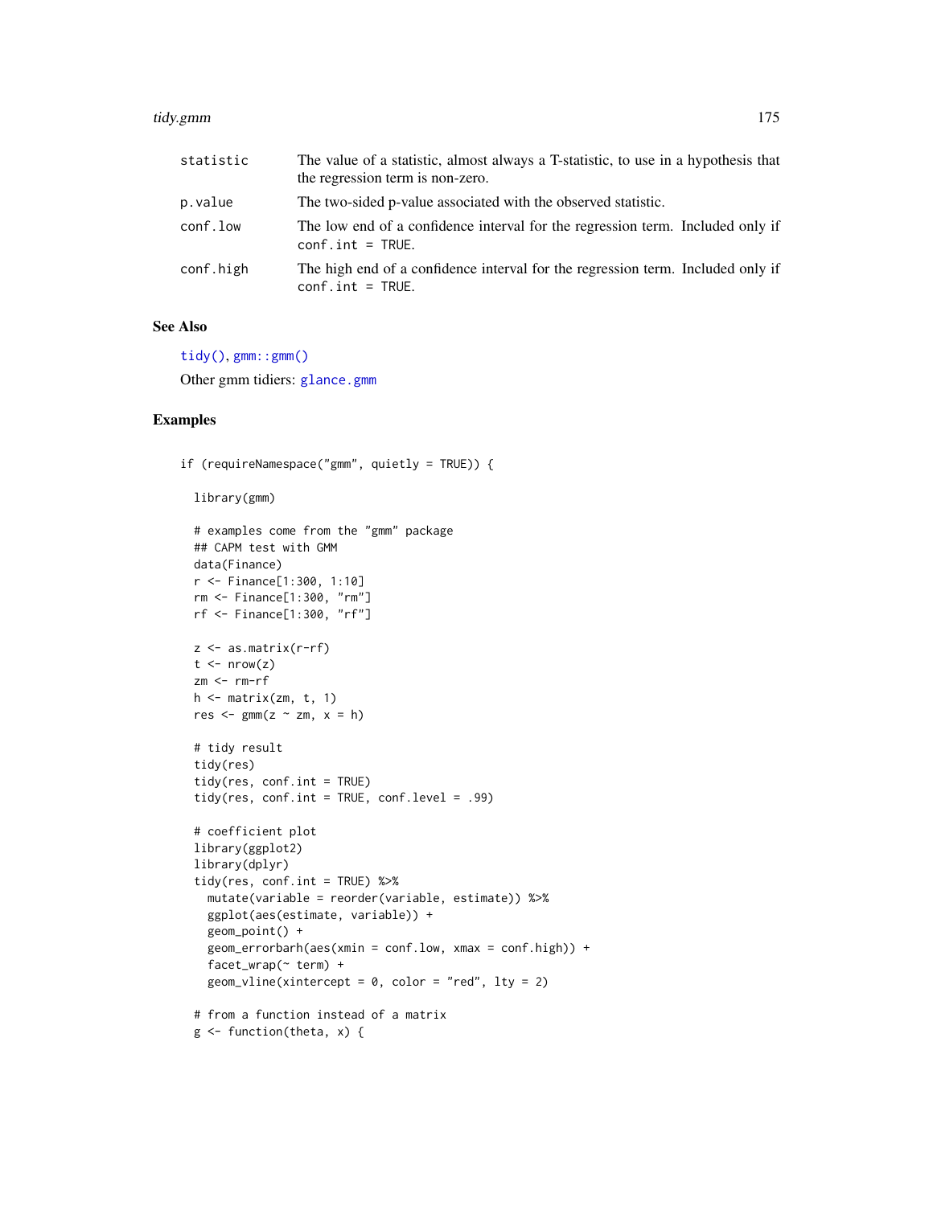| | |
|---|---|
| statistic | The value of a statistic, almost always a T-statistic, to use in a hypothesis that the regression term is non-zero. |
| p.value | The two-sided p-value associated with the observed statistic. |
| conf.low | The low end of a confidence interval for the regression term. Included only if `conf.int = TRUE`. |
| conf.high | The high end of a confidence interval for the regression term. Included only if `conf.int = TRUE`. |

## See Also

`tidy()`, `gmm::gmm()`

Other gmm tidiers: `glance.gmm`

## Examples

```
if (requireNamespace("gmm", quietly = TRUE)) {

  library(gmm)

  # examples come from the "gmm" package
  ## CAPM test with GMM
  data(Finance)
  r <- Finance[1:300, 1:10]
  rm <- Finance[1:300, "rm"]
  rf <- Finance[1:300, "rf"]

  z <- as.matrix(r-rf)
  t <- nrow(z)
  zm <- rm-rf
  h <- matrix(zm, t, 1)
  res <- gmm(z ~ zm, x = h)

  # tidy result
  tidy(res)
  tidy(res, conf.int = TRUE)
  tidy(res, conf.int = TRUE, conf.level = .99)

  # coefficient plot
  library(ggplot2)
  library(dplyr)
  tidy(res, conf.int = TRUE) %>%
    mutate(variable = reorder(variable, estimate)) %>%
    ggplot(aes(estimate, variable)) +
    geom_point() +
    geom_errorbarh(aes(xmin = conf.low, xmax = conf.high)) +
    facet_wrap(~ term) +
    geom_vline(xintercept = 0, color = "red", lty = 2)

  # from a function instead of a matrix
  g <- function(theta, x) {
```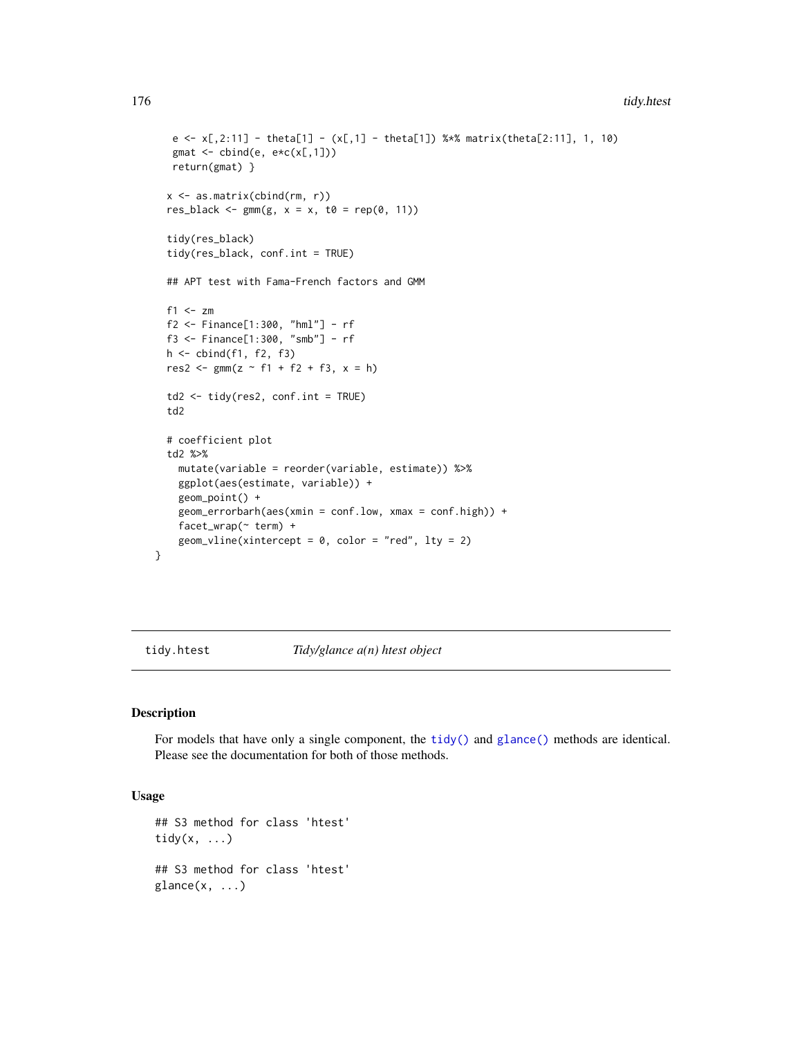```
   e <- x[,2:11] - theta[1] - (x[,1] - theta[1]) %*% matrix(theta[2:11], 1, 10)
   gmat <- cbind(e, e*c(x[,1]))
   return(gmat) }

  x <- as.matrix(cbind(rm, r))
  res_black <- gmm(g, x = x, t0 = rep(0, 11))

  tidy(res_black)
  tidy(res_black, conf.int = TRUE)

  ## APT test with Fama-French factors and GMM

  f1 <- zm
  f2 <- Finance[1:300, "hml"] - rf
  f3 <- Finance[1:300, "smb"] - rf
  h <- cbind(f1, f2, f3)
  res2 <- gmm(z ~ f1 + f2 + f3, x = h)

  td2 <- tidy(res2, conf.int = TRUE)
  td2

  # coefficient plot
  td2 %>%
    mutate(variable = reorder(variable, estimate)) %>%
    ggplot(aes(estimate, variable)) +
    geom_point() +
    geom_errorbarh(aes(xmin = conf.low, xmax = conf.high)) +
    facet_wrap(~ term) +
    geom_vline(xintercept = 0, color = "red", lty = 2)
}
```

---

## tidy.htest — *Tidy/glance a(n) htest object*

### Description

For models that have only a single component, the tidy() and glance() methods are identical. Please see the documentation for both of those methods.

### Usage

```
## S3 method for class 'htest'
tidy(x, ...)

## S3 method for class 'htest'
glance(x, ...)
```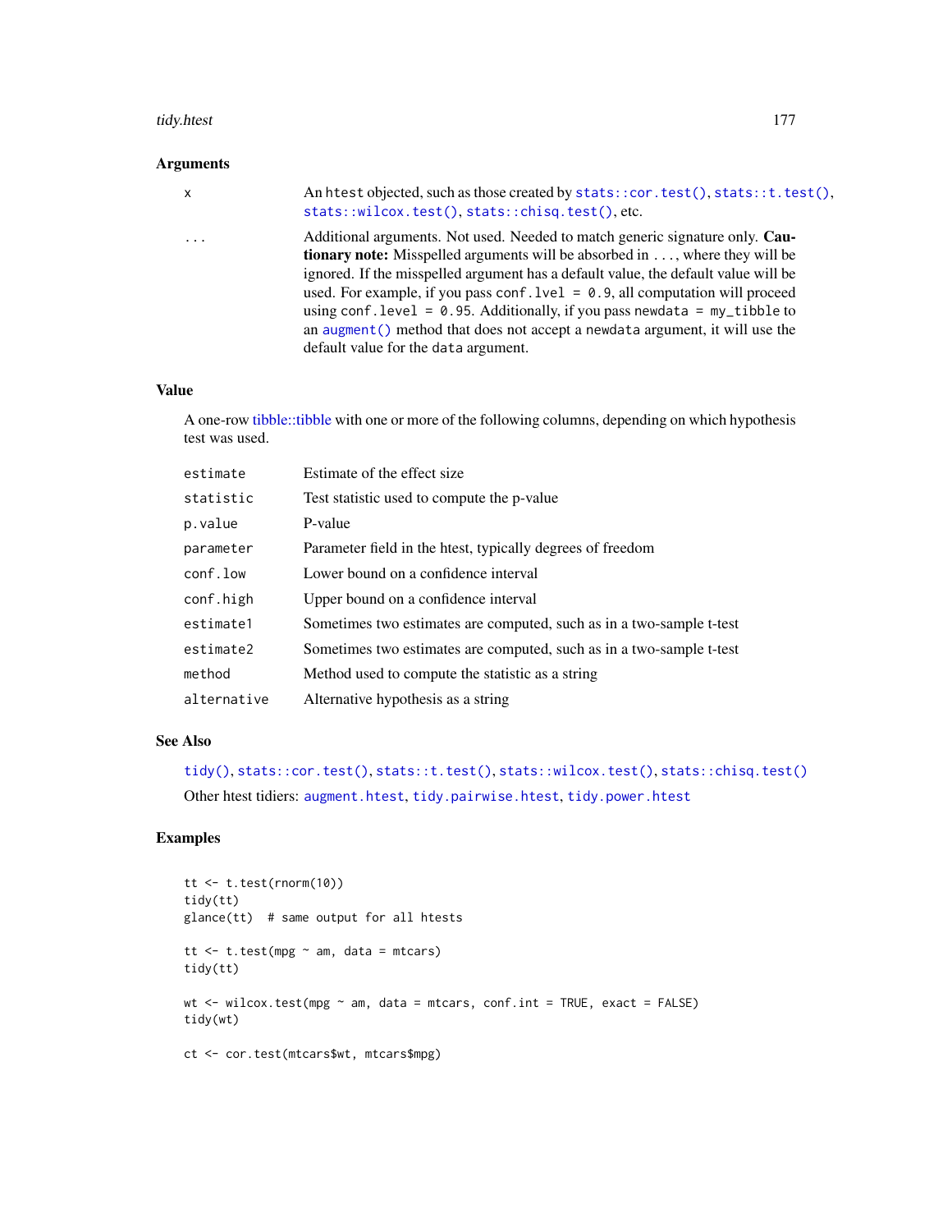## Arguments

| | |
|---|---|
| x | An htest objected, such as those created by `stats::cor.test()`, `stats::t.test()`, `stats::wilcox.test()`, `stats::chisq.test()`, etc. |
| ... | Additional arguments. Not used. Needed to match generic signature only. **Cautionary note:** Misspelled arguments will be absorbed in `...`, where they will be ignored. If the misspelled argument has a default value, the default value will be used. For example, if you pass `conf.lvel = 0.9`, all computation will proceed using `conf.level = 0.95`. Additionally, if you pass `newdata = my_tibble` to an `augment()` method that does not accept a `newdata` argument, it will use the default value for the `data` argument. |

## Value

A one-row tibble::tibble with one or more of the following columns, depending on which hypothesis test was used.

| | |
|---|---|
| estimate | Estimate of the effect size |
| statistic | Test statistic used to compute the p-value |
| p.value | P-value |
| parameter | Parameter field in the htest, typically degrees of freedom |
| conf.low | Lower bound on a confidence interval |
| conf.high | Upper bound on a confidence interval |
| estimate1 | Sometimes two estimates are computed, such as in a two-sample t-test |
| estimate2 | Sometimes two estimates are computed, such as in a two-sample t-test |
| method | Method used to compute the statistic as a string |
| alternative | Alternative hypothesis as a string |

## See Also

`tidy()`, `stats::cor.test()`, `stats::t.test()`, `stats::wilcox.test()`, `stats::chisq.test()`

Other htest tidiers: `augment.htest`, `tidy.pairwise.htest`, `tidy.power.htest`

## Examples

```
tt <- t.test(rnorm(10))
tidy(tt)
glance(tt)  # same output for all htests

tt <- t.test(mpg ~ am, data = mtcars)
tidy(tt)

wt <- wilcox.test(mpg ~ am, data = mtcars, conf.int = TRUE, exact = FALSE)
tidy(wt)

ct <- cor.test(mtcars$wt, mtcars$mpg)
```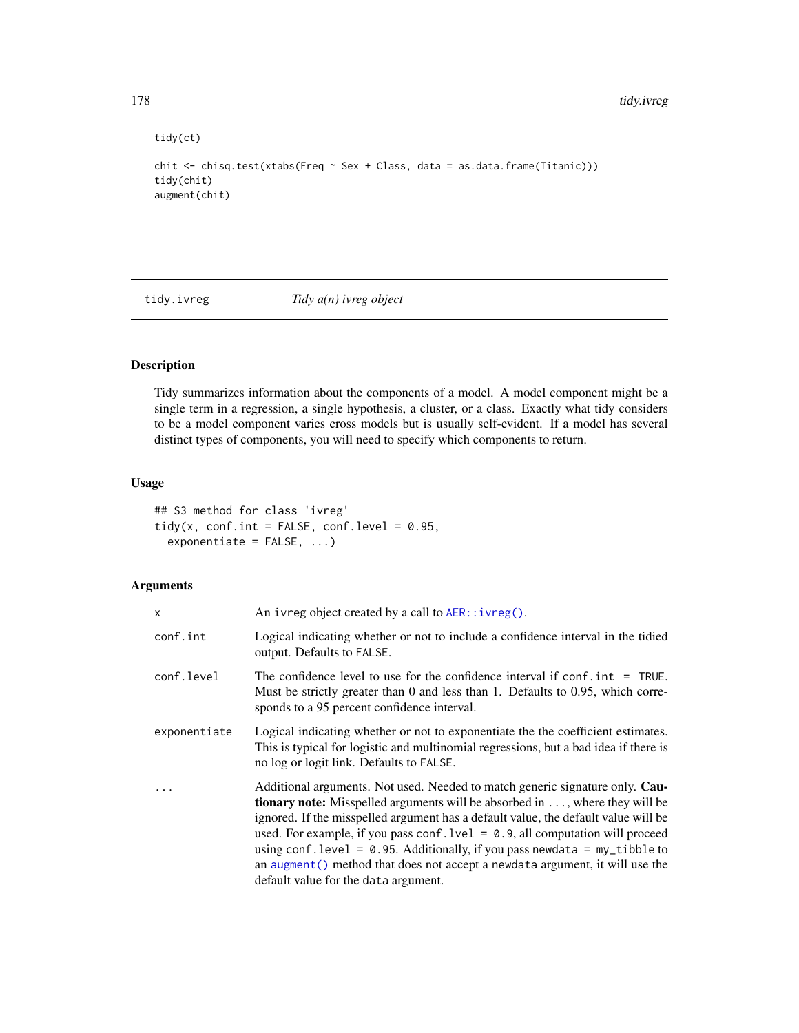```
tidy(ct)

chit <- chisq.test(xtabs(Freq ~ Sex + Class, data = as.data.frame(Titanic)))
tidy(chit)
augment(chit)
```

## tidy.ivreg    *Tidy a(n) ivreg object*

### Description

Tidy summarizes information about the components of a model. A model component might be a single term in a regression, a single hypothesis, a cluster, or a class. Exactly what tidy considers to be a model component varies cross models but is usually self-evident. If a model has several distinct types of components, you will need to specify which components to return.

### Usage

```
## S3 method for class 'ivreg'
tidy(x, conf.int = FALSE, conf.level = 0.95,
  exponentiate = FALSE, ...)
```

### Arguments

| | |
|---|---|
| `x` | An `ivreg` object created by a call to `AER::ivreg()`. |
| `conf.int` | Logical indicating whether or not to include a confidence interval in the tidied output. Defaults to `FALSE`. |
| `conf.level` | The confidence level to use for the confidence interval if `conf.int = TRUE`. Must be strictly greater than 0 and less than 1. Defaults to 0.95, which corresponds to a 95 percent confidence interval. |
| `exponentiate` | Logical indicating whether or not to exponentiate the the coefficient estimates. This is typical for logistic and multinomial regressions, but a bad idea if there is no log or logit link. Defaults to `FALSE`. |
| `...` | Additional arguments. Not used. Needed to match generic signature only. **Cautionary note:** Misspelled arguments will be absorbed in `...`, where they will be ignored. If the misspelled argument has a default value, the default value will be used. For example, if you pass `conf.lvel = 0.9`, all computation will proceed using `conf.level = 0.95`. Additionally, if you pass `newdata = my_tibble` to an `augment()` method that does not accept a `newdata` argument, it will use the default value for the `data` argument. |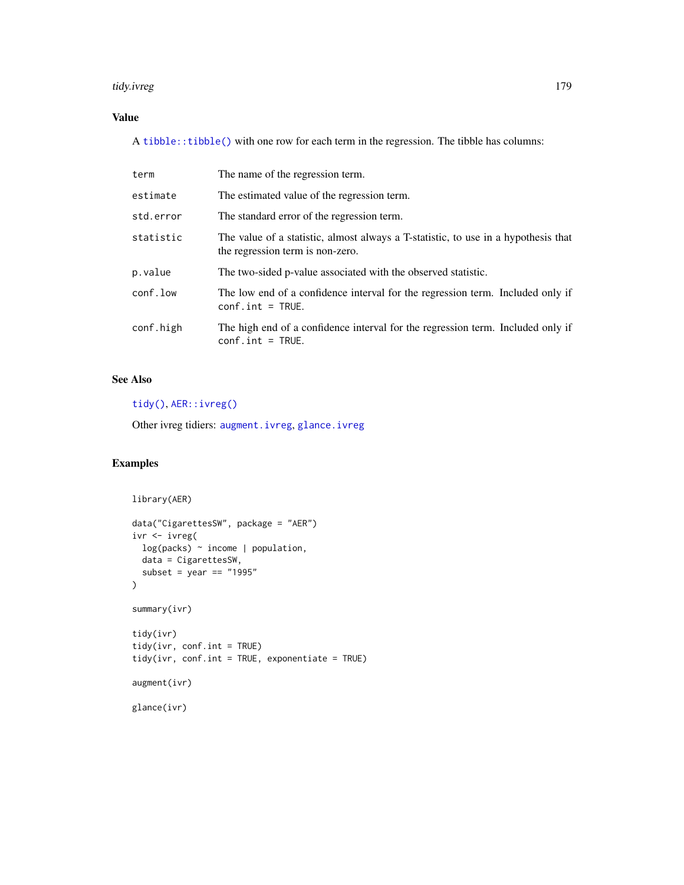## Value

A `tibble::tibble()` with one row for each term in the regression. The tibble has columns:

| | |
|---|---|
| `term` | The name of the regression term. |
| `estimate` | The estimated value of the regression term. |
| `std.error` | The standard error of the regression term. |
| `statistic` | The value of a statistic, almost always a T-statistic, to use in a hypothesis that the regression term is non-zero. |
| `p.value` | The two-sided p-value associated with the observed statistic. |
| `conf.low` | The low end of a confidence interval for the regression term. Included only if `conf.int = TRUE`. |
| `conf.high` | The high end of a confidence interval for the regression term. Included only if `conf.int = TRUE`. |

## See Also

`tidy()`, `AER::ivreg()`

Other ivreg tidiers: `augment.ivreg`, `glance.ivreg`

## Examples

```
library(AER)

data("CigarettesSW", package = "AER")
ivr <- ivreg(
  log(packs) ~ income | population,
  data = CigarettesSW,
  subset = year == "1995"
)

summary(ivr)

tidy(ivr)
tidy(ivr, conf.int = TRUE)
tidy(ivr, conf.int = TRUE, exponentiate = TRUE)

augment(ivr)

glance(ivr)
```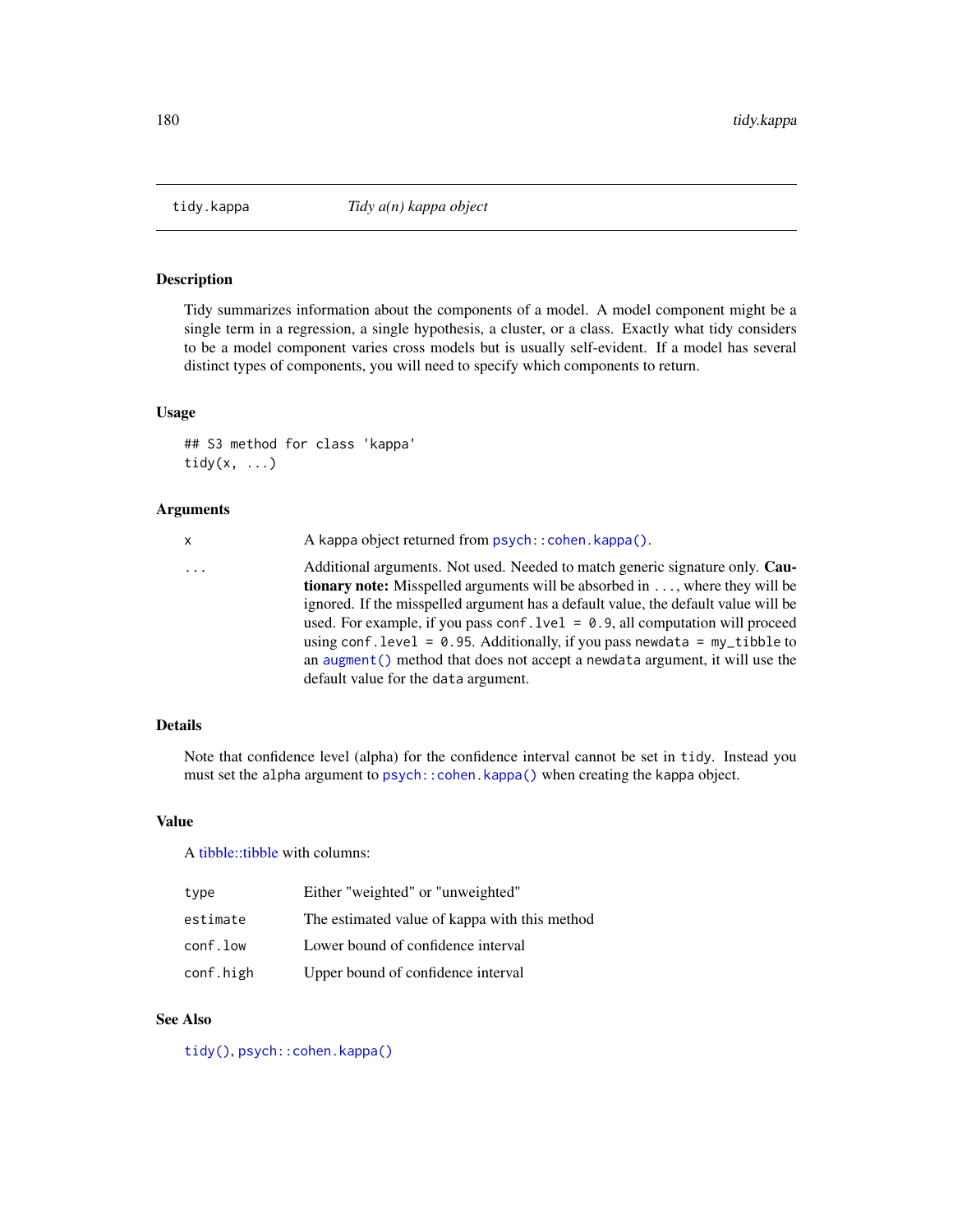# tidy.kappa — *Tidy a(n) kappa object*

## Description

Tidy summarizes information about the components of a model. A model component might be a single term in a regression, a single hypothesis, a cluster, or a class. Exactly what tidy considers to be a model component varies cross models but is usually self-evident. If a model has several distinct types of components, you will need to specify which components to return.

## Usage

```
## S3 method for class 'kappa'
tidy(x, ...)
```

## Arguments

| | |
|---|---|
| `x` | A kappa object returned from `psych::cohen.kappa()`. |
| `...` | Additional arguments. Not used. Needed to match generic signature only. **Cautionary note:** Misspelled arguments will be absorbed in `...`, where they will be ignored. If the misspelled argument has a default value, the default value will be used. For example, if you pass `conf.lvel = 0.9`, all computation will proceed using `conf.level = 0.95`. Additionally, if you pass `newdata = my_tibble` to an `augment()` method that does not accept a `newdata` argument, it will use the default value for the `data` argument. |

## Details

Note that confidence level (alpha) for the confidence interval cannot be set in `tidy`. Instead you must set the `alpha` argument to `psych::cohen.kappa()` when creating the `kappa` object.

## Value

A tibble::tibble with columns:

| | |
|---|---|
| `type` | Either "weighted" or "unweighted" |
| `estimate` | The estimated value of kappa with this method |
| `conf.low` | Lower bound of confidence interval |
| `conf.high` | Upper bound of confidence interval |

## See Also

`tidy()`, `psych::cohen.kappa()`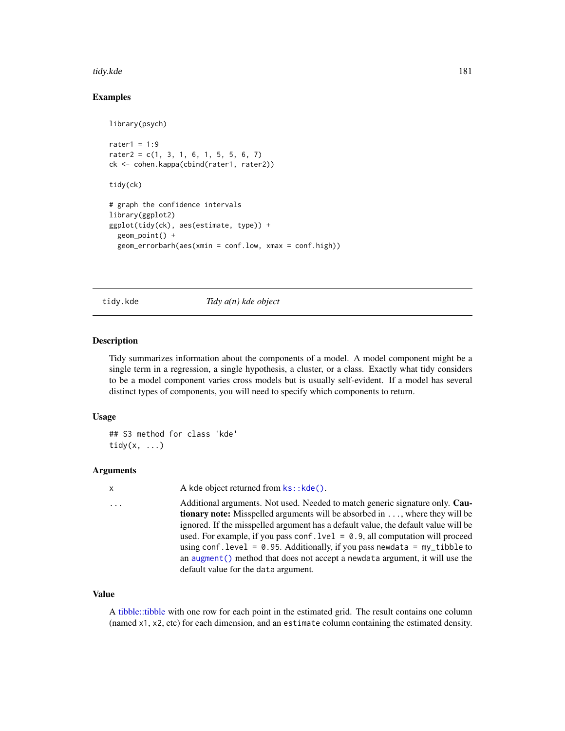## Examples

```
library(psych)

rater1 = 1:9
rater2 = c(1, 3, 1, 6, 1, 5, 5, 6, 7)
ck <- cohen.kappa(cbind(rater1, rater2))

tidy(ck)

# graph the confidence intervals
library(ggplot2)
ggplot(tidy(ck), aes(estimate, type)) +
  geom_point() +
  geom_errorbarh(aes(xmin = conf.low, xmax = conf.high))
```

---

# tidy.kde — *Tidy a(n) kde object*

## Description

Tidy summarizes information about the components of a model. A model component might be a single term in a regression, a single hypothesis, a cluster, or a class. Exactly what tidy considers to be a model component varies cross models but is usually self-evident. If a model has several distinct types of components, you will need to specify which components to return.

## Usage

```
## S3 method for class 'kde'
tidy(x, ...)
```

## Arguments

| | |
|---|---|
| x | A kde object returned from `ks::kde()`. |
| ... | Additional arguments. Not used. Needed to match generic signature only. **Cautionary note:** Misspelled arguments will be absorbed in `...`, where they will be ignored. If the misspelled argument has a default value, the default value will be used. For example, if you pass `conf.lvel = 0.9`, all computation will proceed using `conf.level = 0.95`. Additionally, if you pass `newdata = my_tibble` to an `augment()` method that does not accept a `newdata` argument, it will use the default value for the `data` argument. |

## Value

A tibble::tibble with one row for each point in the estimated grid. The result contains one column (named `x1`, `x2`, etc) for each dimension, and an `estimate` column containing the estimated density.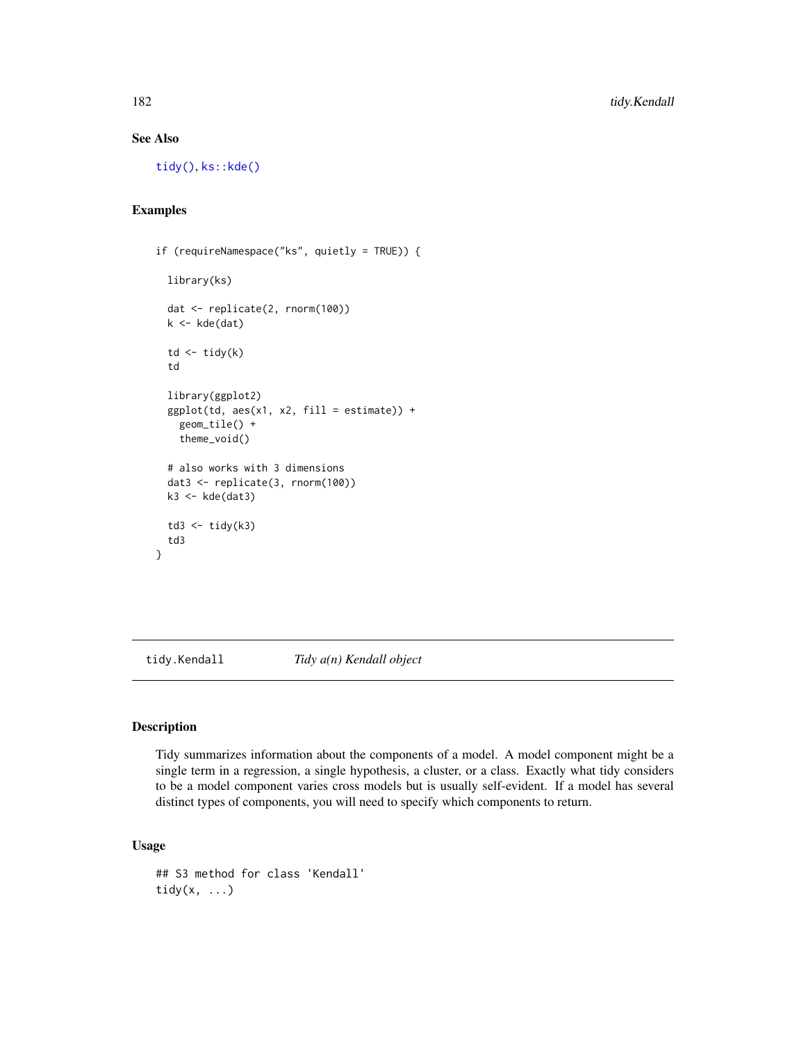## See Also

tidy(), ks::kde()

## Examples

```
if (requireNamespace("ks", quietly = TRUE)) {

  library(ks)

  dat <- replicate(2, rnorm(100))
  k <- kde(dat)

  td <- tidy(k)
  td

  library(ggplot2)
  ggplot(td, aes(x1, x2, fill = estimate)) +
    geom_tile() +
    theme_void()

  # also works with 3 dimensions
  dat3 <- replicate(3, rnorm(100))
  k3 <- kde(dat3)

  td3 <- tidy(k3)
  td3
}
```

---

# tidy.Kendall    *Tidy a(n) Kendall object*

## Description

Tidy summarizes information about the components of a model. A model component might be a single term in a regression, a single hypothesis, a cluster, or a class. Exactly what tidy considers to be a model component varies cross models but is usually self-evident. If a model has several distinct types of components, you will need to specify which components to return.

## Usage

```
## S3 method for class 'Kendall'
tidy(x, ...)
```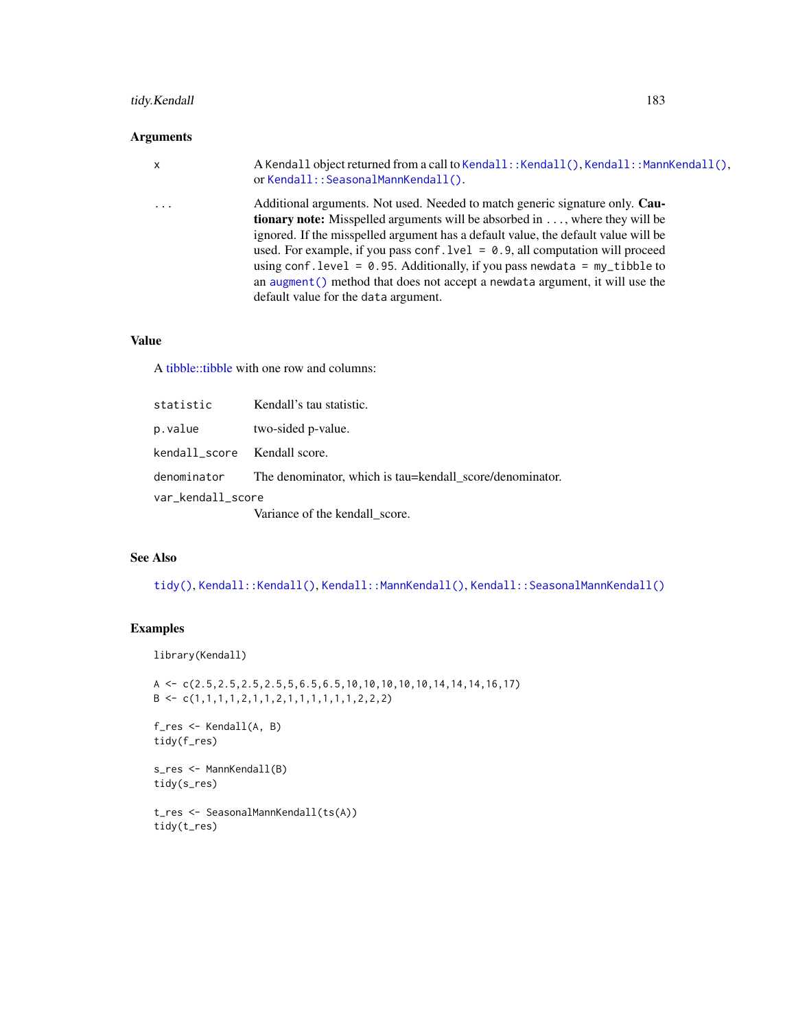## Arguments

| | |
|---|---|
| x | A Kendall object returned from a call to Kendall::Kendall(), Kendall::MannKendall(), or Kendall::SeasonalMannKendall(). |
| ... | Additional arguments. Not used. Needed to match generic signature only. **Cautionary note:** Misspelled arguments will be absorbed in ..., where they will be ignored. If the misspelled argument has a default value, the default value will be used. For example, if you pass conf.lvel = 0.9, all computation will proceed using conf.level = 0.95. Additionally, if you pass newdata = my_tibble to an augment() method that does not accept a newdata argument, it will use the default value for the data argument. |

## Value

A tibble::tibble with one row and columns:

| | |
|---|---|
| statistic | Kendall's tau statistic. |
| p.value | two-sided p-value. |
| kendall_score | Kendall score. |
| denominator | The denominator, which is tau=kendall_score/denominator. |
| var_kendall_score | Variance of the kendall_score. |

## See Also

tidy(), Kendall::Kendall(), Kendall::MannKendall(), Kendall::SeasonalMannKendall()

## Examples

```
library(Kendall)

A <- c(2.5,2.5,2.5,2.5,5,6.5,6.5,10,10,10,10,10,14,14,14,16,17)
B <- c(1,1,1,1,2,1,1,2,1,1,1,1,1,1,2,2,2)

f_res <- Kendall(A, B)
tidy(f_res)

s_res <- MannKendall(B)
tidy(s_res)

t_res <- SeasonalMannKendall(ts(A))
tidy(t_res)
```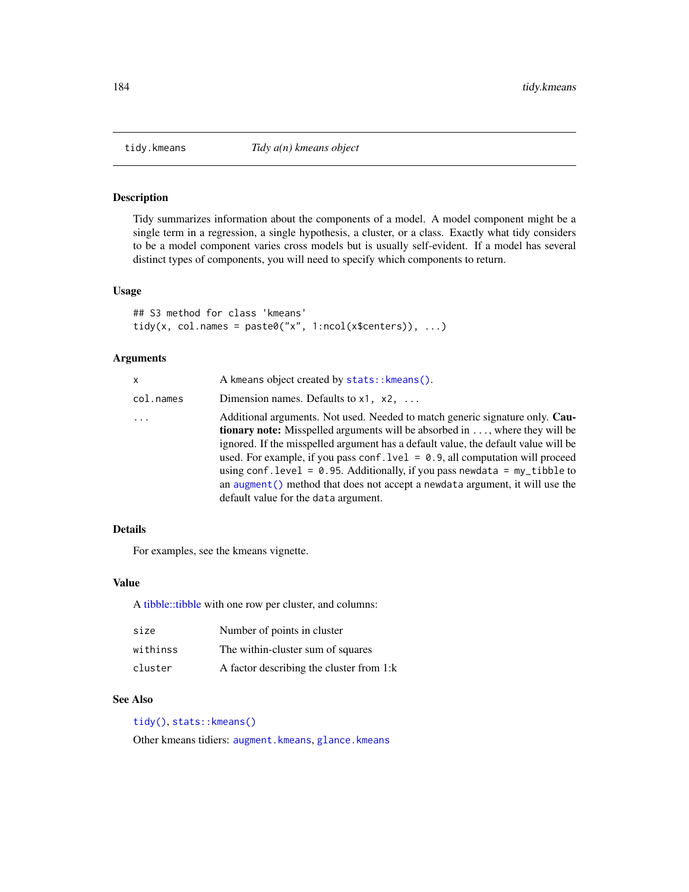tidy.kmeans *Tidy a(n) kmeans object*

## Description

Tidy summarizes information about the components of a model. A model component might be a single term in a regression, a single hypothesis, a cluster, or a class. Exactly what tidy considers to be a model component varies cross models but is usually self-evident. If a model has several distinct types of components, you will need to specify which components to return.

## Usage

```
## S3 method for class 'kmeans'
tidy(x, col.names = paste0("x", 1:ncol(x$centers)), ...)
```

## Arguments

| | |
|---|---|
| x | A kmeans object created by `stats::kmeans()`. |
| col.names | Dimension names. Defaults to `x1, x2, ...` |
| ... | Additional arguments. Not used. Needed to match generic signature only. **Cautionary note:** Misspelled arguments will be absorbed in `...`, where they will be ignored. If the misspelled argument has a default value, the default value will be used. For example, if you pass `conf.lvel = 0.9`, all computation will proceed using `conf.level = 0.95`. Additionally, if you pass `newdata = my_tibble` to an `augment()` method that does not accept a `newdata` argument, it will use the default value for the `data` argument. |

## Details

For examples, see the kmeans vignette.

## Value

A tibble::tibble with one row per cluster, and columns:

| | |
|---|---|
| size | Number of points in cluster |
| withinss | The within-cluster sum of squares |
| cluster | A factor describing the cluster from 1:k |

## See Also

`tidy()`, `stats::kmeans()`

Other kmeans tidiers: `augment.kmeans`, `glance.kmeans`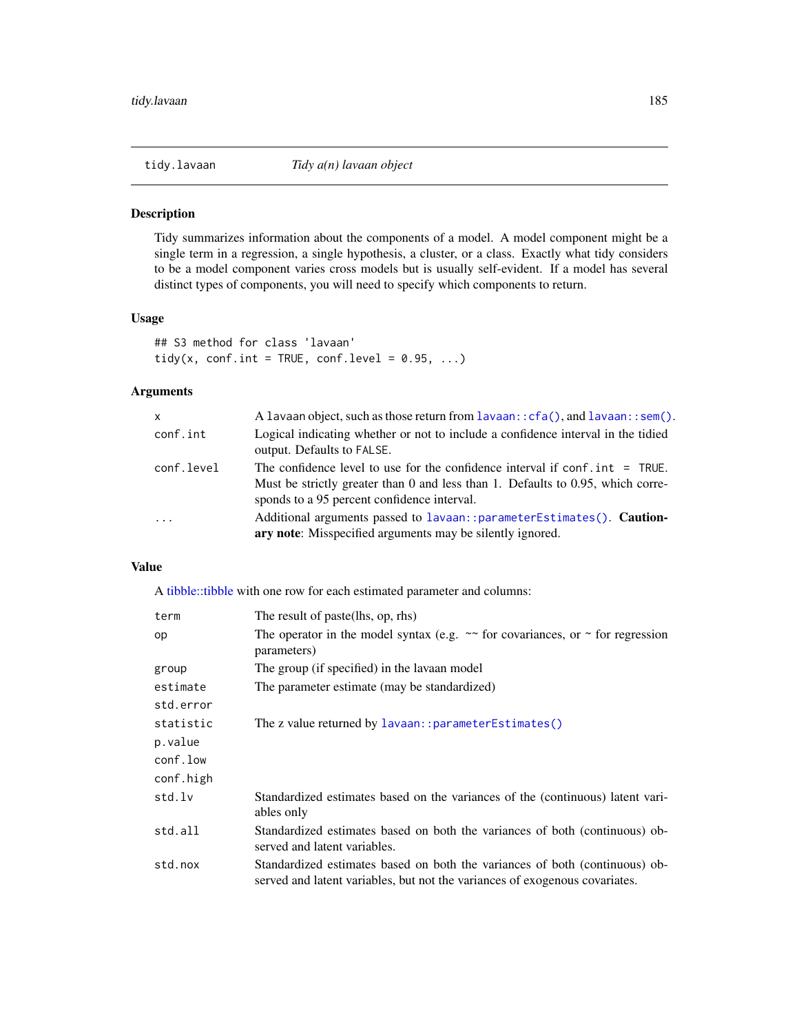## tidy.lavaan *Tidy a(n) lavaan object*

### Description

Tidy summarizes information about the components of a model. A model component might be a single term in a regression, a single hypothesis, a cluster, or a class. Exactly what tidy considers to be a model component varies cross models but is usually self-evident. If a model has several distinct types of components, you will need to specify which components to return.

### Usage

```
## S3 method for class 'lavaan'
tidy(x, conf.int = TRUE, conf.level = 0.95, ...)
```

### Arguments

| | |
|---|---|
| `x` | A `lavaan` object, such as those return from `lavaan::cfa()`, and `lavaan::sem()`. |
| `conf.int` | Logical indicating whether or not to include a confidence interval in the tidied output. Defaults to `FALSE`. |
| `conf.level` | The confidence level to use for the confidence interval if `conf.int = TRUE`. Must be strictly greater than 0 and less than 1. Defaults to 0.95, which corresponds to a 95 percent confidence interval. |
| `...` | Additional arguments passed to `lavaan::parameterEstimates()`. **Cautionary note**: Misspecified arguments may be silently ignored. |

### Value

A tibble::tibble with one row for each estimated parameter and columns:

| | |
|---|---|
| `term` | The result of paste(lhs, op, rhs) |
| `op` | The operator in the model syntax (e.g. `~~` for covariances, or `~` for regression parameters) |
| `group` | The group (if specified) in the lavaan model |
| `estimate` | The parameter estimate (may be standardized) |
| `std.error` | |
| `statistic` | The z value returned by `lavaan::parameterEstimates()` |
| `p.value` | |
| `conf.low` | |
| `conf.high` | |
| `std.lv` | Standardized estimates based on the variances of the (continuous) latent variables only |
| `std.all` | Standardized estimates based on both the variances of both (continuous) observed and latent variables. |
| `std.nox` | Standardized estimates based on both the variances of both (continuous) observed and latent variables, but not the variances of exogenous covariates. |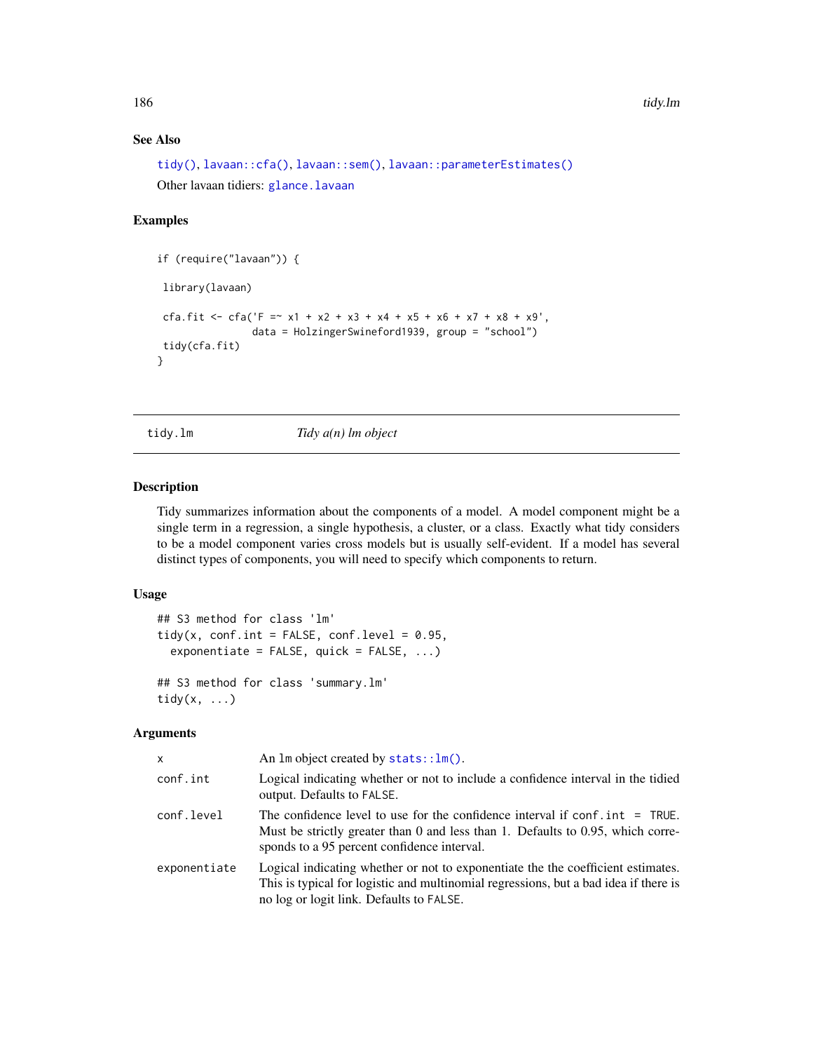## See Also

`tidy()`, `lavaan::cfa()`, `lavaan::sem()`, `lavaan::parameterEstimates()`

Other lavaan tidiers: `glance.lavaan`

## Examples

```
if (require("lavaan")) {

 library(lavaan)

 cfa.fit <- cfa('F =~ x1 + x2 + x3 + x4 + x5 + x6 + x7 + x8 + x9',
                data = HolzingerSwineford1939, group = "school")
 tidy(cfa.fit)
}
```

---

# tidy.lm — *Tidy a(n) lm object*

---

## Description

Tidy summarizes information about the components of a model. A model component might be a single term in a regression, a single hypothesis, a cluster, or a class. Exactly what tidy considers to be a model component varies cross models but is usually self-evident. If a model has several distinct types of components, you will need to specify which components to return.

## Usage

```
## S3 method for class 'lm'
tidy(x, conf.int = FALSE, conf.level = 0.95,
  exponentiate = FALSE, quick = FALSE, ...)

## S3 method for class 'summary.lm'
tidy(x, ...)
```

## Arguments

| | |
|---|---|
| x | An `lm` object created by `stats::lm()`. |
| conf.int | Logical indicating whether or not to include a confidence interval in the tidied output. Defaults to `FALSE`. |
| conf.level | The confidence level to use for the confidence interval if `conf.int = TRUE`. Must be strictly greater than 0 and less than 1. Defaults to 0.95, which corresponds to a 95 percent confidence interval. |
| exponentiate | Logical indicating whether or not to exponentiate the the coefficient estimates. This is typical for logistic and multinomial regressions, but a bad idea if there is no log or logit link. Defaults to `FALSE`. |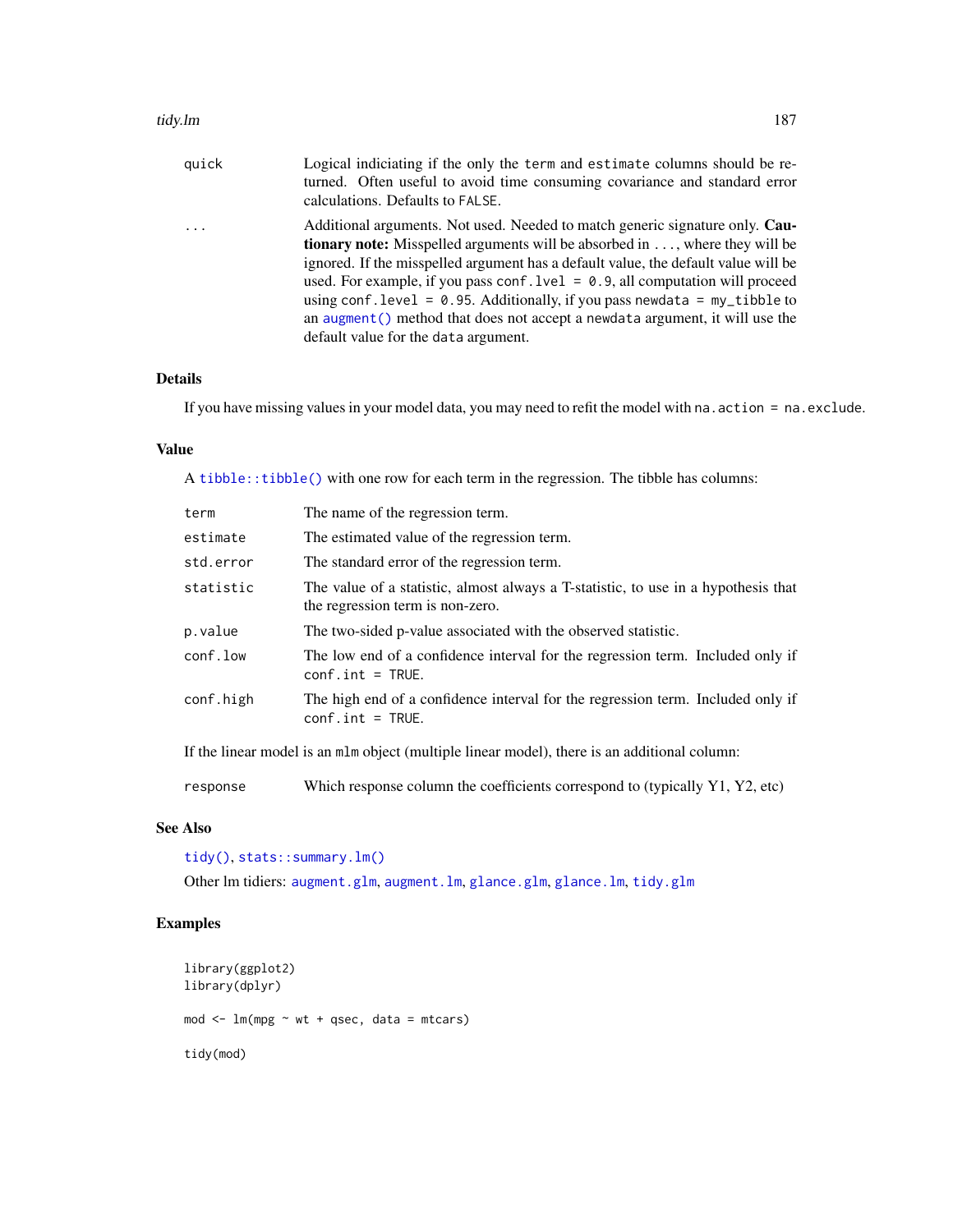quick — Logical indiciating if the only the `term` and `estimate` columns should be returned. Often useful to avoid time consuming covariance and standard error calculations. Defaults to `FALSE`.

... — Additional arguments. Not used. Needed to match generic signature only. **Cautionary note:** Misspelled arguments will be absorbed in `...`, where they will be ignored. If the misspelled argument has a default value, the default value will be used. For example, if you pass `conf.lvel = 0.9`, all computation will proceed using `conf.level = 0.95`. Additionally, if you pass `newdata = my_tibble` to an `augment()` method that does not accept a `newdata` argument, it will use the default value for the `data` argument.

## Details

If you have missing values in your model data, you may need to refit the model with `na.action = na.exclude`.

## Value

A `tibble::tibble()` with one row for each term in the regression. The tibble has columns:

| | |
|---|---|
| `term` | The name of the regression term. |
| `estimate` | The estimated value of the regression term. |
| `std.error` | The standard error of the regression term. |
| `statistic` | The value of a statistic, almost always a T-statistic, to use in a hypothesis that the regression term is non-zero. |
| `p.value` | The two-sided p-value associated with the observed statistic. |
| `conf.low` | The low end of a confidence interval for the regression term. Included only if `conf.int = TRUE`. |
| `conf.high` | The high end of a confidence interval for the regression term. Included only if `conf.int = TRUE`. |

If the linear model is an `mlm` object (multiple linear model), there is an additional column:

| | |
|---|---|
| `response` | Which response column the coefficients correspond to (typically Y1, Y2, etc) |

## See Also

`tidy()`, `stats::summary.lm()`

Other lm tidiers: `augment.glm`, `augment.lm`, `glance.glm`, `glance.lm`, `tidy.glm`

## Examples

```
library(ggplot2)
library(dplyr)

mod <- lm(mpg ~ wt + qsec, data = mtcars)

tidy(mod)
```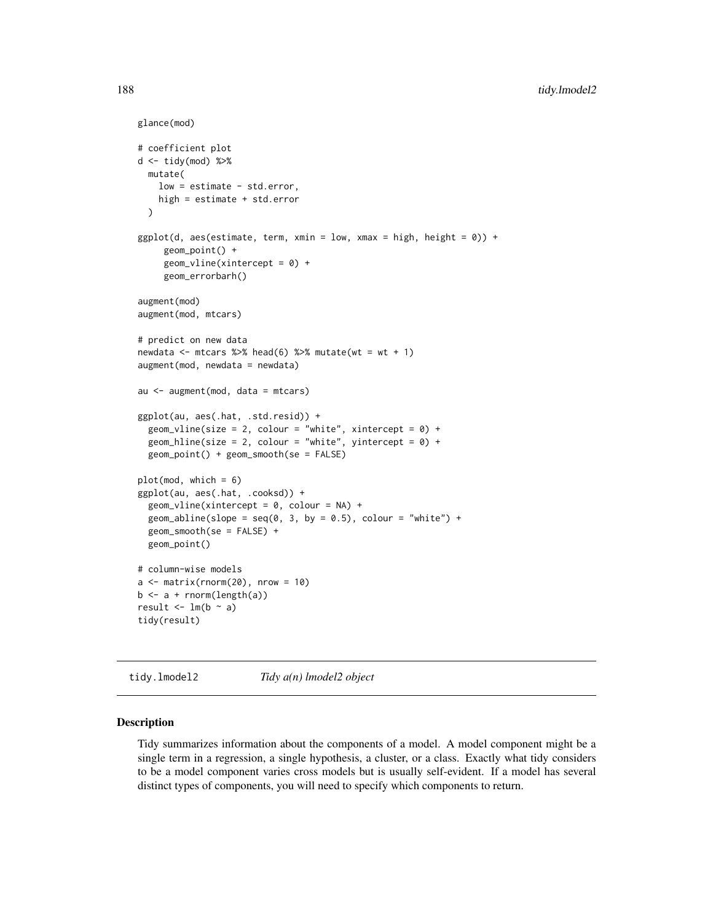```
glance(mod)

# coefficient plot
d <- tidy(mod) %>%
  mutate(
    low = estimate - std.error,
    high = estimate + std.error
  )

ggplot(d, aes(estimate, term, xmin = low, xmax = high, height = 0)) +
     geom_point() +
     geom_vline(xintercept = 0) +
     geom_errorbarh()

augment(mod)
augment(mod, mtcars)

# predict on new data
newdata <- mtcars %>% head(6) %>% mutate(wt = wt + 1)
augment(mod, newdata = newdata)

au <- augment(mod, data = mtcars)

ggplot(au, aes(.hat, .std.resid)) +
  geom_vline(size = 2, colour = "white", xintercept = 0) +
  geom_hline(size = 2, colour = "white", yintercept = 0) +
  geom_point() + geom_smooth(se = FALSE)

plot(mod, which = 6)
ggplot(au, aes(.hat, .cooksd)) +
  geom_vline(xintercept = 0, colour = NA) +
  geom_abline(slope = seq(0, 3, by = 0.5), colour = "white") +
  geom_smooth(se = FALSE) +
  geom_point()

# column-wise models
a <- matrix(rnorm(20), nrow = 10)
b <- a + rnorm(length(a))
result <- lm(b ~ a)
tidy(result)
```

## tidy.lmodel2    *Tidy a(n) lmodel2 object*

### Description

Tidy summarizes information about the components of a model. A model component might be a single term in a regression, a single hypothesis, a cluster, or a class. Exactly what tidy considers to be a model component varies cross models but is usually self-evident. If a model has several distinct types of components, you will need to specify which components to return.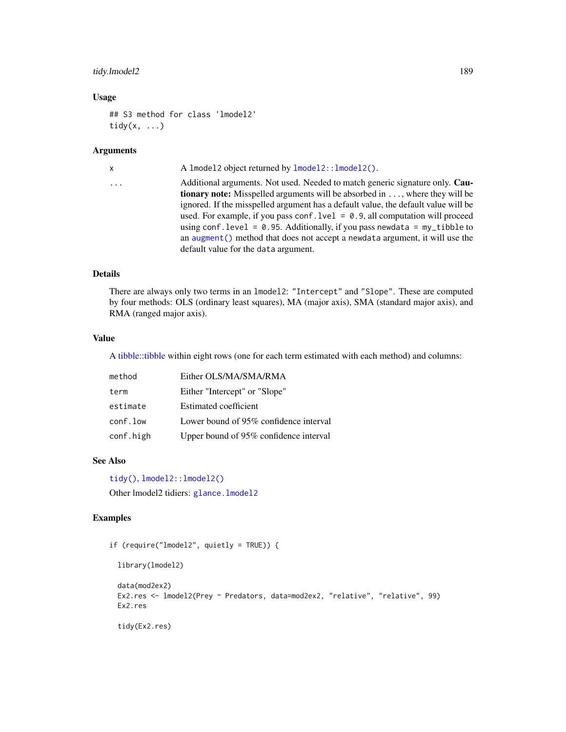### Usage

```
## S3 method for class 'lmodel2'
tidy(x, ...)
```

### Arguments

| | |
|---|---|
| x | A lmodel2 object returned by lmodel2::lmodel2(). |
| ... | Additional arguments. Not used. Needed to match generic signature only. **Cautionary note:** Misspelled arguments will be absorbed in ..., where they will be ignored. If the misspelled argument has a default value, the default value will be used. For example, if you pass conf.lvel = 0.9, all computation will proceed using conf.level = 0.95. Additionally, if you pass newdata = my_tibble to an augment() method that does not accept a newdata argument, it will use the default value for the data argument. |

### Details

There are always only two terms in an lmodel2: "Intercept" and "Slope". These are computed by four methods: OLS (ordinary least squares), MA (major axis), SMA (standard major axis), and RMA (ranged major axis).

### Value

A tibble::tibble within eight rows (one for each term estimated with each method) and columns:

| | |
|---|---|
| method | Either OLS/MA/SMA/RMA |
| term | Either "Intercept" or "Slope" |
| estimate | Estimated coefficient |
| conf.low | Lower bound of 95% confidence interval |
| conf.high | Upper bound of 95% confidence interval |

### See Also

tidy(), lmodel2::lmodel2()

Other lmodel2 tidiers: glance.lmodel2

### Examples

```
if (require("lmodel2", quietly = TRUE)) {

  library(lmodel2)

  data(mod2ex2)
  Ex2.res <- lmodel2(Prey ~ Predators, data=mod2ex2, "relative", "relative", 99)
  Ex2.res

  tidy(Ex2.res)
```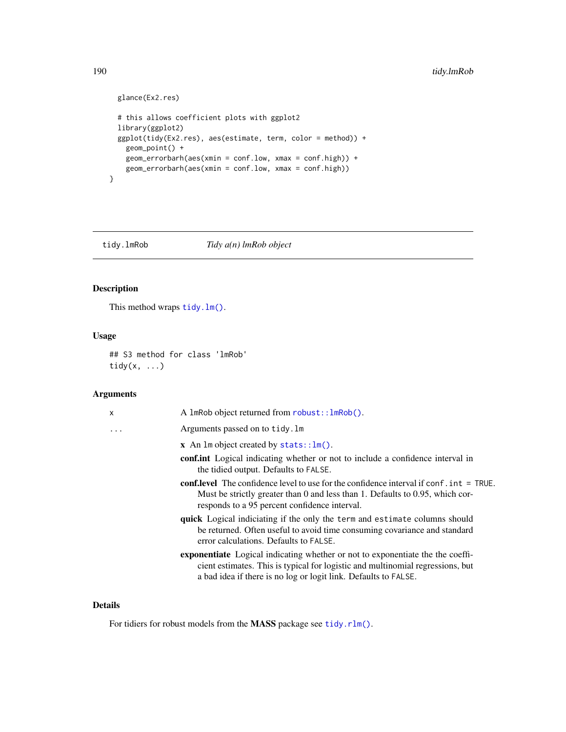```
  glance(Ex2.res)

  # this allows coefficient plots with ggplot2
  library(ggplot2)
  ggplot(tidy(Ex2.res), aes(estimate, term, color = method)) +
    geom_point() +
    geom_errorbarh(aes(xmin = conf.low, xmax = conf.high)) +
    geom_errorbarh(aes(xmin = conf.low, xmax = conf.high))
}
```

---

`tidy.lmRob` *Tidy a(n) lmRob object*

---

## Description

This method wraps `tidy.lm()`.

## Usage

```
## S3 method for class 'lmRob'
tidy(x, ...)
```

## Arguments

| | |
|---|---|
| x | A `lmRob` object returned from `robust::lmRob()`. |
| ... | Arguments passed on to `tidy.lm` <br> **x** An `lm` object created by `stats::lm()`. <br> **conf.int** Logical indicating whether or not to include a confidence interval in the tidied output. Defaults to `FALSE`. <br> **conf.level** The confidence level to use for the confidence interval if `conf.int = TRUE`. Must be strictly greater than 0 and less than 1. Defaults to 0.95, which corresponds to a 95 percent confidence interval. <br> **quick** Logical indiciating if the only the `term` and `estimate` columns should be returned. Often useful to avoid time consuming covariance and standard error calculations. Defaults to `FALSE`. <br> **exponentiate** Logical indicating whether or not to exponentiate the the coefficient estimates. This is typical for logistic and multinomial regressions, but a bad idea if there is no log or logit link. Defaults to `FALSE`. |

## Details

For tidiers for robust models from the **MASS** package see `tidy.rlm()`.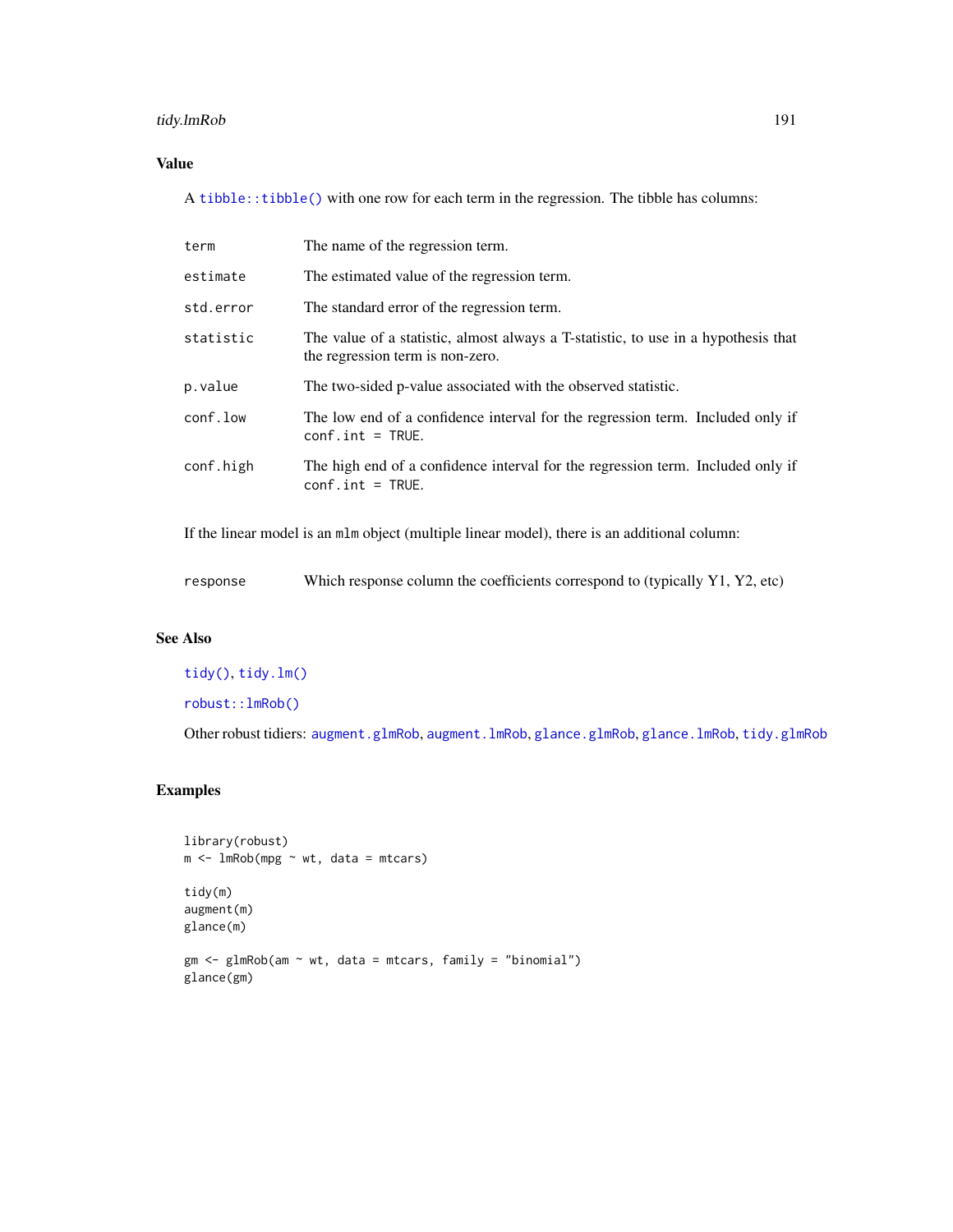## Value

A `tibble::tibble()` with one row for each term in the regression. The tibble has columns:

| | |
|---|---|
| `term` | The name of the regression term. |
| `estimate` | The estimated value of the regression term. |
| `std.error` | The standard error of the regression term. |
| `statistic` | The value of a statistic, almost always a T-statistic, to use in a hypothesis that the regression term is non-zero. |
| `p.value` | The two-sided p-value associated with the observed statistic. |
| `conf.low` | The low end of a confidence interval for the regression term. Included only if `conf.int = TRUE`. |
| `conf.high` | The high end of a confidence interval for the regression term. Included only if `conf.int = TRUE`. |

If the linear model is an `mlm` object (multiple linear model), there is an additional column:

| | |
|---|---|
| `response` | Which response column the coefficients correspond to (typically Y1, Y2, etc) |

## See Also

`tidy()`, `tidy.lm()`

`robust::lmRob()`

Other robust tidiers: `augment.glmRob`, `augment.lmRob`, `glance.glmRob`, `glance.lmRob`, `tidy.glmRob`

## Examples

```
library(robust)
m <- lmRob(mpg ~ wt, data = mtcars)

tidy(m)
augment(m)
glance(m)

gm <- glmRob(am ~ wt, data = mtcars, family = "binomial")
glance(gm)
```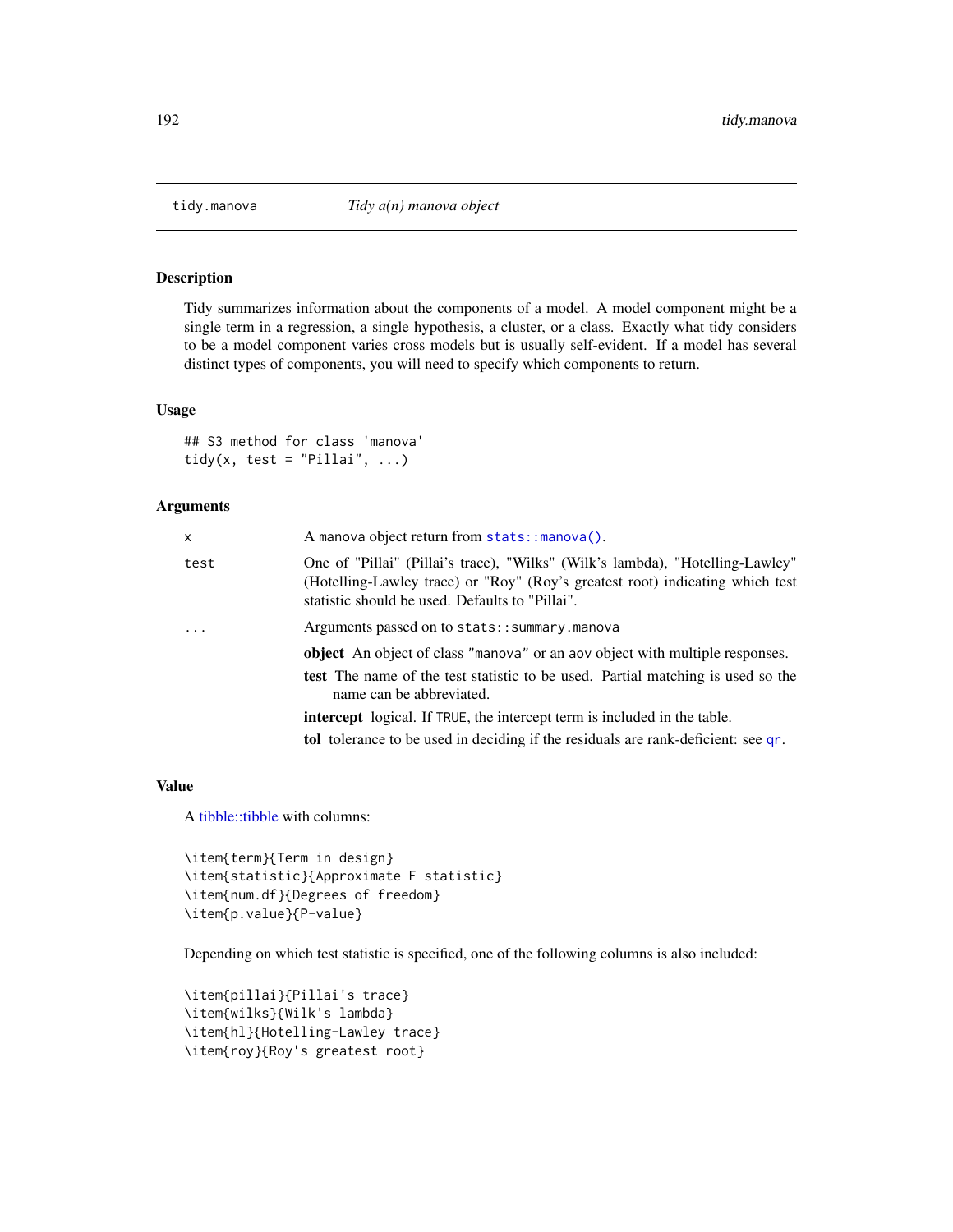## tidy.manova — *Tidy a(n) manova object*

### Description

Tidy summarizes information about the components of a model. A model component might be a single term in a regression, a single hypothesis, a cluster, or a class. Exactly what tidy considers to be a model component varies cross models but is usually self-evident. If a model has several distinct types of components, you will need to specify which components to return.

### Usage

```
## S3 method for class 'manova'
tidy(x, test = "Pillai", ...)
```

### Arguments

| | |
|---|---|
| `x` | A manova object return from `stats::manova()`. |
| `test` | One of "Pillai" (Pillai's trace), "Wilks" (Wilk's lambda), "Hotelling-Lawley" (Hotelling-Lawley trace) or "Roy" (Roy's greatest root) indicating which test statistic should be used. Defaults to "Pillai". |
| `...` | Arguments passed on to `stats::summary.manova` |

**object** An object of class "manova" or an aov object with multiple responses.

**test** The name of the test statistic to be used. Partial matching is used so the name can be abbreviated.

**intercept** logical. If `TRUE`, the intercept term is included in the table.

**tol** tolerance to be used in deciding if the residuals are rank-deficient: see `qr`.

### Value

A tibble::tibble with columns:

```
\item{term}{Term in design}
\item{statistic}{Approximate F statistic}
\item{num.df}{Degrees of freedom}
\item{p.value}{P-value}
```

Depending on which test statistic is specified, one of the following columns is also included:

```
\item{pillai}{Pillai's trace}
\item{wilks}{Wilk's lambda}
\item{hl}{Hotelling-Lawley trace}
\item{roy}{Roy's greatest root}
```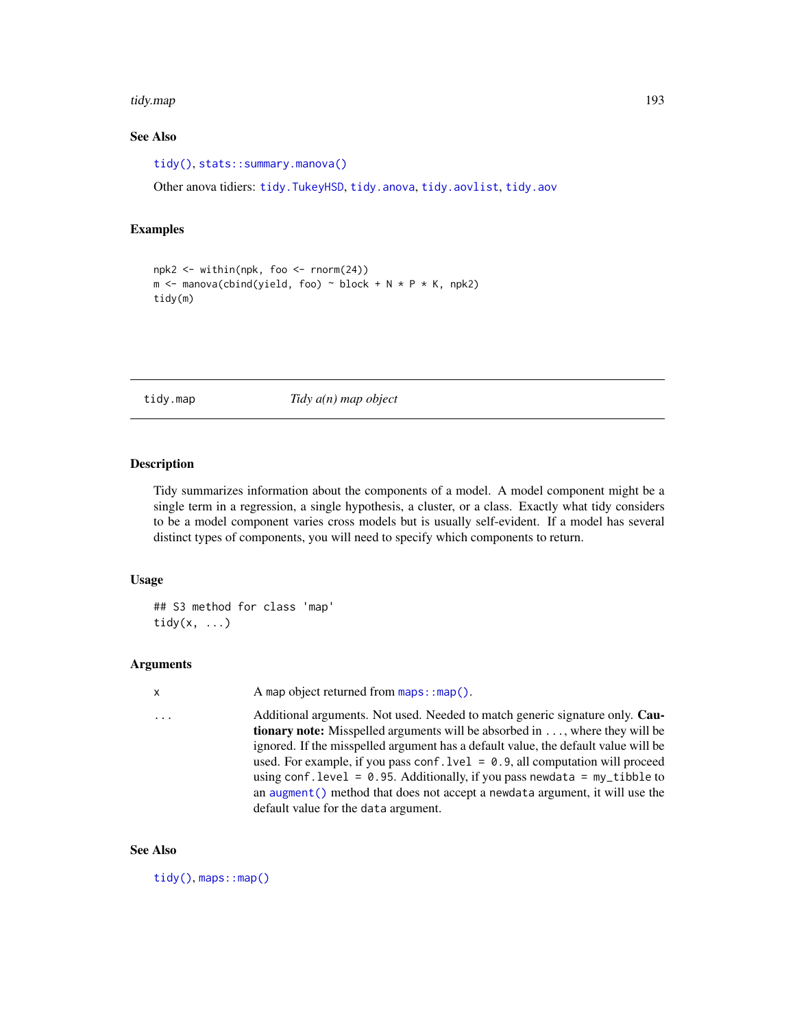## See Also

`tidy()`, `stats::summary.manova()`

Other anova tidiers: `tidy.TukeyHSD`, `tidy.anova`, `tidy.aovlist`, `tidy.aov`

## Examples

```
npk2 <- within(npk, foo <- rnorm(24))
m <- manova(cbind(yield, foo) ~ block + N * P * K, npk2)
tidy(m)
```

---

# tidy.map    *Tidy a(n) map object*

## Description

Tidy summarizes information about the components of a model. A model component might be a single term in a regression, a single hypothesis, a cluster, or a class. Exactly what tidy considers to be a model component varies cross models but is usually self-evident. If a model has several distinct types of components, you will need to specify which components to return.

## Usage

```
## S3 method for class 'map'
tidy(x, ...)
```

## Arguments

| | |
|---|---|
| x | A map object returned from `maps::map()`. |
| ... | Additional arguments. Not used. Needed to match generic signature only. **Cautionary note:** Misspelled arguments will be absorbed in `...`, where they will be ignored. If the misspelled argument has a default value, the default value will be used. For example, if you pass `conf.lvel = 0.9`, all computation will proceed using `conf.level = 0.95`. Additionally, if you pass `newdata = my_tibble` to an `augment()` method that does not accept a `newdata` argument, it will use the default value for the `data` argument. |

## See Also

`tidy()`, `maps::map()`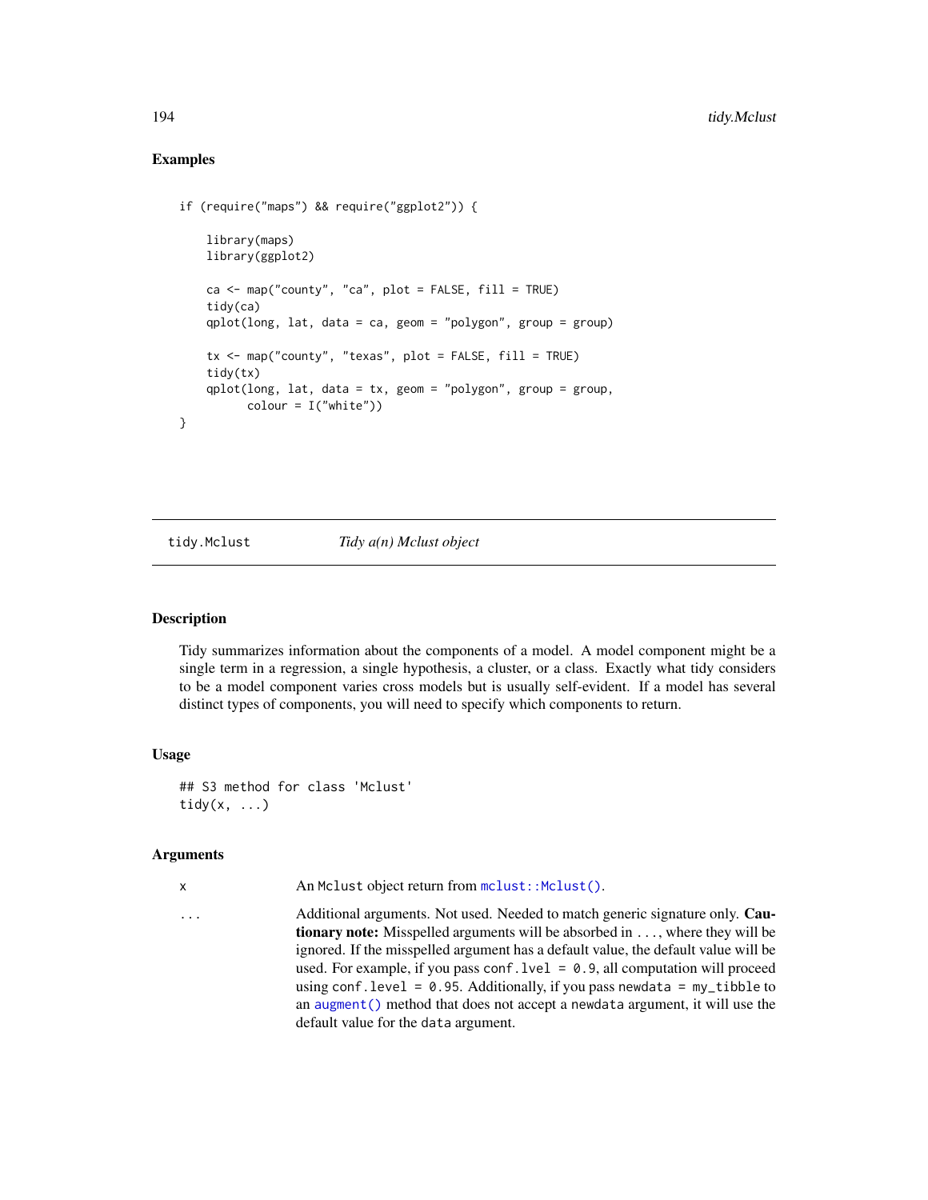## Examples

```
if (require("maps") && require("ggplot2")) {

    library(maps)
    library(ggplot2)

    ca <- map("county", "ca", plot = FALSE, fill = TRUE)
    tidy(ca)
    qplot(long, lat, data = ca, geom = "polygon", group = group)

    tx <- map("county", "texas", plot = FALSE, fill = TRUE)
    tidy(tx)
    qplot(long, lat, data = tx, geom = "polygon", group = group,
          colour = I("white"))
}
```

---

tidy.Mclust        *Tidy a(n) Mclust object*

---

## Description

Tidy summarizes information about the components of a model. A model component might be a single term in a regression, a single hypothesis, a cluster, or a class. Exactly what tidy considers to be a model component varies cross models but is usually self-evident. If a model has several distinct types of components, you will need to specify which components to return.

## Usage

```
## S3 method for class 'Mclust'
tidy(x, ...)
```

## Arguments

| | |
|---|---|
| x | An Mclust object return from `mclust::Mclust()`. |
| ... | Additional arguments. Not used. Needed to match generic signature only. **Cautionary note:** Misspelled arguments will be absorbed in `...`, where they will be ignored. If the misspelled argument has a default value, the default value will be used. For example, if you pass `conf.lvel = 0.9`, all computation will proceed using `conf.level = 0.95`. Additionally, if you pass `newdata = my_tibble` to an `augment()` method that does not accept a `newdata` argument, it will use the default value for the `data` argument. |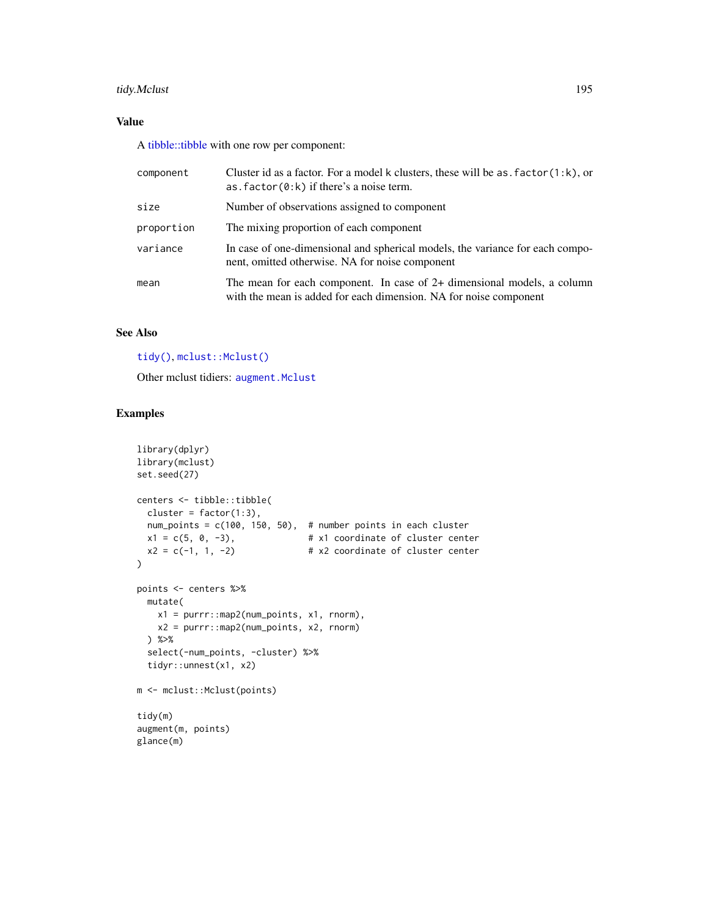## Value

A tibble::tibble with one row per component:

| | |
|---|---|
| component | Cluster id as a factor. For a model k clusters, these will be `as.factor(1:k)`, or `as.factor(0:k)` if there's a noise term. |
| size | Number of observations assigned to component |
| proportion | The mixing proportion of each component |
| variance | In case of one-dimensional and spherical models, the variance for each component, omitted otherwise. NA for noise component |
| mean | The mean for each component. In case of 2+ dimensional models, a column with the mean is added for each dimension. NA for noise component |

## See Also

`tidy()`, `mclust::Mclust()`

Other mclust tidiers: `augment.Mclust`

## Examples

```
library(dplyr)
library(mclust)
set.seed(27)

centers <- tibble::tibble(
  cluster = factor(1:3),
  num_points = c(100, 150, 50),  # number points in each cluster
  x1 = c(5, 0, -3),              # x1 coordinate of cluster center
  x2 = c(-1, 1, -2)              # x2 coordinate of cluster center
)

points <- centers %>%
  mutate(
    x1 = purrr::map2(num_points, x1, rnorm),
    x2 = purrr::map2(num_points, x2, rnorm)
  ) %>%
  select(-num_points, -cluster) %>%
  tidyr::unnest(x1, x2)

m <- mclust::Mclust(points)

tidy(m)
augment(m, points)
glance(m)
```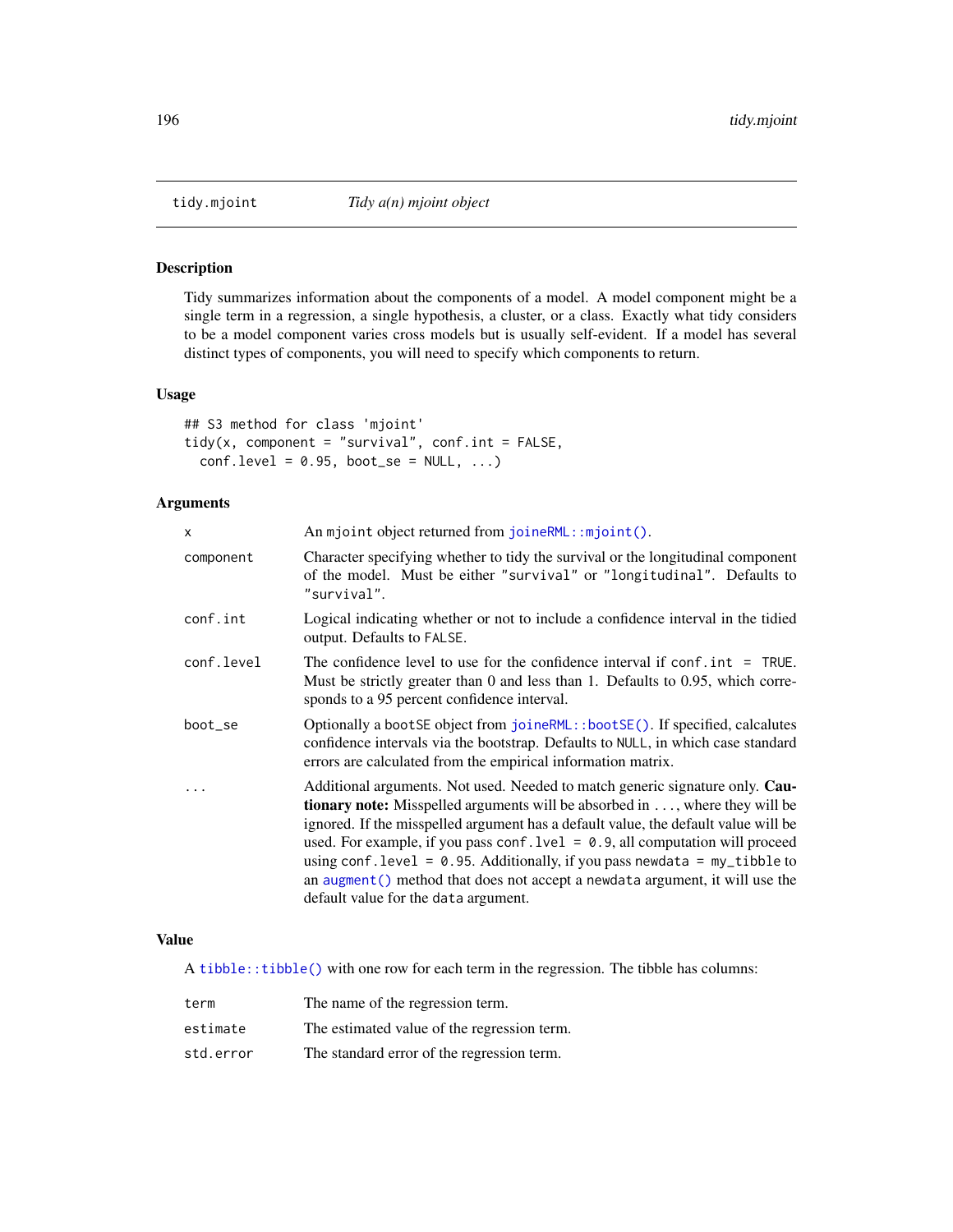## tidy.mjoint *Tidy a(n) mjoint object*

### Description

Tidy summarizes information about the components of a model. A model component might be a single term in a regression, a single hypothesis, a cluster, or a class. Exactly what tidy considers to be a model component varies cross models but is usually self-evident. If a model has several distinct types of components, you will need to specify which components to return.

### Usage

```
## S3 method for class 'mjoint'
tidy(x, component = "survival", conf.int = FALSE,
  conf.level = 0.95, boot_se = NULL, ...)
```

### Arguments

| | |
|---|---|
| x | An mjoint object returned from joineRML::mjoint(). |
| component | Character specifying whether to tidy the survival or the longitudinal component of the model. Must be either "survival" or "longitudinal". Defaults to "survival". |
| conf.int | Logical indicating whether or not to include a confidence interval in the tidied output. Defaults to FALSE. |
| conf.level | The confidence level to use for the confidence interval if conf.int = TRUE. Must be strictly greater than 0 and less than 1. Defaults to 0.95, which corresponds to a 95 percent confidence interval. |
| boot_se | Optionally a bootSE object from joineRML::bootSE(). If specified, calcualtes confidence intervals via the bootstrap. Defaults to NULL, in which case standard errors are calculated from the empirical information matrix. |
| ... | Additional arguments. Not used. Needed to match generic signature only. **Cautionary note:** Misspelled arguments will be absorbed in ..., where they will be ignored. If the misspelled argument has a default value, the default value will be used. For example, if you pass conf.lvel = 0.9, all computation will proceed using conf.level = 0.95. Additionally, if you pass newdata = my_tibble to an augment() method that does not accept a newdata argument, it will use the default value for the data argument. |

### Value

A tibble::tibble() with one row for each term in the regression. The tibble has columns:

| | |
|---|---|
| term | The name of the regression term. |
| estimate | The estimated value of the regression term. |
| std.error | The standard error of the regression term. |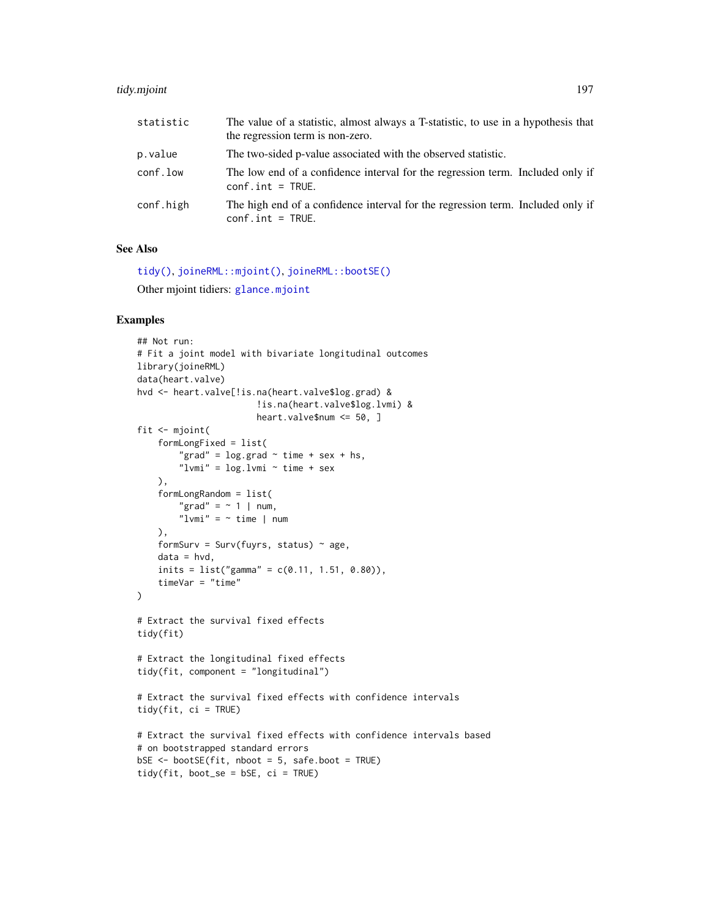statistic — The value of a statistic, almost always a T-statistic, to use in a hypothesis that the regression term is non-zero.

p.value — The two-sided p-value associated with the observed statistic.

conf.low — The low end of a confidence interval for the regression term. Included only if `conf.int = TRUE`.

conf.high — The high end of a confidence interval for the regression term. Included only if `conf.int = TRUE`.

## See Also

tidy(), joineRML::mjoint(), joineRML::bootSE()

Other mjoint tidiers: glance.mjoint

## Examples

```
## Not run:
# Fit a joint model with bivariate longitudinal outcomes
library(joineRML)
data(heart.valve)
hvd <- heart.valve[!is.na(heart.valve$log.grad) &
                       !is.na(heart.valve$log.lvmi) &
                       heart.valve$num <= 50, ]
fit <- mjoint(
    formLongFixed = list(
        "grad" = log.grad ~ time + sex + hs,
        "lvmi" = log.lvmi ~ time + sex
    ),
    formLongRandom = list(
        "grad" = ~ 1 | num,
        "lvmi" = ~ time | num
    ),
    formSurv = Surv(fuyrs, status) ~ age,
    data = hvd,
    inits = list("gamma" = c(0.11, 1.51, 0.80)),
    timeVar = "time"
)

# Extract the survival fixed effects
tidy(fit)

# Extract the longitudinal fixed effects
tidy(fit, component = "longitudinal")

# Extract the survival fixed effects with confidence intervals
tidy(fit, ci = TRUE)

# Extract the survival fixed effects with confidence intervals based
# on bootstrapped standard errors
bSE <- bootSE(fit, nboot = 5, safe.boot = TRUE)
tidy(fit, boot_se = bSE, ci = TRUE)
```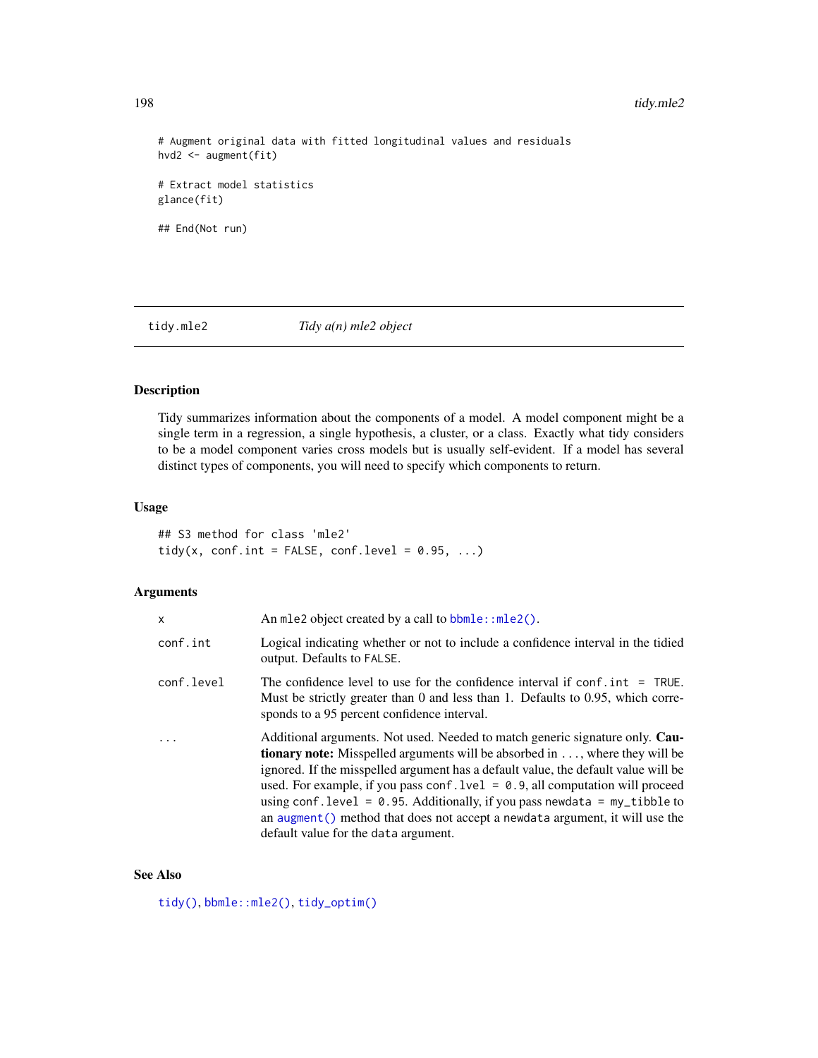```
# Augment original data with fitted longitudinal values and residuals
hvd2 <- augment(fit)

# Extract model statistics
glance(fit)

## End(Not run)
```

---

## tidy.mle2 — *Tidy a(n) mle2 object*

### Description

Tidy summarizes information about the components of a model. A model component might be a single term in a regression, a single hypothesis, a cluster, or a class. Exactly what tidy considers to be a model component varies cross models but is usually self-evident. If a model has several distinct types of components, you will need to specify which components to return.

### Usage

```
## S3 method for class 'mle2'
tidy(x, conf.int = FALSE, conf.level = 0.95, ...)
```

### Arguments

| | |
|---|---|
| `x` | An `mle2` object created by a call to `bbmle::mle2()`. |
| `conf.int` | Logical indicating whether or not to include a confidence interval in the tidied output. Defaults to `FALSE`. |
| `conf.level` | The confidence level to use for the confidence interval if `conf.int = TRUE`. Must be strictly greater than 0 and less than 1. Defaults to 0.95, which corresponds to a 95 percent confidence interval. |
| `...` | Additional arguments. Not used. Needed to match generic signature only. **Cautionary note:** Misspelled arguments will be absorbed in `...`, where they will be ignored. If the misspelled argument has a default value, the default value will be used. For example, if you pass `conf.lvel = 0.9`, all computation will proceed using `conf.level = 0.95`. Additionally, if you pass `newdata = my_tibble` to an `augment()` method that does not accept a `newdata` argument, it will use the default value for the `data` argument. |

### See Also

`tidy()`, `bbmle::mle2()`, `tidy_optim()`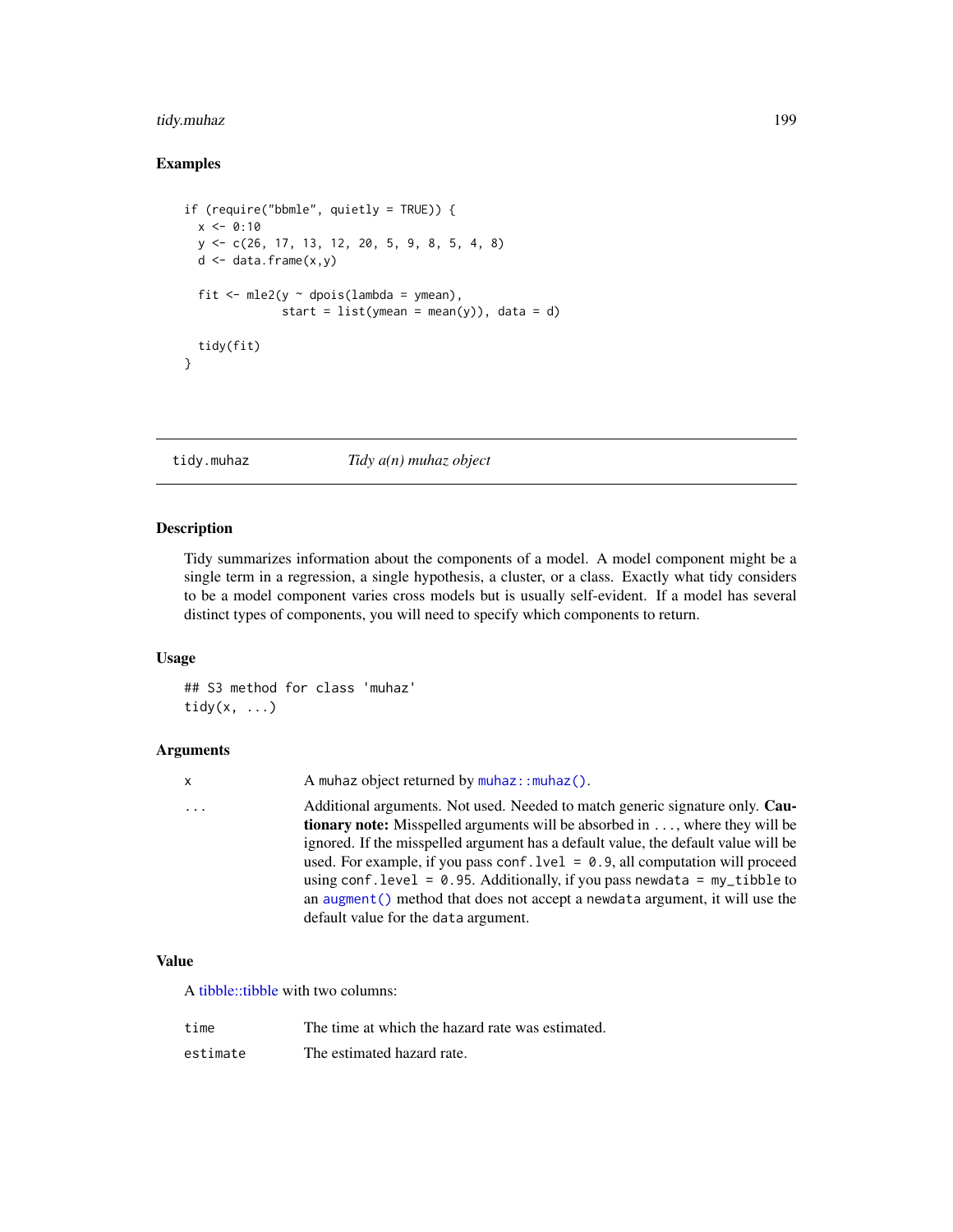## Examples

```
if (require("bbmle", quietly = TRUE)) {
  x <- 0:10
  y <- c(26, 17, 13, 12, 20, 5, 9, 8, 5, 4, 8)
  d <- data.frame(x,y)

  fit <- mle2(y ~ dpois(lambda = ymean),
              start = list(ymean = mean(y)), data = d)

  tidy(fit)
}
```

---

`tidy.muhaz` *Tidy a(n) muhaz object*

---

## Description

Tidy summarizes information about the components of a model. A model component might be a single term in a regression, a single hypothesis, a cluster, or a class. Exactly what tidy considers to be a model component varies cross models but is usually self-evident. If a model has several distinct types of components, you will need to specify which components to return.

## Usage

```
## S3 method for class 'muhaz'
tidy(x, ...)
```

## Arguments

| | |
|---|---|
| `x` | A `muhaz` object returned by `muhaz::muhaz()`. |
| `...` | Additional arguments. Not used. Needed to match generic signature only. **Cautionary note:** Misspelled arguments will be absorbed in `...`, where they will be ignored. If the misspelled argument has a default value, the default value will be used. For example, if you pass `conf.lvel = 0.9`, all computation will proceed using `conf.level = 0.95`. Additionally, if you pass `newdata = my_tibble` to an `augment()` method that does not accept a `newdata` argument, it will use the default value for the `data` argument. |

## Value

A tibble::tibble with two columns:

| | |
|---|---|
| `time` | The time at which the hazard rate was estimated. |
| `estimate` | The estimated hazard rate. |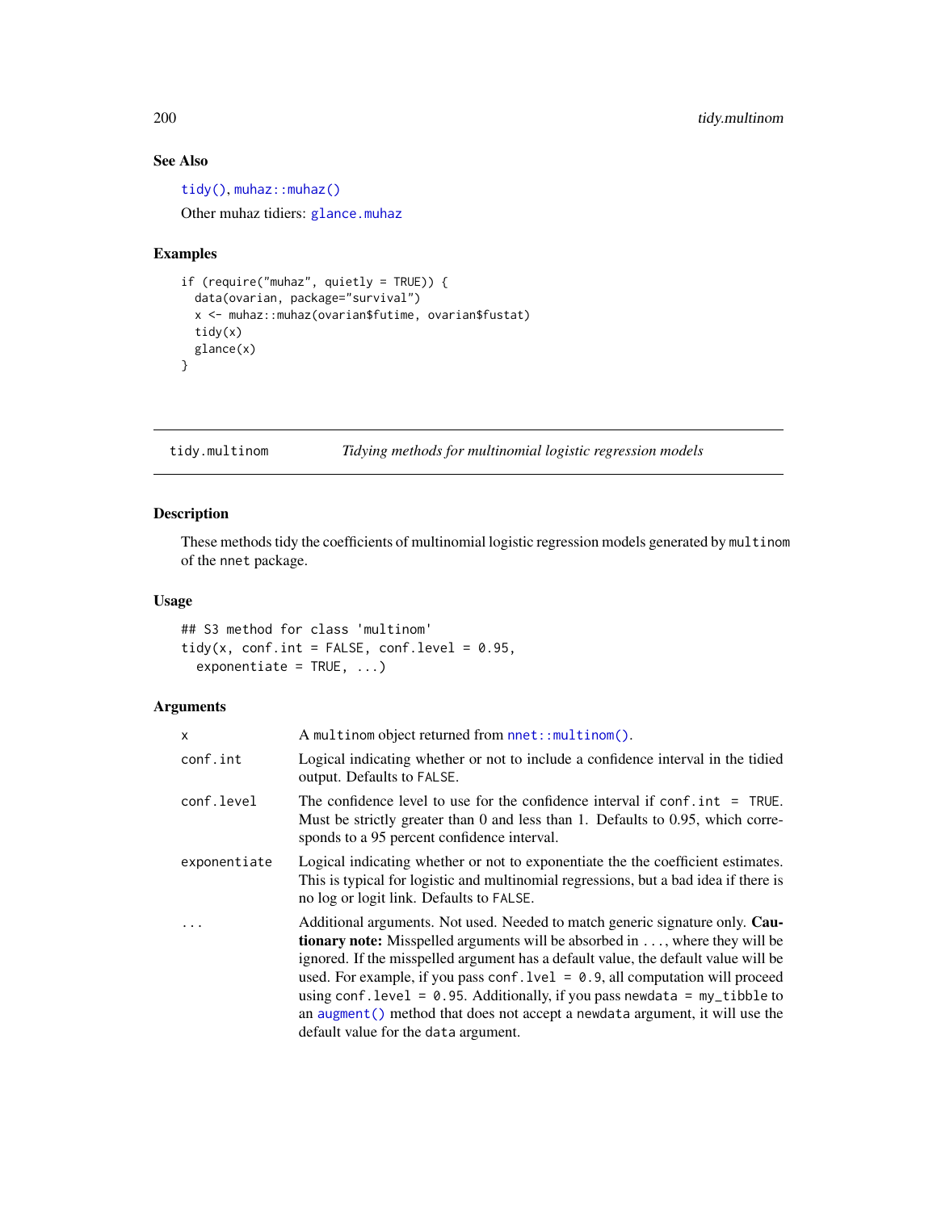## See Also

tidy(), muhaz::muhaz()

Other muhaz tidiers: glance.muhaz

## Examples

```
if (require("muhaz", quietly = TRUE)) {
  data(ovarian, package="survival")
  x <- muhaz::muhaz(ovarian$futime, ovarian$fustat)
  tidy(x)
  glance(x)
}
```

---

# tidy.multinom — *Tidying methods for multinomial logistic regression models*

---

## Description

These methods tidy the coefficients of multinomial logistic regression models generated by multinom of the nnet package.

## Usage

```
## S3 method for class 'multinom'
tidy(x, conf.int = FALSE, conf.level = 0.95,
  exponentiate = TRUE, ...)
```

## Arguments

| | |
|---|---|
| x | A multinom object returned from nnet::multinom(). |
| conf.int | Logical indicating whether or not to include a confidence interval in the tidied output. Defaults to FALSE. |
| conf.level | The confidence level to use for the confidence interval if conf.int = TRUE. Must be strictly greater than 0 and less than 1. Defaults to 0.95, which corresponds to a 95 percent confidence interval. |
| exponentiate | Logical indicating whether or not to exponentiate the the coefficient estimates. This is typical for logistic and multinomial regressions, but a bad idea if there is no log or logit link. Defaults to FALSE. |
| ... | Additional arguments. Not used. Needed to match generic signature only. **Cautionary note:** Misspelled arguments will be absorbed in ..., where they will be ignored. If the misspelled argument has a default value, the default value will be used. For example, if you pass conf.lvel = 0.9, all computation will proceed using conf.level = 0.95. Additionally, if you pass newdata = my_tibble to an augment() method that does not accept a newdata argument, it will use the default value for the data argument. |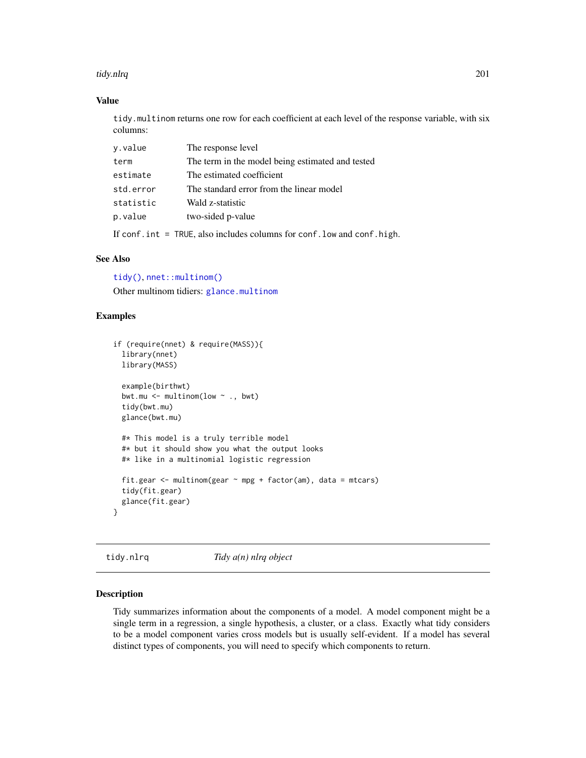## Value

tidy.multinom returns one row for each coefficient at each level of the response variable, with six columns:

| | |
|---|---|
| y.value | The response level |
| term | The term in the model being estimated and tested |
| estimate | The estimated coefficient |
| std.error | The standard error from the linear model |
| statistic | Wald z-statistic |
| p.value | two-sided p-value |

If conf.int = TRUE, also includes columns for conf.low and conf.high.

## See Also

tidy(), nnet::multinom()

Other multinom tidiers: glance.multinom

## Examples

```
if (require(nnet) & require(MASS)){
  library(nnet)
  library(MASS)

  example(birthwt)
  bwt.mu <- multinom(low ~ ., bwt)
  tidy(bwt.mu)
  glance(bwt.mu)

  #* This model is a truly terrible model
  #* but it should show you what the output looks
  #* like in a multinomial logistic regression

  fit.gear <- multinom(gear ~ mpg + factor(am), data = mtcars)
  tidy(fit.gear)
  glance(fit.gear)
}
```

---

# tidy.nlrq    *Tidy a(n) nlrq object*

## Description

Tidy summarizes information about the components of a model. A model component might be a single term in a regression, a single hypothesis, a cluster, or a class. Exactly what tidy considers to be a model component varies cross models but is usually self-evident. If a model has several distinct types of components, you will need to specify which components to return.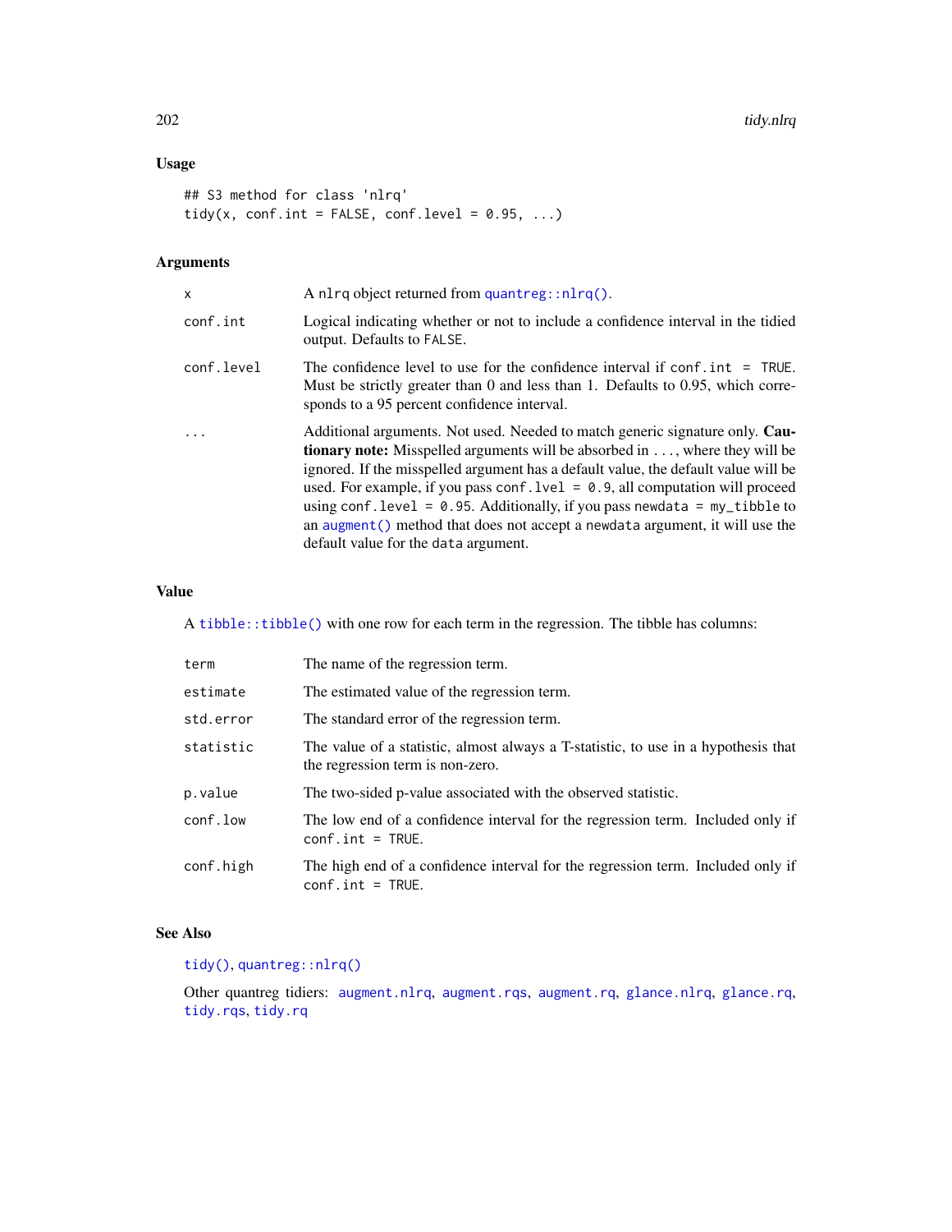## Usage

```
## S3 method for class 'nlrq'
tidy(x, conf.int = FALSE, conf.level = 0.95, ...)
```

## Arguments

| | |
|---|---|
| x | A nlrq object returned from quantreg::nlrq(). |
| conf.int | Logical indicating whether or not to include a confidence interval in the tidied output. Defaults to FALSE. |
| conf.level | The confidence level to use for the confidence interval if conf.int = TRUE. Must be strictly greater than 0 and less than 1. Defaults to 0.95, which corresponds to a 95 percent confidence interval. |
| ... | Additional arguments. Not used. Needed to match generic signature only. **Cautionary note:** Misspelled arguments will be absorbed in ..., where they will be ignored. If the misspelled argument has a default value, the default value will be used. For example, if you pass conf.lvel = 0.9, all computation will proceed using conf.level = 0.95. Additionally, if you pass newdata = my_tibble to an augment() method that does not accept a newdata argument, it will use the default value for the data argument. |

## Value

A tibble::tibble() with one row for each term in the regression. The tibble has columns:

| | |
|---|---|
| term | The name of the regression term. |
| estimate | The estimated value of the regression term. |
| std.error | The standard error of the regression term. |
| statistic | The value of a statistic, almost always a T-statistic, to use in a hypothesis that the regression term is non-zero. |
| p.value | The two-sided p-value associated with the observed statistic. |
| conf.low | The low end of a confidence interval for the regression term. Included only if conf.int = TRUE. |
| conf.high | The high end of a confidence interval for the regression term. Included only if conf.int = TRUE. |

## See Also

tidy(), quantreg::nlrq()

Other quantreg tidiers: augment.nlrq, augment.rqs, augment.rq, glance.nlrq, glance.rq, tidy.rqs, tidy.rq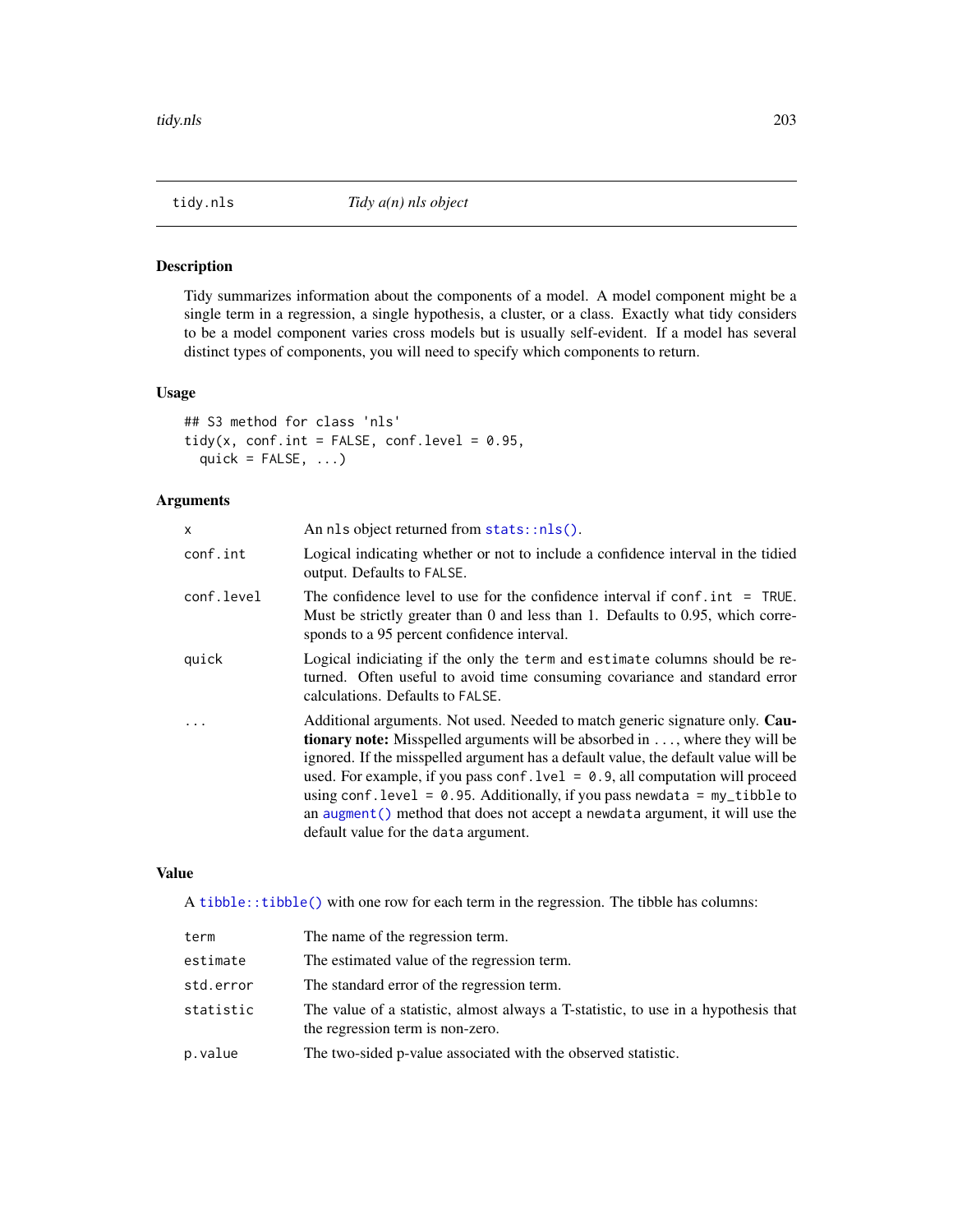## tidy.nls *Tidy a(n) nls object*

### Description

Tidy summarizes information about the components of a model. A model component might be a single term in a regression, a single hypothesis, a cluster, or a class. Exactly what tidy considers to be a model component varies cross models but is usually self-evident. If a model has several distinct types of components, you will need to specify which components to return.

### Usage

```
## S3 method for class 'nls'
tidy(x, conf.int = FALSE, conf.level = 0.95,
  quick = FALSE, ...)
```

### Arguments

| | |
|---|---|
| x | An nls object returned from stats::nls(). |
| conf.int | Logical indicating whether or not to include a confidence interval in the tidied output. Defaults to FALSE. |
| conf.level | The confidence level to use for the confidence interval if conf.int = TRUE. Must be strictly greater than 0 and less than 1. Defaults to 0.95, which corresponds to a 95 percent confidence interval. |
| quick | Logical indiciating if the only the term and estimate columns should be returned. Often useful to avoid time consuming covariance and standard error calculations. Defaults to FALSE. |
| ... | Additional arguments. Not used. Needed to match generic signature only. **Cautionary note:** Misspelled arguments will be absorbed in ..., where they will be ignored. If the misspelled argument has a default value, the default value will be used. For example, if you pass conf.lvel = 0.9, all computation will proceed using conf.level = 0.95. Additionally, if you pass newdata = my_tibble to an augment() method that does not accept a newdata argument, it will use the default value for the data argument. |

### Value

A tibble::tibble() with one row for each term in the regression. The tibble has columns:

| | |
|---|---|
| term | The name of the regression term. |
| estimate | The estimated value of the regression term. |
| std.error | The standard error of the regression term. |
| statistic | The value of a statistic, almost always a T-statistic, to use in a hypothesis that the regression term is non-zero. |
| p.value | The two-sided p-value associated with the observed statistic. |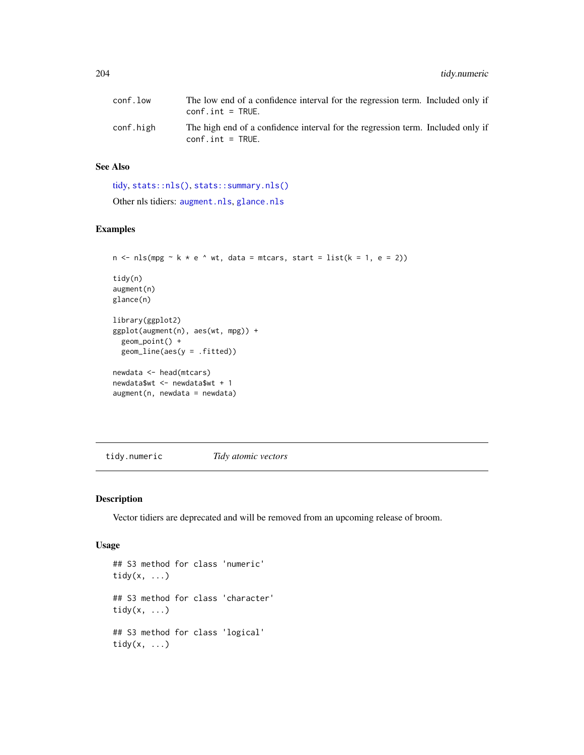| | |
|---|---|
| conf.low | The low end of a confidence interval for the regression term. Included only if `conf.int = TRUE`. |
| conf.high | The high end of a confidence interval for the regression term. Included only if `conf.int = TRUE`. |

## See Also

tidy, `stats::nls()`, `stats::summary.nls()`

Other nls tidiers: `augment.nls`, `glance.nls`

## Examples

```
n <- nls(mpg ~ k * e ^ wt, data = mtcars, start = list(k = 1, e = 2))

tidy(n)
augment(n)
glance(n)

library(ggplot2)
ggplot(augment(n), aes(wt, mpg)) +
  geom_point() +
  geom_line(aes(y = .fitted))

newdata <- head(mtcars)
newdata$wt <- newdata$wt + 1
augment(n, newdata = newdata)
```

---

# tidy.numeric *Tidy atomic vectors*

---

## Description

Vector tidiers are deprecated and will be removed from an upcoming release of broom.

## Usage

```
## S3 method for class 'numeric'
tidy(x, ...)

## S3 method for class 'character'
tidy(x, ...)

## S3 method for class 'logical'
tidy(x, ...)
```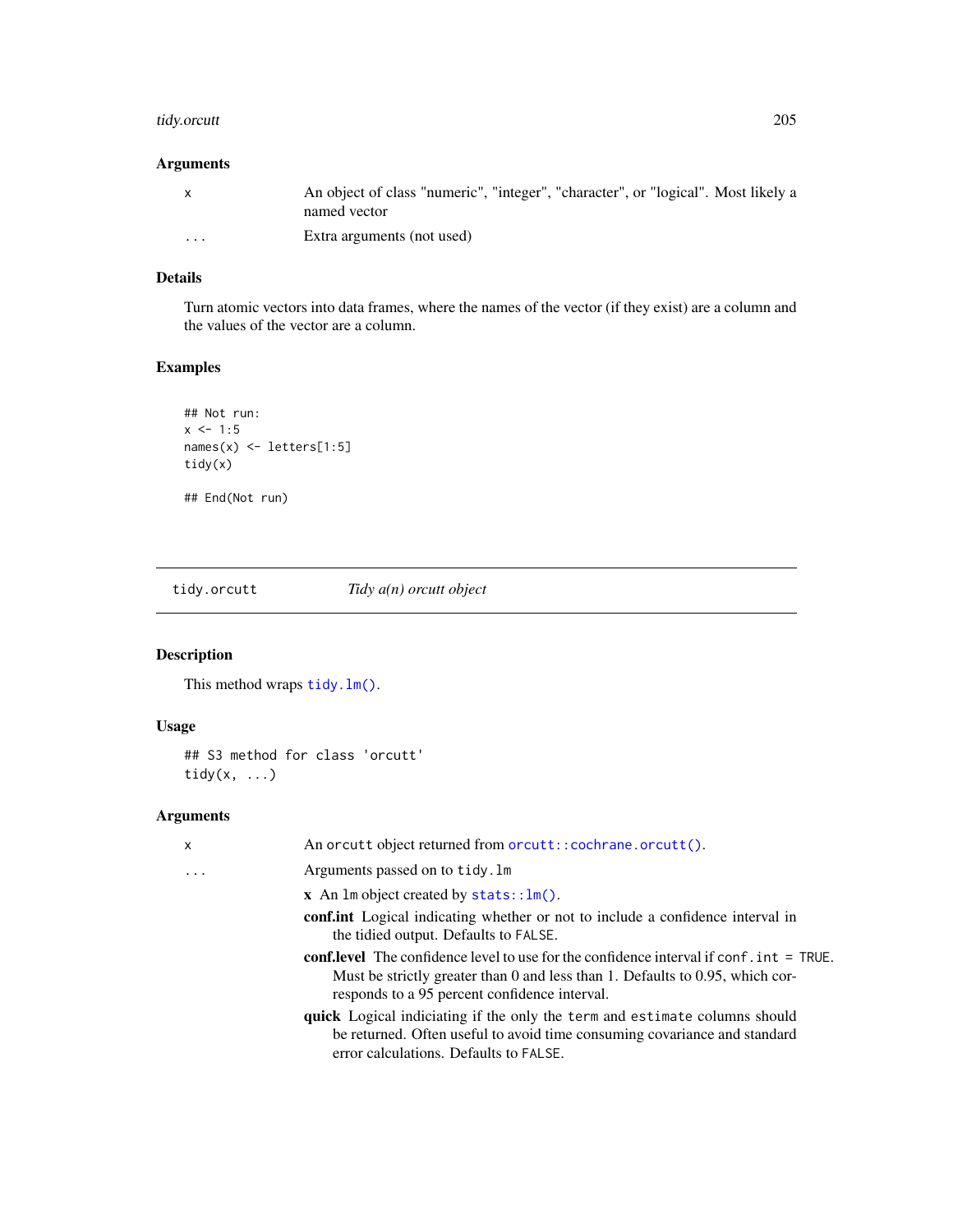## Arguments

| | |
|---|---|
| x | An object of class "numeric", "integer", "character", or "logical". Most likely a named vector |
| ... | Extra arguments (not used) |

## Details

Turn atomic vectors into data frames, where the names of the vector (if they exist) are a column and the values of the vector are a column.

## Examples

```
## Not run:
x <- 1:5
names(x) <- letters[1:5]
tidy(x)

## End(Not run)
```

---

# tidy.orcutt *Tidy a(n) orcutt object*

## Description

This method wraps `tidy.lm()`.

## Usage

```
## S3 method for class 'orcutt'
tidy(x, ...)
```

## Arguments

x — An `orcutt` object returned from `orcutt::cochrane.orcutt()`.

... — Arguments passed on to `tidy.lm`

- **x** An `lm` object created by `stats::lm()`.
- **conf.int** Logical indicating whether or not to include a confidence interval in the tidied output. Defaults to `FALSE`.
- **conf.level** The confidence level to use for the confidence interval if `conf.int = TRUE`. Must be strictly greater than 0 and less than 1. Defaults to 0.95, which corresponds to a 95 percent confidence interval.
- **quick** Logical indiciating if the only the `term` and `estimate` columns should be returned. Often useful to avoid time consuming covariance and standard error calculations. Defaults to `FALSE`.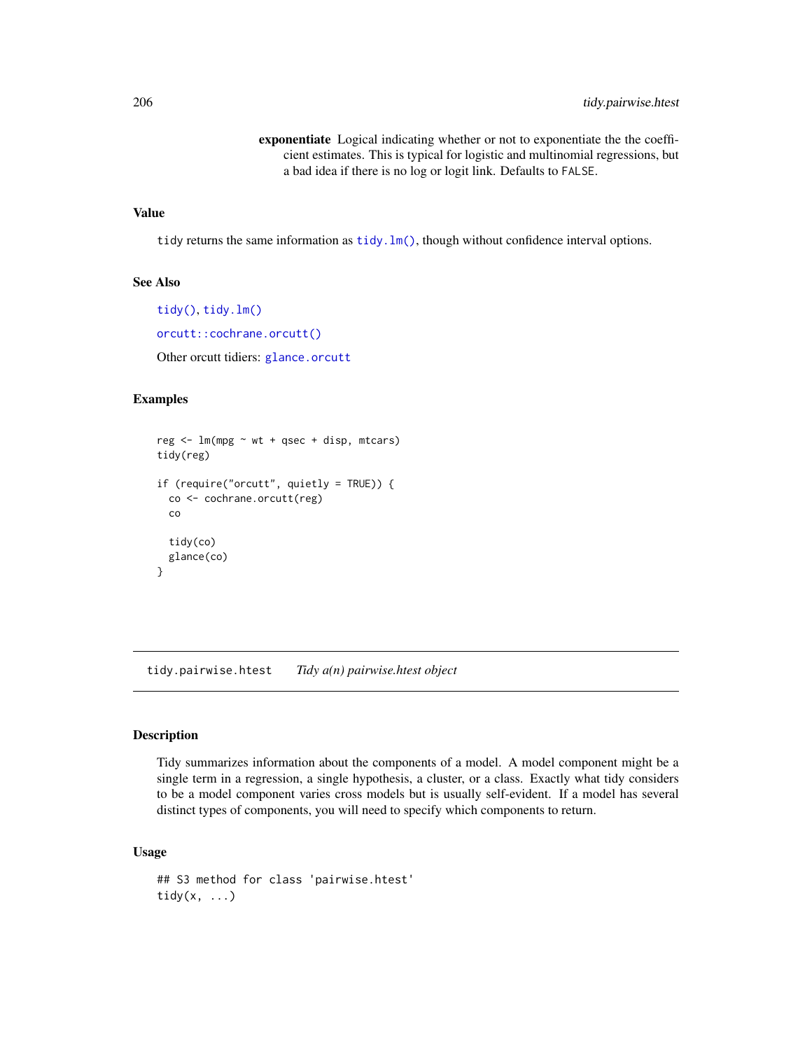**exponentiate** Logical indicating whether or not to exponentiate the the coefficient estimates. This is typical for logistic and multinomial regressions, but a bad idea if there is no log or logit link. Defaults to `FALSE`.

## Value

`tidy` returns the same information as `tidy.lm()`, though without confidence interval options.

## See Also

`tidy()`, `tidy.lm()`

`orcutt::cochrane.orcutt()`

Other orcutt tidiers: `glance.orcutt`

## Examples

```
reg <- lm(mpg ~ wt + qsec + disp, mtcars)
tidy(reg)

if (require("orcutt", quietly = TRUE)) {
  co <- cochrane.orcutt(reg)
  co

  tidy(co)
  glance(co)
}
```

---

# tidy.pairwise.htest *Tidy a(n) pairwise.htest object*

## Description

Tidy summarizes information about the components of a model. A model component might be a single term in a regression, a single hypothesis, a cluster, or a class. Exactly what tidy considers to be a model component varies cross models but is usually self-evident. If a model has several distinct types of components, you will need to specify which components to return.

## Usage

```
## S3 method for class 'pairwise.htest'
tidy(x, ...)
```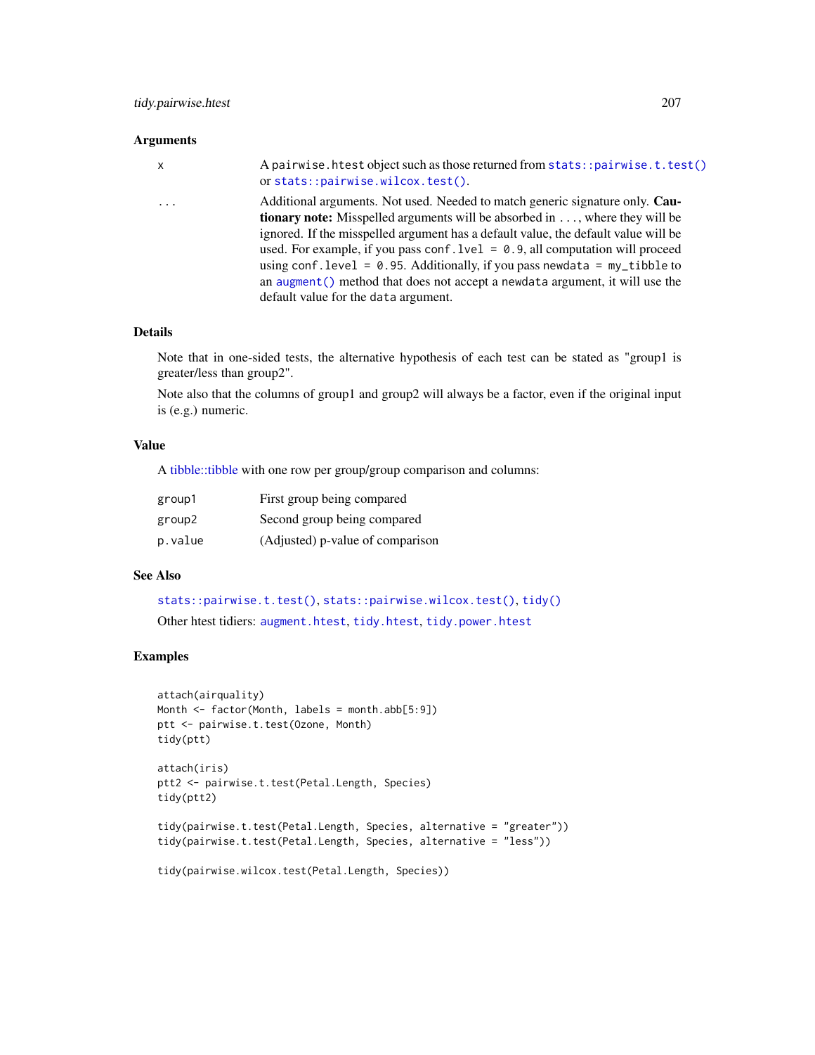## Arguments

| | |
|---|---|
| x | A `pairwise.htest` object such as those returned from `stats::pairwise.t.test()` or `stats::pairwise.wilcox.test()`. |
| ... | Additional arguments. Not used. Needed to match generic signature only. **Cautionary note:** Misspelled arguments will be absorbed in `...`, where they will be ignored. If the misspelled argument has a default value, the default value will be used. For example, if you pass `conf.lvel = 0.9`, all computation will proceed using `conf.level = 0.95`. Additionally, if you pass `newdata = my_tibble` to an `augment()` method that does not accept a `newdata` argument, it will use the default value for the `data` argument. |

## Details

Note that in one-sided tests, the alternative hypothesis of each test can be stated as "group1 is greater/less than group2".

Note also that the columns of group1 and group2 will always be a factor, even if the original input is (e.g.) numeric.

## Value

A tibble::tibble with one row per group/group comparison and columns:

| | |
|---|---|
| group1 | First group being compared |
| group2 | Second group being compared |
| p.value | (Adjusted) p-value of comparison |

## See Also

`stats::pairwise.t.test()`, `stats::pairwise.wilcox.test()`, `tidy()`

Other htest tidiers: `augment.htest`, `tidy.htest`, `tidy.power.htest`

## Examples

```
attach(airquality)
Month <- factor(Month, labels = month.abb[5:9])
ptt <- pairwise.t.test(Ozone, Month)
tidy(ptt)

attach(iris)
ptt2 <- pairwise.t.test(Petal.Length, Species)
tidy(ptt2)

tidy(pairwise.t.test(Petal.Length, Species, alternative = "greater"))
tidy(pairwise.t.test(Petal.Length, Species, alternative = "less"))

tidy(pairwise.wilcox.test(Petal.Length, Species))
```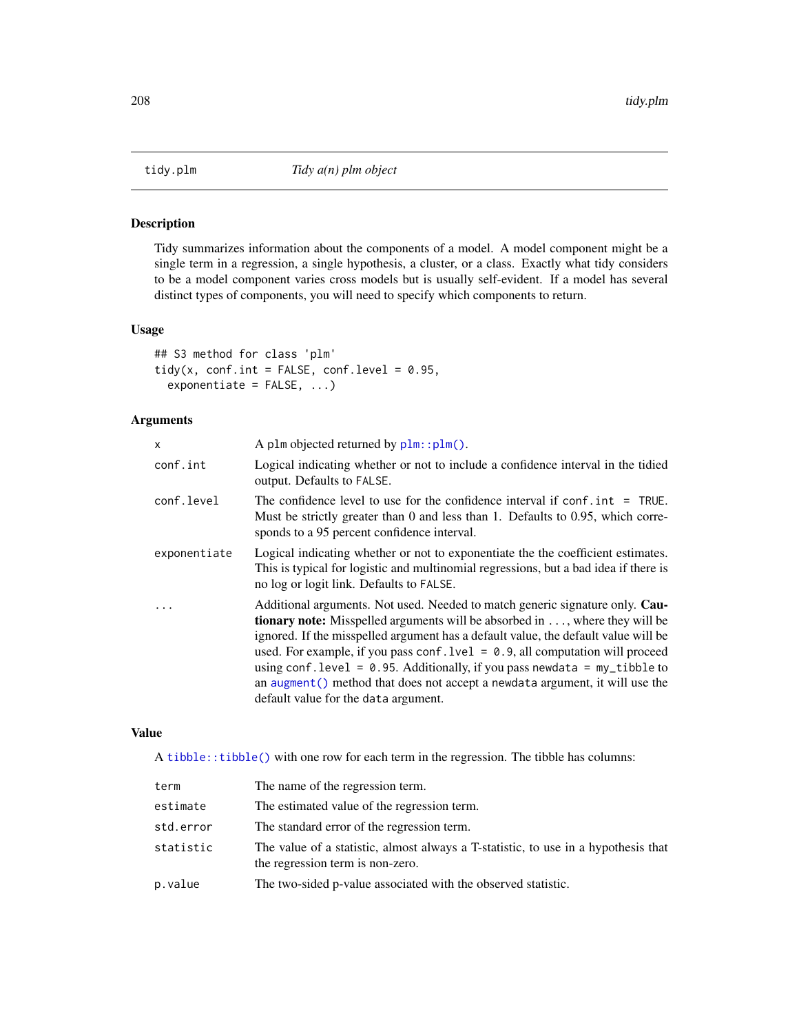# tidy.plm

*Tidy a(n) plm object*

## Description

Tidy summarizes information about the components of a model. A model component might be a single term in a regression, a single hypothesis, a cluster, or a class. Exactly what tidy considers to be a model component varies cross models but is usually self-evident. If a model has several distinct types of components, you will need to specify which components to return.

## Usage

```
## S3 method for class 'plm'
tidy(x, conf.int = FALSE, conf.level = 0.95,
  exponentiate = FALSE, ...)
```

## Arguments

| | |
|---|---|
| `x` | A `plm` objected returned by `plm::plm()`. |
| `conf.int` | Logical indicating whether or not to include a confidence interval in the tidied output. Defaults to `FALSE`. |
| `conf.level` | The confidence level to use for the confidence interval if `conf.int = TRUE`. Must be strictly greater than 0 and less than 1. Defaults to 0.95, which corresponds to a 95 percent confidence interval. |
| `exponentiate` | Logical indicating whether or not to exponentiate the the coefficient estimates. This is typical for logistic and multinomial regressions, but a bad idea if there is no log or logit link. Defaults to `FALSE`. |
| `...` | Additional arguments. Not used. Needed to match generic signature only. **Cautionary note:** Misspelled arguments will be absorbed in `...`, where they will be ignored. If the misspelled argument has a default value, the default value will be used. For example, if you pass `conf.lvel = 0.9`, all computation will proceed using `conf.level = 0.95`. Additionally, if you pass `newdata = my_tibble` to an `augment()` method that does not accept a `newdata` argument, it will use the default value for the `data` argument. |

## Value

A `tibble::tibble()` with one row for each term in the regression. The tibble has columns:

| | |
|---|---|
| `term` | The name of the regression term. |
| `estimate` | The estimated value of the regression term. |
| `std.error` | The standard error of the regression term. |
| `statistic` | The value of a statistic, almost always a T-statistic, to use in a hypothesis that the regression term is non-zero. |
| `p.value` | The two-sided p-value associated with the observed statistic. |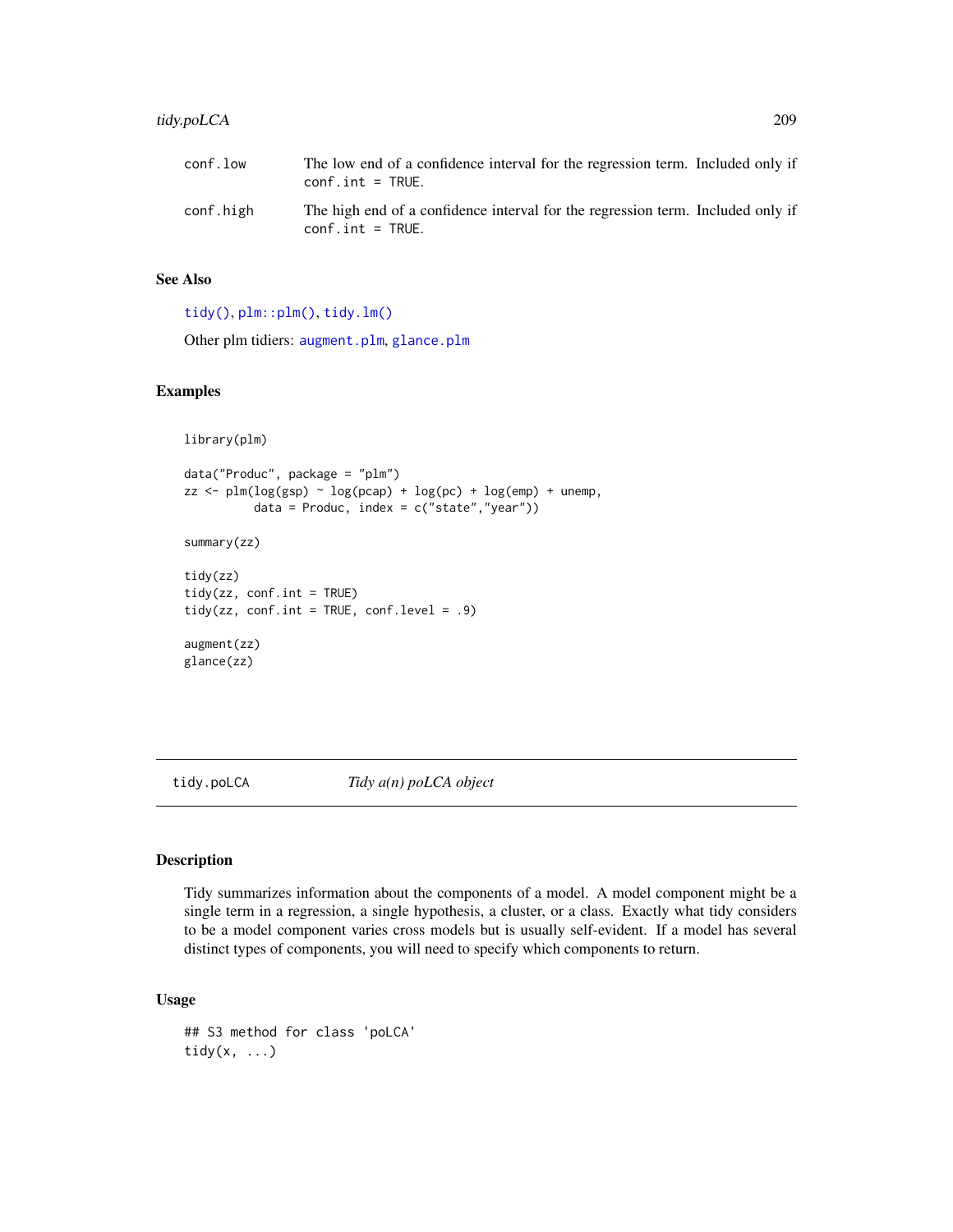| | |
|---|---|
| conf.low | The low end of a confidence interval for the regression term. Included only if conf.int = TRUE. |
| conf.high | The high end of a confidence interval for the regression term. Included only if conf.int = TRUE. |

### See Also

tidy(), plm::plm(), tidy.lm()

Other plm tidiers: augment.plm, glance.plm

### Examples

```
library(plm)

data("Produc", package = "plm")
zz <- plm(log(gsp) ~ log(pcap) + log(pc) + log(emp) + unemp,
          data = Produc, index = c("state","year"))

summary(zz)

tidy(zz)
tidy(zz, conf.int = TRUE)
tidy(zz, conf.int = TRUE, conf.level = .9)

augment(zz)
glance(zz)
```

---

## tidy.poLCA — *Tidy a(n) poLCA object*

### Description

Tidy summarizes information about the components of a model. A model component might be a single term in a regression, a single hypothesis, a cluster, or a class. Exactly what tidy considers to be a model component varies cross models but is usually self-evident. If a model has several distinct types of components, you will need to specify which components to return.

### Usage

```
## S3 method for class 'poLCA'
tidy(x, ...)
```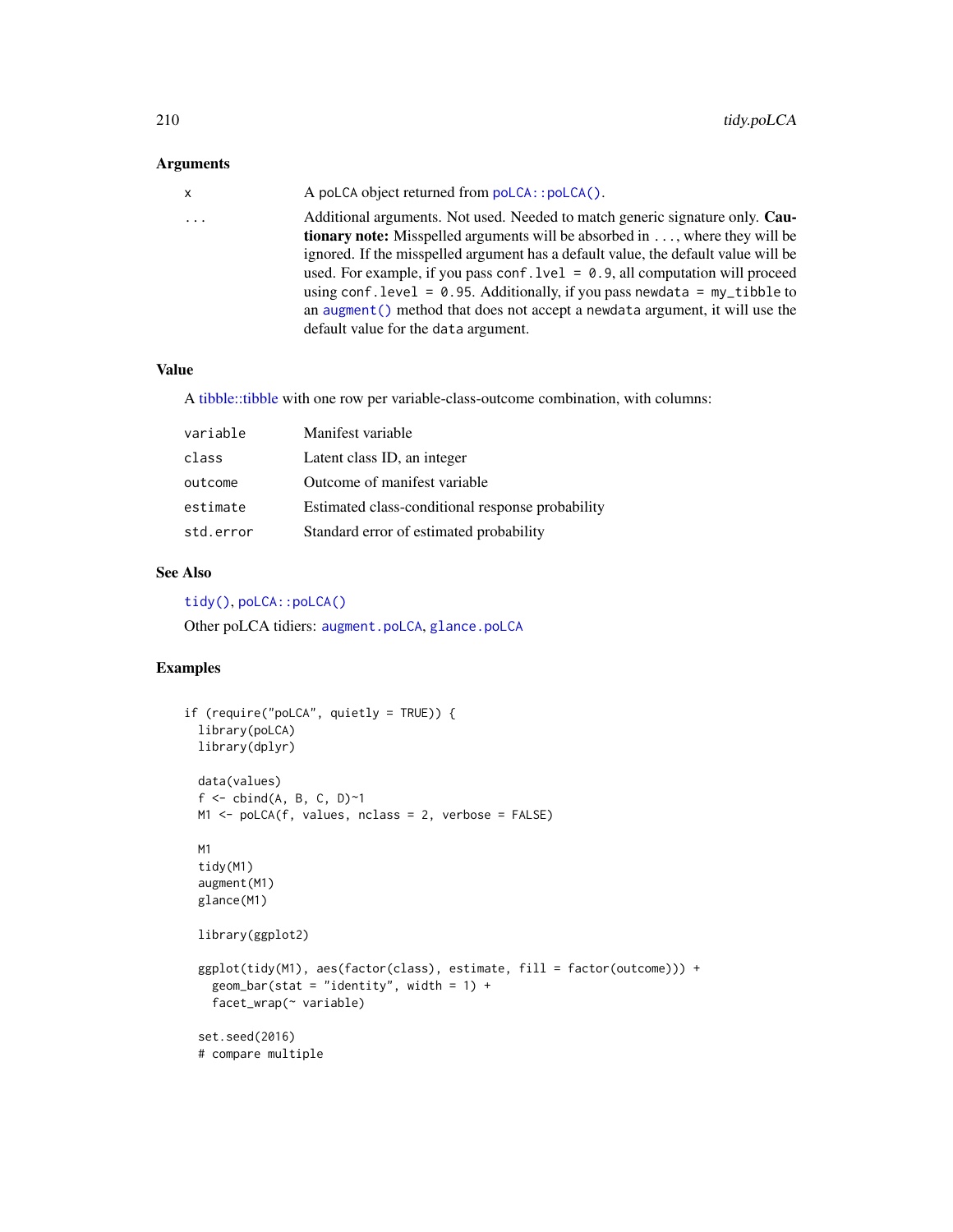### Arguments

| | |
|---|---|
| x | A poLCA object returned from `poLCA::poLCA()`. |
| ... | Additional arguments. Not used. Needed to match generic signature only. **Cautionary note:** Misspelled arguments will be absorbed in `...`, where they will be ignored. If the misspelled argument has a default value, the default value will be used. For example, if you pass `conf.lvel = 0.9`, all computation will proceed using `conf.level = 0.95`. Additionally, if you pass `newdata = my_tibble` to an `augment()` method that does not accept a `newdata` argument, it will use the default value for the `data` argument. |

### Value

A tibble::tibble with one row per variable-class-outcome combination, with columns:

| | |
|---|---|
| `variable` | Manifest variable |
| `class` | Latent class ID, an integer |
| `outcome` | Outcome of manifest variable |
| `estimate` | Estimated class-conditional response probability |
| `std.error` | Standard error of estimated probability |

### See Also

`tidy()`, `poLCA::poLCA()`

Other poLCA tidiers: `augment.poLCA`, `glance.poLCA`

### Examples

```
if (require("poLCA", quietly = TRUE)) {
  library(poLCA)
  library(dplyr)

  data(values)
  f <- cbind(A, B, C, D)~1
  M1 <- poLCA(f, values, nclass = 2, verbose = FALSE)

  M1
  tidy(M1)
  augment(M1)
  glance(M1)

  library(ggplot2)

  ggplot(tidy(M1), aes(factor(class), estimate, fill = factor(outcome))) +
    geom_bar(stat = "identity", width = 1) +
    facet_wrap(~ variable)

  set.seed(2016)
  # compare multiple
```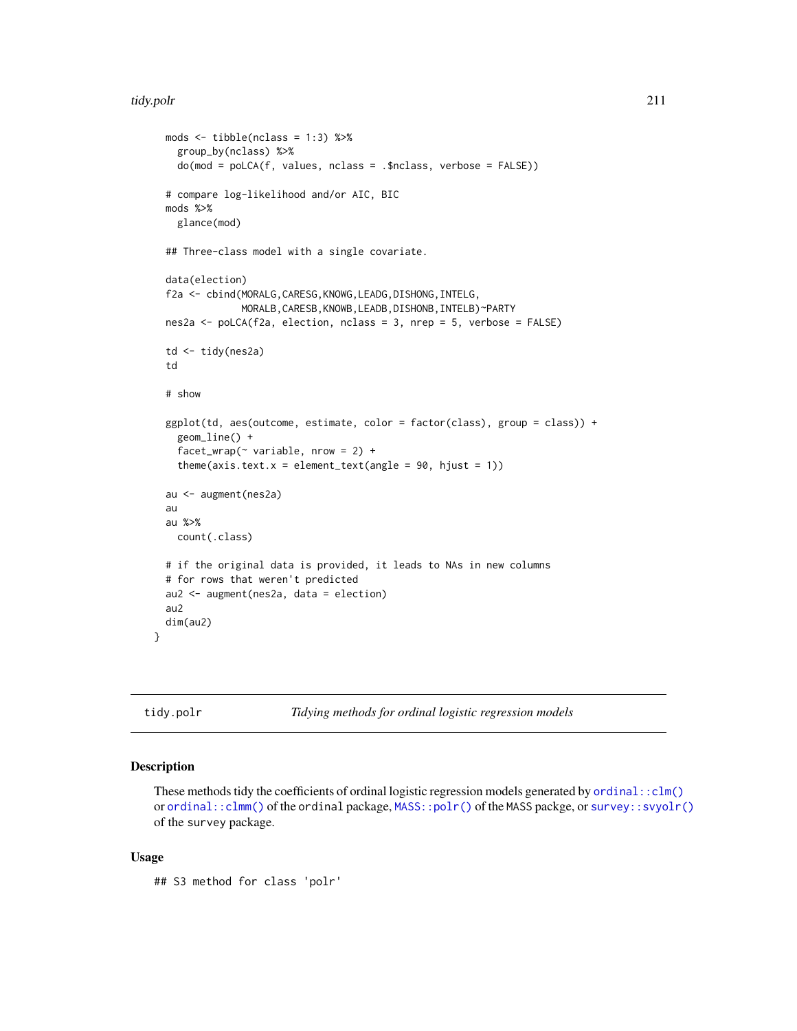```
  mods <- tibble(nclass = 1:3) %>%
    group_by(nclass) %>%
    do(mod = poLCA(f, values, nclass = .$nclass, verbose = FALSE))

  # compare log-likelihood and/or AIC, BIC
  mods %>%
    glance(mod)

  ## Three-class model with a single covariate.

  data(election)
  f2a <- cbind(MORALG,CARESG,KNOWG,LEADG,DISHONG,INTELG,
               MORALB,CARESB,KNOWB,LEADB,DISHONB,INTELB)~PARTY
  nes2a <- poLCA(f2a, election, nclass = 3, nrep = 5, verbose = FALSE)

  td <- tidy(nes2a)
  td

  # show

  ggplot(td, aes(outcome, estimate, color = factor(class), group = class)) +
    geom_line() +
    facet_wrap(~ variable, nrow = 2) +
    theme(axis.text.x = element_text(angle = 90, hjust = 1))

  au <- augment(nes2a)
  au
  au %>%
    count(.class)

  # if the original data is provided, it leads to NAs in new columns
  # for rows that weren't predicted
  au2 <- augment(nes2a, data = election)
  au2
  dim(au2)
}
```

## tidy.polr — *Tidying methods for ordinal logistic regression models*

### Description

These methods tidy the coefficients of ordinal logistic regression models generated by `ordinal::clm()` or `ordinal::clmm()` of the `ordinal` package, `MASS::polr()` of the `MASS` packge, or `survey::svyolr()` of the `survey` package.

### Usage

```
## S3 method for class 'polr'
```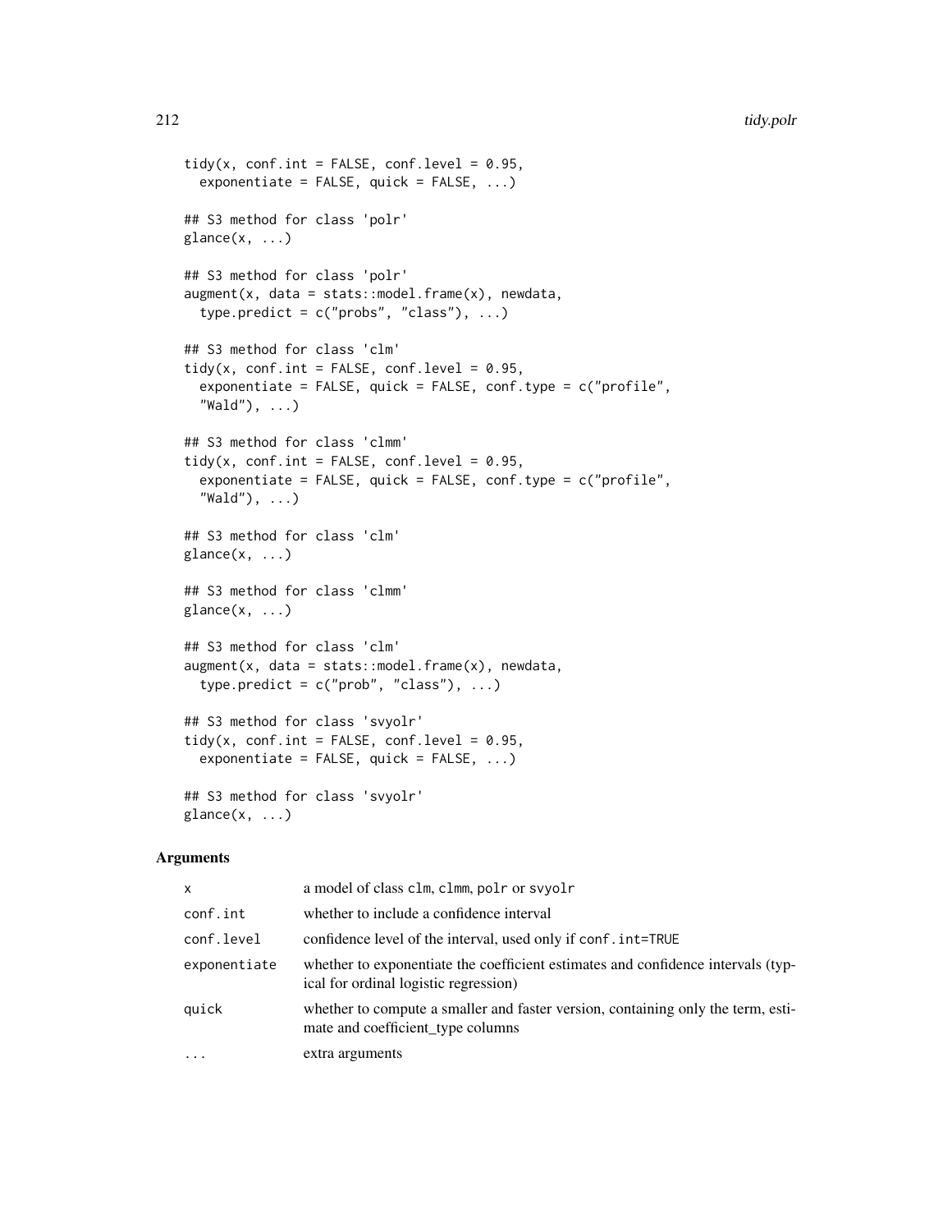```
tidy(x, conf.int = FALSE, conf.level = 0.95,
  exponentiate = FALSE, quick = FALSE, ...)

## S3 method for class 'polr'
glance(x, ...)

## S3 method for class 'polr'
augment(x, data = stats::model.frame(x), newdata,
  type.predict = c("probs", "class"), ...)

## S3 method for class 'clm'
tidy(x, conf.int = FALSE, conf.level = 0.95,
  exponentiate = FALSE, quick = FALSE, conf.type = c("profile",
  "Wald"), ...)

## S3 method for class 'clmm'
tidy(x, conf.int = FALSE, conf.level = 0.95,
  exponentiate = FALSE, quick = FALSE, conf.type = c("profile",
  "Wald"), ...)

## S3 method for class 'clm'
glance(x, ...)

## S3 method for class 'clmm'
glance(x, ...)

## S3 method for class 'clm'
augment(x, data = stats::model.frame(x), newdata,
  type.predict = c("prob", "class"), ...)

## S3 method for class 'svyolr'
tidy(x, conf.int = FALSE, conf.level = 0.95,
  exponentiate = FALSE, quick = FALSE, ...)

## S3 method for class 'svyolr'
glance(x, ...)
```

## Arguments

| | |
|---|---|
| x | a model of class clm, clmm, polr or svyolr |
| conf.int | whether to include a confidence interval |
| conf.level | confidence level of the interval, used only if conf.int=TRUE |
| exponentiate | whether to exponentiate the coefficient estimates and confidence intervals (typical for ordinal logistic regression) |
| quick | whether to compute a smaller and faster version, containing only the term, estimate and coefficient_type columns |
| ... | extra arguments |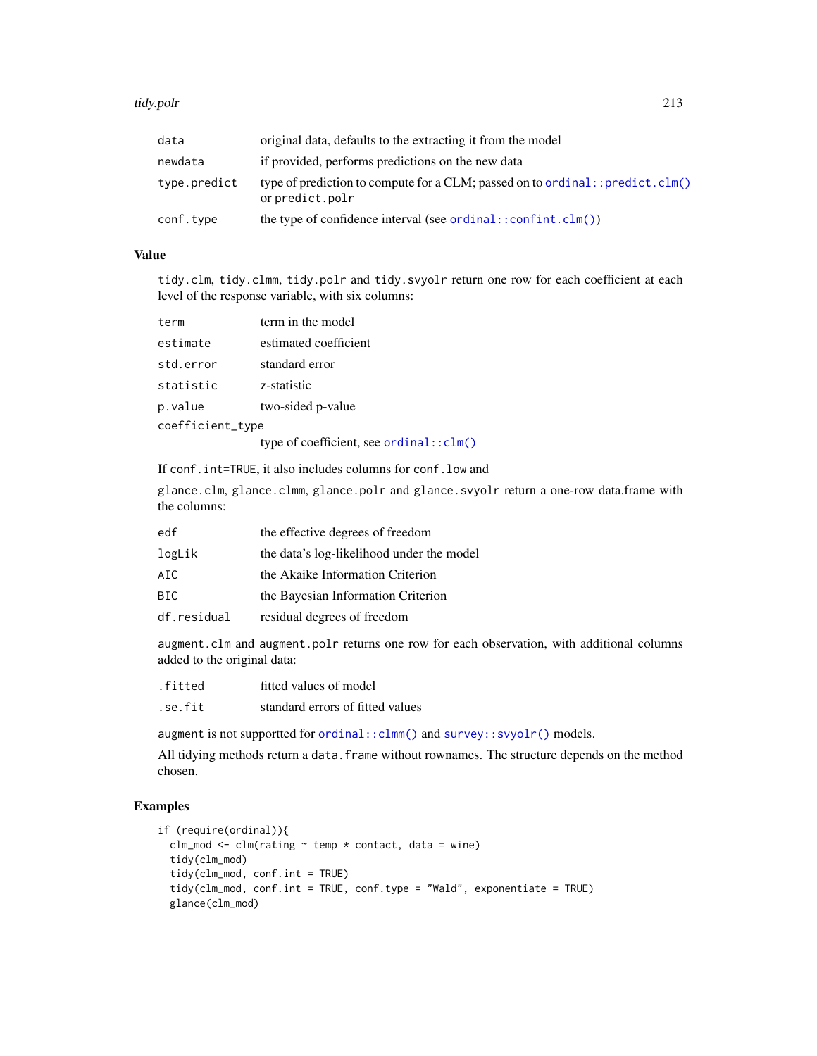| | |
|---|---|
| data | original data, defaults to the extracting it from the model |
| newdata | if provided, performs predictions on the new data |
| type.predict | type of prediction to compute for a CLM; passed on to ordinal::predict.clm() or predict.polr |
| conf.type | the type of confidence interval (see ordinal::confint.clm()) |

### Value

tidy.clm, tidy.clmm, tidy.polr and tidy.svyolr return one row for each coefficient at each level of the response variable, with six columns:

| | |
|---|---|
| term | term in the model |
| estimate | estimated coefficient |
| std.error | standard error |
| statistic | z-statistic |
| p.value | two-sided p-value |
| coefficient_type | type of coefficient, see ordinal::clm() |

If conf.int=TRUE, it also includes columns for conf.low and

glance.clm, glance.clmm, glance.polr and glance.svyolr return a one-row data.frame with the columns:

| | |
|---|---|
| edf | the effective degrees of freedom |
| logLik | the data's log-likelihood under the model |
| AIC | the Akaike Information Criterion |
| BIC | the Bayesian Information Criterion |
| df.residual | residual degrees of freedom |

augment.clm and augment.polr returns one row for each observation, with additional columns added to the original data:

| | |
|---|---|
| .fitted | fitted values of model |
| .se.fit | standard errors of fitted values |

augment is not supportted for ordinal::clmm() and survey::svyolr() models.

All tidying methods return a data.frame without rownames. The structure depends on the method chosen.

### Examples

```
if (require(ordinal)){
  clm_mod <- clm(rating ~ temp * contact, data = wine)
  tidy(clm_mod)
  tidy(clm_mod, conf.int = TRUE)
  tidy(clm_mod, conf.int = TRUE, conf.type = "Wald", exponentiate = TRUE)
  glance(clm_mod)
```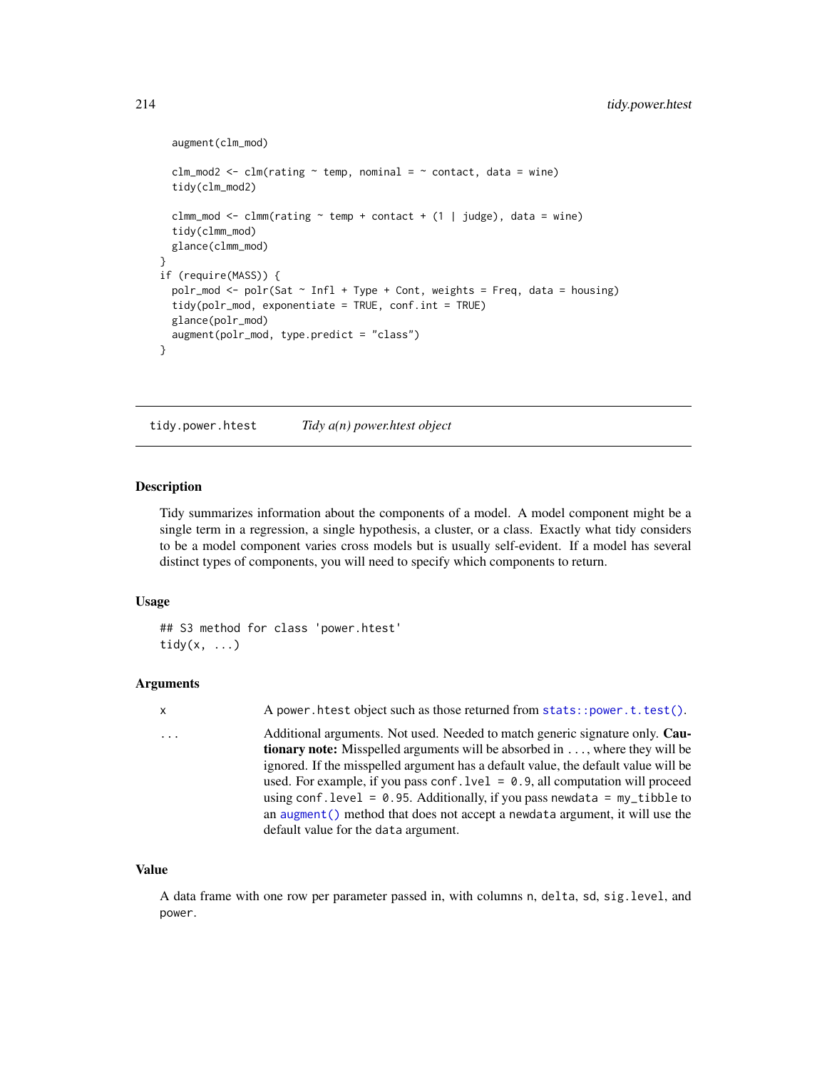```
  augment(clm_mod)

  clm_mod2 <- clm(rating ~ temp, nominal = ~ contact, data = wine)
  tidy(clm_mod2)

  clmm_mod <- clmm(rating ~ temp + contact + (1 | judge), data = wine)
  tidy(clmm_mod)
  glance(clmm_mod)
}
if (require(MASS)) {
  polr_mod <- polr(Sat ~ Infl + Type + Cont, weights = Freq, data = housing)
  tidy(polr_mod, exponentiate = TRUE, conf.int = TRUE)
  glance(polr_mod)
  augment(polr_mod, type.predict = "class")
}
```

## tidy.power.htest *Tidy a(n) power.htest object*

### Description

Tidy summarizes information about the components of a model. A model component might be a single term in a regression, a single hypothesis, a cluster, or a class. Exactly what tidy considers to be a model component varies cross models but is usually self-evident. If a model has several distinct types of components, you will need to specify which components to return.

### Usage

```
## S3 method for class 'power.htest'
tidy(x, ...)
```

### Arguments

| | |
|---|---|
| x | A power.htest object such as those returned from stats::power.t.test(). |
| ... | Additional arguments. Not used. Needed to match generic signature only. **Cautionary note:** Misspelled arguments will be absorbed in ..., where they will be ignored. If the misspelled argument has a default value, the default value will be used. For example, if you pass conf.lvel = 0.9, all computation will proceed using conf.level = 0.95. Additionally, if you pass newdata = my_tibble to an augment() method that does not accept a newdata argument, it will use the default value for the data argument. |

### Value

A data frame with one row per parameter passed in, with columns n, delta, sd, sig.level, and power.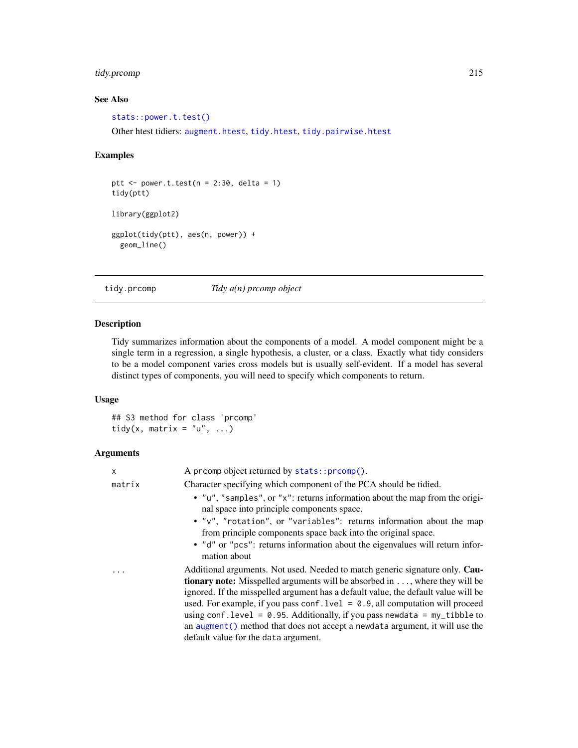### See Also

`stats::power.t.test()`

Other htest tidiers: `augment.htest`, `tidy.htest`, `tidy.pairwise.htest`

### Examples

```
ptt <- power.t.test(n = 2:30, delta = 1)
tidy(ptt)

library(ggplot2)

ggplot(tidy(ptt), aes(n, power)) +
  geom_line()
```

---

## tidy.prcomp *Tidy a(n) prcomp object*

### Description

Tidy summarizes information about the components of a model. A model component might be a single term in a regression, a single hypothesis, a cluster, or a class. Exactly what tidy considers to be a model component varies cross models but is usually self-evident. If a model has several distinct types of components, you will need to specify which components to return.

### Usage

```
## S3 method for class 'prcomp'
tidy(x, matrix = "u", ...)
```

### Arguments

`x` — A prcomp object returned by `stats::prcomp()`.

`matrix` — Character specifying which component of the PCA should be tidied.

- "u", "samples", or "x": returns information about the map from the original space into principle components space.
- "v", "rotation", or "variables": returns information about the map from principle components space back into the original space.
- "d" or "pcs": returns information about the eigenvalues will return information about

`...` — Additional arguments. Not used. Needed to match generic signature only. **Cautionary note:** Misspelled arguments will be absorbed in `...`, where they will be ignored. If the misspelled argument has a default value, the default value will be used. For example, if you pass `conf.lvel = 0.9`, all computation will proceed using `conf.level = 0.95`. Additionally, if you pass `newdata = my_tibble` to an `augment()` method that does not accept a `newdata` argument, it will use the default value for the `data` argument.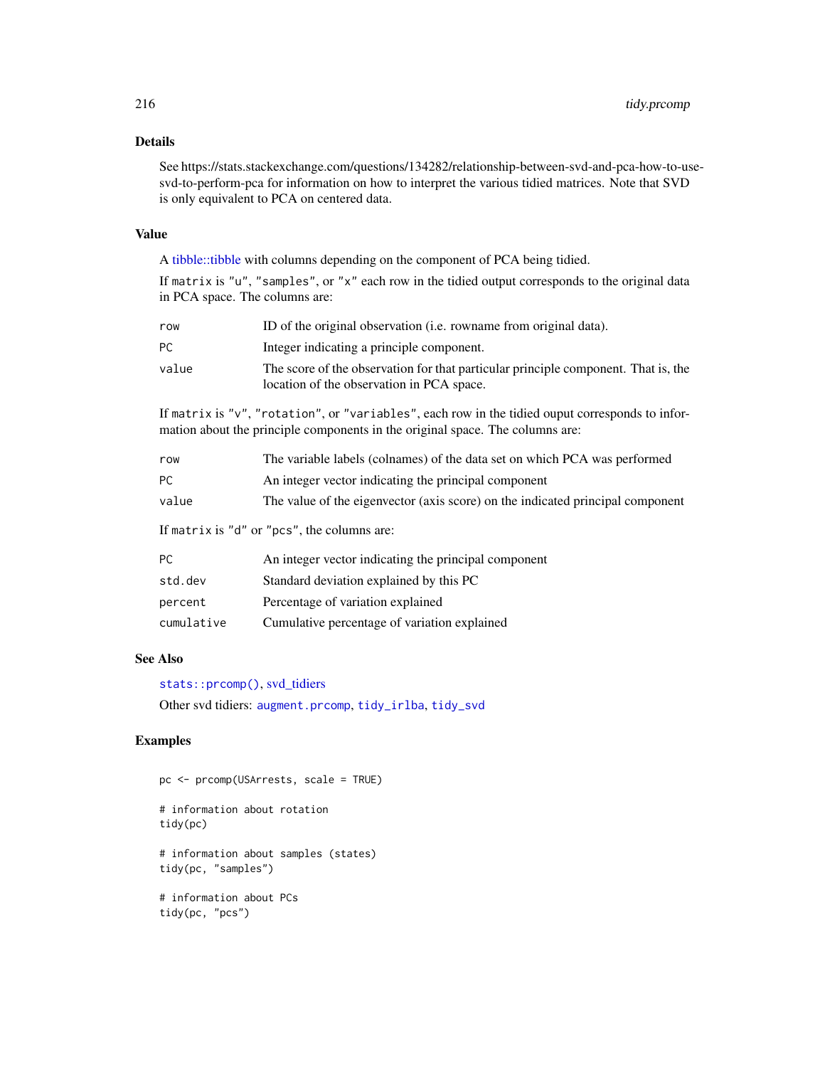## Details

See https://stats.stackexchange.com/questions/134282/relationship-between-svd-and-pca-how-to-use-svd-to-perform-pca for information on how to interpret the various tidied matrices. Note that SVD is only equivalent to PCA on centered data.

## Value

A tibble::tibble with columns depending on the component of PCA being tidied.

If `matrix` is `"u"`, `"samples"`, or `"x"` each row in the tidied output corresponds to the original data in PCA space. The columns are:

| | |
|---|---|
| `row` | ID of the original observation (i.e. rowname from original data). |
| `PC` | Integer indicating a principle component. |
| `value` | The score of the observation for that particular principle component. That is, the location of the observation in PCA space. |

If `matrix` is `"v"`, `"rotation"`, or `"variables"`, each row in the tidied ouput corresponds to information about the principle components in the original space. The columns are:

| | |
|---|---|
| `row` | The variable labels (colnames) of the data set on which PCA was performed |
| `PC` | An integer vector indicating the principal component |
| `value` | The value of the eigenvector (axis score) on the indicated principal component |

If `matrix` is `"d"` or `"pcs"`, the columns are:

| | |
|---|---|
| `PC` | An integer vector indicating the principal component |
| `std.dev` | Standard deviation explained by this PC |
| `percent` | Percentage of variation explained |
| `cumulative` | Cumulative percentage of variation explained |

## See Also

`stats::prcomp()`, svd_tidiers

Other svd tidiers: `augment.prcomp`, `tidy_irlba`, `tidy_svd`

## Examples

```
pc <- prcomp(USArrests, scale = TRUE)

# information about rotation
tidy(pc)

# information about samples (states)
tidy(pc, "samples")

# information about PCs
tidy(pc, "pcs")
```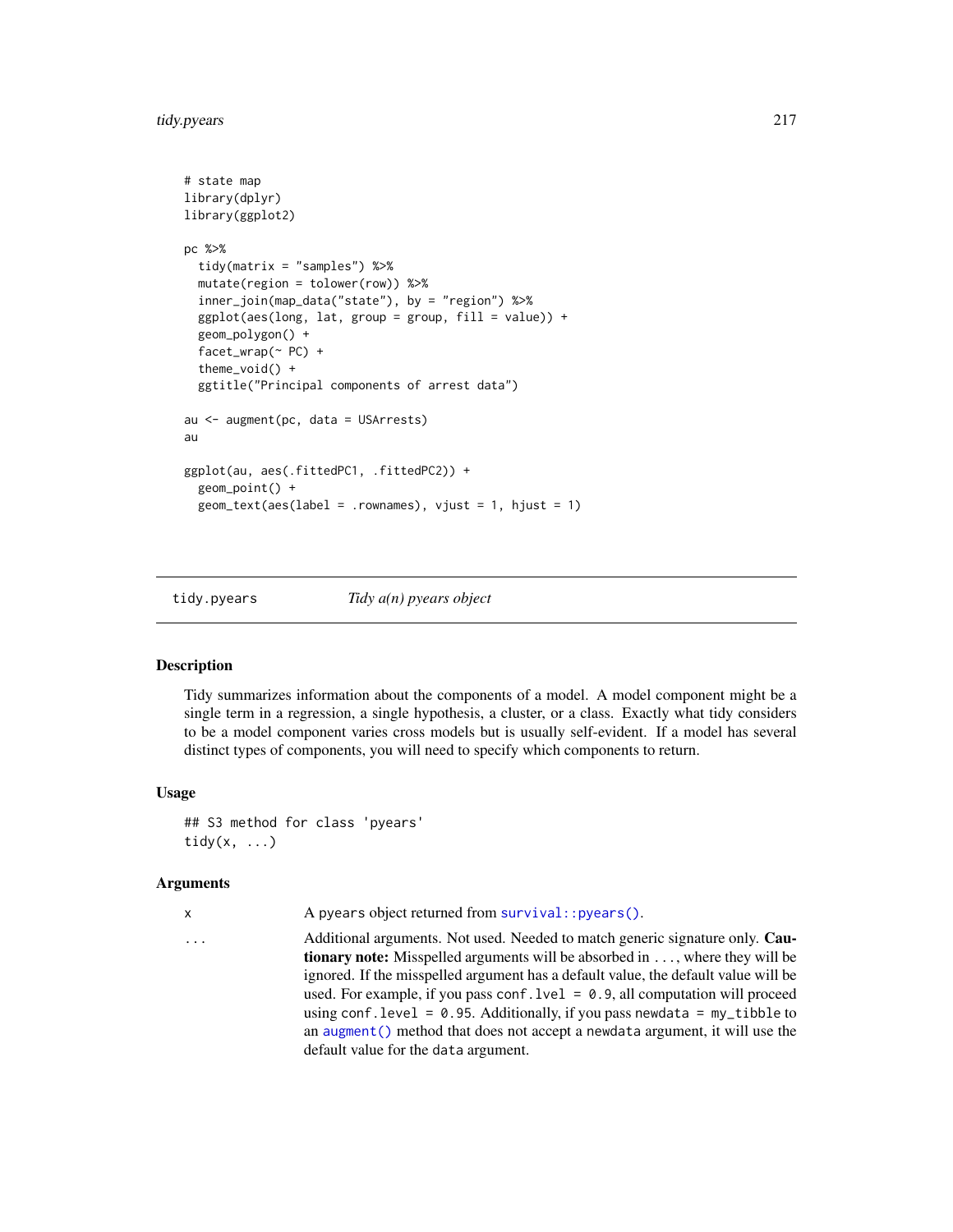```
# state map
library(dplyr)
library(ggplot2)

pc %>%
  tidy(matrix = "samples") %>%
  mutate(region = tolower(row)) %>%
  inner_join(map_data("state"), by = "region") %>%
  ggplot(aes(long, lat, group = group, fill = value)) +
  geom_polygon() +
  facet_wrap(~ PC) +
  theme_void() +
  ggtitle("Principal components of arrest data")

au <- augment(pc, data = USArrests)
au

ggplot(au, aes(.fittedPC1, .fittedPC2)) +
  geom_point() +
  geom_text(aes(label = .rownames), vjust = 1, hjust = 1)
```

## tidy.pyears *Tidy a(n) pyears object*

### Description

Tidy summarizes information about the components of a model. A model component might be a single term in a regression, a single hypothesis, a cluster, or a class. Exactly what tidy considers to be a model component varies cross models but is usually self-evident. If a model has several distinct types of components, you will need to specify which components to return.

### Usage

```
## S3 method for class 'pyears'
tidy(x, ...)
```

### Arguments

| | |
|---|---|
| x | A pyears object returned from survival::pyears(). |
| ... | Additional arguments. Not used. Needed to match generic signature only. **Cautionary note:** Misspelled arguments will be absorbed in ..., where they will be ignored. If the misspelled argument has a default value, the default value will be used. For example, if you pass conf.lvel = 0.9, all computation will proceed using conf.level = 0.95. Additionally, if you pass newdata = my_tibble to an augment() method that does not accept a newdata argument, it will use the default value for the data argument. |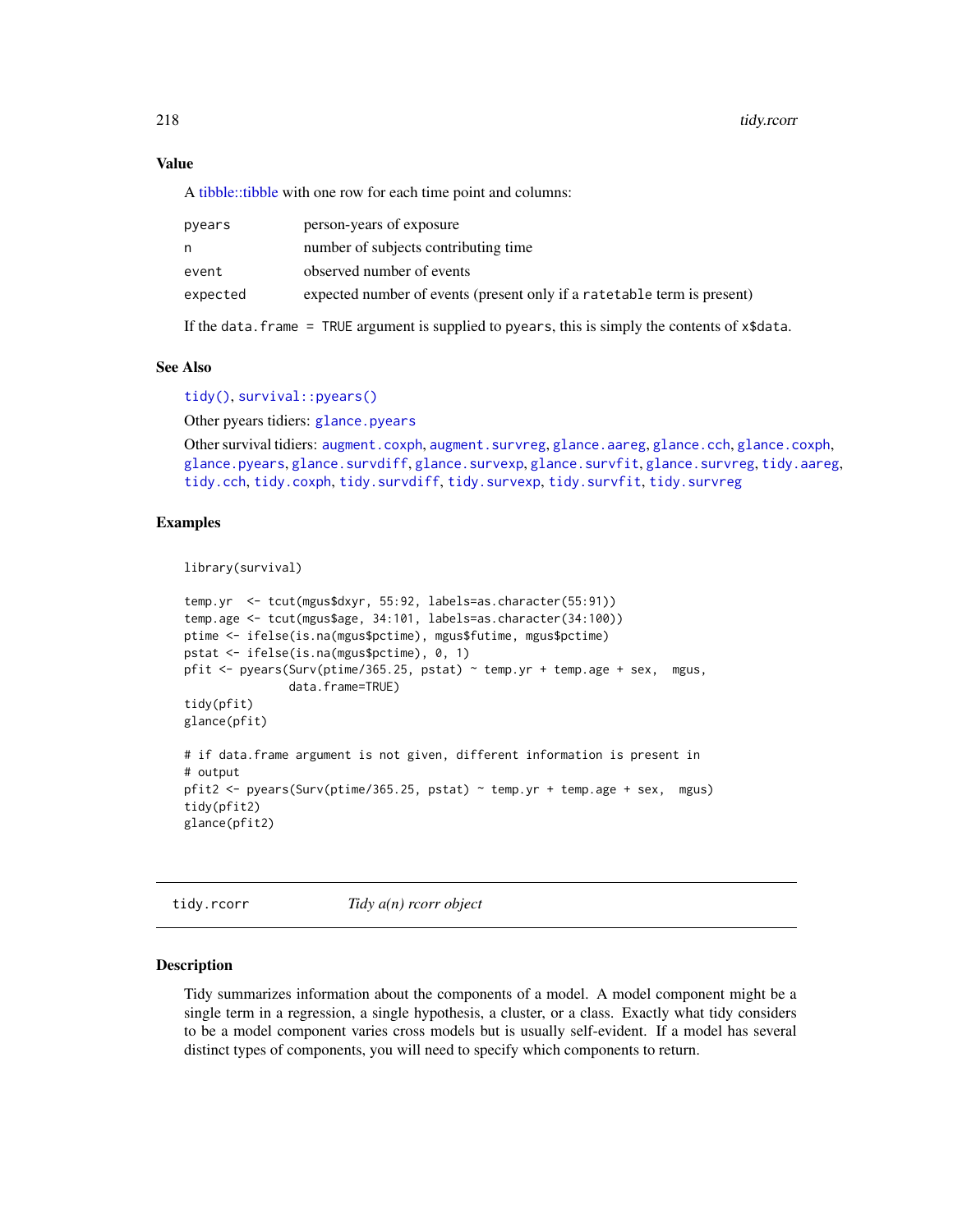### Value

A tibble::tibble with one row for each time point and columns:

| | |
|---|---|
| `pyears` | person-years of exposure |
| `n` | number of subjects contributing time |
| `event` | observed number of events |
| `expected` | expected number of events (present only if a `ratetable` term is present) |

If the `data.frame = TRUE` argument is supplied to `pyears`, this is simply the contents of `x$data`.

### See Also

`tidy()`, `survival::pyears()`

Other pyears tidiers: `glance.pyears`

Other survival tidiers: `augment.coxph`, `augment.survreg`, `glance.aareg`, `glance.cch`, `glance.coxph`, `glance.pyears`, `glance.survdiff`, `glance.survexp`, `glance.survfit`, `glance.survreg`, `tidy.aareg`, `tidy.cch`, `tidy.coxph`, `tidy.survdiff`, `tidy.survexp`, `tidy.survfit`, `tidy.survreg`

### Examples

```
library(survival)

temp.yr  <- tcut(mgus$dxyr, 55:92, labels=as.character(55:91))
temp.age <- tcut(mgus$age, 34:101, labels=as.character(34:100))
ptime <- ifelse(is.na(mgus$pctime), mgus$futime, mgus$pctime)
pstat <- ifelse(is.na(mgus$pctime), 0, 1)
pfit <- pyears(Surv(ptime/365.25, pstat) ~ temp.yr + temp.age + sex,  mgus,
               data.frame=TRUE)
tidy(pfit)
glance(pfit)

# if data.frame argument is not given, different information is present in
# output
pfit2 <- pyears(Surv(ptime/365.25, pstat) ~ temp.yr + temp.age + sex,  mgus)
tidy(pfit2)
glance(pfit2)
```

---

## tidy.rcorr — *Tidy a(n) rcorr object*

### Description

Tidy summarizes information about the components of a model. A model component might be a single term in a regression, a single hypothesis, a cluster, or a class. Exactly what tidy considers to be a model component varies cross models but is usually self-evident. If a model has several distinct types of components, you will need to specify which components to return.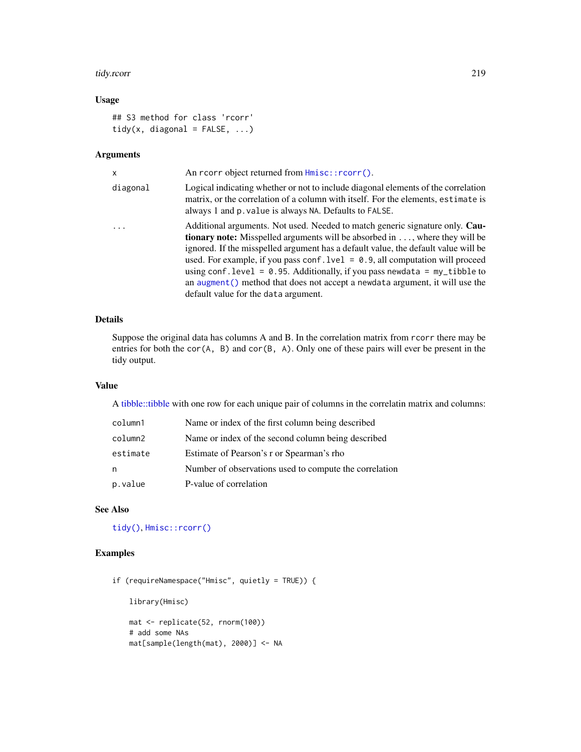### Usage

```
## S3 method for class 'rcorr'
tidy(x, diagonal = FALSE, ...)
```

### Arguments

| | |
|---|---|
| `x` | An `rcorr` object returned from `Hmisc::rcorr()`. |
| `diagonal` | Logical indicating whether or not to include diagonal elements of the correlation matrix, or the correlation of a column with itself. For the elements, `estimate` is always 1 and `p.value` is always `NA`. Defaults to `FALSE`. |
| `...` | Additional arguments. Not used. Needed to match generic signature only. **Cautionary note:** Misspelled arguments will be absorbed in `...`, where they will be ignored. If the misspelled argument has a default value, the default value will be used. For example, if you pass `conf.lvel = 0.9`, all computation will proceed using `conf.level = 0.95`. Additionally, if you pass `newdata = my_tibble` to an `augment()` method that does not accept a `newdata` argument, it will use the default value for the `data` argument. |

### Details

Suppose the original data has columns A and B. In the correlation matrix from `rcorr` there may be entries for both the `cor(A, B)` and `cor(B, A)`. Only one of these pairs will ever be present in the tidy output.

### Value

A tibble::tibble with one row for each unique pair of columns in the correlatin matrix and columns:

| | |
|---|---|
| `column1` | Name or index of the first column being described |
| `column2` | Name or index of the second column being described |
| `estimate` | Estimate of Pearson's r or Spearman's rho |
| `n` | Number of observations used to compute the correlation |
| `p.value` | P-value of correlation |

### See Also

`tidy()`, `Hmisc::rcorr()`

### Examples

```
if (requireNamespace("Hmisc", quietly = TRUE)) {

    library(Hmisc)

    mat <- replicate(52, rnorm(100))
    # add some NAs
    mat[sample(length(mat), 2000)] <- NA
```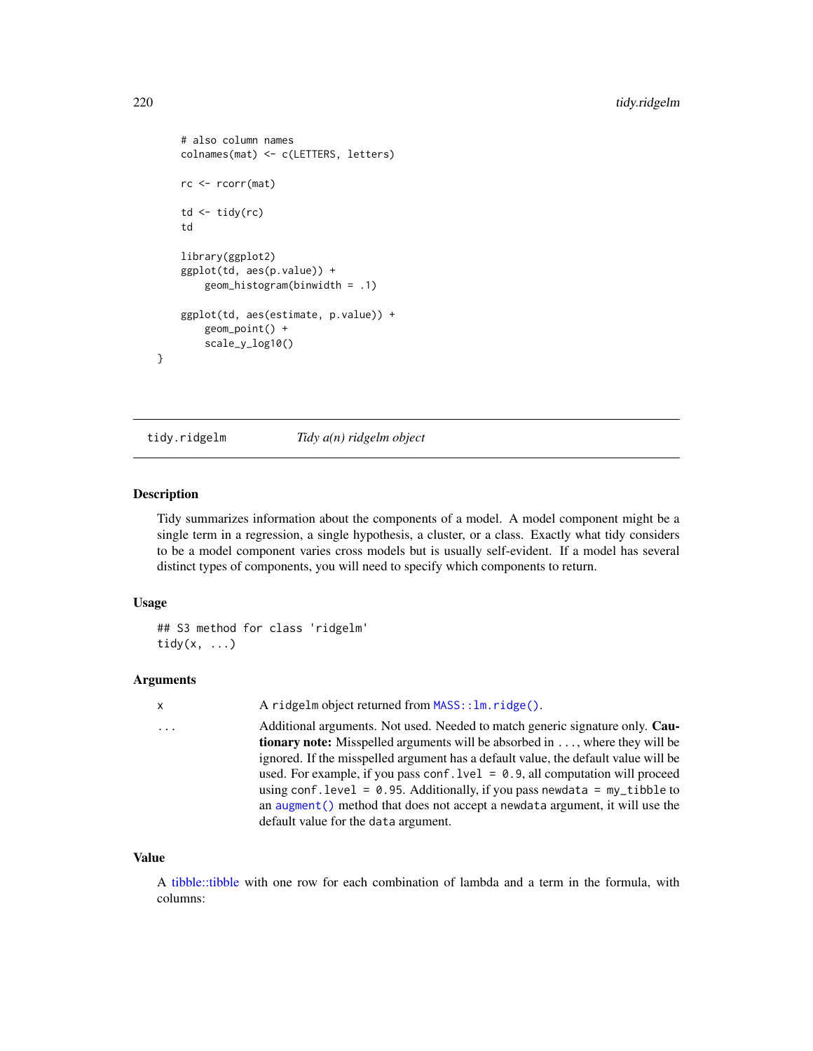```
    # also column names
    colnames(mat) <- c(LETTERS, letters)

    rc <- rcorr(mat)

    td <- tidy(rc)
    td

    library(ggplot2)
    ggplot(td, aes(p.value)) +
        geom_histogram(binwidth = .1)

    ggplot(td, aes(estimate, p.value)) +
        geom_point() +
        scale_y_log10()
}
```

---

## tidy.ridgelm — *Tidy a(n) ridgelm object*

---

### Description

Tidy summarizes information about the components of a model. A model component might be a single term in a regression, a single hypothesis, a cluster, or a class. Exactly what tidy considers to be a model component varies cross models but is usually self-evident. If a model has several distinct types of components, you will need to specify which components to return.

### Usage

```
## S3 method for class 'ridgelm'
tidy(x, ...)
```

### Arguments

`x` — A `ridgelm` object returned from `MASS::lm.ridge()`.

`...` — Additional arguments. Not used. Needed to match generic signature only. **Cautionary note:** Misspelled arguments will be absorbed in `...`, where they will be ignored. If the misspelled argument has a default value, the default value will be used. For example, if you pass `conf.lvel = 0.9`, all computation will proceed using `conf.level = 0.95`. Additionally, if you pass `newdata = my_tibble` to an `augment()` method that does not accept a `newdata` argument, it will use the default value for the `data` argument.

### Value

A tibble::tibble with one row for each combination of lambda and a term in the formula, with columns: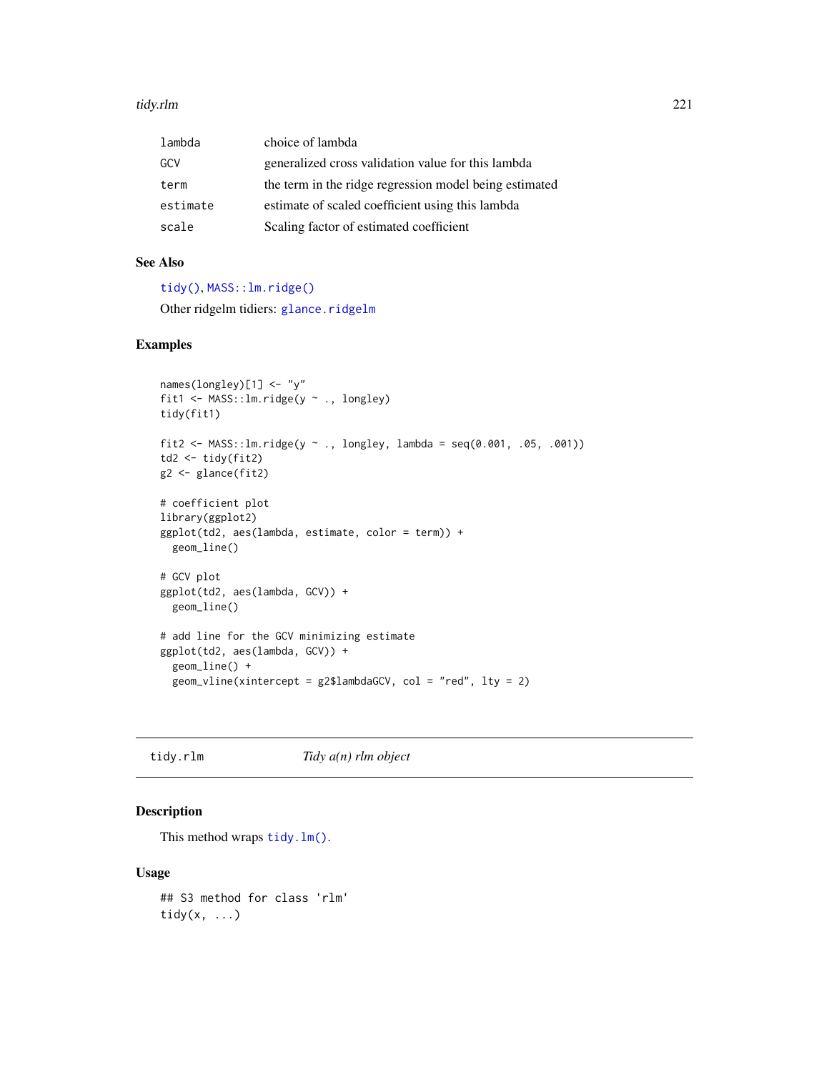| | |
|---|---|
| lambda | choice of lambda |
| GCV | generalized cross validation value for this lambda |
| term | the term in the ridge regression model being estimated |
| estimate | estimate of scaled coefficient using this lambda |
| scale | Scaling factor of estimated coefficient |

### See Also

tidy(), MASS::lm.ridge()

Other ridgelm tidiers: glance.ridgelm

### Examples

```
names(longley)[1] <- "y"
fit1 <- MASS::lm.ridge(y ~ ., longley)
tidy(fit1)

fit2 <- MASS::lm.ridge(y ~ ., longley, lambda = seq(0.001, .05, .001))
td2 <- tidy(fit2)
g2 <- glance(fit2)

# coefficient plot
library(ggplot2)
ggplot(td2, aes(lambda, estimate, color = term)) +
  geom_line()

# GCV plot
ggplot(td2, aes(lambda, GCV)) +
  geom_line()

# add line for the GCV minimizing estimate
ggplot(td2, aes(lambda, GCV)) +
  geom_line() +
  geom_vline(xintercept = g2$lambdaGCV, col = "red", lty = 2)
```

---

## tidy.rlm    *Tidy a(n) rlm object*

---

### Description

This method wraps tidy.lm().

### Usage

```
## S3 method for class 'rlm'
tidy(x, ...)
```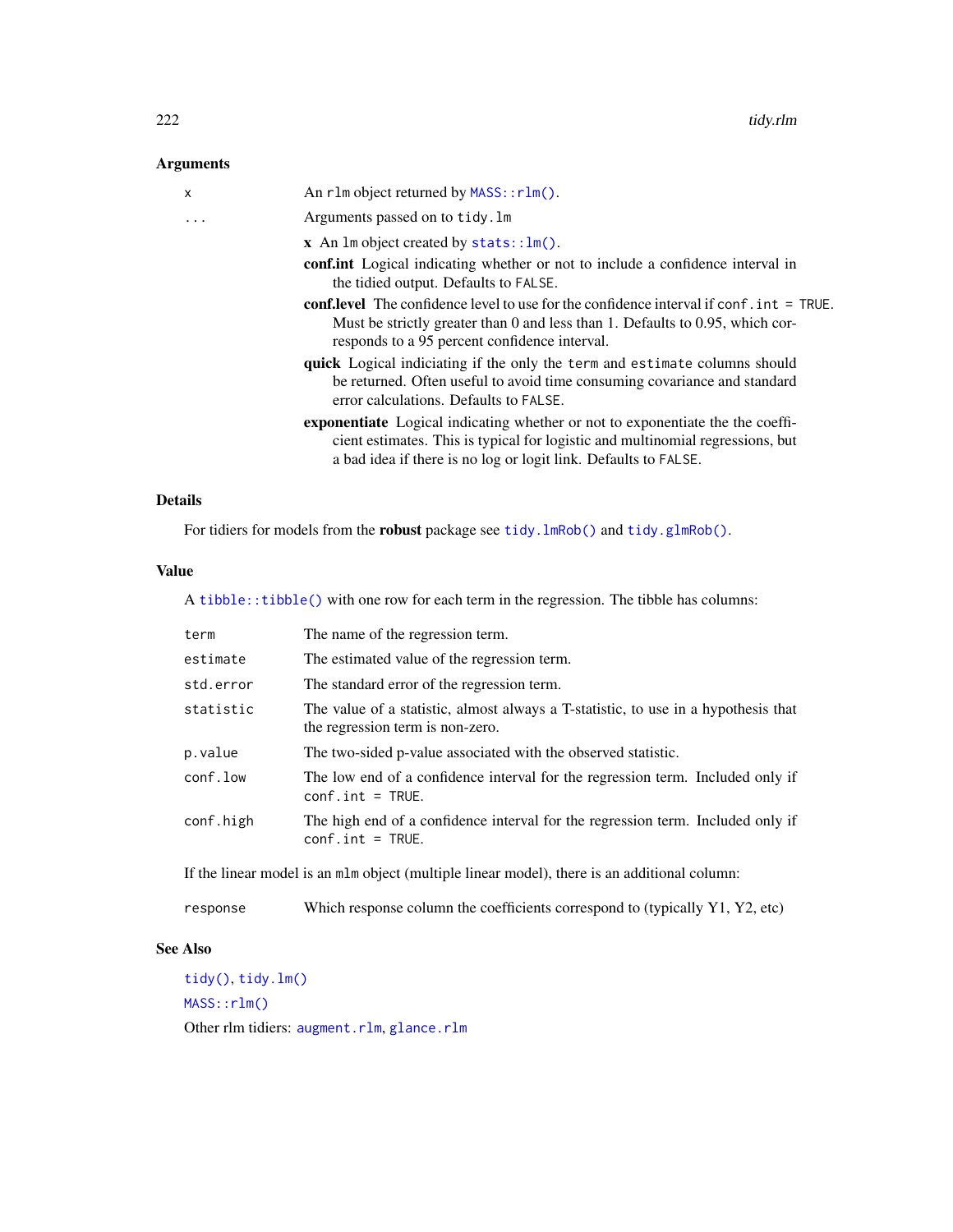### Arguments

`x` — An `rlm` object returned by `MASS::rlm()`.

`...` — Arguments passed on to `tidy.lm`

- **x** An `lm` object created by `stats::lm()`.
- **conf.int** Logical indicating whether or not to include a confidence interval in the tidied output. Defaults to `FALSE`.
- **conf.level** The confidence level to use for the confidence interval if `conf.int = TRUE`. Must be strictly greater than 0 and less than 1. Defaults to 0.95, which corresponds to a 95 percent confidence interval.
- **quick** Logical indiciating if the only the `term` and `estimate` columns should be returned. Often useful to avoid time consuming covariance and standard error calculations. Defaults to `FALSE`.
- **exponentiate** Logical indicating whether or not to exponentiate the the coefficient estimates. This is typical for logistic and multinomial regressions, but a bad idea if there is no log or logit link. Defaults to `FALSE`.

### Details

For tidiers for models from the **robust** package see `tidy.lmRob()` and `tidy.glmRob()`.

### Value

A `tibble::tibble()` with one row for each term in the regression. The tibble has columns:

| | |
|---|---|
| `term` | The name of the regression term. |
| `estimate` | The estimated value of the regression term. |
| `std.error` | The standard error of the regression term. |
| `statistic` | The value of a statistic, almost always a T-statistic, to use in a hypothesis that the regression term is non-zero. |
| `p.value` | The two-sided p-value associated with the observed statistic. |
| `conf.low` | The low end of a confidence interval for the regression term. Included only if `conf.int = TRUE`. |
| `conf.high` | The high end of a confidence interval for the regression term. Included only if `conf.int = TRUE`. |

If the linear model is an `mlm` object (multiple linear model), there is an additional column:

| | |
|---|---|
| `response` | Which response column the coefficients correspond to (typically Y1, Y2, etc) |

### See Also

`tidy()`, `tidy.lm()`

`MASS::rlm()`

Other rlm tidiers: `augment.rlm`, `glance.rlm`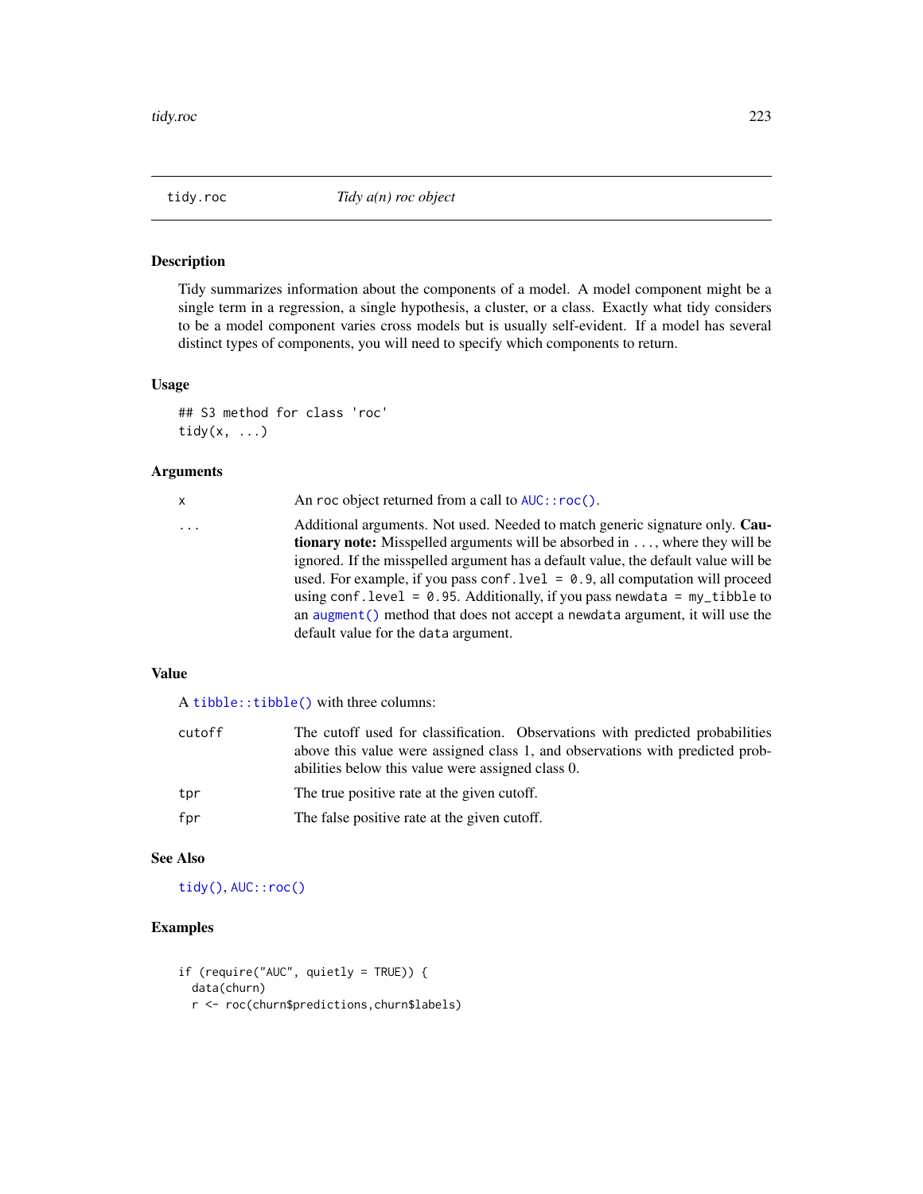tidy.roc *Tidy a(n) roc object*

### Description

Tidy summarizes information about the components of a model. A model component might be a single term in a regression, a single hypothesis, a cluster, or a class. Exactly what tidy considers to be a model component varies cross models but is usually self-evident. If a model has several distinct types of components, you will need to specify which components to return.

### Usage

```
## S3 method for class 'roc'
tidy(x, ...)
```

### Arguments

| | |
|---|---|
| x | An roc object returned from a call to AUC::roc(). |
| ... | Additional arguments. Not used. Needed to match generic signature only. **Cautionary note:** Misspelled arguments will be absorbed in ..., where they will be ignored. If the misspelled argument has a default value, the default value will be used. For example, if you pass conf.lvel = 0.9, all computation will proceed using conf.level = 0.95. Additionally, if you pass newdata = my_tibble to an augment() method that does not accept a newdata argument, it will use the default value for the data argument. |

### Value

A tibble::tibble() with three columns:

| | |
|---|---|
| cutoff | The cutoff used for classification. Observations with predicted probabilities above this value were assigned class 1, and observations with predicted probabilities below this value were assigned class 0. |
| tpr | The true positive rate at the given cutoff. |
| fpr | The false positive rate at the given cutoff. |

### See Also

tidy(), AUC::roc()

### Examples

```
if (require("AUC", quietly = TRUE)) {
  data(churn)
  r <- roc(churn$predictions,churn$labels)
```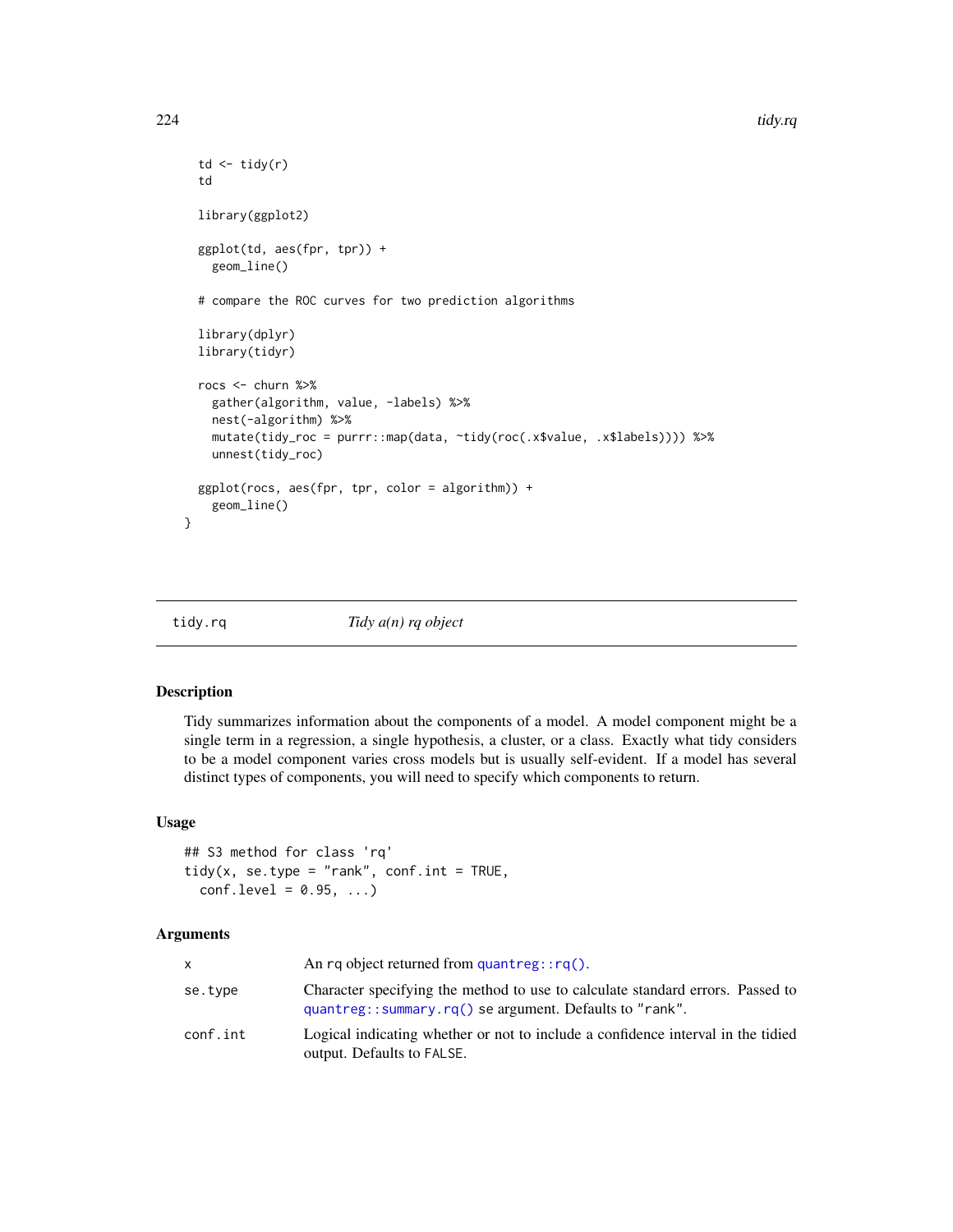```
  td <- tidy(r)
  td

  library(ggplot2)

  ggplot(td, aes(fpr, tpr)) +
    geom_line()

  # compare the ROC curves for two prediction algorithms

  library(dplyr)
  library(tidyr)

  rocs <- churn %>%
    gather(algorithm, value, -labels) %>%
    nest(-algorithm) %>%
    mutate(tidy_roc = purrr::map(data, ~tidy(roc(.x$value, .x$labels)))) %>%
    unnest(tidy_roc)

  ggplot(rocs, aes(fpr, tpr, color = algorithm)) +
    geom_line()
}
```

## tidy.rq — *Tidy a(n) rq object*

### Description

Tidy summarizes information about the components of a model. A model component might be a single term in a regression, a single hypothesis, a cluster, or a class. Exactly what tidy considers to be a model component varies cross models but is usually self-evident. If a model has several distinct types of components, you will need to specify which components to return.

### Usage

```
## S3 method for class 'rq'
tidy(x, se.type = "rank", conf.int = TRUE,
  conf.level = 0.95, ...)
```

### Arguments

| | |
|---|---|
| x | An rq object returned from `quantreg::rq()`. |
| se.type | Character specifying the method to use to calculate standard errors. Passed to `quantreg::summary.rq()` se argument. Defaults to "rank". |
| conf.int | Logical indicating whether or not to include a confidence interval in the tidied output. Defaults to FALSE. |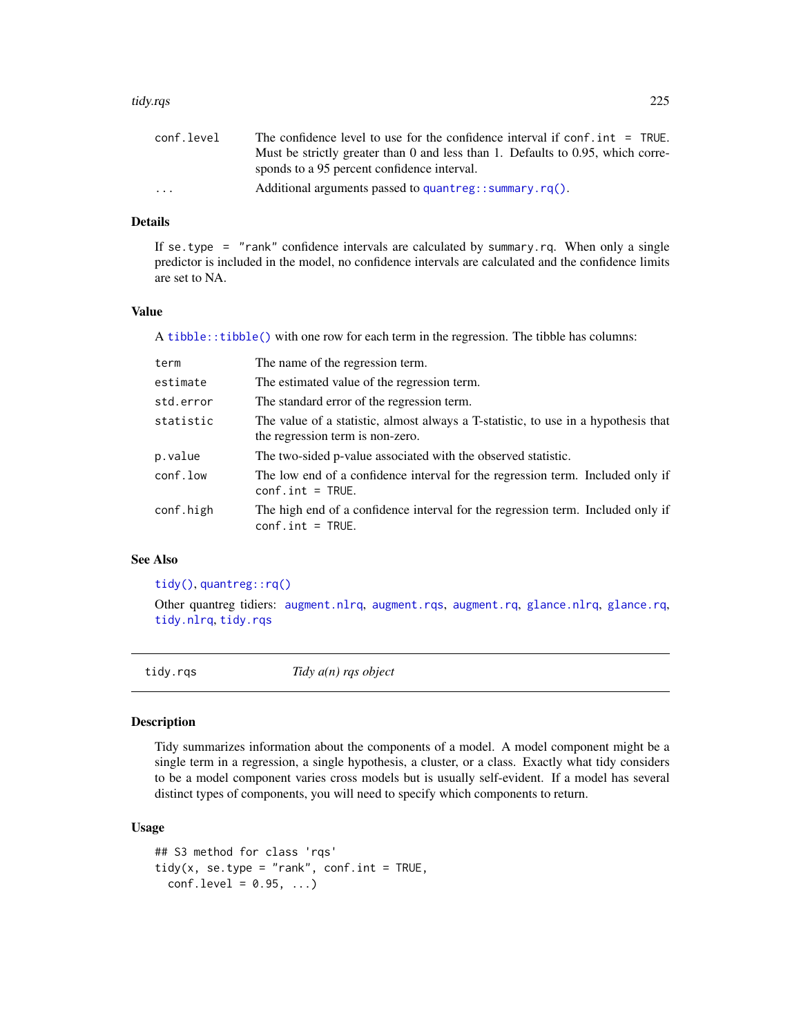| | |
|---|---|
| conf.level | The confidence level to use for the confidence interval if conf.int = TRUE. Must be strictly greater than 0 and less than 1. Defaults to 0.95, which corresponds to a 95 percent confidence interval. |
| ... | Additional arguments passed to quantreg::summary.rq(). |

### Details

If se.type = "rank" confidence intervals are calculated by summary.rq. When only a single predictor is included in the model, no confidence intervals are calculated and the confidence limits are set to NA.

### Value

A tibble::tibble() with one row for each term in the regression. The tibble has columns:

| | |
|---|---|
| term | The name of the regression term. |
| estimate | The estimated value of the regression term. |
| std.error | The standard error of the regression term. |
| statistic | The value of a statistic, almost always a T-statistic, to use in a hypothesis that the regression term is non-zero. |
| p.value | The two-sided p-value associated with the observed statistic. |
| conf.low | The low end of a confidence interval for the regression term. Included only if conf.int = TRUE. |
| conf.high | The high end of a confidence interval for the regression term. Included only if conf.int = TRUE. |

### See Also

tidy(), quantreg::rq()

Other quantreg tidiers: augment.nlrq, augment.rqs, augment.rq, glance.nlrq, glance.rq, tidy.nlrq, tidy.rqs

---

## tidy.rqs *Tidy a(n) rqs object*

---

### Description

Tidy summarizes information about the components of a model. A model component might be a single term in a regression, a single hypothesis, a cluster, or a class. Exactly what tidy considers to be a model component varies cross models but is usually self-evident. If a model has several distinct types of components, you will need to specify which components to return.

### Usage

```
## S3 method for class 'rqs'
tidy(x, se.type = "rank", conf.int = TRUE,
  conf.level = 0.95, ...)
```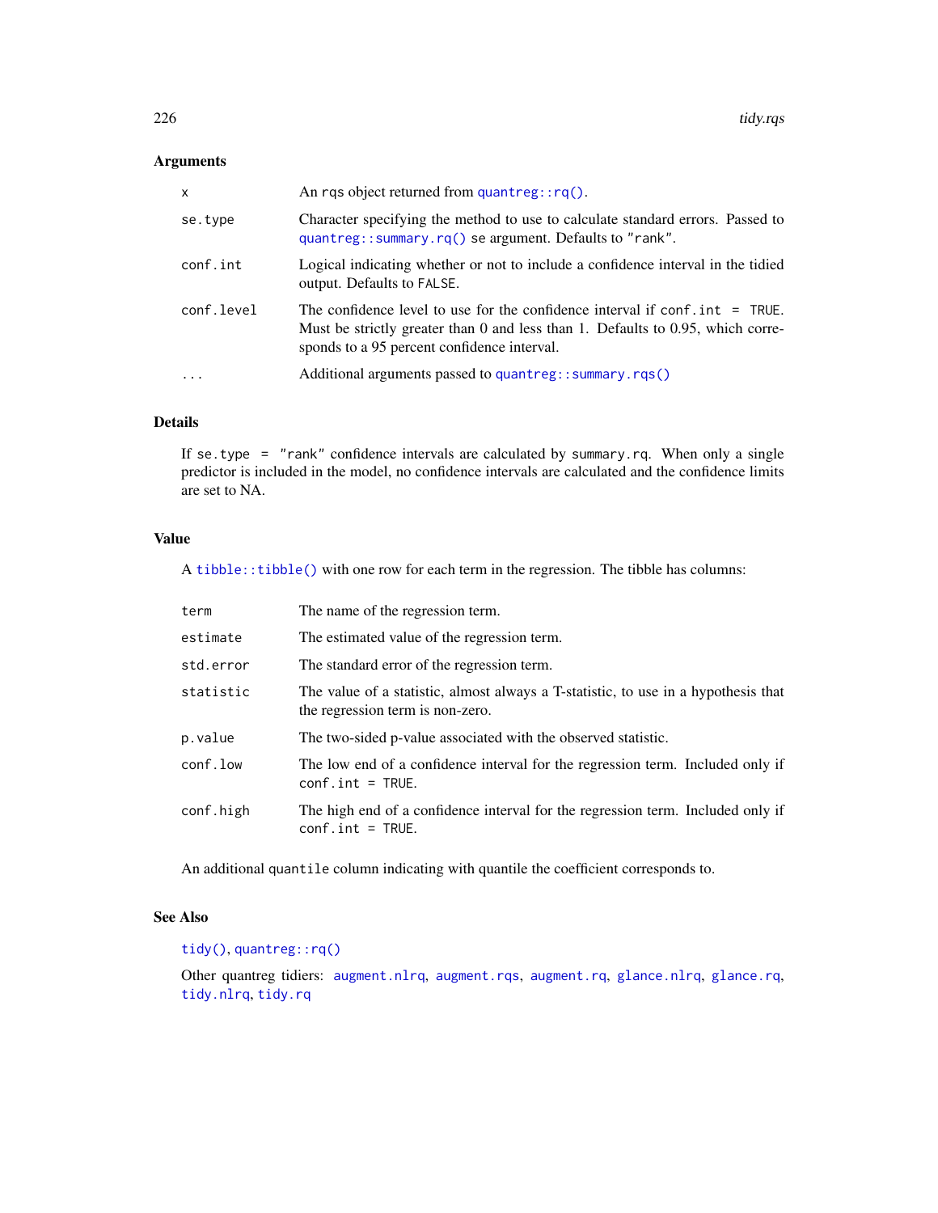## Arguments

| | |
|---|---|
| `x` | An rqs object returned from `quantreg::rq()`. |
| `se.type` | Character specifying the method to use to calculate standard errors. Passed to `quantreg::summary.rq()` se argument. Defaults to "rank". |
| `conf.int` | Logical indicating whether or not to include a confidence interval in the tidied output. Defaults to `FALSE`. |
| `conf.level` | The confidence level to use for the confidence interval if `conf.int = TRUE`. Must be strictly greater than 0 and less than 1. Defaults to 0.95, which corresponds to a 95 percent confidence interval. |
| `...` | Additional arguments passed to `quantreg::summary.rqs()` |

## Details

If `se.type = "rank"` confidence intervals are calculated by `summary.rq`. When only a single predictor is included in the model, no confidence intervals are calculated and the confidence limits are set to NA.

## Value

A `tibble::tibble()` with one row for each term in the regression. The tibble has columns:

| | |
|---|---|
| `term` | The name of the regression term. |
| `estimate` | The estimated value of the regression term. |
| `std.error` | The standard error of the regression term. |
| `statistic` | The value of a statistic, almost always a T-statistic, to use in a hypothesis that the regression term is non-zero. |
| `p.value` | The two-sided p-value associated with the observed statistic. |
| `conf.low` | The low end of a confidence interval for the regression term. Included only if `conf.int = TRUE`. |
| `conf.high` | The high end of a confidence interval for the regression term. Included only if `conf.int = TRUE`. |

An additional `quantile` column indicating with quantile the coefficient corresponds to.

## See Also

`tidy()`, `quantreg::rq()`

Other quantreg tidiers: `augment.nlrq`, `augment.rqs`, `augment.rq`, `glance.nlrq`, `glance.rq`, `tidy.nlrq`, `tidy.rq`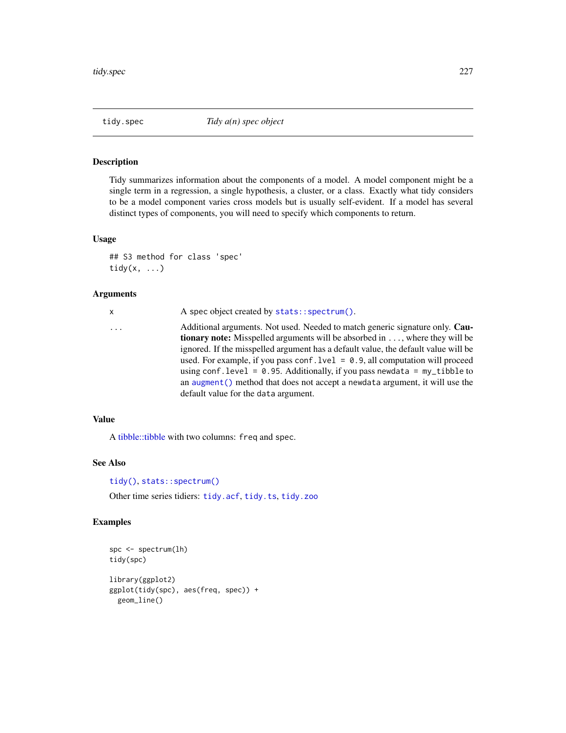`tidy.spec` *Tidy a(n) spec object*

## Description

Tidy summarizes information about the components of a model. A model component might be a single term in a regression, a single hypothesis, a cluster, or a class. Exactly what tidy considers to be a model component varies cross models but is usually self-evident. If a model has several distinct types of components, you will need to specify which components to return.

## Usage

```
## S3 method for class 'spec'
tidy(x, ...)
```

## Arguments

| | |
|---|---|
| `x` | A spec object created by `stats::spectrum()`. |
| `...` | Additional arguments. Not used. Needed to match generic signature only. **Cautionary note:** Misspelled arguments will be absorbed in `...`, where they will be ignored. If the misspelled argument has a default value, the default value will be used. For example, if you pass `conf.lvel = 0.9`, all computation will proceed using `conf.level = 0.95`. Additionally, if you pass `newdata = my_tibble` to an `augment()` method that does not accept a `newdata` argument, it will use the default value for the `data` argument. |

## Value

A tibble::tibble with two columns: `freq` and `spec`.

## See Also

`tidy()`, `stats::spectrum()`

Other time series tidiers: `tidy.acf`, `tidy.ts`, `tidy.zoo`

## Examples

```
spc <- spectrum(lh)
tidy(spc)

library(ggplot2)
ggplot(tidy(spc), aes(freq, spec)) +
  geom_line()
```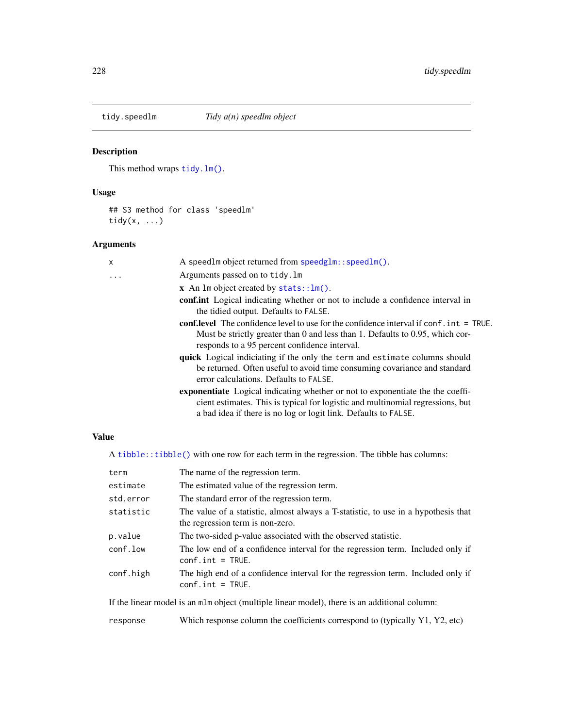## tidy.speedlm *Tidy a(n) speedlm object*

### Description

This method wraps tidy.lm().

### Usage

```
## S3 method for class 'speedlm'
tidy(x, ...)
```

### Arguments

| | |
|---|---|
| x | A speedlm object returned from speedglm::speedlm(). |
| ... | Arguments passed on to tidy.lm |

- **x** An lm object created by stats::lm().
- **conf.int** Logical indicating whether or not to include a confidence interval in the tidied output. Defaults to FALSE.
- **conf.level** The confidence level to use for the confidence interval if conf.int = TRUE. Must be strictly greater than 0 and less than 1. Defaults to 0.95, which corresponds to a 95 percent confidence interval.
- **quick** Logical indiciating if the only the term and estimate columns should be returned. Often useful to avoid time consuming covariance and standard error calculations. Defaults to FALSE.
- **exponentiate** Logical indicating whether or not to exponentiate the the coefficient estimates. This is typical for logistic and multinomial regressions, but a bad idea if there is no log or logit link. Defaults to FALSE.

### Value

A tibble::tibble() with one row for each term in the regression. The tibble has columns:

| | |
|---|---|
| term | The name of the regression term. |
| estimate | The estimated value of the regression term. |
| std.error | The standard error of the regression term. |
| statistic | The value of a statistic, almost always a T-statistic, to use in a hypothesis that the regression term is non-zero. |
| p.value | The two-sided p-value associated with the observed statistic. |
| conf.low | The low end of a confidence interval for the regression term. Included only if conf.int = TRUE. |
| conf.high | The high end of a confidence interval for the regression term. Included only if conf.int = TRUE. |

If the linear model is an mlm object (multiple linear model), there is an additional column:

| | |
|---|---|
| response | Which response column the coefficients correspond to (typically Y1, Y2, etc) |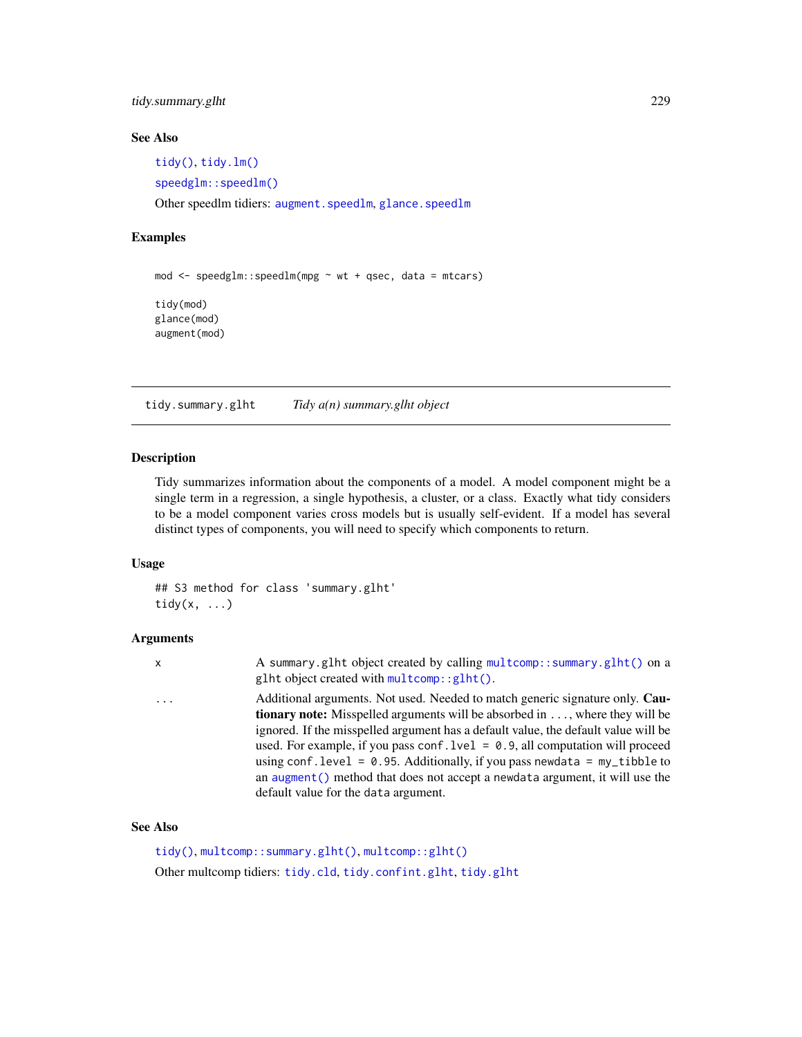## See Also

tidy(), tidy.lm()

speedglm::speedlm()

Other speedlm tidiers: augment.speedlm, glance.speedlm

## Examples

```
mod <- speedglm::speedlm(mpg ~ wt + qsec, data = mtcars)

tidy(mod)
glance(mod)
augment(mod)
```

---

# tidy.summary.glht — *Tidy a(n) summary.glht object*

## Description

Tidy summarizes information about the components of a model. A model component might be a single term in a regression, a single hypothesis, a cluster, or a class. Exactly what tidy considers to be a model component varies cross models but is usually self-evident. If a model has several distinct types of components, you will need to specify which components to return.

## Usage

```
## S3 method for class 'summary.glht'
tidy(x, ...)
```

## Arguments

| | |
|---|---|
| x | A summary.glht object created by calling multcomp::summary.glht() on a glht object created with multcomp::glht(). |
| ... | Additional arguments. Not used. Needed to match generic signature only. **Cautionary note:** Misspelled arguments will be absorbed in ..., where they will be ignored. If the misspelled argument has a default value, the default value will be used. For example, if you pass conf.lvel = 0.9, all computation will proceed using conf.level = 0.95. Additionally, if you pass newdata = my_tibble to an augment() method that does not accept a newdata argument, it will use the default value for the data argument. |

## See Also

tidy(), multcomp::summary.glht(), multcomp::glht()

Other multcomp tidiers: tidy.cld, tidy.confint.glht, tidy.glht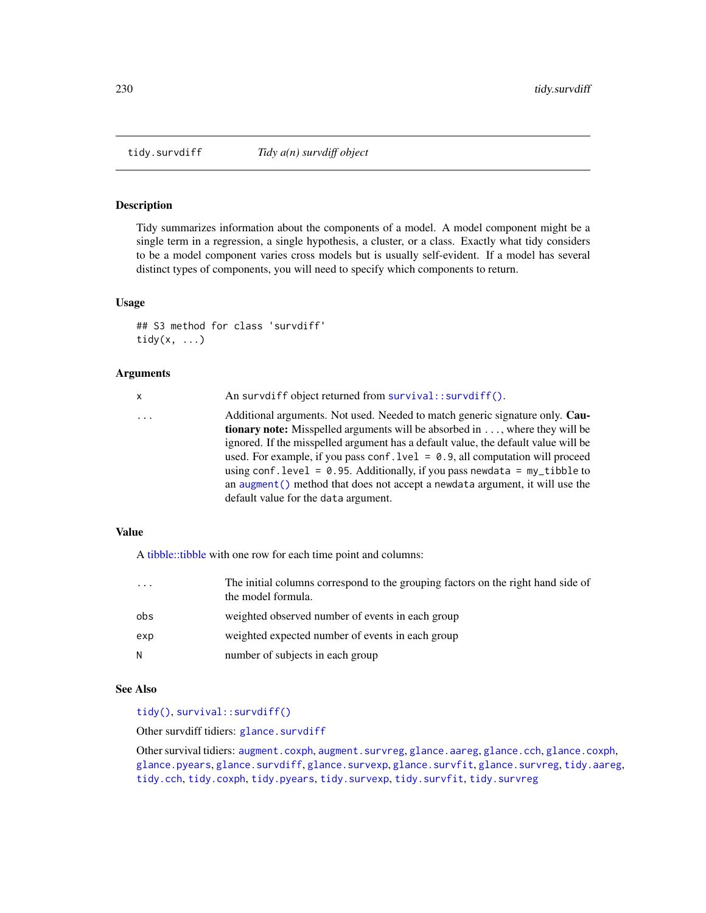## tidy.survdiff &emsp; *Tidy a(n) survdiff object*

### Description

Tidy summarizes information about the components of a model. A model component might be a single term in a regression, a single hypothesis, a cluster, or a class. Exactly what tidy considers to be a model component varies cross models but is usually self-evident. If a model has several distinct types of components, you will need to specify which components to return.

### Usage

```
## S3 method for class 'survdiff'
tidy(x, ...)
```

### Arguments

| | |
|---|---|
| `x` | An `survdiff` object returned from `survival::survdiff()`. |
| `...` | Additional arguments. Not used. Needed to match generic signature only. **Cautionary note:** Misspelled arguments will be absorbed in `...`, where they will be ignored. If the misspelled argument has a default value, the default value will be used. For example, if you pass `conf.lvel = 0.9`, all computation will proceed using `conf.level = 0.95`. Additionally, if you pass `newdata = my_tibble` to an `augment()` method that does not accept a `newdata` argument, it will use the default value for the `data` argument. |

### Value

A tibble::tibble with one row for each time point and columns:

| | |
|---|---|
| `...` | The initial columns correspond to the grouping factors on the right hand side of the model formula. |
| `obs` | weighted observed number of events in each group |
| `exp` | weighted expected number of events in each group |
| `N` | number of subjects in each group |

### See Also

`tidy()`, `survival::survdiff()`

Other survdiff tidiers: `glance.survdiff`

Other survival tidiers: `augment.coxph`, `augment.survreg`, `glance.aareg`, `glance.cch`, `glance.coxph`, `glance.pyears`, `glance.survdiff`, `glance.survexp`, `glance.survfit`, `glance.survreg`, `tidy.aareg`, `tidy.cch`, `tidy.coxph`, `tidy.pyears`, `tidy.survexp`, `tidy.survfit`, `tidy.survreg`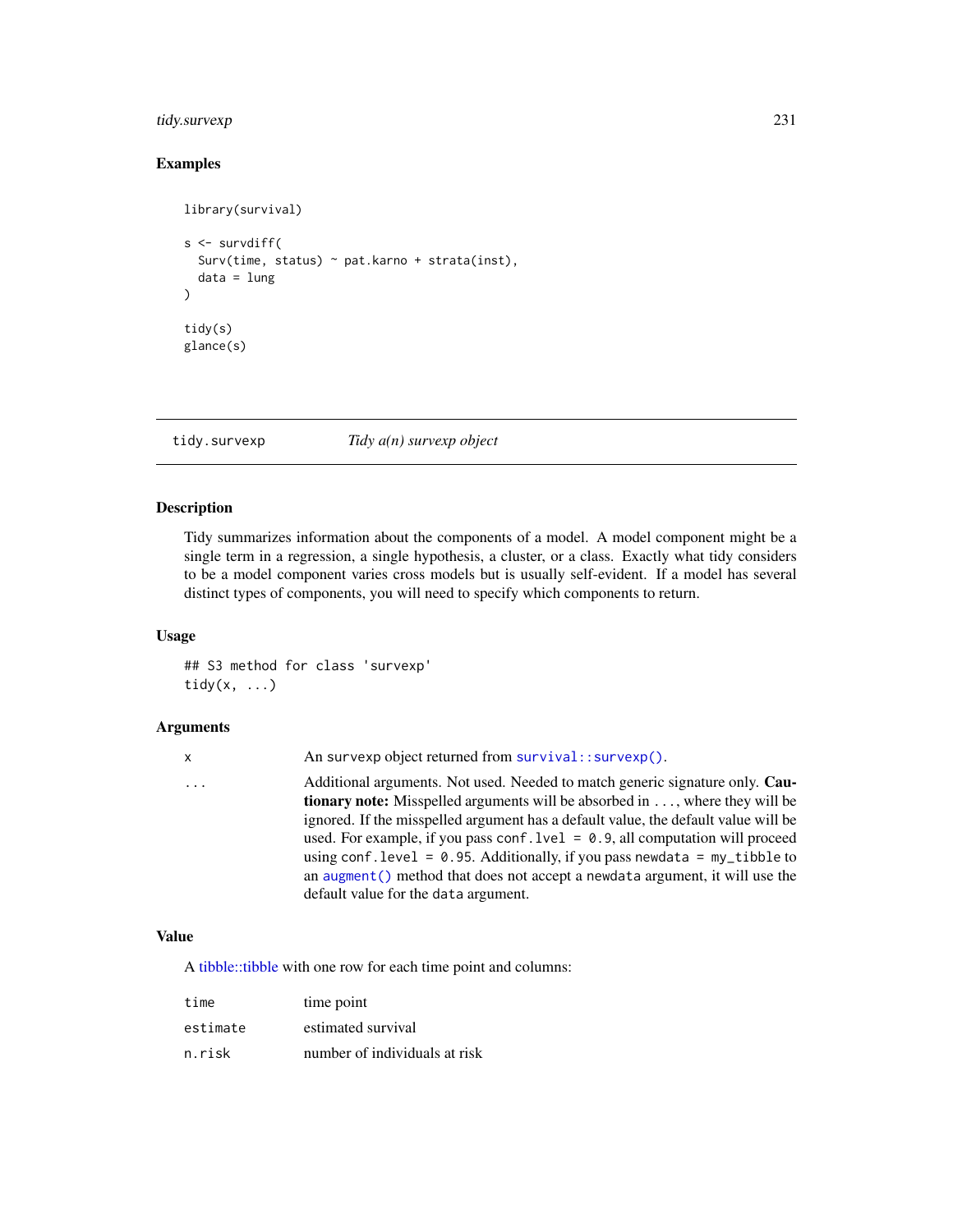## Examples

```
library(survival)

s <- survdiff(
  Surv(time, status) ~ pat.karno + strata(inst),
  data = lung
)

tidy(s)
glance(s)
```

---

`tidy.survexp` *Tidy a(n) survexp object*

---

### Description

Tidy summarizes information about the components of a model. A model component might be a single term in a regression, a single hypothesis, a cluster, or a class. Exactly what tidy considers to be a model component varies cross models but is usually self-evident. If a model has several distinct types of components, you will need to specify which components to return.

### Usage

```
## S3 method for class 'survexp'
tidy(x, ...)
```

### Arguments

| | |
|---|---|
| `x` | An `survexp` object returned from `survival::survexp()`. |
| `...` | Additional arguments. Not used. Needed to match generic signature only. **Cautionary note:** Misspelled arguments will be absorbed in `...`, where they will be ignored. If the misspelled argument has a default value, the default value will be used. For example, if you pass `conf.lvel = 0.9`, all computation will proceed using `conf.level = 0.95`. Additionally, if you pass `newdata = my_tibble` to an `augment()` method that does not accept a `newdata` argument, it will use the default value for the `data` argument. |

### Value

A tibble::tibble with one row for each time point and columns:

| | |
|---|---|
| `time` | time point |
| `estimate` | estimated survival |
| `n.risk` | number of individuals at risk |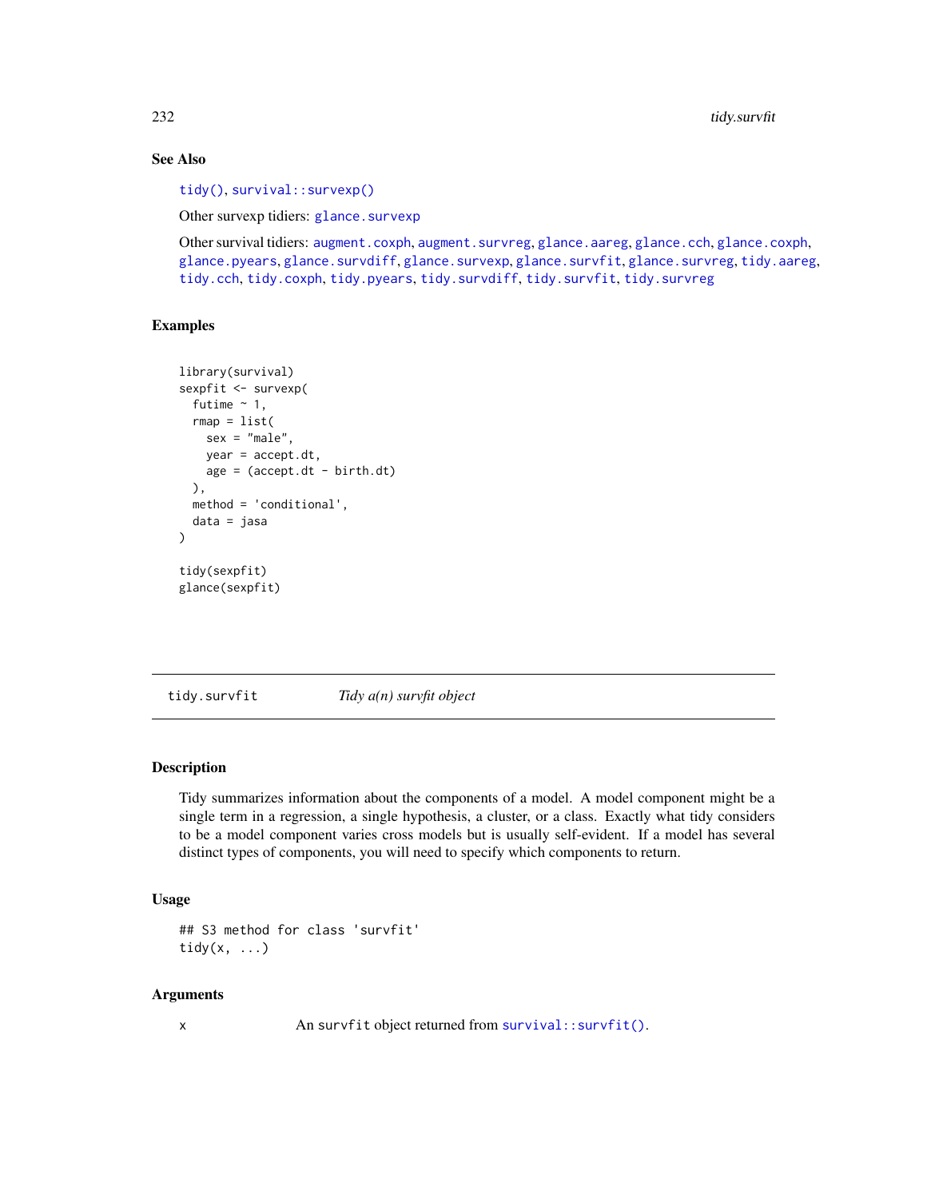### See Also

`tidy()`, `survival::survexp()`

Other survexp tidiers: `glance.survexp`

Other survival tidiers: `augment.coxph`, `augment.survreg`, `glance.aareg`, `glance.cch`, `glance.coxph`, `glance.pyears`, `glance.survdiff`, `glance.survexp`, `glance.survfit`, `glance.survreg`, `tidy.aareg`, `tidy.cch`, `tidy.coxph`, `tidy.pyears`, `tidy.survdiff`, `tidy.survfit`, `tidy.survreg`

### Examples

```
library(survival)
sexpfit <- survexp(
  futime ~ 1,
  rmap = list(
    sex = "male",
    year = accept.dt,
    age = (accept.dt - birth.dt)
  ),
  method = 'conditional',
  data = jasa
)

tidy(sexpfit)
glance(sexpfit)
```

---

## tidy.survfit *Tidy a(n) survfit object*

### Description

Tidy summarizes information about the components of a model. A model component might be a single term in a regression, a single hypothesis, a cluster, or a class. Exactly what tidy considers to be a model component varies cross models but is usually self-evident. If a model has several distinct types of components, you will need to specify which components to return.

### Usage

```
## S3 method for class 'survfit'
tidy(x, ...)
```

### Arguments

x An survfit object returned from `survival::survfit()`.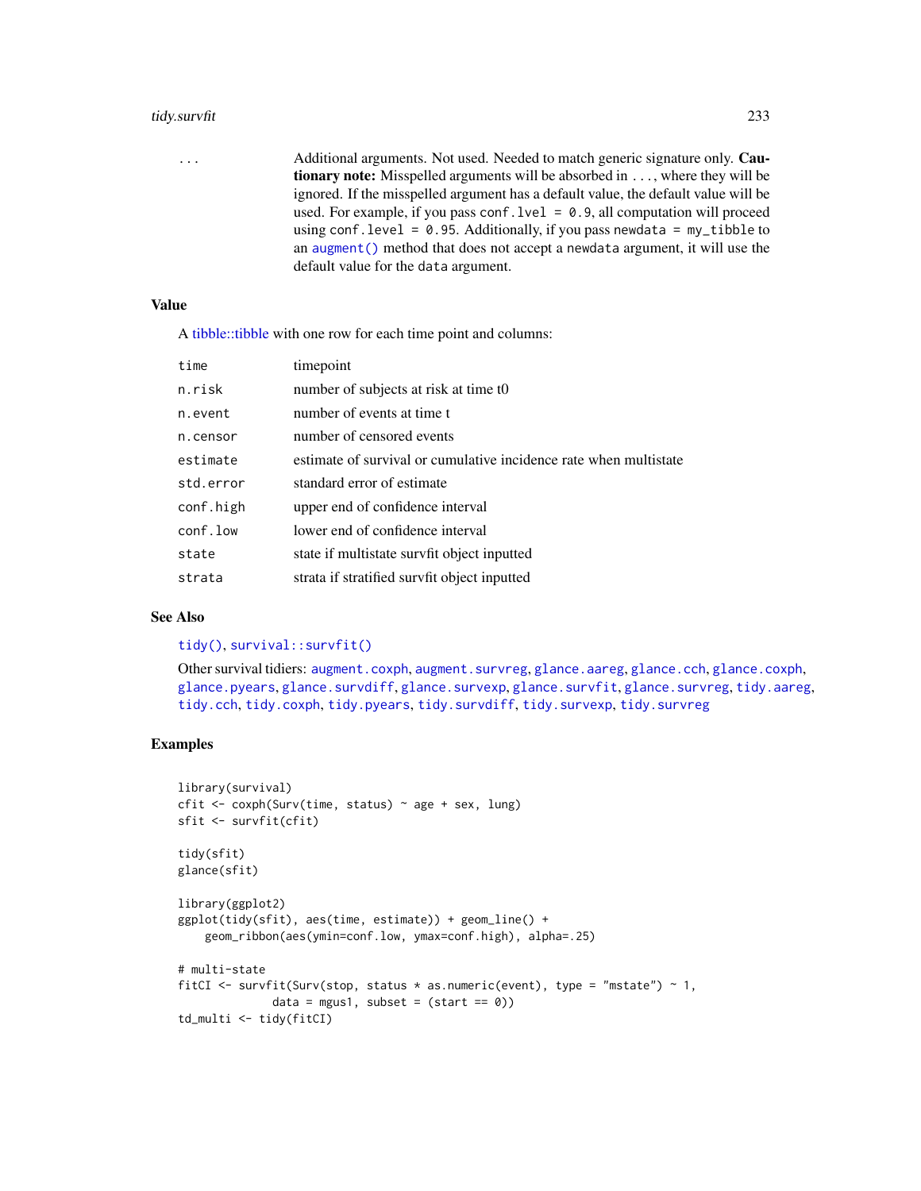| | |
|---|---|
| ... | Additional arguments. Not used. Needed to match generic signature only. **Cautionary note:** Misspelled arguments will be absorbed in `...`, where they will be ignored. If the misspelled argument has a default value, the default value will be used. For example, if you pass `conf.lvel = 0.9`, all computation will proceed using `conf.level = 0.95`. Additionally, if you pass `newdata = my_tibble` to an `augment()` method that does not accept a `newdata` argument, it will use the default value for the `data` argument. |

## Value

A tibble::tibble with one row for each time point and columns:

| | |
|---|---|
| `time` | timepoint |
| `n.risk` | number of subjects at risk at time t0 |
| `n.event` | number of events at time t |
| `n.censor` | number of censored events |
| `estimate` | estimate of survival or cumulative incidence rate when multistate |
| `std.error` | standard error of estimate |
| `conf.high` | upper end of confidence interval |
| `conf.low` | lower end of confidence interval |
| `state` | state if multistate survfit object inputted |
| `strata` | strata if stratified survfit object inputted |

## See Also

`tidy()`, `survival::survfit()`

Other survival tidiers: `augment.coxph`, `augment.survreg`, `glance.aareg`, `glance.cch`, `glance.coxph`, `glance.pyears`, `glance.survdiff`, `glance.survexp`, `glance.survfit`, `glance.survreg`, `tidy.aareg`, `tidy.cch`, `tidy.coxph`, `tidy.pyears`, `tidy.survdiff`, `tidy.survexp`, `tidy.survreg`

## Examples

```
library(survival)
cfit <- coxph(Surv(time, status) ~ age + sex, lung)
sfit <- survfit(cfit)

tidy(sfit)
glance(sfit)

library(ggplot2)
ggplot(tidy(sfit), aes(time, estimate)) + geom_line() +
    geom_ribbon(aes(ymin=conf.low, ymax=conf.high), alpha=.25)

# multi-state
fitCI <- survfit(Surv(stop, status * as.numeric(event), type = "mstate") ~ 1,
              data = mgus1, subset = (start == 0))
td_multi <- tidy(fitCI)
```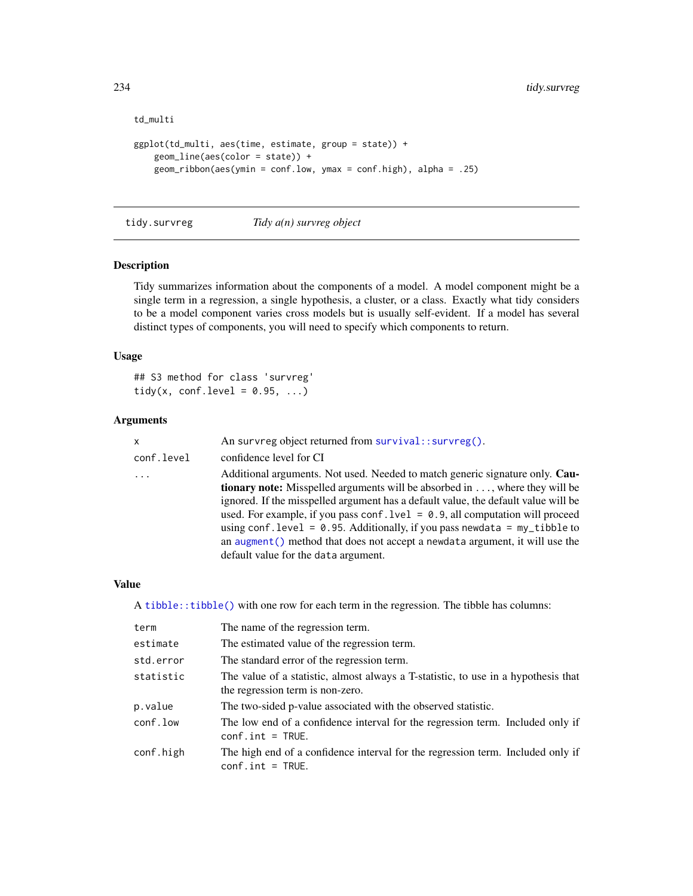```
td_multi

ggplot(td_multi, aes(time, estimate, group = state)) +
    geom_line(aes(color = state)) +
    geom_ribbon(aes(ymin = conf.low, ymax = conf.high), alpha = .25)
```

## tidy.survreg — *Tidy a(n) survreg object*

### Description

Tidy summarizes information about the components of a model. A model component might be a single term in a regression, a single hypothesis, a cluster, or a class. Exactly what tidy considers to be a model component varies cross models but is usually self-evident. If a model has several distinct types of components, you will need to specify which components to return.

### Usage

```
## S3 method for class 'survreg'
tidy(x, conf.level = 0.95, ...)
```

### Arguments

| | |
|---|---|
| `x` | An survreg object returned from `survival::survreg()`. |
| `conf.level` | confidence level for CI |
| `...` | Additional arguments. Not used. Needed to match generic signature only. **Cautionary note:** Misspelled arguments will be absorbed in `...`, where they will be ignored. If the misspelled argument has a default value, the default value will be used. For example, if you pass `conf.lvel = 0.9`, all computation will proceed using `conf.level = 0.95`. Additionally, if you pass `newdata = my_tibble` to an `augment()` method that does not accept a `newdata` argument, it will use the default value for the `data` argument. |

### Value

A `tibble::tibble()` with one row for each term in the regression. The tibble has columns:

| | |
|---|---|
| `term` | The name of the regression term. |
| `estimate` | The estimated value of the regression term. |
| `std.error` | The standard error of the regression term. |
| `statistic` | The value of a statistic, almost always a T-statistic, to use in a hypothesis that the regression term is non-zero. |
| `p.value` | The two-sided p-value associated with the observed statistic. |
| `conf.low` | The low end of a confidence interval for the regression term. Included only if `conf.int = TRUE`. |
| `conf.high` | The high end of a confidence interval for the regression term. Included only if `conf.int = TRUE`. |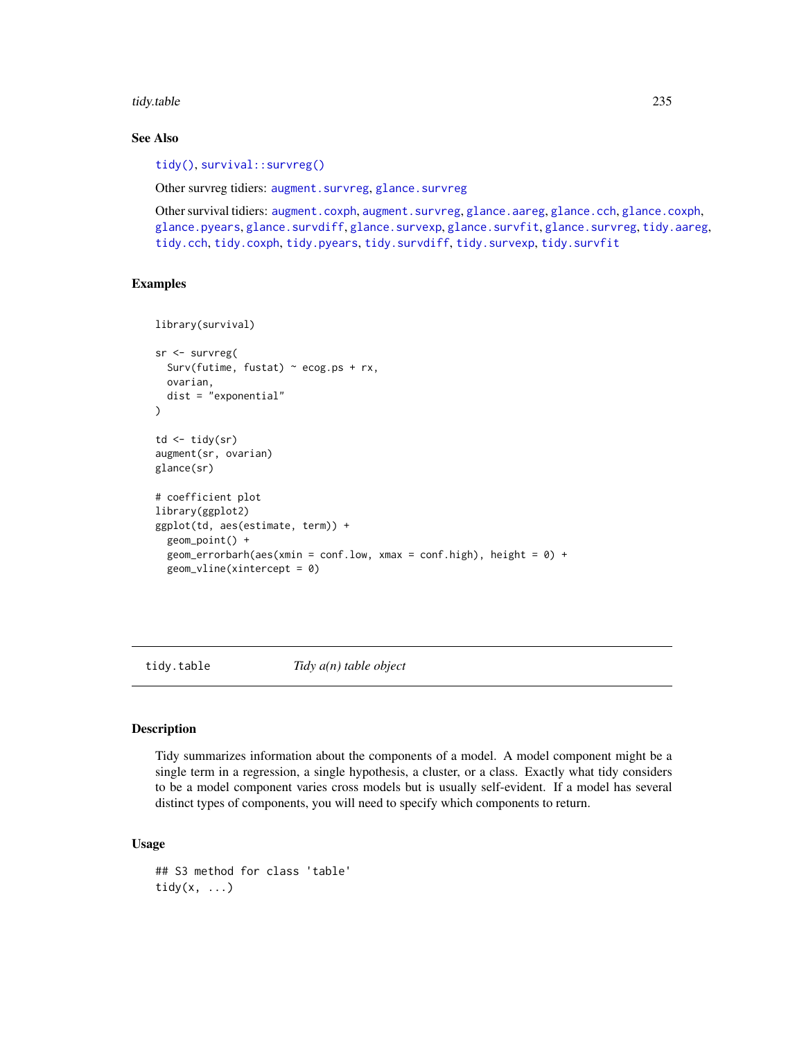## See Also

`tidy()`, `survival::survreg()`

Other survreg tidiers: `augment.survreg`, `glance.survreg`

Other survival tidiers: `augment.coxph`, `augment.survreg`, `glance.aareg`, `glance.cch`, `glance.coxph`, `glance.pyears`, `glance.survdiff`, `glance.survexp`, `glance.survfit`, `glance.survreg`, `tidy.aareg`, `tidy.cch`, `tidy.coxph`, `tidy.pyears`, `tidy.survdiff`, `tidy.survexp`, `tidy.survfit`

## Examples

```
library(survival)

sr <- survreg(
  Surv(futime, fustat) ~ ecog.ps + rx,
  ovarian,
  dist = "exponential"
)

td <- tidy(sr)
augment(sr, ovarian)
glance(sr)

# coefficient plot
library(ggplot2)
ggplot(td, aes(estimate, term)) +
  geom_point() +
  geom_errorbarh(aes(xmin = conf.low, xmax = conf.high), height = 0) +
  geom_vline(xintercept = 0)
```

---

# `tidy.table` *Tidy a(n) table object*

## Description

Tidy summarizes information about the components of a model. A model component might be a single term in a regression, a single hypothesis, a cluster, or a class. Exactly what tidy considers to be a model component varies cross models but is usually self-evident. If a model has several distinct types of components, you will need to specify which components to return.

## Usage

```
## S3 method for class 'table'
tidy(x, ...)
```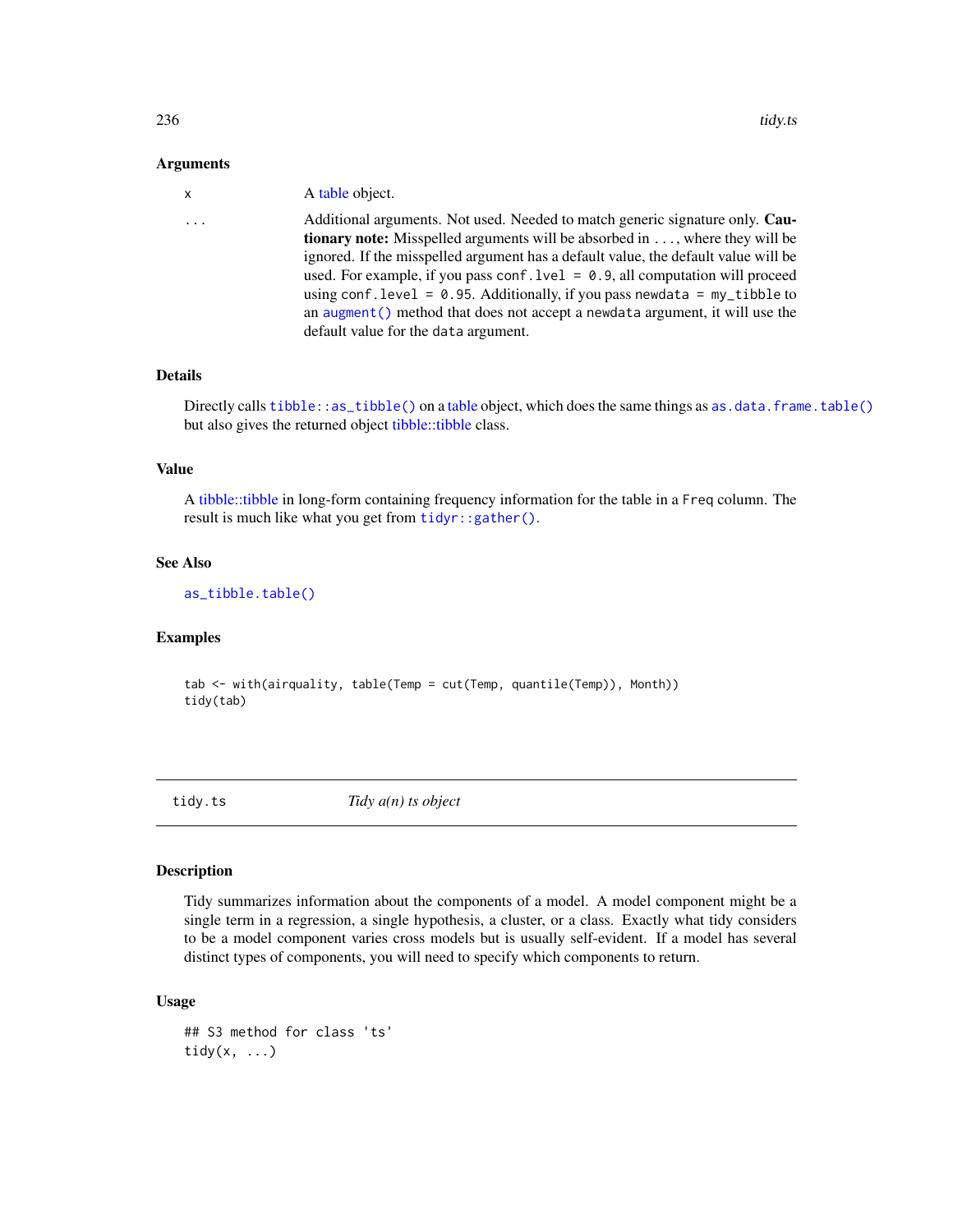### Arguments

| | |
|---|---|
| x | A table object. |
| ... | Additional arguments. Not used. Needed to match generic signature only. **Cautionary note:** Misspelled arguments will be absorbed in ..., where they will be ignored. If the misspelled argument has a default value, the default value will be used. For example, if you pass `conf.lvel = 0.9`, all computation will proceed using `conf.level = 0.95`. Additionally, if you pass `newdata = my_tibble` to an `augment()` method that does not accept a `newdata` argument, it will use the default value for the `data` argument. |

### Details

Directly calls `tibble::as_tibble()` on a table object, which does the same things as `as.data.frame.table()` but also gives the returned object tibble::tibble class.

### Value

A tibble::tibble in long-form containing frequency information for the table in a `Freq` column. The result is much like what you get from `tidyr::gather()`.

### See Also

`as_tibble.table()`

### Examples

```
tab <- with(airquality, table(Temp = cut(Temp, quantile(Temp)), Month))
tidy(tab)
```

---

## tidy.ts — *Tidy a(n) ts object*

### Description

Tidy summarizes information about the components of a model. A model component might be a single term in a regression, a single hypothesis, a cluster, or a class. Exactly what tidy considers to be a model component varies cross models but is usually self-evident. If a model has several distinct types of components, you will need to specify which components to return.

### Usage

```
## S3 method for class 'ts'
tidy(x, ...)
```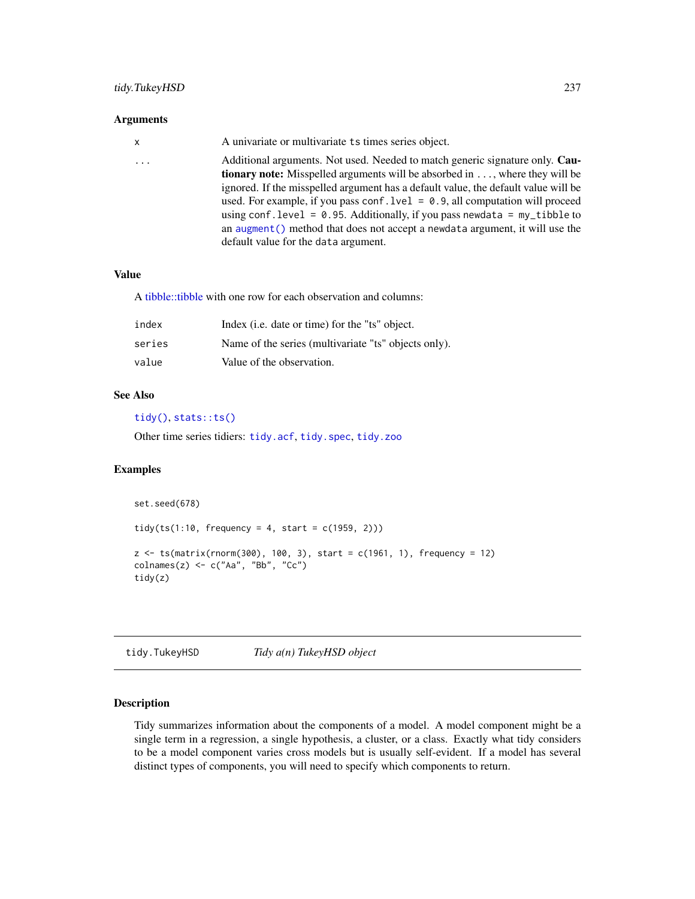### Arguments

| | |
|---|---|
| x | A univariate or multivariate ts times series object. |
| ... | Additional arguments. Not used. Needed to match generic signature only. **Cautionary note:** Misspelled arguments will be absorbed in ..., where they will be ignored. If the misspelled argument has a default value, the default value will be used. For example, if you pass conf.lvel = 0.9, all computation will proceed using conf.level = 0.95. Additionally, if you pass newdata = my_tibble to an augment() method that does not accept a newdata argument, it will use the default value for the data argument. |

### Value

A tibble::tibble with one row for each observation and columns:

| | |
|---|---|
| index | Index (i.e. date or time) for the "ts" object. |
| series | Name of the series (multivariate "ts" objects only). |
| value | Value of the observation. |

### See Also

tidy(), stats::ts()

Other time series tidiers: tidy.acf, tidy.spec, tidy.zoo

### Examples

```
set.seed(678)

tidy(ts(1:10, frequency = 4, start = c(1959, 2)))

z <- ts(matrix(rnorm(300), 100, 3), start = c(1961, 1), frequency = 12)
colnames(z) <- c("Aa", "Bb", "Cc")
tidy(z)
```

---

## tidy.TukeyHSD — *Tidy a(n) TukeyHSD object*

### Description

Tidy summarizes information about the components of a model. A model component might be a single term in a regression, a single hypothesis, a cluster, or a class. Exactly what tidy considers to be a model component varies cross models but is usually self-evident. If a model has several distinct types of components, you will need to specify which components to return.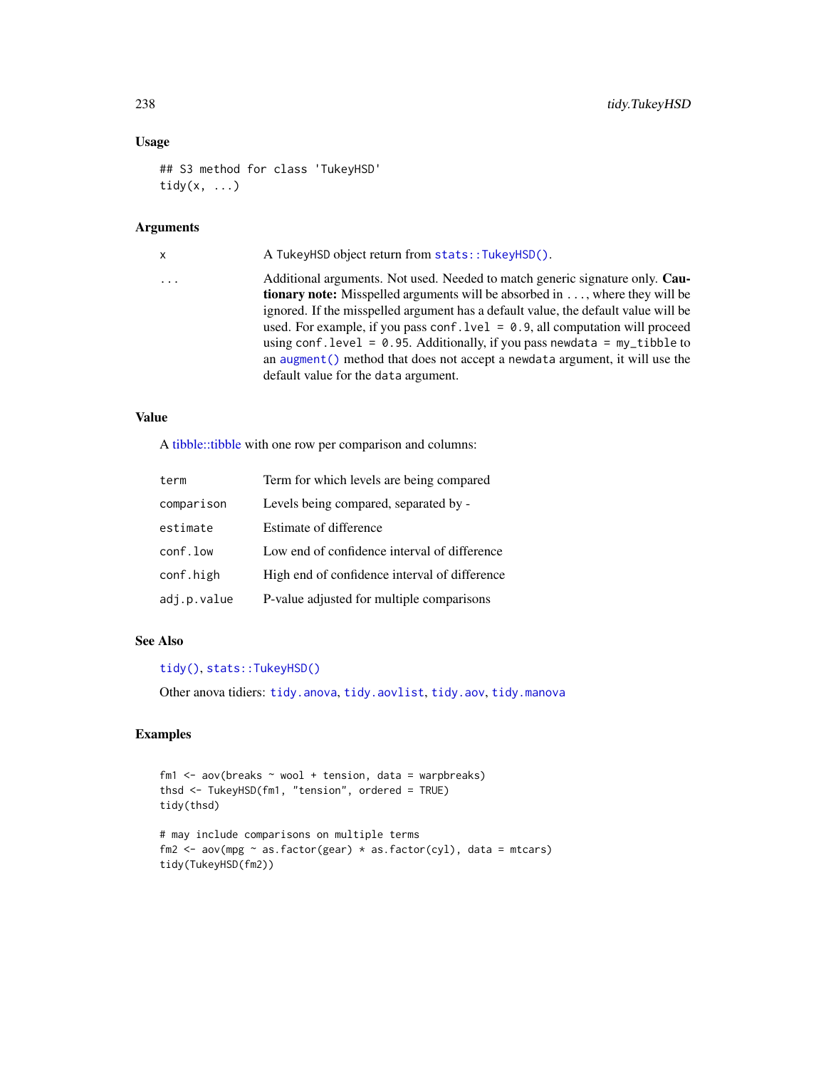## Usage

```
## S3 method for class 'TukeyHSD'
tidy(x, ...)
```

## Arguments

| | |
|---|---|
| x | A TukeyHSD object return from `stats::TukeyHSD()`. |
| ... | Additional arguments. Not used. Needed to match generic signature only. **Cautionary note:** Misspelled arguments will be absorbed in `...`, where they will be ignored. If the misspelled argument has a default value, the default value will be used. For example, if you pass `conf.lvel = 0.9`, all computation will proceed using `conf.level = 0.95`. Additionally, if you pass `newdata = my_tibble` to an `augment()` method that does not accept a `newdata` argument, it will use the default value for the `data` argument. |

## Value

A tibble::tibble with one row per comparison and columns:

| | |
|---|---|
| term | Term for which levels are being compared |
| comparison | Levels being compared, separated by - |
| estimate | Estimate of difference |
| conf.low | Low end of confidence interval of difference |
| conf.high | High end of confidence interval of difference |
| adj.p.value | P-value adjusted for multiple comparisons |

## See Also

`tidy()`, `stats::TukeyHSD()`

Other anova tidiers: `tidy.anova`, `tidy.aovlist`, `tidy.aov`, `tidy.manova`

## Examples

```
fm1 <- aov(breaks ~ wool + tension, data = warpbreaks)
thsd <- TukeyHSD(fm1, "tension", ordered = TRUE)
tidy(thsd)

# may include comparisons on multiple terms
fm2 <- aov(mpg ~ as.factor(gear) * as.factor(cyl), data = mtcars)
tidy(TukeyHSD(fm2))
```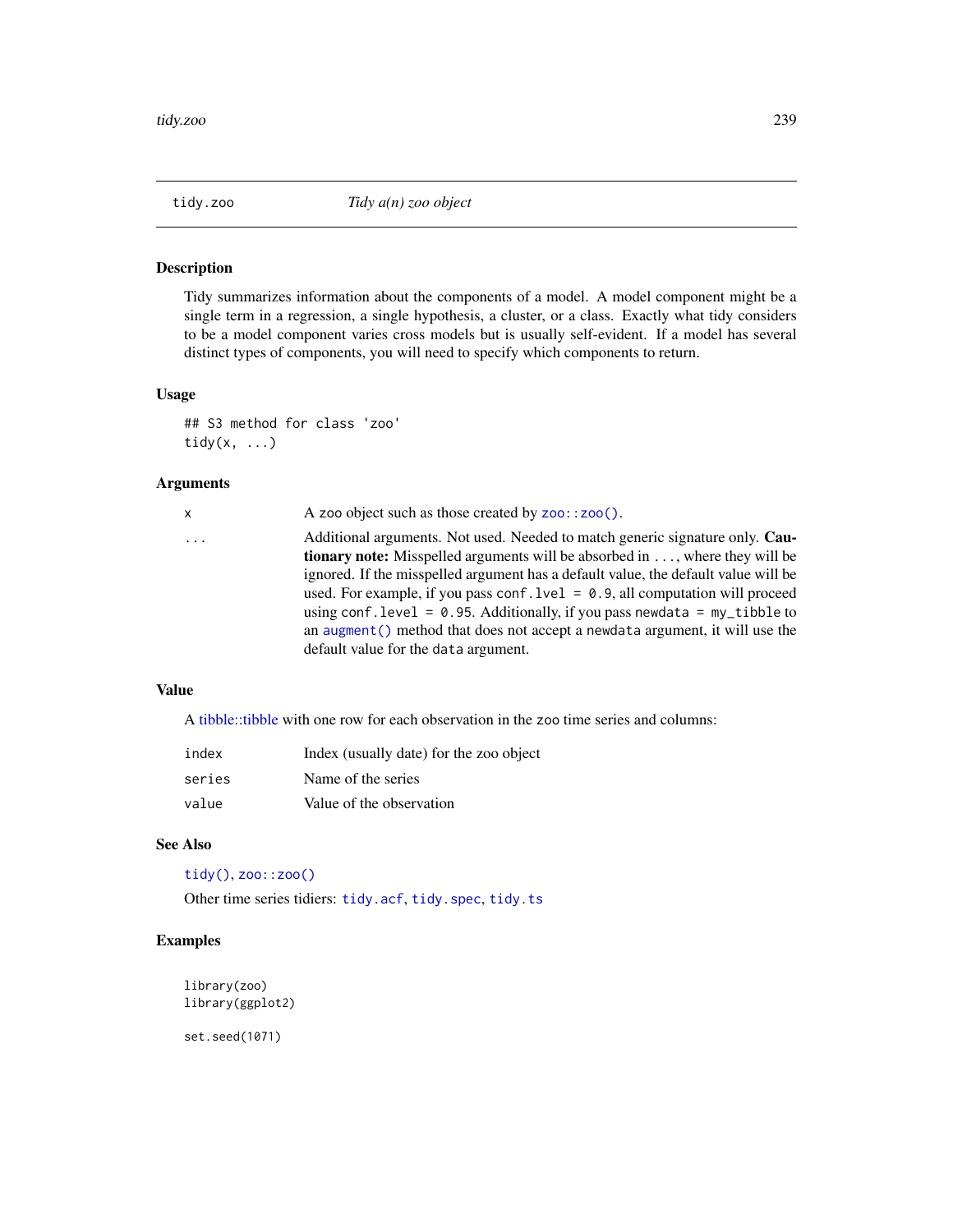## tidy.zoo    *Tidy a(n) zoo object*

### Description

Tidy summarizes information about the components of a model. A model component might be a single term in a regression, a single hypothesis, a cluster, or a class. Exactly what tidy considers to be a model component varies cross models but is usually self-evident. If a model has several distinct types of components, you will need to specify which components to return.

### Usage

```
## S3 method for class 'zoo'
tidy(x, ...)
```

### Arguments

| | |
|---|---|
| x | A zoo object such as those created by `zoo::zoo()`. |
| ... | Additional arguments. Not used. Needed to match generic signature only. **Cautionary note:** Misspelled arguments will be absorbed in ..., where they will be ignored. If the misspelled argument has a default value, the default value will be used. For example, if you pass `conf.lvel = 0.9`, all computation will proceed using `conf.level = 0.95`. Additionally, if you pass `newdata = my_tibble` to an `augment()` method that does not accept a `newdata` argument, it will use the default value for the `data` argument. |

### Value

A tibble::tibble with one row for each observation in the zoo time series and columns:

| | |
|---|---|
| index | Index (usually date) for the zoo object |
| series | Name of the series |
| value | Value of the observation |

### See Also

`tidy()`, `zoo::zoo()`

Other time series tidiers: `tidy.acf`, `tidy.spec`, `tidy.ts`

### Examples

```
library(zoo)
library(ggplot2)

set.seed(1071)
```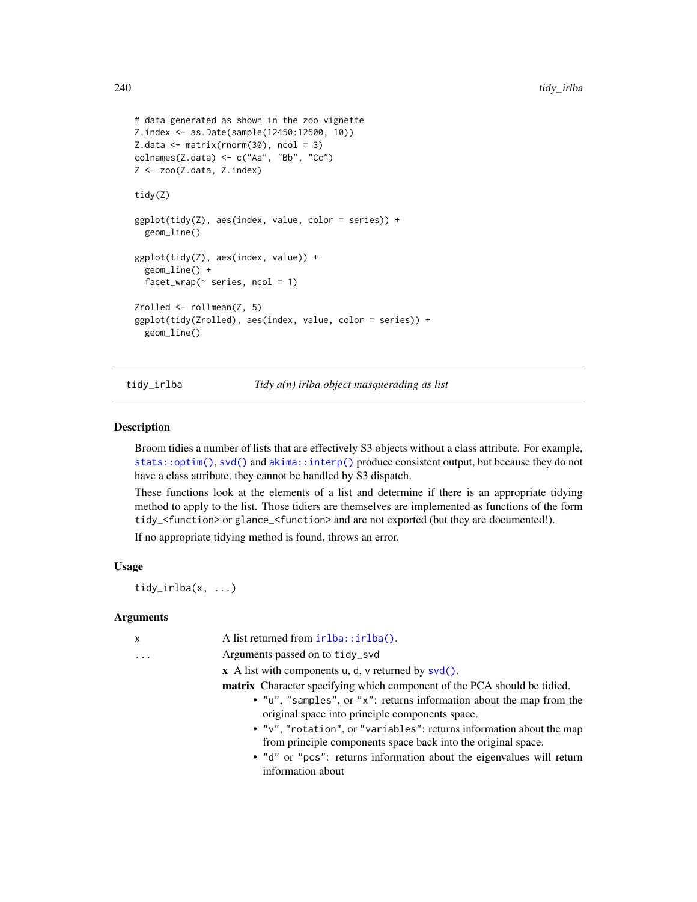```
# data generated as shown in the zoo vignette
Z.index <- as.Date(sample(12450:12500, 10))
Z.data <- matrix(rnorm(30), ncol = 3)
colnames(Z.data) <- c("Aa", "Bb", "Cc")
Z <- zoo(Z.data, Z.index)

tidy(Z)

ggplot(tidy(Z), aes(index, value, color = series)) +
  geom_line()

ggplot(tidy(Z), aes(index, value)) +
  geom_line() +
  facet_wrap(~ series, ncol = 1)

Zrolled <- rollmean(Z, 5)
ggplot(tidy(Zrolled), aes(index, value, color = series)) +
  geom_line()
```

---

## tidy_irlba — *Tidy a(n) irlba object masquerading as list*

### Description

Broom tidies a number of lists that are effectively S3 objects without a class attribute. For example, `stats::optim()`, `svd()` and `akima::interp()` produce consistent output, but because they do not have a class attribute, they cannot be handled by S3 dispatch.

These functions look at the elements of a list and determine if there is an appropriate tidying method to apply to the list. Those tidiers are themselves are implemented as functions of the form `tidy_<function>` or `glance_<function>` and are not exported (but they are documented!).

If no appropriate tidying method is found, throws an error.

### Usage

```
tidy_irlba(x, ...)
```

### Arguments

`x` A list returned from `irlba::irlba()`.

`...` Arguments passed on to `tidy_svd`

**x** A list with components u, d, v returned by `svd()`.

**matrix** Character specifying which component of the PCA should be tidied.

- `"u"`, `"samples"`, or `"x"`: returns information about the map from the original space into principle components space.
- `"v"`, `"rotation"`, or `"variables"`: returns information about the map from principle components space back into the original space.
- `"d"` or `"pcs"`: returns information about the eigenvalues will return information about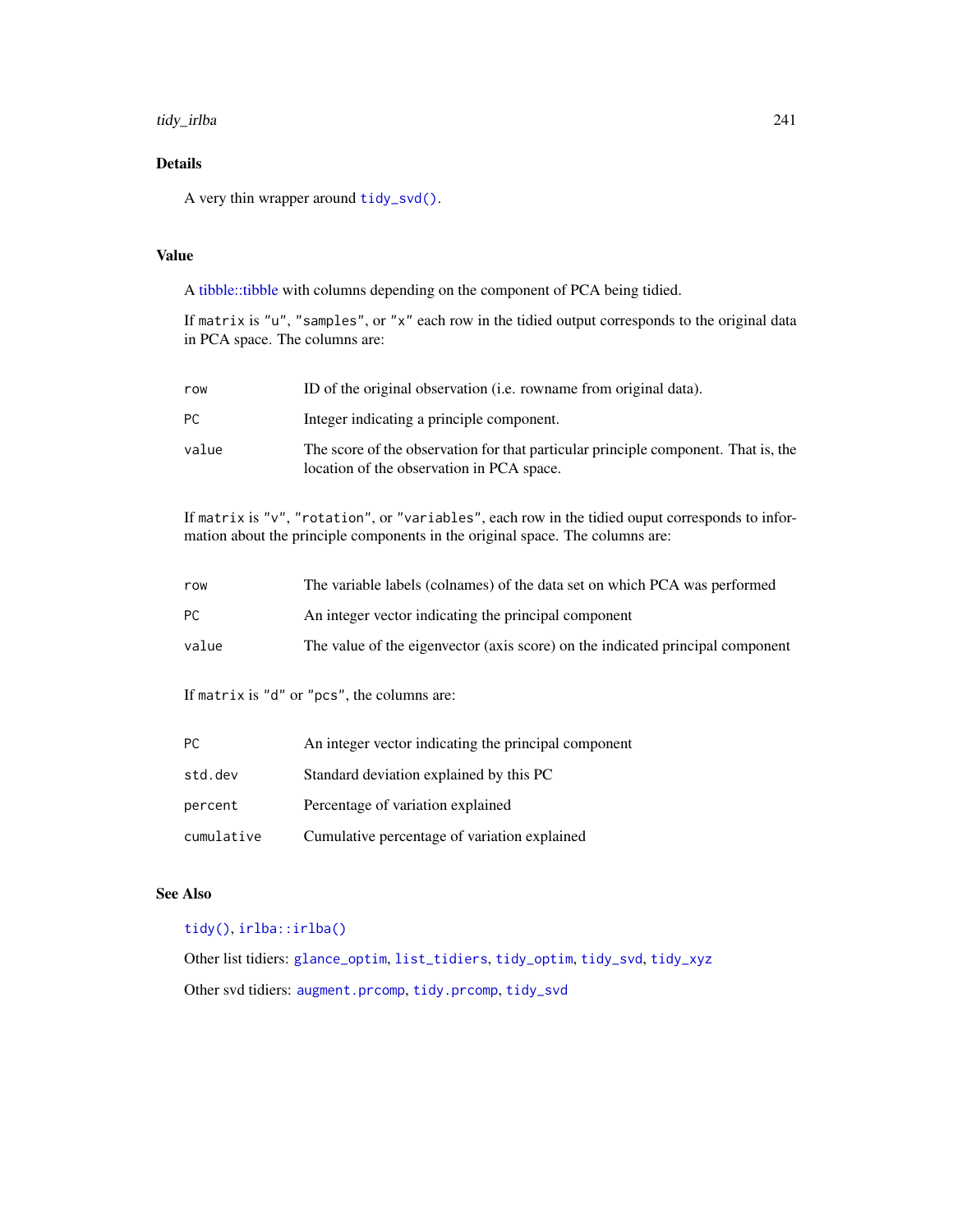## Details

A very thin wrapper around `tidy_svd()`.

## Value

A tibble::tibble with columns depending on the component of PCA being tidied.

If `matrix` is `"u"`, `"samples"`, or `"x"` each row in the tidied output corresponds to the original data in PCA space. The columns are:

| | |
|---|---|
| `row` | ID of the original observation (i.e. rowname from original data). |
| `PC` | Integer indicating a principle component. |
| `value` | The score of the observation for that particular principle component. That is, the location of the observation in PCA space. |

If `matrix` is `"v"`, `"rotation"`, or `"variables"`, each row in the tidied ouput corresponds to information about the principle components in the original space. The columns are:

| | |
|---|---|
| `row` | The variable labels (colnames) of the data set on which PCA was performed |
| `PC` | An integer vector indicating the principal component |
| `value` | The value of the eigenvector (axis score) on the indicated principal component |

If `matrix` is `"d"` or `"pcs"`, the columns are:

| | |
|---|---|
| `PC` | An integer vector indicating the principal component |
| `std.dev` | Standard deviation explained by this PC |
| `percent` | Percentage of variation explained |
| `cumulative` | Cumulative percentage of variation explained |

## See Also

`tidy()`, `irlba::irlba()`

Other list tidiers: `glance_optim`, `list_tidiers`, `tidy_optim`, `tidy_svd`, `tidy_xyz`

Other svd tidiers: `augment.prcomp`, `tidy.prcomp`, `tidy_svd`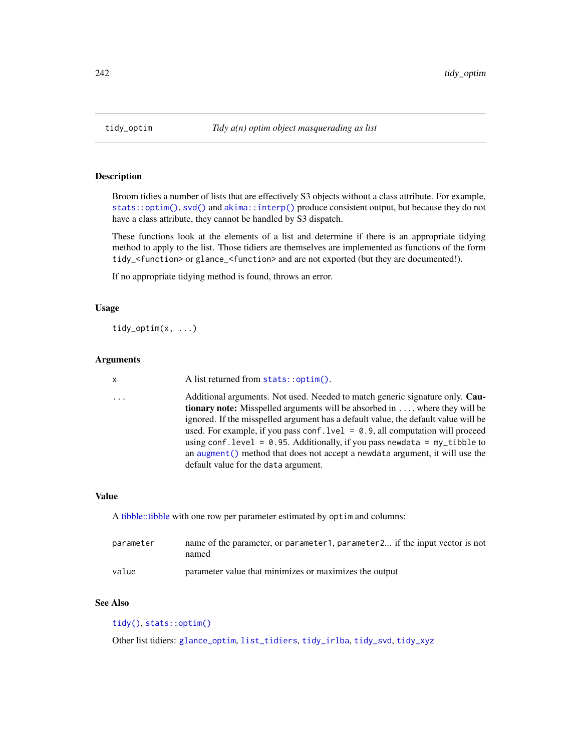# tidy_optim *Tidy a(n) optim object masquerading as list*

## Description

Broom tidies a number of lists that are effectively S3 objects without a class attribute. For example, `stats::optim()`, `svd()` and `akima::interp()` produce consistent output, but because they do not have a class attribute, they cannot be handled by S3 dispatch.

These functions look at the elements of a list and determine if there is an appropriate tidying method to apply to the list. Those tidiers are themselves are implemented as functions of the form `tidy_<function>` or `glance_<function>` and are not exported (but they are documented!).

If no appropriate tidying method is found, throws an error.

## Usage

```
tidy_optim(x, ...)
```

## Arguments

| | |
|---|---|
| `x` | A list returned from `stats::optim()`. |
| `...` | Additional arguments. Not used. Needed to match generic signature only. **Cautionary note:** Misspelled arguments will be absorbed in `...`, where they will be ignored. If the misspelled argument has a default value, the default value will be used. For example, if you pass `conf.lvel = 0.9`, all computation will proceed using `conf.level = 0.95`. Additionally, if you pass `newdata = my_tibble` to an `augment()` method that does not accept a `newdata` argument, it will use the default value for the `data` argument. |

## Value

A tibble::tibble with one row per parameter estimated by `optim` and columns:

| | |
|---|---|
| `parameter` | name of the parameter, or `parameter1`, `parameter2`... if the input vector is not named |
| `value` | parameter value that minimizes or maximizes the output |

## See Also

`tidy()`, `stats::optim()`

Other list tidiers: `glance_optim`, `list_tidiers`, `tidy_irlba`, `tidy_svd`, `tidy_xyz`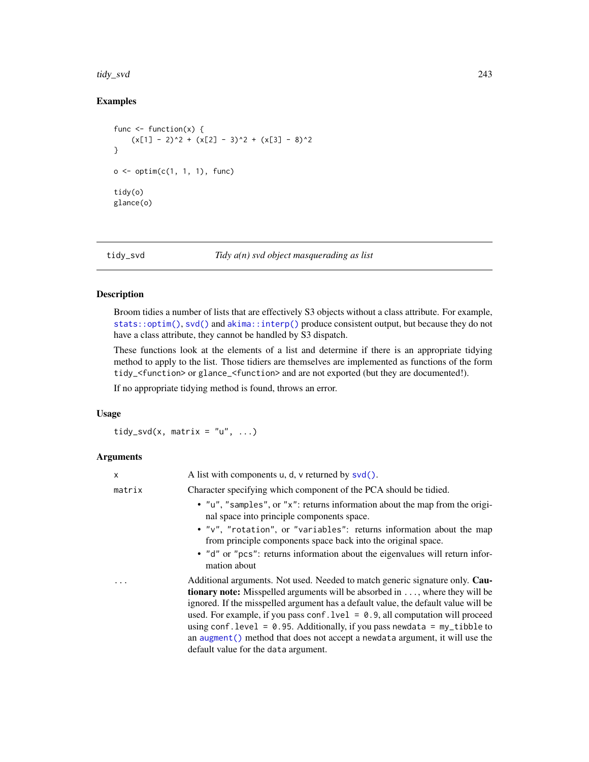## Examples

```
func <- function(x) {
    (x[1] - 2)^2 + (x[2] - 3)^2 + (x[3] - 8)^2
}

o <- optim(c(1, 1, 1), func)

tidy(o)
glance(o)
```

---

# tidy_svd — *Tidy a(n) svd object masquerading as list*

## Description

Broom tidies a number of lists that are effectively S3 objects without a class attribute. For example, `stats::optim()`, `svd()` and `akima::interp()` produce consistent output, but because they do not have a class attribute, they cannot be handled by S3 dispatch.

These functions look at the elements of a list and determine if there is an appropriate tidying method to apply to the list. Those tidiers are themselves are implemented as functions of the form `tidy_<function>` or `glance_<function>` and are not exported (but they are documented!).

If no appropriate tidying method is found, throws an error.

## Usage

```
tidy_svd(x, matrix = "u", ...)
```

## Arguments

| | |
|---|---|
| `x` | A list with components u, d, v returned by `svd()`. |
| `matrix` | Character specifying which component of the PCA should be tidied.<br>• `"u"`, `"samples"`, or `"x"`: returns information about the map from the original space into principle components space.<br>• `"v"`, `"rotation"`, or `"variables"`: returns information about the map from principle components space back into the original space.<br>• `"d"` or `"pcs"`: returns information about the eigenvalues will return information about |
| `...` | Additional arguments. Not used. Needed to match generic signature only. **Cautionary note:** Misspelled arguments will be absorbed in `...`, where they will be ignored. If the misspelled argument has a default value, the default value will be used. For example, if you pass `conf.lvel = 0.9`, all computation will proceed using `conf.level = 0.95`. Additionally, if you pass `newdata = my_tibble` to an `augment()` method that does not accept a `newdata` argument, it will use the default value for the `data` argument. |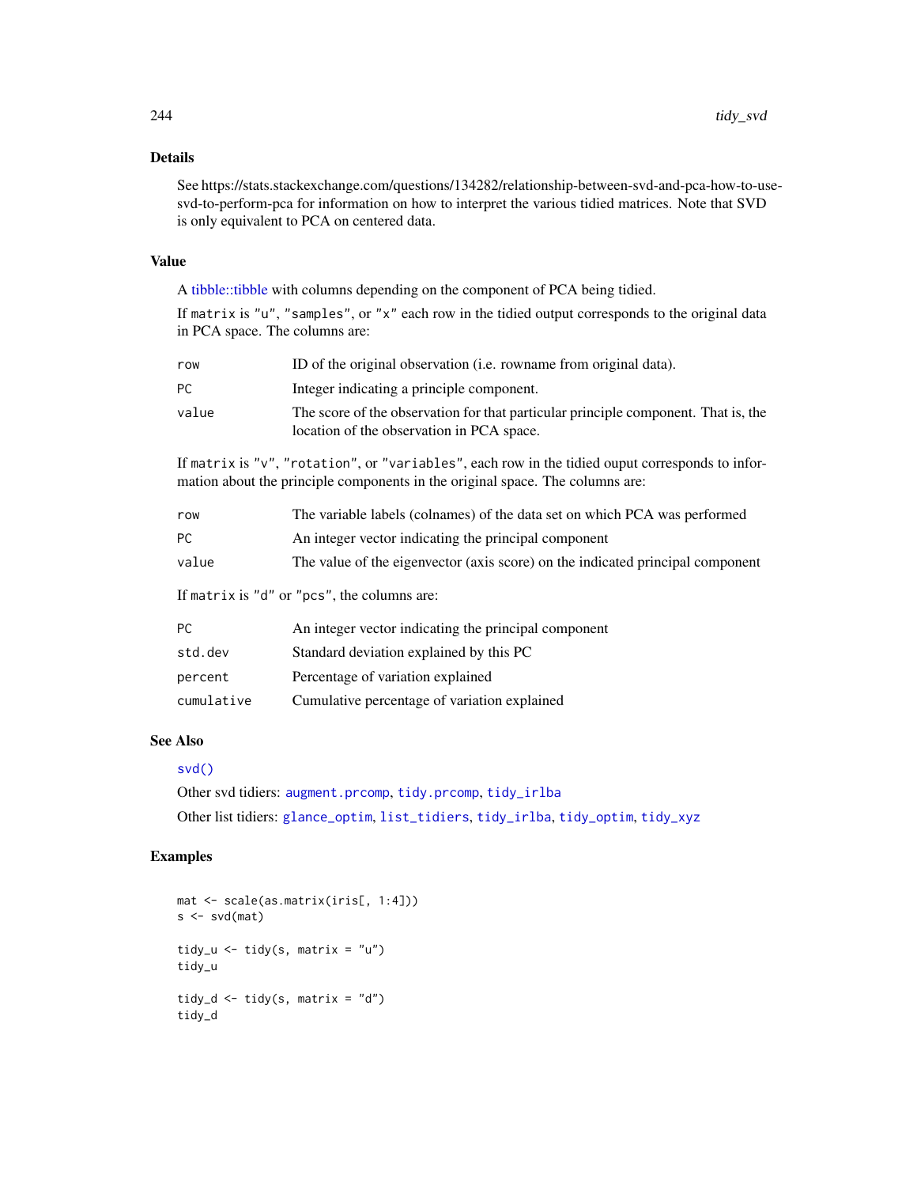## Details

See https://stats.stackexchange.com/questions/134282/relationship-between-svd-and-pca-how-to-use-svd-to-perform-pca for information on how to interpret the various tidied matrices. Note that SVD is only equivalent to PCA on centered data.

## Value

A tibble::tibble with columns depending on the component of PCA being tidied.

If `matrix` is `"u"`, `"samples"`, or `"x"` each row in the tidied output corresponds to the original data in PCA space. The columns are:

| | |
|---|---|
| `row` | ID of the original observation (i.e. rowname from original data). |
| `PC` | Integer indicating a principle component. |
| `value` | The score of the observation for that particular principle component. That is, the location of the observation in PCA space. |

If `matrix` is `"v"`, `"rotation"`, or `"variables"`, each row in the tidied ouput corresponds to information about the principle components in the original space. The columns are:

| | |
|---|---|
| `row` | The variable labels (colnames) of the data set on which PCA was performed |
| `PC` | An integer vector indicating the principal component |
| `value` | The value of the eigenvector (axis score) on the indicated principal component |

If `matrix` is `"d"` or `"pcs"`, the columns are:

| | |
|---|---|
| `PC` | An integer vector indicating the principal component |
| `std.dev` | Standard deviation explained by this PC |
| `percent` | Percentage of variation explained |
| `cumulative` | Cumulative percentage of variation explained |

## See Also

`svd()`

Other svd tidiers: `augment.prcomp`, `tidy.prcomp`, `tidy_irlba`

Other list tidiers: `glance_optim`, `list_tidiers`, `tidy_irlba`, `tidy_optim`, `tidy_xyz`

## Examples

```
mat <- scale(as.matrix(iris[, 1:4]))
s <- svd(mat)

tidy_u <- tidy(s, matrix = "u")
tidy_u

tidy_d <- tidy(s, matrix = "d")
tidy_d
```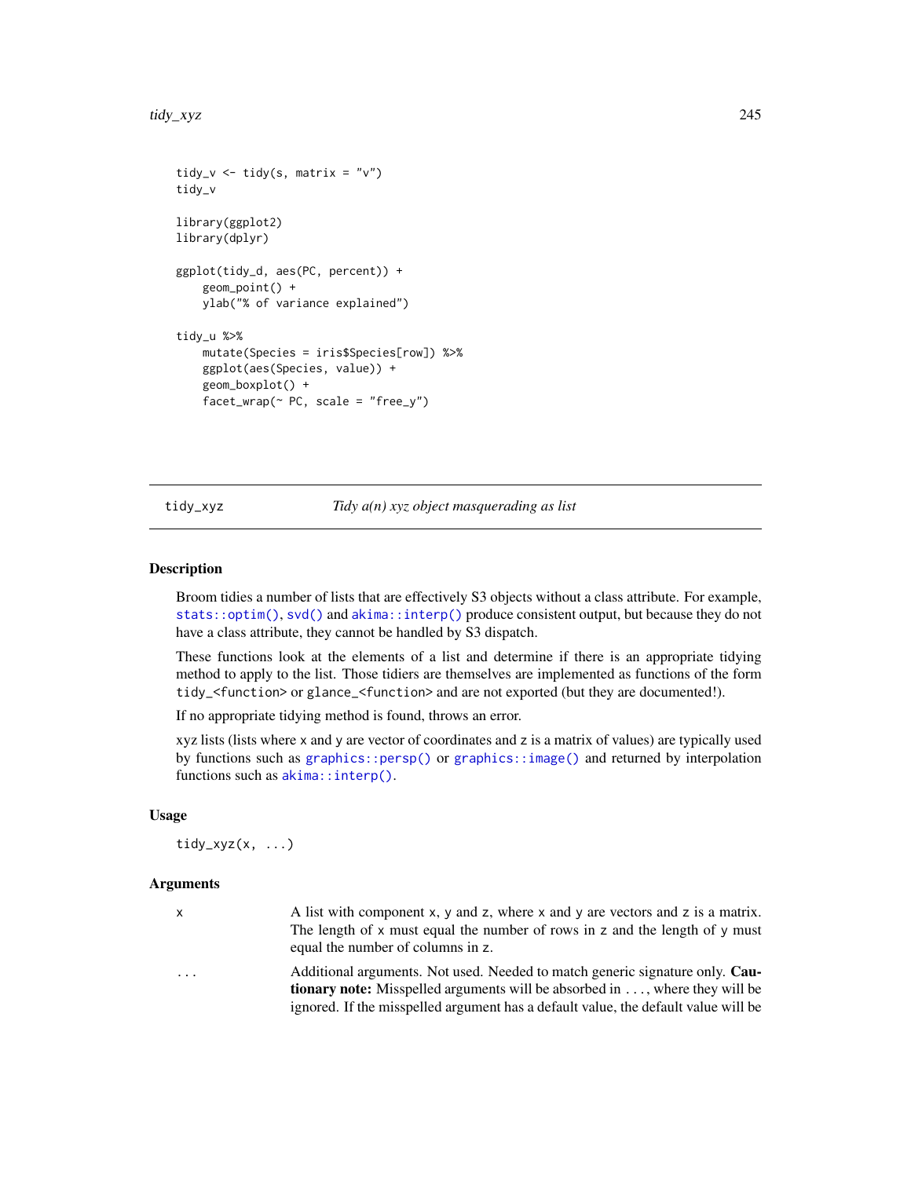```
tidy_v <- tidy(s, matrix = "v")
tidy_v

library(ggplot2)
library(dplyr)

ggplot(tidy_d, aes(PC, percent)) +
    geom_point() +
    ylab("% of variance explained")

tidy_u %>%
    mutate(Species = iris$Species[row]) %>%
    ggplot(aes(Species, value)) +
    geom_boxplot() +
    facet_wrap(~ PC, scale = "free_y")
```

---

## tidy_xyz — *Tidy a(n) xyz object masquerading as list*

### Description

Broom tidies a number of lists that are effectively S3 objects without a class attribute. For example, `stats::optim()`, `svd()` and `akima::interp()` produce consistent output, but because they do not have a class attribute, they cannot be handled by S3 dispatch.

These functions look at the elements of a list and determine if there is an appropriate tidying method to apply to the list. Those tidiers are themselves are implemented as functions of the form `tidy_<function>` or `glance_<function>` and are not exported (but they are documented!).

If no appropriate tidying method is found, throws an error.

xyz lists (lists where `x` and `y` are vector of coordinates and `z` is a matrix of values) are typically used by functions such as `graphics::persp()` or `graphics::image()` and returned by interpolation functions such as `akima::interp()`.

### Usage

```
tidy_xyz(x, ...)
```

### Arguments

| | |
|---|---|
| `x` | A list with component `x`, `y` and `z`, where `x` and `y` are vectors and `z` is a matrix. The length of `x` must equal the number of rows in `z` and the length of `y` must equal the number of columns in `z`. |
| `...` | Additional arguments. Not used. Needed to match generic signature only. **Cautionary note:** Misspelled arguments will be absorbed in `...`, where they will be ignored. If the misspelled argument has a default value, the default value will be |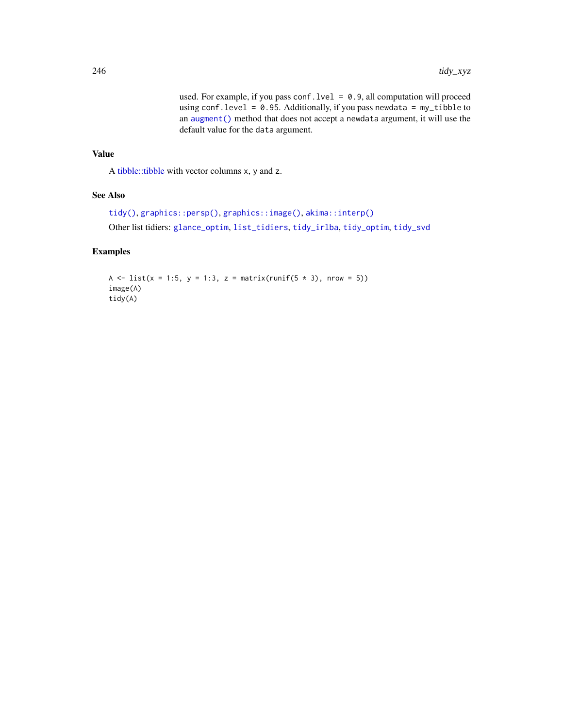used. For example, if you pass `conf.lvel = 0.9`, all computation will proceed using `conf.level = 0.95`. Additionally, if you pass `newdata = my_tibble` to an `augment()` method that does not accept a `newdata` argument, it will use the default value for the `data` argument.

## Value

A tibble::tibble with vector columns `x`, `y` and `z`.

## See Also

`tidy()`, `graphics::persp()`, `graphics::image()`, `akima::interp()`

Other list tidiers: `glance_optim`, `list_tidiers`, `tidy_irlba`, `tidy_optim`, `tidy_svd`

## Examples

```
A <- list(x = 1:5, y = 1:3, z = matrix(runif(5 * 3), nrow = 5))
image(A)
tidy(A)
```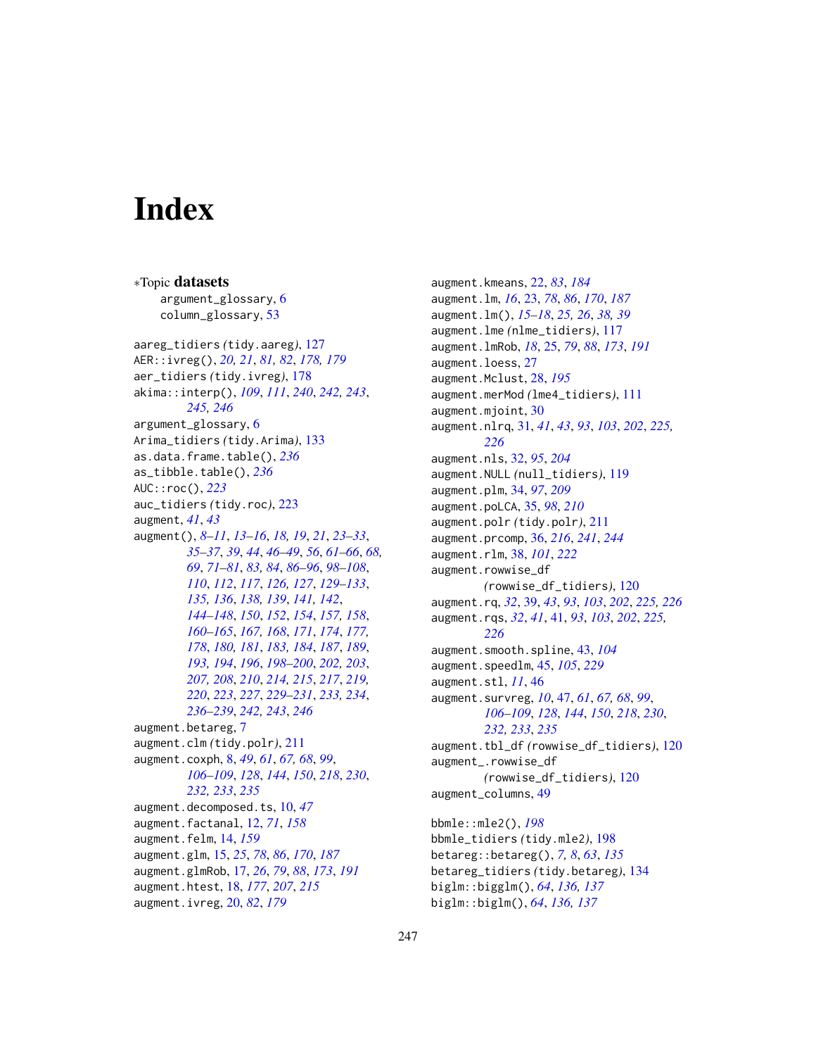# Index

∗Topic **datasets**
- argument_glossary, 6
- column_glossary, 53

aareg_tidiers (tidy.aareg), 127
AER::ivreg(), *20, 21*, *81, 82*, *178, 179*
aer_tidiers (tidy.ivreg), 178
akima::interp(), *109*, *111*, *240*, *242, 243*, *245, 246*
argument_glossary, 6
Arima_tidiers (tidy.Arima), 133
as.data.frame.table(), *236*
as_tibble.table(), *236*
AUC::roc(), *223*
auc_tidiers (tidy.roc), 223
augment, *41*, *43*
augment(), *8–11*, *13–16*, *18, 19*, *21*, *23–33*, *35–37*, *39*, *44*, *46–49*, *56*, *61–66*, *68, 69*, *71–81*, *83, 84*, *86–96*, *98–108*, *110*, *112*, *117*, *126, 127*, *129–133*, *135, 136*, *138, 139*, *141, 142*, *144–148*, *150*, *152*, *154*, *157, 158*, *160–165*, *167, 168*, *171*, *174, 177, 178*, *180, 181*, *183, 184*, *187*, *189*, *193, 194*, *196*, *198–200*, *202, 203*, *207, 208*, *210*, *214, 215*, *217*, *219, 220*, *223*, *227*, *229–231*, *233, 234*, *236–239*, *242, 243*, *246*
augment.betareg, 7
augment.clm (tidy.polr), 211
augment.coxph, 8, *49*, *61*, *67, 68*, *99*, *106–109*, *128*, *144*, *150*, *218*, *230*, *232, 233*, *235*
augment.decomposed.ts, 10, *47*
augment.factanal, 12, *71*, *158*
augment.felm, 14, *159*
augment.glm, 15, *25*, *78*, *86*, *170*, *187*
augment.glmRob, 17, *26*, *79*, *88*, *173*, *191*
augment.htest, 18, *177*, *207*, *215*
augment.ivreg, 20, *82*, *179*
augment.kmeans, 22, *83*, *184*
augment.lm, *16*, 23, *78*, *86*, *170*, *187*
augment.lm(), *15–18*, *25, 26*, *38, 39*
augment.lme (nlme_tidiers), 117
augment.lmRob, *18*, 25, *79*, *88*, *173*, *191*
augment.loess, 27
augment.Mclust, 28, *195*
augment.merMod (lme4_tidiers), 111
augment.mjoint, 30
augment.nlrq, 31, *41*, *43*, *93*, *103*, *202*, *225, 226*
augment.nls, 32, *95*, *204*
augment.NULL (null_tidiers), 119
augment.plm, 34, *97*, *209*
augment.poLCA, 35, *98*, *210*
augment.polr (tidy.polr), 211
augment.prcomp, 36, *216*, *241*, *244*
augment.rlm, 38, *101*, *222*
augment.rowwise_df (rowwise_df_tidiers), 120
augment.rq, *32*, 39, *43*, *93*, *103*, *202*, *225, 226*
augment.rqs, *32*, *41*, 41, *93*, *103*, *202*, *225, 226*
augment.smooth.spline, 43, *104*
augment.speedlm, 45, *105*, *229*
augment.stl, *11*, 46
augment.survreg, *10*, 47, *61*, *67, 68*, *99*, *106–109*, *128*, *144*, *150*, *218*, *230*, *232, 233*, *235*
augment.tbl_df (rowwise_df_tidiers), 120
augment_.rowwise_df (rowwise_df_tidiers), 120
augment_columns, 49

bbmle::mle2(), *198*
bbmle_tidiers (tidy.mle2), 198
betareg::betareg(), *7, 8*, *63*, *135*
betareg_tidiers (tidy.betareg), 134
biglm::bigglm(), *64*, *136, 137*
biglm::biglm(), *64*, *136, 137*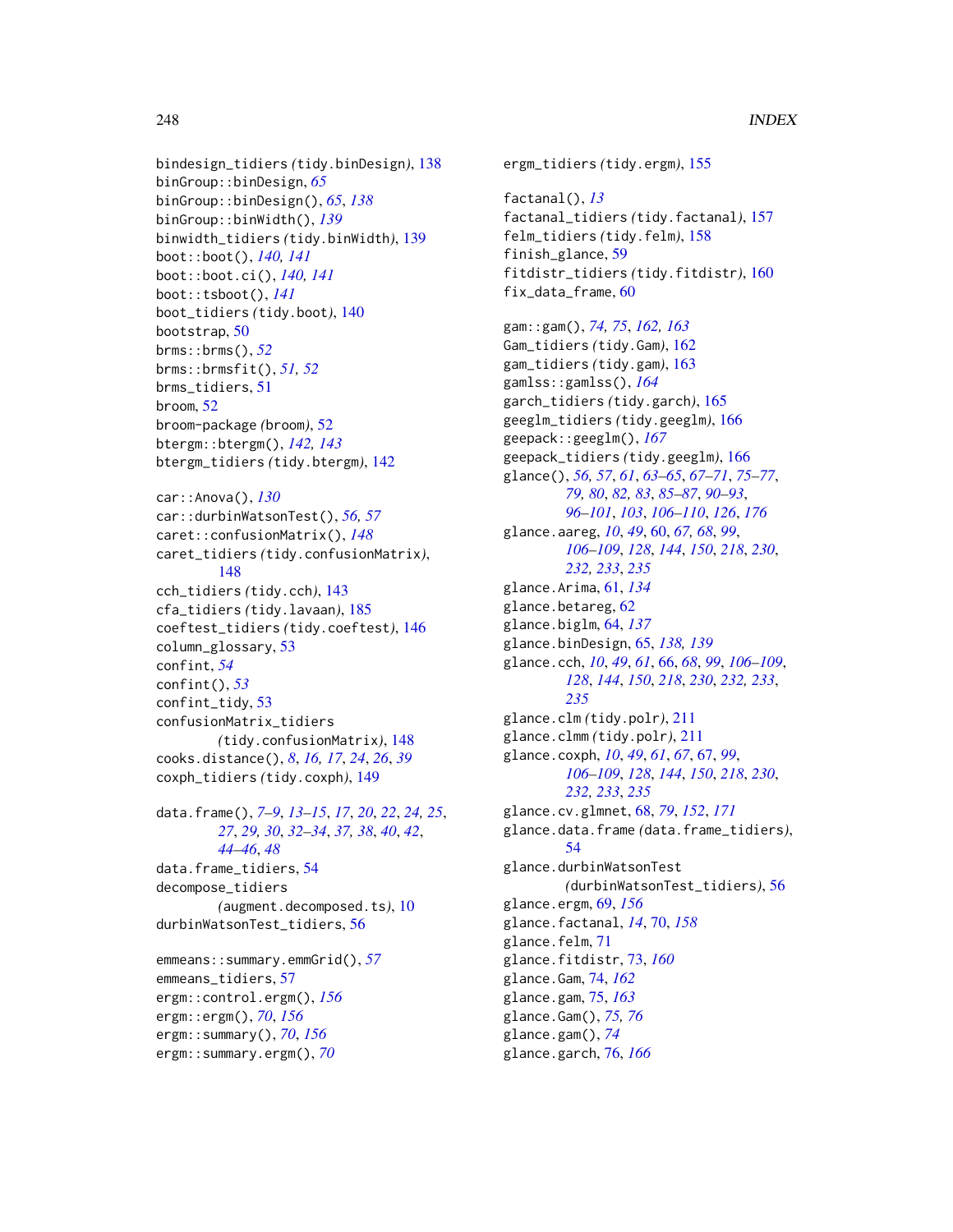bindesign_tidiers (tidy.binDesign), 138
binGroup::binDesign, *65*
binGroup::binDesign(), *65*, *138*
binGroup::binWidth(), *139*
binwidth_tidiers (tidy.binWidth), 139
boot::boot(), *140, 141*
boot::boot.ci(), *140, 141*
boot::tsboot(), *141*
boot_tidiers (tidy.boot), 140
bootstrap, 50
brms::brms(), *52*
brms::brmsfit(), *51, 52*
brms_tidiers, 51
broom, 52
broom-package (broom), 52
btergm::btergm(), *142, 143*
btergm_tidiers (tidy.btergm), 142

car::Anova(), *130*
car::durbinWatsonTest(), *56, 57*
caret::confusionMatrix(), *148*
caret_tidiers (tidy.confusionMatrix), 148
cch_tidiers (tidy.cch), 143
cfa_tidiers (tidy.lavaan), 185
coeftest_tidiers (tidy.coeftest), 146
column_glossary, 53
confint, *54*
confint(), *53*
confint_tidy, 53
confusionMatrix_tidiers (tidy.confusionMatrix), 148
cooks.distance(), *8*, *16, 17*, *24*, *26*, *39*
coxph_tidiers (tidy.coxph), 149

data.frame(), *7–9*, *13–15*, *17*, *20*, *22*, *24, 25*, *27*, *29, 30*, *32–34*, *37, 38*, *40*, *42*, *44–46*, *48*
data.frame_tidiers, 54
decompose_tidiers (augment.decomposed.ts), 10
durbinWatsonTest_tidiers, 56

emmeans::summary.emmGrid(), *57*
emmeans_tidiers, 57
ergm::control.ergm(), *156*
ergm::ergm(), *70*, *156*
ergm::summary(), *70*, *156*
ergm::summary.ergm(), *70*

ergm_tidiers (tidy.ergm), 155

factanal(), *13*
factanal_tidiers (tidy.factanal), 157
felm_tidiers (tidy.felm), 158
finish_glance, 59
fitdistr_tidiers (tidy.fitdistr), 160
fix_data_frame, 60

gam::gam(), *74, 75*, *162, 163*
Gam_tidiers (tidy.Gam), 162
gam_tidiers (tidy.gam), 163
gamlss::gamlss(), *164*
garch_tidiers (tidy.garch), 165
geeglm_tidiers (tidy.geeglm), 166
geepack::geeglm(), *167*
geepack_tidiers (tidy.geeglm), 166
glance(), *56, 57*, *61*, *63–65*, *67–71*, *75–77*, *79, 80*, *82, 83*, *85–87*, *90–93*, *96–101*, *103*, *106–110*, *126*, *176*
glance.aareg, *10*, *49*, 60, *67, 68*, *99*, *106–109*, *128*, *144*, *150*, *218*, *230*, *232, 233*, *235*
glance.Arima, 61, *134*
glance.betareg, 62
glance.biglm, 64, *137*
glance.binDesign, 65, *138, 139*
glance.cch, *10*, *49*, *61*, 66, *68*, *99*, *106–109*, *128*, *144*, *150*, *218*, *230*, *232, 233*, *235*
glance.clm (tidy.polr), 211
glance.clmm (tidy.polr), 211
glance.coxph, *10*, *49*, *61*, *67*, 67, *99*, *106–109*, *128*, *144*, *150*, *218*, *230*, *232, 233*, *235*
glance.cv.glmnet, 68, *79*, *152*, *171*
glance.data.frame (data.frame_tidiers), 54
glance.durbinWatsonTest (durbinWatsonTest_tidiers), 56
glance.ergm, 69, *156*
glance.factanal, *14*, 70, *158*
glance.felm, 71
glance.fitdistr, 73, *160*
glance.Gam, 74, *162*
glance.gam, 75, *163*
glance.Gam(), *75, 76*
glance.gam(), *74*
glance.garch, 76, *166*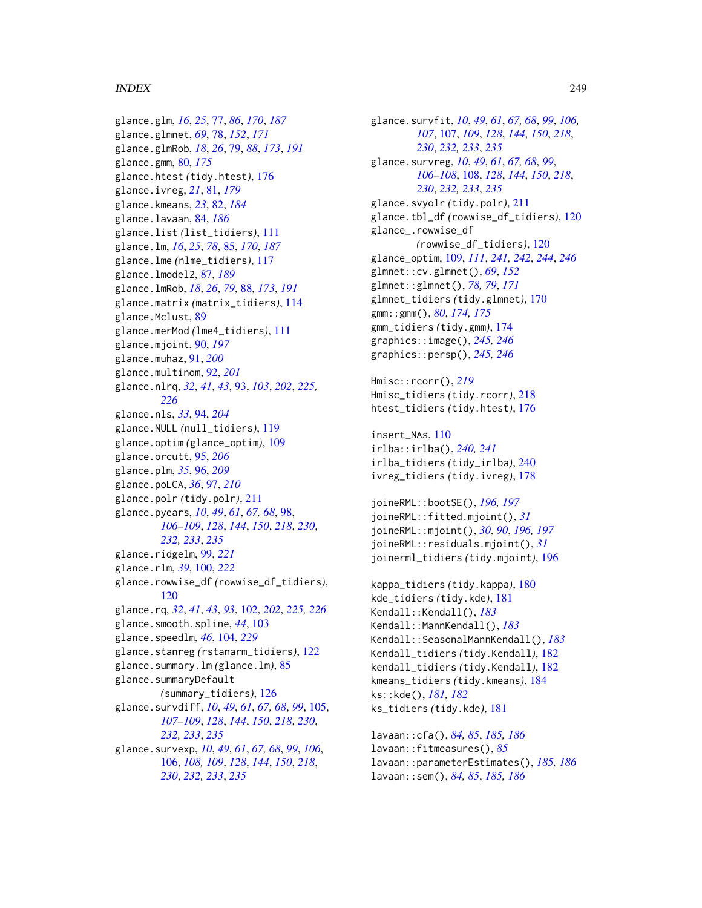glance.glm, *16*, *25*, 77, *86*, *170*, *187*
glance.glmnet, *69*, 78, *152*, *171*
glance.glmRob, *18*, *26*, 79, *88*, *173*, *191*
glance.gmm, 80, *175*
glance.htest *(*tidy.htest*)*, 176
glance.ivreg, *21*, 81, *179*
glance.kmeans, *23*, 82, *184*
glance.lavaan, 84, *186*
glance.list *(*list_tidiers*)*, 111
glance.lm, *16*, *25*, *78*, 85, *170*, *187*
glance.lme *(*nlme_tidiers*)*, 117
glance.lmodel2, 87, *189*
glance.lmRob, *18*, *26*, *79*, 88, *173*, *191*
glance.matrix *(*matrix_tidiers*)*, 114
glance.Mclust, 89
glance.merMod *(*lme4_tidiers*)*, 111
glance.mjoint, 90, *197*
glance.muhaz, 91, *200*
glance.multinom, 92, *201*
glance.nlrq, *32*, *41*, *43*, 93, *103*, *202*, *225*, *226*
glance.nls, *33*, 94, *204*
glance.NULL *(*null_tidiers*)*, 119
glance.optim *(*glance_optim*)*, 109
glance.orcutt, 95, *206*
glance.plm, *35*, 96, *209*
glance.poLCA, *36*, 97, *210*
glance.polr *(*tidy.polr*)*, 211
glance.pyears, *10*, *49*, *61*, *67*, *68*, 98, *106–109*, *128*, *144*, *150*, *218*, *230*, *232*, *233*, *235*
glance.ridgelm, 99, *221*
glance.rlm, *39*, 100, *222*
glance.rowwise_df *(*rowwise_df_tidiers*)*, 120
glance.rq, *32*, *41*, *43*, *93*, 102, *202*, *225*, *226*
glance.smooth.spline, *44*, 103
glance.speedlm, *46*, 104, *229*
glance.stanreg *(*rstanarm_tidiers*)*, 122
glance.summary.lm *(*glance.lm*)*, 85
glance.summaryDefault *(*summary_tidiers*)*, 126
glance.survdiff, *10*, *49*, *61*, *67*, *68*, *99*, 105, *107–109*, *128*, *144*, *150*, *218*, *230*, *232*, *233*, *235*
glance.survexp, *10*, *49*, *61*, *67*, *68*, *99*, *106*, 106, *108*, *109*, *128*, *144*, *150*, *218*, *230*, *232*, *233*, *235*
glance.survfit, *10*, *49*, *61*, *67*, *68*, *99*, *106*, *107*, 107, *109*, *128*, *144*, *150*, *218*, *230*, *232*, *233*, *235*
glance.survreg, *10*, *49*, *61*, *67*, *68*, *99*, *106–108*, 108, *128*, *144*, *150*, *218*, *230*, *232*, *233*, *235*
glance.svyolr *(*tidy.polr*)*, 211
glance.tbl_df *(*rowwise_df_tidiers*)*, 120
glance_.rowwise_df *(*rowwise_df_tidiers*)*, 120
glance_optim, 109, *111*, *241*, *242*, *244*, *246*
glmnet::cv.glmnet(), *69*, *152*
glmnet::glmnet(), *78*, *79*, *171*
glmnet_tidiers *(*tidy.glmnet*)*, 170
gmm::gmm(), *80*, *174*, *175*
gmm_tidiers *(*tidy.gmm*)*, 174
graphics::image(), *245*, *246*
graphics::persp(), *245*, *246*

Hmisc::rcorr(), *219*
Hmisc_tidiers *(*tidy.rcorr*)*, 218
htest_tidiers *(*tidy.htest*)*, 176

insert_NAs, 110
irlba::irlba(), *240*, *241*
irlba_tidiers *(*tidy_irlba*)*, 240
ivreg_tidiers *(*tidy.ivreg*)*, 178

joineRML::bootSE(), *196*, *197*
joineRML::fitted.mjoint(), *31*
joineRML::mjoint(), *30*, *90*, *196*, *197*
joineRML::residuals.mjoint(), *31*
joinerml_tidiers *(*tidy.mjoint*)*, 196

kappa_tidiers *(*tidy.kappa*)*, 180
kde_tidiers *(*tidy.kde*)*, 181
Kendall::Kendall(), *183*
Kendall::MannKendall(), *183*
Kendall::SeasonalMannKendall(), *183*
Kendall_tidiers *(*tidy.Kendall*)*, 182
kendall_tidiers *(*tidy.Kendall*)*, 182
kmeans_tidiers *(*tidy.kmeans*)*, 184
ks::kde(), *181*, *182*
ks_tidiers *(*tidy.kde*)*, 181

lavaan::cfa(), *84*, *85*, *185*, *186*
lavaan::fitmeasures(), *85*
lavaan::parameterEstimates(), *185*, *186*
lavaan::sem(), *84*, *85*, *185*, *186*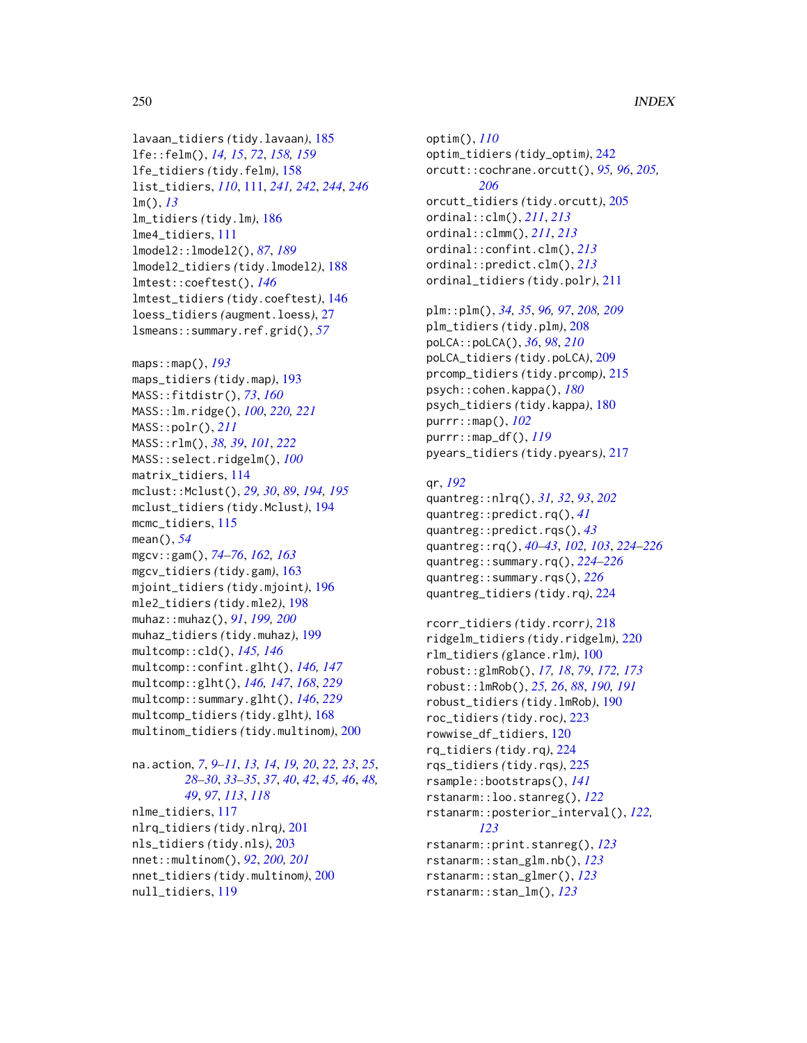lavaan_tidiers *(tidy.lavaan)*, 185
lfe::felm(), *14, 15*, *72*, *158, 159*
lfe_tidiers *(tidy.felm)*, 158
list_tidiers, *110*, 111, *241, 242*, *244*, *246*
lm(), *13*
lm_tidiers *(tidy.lm)*, 186
lme4_tidiers, 111
lmodel2::lmodel2(), *87*, *189*
lmodel2_tidiers *(tidy.lmodel2)*, 188
lmtest::coeftest(), *146*
lmtest_tidiers *(tidy.coeftest)*, 146
loess_tidiers *(augment.loess)*, 27
lsmeans::summary.ref.grid(), *57*

maps::map(), *193*
maps_tidiers *(tidy.map)*, 193
MASS::fitdistr(), *73*, *160*
MASS::lm.ridge(), *100*, *220, 221*
MASS::polr(), *211*
MASS::rlm(), *38, 39*, *101*, *222*
MASS::select.ridgelm(), *100*
matrix_tidiers, 114
mclust::Mclust(), *29, 30*, *89*, *194, 195*
mclust_tidiers *(tidy.Mclust)*, 194
mcmc_tidiers, 115
mean(), *54*
mgcv::gam(), *74–76*, *162, 163*
mgcv_tidiers *(tidy.gam)*, 163
mjoint_tidiers *(tidy.mjoint)*, 196
mle2_tidiers *(tidy.mle2)*, 198
muhaz::muhaz(), *91*, *199, 200*
muhaz_tidiers *(tidy.muhaz)*, 199
multcomp::cld(), *145, 146*
multcomp::confint.glht(), *146, 147*
multcomp::glht(), *146, 147*, *168*, *229*
multcomp::summary.glht(), *146*, *229*
multcomp_tidiers *(tidy.glht)*, 168
multinom_tidiers *(tidy.multinom)*, 200

na.action, *7*, *9–11*, *13, 14*, *19, 20*, *22, 23*, *25*, *28–30*, *33–35*, *37*, *40*, *42*, *45, 46*, *48, 49*, *97*, *113*, *118*
nlme_tidiers, 117
nlrq_tidiers *(tidy.nlrq)*, 201
nls_tidiers *(tidy.nls)*, 203
nnet::multinom(), *92*, *200, 201*
nnet_tidiers *(tidy.multinom)*, 200
null_tidiers, 119

optim(), *110*
optim_tidiers *(tidy_optim)*, 242
orcutt::cochrane.orcutt(), *95, 96*, *205, 206*
orcutt_tidiers *(tidy.orcutt)*, 205
ordinal::clm(), *211*, *213*
ordinal::clmm(), *211*, *213*
ordinal::confint.clm(), *213*
ordinal::predict.clm(), *213*
ordinal_tidiers *(tidy.polr)*, 211

plm::plm(), *34, 35*, *96, 97*, *208, 209*
plm_tidiers *(tidy.plm)*, 208
poLCA::poLCA(), *36*, *98*, *210*
poLCA_tidiers *(tidy.poLCA)*, 209
prcomp_tidiers *(tidy.prcomp)*, 215
psych::cohen.kappa(), *180*
psych_tidiers *(tidy.kappa)*, 180
purrr::map(), *102*
purrr::map_df(), *119*
pyears_tidiers *(tidy.pyears)*, 217

qr, *192*
quantreg::nlrq(), *31, 32*, *93*, *202*
quantreg::predict.rq(), *41*
quantreg::predict.rqs(), *43*
quantreg::rq(), *40–43*, *102, 103*, *224–226*
quantreg::summary.rq(), *224–226*
quantreg::summary.rqs(), *226*
quantreg_tidiers *(tidy.rq)*, 224

rcorr_tidiers *(tidy.rcorr)*, 218
ridgelm_tidiers *(tidy.ridgelm)*, 220
rlm_tidiers *(glance.rlm)*, 100
robust::glmRob(), *17, 18*, *79*, *172, 173*
robust::lmRob(), *25, 26*, *88*, *190, 191*
robust_tidiers *(tidy.lmRob)*, 190
roc_tidiers *(tidy.roc)*, 223
rowwise_df_tidiers, 120
rq_tidiers *(tidy.rq)*, 224
rqs_tidiers *(tidy.rqs)*, 225
rsample::bootstraps(), *141*
rstanarm::loo.stanreg(), *122*
rstanarm::posterior_interval(), *122, 123*
rstanarm::print.stanreg(), *123*
rstanarm::stan_glm.nb(), *123*
rstanarm::stan_glmer(), *123*
rstanarm::stan_lm(), *123*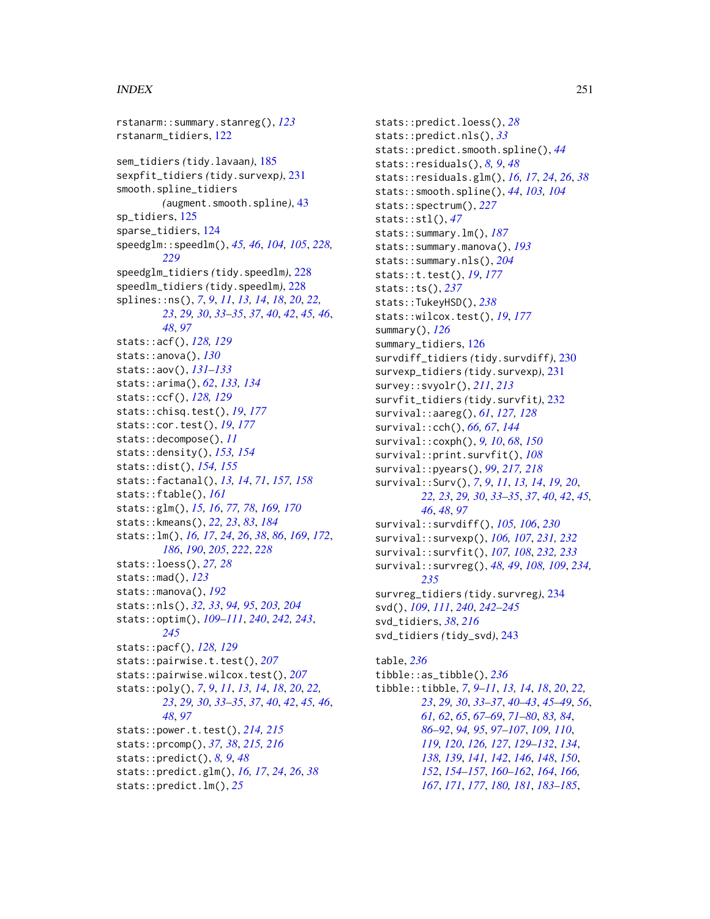rstanarm::summary.stanreg(), *123*
rstanarm_tidiers, 122

sem_tidiers *(*tidy.lavaan*)*, 185
sexpfit_tidiers *(*tidy.survexp*)*, 231
smooth.spline_tidiers
    *(*augment.smooth.spline*)*, 43
sp_tidiers, 125
sparse_tidiers, 124
speedglm::speedlm(), *45, 46*, *104, 105*, *228, 229*
speedglm_tidiers *(*tidy.speedlm*)*, 228
speedlm_tidiers *(*tidy.speedlm*)*, 228
splines::ns(), *7*, *9*, *11*, *13, 14*, *18*, *20*, *22, 23*, *29, 30*, *33–35*, *37*, *40*, *42*, *45, 46*, *48*, *97*
stats::acf(), *128, 129*
stats::anova(), *130*
stats::aov(), *131–133*
stats::arima(), *62*, *133, 134*
stats::ccf(), *128, 129*
stats::chisq.test(), *19*, *177*
stats::cor.test(), *19*, *177*
stats::decompose(), *11*
stats::density(), *153, 154*
stats::dist(), *154, 155*
stats::factanal(), *13, 14*, *71*, *157, 158*
stats::ftable(), *161*
stats::glm(), *15, 16*, *77, 78*, *169, 170*
stats::kmeans(), *22, 23*, *83*, *184*
stats::lm(), *16, 17*, *24*, *26*, *38*, *86*, *169*, *172*, *186*, *190*, *205*, *222*, *228*
stats::loess(), *27, 28*
stats::mad(), *123*
stats::manova(), *192*
stats::nls(), *32, 33*, *94, 95*, *203, 204*
stats::optim(), *109–111*, *240*, *242, 243*, *245*
stats::pacf(), *128, 129*
stats::pairwise.t.test(), *207*
stats::pairwise.wilcox.test(), *207*
stats::poly(), *7*, *9*, *11*, *13, 14*, *18*, *20*, *22, 23*, *29, 30*, *33–35*, *37*, *40*, *42*, *45, 46*, *48*, *97*
stats::power.t.test(), *214, 215*
stats::prcomp(), *37, 38*, *215, 216*
stats::predict(), *8, 9*, *48*
stats::predict.glm(), *16, 17*, *24*, *26*, *38*
stats::predict.lm(), *25*
stats::predict.loess(), *28*
stats::predict.nls(), *33*
stats::predict.smooth.spline(), *44*
stats::residuals(), *8, 9*, *48*
stats::residuals.glm(), *16, 17*, *24*, *26*, *38*
stats::smooth.spline(), *44*, *103, 104*
stats::spectrum(), *227*
stats::stl(), *47*
stats::summary.lm(), *187*
stats::summary.manova(), *193*
stats::summary.nls(), *204*
stats::t.test(), *19*, *177*
stats::ts(), *237*
stats::TukeyHSD(), *238*
stats::wilcox.test(), *19*, *177*
summary(), *126*
summary_tidiers, 126
survdiff_tidiers *(*tidy.survdiff*)*, 230
survexp_tidiers *(*tidy.survexp*)*, 231
survey::svyolr(), *211*, *213*
survfit_tidiers *(*tidy.survfit*)*, 232
survival::aareg(), *61*, *127, 128*
survival::cch(), *66, 67*, *144*
survival::coxph(), *9, 10*, *68*, *150*
survival::print.survfit(), *108*
survival::pyears(), *99*, *217, 218*
survival::Surv(), *7*, *9*, *11*, *13, 14*, *19, 20*, *22, 23*, *29, 30*, *33–35*, *37*, *40*, *42*, *45, 46*, *48*, *97*
survival::survdiff(), *105, 106*, *230*
survival::survexp(), *106, 107*, *231, 232*
survival::survfit(), *107, 108*, *232, 233*
survival::survreg(), *48, 49*, *108, 109*, *234, 235*
survreg_tidiers *(*tidy.survreg*)*, 234
svd(), *109*, *111*, *240*, *242–245*
svd_tidiers, *38*, *216*
svd_tidiers *(*tidy_svd*)*, 243

table, *236*
tibble::as_tibble(), *236*
tibble::tibble, *7*, *9–11*, *13, 14*, *18*, *20*, *22, 23*, *29, 30*, *33–37*, *40–43*, *45–49*, *56*, *61, 62*, *65*, *67–69*, *71–80*, *83, 84*, *86–92*, *94, 95*, *97–107*, *109, 110*, *119, 120*, *126, 127*, *129–132*, *134*, *138, 139*, *141, 142*, *146*, *148*, *150*, *152*, *154–157*, *160–162*, *164*, *166*, *167*, *171*, *177*, *180, 181*, *183–185*,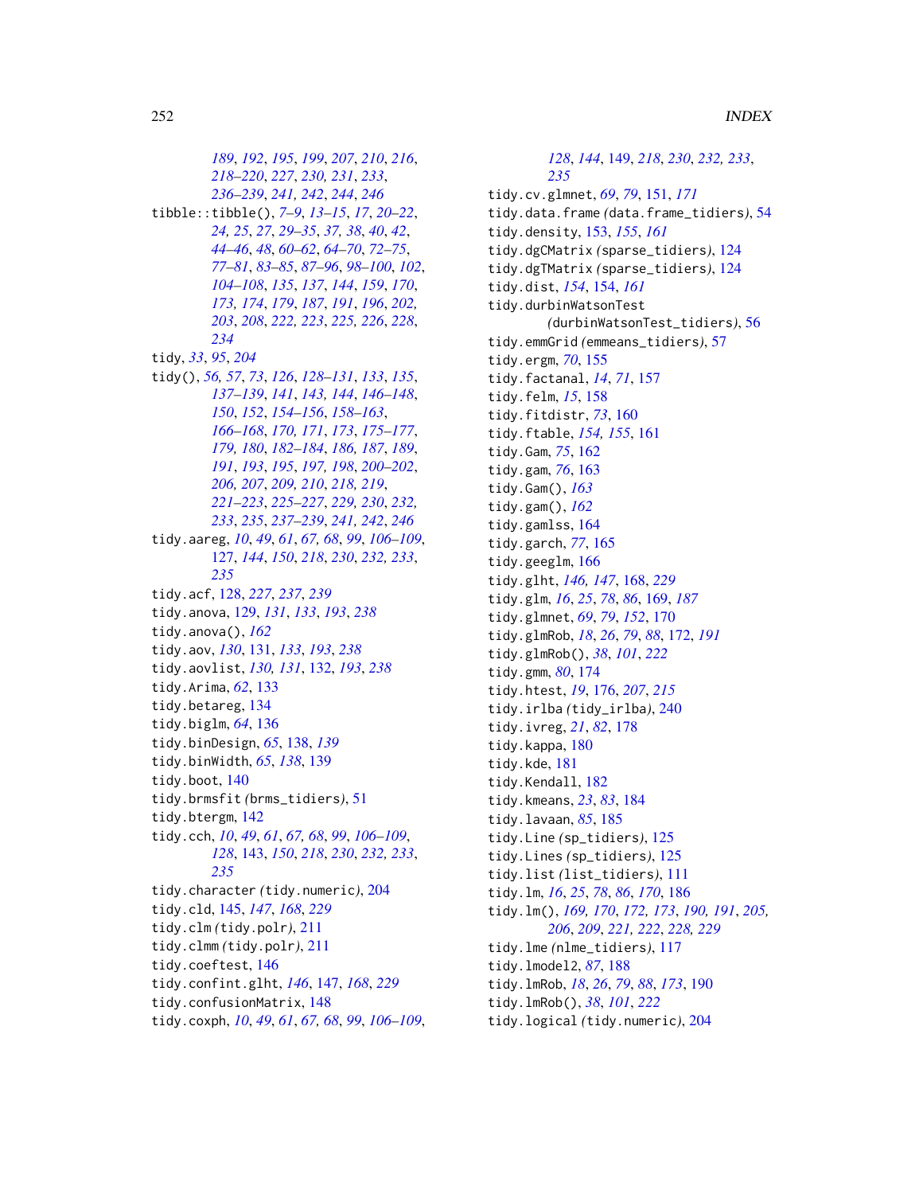189, 192, 195, 199, 207, 210, 216, 218–220, 227, 230, 231, 233, 236–239, 241, 242, 244, 246

tibble::tibble(), 7–9, 13–15, 17, 20–22, 24, 25, 27, 29–35, 37, 38, 40, 42, 44–46, 48, 60–62, 64–70, 72–75, 77–81, 83–85, 87–96, 98–100, 102, 104–108, 135, 137, 144, 159, 170, 173, 174, 179, 187, 191, 196, 202, 203, 208, 222, 223, 225, 226, 228, 234

tidy, 33, 95, 204

tidy(), 56, 57, 73, 126, 128–131, 133, 135, 137–139, 141, 143, 144, 146–148, 150, 152, 154–156, 158–163, 166–168, 170, 171, 173, 175–177, 179, 180, 182–184, 186, 187, 189, 191, 193, 195, 197, 198, 200–202, 206, 207, 209, 210, 218, 219, 221–223, 225–227, 229, 230, 232, 233, 235, 237–239, 241, 242, 246

tidy.aareg, 10, 49, 61, 67, 68, 99, 106–109, 127, 144, 150, 218, 230, 232, 233, 235

tidy.acf, 128, 227, 237, 239

tidy.anova, 129, 131, 133, 193, 238

tidy.anova(), 162

tidy.aov, 130, 131, 133, 193, 238

tidy.aovlist, 130, 131, 132, 193, 238

tidy.Arima, 62, 133

tidy.betareg, 134

tidy.biglm, 64, 136

tidy.binDesign, 65, 138, 139

tidy.binWidth, 65, 138, 139

tidy.boot, 140

tidy.brmsfit (brms_tidiers), 51

tidy.btergm, 142

tidy.cch, 10, 49, 61, 67, 68, 99, 106–109, 128, 143, 150, 218, 230, 232, 233, 235

tidy.character (tidy.numeric), 204

tidy.cld, 145, 147, 168, 229

tidy.clm (tidy.polr), 211

tidy.clmm (tidy.polr), 211

tidy.coeftest, 146

tidy.confint.glht, 146, 147, 168, 229

tidy.confusionMatrix, 148

tidy.coxph, 10, 49, 61, 67, 68, 99, 106–109, 128, 144, 149, 218, 230, 232, 233, 235

tidy.cv.glmnet, 69, 79, 151, 171

tidy.data.frame (data.frame_tidiers), 54

tidy.density, 153, 155, 161

tidy.dgCMatrix (sparse_tidiers), 124

tidy.dgTMatrix (sparse_tidiers), 124

tidy.dist, 154, 154, 161

tidy.durbinWatsonTest (durbinWatsonTest_tidiers), 56

tidy.emmGrid (emmeans_tidiers), 57

tidy.ergm, 70, 155

tidy.factanal, 14, 71, 157

tidy.felm, 15, 158

tidy.fitdistr, 73, 160

tidy.ftable, 154, 155, 161

tidy.Gam, 75, 162

tidy.gam, 76, 163

tidy.Gam(), 163

tidy.gam(), 162

tidy.gamlss, 164

tidy.garch, 77, 165

tidy.geeglm, 166

tidy.glht, 146, 147, 168, 229

tidy.glm, 16, 25, 78, 86, 169, 187

tidy.glmnet, 69, 79, 152, 170

tidy.glmRob, 18, 26, 79, 88, 172, 191

tidy.glmRob(), 38, 101, 222

tidy.gmm, 80, 174

tidy.htest, 19, 176, 207, 215

tidy.irlba (tidy_irlba), 240

tidy.ivreg, 21, 82, 178

tidy.kappa, 180

tidy.kde, 181

tidy.Kendall, 182

tidy.kmeans, 23, 83, 184

tidy.lavaan, 85, 185

tidy.Line (sp_tidiers), 125

tidy.Lines (sp_tidiers), 125

tidy.list (list_tidiers), 111

tidy.lm, 16, 25, 78, 86, 170, 186

tidy.lm(), 169, 170, 172, 173, 190, 191, 205, 206, 209, 221, 222, 228, 229

tidy.lme (nlme_tidiers), 117

tidy.lmodel2, 87, 188

tidy.lmRob, 18, 26, 79, 88, 173, 190

tidy.lmRob(), 38, 101, 222

tidy.logical (tidy.numeric), 204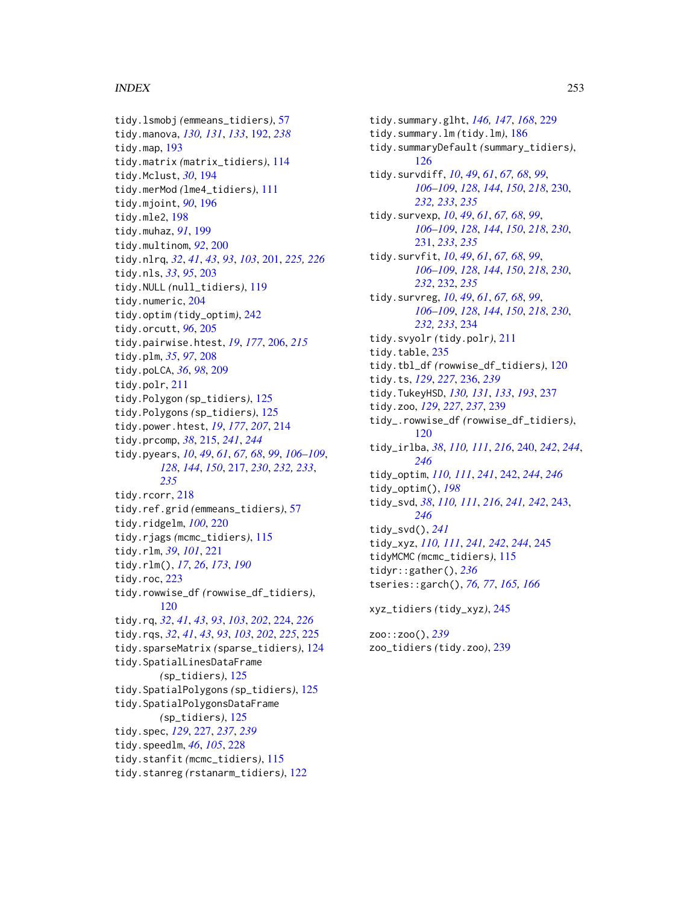tidy.lsmobj *(*emmeans_tidiers*)*, *57*
tidy.manova, *130, 131*, *133*, 192, *238*
tidy.map, 193
tidy.matrix *(*matrix_tidiers*)*, 114
tidy.Mclust, *30*, 194
tidy.merMod *(*lme4_tidiers*)*, 111
tidy.mjoint, *90*, 196
tidy.mle2, 198
tidy.muhaz, *91*, 199
tidy.multinom, *92*, 200
tidy.nlrq, *32*, *41*, *43*, *93*, *103*, 201, *225, 226*
tidy.nls, *33*, *95*, 203
tidy.NULL *(*null_tidiers*)*, 119
tidy.numeric, 204
tidy.optim *(*tidy_optim*)*, 242
tidy.orcutt, *96*, 205
tidy.pairwise.htest, *19*, *177*, 206, *215*
tidy.plm, *35*, *97*, 208
tidy.poLCA, *36*, *98*, 209
tidy.polr, 211
tidy.Polygon *(*sp_tidiers*)*, 125
tidy.Polygons *(*sp_tidiers*)*, 125
tidy.power.htest, *19*, *177*, *207*, 214
tidy.prcomp, *38*, 215, *241*, *244*
tidy.pyears, *10*, *49*, *61*, *67, 68*, *99*, *106–109*, *128*, *144*, *150*, 217, *230*, *232, 233*, *235*
tidy.rcorr, 218
tidy.ref.grid *(*emmeans_tidiers*)*, 57
tidy.ridgelm, *100*, 220
tidy.rjags *(*mcmc_tidiers*)*, 115
tidy.rlm, *39*, *101*, 221
tidy.rlm(), *17*, *26*, *173*, *190*
tidy.roc, 223
tidy.rowwise_df *(*rowwise_df_tidiers*)*, 120
tidy.rq, *32*, *41*, *43*, *93*, *103*, *202*, 224, *226*
tidy.rqs, *32*, *41*, *43*, *93*, *103*, *202*, *225*, 225
tidy.sparseMatrix *(*sparse_tidiers*)*, 124
tidy.SpatialLinesDataFrame *(*sp_tidiers*)*, 125
tidy.SpatialPolygons *(*sp_tidiers*)*, 125
tidy.SpatialPolygonsDataFrame *(*sp_tidiers*)*, 125
tidy.spec, *129*, 227, *237*, *239*
tidy.speedlm, *46*, *105*, 228
tidy.stanfit *(*mcmc_tidiers*)*, 115
tidy.stanreg *(*rstanarm_tidiers*)*, 122
tidy.summary.glht, *146, 147*, *168*, 229
tidy.summary.lm *(*tidy.lm*)*, 186
tidy.summaryDefault *(*summary_tidiers*)*, 126
tidy.survdiff, *10*, *49*, *61*, *67, 68*, *99*, *106–109*, *128*, *144*, *150*, *218*, 230, *232, 233*, *235*
tidy.survexp, *10*, *49*, *61*, *67, 68*, *99*, *106–109*, *128*, *144*, *150*, *218*, *230*, 231, *233*, *235*
tidy.survfit, *10*, *49*, *61*, *67, 68*, *99*, *106–109*, *128*, *144*, *150*, *218*, *230*, *232*, 232, *235*
tidy.survreg, *10*, *49*, *61*, *67, 68*, *99*, *106–109*, *128*, *144*, *150*, *218*, *230*, *232, 233*, 234
tidy.svyolr *(*tidy.polr*)*, 211
tidy.table, 235
tidy.tbl_df *(*rowwise_df_tidiers*)*, 120
tidy.ts, *129*, *227*, 236, *239*
tidy.TukeyHSD, *130, 131*, *133*, *193*, 237
tidy.zoo, *129*, *227*, *237*, 239
tidy_.rowwise_df *(*rowwise_df_tidiers*)*, 120
tidy_irlba, *38*, *110, 111*, *216*, 240, *242*, *244*, *246*
tidy_optim, *110, 111*, *241*, 242, *244*, *246*
tidy_optim(), *198*
tidy_svd, *38*, *110, 111*, *216*, *241, 242*, 243, *246*
tidy_svd(), *241*
tidy_xyz, *110, 111*, *241*, *242*, *244*, 245
tidyMCMC *(*mcmc_tidiers*)*, 115
tidyr::gather(), *236*
tseries::garch(), *76, 77*, *165, 166*

xyz_tidiers *(*tidy_xyz*)*, 245

zoo::zoo(), *239*
zoo_tidiers *(*tidy.zoo*)*, 239